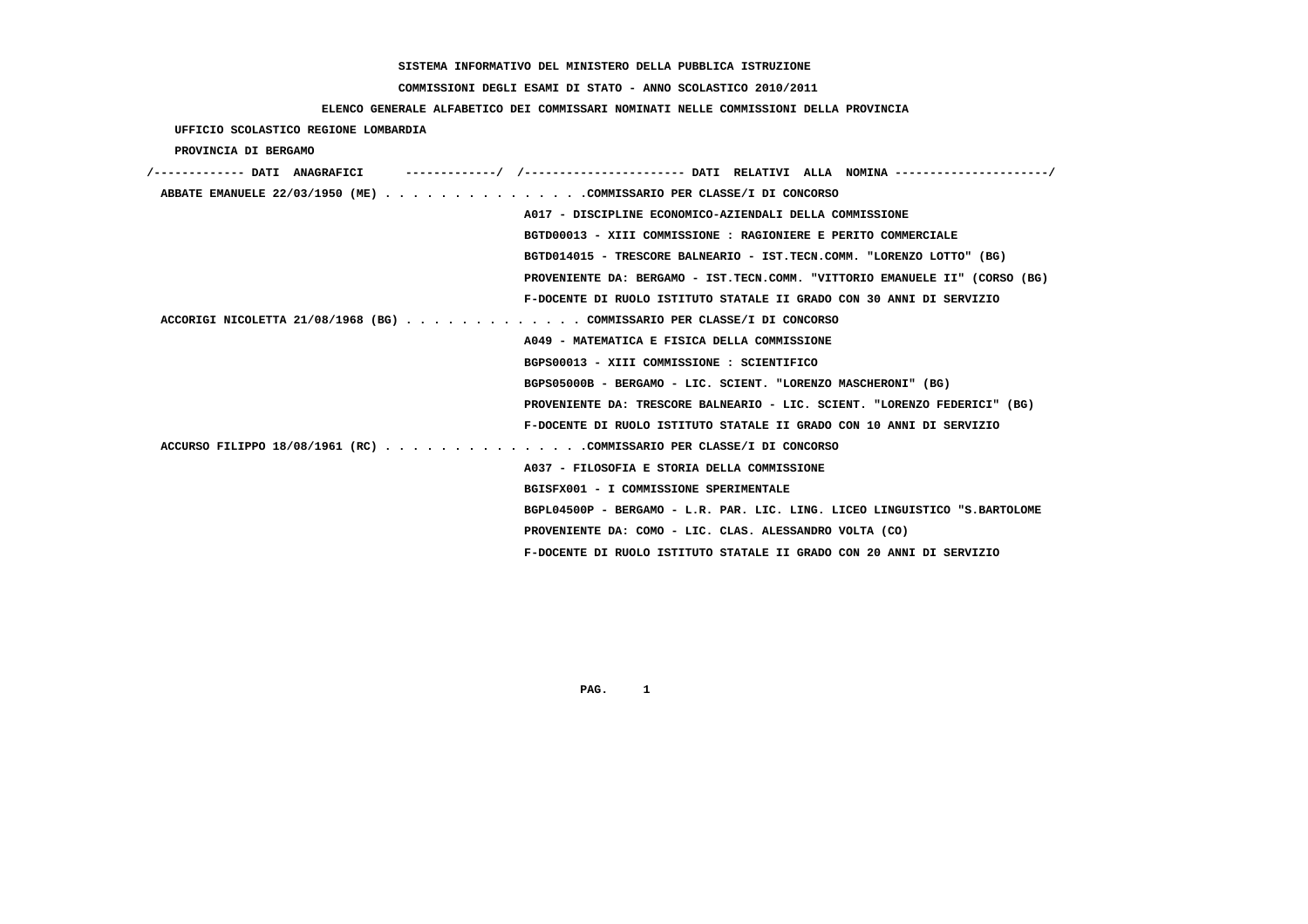**SISTEMA INFORMATIVO DEL MINISTERO DELLA PUBBLICA ISTRUZIONE**

**COMMISSIONI DEGLI ESAMI DI STATO - ANNO SCOLASTICO 2010/2011**

**ELENCO GENERALE ALFABETICO DEI COMMISSARI NOMINATI NELLE COMMISSIONI DELLA PROVINCIA**

**UFFICIO SCOLASTICO REGIONE LOMBARDIA**

**PROVINCIA DI BERGAMO**

| DATI ANAGRAFICI | DATI RELATIVI ALLA NOMINA |
|---|---|
| ABBATE EMANUELE 22/03/1950 (ME) | COMMISSARIO PER CLASSE/I DI CONCORSO |
| | A017 - DISCIPLINE ECONOMICO-AZIENDALI DELLA COMMISSIONE |
| | BGTD00013 - XIII COMMISSIONE : RAGIONIERE E PERITO COMMERCIALE |
| | BGTD014015 - TRESCORE BALNEARIO - IST.TECN.COMM. "LORENZO LOTTO" (BG) |
| | PROVENIENTE DA: BERGAMO - IST.TECN.COMM. "VITTORIO EMANUELE II" (CORSO (BG) |
| | F-DOCENTE DI RUOLO ISTITUTO STATALE II GRADO CON 30 ANNI DI SERVIZIO |
| ACCORIGI NICOLETTA 21/08/1968 (BG) | COMMISSARIO PER CLASSE/I DI CONCORSO |
| | A049 - MATEMATICA E FISICA DELLA COMMISSIONE |
| | BGPS00013 - XIII COMMISSIONE : SCIENTIFICO |
| | BGPS05000B - BERGAMO - LIC. SCIENT. "LORENZO MASCHERONI" (BG) |
| | PROVENIENTE DA: TRESCORE BALNEARIO - LIC. SCIENT. "LORENZO FEDERICI" (BG) |
| | F-DOCENTE DI RUOLO ISTITUTO STATALE II GRADO CON 10 ANNI DI SERVIZIO |
| ACCURSO FILIPPO 18/08/1961 (RC) | COMMISSARIO PER CLASSE/I DI CONCORSO |
| | A037 - FILOSOFIA E STORIA DELLA COMMISSIONE |
| | BGISFX001 - I COMMISSIONE SPERIMENTALE |
| | BGPL04500P - BERGAMO - L.R. PAR. LIC. LING. LICEO LINGUISTICO "S.BARTOLOME |
| | PROVENIENTE DA: COMO - LIC. CLAS. ALESSANDRO VOLTA (CO) |
| | F-DOCENTE DI RUOLO ISTITUTO STATALE II GRADO CON 20 ANNI DI SERVIZIO |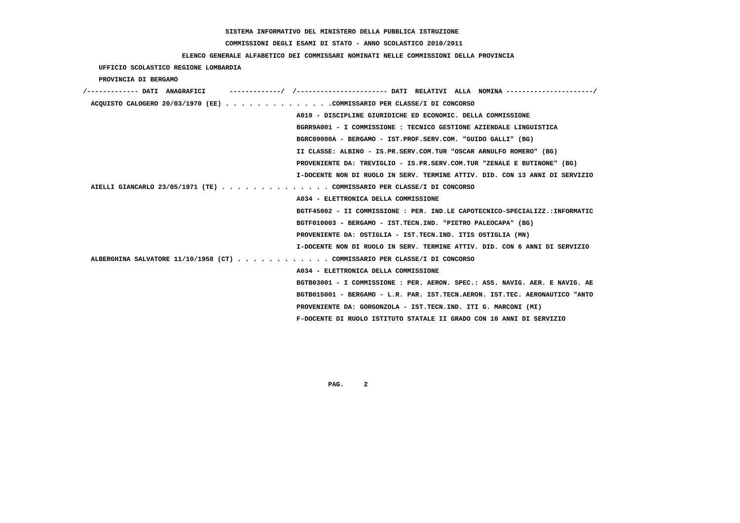**SISTEMA INFORMATIVO DEL MINISTERO DELLA PUBBLICA ISTRUZIONE**

**COMMISSIONI DEGLI ESAMI DI STATO - ANNO SCOLASTICO 2010/2011**

**ELENCO GENERALE ALFABETICO DEI COMMISSARI NOMINATI NELLE COMMISSIONI DELLA PROVINCIA**

**UFFICIO SCOLASTICO REGIONE LOMBARDIA**

**PROVINCIA DI BERGAMO**

/------------- DATI ANAGRAFICI -------------/ /---------------------- DATI RELATIVI ALLA NOMINA ---------------------/

**ACQUISTO CALOGERO 20/03/1970 (EE)** . . . . . . . . . . . . . .COMMISSARIO PER CLASSE/I DI CONCORSO

A019 - DISCIPLINE GIURIDICHE ED ECONOMIC. DELLA COMMISSIONE
BGRR9A001 - I COMMISSIONE : TECNICO GESTIONE AZIENDALE LINGUISTICA
BGRC09000A - BERGAMO - IST.PROF.SERV.COM. "GUIDO GALLI" (BG)
II CLASSE: ALBINO - IS.PR.SERV.COM.TUR "OSCAR ARNULFO ROMERO" (BG)
PROVENIENTE DA: TREVIGLIO - IS.PR.SERV.COM.TUR "ZENALE E BUTINONE" (BG)
I-DOCENTE NON DI RUOLO IN SERV. TERMINE ATTIV. DID. CON 13 ANNI DI SERVIZIO

**AIELLI GIANCARLO 23/05/1971 (TE)** . . . . . . . . . . . . . . COMMISSARIO PER CLASSE/I DI CONCORSO

A034 - ELETTRONICA DELLA COMMISSIONE
BGTF45002 - II COMMISSIONE : PER. IND.LE CAPOTECNICO-SPECIALIZZ.:INFORMATIC
BGTF010003 - BERGAMO - IST.TECN.IND. "PIETRO PALEOCAPA" (BG)
PROVENIENTE DA: OSTIGLIA - IST.TECN.IND. ITIS OSTIGLIA (MN)
I-DOCENTE NON DI RUOLO IN SERV. TERMINE ATTIV. DID. CON 6 ANNI DI SERVIZIO

**ALBERGHINA SALVATORE 11/10/1958 (CT)** . . . . . . . . . . . . COMMISSARIO PER CLASSE/I DI CONCORSO

A034 - ELETTRONICA DELLA COMMISSIONE
BGTB03001 - I COMMISSIONE : PER. AERON. SPEC.: ASS. NAVIG. AER. E NAVIG. AE
BGTB015001 - BERGAMO - L.R. PAR. IST.TECN.AERON. IST.TEC. AERONAUTICO "ANTO
PROVENIENTE DA: GORGONZOLA - IST.TECN.IND. ITI G. MARCONI (MI)
F-DOCENTE DI RUOLO ISTITUTO STATALE II GRADO CON 10 ANNI DI SERVIZIO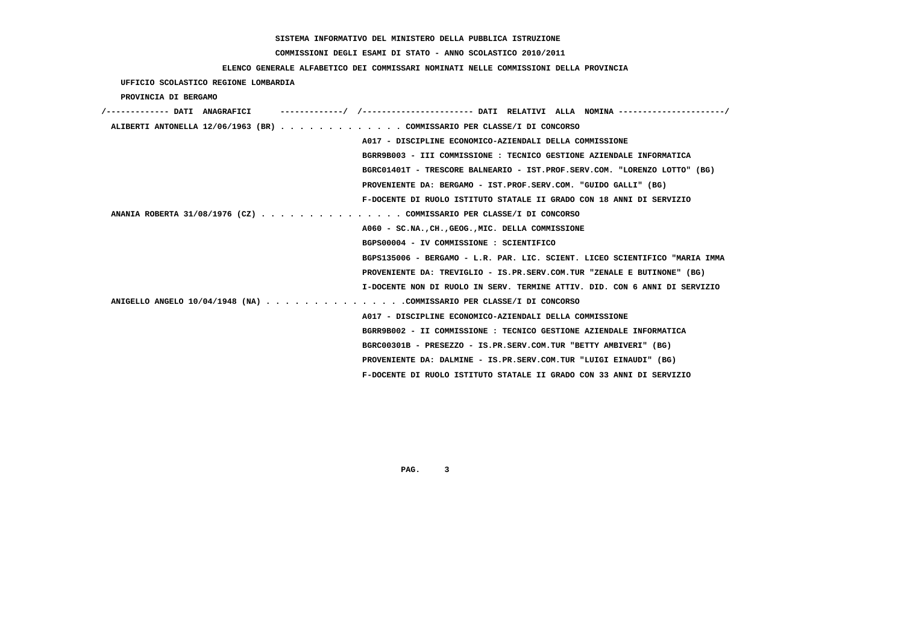SISTEMA INFORMATIVO DEL MINISTERO DELLA PUBBLICA ISTRUZIONE

COMMISSIONI DEGLI ESAMI DI STATO - ANNO SCOLASTICO 2010/2011

ELENCO GENERALE ALFABETICO DEI COMMISSARI NOMINATI NELLE COMMISSIONI DELLA PROVINCIA

UFFICIO SCOLASTICO REGIONE LOMBARDIA

PROVINCIA DI BERGAMO

/------------- DATI ANAGRAFICI -------------/ /---------------------- DATI RELATIVI ALLA NOMINA ---------------------/

ALIBERTI ANTONELLA 12/06/1963 (BR) . . . . . . . . . . . . . COMMISSARIO PER CLASSE/I DI CONCORSO
A017 - DISCIPLINE ECONOMICO-AZIENDALI DELLA COMMISSIONE
BGRR9B003 - III COMMISSIONE : TECNICO GESTIONE AZIENDALE INFORMATICA
BGRC01401T - TRESCORE BALNEARIO - IST.PROF.SERV.COM. "LORENZO LOTTO" (BG)
PROVENIENTE DA: BERGAMO - IST.PROF.SERV.COM. "GUIDO GALLI" (BG)
F-DOCENTE DI RUOLO ISTITUTO STATALE II GRADO CON 18 ANNI DI SERVIZIO

ANANIA ROBERTA 31/08/1976 (CZ) . . . . . . . . . . . . . . . COMMISSARIO PER CLASSE/I DI CONCORSO
A060 - SC.NA.,CH.,GEOG.,MIC. DELLA COMMISSIONE
BGPS00004 - IV COMMISSIONE : SCIENTIFICO
BGPS135006 - BERGAMO - L.R. PAR. LIC. SCIENT. LICEO SCIENTIFICO "MARIA IMMA
PROVENIENTE DA: TREVIGLIO - IS.PR.SERV.COM.TUR "ZENALE E BUTINONE" (BG)
I-DOCENTE NON DI RUOLO IN SERV. TERMINE ATTIV. DID. CON 6 ANNI DI SERVIZIO

ANIGELLO ANGELO 10/04/1948 (NA) . . . . . . . . . . . . . . .COMMISSARIO PER CLASSE/I DI CONCORSO
A017 - DISCIPLINE ECONOMICO-AZIENDALI DELLA COMMISSIONE
BGRR9B002 - II COMMISSIONE : TECNICO GESTIONE AZIENDALE INFORMATICA
BGRC00301B - PRESEZZO - IS.PR.SERV.COM.TUR "BETTY AMBIVERI" (BG)
PROVENIENTE DA: DALMINE - IS.PR.SERV.COM.TUR "LUIGI EINAUDI" (BG)
F-DOCENTE DI RUOLO ISTITUTO STATALE II GRADO CON 33 ANNI DI SERVIZIO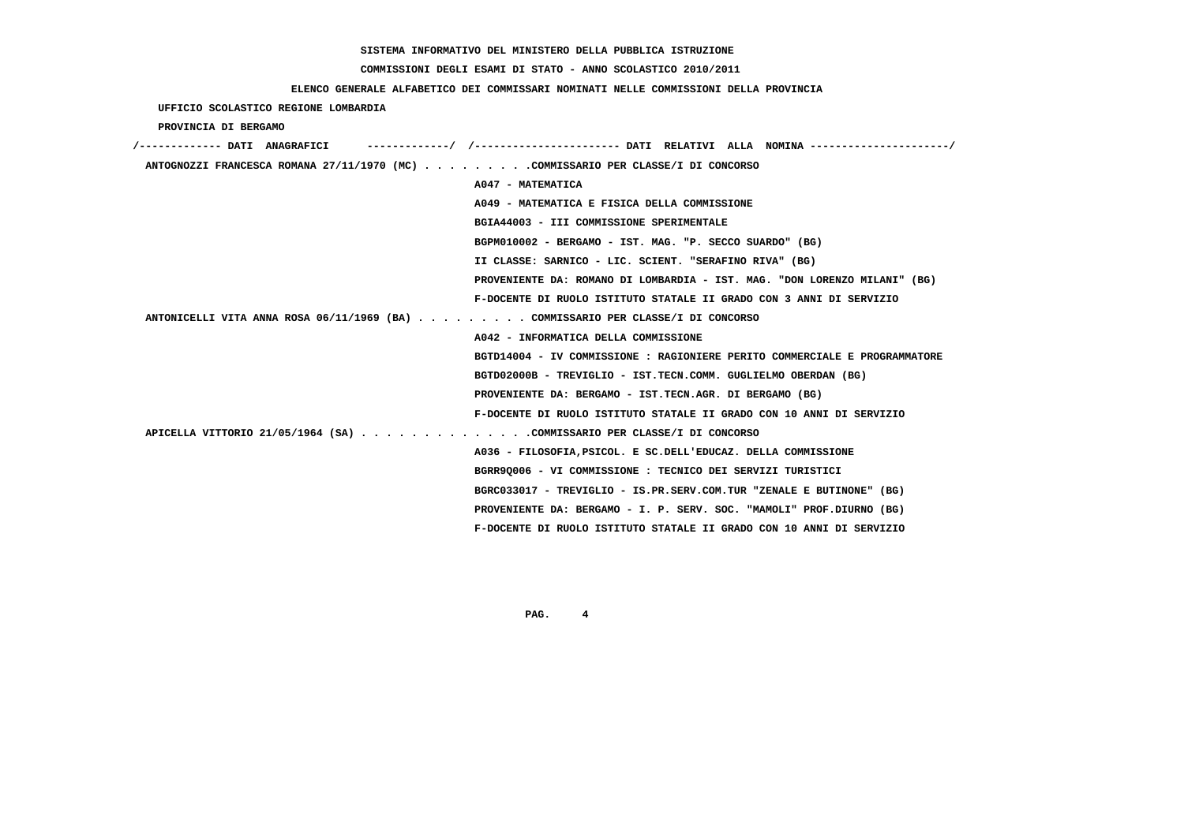**SISTEMA INFORMATIVO DEL MINISTERO DELLA PUBBLICA ISTRUZIONE**

**COMMISSIONI DEGLI ESAMI DI STATO - ANNO SCOLASTICO 2010/2011**

**ELENCO GENERALE ALFABETICO DEI COMMISSARI NOMINATI NELLE COMMISSIONI DELLA PROVINCIA**

**UFFICIO SCOLASTICO REGIONE LOMBARDIA**

**PROVINCIA DI BERGAMO**

/------------- DATI ANAGRAFICI -------------/ /---------------------- DATI RELATIVI ALLA NOMINA ---------------------/

**ANTOGNOZZI FRANCESCA ROMANA 27/11/1970 (MC)** . . . . . . . . .COMMISSARIO PER CLASSE/I DI CONCORSO

A047 - MATEMATICA

A049 - MATEMATICA E FISICA DELLA COMMISSIONE

BGIA44003 - III COMMISSIONE SPERIMENTALE

BGPM010002 - BERGAMO - IST. MAG. "P. SECCO SUARDO" (BG)

II CLASSE: SARNICO - LIC. SCIENT. "SERAFINO RIVA" (BG)

PROVENIENTE DA: ROMANO DI LOMBARDIA - IST. MAG. "DON LORENZO MILANI" (BG)

F-DOCENTE DI RUOLO ISTITUTO STATALE II GRADO CON 3 ANNI DI SERVIZIO

**ANTONICELLI VITA ANNA ROSA 06/11/1969 (BA)** . . . . . . . . . COMMISSARIO PER CLASSE/I DI CONCORSO

A042 - INFORMATICA DELLA COMMISSIONE

BGTD14004 - IV COMMISSIONE : RAGIONIERE PERITO COMMERCIALE E PROGRAMMATORE

BGTD02000B - TREVIGLIO - IST.TECN.COMM. GUGLIELMO OBERDAN (BG)

PROVENIENTE DA: BERGAMO - IST.TECN.AGR. DI BERGAMO (BG)

F-DOCENTE DI RUOLO ISTITUTO STATALE II GRADO CON 10 ANNI DI SERVIZIO

**APICELLA VITTORIO 21/05/1964 (SA)** . . . . . . . . . . . . . .COMMISSARIO PER CLASSE/I DI CONCORSO

A036 - FILOSOFIA,PSICOL. E SC.DELL'EDUCAZ. DELLA COMMISSIONE

BGRR9Q006 - VI COMMISSIONE : TECNICO DEI SERVIZI TURISTICI

BGRC033017 - TREVIGLIO - IS.PR.SERV.COM.TUR "ZENALE E BUTINONE" (BG)

PROVENIENTE DA: BERGAMO - I. P. SERV. SOC. "MAMOLI" PROF.DIURNO (BG)

F-DOCENTE DI RUOLO ISTITUTO STATALE II GRADO CON 10 ANNI DI SERVIZIO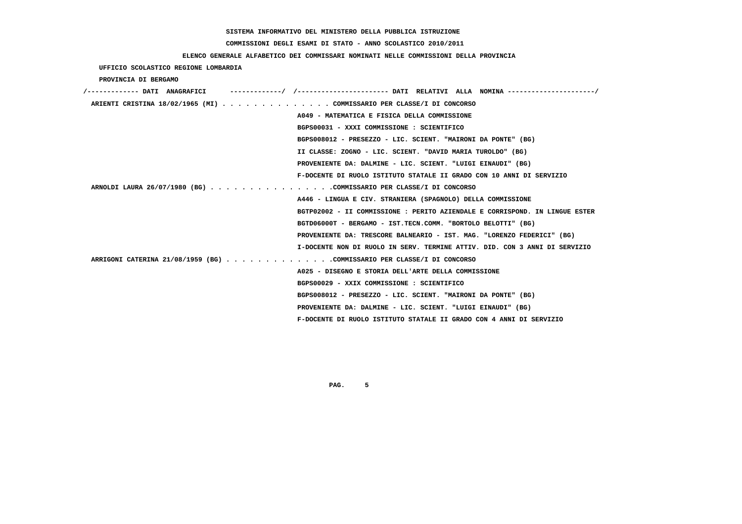**SISTEMA INFORMATIVO DEL MINISTERO DELLA PUBBLICA ISTRUZIONE**

**COMMISSIONI DEGLI ESAMI DI STATO - ANNO SCOLASTICO 2010/2011**

**ELENCO GENERALE ALFABETICO DEI COMMISSARI NOMINATI NELLE COMMISSIONI DELLA PROVINCIA**

**UFFICIO SCOLASTICO REGIONE LOMBARDIA**

**PROVINCIA DI BERGAMO**

/------------- DATI ANAGRAFICI -------------/ /---------------------- DATI RELATIVI ALLA NOMINA ---------------------/

**ARIENTI CRISTINA 18/02/1965 (MI)** . . . . . . . . . . . . . . COMMISSARIO PER CLASSE/I DI CONCORSO

A049 - MATEMATICA E FISICA DELLA COMMISSIONE

BGPS00031 - XXXI COMMISSIONE : SCIENTIFICO

BGPS008012 - PRESEZZO - LIC. SCIENT. "MAIRONI DA PONTE" (BG)

II CLASSE: ZOGNO - LIC. SCIENT. "DAVID MARIA TUROLDO" (BG)

PROVENIENTE DA: DALMINE - LIC. SCIENT. "LUIGI EINAUDI" (BG)

F-DOCENTE DI RUOLO ISTITUTO STATALE II GRADO CON 10 ANNI DI SERVIZIO

**ARNOLDI LAURA 26/07/1980 (BG)** . . . . . . . . . . . . . . . .COMMISSARIO PER CLASSE/I DI CONCORSO

A446 - LINGUA E CIV. STRANIERA (SPAGNOLO) DELLA COMMISSIONE

BGTP02002 - II COMMISSIONE : PERITO AZIENDALE E CORRISPOND. IN LINGUE ESTER

BGTD06000T - BERGAMO - IST.TECN.COMM. "BORTOLO BELOTTI" (BG)

PROVENIENTE DA: TRESCORE BALNEARIO - IST. MAG. "LORENZO FEDERICI" (BG)

I-DOCENTE NON DI RUOLO IN SERV. TERMINE ATTIV. DID. CON 3 ANNI DI SERVIZIO

**ARRIGONI CATERINA 21/08/1959 (BG)** . . . . . . . . . . . . . .COMMISSARIO PER CLASSE/I DI CONCORSO

A025 - DISEGNO E STORIA DELL'ARTE DELLA COMMISSIONE

BGPS00029 - XXIX COMMISSIONE : SCIENTIFICO

BGPS008012 - PRESEZZO - LIC. SCIENT. "MAIRONI DA PONTE" (BG)

PROVENIENTE DA: DALMINE - LIC. SCIENT. "LUIGI EINAUDI" (BG)

F-DOCENTE DI RUOLO ISTITUTO STATALE II GRADO CON 4 ANNI DI SERVIZIO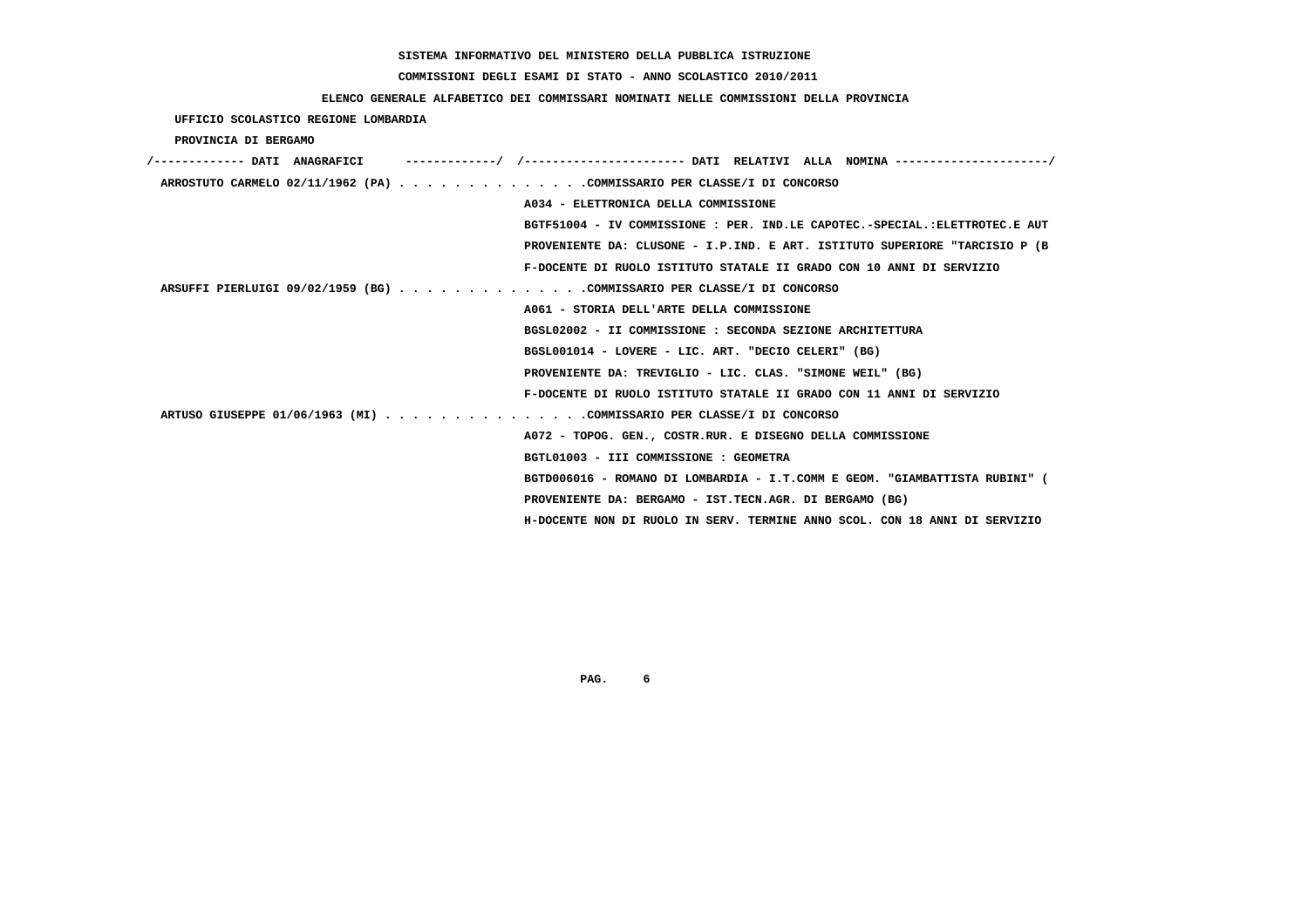SISTEMA INFORMATIVO DEL MINISTERO DELLA PUBBLICA ISTRUZIONE

COMMISSIONI DEGLI ESAMI DI STATO - ANNO SCOLASTICO 2010/2011

ELENCO GENERALE ALFABETICO DEI COMMISSARI NOMINATI NELLE COMMISSIONI DELLA PROVINCIA

UFFICIO SCOLASTICO REGIONE LOMBARDIA

PROVINCIA DI BERGAMO

| DATI ANAGRAFICI | DATI RELATIVI ALLA NOMINA |
|---|---|
| ARROSTUTO CARMELO 02/11/1962 (PA) | COMMISSARIO PER CLASSE/I DI CONCORSO |
| | A034 - ELETTRONICA DELLA COMMISSIONE |
| | BGTF51004 - IV COMMISSIONE : PER. IND.LE CAPOTEC.-SPECIAL.:ELETTROTEC.E AUT |
| | PROVENIENTE DA: CLUSONE - I.P.IND. E ART. ISTITUTO SUPERIORE "TARCISIO P (B |
| | F-DOCENTE DI RUOLO ISTITUTO STATALE II GRADO CON 10 ANNI DI SERVIZIO |
| ARSUFFI PIERLUIGI 09/02/1959 (BG) | COMMISSARIO PER CLASSE/I DI CONCORSO |
| | A061 - STORIA DELL'ARTE DELLA COMMISSIONE |
| | BGSL02002 - II COMMISSIONE : SECONDA SEZIONE ARCHITETTURA |
| | BGSL001014 - LOVERE - LIC. ART. "DECIO CELERI" (BG) |
| | PROVENIENTE DA: TREVIGLIO - LIC. CLAS. "SIMONE WEIL" (BG) |
| | F-DOCENTE DI RUOLO ISTITUTO STATALE II GRADO CON 11 ANNI DI SERVIZIO |
| ARTUSO GIUSEPPE 01/06/1963 (MI) | COMMISSARIO PER CLASSE/I DI CONCORSO |
| | A072 - TOPOG. GEN., COSTR.RUR. E DISEGNO DELLA COMMISSIONE |
| | BGTL01003 - III COMMISSIONE : GEOMETRA |
| | BGTD006016 - ROMANO DI LOMBARDIA - I.T.COMM E GEOM. "GIAMBATTISTA RUBINI" ( |
| | PROVENIENTE DA: BERGAMO - IST.TECN.AGR. DI BERGAMO (BG) |
| | H-DOCENTE NON DI RUOLO IN SERV. TERMINE ANNO SCOL. CON 18 ANNI DI SERVIZIO |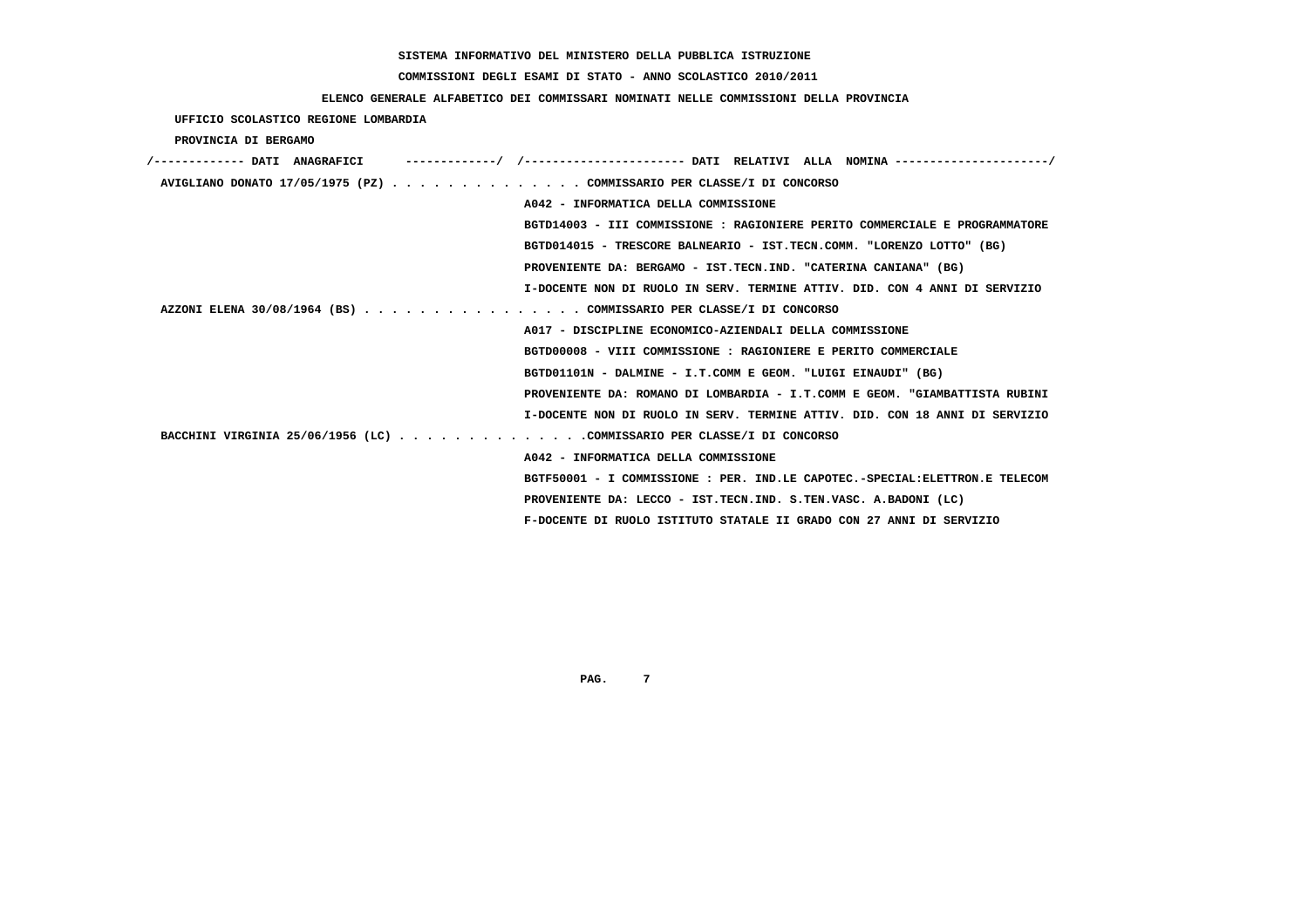**SISTEMA INFORMATIVO DEL MINISTERO DELLA PUBBLICA ISTRUZIONE**

**COMMISSIONI DEGLI ESAMI DI STATO - ANNO SCOLASTICO 2010/2011**

**ELENCO GENERALE ALFABETICO DEI COMMISSARI NOMINATI NELLE COMMISSIONI DELLA PROVINCIA**

**UFFICIO SCOLASTICO REGIONE LOMBARDIA**

**PROVINCIA DI BERGAMO**

/------------- DATI ANAGRAFICI -------------/ /---------------------- DATI RELATIVI ALLA NOMINA ---------------------/

**AVIGLIANO DONATO 17/05/1975 (PZ)** . . . . . . . . . . . . . . COMMISSARIO PER CLASSE/I DI CONCORSO

A042 - INFORMATICA DELLA COMMISSIONE

BGTD14003 - III COMMISSIONE : RAGIONIERE PERITO COMMERCIALE E PROGRAMMATORE

BGTD014015 - TRESCORE BALNEARIO - IST.TECN.COMM. "LORENZO LOTTO" (BG)

PROVENIENTE DA: BERGAMO - IST.TECN.IND. "CATERINA CANIANA" (BG)

I-DOCENTE NON DI RUOLO IN SERV. TERMINE ATTIV. DID. CON 4 ANNI DI SERVIZIO

**AZZONI ELENA 30/08/1964 (BS)** . . . . . . . . . . . . . . . . COMMISSARIO PER CLASSE/I DI CONCORSO

A017 - DISCIPLINE ECONOMICO-AZIENDALI DELLA COMMISSIONE

BGTD00008 - VIII COMMISSIONE : RAGIONIERE E PERITO COMMERCIALE

BGTD01101N - DALMINE - I.T.COMM E GEOM. "LUIGI EINAUDI" (BG)

PROVENIENTE DA: ROMANO DI LOMBARDIA - I.T.COMM E GEOM. "GIAMBATTISTA RUBINI

I-DOCENTE NON DI RUOLO IN SERV. TERMINE ATTIV. DID. CON 18 ANNI DI SERVIZIO

**BACCHINI VIRGINIA 25/06/1956 (LC)** . . . . . . . . . . . . . .COMMISSARIO PER CLASSE/I DI CONCORSO

A042 - INFORMATICA DELLA COMMISSIONE

BGTF50001 - I COMMISSIONE : PER. IND.LE CAPOTEC.-SPECIAL:ELETTRON.E TELECOM

PROVENIENTE DA: LECCO - IST.TECN.IND. S.TEN.VASC. A.BADONI (LC)

F-DOCENTE DI RUOLO ISTITUTO STATALE II GRADO CON 27 ANNI DI SERVIZIO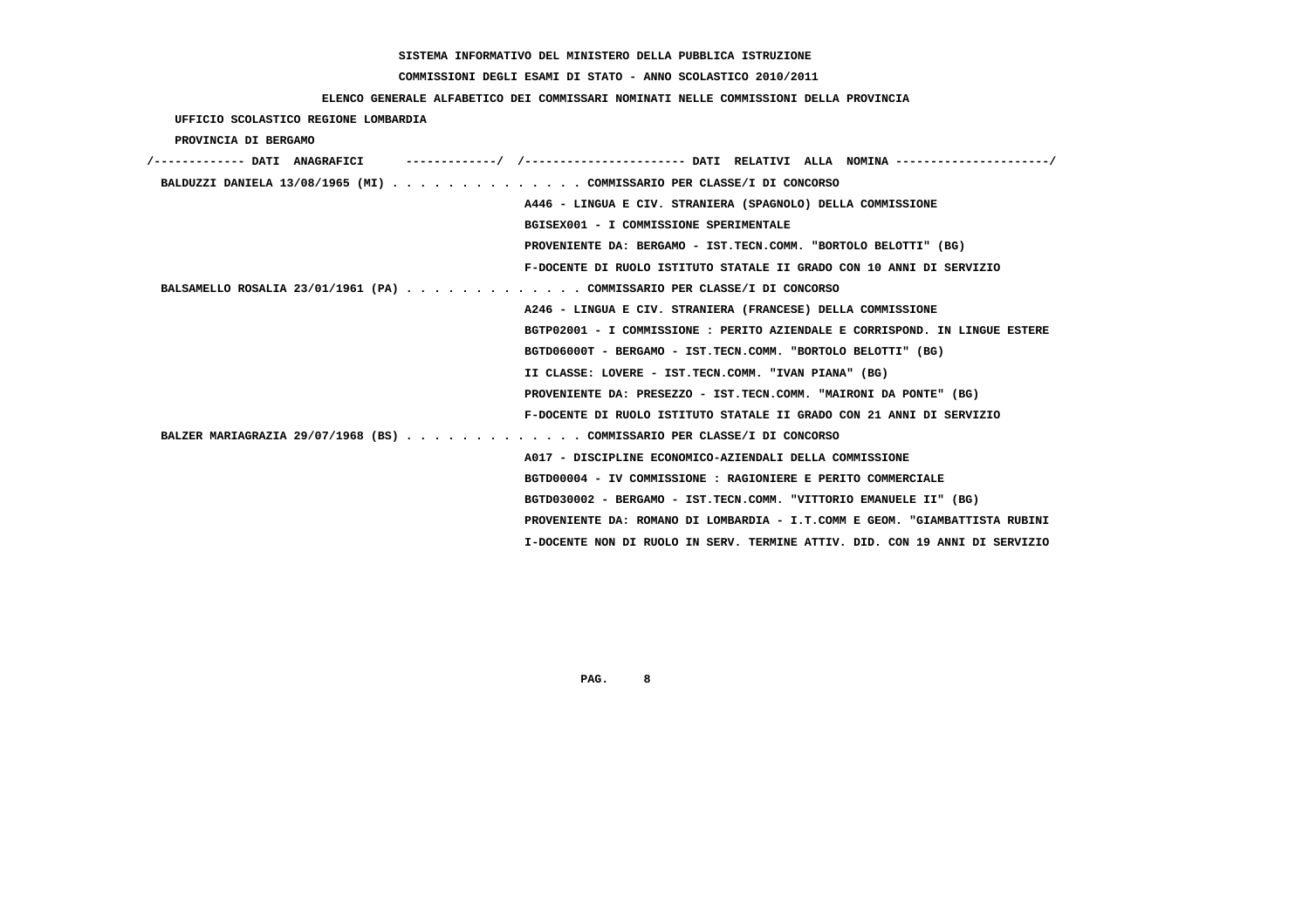SISTEMA INFORMATIVO DEL MINISTERO DELLA PUBBLICA ISTRUZIONE

COMMISSIONI DEGLI ESAMI DI STATO - ANNO SCOLASTICO 2010/2011

ELENCO GENERALE ALFABETICO DEI COMMISSARI NOMINATI NELLE COMMISSIONI DELLA PROVINCIA

UFFICIO SCOLASTICO REGIONE LOMBARDIA

PROVINCIA DI BERGAMO

```
/------------- DATI  ANAGRAFICI      -------------/  /----------------------- DATI  RELATIVI  ALLA  NOMINA ----------------------/
 BALDUZZI DANIELA 13/08/1965 (MI) . . . . . . . . . . . . . . COMMISSARIO PER CLASSE/I DI CONCORSO
                                                    A446 - LINGUA E CIV. STRANIERA (SPAGNOLO) DELLA COMMISSIONE
                                                    BGISEX001 - I COMMISSIONE SPERIMENTALE
                                                    PROVENIENTE DA: BERGAMO - IST.TECN.COMM. "BORTOLO BELOTTI" (BG)
                                                    F-DOCENTE DI RUOLO ISTITUTO STATALE II GRADO CON 10 ANNI DI SERVIZIO
 BALSAMELLO ROSALIA 23/01/1961 (PA) . . . . . . . . . . . . . COMMISSARIO PER CLASSE/I DI CONCORSO
                                                    A246 - LINGUA E CIV. STRANIERA (FRANCESE) DELLA COMMISSIONE
                                                    BGTP02001 - I COMMISSIONE : PERITO AZIENDALE E CORRISPOND. IN LINGUE ESTERE
                                                    BGTD06000T - BERGAMO - IST.TECN.COMM. "BORTOLO BELOTTI" (BG)
                                                    II CLASSE: LOVERE - IST.TECN.COMM. "IVAN PIANA" (BG)
                                                    PROVENIENTE DA: PRESEZZO - IST.TECN.COMM. "MAIRONI DA PONTE" (BG)
                                                    F-DOCENTE DI RUOLO ISTITUTO STATALE II GRADO CON 21 ANNI DI SERVIZIO
 BALZER MARIAGRAZIA 29/07/1968 (BS) . . . . . . . . . . . . . COMMISSARIO PER CLASSE/I DI CONCORSO
                                                    A017 - DISCIPLINE ECONOMICO-AZIENDALI DELLA COMMISSIONE
                                                    BGTD00004 - IV COMMISSIONE : RAGIONIERE E PERITO COMMERCIALE
                                                    BGTD030002 - BERGAMO - IST.TECN.COMM. "VITTORIO EMANUELE II" (BG)
                                                    PROVENIENTE DA: ROMANO DI LOMBARDIA - I.T.COMM E GEOM. "GIAMBATTISTA RUBINI
                                                    I-DOCENTE NON DI RUOLO IN SERV. TERMINE ATTIV. DID. CON 19 ANNI DI SERVIZIO
```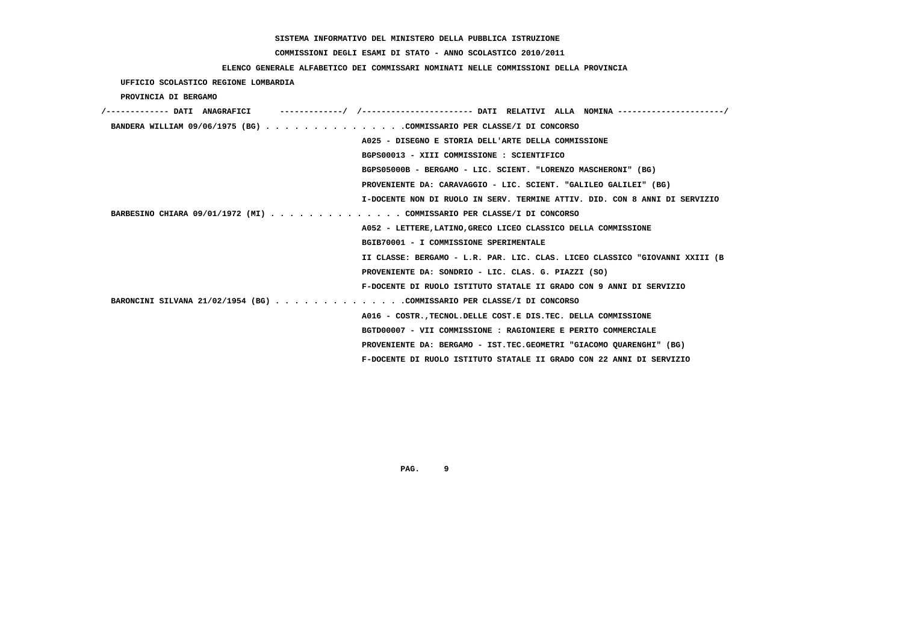SISTEMA INFORMATIVO DEL MINISTERO DELLA PUBBLICA ISTRUZIONE

COMMISSIONI DEGLI ESAMI DI STATO - ANNO SCOLASTICO 2010/2011

ELENCO GENERALE ALFABETICO DEI COMMISSARI NOMINATI NELLE COMMISSIONI DELLA PROVINCIA

UFFICIO SCOLASTICO REGIONE LOMBARDIA

PROVINCIA DI BERGAMO

```
/------------- DATI  ANAGRAFICI      ------------/  /---------------------- DATI  RELATIVI  ALLA  NOMINA ---------------------/
 BANDERA WILLIAM 09/06/1975 (BG) . . . . . . . . . . . . . . .COMMISSARIO PER CLASSE/I DI CONCORSO
                                                    A025 - DISEGNO E STORIA DELL'ARTE DELLA COMMISSIONE
                                                    BGPS00013 - XIII COMMISSIONE : SCIENTIFICO
                                                    BGPS05000B - BERGAMO - LIC. SCIENT. "LORENZO MASCHERONI" (BG)
                                                    PROVENIENTE DA: CARAVAGGIO - LIC. SCIENT. "GALILEO GALILEI" (BG)
                                                    I-DOCENTE NON DI RUOLO IN SERV. TERMINE ATTIV. DID. CON 8 ANNI DI SERVIZIO
 BARBESINO CHIARA 09/01/1972 (MI) . . . . . . . . . . . . . . COMMISSARIO PER CLASSE/I DI CONCORSO
                                                    A052 - LETTERE,LATINO,GRECO LICEO CLASSICO DELLA COMMISSIONE
                                                    BGIB70001 - I COMMISSIONE SPERIMENTALE
                                                    II CLASSE: BERGAMO - L.R. PAR. LIC. CLAS. LICEO CLASSICO "GIOVANNI XXIII (B
                                                    PROVENIENTE DA: SONDRIO - LIC. CLAS. G. PIAZZI (SO)
                                                    F-DOCENTE DI RUOLO ISTITUTO STATALE II GRADO CON 9 ANNI DI SERVIZIO
 BARONCINI SILVANA 21/02/1954 (BG) . . . . . . . . . . . . . .COMMISSARIO PER CLASSE/I DI CONCORSO
                                                    A016 - COSTR.,TECNOL.DELLE COST.E DIS.TEC. DELLA COMMISSIONE
                                                    BGTD00007 - VII COMMISSIONE : RAGIONIERE E PERITO COMMERCIALE
                                                    PROVENIENTE DA: BERGAMO - IST.TEC.GEOMETRI "GIACOMO QUARENGHI" (BG)
                                                    F-DOCENTE DI RUOLO ISTITUTO STATALE II GRADO CON 22 ANNI DI SERVIZIO
```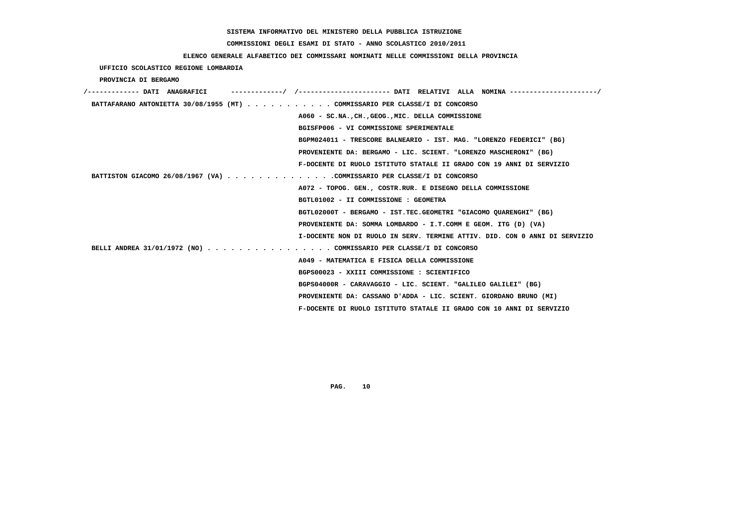SISTEMA INFORMATIVO DEL MINISTERO DELLA PUBBLICA ISTRUZIONE

COMMISSIONI DEGLI ESAMI DI STATO - ANNO SCOLASTICO 2010/2011

ELENCO GENERALE ALFABETICO DEI COMMISSARI NOMINATI NELLE COMMISSIONI DELLA PROVINCIA

UFFICIO SCOLASTICO REGIONE LOMBARDIA

PROVINCIA DI BERGAMO

/------------- DATI ANAGRAFICI -------------/ /---------------------- DATI RELATIVI ALLA NOMINA ---------------------/

BATTAFARANO ANTONIETTA 30/08/1955 (MT) . . . . . . . . . . . COMMISSARIO PER CLASSE/I DI CONCORSO
A060 - SC.NA.,CH.,GEOG.,MIC. DELLA COMMISSIONE
BGISFP006 - VI COMMISSIONE SPERIMENTALE
BGPM024011 - TRESCORE BALNEARIO - IST. MAG. "LORENZO FEDERICI" (BG)
PROVENIENTE DA: BERGAMO - LIC. SCIENT. "LORENZO MASCHERONI" (BG)
F-DOCENTE DI RUOLO ISTITUTO STATALE II GRADO CON 19 ANNI DI SERVIZIO

BATTISTON GIACOMO 26/08/1967 (VA) . . . . . . . . . . . . . .COMMISSARIO PER CLASSE/I DI CONCORSO
A072 - TOPOG. GEN., COSTR.RUR. E DISEGNO DELLA COMMISSIONE
BGTL01002 - II COMMISSIONE : GEOMETRA
BGTL02000T - BERGAMO - IST.TEC.GEOMETRI "GIACOMO QUARENGHI" (BG)
PROVENIENTE DA: SOMMA LOMBARDO - I.T.COMM E GEOM. ITG (D) (VA)
I-DOCENTE NON DI RUOLO IN SERV. TERMINE ATTIV. DID. CON 0 ANNI DI SERVIZIO

BELLI ANDREA 31/01/1972 (NO) . . . . . . . . . . . . . . . . COMMISSARIO PER CLASSE/I DI CONCORSO
A049 - MATEMATICA E FISICA DELLA COMMISSIONE
BGPS00023 - XXIII COMMISSIONE : SCIENTIFICO
BGPS04000R - CARAVAGGIO - LIC. SCIENT. "GALILEO GALILEI" (BG)
PROVENIENTE DA: CASSANO D'ADDA - LIC. SCIENT. GIORDANO BRUNO (MI)
F-DOCENTE DI RUOLO ISTITUTO STATALE II GRADO CON 10 ANNI DI SERVIZIO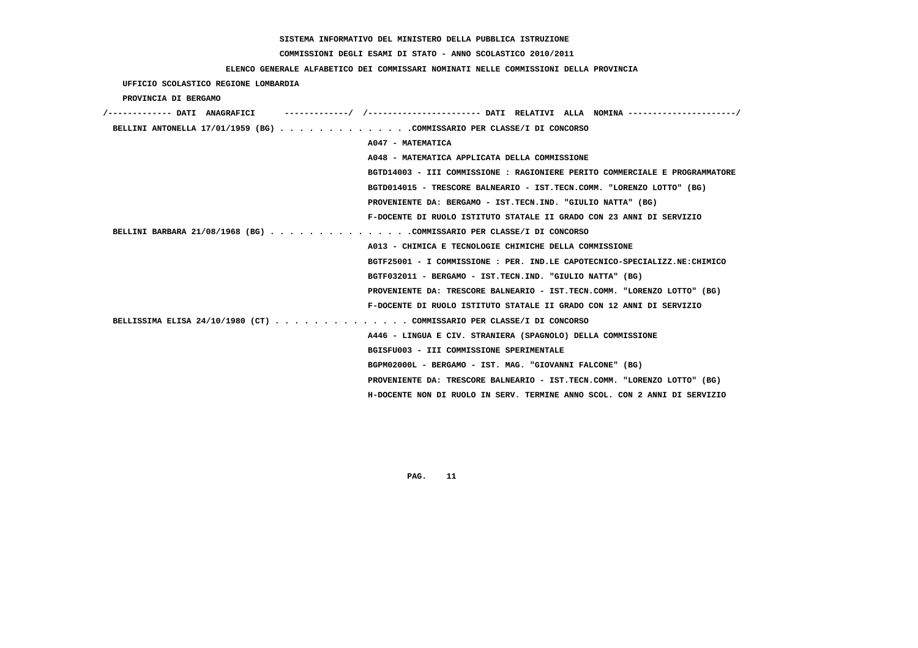**SISTEMA INFORMATIVO DEL MINISTERO DELLA PUBBLICA ISTRUZIONE**

**COMMISSIONI DEGLI ESAMI DI STATO - ANNO SCOLASTICO 2010/2011**

**ELENCO GENERALE ALFABETICO DEI COMMISSARI NOMINATI NELLE COMMISSIONI DELLA PROVINCIA**

**UFFICIO SCOLASTICO REGIONE LOMBARDIA**

**PROVINCIA DI BERGAMO**

| DATI ANAGRAFICI | DATI RELATIVI ALLA NOMINA |
|---|---|
| BELLINI ANTONELLA 17/01/1959 (BG) | COMMISSARIO PER CLASSE/I DI CONCORSO |
| | A047 - MATEMATICA |
| | A048 - MATEMATICA APPLICATA DELLA COMMISSIONE |
| | BGTD14003 - III COMMISSIONE : RAGIONIERE PERITO COMMERCIALE E PROGRAMMATORE |
| | BGTD014015 - TRESCORE BALNEARIO - IST.TECN.COMM. "LORENZO LOTTO" (BG) |
| | PROVENIENTE DA: BERGAMO - IST.TECN.IND. "GIULIO NATTA" (BG) |
| | F-DOCENTE DI RUOLO ISTITUTO STATALE II GRADO CON 23 ANNI DI SERVIZIO |
| BELLINI BARBARA 21/08/1968 (BG) | COMMISSARIO PER CLASSE/I DI CONCORSO |
| | A013 - CHIMICA E TECNOLOGIE CHIMICHE DELLA COMMISSIONE |
| | BGTF25001 - I COMMISSIONE : PER. IND.LE CAPOTECNICO-SPECIALIZZ.NE:CHIMICO |
| | BGTF032011 - BERGAMO - IST.TECN.IND. "GIULIO NATTA" (BG) |
| | PROVENIENTE DA: TRESCORE BALNEARIO - IST.TECN.COMM. "LORENZO LOTTO" (BG) |
| | F-DOCENTE DI RUOLO ISTITUTO STATALE II GRADO CON 12 ANNI DI SERVIZIO |
| BELLISSIMA ELISA 24/10/1980 (CT) | COMMISSARIO PER CLASSE/I DI CONCORSO |
| | A446 - LINGUA E CIV. STRANIERA (SPAGNOLO) DELLA COMMISSIONE |
| | BGISFU003 - III COMMISSIONE SPERIMENTALE |
| | BGPM02000L - BERGAMO - IST. MAG. "GIOVANNI FALCONE" (BG) |
| | PROVENIENTE DA: TRESCORE BALNEARIO - IST.TECN.COMM. "LORENZO LOTTO" (BG) |
| | H-DOCENTE NON DI RUOLO IN SERV. TERMINE ANNO SCOL. CON 2 ANNI DI SERVIZIO |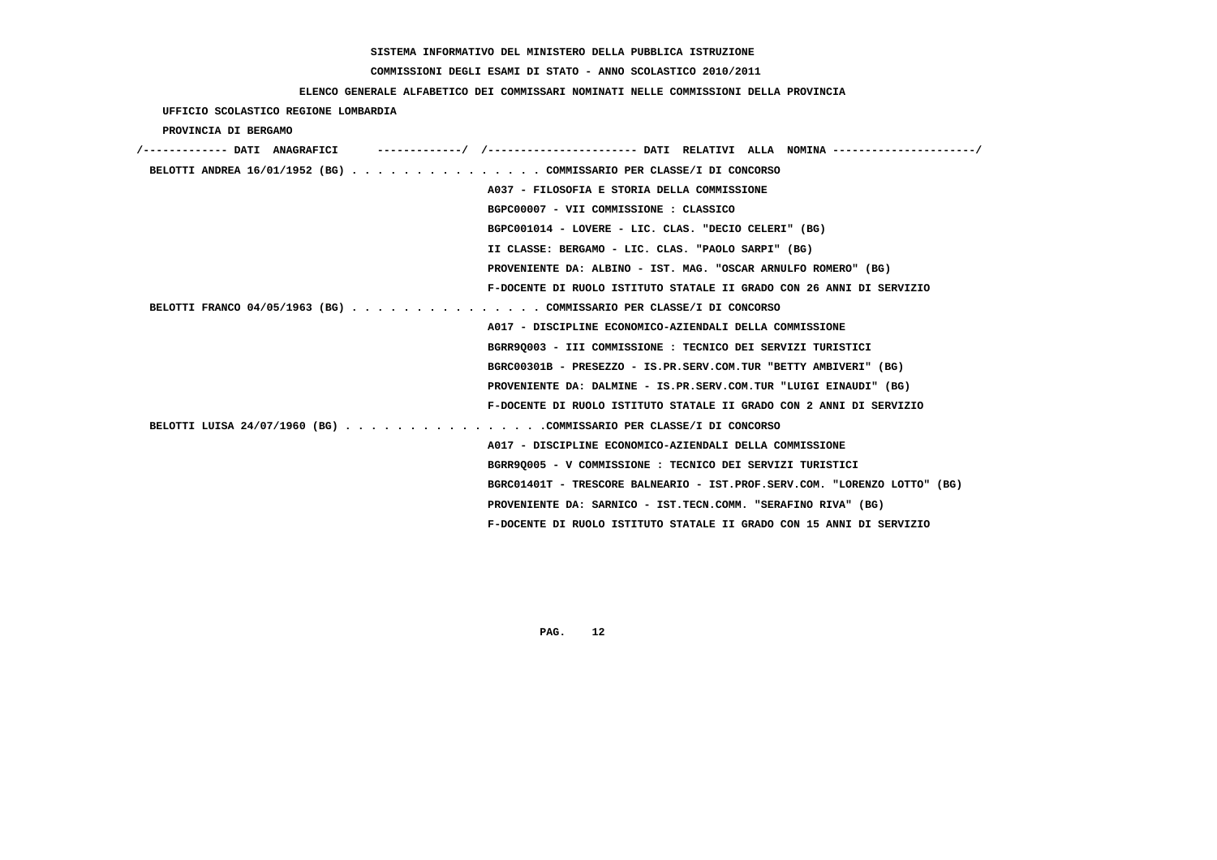SISTEMA INFORMATIVO DEL MINISTERO DELLA PUBBLICA ISTRUZIONE

COMMISSIONI DEGLI ESAMI DI STATO - ANNO SCOLASTICO 2010/2011

ELENCO GENERALE ALFABETICO DEI COMMISSARI NOMINATI NELLE COMMISSIONI DELLA PROVINCIA

UFFICIO SCOLASTICO REGIONE LOMBARDIA

PROVINCIA DI BERGAMO

/------------- DATI ANAGRAFICI -------------/ /---------------------- DATI RELATIVI ALLA NOMINA ---------------------/

**BELOTTI ANDREA 16/01/1952 (BG)** . . . . . . . . . . . . . . . COMMISSARIO PER CLASSE/I DI CONCORSO

A037 - FILOSOFIA E STORIA DELLA COMMISSIONE
BGPC00007 - VII COMMISSIONE : CLASSICO
BGPC001014 - LOVERE - LIC. CLAS. "DECIO CELERI" (BG)
II CLASSE: BERGAMO - LIC. CLAS. "PAOLO SARPI" (BG)
PROVENIENTE DA: ALBINO - IST. MAG. "OSCAR ARNULFO ROMERO" (BG)
F-DOCENTE DI RUOLO ISTITUTO STATALE II GRADO CON 26 ANNI DI SERVIZIO

**BELOTTI FRANCO 04/05/1963 (BG)** . . . . . . . . . . . . . . . COMMISSARIO PER CLASSE/I DI CONCORSO

A017 - DISCIPLINE ECONOMICO-AZIENDALI DELLA COMMISSIONE
BGRR9Q003 - III COMMISSIONE : TECNICO DEI SERVIZI TURISTICI
BGRC00301B - PRESEZZO - IS.PR.SERV.COM.TUR "BETTY AMBIVERI" (BG)
PROVENIENTE DA: DALMINE - IS.PR.SERV.COM.TUR "LUIGI EINAUDI" (BG)
F-DOCENTE DI RUOLO ISTITUTO STATALE II GRADO CON 2 ANNI DI SERVIZIO

**BELOTTI LUISA 24/07/1960 (BG)** . . . . . . . . . . . . . . . .COMMISSARIO PER CLASSE/I DI CONCORSO

A017 - DISCIPLINE ECONOMICO-AZIENDALI DELLA COMMISSIONE
BGRR9Q005 - V COMMISSIONE : TECNICO DEI SERVIZI TURISTICI
BGRC01401T - TRESCORE BALNEARIO - IST.PROF.SERV.COM. "LORENZO LOTTO" (BG)
PROVENIENTE DA: SARNICO - IST.TECN.COMM. "SERAFINO RIVA" (BG)
F-DOCENTE DI RUOLO ISTITUTO STATALE II GRADO CON 15 ANNI DI SERVIZIO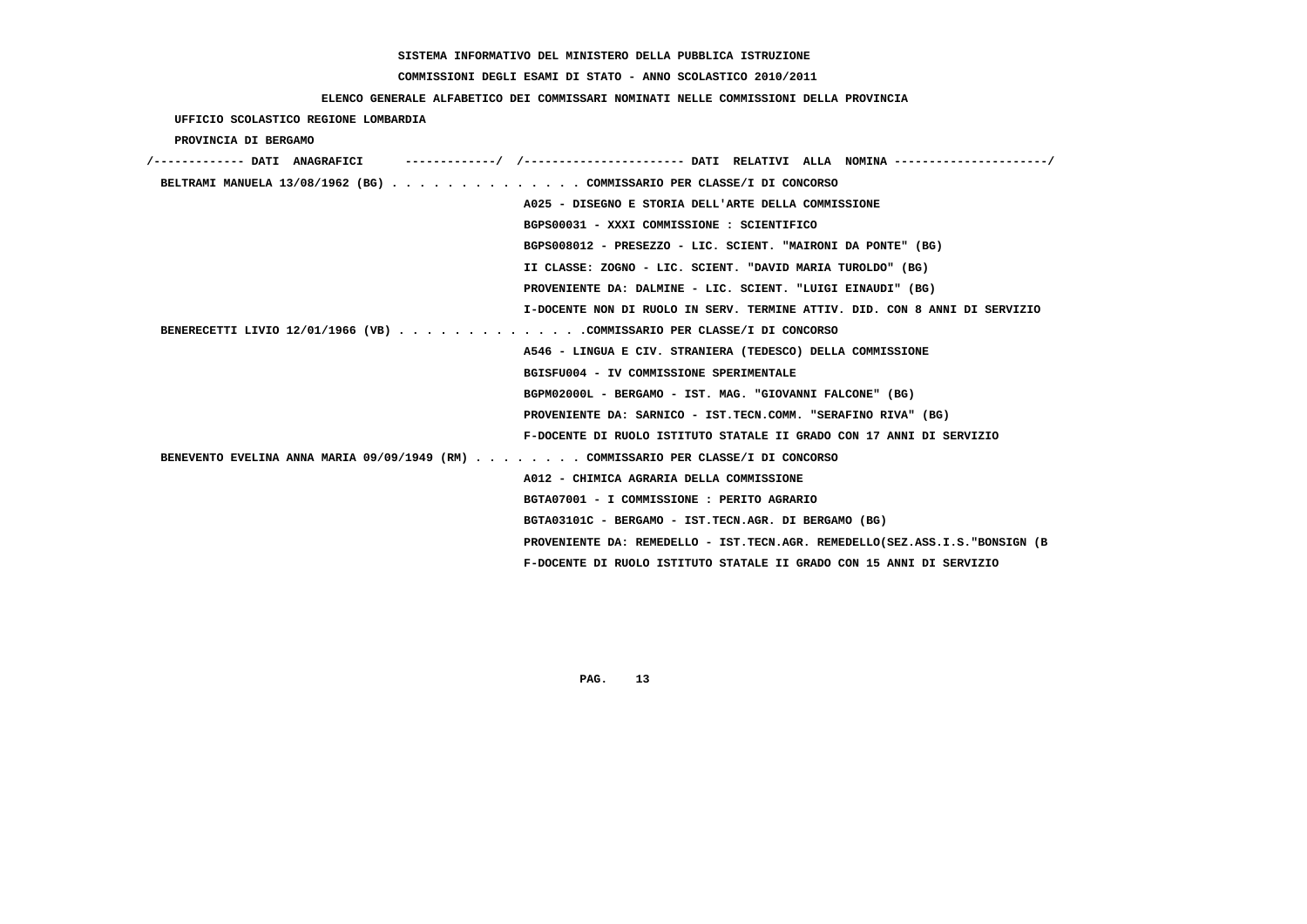SISTEMA INFORMATIVO DEL MINISTERO DELLA PUBBLICA ISTRUZIONE

COMMISSIONI DEGLI ESAMI DI STATO - ANNO SCOLASTICO 2010/2011

ELENCO GENERALE ALFABETICO DEI COMMISSARI NOMINATI NELLE COMMISSIONI DELLA PROVINCIA

UFFICIO SCOLASTICO REGIONE LOMBARDIA

PROVINCIA DI BERGAMO

/------------- DATI ANAGRAFICI -------------/ /---------------------- DATI RELATIVI ALLA NOMINA ---------------------/

BELTRAMI MANUELA 13/08/1962 (BG) . . . . . . . . . . . . . . COMMISSARIO PER CLASSE/I DI CONCORSO

A025 - DISEGNO E STORIA DELL'ARTE DELLA COMMISSIONE

BGPS00031 - XXXI COMMISSIONE : SCIENTIFICO

BGPS008012 - PRESEZZO - LIC. SCIENT. "MAIRONI DA PONTE" (BG)

II CLASSE: ZOGNO - LIC. SCIENT. "DAVID MARIA TUROLDO" (BG)

PROVENIENTE DA: DALMINE - LIC. SCIENT. "LUIGI EINAUDI" (BG)

I-DOCENTE NON DI RUOLO IN SERV. TERMINE ATTIV. DID. CON 8 ANNI DI SERVIZIO

BENERECETTI LIVIO 12/01/1966 (VB) . . . . . . . . . . . . . .COMMISSARIO PER CLASSE/I DI CONCORSO

A546 - LINGUA E CIV. STRANIERA (TEDESCO) DELLA COMMISSIONE

BGISFU004 - IV COMMISSIONE SPERIMENTALE

BGPM02000L - BERGAMO - IST. MAG. "GIOVANNI FALCONE" (BG)

PROVENIENTE DA: SARNICO - IST.TECN.COMM. "SERAFINO RIVA" (BG)

F-DOCENTE DI RUOLO ISTITUTO STATALE II GRADO CON 17 ANNI DI SERVIZIO

BENEVENTO EVELINA ANNA MARIA 09/09/1949 (RM) . . . . . . . . COMMISSARIO PER CLASSE/I DI CONCORSO

A012 - CHIMICA AGRARIA DELLA COMMISSIONE

BGTA07001 - I COMMISSIONE : PERITO AGRARIO

BGTA03101C - BERGAMO - IST.TECN.AGR. DI BERGAMO (BG)

PROVENIENTE DA: REMEDELLO - IST.TECN.AGR. REMEDELLO(SEZ.ASS.I.S."BONSIGN (B

F-DOCENTE DI RUOLO ISTITUTO STATALE II GRADO CON 15 ANNI DI SERVIZIO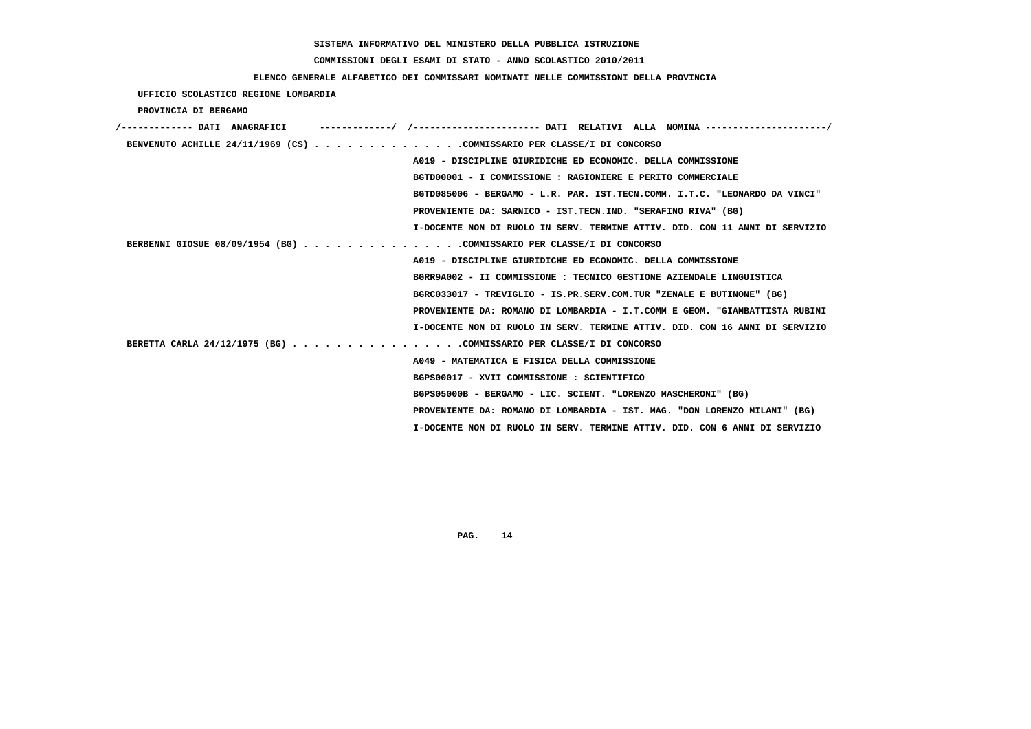**SISTEMA INFORMATIVO DEL MINISTERO DELLA PUBBLICA ISTRUZIONE**

**COMMISSIONI DEGLI ESAMI DI STATO - ANNO SCOLASTICO 2010/2011**

**ELENCO GENERALE ALFABETICO DEI COMMISSARI NOMINATI NELLE COMMISSIONI DELLA PROVINCIA**

**UFFICIO SCOLASTICO REGIONE LOMBARDIA**

**PROVINCIA DI BERGAMO**

```
/------------- DATI  ANAGRAFICI      ------------/  /---------------------- DATI  RELATIVI  ALLA  NOMINA ---------------------/
 BENVENUTO ACHILLE 24/11/1969 (CS) . . . . . . . . . . . . . .COMMISSARIO PER CLASSE/I DI CONCORSO
                                                    A019 - DISCIPLINE GIURIDICHE ED ECONOMIC. DELLA COMMISSIONE
                                                    BGTD00001 - I COMMISSIONE : RAGIONIERE E PERITO COMMERCIALE
                                                    BGTD085006 - BERGAMO - L.R. PAR. IST.TECN.COMM. I.T.C. "LEONARDO DA VINCI"
                                                    PROVENIENTE DA: SARNICO - IST.TECN.IND. "SERAFINO RIVA" (BG)
                                                    I-DOCENTE NON DI RUOLO IN SERV. TERMINE ATTIV. DID. CON 11 ANNI DI SERVIZIO
 BERBENNI GIOSUE 08/09/1954 (BG) . . . . . . . . . . . . . . .COMMISSARIO PER CLASSE/I DI CONCORSO
                                                    A019 - DISCIPLINE GIURIDICHE ED ECONOMIC. DELLA COMMISSIONE
                                                    BGRR9A002 - II COMMISSIONE : TECNICO GESTIONE AZIENDALE LINGUISTICA
                                                    BGRC033017 - TREVIGLIO - IS.PR.SERV.COM.TUR "ZENALE E BUTINONE" (BG)
                                                    PROVENIENTE DA: ROMANO DI LOMBARDIA - I.T.COMM E GEOM. "GIAMBATTISTA RUBINI
                                                    I-DOCENTE NON DI RUOLO IN SERV. TERMINE ATTIV. DID. CON 16 ANNI DI SERVIZIO
 BERETTA CARLA 24/12/1975 (BG) . . . . . . . . . . . . . . . .COMMISSARIO PER CLASSE/I DI CONCORSO
                                                    A049 - MATEMATICA E FISICA DELLA COMMISSIONE
                                                    BGPS00017 - XVII COMMISSIONE : SCIENTIFICO
                                                    BGPS05000B - BERGAMO - LIC. SCIENT. "LORENZO MASCHERONI" (BG)
                                                    PROVENIENTE DA: ROMANO DI LOMBARDIA - IST. MAG. "DON LORENZO MILANI" (BG)
                                                    I-DOCENTE NON DI RUOLO IN SERV. TERMINE ATTIV. DID. CON 6 ANNI DI SERVIZIO
```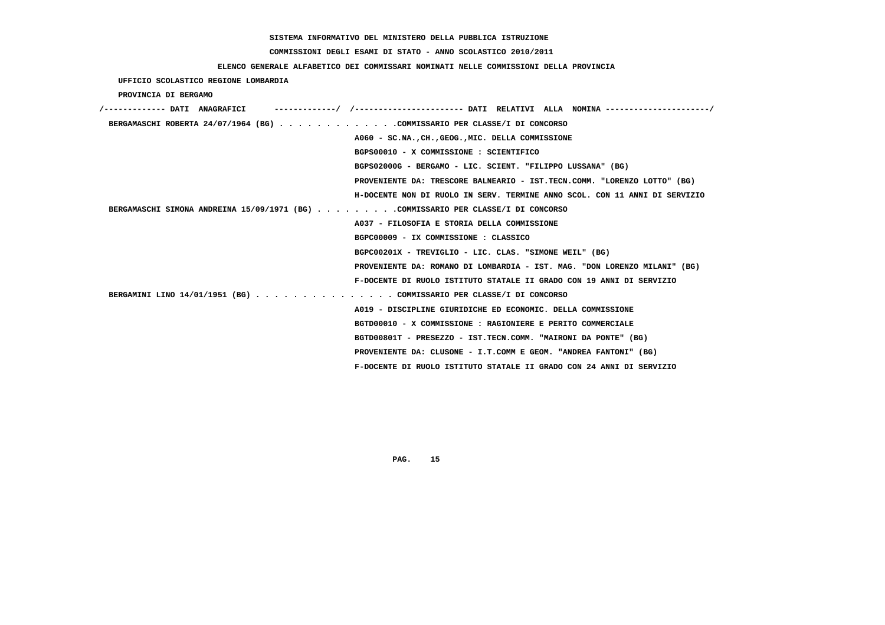SISTEMA INFORMATIVO DEL MINISTERO DELLA PUBBLICA ISTRUZIONE

COMMISSIONI DEGLI ESAMI DI STATO - ANNO SCOLASTICO 2010/2011

ELENCO GENERALE ALFABETICO DEI COMMISSARI NOMINATI NELLE COMMISSIONI DELLA PROVINCIA

UFFICIO SCOLASTICO REGIONE LOMBARDIA

PROVINCIA DI BERGAMO

/------------- DATI ANAGRAFICI -------------/ /---------------------- DATI RELATIVI ALLA NOMINA ---------------------/

BERGAMASCHI ROBERTA 24/07/1964 (BG) . . . . . . . . . . . . .COMMISSARIO PER CLASSE/I DI CONCORSO
A060 - SC.NA.,CH.,GEOG.,MIC. DELLA COMMISSIONE
BGPS00010 - X COMMISSIONE : SCIENTIFICO
BGPS02000G - BERGAMO - LIC. SCIENT. "FILIPPO LUSSANA" (BG)
PROVENIENTE DA: TRESCORE BALNEARIO - IST.TECN.COMM. "LORENZO LOTTO" (BG)
H-DOCENTE NON DI RUOLO IN SERV. TERMINE ANNO SCOL. CON 11 ANNI DI SERVIZIO

BERGAMASCHI SIMONA ANDREINA 15/09/1971 (BG) . . . . . . . . .COMMISSARIO PER CLASSE/I DI CONCORSO
A037 - FILOSOFIA E STORIA DELLA COMMISSIONE
BGPC00009 - IX COMMISSIONE : CLASSICO
BGPC00201X - TREVIGLIO - LIC. CLAS. "SIMONE WEIL" (BG)
PROVENIENTE DA: ROMANO DI LOMBARDIA - IST. MAG. "DON LORENZO MILANI" (BG)
F-DOCENTE DI RUOLO ISTITUTO STATALE II GRADO CON 19 ANNI DI SERVIZIO

BERGAMINI LINO 14/01/1951 (BG) . . . . . . . . . . . . . . . COMMISSARIO PER CLASSE/I DI CONCORSO
A019 - DISCIPLINE GIURIDICHE ED ECONOMIC. DELLA COMMISSIONE
BGTD00010 - X COMMISSIONE : RAGIONIERE E PERITO COMMERCIALE
BGTD00801T - PRESEZZO - IST.TECN.COMM. "MAIRONI DA PONTE" (BG)
PROVENIENTE DA: CLUSONE - I.T.COMM E GEOM. "ANDREA FANTONI" (BG)
F-DOCENTE DI RUOLO ISTITUTO STATALE II GRADO CON 24 ANNI DI SERVIZIO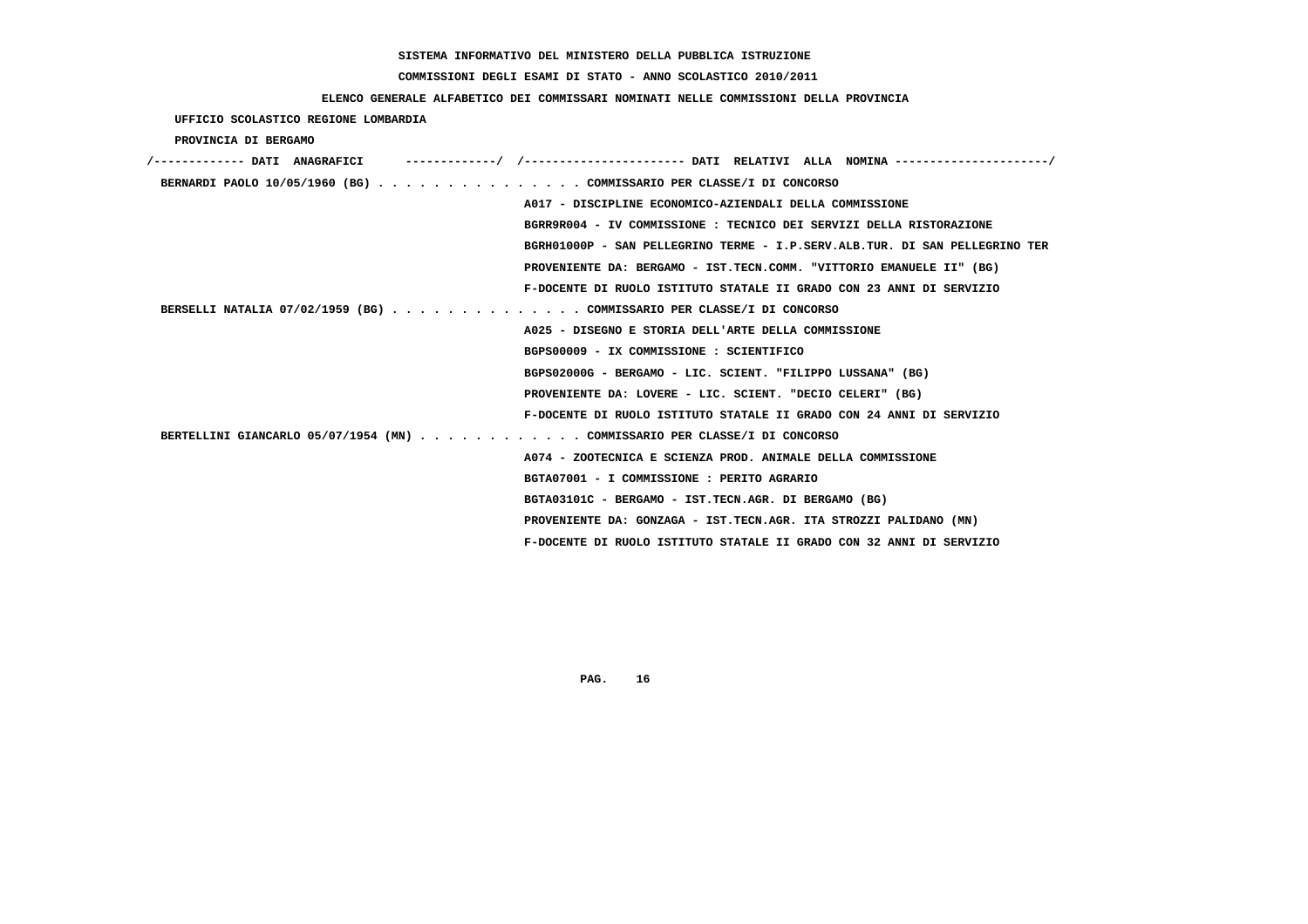SISTEMA INFORMATIVO DEL MINISTERO DELLA PUBBLICA ISTRUZIONE

COMMISSIONI DEGLI ESAMI DI STATO - ANNO SCOLASTICO 2010/2011

ELENCO GENERALE ALFABETICO DEI COMMISSARI NOMINATI NELLE COMMISSIONI DELLA PROVINCIA

UFFICIO SCOLASTICO REGIONE LOMBARDIA

PROVINCIA DI BERGAMO

| DATI ANAGRAFICI | DATI RELATIVI ALLA NOMINA |
|---|---|
| BERNARDI PAOLO 10/05/1960 (BG) | COMMISSARIO PER CLASSE/I DI CONCORSO |
| | A017 - DISCIPLINE ECONOMICO-AZIENDALI DELLA COMMISSIONE |
| | BGRR9R004 - IV COMMISSIONE : TECNICO DEI SERVIZI DELLA RISTORAZIONE |
| | BGRH01000P - SAN PELLEGRINO TERME - I.P.SERV.ALB.TUR. DI SAN PELLEGRINO TER |
| | PROVENIENTE DA: BERGAMO - IST.TECN.COMM. "VITTORIO EMANUELE II" (BG) |
| | F-DOCENTE DI RUOLO ISTITUTO STATALE II GRADO CON 23 ANNI DI SERVIZIO |
| BERSELLI NATALIA 07/02/1959 (BG) | COMMISSARIO PER CLASSE/I DI CONCORSO |
| | A025 - DISEGNO E STORIA DELL'ARTE DELLA COMMISSIONE |
| | BGPS00009 - IX COMMISSIONE : SCIENTIFICO |
| | BGPS02000G - BERGAMO - LIC. SCIENT. "FILIPPO LUSSANA" (BG) |
| | PROVENIENTE DA: LOVERE - LIC. SCIENT. "DECIO CELERI" (BG) |
| | F-DOCENTE DI RUOLO ISTITUTO STATALE II GRADO CON 24 ANNI DI SERVIZIO |
| BERTELLINI GIANCARLO 05/07/1954 (MN) | COMMISSARIO PER CLASSE/I DI CONCORSO |
| | A074 - ZOOTECNICA E SCIENZA PROD. ANIMALE DELLA COMMISSIONE |
| | BGTA07001 - I COMMISSIONE : PERITO AGRARIO |
| | BGTA03101C - BERGAMO - IST.TECN.AGR. DI BERGAMO (BG) |
| | PROVENIENTE DA: GONZAGA - IST.TECN.AGR. ITA STROZZI PALIDANO (MN) |
| | F-DOCENTE DI RUOLO ISTITUTO STATALE II GRADO CON 32 ANNI DI SERVIZIO |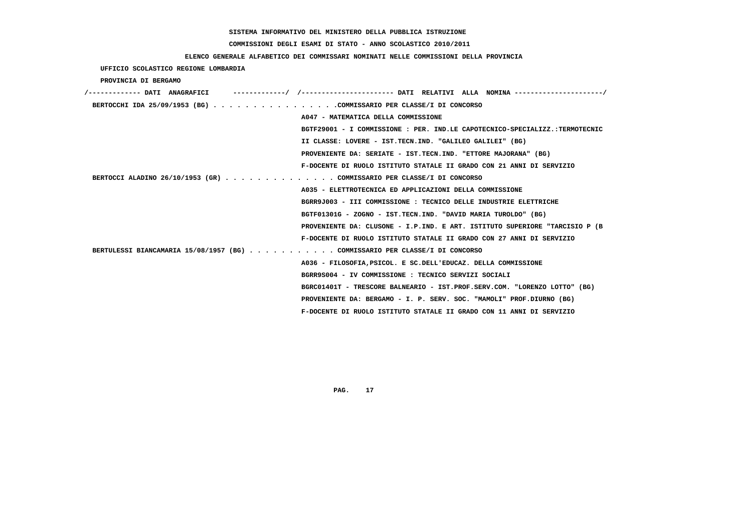SISTEMA INFORMATIVO DEL MINISTERO DELLA PUBBLICA ISTRUZIONE

COMMISSIONI DEGLI ESAMI DI STATO - ANNO SCOLASTICO 2010/2011

ELENCO GENERALE ALFABETICO DEI COMMISSARI NOMINATI NELLE COMMISSIONI DELLA PROVINCIA

UFFICIO SCOLASTICO REGIONE LOMBARDIA

PROVINCIA DI BERGAMO

/------------- DATI ANAGRAFICI -------------/ /---------------------- DATI RELATIVI ALLA NOMINA ---------------------/

BERTOCCHI IDA 25/09/1953 (BG) . . . . . . . . . . . . . . . .COMMISSARIO PER CLASSE/I DI CONCORSO

A047 - MATEMATICA DELLA COMMISSIONE

BGTF29001 - I COMMISSIONE : PER. IND.LE CAPOTECNICO-SPECIALIZZ.:TERMOTECNIC

II CLASSE: LOVERE - IST.TECN.IND. "GALILEO GALILEI" (BG)

PROVENIENTE DA: SERIATE - IST.TECN.IND. "ETTORE MAJORANA" (BG)

F-DOCENTE DI RUOLO ISTITUTO STATALE II GRADO CON 21 ANNI DI SERVIZIO

BERTOCCI ALADINO 26/10/1953 (GR) . . . . . . . . . . . . . . COMMISSARIO PER CLASSE/I DI CONCORSO

A035 - ELETTROTECNICA ED APPLICAZIONI DELLA COMMISSIONE

BGRR9J003 - III COMMISSIONE : TECNICO DELLE INDUSTRIE ELETTRICHE

BGTF01301G - ZOGNO - IST.TECN.IND. "DAVID MARIA TUROLDO" (BG)

PROVENIENTE DA: CLUSONE - I.P.IND. E ART. ISTITUTO SUPERIORE "TARCISIO P (B

F-DOCENTE DI RUOLO ISTITUTO STATALE II GRADO CON 27 ANNI DI SERVIZIO

BERTULESSI BIANCAMARIA 15/08/1957 (BG) . . . . . . . . . . . COMMISSARIO PER CLASSE/I DI CONCORSO

A036 - FILOSOFIA,PSICOL. E SC.DELL'EDUCAZ. DELLA COMMISSIONE

BGRR9S004 - IV COMMISSIONE : TECNICO SERVIZI SOCIALI

BGRC01401T - TRESCORE BALNEARIO - IST.PROF.SERV.COM. "LORENZO LOTTO" (BG)

PROVENIENTE DA: BERGAMO - I. P. SERV. SOC. "MAMOLI" PROF.DIURNO (BG)

F-DOCENTE DI RUOLO ISTITUTO STATALE II GRADO CON 11 ANNI DI SERVIZIO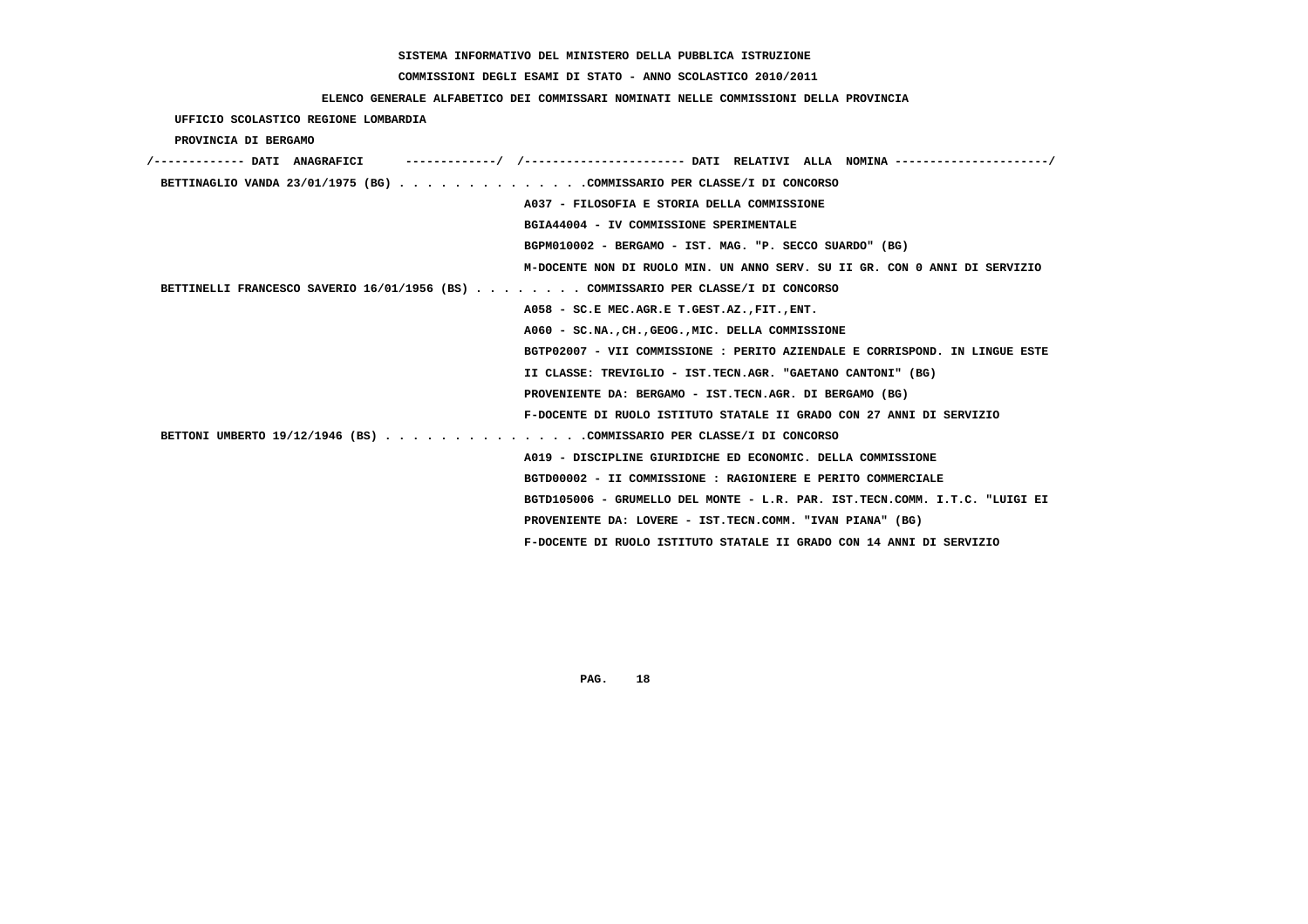SISTEMA INFORMATIVO DEL MINISTERO DELLA PUBBLICA ISTRUZIONE

COMMISSIONI DEGLI ESAMI DI STATO - ANNO SCOLASTICO 2010/2011

ELENCO GENERALE ALFABETICO DEI COMMISSARI NOMINATI NELLE COMMISSIONI DELLA PROVINCIA

UFFICIO SCOLASTICO REGIONE LOMBARDIA

PROVINCIA DI BERGAMO

```
/------------- DATI  ANAGRAFICI      -------------/  /----------------------- DATI  RELATIVI  ALLA  NOMINA ----------------------/
 BETTINAGLIO VANDA 23/01/1975 (BG) . . . . . . . . . . . . . .COMMISSARIO PER CLASSE/I DI CONCORSO
                                                    A037 - FILOSOFIA E STORIA DELLA COMMISSIONE
                                                    BGIA44004 - IV COMMISSIONE SPERIMENTALE
                                                    BGPM010002 - BERGAMO - IST. MAG. "P. SECCO SUARDO" (BG)
                                                    M-DOCENTE NON DI RUOLO MIN. UN ANNO SERV. SU II GR. CON 0 ANNI DI SERVIZIO
 BETTINELLI FRANCESCO SAVERIO 16/01/1956 (BS) . . . . . . . . COMMISSARIO PER CLASSE/I DI CONCORSO
                                                    A058 - SC.E MEC.AGR.E T.GEST.AZ.,FIT.,ENT.
                                                    A060 - SC.NA.,CH.,GEOG.,MIC. DELLA COMMISSIONE
                                                    BGTP02007 - VII COMMISSIONE : PERITO AZIENDALE E CORRISPOND. IN LINGUE ESTE
                                                    II CLASSE: TREVIGLIO - IST.TECN.AGR. "GAETANO CANTONI" (BG)
                                                    PROVENIENTE DA: BERGAMO - IST.TECN.AGR. DI BERGAMO (BG)
                                                    F-DOCENTE DI RUOLO ISTITUTO STATALE II GRADO CON 27 ANNI DI SERVIZIO
 BETTONI UMBERTO 19/12/1946 (BS) . . . . . . . . . . . . . . .COMMISSARIO PER CLASSE/I DI CONCORSO
                                                    A019 - DISCIPLINE GIURIDICHE ED ECONOMIC. DELLA COMMISSIONE
                                                    BGTD00002 - II COMMISSIONE : RAGIONIERE E PERITO COMMERCIALE
                                                    BGTD105006 - GRUMELLO DEL MONTE - L.R. PAR. IST.TECN.COMM. I.T.C. "LUIGI EI
                                                    PROVENIENTE DA: LOVERE - IST.TECN.COMM. "IVAN PIANA" (BG)
                                                    F-DOCENTE DI RUOLO ISTITUTO STATALE II GRADO CON 14 ANNI DI SERVIZIO
```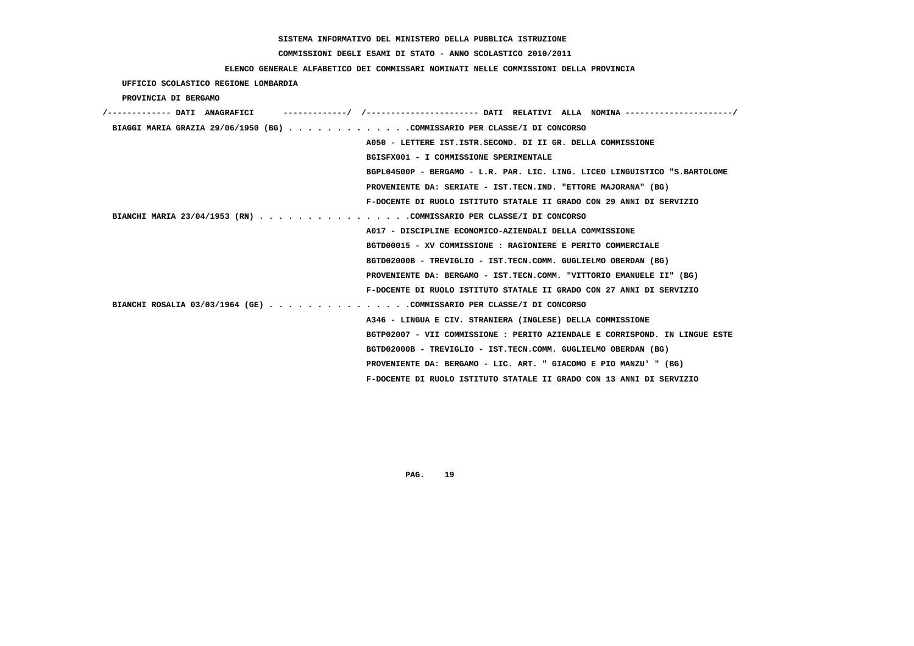SISTEMA INFORMATIVO DEL MINISTERO DELLA PUBBLICA ISTRUZIONE

COMMISSIONI DEGLI ESAMI DI STATO - ANNO SCOLASTICO 2010/2011

ELENCO GENERALE ALFABETICO DEI COMMISSARI NOMINATI NELLE COMMISSIONI DELLA PROVINCIA

UFFICIO SCOLASTICO REGIONE LOMBARDIA

PROVINCIA DI BERGAMO

/------------- DATI ANAGRAFICI -------------/ /---------------------- DATI RELATIVI ALLA NOMINA ---------------------/

BIAGGI MARIA GRAZIA 29/06/1950 (BG) . . . . . . . . . . . . .COMMISSARIO PER CLASSE/I DI CONCORSO
A050 - LETTERE IST.ISTR.SECOND. DI II GR. DELLA COMMISSIONE
BGISFX001 - I COMMISSIONE SPERIMENTALE
BGPL04500P - BERGAMO - L.R. PAR. LIC. LING. LICEO LINGUISTICO "S.BARTOLOME
PROVENIENTE DA: SERIATE - IST.TECN.IND. "ETTORE MAJORANA" (BG)
F-DOCENTE DI RUOLO ISTITUTO STATALE II GRADO CON 29 ANNI DI SERVIZIO

BIANCHI MARIA 23/04/1953 (RN) . . . . . . . . . . . . . . . .COMMISSARIO PER CLASSE/I DI CONCORSO
A017 - DISCIPLINE ECONOMICO-AZIENDALI DELLA COMMISSIONE
BGTD00015 - XV COMMISSIONE : RAGIONIERE E PERITO COMMERCIALE
BGTD02000B - TREVIGLIO - IST.TECN.COMM. GUGLIELMO OBERDAN (BG)
PROVENIENTE DA: BERGAMO - IST.TECN.COMM. "VITTORIO EMANUELE II" (BG)
F-DOCENTE DI RUOLO ISTITUTO STATALE II GRADO CON 27 ANNI DI SERVIZIO

BIANCHI ROSALIA 03/03/1964 (GE) . . . . . . . . . . . . . . .COMMISSARIO PER CLASSE/I DI CONCORSO
A346 - LINGUA E CIV. STRANIERA (INGLESE) DELLA COMMISSIONE
BGTP02007 - VII COMMISSIONE : PERITO AZIENDALE E CORRISPOND. IN LINGUE ESTE
BGTD02000B - TREVIGLIO - IST.TECN.COMM. GUGLIELMO OBERDAN (BG)
PROVENIENTE DA: BERGAMO - LIC. ART. " GIACOMO E PIO MANZU' " (BG)
F-DOCENTE DI RUOLO ISTITUTO STATALE II GRADO CON 13 ANNI DI SERVIZIO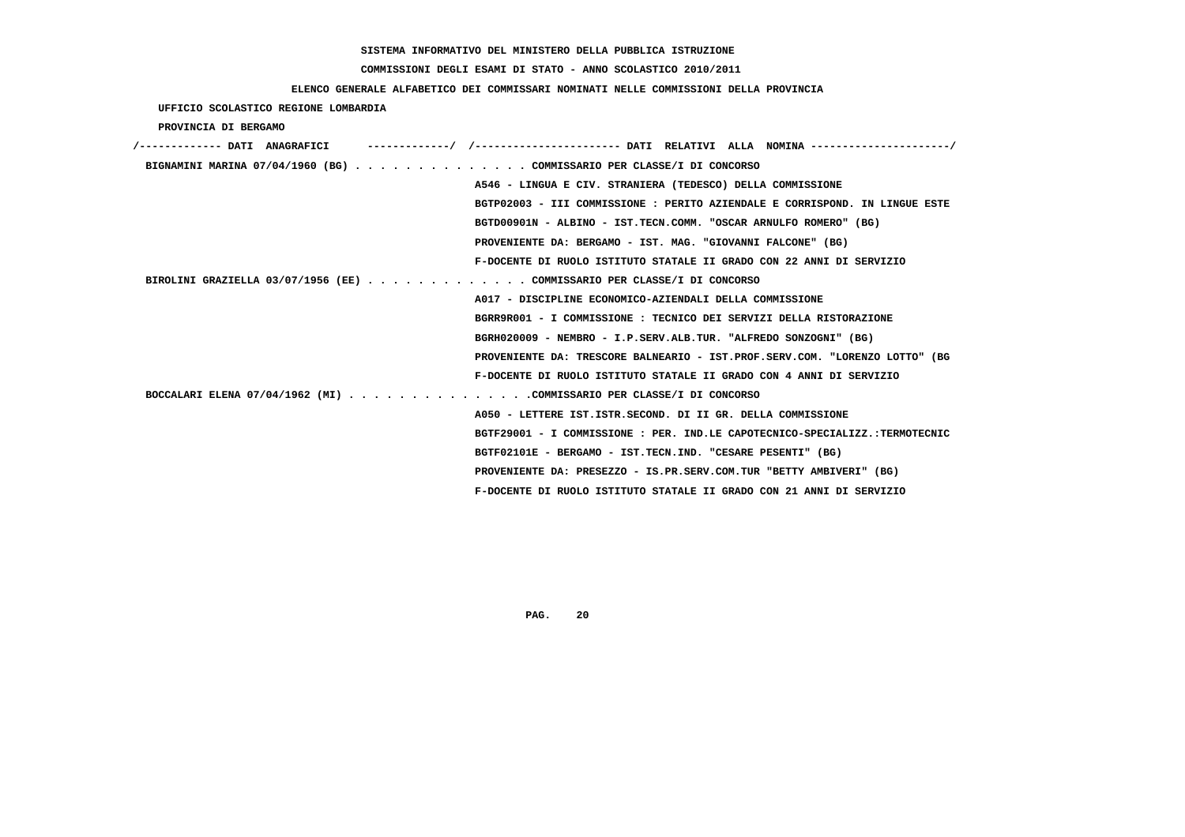SISTEMA INFORMATIVO DEL MINISTERO DELLA PUBBLICA ISTRUZIONE

COMMISSIONI DEGLI ESAMI DI STATO - ANNO SCOLASTICO 2010/2011

ELENCO GENERALE ALFABETICO DEI COMMISSARI NOMINATI NELLE COMMISSIONI DELLA PROVINCIA

UFFICIO SCOLASTICO REGIONE LOMBARDIA

PROVINCIA DI BERGAMO

/------------- DATI ANAGRAFICI -------------/ /---------------------- DATI RELATIVI ALLA NOMINA ---------------------/

BIGNAMINI MARINA 07/04/1960 (BG) . . . . . . . . . . . . . . COMMISSARIO PER CLASSE/I DI CONCORSO

A546 - LINGUA E CIV. STRANIERA (TEDESCO) DELLA COMMISSIONE

BGTP02003 - III COMMISSIONE : PERITO AZIENDALE E CORRISPOND. IN LINGUE ESTE

BGTD00901N - ALBINO - IST.TECN.COMM. "OSCAR ARNULFO ROMERO" (BG)

PROVENIENTE DA: BERGAMO - IST. MAG. "GIOVANNI FALCONE" (BG)

F-DOCENTE DI RUOLO ISTITUTO STATALE II GRADO CON 22 ANNI DI SERVIZIO

BIROLINI GRAZIELLA 03/07/1956 (EE) . . . . . . . . . . . . . COMMISSARIO PER CLASSE/I DI CONCORSO

A017 - DISCIPLINE ECONOMICO-AZIENDALI DELLA COMMISSIONE

BGRR9R001 - I COMMISSIONE : TECNICO DEI SERVIZI DELLA RISTORAZIONE

BGRH020009 - NEMBRO - I.P.SERV.ALB.TUR. "ALFREDO SONZOGNI" (BG)

PROVENIENTE DA: TRESCORE BALNEARIO - IST.PROF.SERV.COM. "LORENZO LOTTO" (BG

F-DOCENTE DI RUOLO ISTITUTO STATALE II GRADO CON 4 ANNI DI SERVIZIO

BOCCALARI ELENA 07/04/1962 (MI) . . . . . . . . . . . . . . .COMMISSARIO PER CLASSE/I DI CONCORSO

A050 - LETTERE IST.ISTR.SECOND. DI II GR. DELLA COMMISSIONE

BGTF29001 - I COMMISSIONE : PER. IND.LE CAPOTECNICO-SPECIALIZZ.:TERMOTECNIC

BGTF02101E - BERGAMO - IST.TECN.IND. "CESARE PESENTI" (BG)

PROVENIENTE DA: PRESEZZO - IS.PR.SERV.COM.TUR "BETTY AMBIVERI" (BG)

F-DOCENTE DI RUOLO ISTITUTO STATALE II GRADO CON 21 ANNI DI SERVIZIO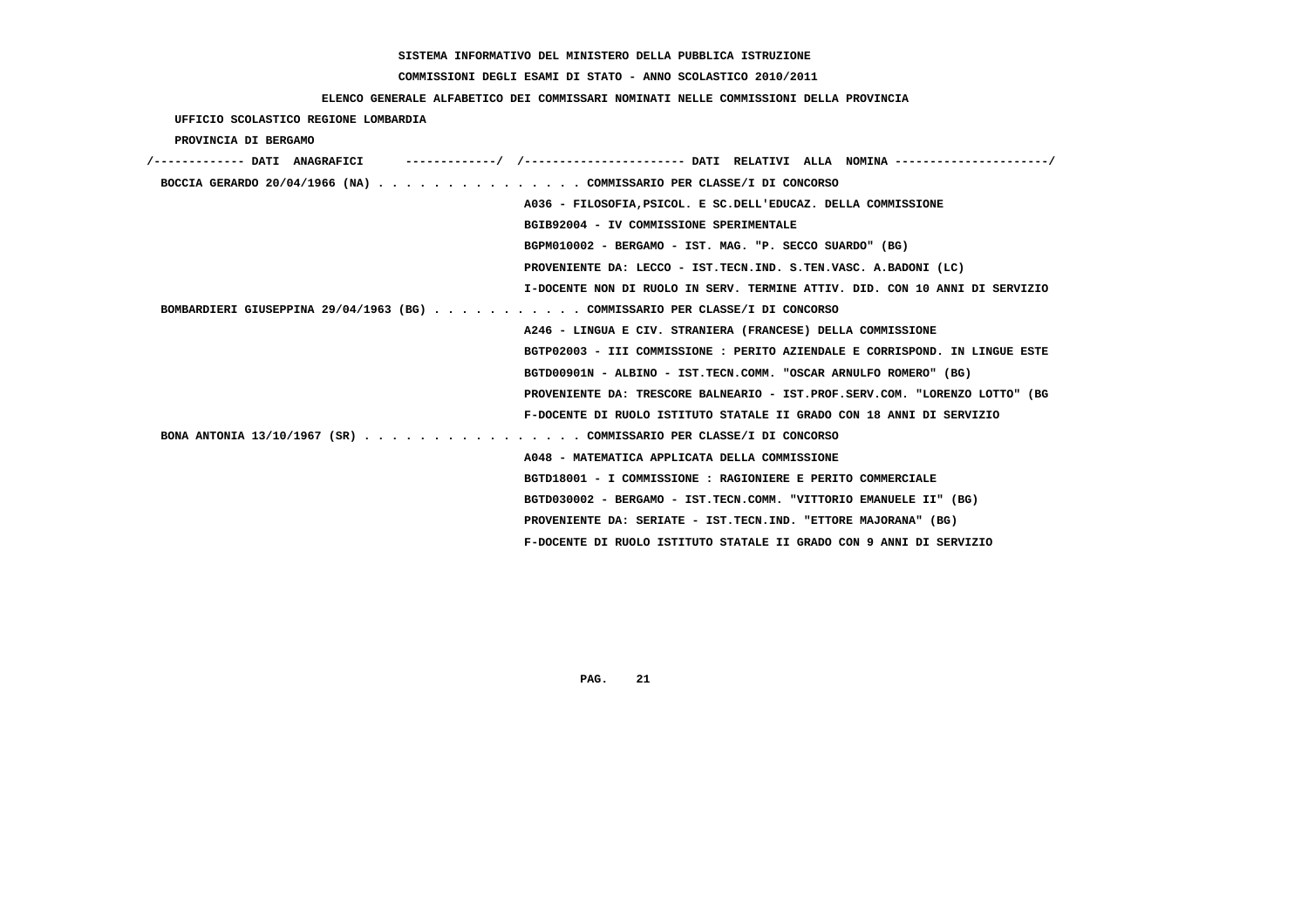SISTEMA INFORMATIVO DEL MINISTERO DELLA PUBBLICA ISTRUZIONE

COMMISSIONI DEGLI ESAMI DI STATO - ANNO SCOLASTICO 2010/2011

ELENCO GENERALE ALFABETICO DEI COMMISSARI NOMINATI NELLE COMMISSIONI DELLA PROVINCIA

UFFICIO SCOLASTICO REGIONE LOMBARDIA

PROVINCIA DI BERGAMO

/------------- DATI ANAGRAFICI -------------/ /---------------------- DATI RELATIVI ALLA NOMINA ---------------------/

BOCCIA GERARDO 20/04/1966 (NA) . . . . . . . . . . . . . . . COMMISSARIO PER CLASSE/I DI CONCORSO

A036 - FILOSOFIA,PSICOL. E SC.DELL'EDUCAZ. DELLA COMMISSIONE

BGIB92004 - IV COMMISSIONE SPERIMENTALE

BGPM010002 - BERGAMO - IST. MAG. "P. SECCO SUARDO" (BG)

PROVENIENTE DA: LECCO - IST.TECN.IND. S.TEN.VASC. A.BADONI (LC)

I-DOCENTE NON DI RUOLO IN SERV. TERMINE ATTIV. DID. CON 10 ANNI DI SERVIZIO

BOMBARDIERI GIUSEPPINA 29/04/1963 (BG) . . . . . . . . . . . COMMISSARIO PER CLASSE/I DI CONCORSO

A246 - LINGUA E CIV. STRANIERA (FRANCESE) DELLA COMMISSIONE

BGTP02003 - III COMMISSIONE : PERITO AZIENDALE E CORRISPOND. IN LINGUE ESTE

BGTD00901N - ALBINO - IST.TECN.COMM. "OSCAR ARNULFO ROMERO" (BG)

PROVENIENTE DA: TRESCORE BALNEARIO - IST.PROF.SERV.COM. "LORENZO LOTTO" (BG

F-DOCENTE DI RUOLO ISTITUTO STATALE II GRADO CON 18 ANNI DI SERVIZIO

BONA ANTONIA 13/10/1967 (SR) . . . . . . . . . . . . . . . COMMISSARIO PER CLASSE/I DI CONCORSO

A048 - MATEMATICA APPLICATA DELLA COMMISSIONE

BGTD18001 - I COMMISSIONE : RAGIONIERE E PERITO COMMERCIALE

BGTD030002 - BERGAMO - IST.TECN.COMM. "VITTORIO EMANUELE II" (BG)

PROVENIENTE DA: SERIATE - IST.TECN.IND. "ETTORE MAJORANA" (BG)

F-DOCENTE DI RUOLO ISTITUTO STATALE II GRADO CON 9 ANNI DI SERVIZIO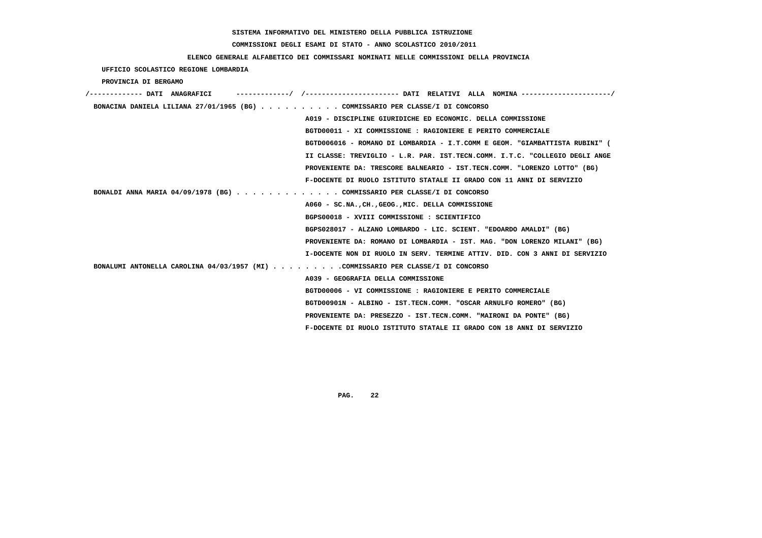SISTEMA INFORMATIVO DEL MINISTERO DELLA PUBBLICA ISTRUZIONE

COMMISSIONI DEGLI ESAMI DI STATO - ANNO SCOLASTICO 2010/2011

ELENCO GENERALE ALFABETICO DEI COMMISSARI NOMINATI NELLE COMMISSIONI DELLA PROVINCIA

UFFICIO SCOLASTICO REGIONE LOMBARDIA

PROVINCIA DI BERGAMO

/------------- DATI ANAGRAFICI -------------/ /---------------------- DATI RELATIVI ALLA NOMINA ---------------------/

BONACINA DANIELA LILIANA 27/01/1965 (BG) . . . . . . . . . . COMMISSARIO PER CLASSE/I DI CONCORSO
A019 - DISCIPLINE GIURIDICHE ED ECONOMIC. DELLA COMMISSIONE
BGTD00011 - XI COMMISSIONE : RAGIONIERE E PERITO COMMERCIALE
BGTD006016 - ROMANO DI LOMBARDIA - I.T.COMM E GEOM. "GIAMBATTISTA RUBINI" (
II CLASSE: TREVIGLIO - L.R. PAR. IST.TECN.COMM. I.T.C. "COLLEGIO DEGLI ANGE
PROVENIENTE DA: TRESCORE BALNEARIO - IST.TECN.COMM. "LORENZO LOTTO" (BG)
F-DOCENTE DI RUOLO ISTITUTO STATALE II GRADO CON 11 ANNI DI SERVIZIO

BONALDI ANNA MARIA 04/09/1978 (BG) . . . . . . . . . . . . . COMMISSARIO PER CLASSE/I DI CONCORSO
A060 - SC.NA.,CH.,GEOG.,MIC. DELLA COMMISSIONE
BGPS00018 - XVIII COMMISSIONE : SCIENTIFICO
BGPS028017 - ALZANO LOMBARDO - LIC. SCIENT. "EDOARDO AMALDI" (BG)
PROVENIENTE DA: ROMANO DI LOMBARDIA - IST. MAG. "DON LORENZO MILANI" (BG)
I-DOCENTE NON DI RUOLO IN SERV. TERMINE ATTIV. DID. CON 3 ANNI DI SERVIZIO

BONALUMI ANTONELLA CAROLINA 04/03/1957 (MI) . . . . . . . . .COMMISSARIO PER CLASSE/I DI CONCORSO
A039 - GEOGRAFIA DELLA COMMISSIONE
BGTD00006 - VI COMMISSIONE : RAGIONIERE E PERITO COMMERCIALE
BGTD00901N - ALBINO - IST.TECN.COMM. "OSCAR ARNULFO ROMERO" (BG)
PROVENIENTE DA: PRESEZZO - IST.TECN.COMM. "MAIRONI DA PONTE" (BG)
F-DOCENTE DI RUOLO ISTITUTO STATALE II GRADO CON 18 ANNI DI SERVIZIO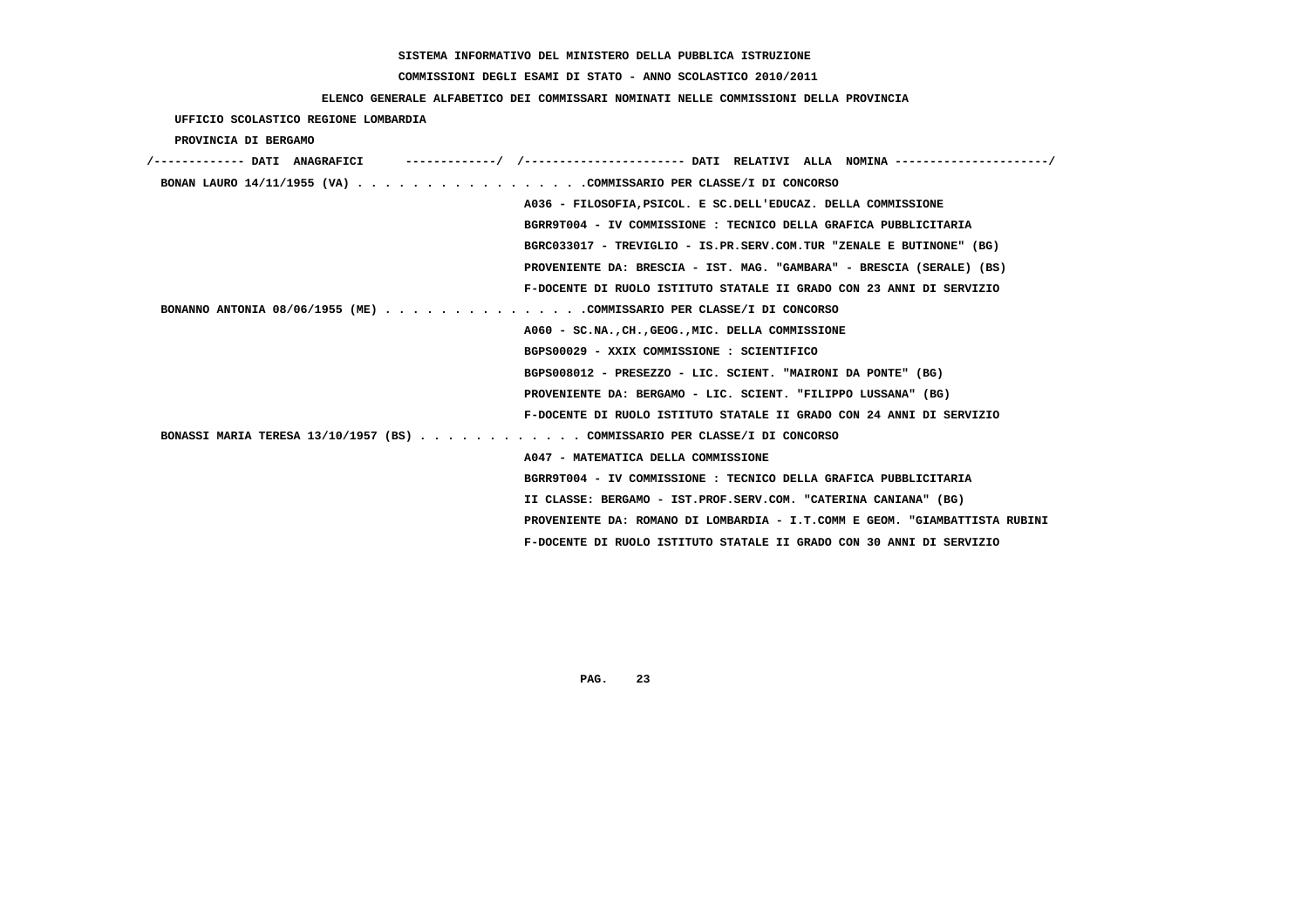**SISTEMA INFORMATIVO DEL MINISTERO DELLA PUBBLICA ISTRUZIONE**

**COMMISSIONI DEGLI ESAMI DI STATO - ANNO SCOLASTICO 2010/2011**

**ELENCO GENERALE ALFABETICO DEI COMMISSARI NOMINATI NELLE COMMISSIONI DELLA PROVINCIA**

**UFFICIO SCOLASTICO REGIONE LOMBARDIA**

**PROVINCIA DI BERGAMO**

/------------- DATI ANAGRAFICI -------------/ /---------------------- DATI RELATIVI ALLA NOMINA ---------------------/

**BONAN LAURO 14/11/1955 (VA)** . . . . . . . . . . . . . . . . .COMMISSARIO PER CLASSE/I DI CONCORSO

A036 - FILOSOFIA,PSICOL. E SC.DELL'EDUCAZ. DELLA COMMISSIONE

BGRR9T004 - IV COMMISSIONE : TECNICO DELLA GRAFICA PUBBLICITARIA

BGRC033017 - TREVIGLIO - IS.PR.SERV.COM.TUR "ZENALE E BUTINONE" (BG)

PROVENIENTE DA: BRESCIA - IST. MAG. "GAMBARA" - BRESCIA (SERALE) (BS)

F-DOCENTE DI RUOLO ISTITUTO STATALE II GRADO CON 23 ANNI DI SERVIZIO

**BONANNO ANTONIA 08/06/1955 (ME)** . . . . . . . . . . . . . . .COMMISSARIO PER CLASSE/I DI CONCORSO

A060 - SC.NA.,CH.,GEOG.,MIC. DELLA COMMISSIONE

BGPS00029 - XXIX COMMISSIONE : SCIENTIFICO

BGPS008012 - PRESEZZO - LIC. SCIENT. "MAIRONI DA PONTE" (BG)

PROVENIENTE DA: BERGAMO - LIC. SCIENT. "FILIPPO LUSSANA" (BG)

F-DOCENTE DI RUOLO ISTITUTO STATALE II GRADO CON 24 ANNI DI SERVIZIO

**BONASSI MARIA TERESA 13/10/1957 (BS)** . . . . . . . . . . . . COMMISSARIO PER CLASSE/I DI CONCORSO

A047 - MATEMATICA DELLA COMMISSIONE

BGRR9T004 - IV COMMISSIONE : TECNICO DELLA GRAFICA PUBBLICITARIA

II CLASSE: BERGAMO - IST.PROF.SERV.COM. "CATERINA CANIANA" (BG)

PROVENIENTE DA: ROMANO DI LOMBARDIA - I.T.COMM E GEOM. "GIAMBATTISTA RUBINI

F-DOCENTE DI RUOLO ISTITUTO STATALE II GRADO CON 30 ANNI DI SERVIZIO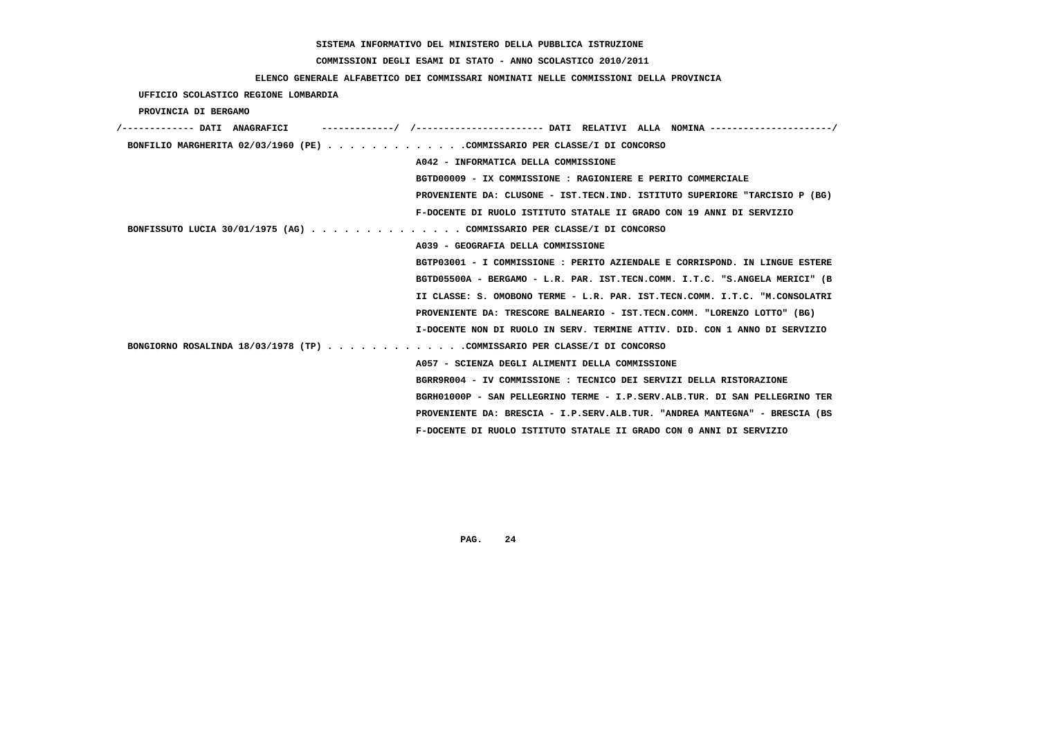**SISTEMA INFORMATIVO DEL MINISTERO DELLA PUBBLICA ISTRUZIONE**

**COMMISSIONI DEGLI ESAMI DI STATO - ANNO SCOLASTICO 2010/2011**

**ELENCO GENERALE ALFABETICO DEI COMMISSARI NOMINATI NELLE COMMISSIONI DELLA PROVINCIA**

**UFFICIO SCOLASTICO REGIONE LOMBARDIA**

**PROVINCIA DI BERGAMO**

/------------- DATI ANAGRAFICI -------------/ /---------------------- DATI RELATIVI ALLA NOMINA ---------------------/

BONFILIO MARGHERITA 02/03/1960 (PE) . . . . . . . . . . . . .COMMISSARIO PER CLASSE/I DI CONCORSO

A042 - INFORMATICA DELLA COMMISSIONE

BGTD00009 - IX COMMISSIONE : RAGIONIERE E PERITO COMMERCIALE

PROVENIENTE DA: CLUSONE - IST.TECN.IND. ISTITUTO SUPERIORE "TARCISIO P (BG)

F-DOCENTE DI RUOLO ISTITUTO STATALE II GRADO CON 19 ANNI DI SERVIZIO

BONFISSUTO LUCIA 30/01/1975 (AG) . . . . . . . . . . . . . . COMMISSARIO PER CLASSE/I DI CONCORSO

A039 - GEOGRAFIA DELLA COMMISSIONE

BGTP03001 - I COMMISSIONE : PERITO AZIENDALE E CORRISPOND. IN LINGUE ESTERE

BGTD05500A - BERGAMO - L.R. PAR. IST.TECN.COMM. I.T.C. "S.ANGELA MERICI" (B

II CLASSE: S. OMOBONO TERME - L.R. PAR. IST.TECN.COMM. I.T.C. "M.CONSOLATRI

PROVENIENTE DA: TRESCORE BALNEARIO - IST.TECN.COMM. "LORENZO LOTTO" (BG)

I-DOCENTE NON DI RUOLO IN SERV. TERMINE ATTIV. DID. CON 1 ANNO DI SERVIZIO

BONGIORNO ROSALINDA 18/03/1978 (TP) . . . . . . . . . . . . .COMMISSARIO PER CLASSE/I DI CONCORSO

A057 - SCIENZA DEGLI ALIMENTI DELLA COMMISSIONE

BGRR9R004 - IV COMMISSIONE : TECNICO DEI SERVIZI DELLA RISTORAZIONE

BGRH01000P - SAN PELLEGRINO TERME - I.P.SERV.ALB.TUR. DI SAN PELLEGRINO TER

PROVENIENTE DA: BRESCIA - I.P.SERV.ALB.TUR. "ANDREA MANTEGNA" - BRESCIA (BS

F-DOCENTE DI RUOLO ISTITUTO STATALE II GRADO CON 0 ANNI DI SERVIZIO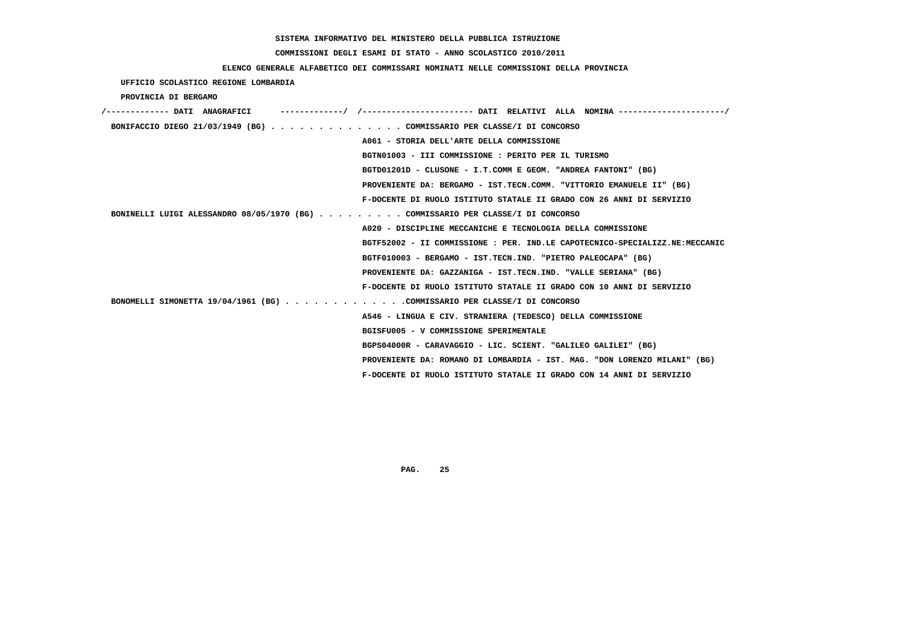SISTEMA INFORMATIVO DEL MINISTERO DELLA PUBBLICA ISTRUZIONE

COMMISSIONI DEGLI ESAMI DI STATO - ANNO SCOLASTICO 2010/2011

ELENCO GENERALE ALFABETICO DEI COMMISSARI NOMINATI NELLE COMMISSIONI DELLA PROVINCIA

UFFICIO SCOLASTICO REGIONE LOMBARDIA

PROVINCIA DI BERGAMO

/------------- DATI ANAGRAFICI -------------/ /---------------------- DATI RELATIVI ALLA NOMINA ---------------------/

BONIFACCIO DIEGO 21/03/1949 (BG) . . . . . . . . . . . . . . COMMISSARIO PER CLASSE/I DI CONCORSO

A061 - STORIA DELL'ARTE DELLA COMMISSIONE

BGTN01003 - III COMMISSIONE : PERITO PER IL TURISMO

BGTD01201D - CLUSONE - I.T.COMM E GEOM. "ANDREA FANTONI" (BG)

PROVENIENTE DA: BERGAMO - IST.TECN.COMM. "VITTORIO EMANUELE II" (BG)

F-DOCENTE DI RUOLO ISTITUTO STATALE II GRADO CON 26 ANNI DI SERVIZIO

BONINELLI LUIGI ALESSANDRO 08/05/1970 (BG) . . . . . . . . . COMMISSARIO PER CLASSE/I DI CONCORSO

A020 - DISCIPLINE MECCANICHE E TECNOLOGIA DELLA COMMISSIONE

BGTF52002 - II COMMISSIONE : PER. IND.LE CAPOTECNICO-SPECIALIZZ.NE:MECCANIC

BGTF010003 - BERGAMO - IST.TECN.IND. "PIETRO PALEOCAPA" (BG)

PROVENIENTE DA: GAZZANIGA - IST.TECN.IND. "VALLE SERIANA" (BG)

F-DOCENTE DI RUOLO ISTITUTO STATALE II GRADO CON 10 ANNI DI SERVIZIO

BONOMELLI SIMONETTA 19/04/1961 (BG) . . . . . . . . . . . . .COMMISSARIO PER CLASSE/I DI CONCORSO

A546 - LINGUA E CIV. STRANIERA (TEDESCO) DELLA COMMISSIONE

BGISFU005 - V COMMISSIONE SPERIMENTALE

BGPS04000R - CARAVAGGIO - LIC. SCIENT. "GALILEO GALILEI" (BG)

PROVENIENTE DA: ROMANO DI LOMBARDIA - IST. MAG. "DON LORENZO MILANI" (BG)

F-DOCENTE DI RUOLO ISTITUTO STATALE II GRADO CON 14 ANNI DI SERVIZIO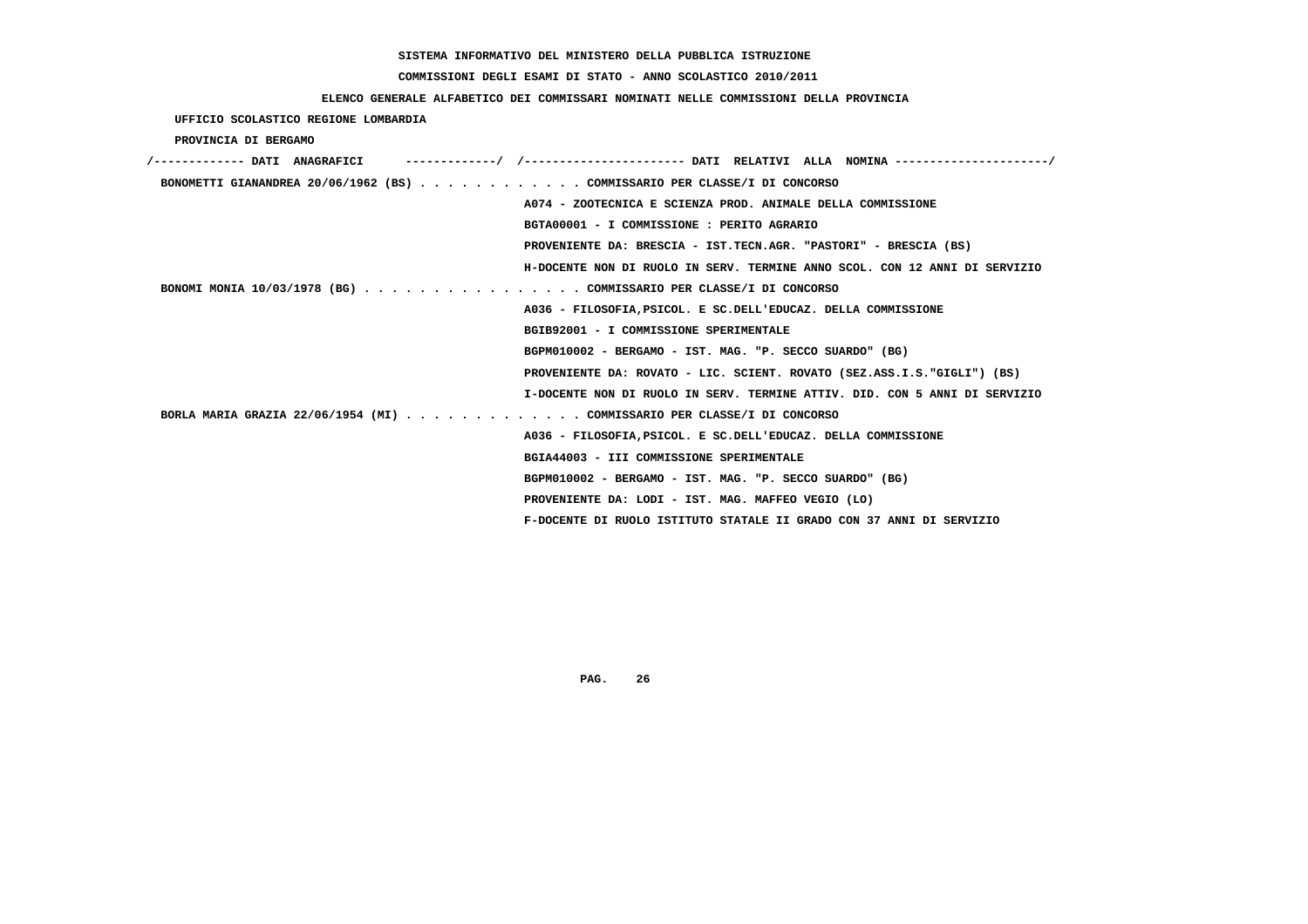SISTEMA INFORMATIVO DEL MINISTERO DELLA PUBBLICA ISTRUZIONE

COMMISSIONI DEGLI ESAMI DI STATO - ANNO SCOLASTICO 2010/2011

ELENCO GENERALE ALFABETICO DEI COMMISSARI NOMINATI NELLE COMMISSIONI DELLA PROVINCIA

UFFICIO SCOLASTICO REGIONE LOMBARDIA

PROVINCIA DI BERGAMO

```
/------------- DATI  ANAGRAFICI      -------------/  /----------------------- DATI  RELATIVI  ALLA  NOMINA ----------------------/
 BONOMETTI GIANANDREA 20/06/1962 (BS) . . . . . . . . . . . . COMMISSARIO PER CLASSE/I DI CONCORSO
                                                    A074 - ZOOTECNICA E SCIENZA PROD. ANIMALE DELLA COMMISSIONE
                                                    BGTA00001 - I COMMISSIONE : PERITO AGRARIO
                                                    PROVENIENTE DA: BRESCIA - IST.TECN.AGR. "PASTORI" - BRESCIA (BS)
                                                    H-DOCENTE NON DI RUOLO IN SERV. TERMINE ANNO SCOL. CON 12 ANNI DI SERVIZIO
 BONOMI MONIA 10/03/1978 (BG) . . . . . . . . . . . . . . . . COMMISSARIO PER CLASSE/I DI CONCORSO
                                                    A036 - FILOSOFIA,PSICOL. E SC.DELL'EDUCAZ. DELLA COMMISSIONE
                                                    BGIB92001 - I COMMISSIONE SPERIMENTALE
                                                    BGPM010002 - BERGAMO - IST. MAG. "P. SECCO SUARDO" (BG)
                                                    PROVENIENTE DA: ROVATO - LIC. SCIENT. ROVATO (SEZ.ASS.I.S."GIGLI") (BS)
                                                    I-DOCENTE NON DI RUOLO IN SERV. TERMINE ATTIV. DID. CON 5 ANNI DI SERVIZIO
 BORLA MARIA GRAZIA 22/06/1954 (MI) . . . . . . . . . . . . . COMMISSARIO PER CLASSE/I DI CONCORSO
                                                    A036 - FILOSOFIA,PSICOL. E SC.DELL'EDUCAZ. DELLA COMMISSIONE
                                                    BGIA44003 - III COMMISSIONE SPERIMENTALE
                                                    BGPM010002 - BERGAMO - IST. MAG. "P. SECCO SUARDO" (BG)
                                                    PROVENIENTE DA: LODI - IST. MAG. MAFFEO VEGIO (LO)
                                                    F-DOCENTE DI RUOLO ISTITUTO STATALE II GRADO CON 37 ANNI DI SERVIZIO
```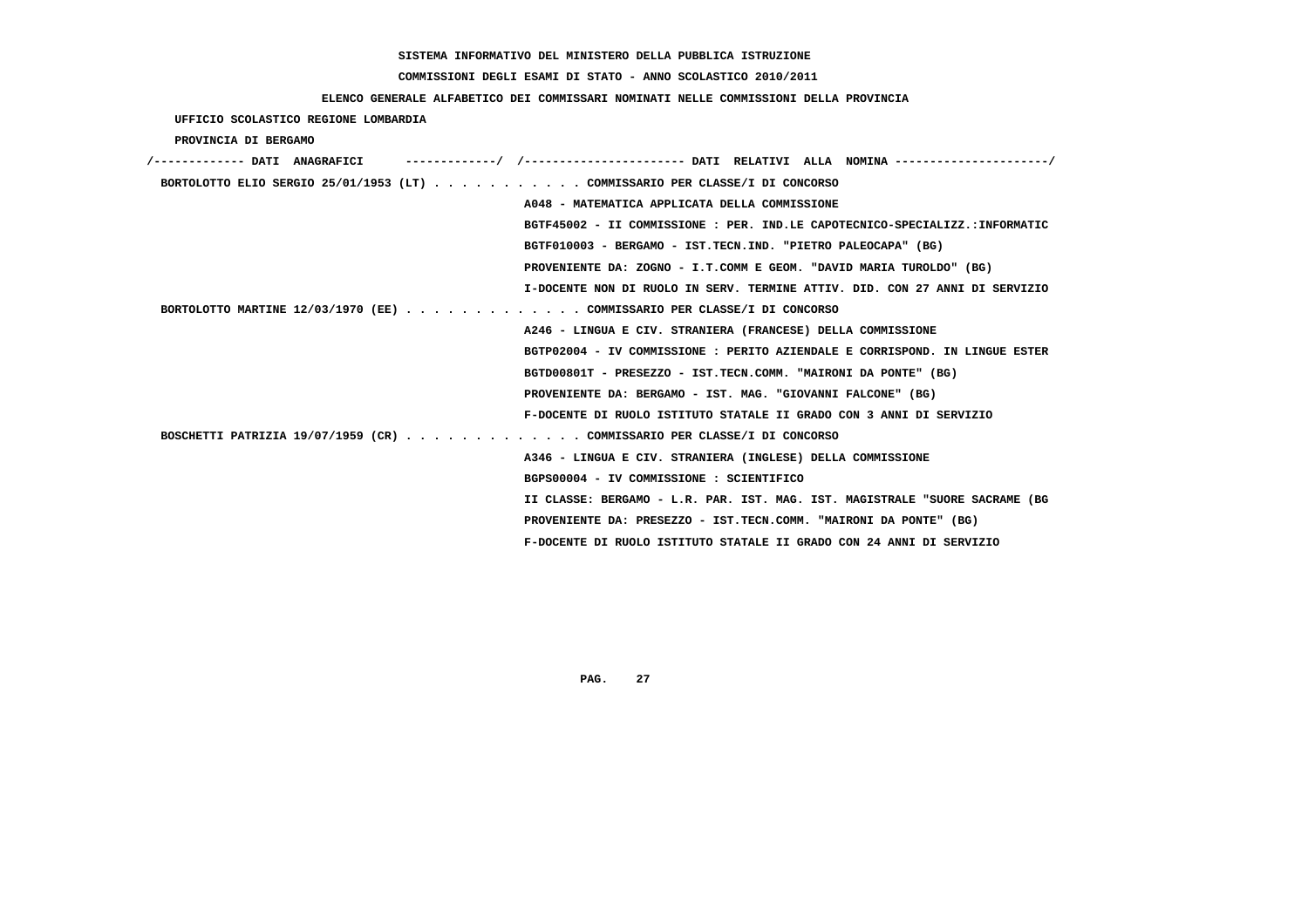SISTEMA INFORMATIVO DEL MINISTERO DELLA PUBBLICA ISTRUZIONE

COMMISSIONI DEGLI ESAMI DI STATO - ANNO SCOLASTICO 2010/2011

ELENCO GENERALE ALFABETICO DEI COMMISSARI NOMINATI NELLE COMMISSIONI DELLA PROVINCIA

UFFICIO SCOLASTICO REGIONE LOMBARDIA

PROVINCIA DI BERGAMO

/------------- DATI ANAGRAFICI -------------/ /---------------------- DATI RELATIVI ALLA NOMINA ---------------------/

BORTOLOTTO ELIO SERGIO 25/01/1953 (LT) . . . . . . . . . . . COMMISSARIO PER CLASSE/I DI CONCORSO
A048 - MATEMATICA APPLICATA DELLA COMMISSIONE
BGTF45002 - II COMMISSIONE : PER. IND.LE CAPOTECNICO-SPECIALIZZ.:INFORMATIC
BGTF010003 - BERGAMO - IST.TECN.IND. "PIETRO PALEOCAPA" (BG)
PROVENIENTE DA: ZOGNO - I.T.COMM E GEOM. "DAVID MARIA TUROLDO" (BG)
I-DOCENTE NON DI RUOLO IN SERV. TERMINE ATTIV. DID. CON 27 ANNI DI SERVIZIO

BORTOLOTTO MARTINE 12/03/1970 (EE) . . . . . . . . . . . . . COMMISSARIO PER CLASSE/I DI CONCORSO
A246 - LINGUA E CIV. STRANIERA (FRANCESE) DELLA COMMISSIONE
BGTP02004 - IV COMMISSIONE : PERITO AZIENDALE E CORRISPOND. IN LINGUE ESTER
BGTD00801T - PRESEZZO - IST.TECN.COMM. "MAIRONI DA PONTE" (BG)
PROVENIENTE DA: BERGAMO - IST. MAG. "GIOVANNI FALCONE" (BG)
F-DOCENTE DI RUOLO ISTITUTO STATALE II GRADO CON 3 ANNI DI SERVIZIO

BOSCHETTI PATRIZIA 19/07/1959 (CR) . . . . . . . . . . . . . COMMISSARIO PER CLASSE/I DI CONCORSO
A346 - LINGUA E CIV. STRANIERA (INGLESE) DELLA COMMISSIONE
BGPS00004 - IV COMMISSIONE : SCIENTIFICO
II CLASSE: BERGAMO - L.R. PAR. IST. MAG. IST. MAGISTRALE "SUORE SACRAME (BG
PROVENIENTE DA: PRESEZZO - IST.TECN.COMM. "MAIRONI DA PONTE" (BG)
F-DOCENTE DI RUOLO ISTITUTO STATALE II GRADO CON 24 ANNI DI SERVIZIO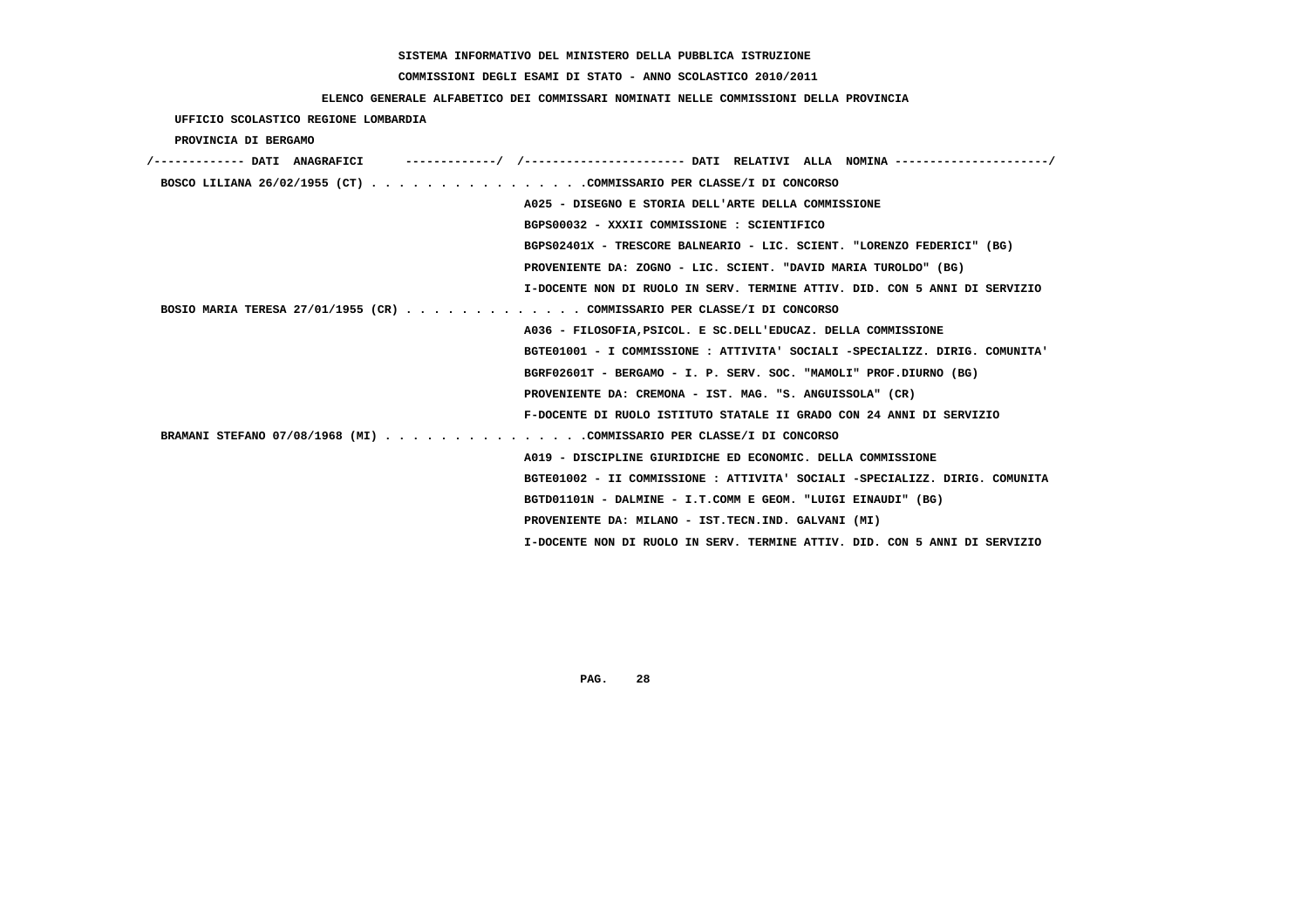SISTEMA INFORMATIVO DEL MINISTERO DELLA PUBBLICA ISTRUZIONE

COMMISSIONI DEGLI ESAMI DI STATO - ANNO SCOLASTICO 2010/2011

ELENCO GENERALE ALFABETICO DEI COMMISSARI NOMINATI NELLE COMMISSIONI DELLA PROVINCIA

UFFICIO SCOLASTICO REGIONE LOMBARDIA

PROVINCIA DI BERGAMO

```
/------------- DATI  ANAGRAFICI      -------------/  /----------------------- DATI  RELATIVI  ALLA  NOMINA ----------------------/
 BOSCO LILIANA 26/02/1955 (CT) . . . . . . . . . . . . . . . .COMMISSARIO PER CLASSE/I DI CONCORSO
                                                      A025 - DISEGNO E STORIA DELL'ARTE DELLA COMMISSIONE
                                                      BGPS00032 - XXXII COMMISSIONE : SCIENTIFICO
                                                      BGPS02401X - TRESCORE BALNEARIO - LIC. SCIENT. "LORENZO FEDERICI" (BG)
                                                      PROVENIENTE DA: ZOGNO - LIC. SCIENT. "DAVID MARIA TUROLDO" (BG)
                                                      I-DOCENTE NON DI RUOLO IN SERV. TERMINE ATTIV. DID. CON 5 ANNI DI SERVIZIO
 BOSIO MARIA TERESA 27/01/1955 (CR) . . . . . . . . . . . . . COMMISSARIO PER CLASSE/I DI CONCORSO
                                                      A036 - FILOSOFIA,PSICOL. E SC.DELL'EDUCAZ. DELLA COMMISSIONE
                                                      BGTE01001 - I COMMISSIONE : ATTIVITA' SOCIALI -SPECIALIZZ. DIRIG. COMUNITA'
                                                      BGRF02601T - BERGAMO - I. P. SERV. SOC. "MAMOLI" PROF.DIURNO (BG)
                                                      PROVENIENTE DA: CREMONA - IST. MAG. "S. ANGUISSOLA" (CR)
                                                      F-DOCENTE DI RUOLO ISTITUTO STATALE II GRADO CON 24 ANNI DI SERVIZIO
 BRAMANI STEFANO 07/08/1968 (MI) . . . . . . . . . . . . . . .COMMISSARIO PER CLASSE/I DI CONCORSO
                                                      A019 - DISCIPLINE GIURIDICHE ED ECONOMIC. DELLA COMMISSIONE
                                                      BGTE01002 - II COMMISSIONE : ATTIVITA' SOCIALI -SPECIALIZZ. DIRIG. COMUNITA
                                                      BGTD01101N - DALMINE - I.T.COMM E GEOM. "LUIGI EINAUDI" (BG)
                                                      PROVENIENTE DA: MILANO - IST.TECN.IND. GALVANI (MI)
                                                      I-DOCENTE NON DI RUOLO IN SERV. TERMINE ATTIV. DID. CON 5 ANNI DI SERVIZIO
```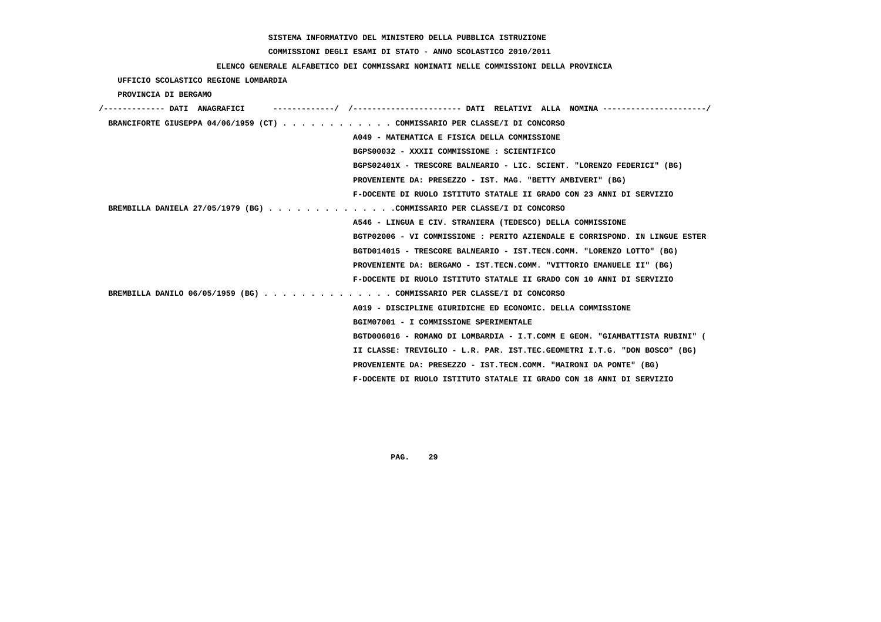SISTEMA INFORMATIVO DEL MINISTERO DELLA PUBBLICA ISTRUZIONE

COMMISSIONI DEGLI ESAMI DI STATO - ANNO SCOLASTICO 2010/2011

ELENCO GENERALE ALFABETICO DEI COMMISSARI NOMINATI NELLE COMMISSIONI DELLA PROVINCIA

UFFICIO SCOLASTICO REGIONE LOMBARDIA

PROVINCIA DI BERGAMO

/------------- DATI ANAGRAFICI -------------/ /---------------------- DATI RELATIVI ALLA NOMINA ---------------------/

BRANCIFORTE GIUSEPPA 04/06/1959 (CT) . . . . . . . . . . . . COMMISSARIO PER CLASSE/I DI CONCORSO

A049 - MATEMATICA E FISICA DELLA COMMISSIONE

BGPS00032 - XXXII COMMISSIONE : SCIENTIFICO

BGPS02401X - TRESCORE BALNEARIO - LIC. SCIENT. "LORENZO FEDERICI" (BG)

PROVENIENTE DA: PRESEZZO - IST. MAG. "BETTY AMBIVERI" (BG)

F-DOCENTE DI RUOLO ISTITUTO STATALE II GRADO CON 23 ANNI DI SERVIZIO

BREMBILLA DANIELA 27/05/1979 (BG) . . . . . . . . . . . . . .COMMISSARIO PER CLASSE/I DI CONCORSO

A546 - LINGUA E CIV. STRANIERA (TEDESCO) DELLA COMMISSIONE

BGTP02006 - VI COMMISSIONE : PERITO AZIENDALE E CORRISPOND. IN LINGUE ESTER

BGTD014015 - TRESCORE BALNEARIO - IST.TECN.COMM. "LORENZO LOTTO" (BG)

PROVENIENTE DA: BERGAMO - IST.TECN.COMM. "VITTORIO EMANUELE II" (BG)

F-DOCENTE DI RUOLO ISTITUTO STATALE II GRADO CON 10 ANNI DI SERVIZIO

BREMBILLA DANILO 06/05/1959 (BG) . . . . . . . . . . . . . . COMMISSARIO PER CLASSE/I DI CONCORSO

A019 - DISCIPLINE GIURIDICHE ED ECONOMIC. DELLA COMMISSIONE

BGIM07001 - I COMMISSIONE SPERIMENTALE

BGTD006016 - ROMANO DI LOMBARDIA - I.T.COMM E GEOM. "GIAMBATTISTA RUBINI" (

II CLASSE: TREVIGLIO - L.R. PAR. IST.TEC.GEOMETRI I.T.G. "DON BOSCO" (BG)

PROVENIENTE DA: PRESEZZO - IST.TECN.COMM. "MAIRONI DA PONTE" (BG)

F-DOCENTE DI RUOLO ISTITUTO STATALE II GRADO CON 18 ANNI DI SERVIZIO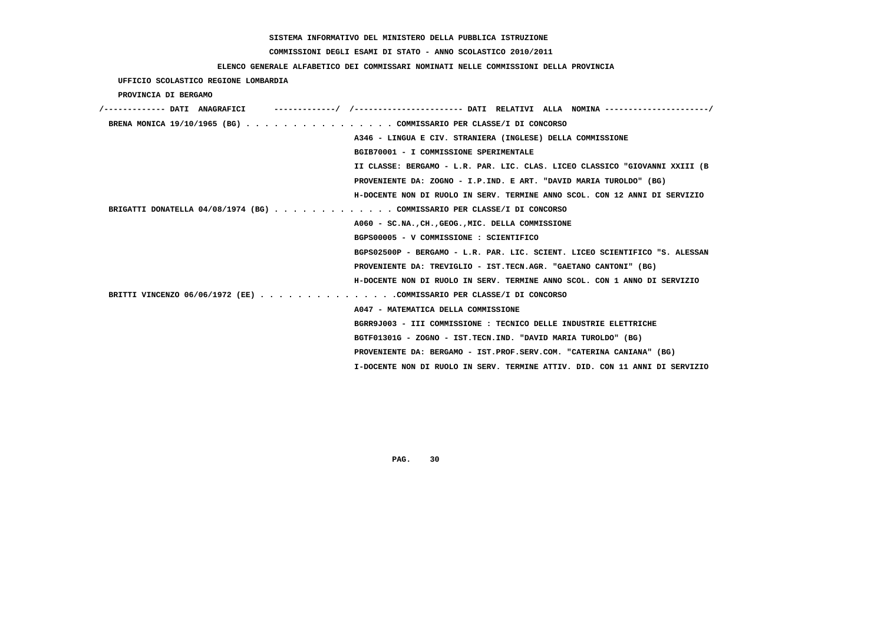SISTEMA INFORMATIVO DEL MINISTERO DELLA PUBBLICA ISTRUZIONE

COMMISSIONI DEGLI ESAMI DI STATO - ANNO SCOLASTICO 2010/2011

ELENCO GENERALE ALFABETICO DEI COMMISSARI NOMINATI NELLE COMMISSIONI DELLA PROVINCIA

UFFICIO SCOLASTICO REGIONE LOMBARDIA

PROVINCIA DI BERGAMO

```
/------------- DATI  ANAGRAFICI      -------------/  /----------------------- DATI  RELATIVI  ALLA  NOMINA ---------------------/
 BRENA MONICA 19/10/1965 (BG) . . . . . . . . . . . . . . . . COMMISSARIO PER CLASSE/I DI CONCORSO
                                                    A346 - LINGUA E CIV. STRANIERA (INGLESE) DELLA COMMISSIONE
                                                    BGIB70001 - I COMMISSIONE SPERIMENTALE
                                                    II CLASSE: BERGAMO - L.R. PAR. LIC. CLAS. LICEO CLASSICO "GIOVANNI XXIII (B
                                                    PROVENIENTE DA: ZOGNO - I.P.IND. E ART. "DAVID MARIA TUROLDO" (BG)
                                                    H-DOCENTE NON DI RUOLO IN SERV. TERMINE ANNO SCOL. CON 12 ANNI DI SERVIZIO
 BRIGATTI DONATELLA 04/08/1974 (BG) . . . . . . . . . . . . . COMMISSARIO PER CLASSE/I DI CONCORSO
                                                    A060 - SC.NA.,CH.,GEOG.,MIC. DELLA COMMISSIONE
                                                    BGPS00005 - V COMMISSIONE : SCIENTIFICO
                                                    BGPS02500P - BERGAMO - L.R. PAR. LIC. SCIENT. LICEO SCIENTIFICO "S. ALESSAN
                                                    PROVENIENTE DA: TREVIGLIO - IST.TECN.AGR. "GAETANO CANTONI" (BG)
                                                    H-DOCENTE NON DI RUOLO IN SERV. TERMINE ANNO SCOL. CON 1 ANNO DI SERVIZIO
 BRITTI VINCENZO 06/06/1972 (EE) . . . . . . . . . . . . . . .COMMISSARIO PER CLASSE/I DI CONCORSO
                                                    A047 - MATEMATICA DELLA COMMISSIONE
                                                    BGRR9J003 - III COMMISSIONE : TECNICO DELLE INDUSTRIE ELETTRICHE
                                                    BGTF01301G - ZOGNO - IST.TECN.IND. "DAVID MARIA TUROLDO" (BG)
                                                    PROVENIENTE DA: BERGAMO - IST.PROF.SERV.COM. "CATERINA CANIANA" (BG)
                                                    I-DOCENTE NON DI RUOLO IN SERV. TERMINE ATTIV. DID. CON 11 ANNI DI SERVIZIO
```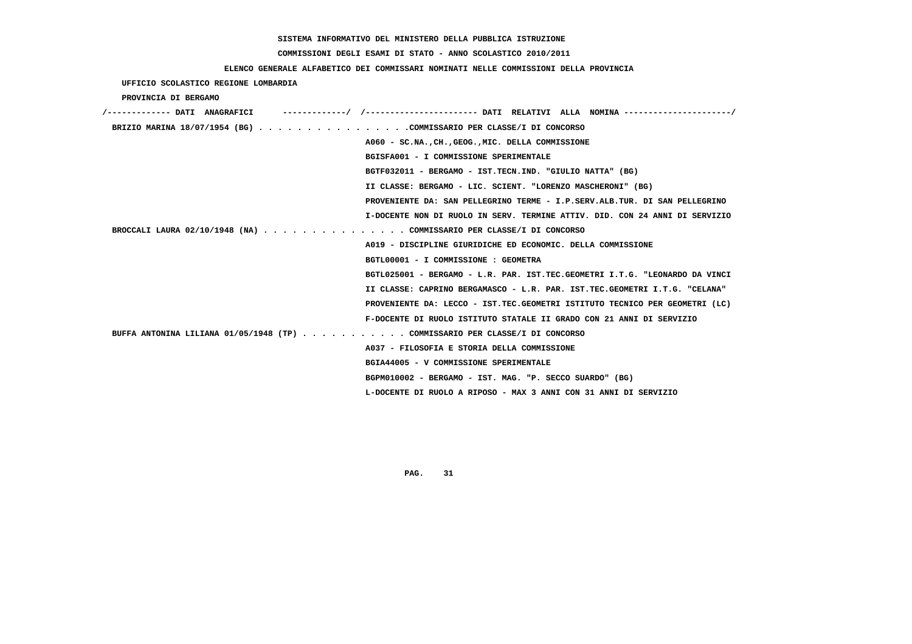SISTEMA INFORMATIVO DEL MINISTERO DELLA PUBBLICA ISTRUZIONE

COMMISSIONI DEGLI ESAMI DI STATO - ANNO SCOLASTICO 2010/2011

ELENCO GENERALE ALFABETICO DEI COMMISSARI NOMINATI NELLE COMMISSIONI DELLA PROVINCIA

UFFICIO SCOLASTICO REGIONE LOMBARDIA

PROVINCIA DI BERGAMO

/------------- DATI ANAGRAFICI -------------/ /---------------------- DATI RELATIVI ALLA NOMINA ---------------------/

BRIZIO MARINA 18/07/1954 (BG) . . . . . . . . . . . . . . . .COMMISSARIO PER CLASSE/I DI CONCORSO
A060 - SC.NA.,CH.,GEOG.,MIC. DELLA COMMISSIONE
BGISFA001 - I COMMISSIONE SPERIMENTALE
BGTF032011 - BERGAMO - IST.TECN.IND. "GIULIO NATTA" (BG)
II CLASSE: BERGAMO - LIC. SCIENT. "LORENZO MASCHERONI" (BG)
PROVENIENTE DA: SAN PELLEGRINO TERME - I.P.SERV.ALB.TUR. DI SAN PELLEGRINO
I-DOCENTE NON DI RUOLO IN SERV. TERMINE ATTIV. DID. CON 24 ANNI DI SERVIZIO

BROCCALI LAURA 02/10/1948 (NA) . . . . . . . . . . . . . . . COMMISSARIO PER CLASSE/I DI CONCORSO
A019 - DISCIPLINE GIURIDICHE ED ECONOMIC. DELLA COMMISSIONE
BGTL00001 - I COMMISSIONE : GEOMETRA
BGTL025001 - BERGAMO - L.R. PAR. IST.TEC.GEOMETRI I.T.G. "LEONARDO DA VINCI
II CLASSE: CAPRINO BERGAMASCO - L.R. PAR. IST.TEC.GEOMETRI I.T.G. "CELANA"
PROVENIENTE DA: LECCO - IST.TEC.GEOMETRI ISTITUTO TECNICO PER GEOMETRI (LC)
F-DOCENTE DI RUOLO ISTITUTO STATALE II GRADO CON 21 ANNI DI SERVIZIO

BUFFA ANTONINA LILIANA 01/05/1948 (TP) . . . . . . . . . . . COMMISSARIO PER CLASSE/I DI CONCORSO
A037 - FILOSOFIA E STORIA DELLA COMMISSIONE
BGIA44005 - V COMMISSIONE SPERIMENTALE
BGPM010002 - BERGAMO - IST. MAG. "P. SECCO SUARDO" (BG)
L-DOCENTE DI RUOLO A RIPOSO - MAX 3 ANNI CON 31 ANNI DI SERVIZIO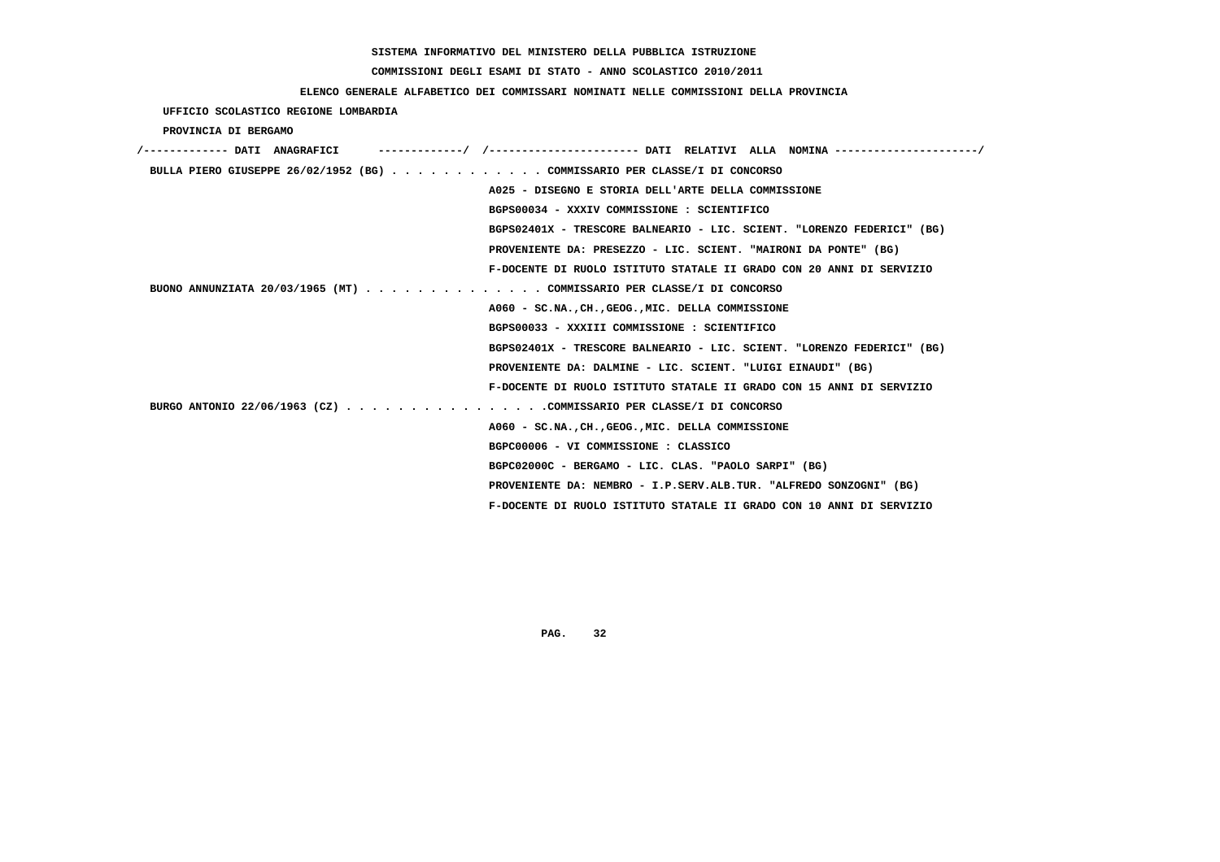**SISTEMA INFORMATIVO DEL MINISTERO DELLA PUBBLICA ISTRUZIONE**

**COMMISSIONI DEGLI ESAMI DI STATO - ANNO SCOLASTICO 2010/2011**

**ELENCO GENERALE ALFABETICO DEI COMMISSARI NOMINATI NELLE COMMISSIONI DELLA PROVINCIA**

**UFFICIO SCOLASTICO REGIONE LOMBARDIA**

**PROVINCIA DI BERGAMO**

/------------- DATI ANAGRAFICI -------------/ /---------------------- DATI RELATIVI ALLA NOMINA ---------------------/

BULLA PIERO GIUSEPPE 26/02/1952 (BG) . . . . . . . . . . . . COMMISSARIO PER CLASSE/I DI CONCORSO
A025 - DISEGNO E STORIA DELL'ARTE DELLA COMMISSIONE
BGPS00034 - XXXIV COMMISSIONE : SCIENTIFICO
BGPS02401X - TRESCORE BALNEARIO - LIC. SCIENT. "LORENZO FEDERICI" (BG)
PROVENIENTE DA: PRESEZZO - LIC. SCIENT. "MAIRONI DA PONTE" (BG)
F-DOCENTE DI RUOLO ISTITUTO STATALE II GRADO CON 20 ANNI DI SERVIZIO

BUONO ANNUNZIATA 20/03/1965 (MT) . . . . . . . . . . . . . . COMMISSARIO PER CLASSE/I DI CONCORSO
A060 - SC.NA.,CH.,GEOG.,MIC. DELLA COMMISSIONE
BGPS00033 - XXXIII COMMISSIONE : SCIENTIFICO
BGPS02401X - TRESCORE BALNEARIO - LIC. SCIENT. "LORENZO FEDERICI" (BG)
PROVENIENTE DA: DALMINE - LIC. SCIENT. "LUIGI EINAUDI" (BG)
F-DOCENTE DI RUOLO ISTITUTO STATALE II GRADO CON 15 ANNI DI SERVIZIO

BURGO ANTONIO 22/06/1963 (CZ) . . . . . . . . . . . . . . . .COMMISSARIO PER CLASSE/I DI CONCORSO
A060 - SC.NA.,CH.,GEOG.,MIC. DELLA COMMISSIONE
BGPC00006 - VI COMMISSIONE : CLASSICO
BGPC02000C - BERGAMO - LIC. CLAS. "PAOLO SARPI" (BG)
PROVENIENTE DA: NEMBRO - I.P.SERV.ALB.TUR. "ALFREDO SONZOGNI" (BG)
F-DOCENTE DI RUOLO ISTITUTO STATALE II GRADO CON 10 ANNI DI SERVIZIO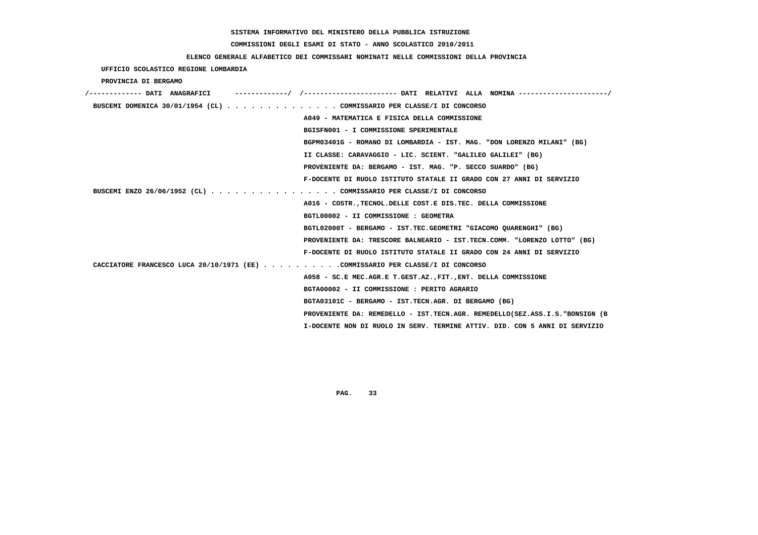SISTEMA INFORMATIVO DEL MINISTERO DELLA PUBBLICA ISTRUZIONE

COMMISSIONI DEGLI ESAMI DI STATO - ANNO SCOLASTICO 2010/2011

ELENCO GENERALE ALFABETICO DEI COMMISSARI NOMINATI NELLE COMMISSIONI DELLA PROVINCIA

UFFICIO SCOLASTICO REGIONE LOMBARDIA

PROVINCIA DI BERGAMO

```
/------------- DATI  ANAGRAFICI      -------------/  /----------------------- DATI  RELATIVI  ALLA  NOMINA ---------------------/
 BUSCEMI DOMENICA 30/01/1954 (CL) . . . . . . . . . . . . . . COMMISSARIO PER CLASSE/I DI CONCORSO
                                                    A049 - MATEMATICA E FISICA DELLA COMMISSIONE
                                                    BGISFN001 - I COMMISSIONE SPERIMENTALE
                                                    BGPM03401G - ROMANO DI LOMBARDIA - IST. MAG. "DON LORENZO MILANI" (BG)
                                                    II CLASSE: CARAVAGGIO - LIC. SCIENT. "GALILEO GALILEI" (BG)
                                                    PROVENIENTE DA: BERGAMO - IST. MAG. "P. SECCO SUARDO" (BG)
                                                    F-DOCENTE DI RUOLO ISTITUTO STATALE II GRADO CON 27 ANNI DI SERVIZIO
 BUSCEMI ENZO 26/06/1952 (CL) . . . . . . . . . . . . . . . . COMMISSARIO PER CLASSE/I DI CONCORSO
                                                    A016 - COSTR.,TECNOL.DELLE COST.E DIS.TEC. DELLA COMMISSIONE
                                                    BGTL00002 - II COMMISSIONE : GEOMETRA
                                                    BGTL02000T - BERGAMO - IST.TEC.GEOMETRI "GIACOMO QUARENGHI" (BG)
                                                    PROVENIENTE DA: TRESCORE BALNEARIO - IST.TECN.COMM. "LORENZO LOTTO" (BG)
                                                    F-DOCENTE DI RUOLO ISTITUTO STATALE II GRADO CON 24 ANNI DI SERVIZIO
 CACCIATORE FRANCESCO LUCA 20/10/1971 (EE) . . . . . . . . . .COMMISSARIO PER CLASSE/I DI CONCORSO
                                                    A058 - SC.E MEC.AGR.E T.GEST.AZ.,FIT.,ENT. DELLA COMMISSIONE
                                                    BGTA00002 - II COMMISSIONE : PERITO AGRARIO
                                                    BGTA03101C - BERGAMO - IST.TECN.AGR. DI BERGAMO (BG)
                                                    PROVENIENTE DA: REMEDELLO - IST.TECN.AGR. REMEDELLO(SEZ.ASS.I.S."BONSIGN (B
                                                    I-DOCENTE NON DI RUOLO IN SERV. TERMINE ATTIV. DID. CON 5 ANNI DI SERVIZIO
```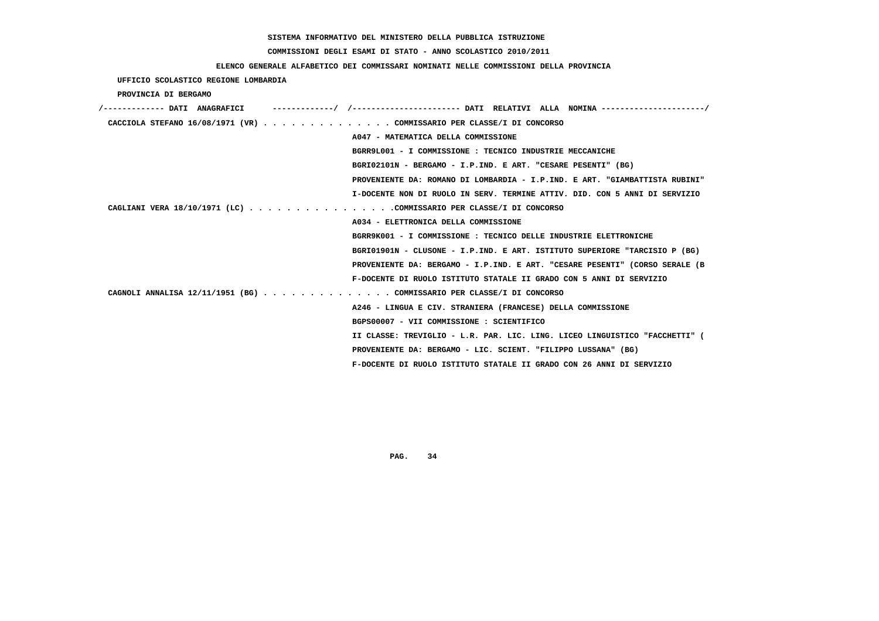SISTEMA INFORMATIVO DEL MINISTERO DELLA PUBBLICA ISTRUZIONE

COMMISSIONI DEGLI ESAMI DI STATO - ANNO SCOLASTICO 2010/2011

ELENCO GENERALE ALFABETICO DEI COMMISSARI NOMINATI NELLE COMMISSIONI DELLA PROVINCIA

UFFICIO SCOLASTICO REGIONE LOMBARDIA

PROVINCIA DI BERGAMO

```
/------------- DATI  ANAGRAFICI      -------------/  /----------------------- DATI  RELATIVI  ALLA  NOMINA ----------------------/
 CACCIOLA STEFANO 16/08/1971 (VR) . . . . . . . . . . . . . . COMMISSARIO PER CLASSE/I DI CONCORSO
                                                  A047 - MATEMATICA DELLA COMMISSIONE
                                                  BGRR9L001 - I COMMISSIONE : TECNICO INDUSTRIE MECCANICHE
                                                  BGRI02101N - BERGAMO - I.P.IND. E ART. "CESARE PESENTI" (BG)
                                                  PROVENIENTE DA: ROMANO DI LOMBARDIA - I.P.IND. E ART. "GIAMBATTISTA RUBINI"
                                                  I-DOCENTE NON DI RUOLO IN SERV. TERMINE ATTIV. DID. CON 5 ANNI DI SERVIZIO
 CAGLIANI VERA 18/10/1971 (LC) . . . . . . . . . . . . . . . .COMMISSARIO PER CLASSE/I DI CONCORSO
                                                  A034 - ELETTRONICA DELLA COMMISSIONE
                                                  BGRR9K001 - I COMMISSIONE : TECNICO DELLE INDUSTRIE ELETTRONICHE
                                                  BGRI01901N - CLUSONE - I.P.IND. E ART. ISTITUTO SUPERIORE "TARCISIO P (BG)
                                                  PROVENIENTE DA: BERGAMO - I.P.IND. E ART. "CESARE PESENTI" (CORSO SERALE (B
                                                  F-DOCENTE DI RUOLO ISTITUTO STATALE II GRADO CON 5 ANNI DI SERVIZIO
 CAGNOLI ANNALISA 12/11/1951 (BG) . . . . . . . . . . . . . . COMMISSARIO PER CLASSE/I DI CONCORSO
                                                  A246 - LINGUA E CIV. STRANIERA (FRANCESE) DELLA COMMISSIONE
                                                  BGPS00007 - VII COMMISSIONE : SCIENTIFICO
                                                  II CLASSE: TREVIGLIO - L.R. PAR. LIC. LING. LICEO LINGUISTICO "FACCHETTI" (
                                                  PROVENIENTE DA: BERGAMO - LIC. SCIENT. "FILIPPO LUSSANA" (BG)
                                                  F-DOCENTE DI RUOLO ISTITUTO STATALE II GRADO CON 26 ANNI DI SERVIZIO
```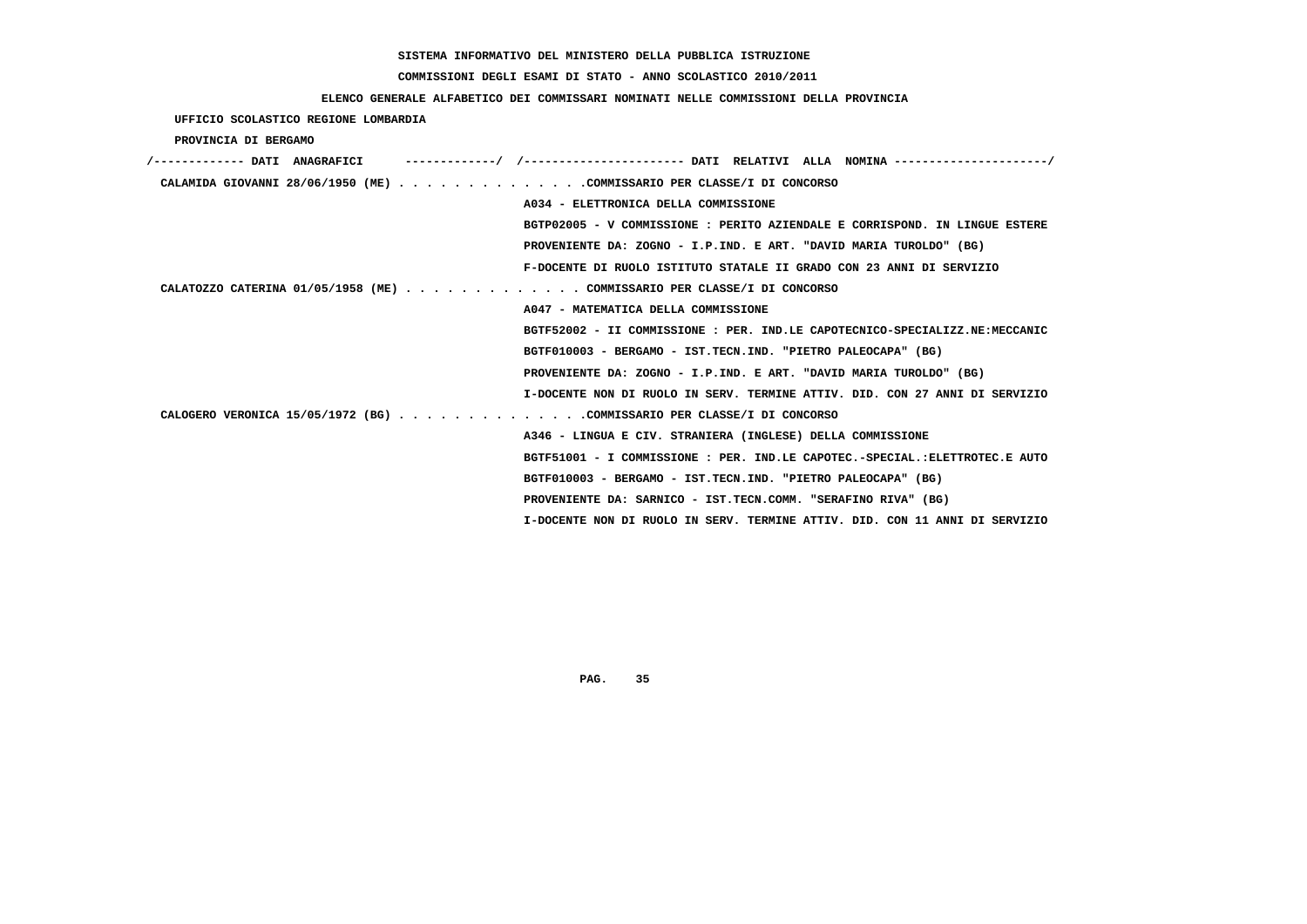SISTEMA INFORMATIVO DEL MINISTERO DELLA PUBBLICA ISTRUZIONE

COMMISSIONI DEGLI ESAMI DI STATO - ANNO SCOLASTICO 2010/2011

ELENCO GENERALE ALFABETICO DEI COMMISSARI NOMINATI NELLE COMMISSIONI DELLA PROVINCIA

UFFICIO SCOLASTICO REGIONE LOMBARDIA

PROVINCIA DI BERGAMO

```
/------------- DATI  ANAGRAFICI      -------------/  /----------------------- DATI  RELATIVI  ALLA  NOMINA ----------------------/
 CALAMIDA GIOVANNI 28/06/1950 (ME) . . . . . . . . . . . . . .COMMISSARIO PER CLASSE/I DI CONCORSO
                                                   A034 - ELETTRONICA DELLA COMMISSIONE
                                                   BGTP02005 - V COMMISSIONE : PERITO AZIENDALE E CORRISPOND. IN LINGUE ESTERE
                                                   PROVENIENTE DA: ZOGNO - I.P.IND. E ART. "DAVID MARIA TUROLDO" (BG)
                                                   F-DOCENTE DI RUOLO ISTITUTO STATALE II GRADO CON 23 ANNI DI SERVIZIO
 CALATOZZO CATERINA 01/05/1958 (ME) . . . . . . . . . . . . . COMMISSARIO PER CLASSE/I DI CONCORSO
                                                   A047 - MATEMATICA DELLA COMMISSIONE
                                                   BGTF52002 - II COMMISSIONE : PER. IND.LE CAPOTECNICO-SPECIALIZZ.NE:MECCANIC
                                                   BGTF010003 - BERGAMO - IST.TECN.IND. "PIETRO PALEOCAPA" (BG)
                                                   PROVENIENTE DA: ZOGNO - I.P.IND. E ART. "DAVID MARIA TUROLDO" (BG)
                                                   I-DOCENTE NON DI RUOLO IN SERV. TERMINE ATTIV. DID. CON 27 ANNI DI SERVIZIO
 CALOGERO VERONICA 15/05/1972 (BG) . . . . . . . . . . . . . .COMMISSARIO PER CLASSE/I DI CONCORSO
                                                   A346 - LINGUA E CIV. STRANIERA (INGLESE) DELLA COMMISSIONE
                                                   BGTF51001 - I COMMISSIONE : PER. IND.LE CAPOTEC.-SPECIAL.:ELETTROTEC.E AUTO
                                                   BGTF010003 - BERGAMO - IST.TECN.IND. "PIETRO PALEOCAPA" (BG)
                                                   PROVENIENTE DA: SARNICO - IST.TECN.COMM. "SERAFINO RIVA" (BG)
                                                   I-DOCENTE NON DI RUOLO IN SERV. TERMINE ATTIV. DID. CON 11 ANNI DI SERVIZIO
```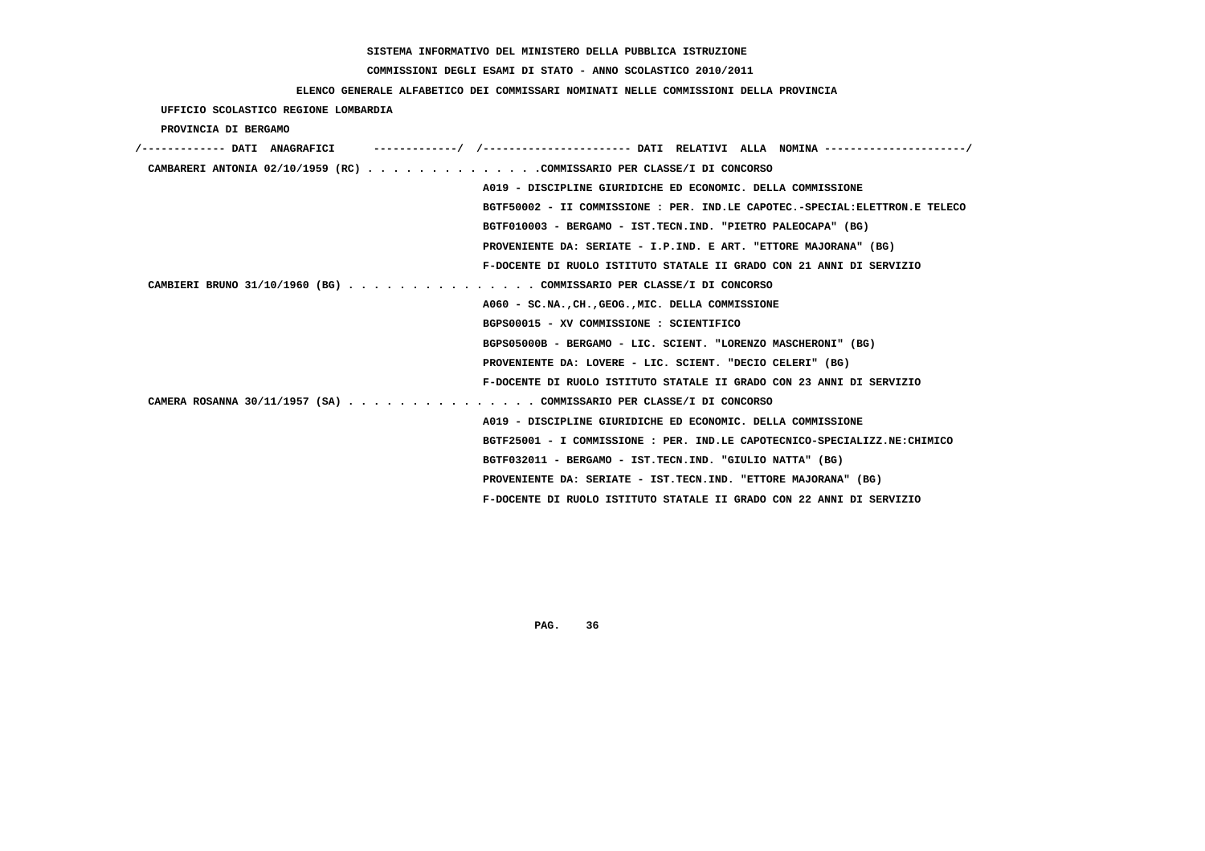SISTEMA INFORMATIVO DEL MINISTERO DELLA PUBBLICA ISTRUZIONE

COMMISSIONI DEGLI ESAMI DI STATO - ANNO SCOLASTICO 2010/2011

ELENCO GENERALE ALFABETICO DEI COMMISSARI NOMINATI NELLE COMMISSIONI DELLA PROVINCIA

UFFICIO SCOLASTICO REGIONE LOMBARDIA

PROVINCIA DI BERGAMO

/------------- DATI ANAGRAFICI -------------/ /---------------------- DATI RELATIVI ALLA NOMINA ---------------------/

CAMBARERI ANTONIA 02/10/1959 (RC) . . . . . . . . . . . . . .COMMISSARIO PER CLASSE/I DI CONCORSO
A019 - DISCIPLINE GIURIDICHE ED ECONOMIC. DELLA COMMISSIONE
BGTF50002 - II COMMISSIONE : PER. IND.LE CAPOTEC.-SPECIAL:ELETTRON.E TELECO
BGTF010003 - BERGAMO - IST.TECN.IND. "PIETRO PALEOCAPA" (BG)
PROVENIENTE DA: SERIATE - I.P.IND. E ART. "ETTORE MAJORANA" (BG)
F-DOCENTE DI RUOLO ISTITUTO STATALE II GRADO CON 21 ANNI DI SERVIZIO

CAMBIERI BRUNO 31/10/1960 (BG) . . . . . . . . . . . . . . . COMMISSARIO PER CLASSE/I DI CONCORSO
A060 - SC.NA.,CH.,GEOG.,MIC. DELLA COMMISSIONE
BGPS00015 - XV COMMISSIONE : SCIENTIFICO
BGPS05000B - BERGAMO - LIC. SCIENT. "LORENZO MASCHERONI" (BG)
PROVENIENTE DA: LOVERE - LIC. SCIENT. "DECIO CELERI" (BG)
F-DOCENTE DI RUOLO ISTITUTO STATALE II GRADO CON 23 ANNI DI SERVIZIO

CAMERA ROSANNA 30/11/1957 (SA) . . . . . . . . . . . . . . . COMMISSARIO PER CLASSE/I DI CONCORSO
A019 - DISCIPLINE GIURIDICHE ED ECONOMIC. DELLA COMMISSIONE
BGTF25001 - I COMMISSIONE : PER. IND.LE CAPOTECNICO-SPECIALIZZ.NE:CHIMICO
BGTF032011 - BERGAMO - IST.TECN.IND. "GIULIO NATTA" (BG)
PROVENIENTE DA: SERIATE - IST.TECN.IND. "ETTORE MAJORANA" (BG)
F-DOCENTE DI RUOLO ISTITUTO STATALE II GRADO CON 22 ANNI DI SERVIZIO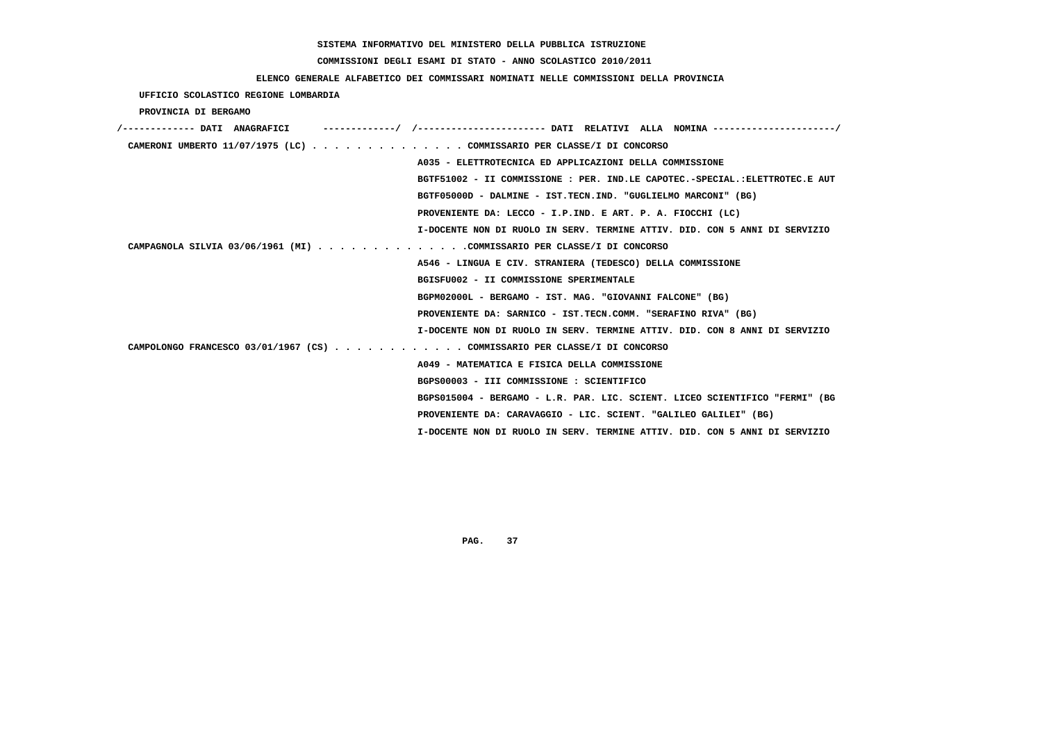SISTEMA INFORMATIVO DEL MINISTERO DELLA PUBBLICA ISTRUZIONE

COMMISSIONI DEGLI ESAMI DI STATO - ANNO SCOLASTICO 2010/2011

ELENCO GENERALE ALFABETICO DEI COMMISSARI NOMINATI NELLE COMMISSIONI DELLA PROVINCIA

UFFICIO SCOLASTICO REGIONE LOMBARDIA

PROVINCIA DI BERGAMO

/------------- DATI ANAGRAFICI -------------/ /---------------------- DATI RELATIVI ALLA NOMINA ---------------------/

CAMERONI UMBERTO 11/07/1975 (LC) . . . . . . . . . . . . . . COMMISSARIO PER CLASSE/I DI CONCORSO
A035 - ELETTROTECNICA ED APPLICAZIONI DELLA COMMISSIONE
BGTF51002 - II COMMISSIONE : PER. IND.LE CAPOTEC.-SPECIAL.:ELETTROTEC.E AUT
BGTF05000D - DALMINE - IST.TECN.IND. "GUGLIELMO MARCONI" (BG)
PROVENIENTE DA: LECCO - I.P.IND. E ART. P. A. FIOCCHI (LC)
I-DOCENTE NON DI RUOLO IN SERV. TERMINE ATTIV. DID. CON 5 ANNI DI SERVIZIO

CAMPAGNOLA SILVIA 03/06/1961 (MI) . . . . . . . . . . . . . .COMMISSARIO PER CLASSE/I DI CONCORSO
A546 - LINGUA E CIV. STRANIERA (TEDESCO) DELLA COMMISSIONE
BGISFU002 - II COMMISSIONE SPERIMENTALE
BGPM02000L - BERGAMO - IST. MAG. "GIOVANNI FALCONE" (BG)
PROVENIENTE DA: SARNICO - IST.TECN.COMM. "SERAFINO RIVA" (BG)
I-DOCENTE NON DI RUOLO IN SERV. TERMINE ATTIV. DID. CON 8 ANNI DI SERVIZIO

CAMPOLONGO FRANCESCO 03/01/1967 (CS) . . . . . . . . . . . . COMMISSARIO PER CLASSE/I DI CONCORSO
A049 - MATEMATICA E FISICA DELLA COMMISSIONE
BGPS00003 - III COMMISSIONE : SCIENTIFICO
BGPS015004 - BERGAMO - L.R. PAR. LIC. SCIENT. LICEO SCIENTIFICO "FERMI" (BG
PROVENIENTE DA: CARAVAGGIO - LIC. SCIENT. "GALILEO GALILEI" (BG)
I-DOCENTE NON DI RUOLO IN SERV. TERMINE ATTIV. DID. CON 5 ANNI DI SERVIZIO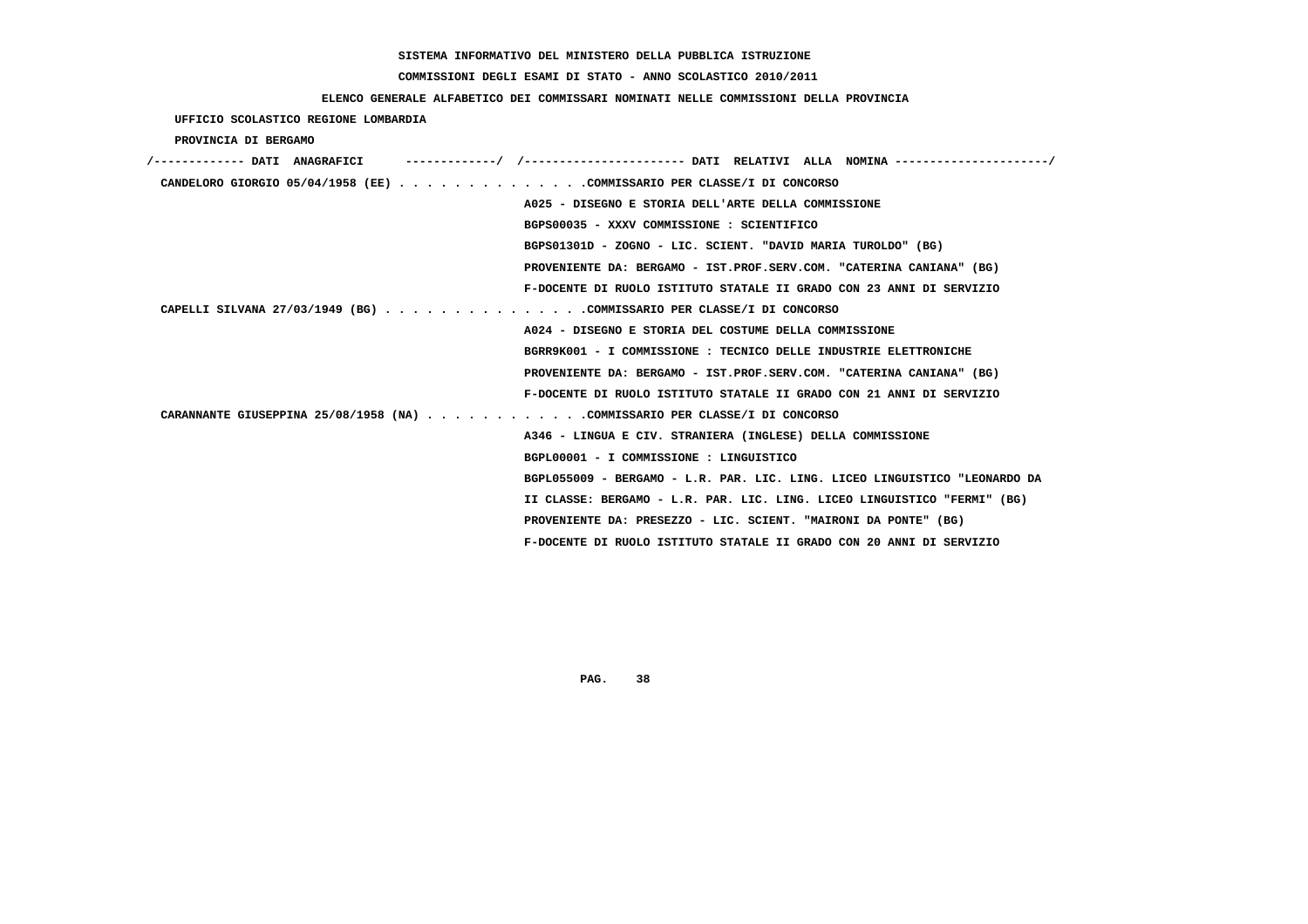SISTEMA INFORMATIVO DEL MINISTERO DELLA PUBBLICA ISTRUZIONE

COMMISSIONI DEGLI ESAMI DI STATO - ANNO SCOLASTICO 2010/2011

ELENCO GENERALE ALFABETICO DEI COMMISSARI NOMINATI NELLE COMMISSIONI DELLA PROVINCIA

UFFICIO SCOLASTICO REGIONE LOMBARDIA

PROVINCIA DI BERGAMO

```
/------------- DATI  ANAGRAFICI      -------------/  /----------------------- DATI  RELATIVI  ALLA  NOMINA ----------------------/
 CANDELORO GIORGIO 05/04/1958 (EE) . . . . . . . . . . . . . .COMMISSARIO PER CLASSE/I DI CONCORSO
                                                     A025 - DISEGNO E STORIA DELL'ARTE DELLA COMMISSIONE
                                                     BGPS00035 - XXXV COMMISSIONE : SCIENTIFICO
                                                     BGPS01301D - ZOGNO - LIC. SCIENT. "DAVID MARIA TUROLDO" (BG)
                                                     PROVENIENTE DA: BERGAMO - IST.PROF.SERV.COM. "CATERINA CANIANA" (BG)
                                                     F-DOCENTE DI RUOLO ISTITUTO STATALE II GRADO CON 23 ANNI DI SERVIZIO
 CAPELLI SILVANA 27/03/1949 (BG) . . . . . . . . . . . . . . .COMMISSARIO PER CLASSE/I DI CONCORSO
                                                     A024 - DISEGNO E STORIA DEL COSTUME DELLA COMMISSIONE
                                                     BGRR9K001 - I COMMISSIONE : TECNICO DELLE INDUSTRIE ELETTRONICHE
                                                     PROVENIENTE DA: BERGAMO - IST.PROF.SERV.COM. "CATERINA CANIANA" (BG)
                                                     F-DOCENTE DI RUOLO ISTITUTO STATALE II GRADO CON 21 ANNI DI SERVIZIO
 CARANNANTE GIUSEPPINA 25/08/1958 (NA) . . . . . . . . . . . .COMMISSARIO PER CLASSE/I DI CONCORSO
                                                     A346 - LINGUA E CIV. STRANIERA (INGLESE) DELLA COMMISSIONE
                                                     BGPL00001 - I COMMISSIONE : LINGUISTICO
                                                     BGPL055009 - BERGAMO - L.R. PAR. LIC. LING. LICEO LINGUISTICO "LEONARDO DA
                                                     II CLASSE: BERGAMO - L.R. PAR. LIC. LING. LICEO LINGUISTICO "FERMI" (BG)
                                                     PROVENIENTE DA: PRESEZZO - LIC. SCIENT. "MAIRONI DA PONTE" (BG)
                                                     F-DOCENTE DI RUOLO ISTITUTO STATALE II GRADO CON 20 ANNI DI SERVIZIO
```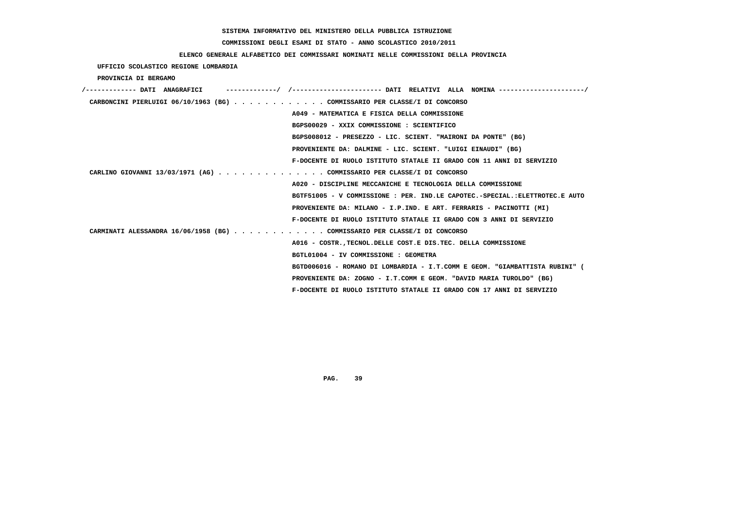SISTEMA INFORMATIVO DEL MINISTERO DELLA PUBBLICA ISTRUZIONE

COMMISSIONI DEGLI ESAMI DI STATO - ANNO SCOLASTICO 2010/2011

ELENCO GENERALE ALFABETICO DEI COMMISSARI NOMINATI NELLE COMMISSIONI DELLA PROVINCIA

UFFICIO SCOLASTICO REGIONE LOMBARDIA

PROVINCIA DI BERGAMO

```
/------------- DATI  ANAGRAFICI      -------------/  /---------------------- DATI  RELATIVI  ALLA  NOMINA ---------------------/
 CARBONCINI PIERLUIGI 06/10/1963 (BG) . . . . . . . . . . . . COMMISSARIO PER CLASSE/I DI CONCORSO
                                                      A049 - MATEMATICA E FISICA DELLA COMMISSIONE
                                                      BGPS00029 - XXIX COMMISSIONE : SCIENTIFICO
                                                      BGPS008012 - PRESEZZO - LIC. SCIENT. "MAIRONI DA PONTE" (BG)
                                                      PROVENIENTE DA: DALMINE - LIC. SCIENT. "LUIGI EINAUDI" (BG)
                                                      F-DOCENTE DI RUOLO ISTITUTO STATALE II GRADO CON 11 ANNI DI SERVIZIO
 CARLINO GIOVANNI 13/03/1971 (AG) . . . . . . . . . . . . . . COMMISSARIO PER CLASSE/I DI CONCORSO
                                                      A020 - DISCIPLINE MECCANICHE E TECNOLOGIA DELLA COMMISSIONE
                                                      BGTF51005 - V COMMISSIONE : PER. IND.LE CAPOTEC.-SPECIAL.:ELETTROTEC.E AUTO
                                                      PROVENIENTE DA: MILANO - I.P.IND. E ART. FERRARIS - PACINOTTI (MI)
                                                      F-DOCENTE DI RUOLO ISTITUTO STATALE II GRADO CON 3 ANNI DI SERVIZIO
 CARMINATI ALESSANDRA 16/06/1958 (BG) . . . . . . . . . . . . COMMISSARIO PER CLASSE/I DI CONCORSO
                                                      A016 - COSTR.,TECNOL.DELLE COST.E DIS.TEC. DELLA COMMISSIONE
                                                      BGTL01004 - IV COMMISSIONE : GEOMETRA
                                                      BGTD006016 - ROMANO DI LOMBARDIA - I.T.COMM E GEOM. "GIAMBATTISTA RUBINI" (
                                                      PROVENIENTE DA: ZOGNO - I.T.COMM E GEOM. "DAVID MARIA TUROLDO" (BG)
                                                      F-DOCENTE DI RUOLO ISTITUTO STATALE II GRADO CON 17 ANNI DI SERVIZIO
```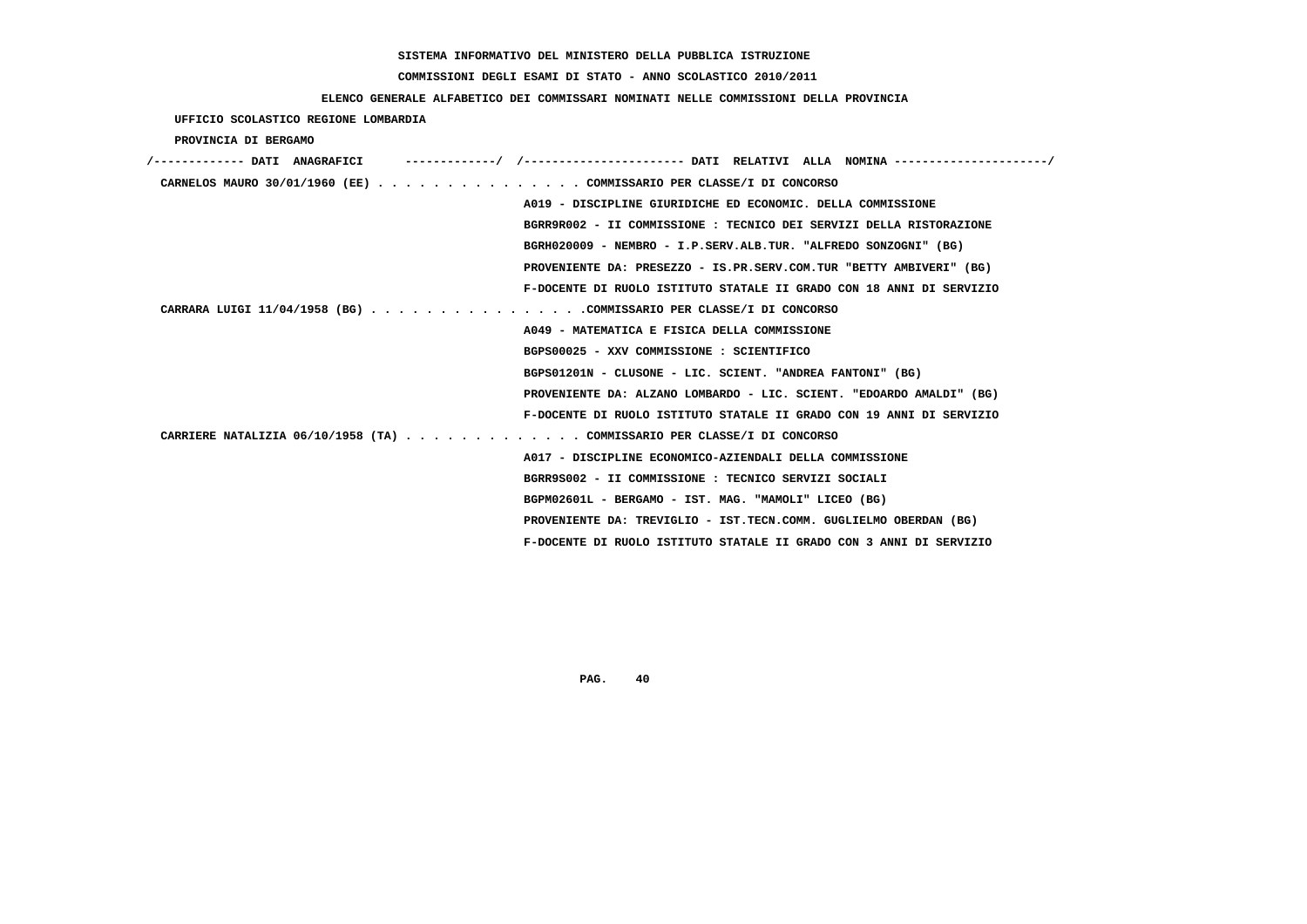SISTEMA INFORMATIVO DEL MINISTERO DELLA PUBBLICA ISTRUZIONE

COMMISSIONI DEGLI ESAMI DI STATO - ANNO SCOLASTICO 2010/2011

ELENCO GENERALE ALFABETICO DEI COMMISSARI NOMINATI NELLE COMMISSIONI DELLA PROVINCIA

UFFICIO SCOLASTICO REGIONE LOMBARDIA

PROVINCIA DI BERGAMO

/------------- DATI ANAGRAFICI -------------/ /---------------------- DATI RELATIVI ALLA NOMINA ---------------------/

CARNELOS MAURO 30/01/1960 (EE) . . . . . . . . . . . . . . . COMMISSARIO PER CLASSE/I DI CONCORSO
A019 - DISCIPLINE GIURIDICHE ED ECONOMIC. DELLA COMMISSIONE
BGRR9R002 - II COMMISSIONE : TECNICO DEI SERVIZI DELLA RISTORAZIONE
BGRH020009 - NEMBRO - I.P.SERV.ALB.TUR. "ALFREDO SONZOGNI" (BG)
PROVENIENTE DA: PRESEZZO - IS.PR.SERV.COM.TUR "BETTY AMBIVERI" (BG)
F-DOCENTE DI RUOLO ISTITUTO STATALE II GRADO CON 18 ANNI DI SERVIZIO

CARRARA LUIGI 11/04/1958 (BG) . . . . . . . . . . . . . . . .COMMISSARIO PER CLASSE/I DI CONCORSO
A049 - MATEMATICA E FISICA DELLA COMMISSIONE
BGPS00025 - XXV COMMISSIONE : SCIENTIFICO
BGPS01201N - CLUSONE - LIC. SCIENT. "ANDREA FANTONI" (BG)
PROVENIENTE DA: ALZANO LOMBARDO - LIC. SCIENT. "EDOARDO AMALDI" (BG)
F-DOCENTE DI RUOLO ISTITUTO STATALE II GRADO CON 19 ANNI DI SERVIZIO

CARRIERE NATALIZIA 06/10/1958 (TA) . . . . . . . . . . . . . COMMISSARIO PER CLASSE/I DI CONCORSO
A017 - DISCIPLINE ECONOMICO-AZIENDALI DELLA COMMISSIONE
BGRR9S002 - II COMMISSIONE : TECNICO SERVIZI SOCIALI
BGPM02601L - BERGAMO - IST. MAG. "MAMOLI" LICEO (BG)
PROVENIENTE DA: TREVIGLIO - IST.TECN.COMM. GUGLIELMO OBERDAN (BG)
F-DOCENTE DI RUOLO ISTITUTO STATALE II GRADO CON 3 ANNI DI SERVIZIO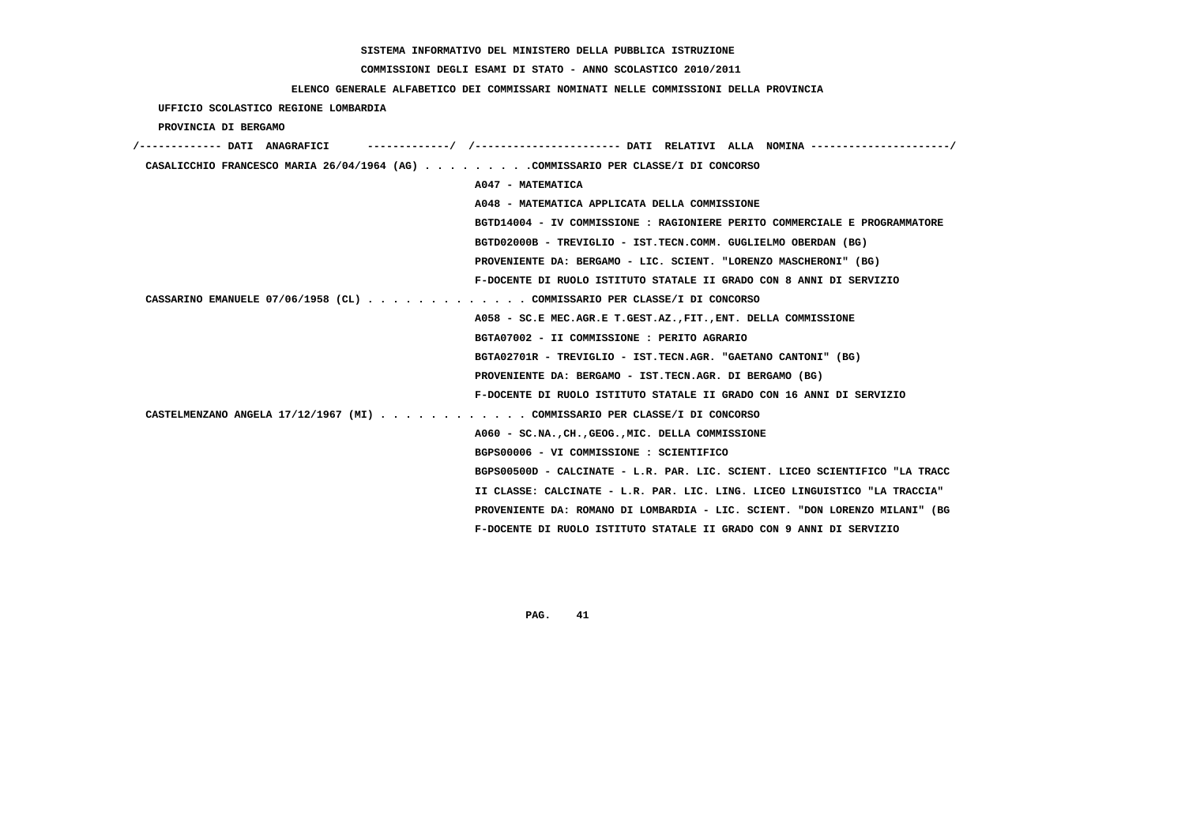SISTEMA INFORMATIVO DEL MINISTERO DELLA PUBBLICA ISTRUZIONE

COMMISSIONI DEGLI ESAMI DI STATO - ANNO SCOLASTICO 2010/2011

ELENCO GENERALE ALFABETICO DEI COMMISSARI NOMINATI NELLE COMMISSIONI DELLA PROVINCIA

UFFICIO SCOLASTICO REGIONE LOMBARDIA

PROVINCIA DI BERGAMO

```
/------------- DATI  ANAGRAFICI      -------------/  /----------------------- DATI  RELATIVI  ALLA  NOMINA ---------------------/
 CASALICCHIO FRANCESCO MARIA 26/04/1964 (AG) . . . . . . . . .COMMISSARIO PER CLASSE/I DI CONCORSO
                                                      A047 - MATEMATICA
                                                      A048 - MATEMATICA APPLICATA DELLA COMMISSIONE
                                                      BGTD14004 - IV COMMISSIONE : RAGIONIERE PERITO COMMERCIALE E PROGRAMMATORE
                                                      BGTD02000B - TREVIGLIO - IST.TECN.COMM. GUGLIELMO OBERDAN (BG)
                                                      PROVENIENTE DA: BERGAMO - LIC. SCIENT. "LORENZO MASCHERONI" (BG)
                                                      F-DOCENTE DI RUOLO ISTITUTO STATALE II GRADO CON 8 ANNI DI SERVIZIO
 CASSARINO EMANUELE 07/06/1958 (CL) . . . . . . . . . . . . . COMMISSARIO PER CLASSE/I DI CONCORSO
                                                      A058 - SC.E MEC.AGR.E T.GEST.AZ.,FIT.,ENT. DELLA COMMISSIONE
                                                      BGTA07002 - II COMMISSIONE : PERITO AGRARIO
                                                      BGTA02701R - TREVIGLIO - IST.TECN.AGR. "GAETANO CANTONI" (BG)
                                                      PROVENIENTE DA: BERGAMO - IST.TECN.AGR. DI BERGAMO (BG)
                                                      F-DOCENTE DI RUOLO ISTITUTO STATALE II GRADO CON 16 ANNI DI SERVIZIO
 CASTELMENZANO ANGELA 17/12/1967 (MI) . . . . . . . . . . . . COMMISSARIO PER CLASSE/I DI CONCORSO
                                                      A060 - SC.NA.,CH.,GEOG.,MIC. DELLA COMMISSIONE
                                                      BGPS00006 - VI COMMISSIONE : SCIENTIFICO
                                                      BGPS00500D - CALCINATE - L.R. PAR. LIC. SCIENT. LICEO SCIENTIFICO "LA TRACC
                                                      II CLASSE: CALCINATE - L.R. PAR. LIC. LING. LICEO LINGUISTICO "LA TRACCIA"
                                                      PROVENIENTE DA: ROMANO DI LOMBARDIA - LIC. SCIENT. "DON LORENZO MILANI" (BG
                                                      F-DOCENTE DI RUOLO ISTITUTO STATALE II GRADO CON 9 ANNI DI SERVIZIO
```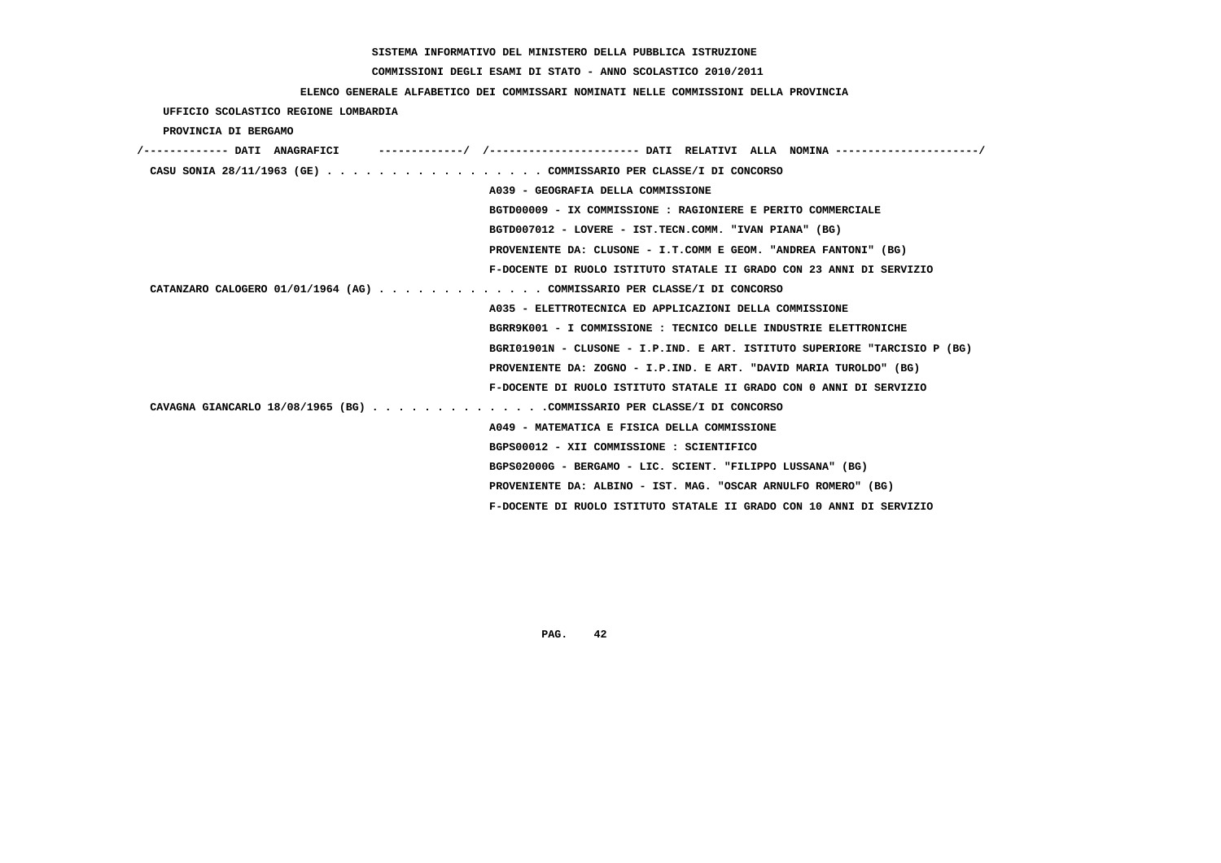SISTEMA INFORMATIVO DEL MINISTERO DELLA PUBBLICA ISTRUZIONE

COMMISSIONI DEGLI ESAMI DI STATO - ANNO SCOLASTICO 2010/2011

ELENCO GENERALE ALFABETICO DEI COMMISSARI NOMINATI NELLE COMMISSIONI DELLA PROVINCIA

UFFICIO SCOLASTICO REGIONE LOMBARDIA

PROVINCIA DI BERGAMO

/------------- DATI ANAGRAFICI -------------/ /---------------------- DATI RELATIVI ALLA NOMINA ---------------------/

CASU SONIA 28/11/1963 (GE) . . . . . . . . . . . . . . . . COMMISSARIO PER CLASSE/I DI CONCORSO
A039 - GEOGRAFIA DELLA COMMISSIONE
BGTD00009 - IX COMMISSIONE : RAGIONIERE E PERITO COMMERCIALE
BGTD007012 - LOVERE - IST.TECN.COMM. "IVAN PIANA" (BG)
PROVENIENTE DA: CLUSONE - I.T.COMM E GEOM. "ANDREA FANTONI" (BG)
F-DOCENTE DI RUOLO ISTITUTO STATALE II GRADO CON 23 ANNI DI SERVIZIO

CATANZARO CALOGERO 01/01/1964 (AG) . . . . . . . . . . . . . COMMISSARIO PER CLASSE/I DI CONCORSO
A035 - ELETTROTECNICA ED APPLICAZIONI DELLA COMMISSIONE
BGRR9K001 - I COMMISSIONE : TECNICO DELLE INDUSTRIE ELETTRONICHE
BGRI01901N - CLUSONE - I.P.IND. E ART. ISTITUTO SUPERIORE "TARCISIO P (BG)
PROVENIENTE DA: ZOGNO - I.P.IND. E ART. "DAVID MARIA TUROLDO" (BG)
F-DOCENTE DI RUOLO ISTITUTO STATALE II GRADO CON 0 ANNI DI SERVIZIO

CAVAGNA GIANCARLO 18/08/1965 (BG) . . . . . . . . . . . . . .COMMISSARIO PER CLASSE/I DI CONCORSO
A049 - MATEMATICA E FISICA DELLA COMMISSIONE
BGPS00012 - XII COMMISSIONE : SCIENTIFICO
BGPS02000G - BERGAMO - LIC. SCIENT. "FILIPPO LUSSANA" (BG)
PROVENIENTE DA: ALBINO - IST. MAG. "OSCAR ARNULFO ROMERO" (BG)
F-DOCENTE DI RUOLO ISTITUTO STATALE II GRADO CON 10 ANNI DI SERVIZIO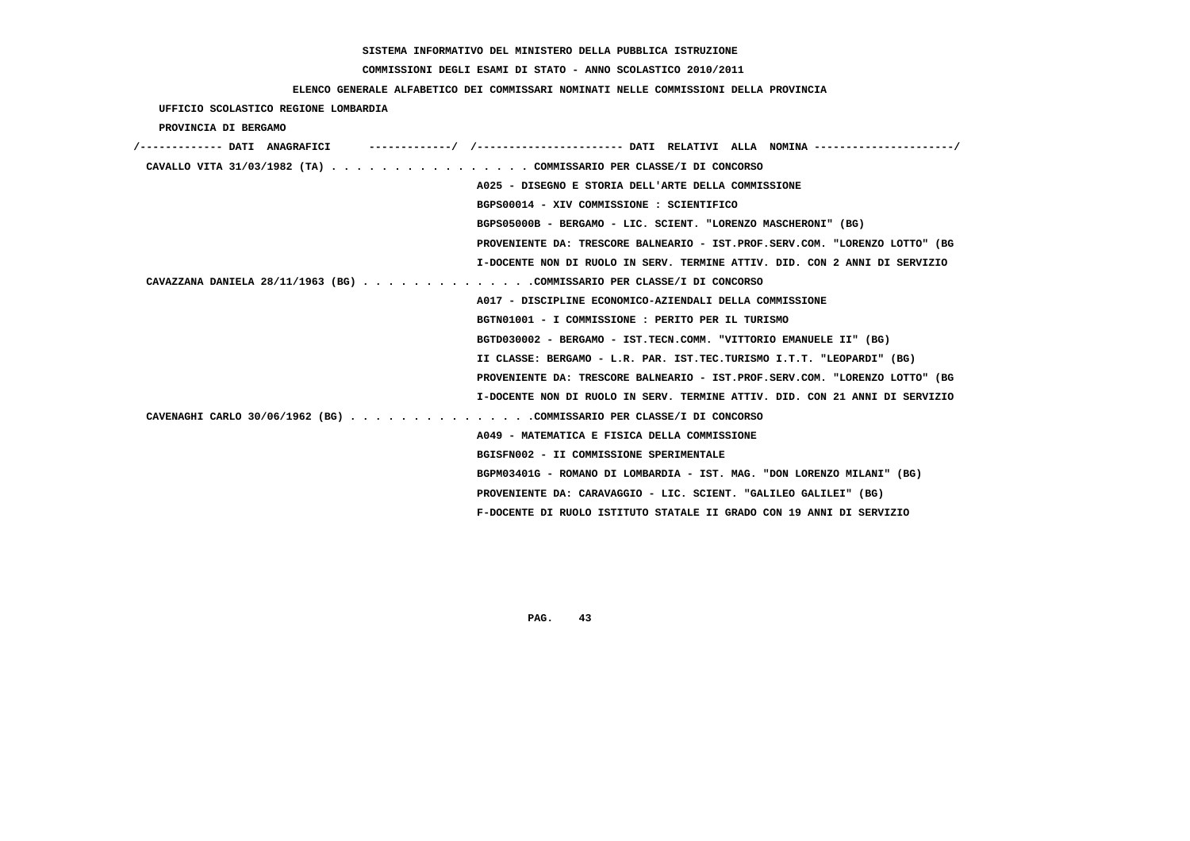SISTEMA INFORMATIVO DEL MINISTERO DELLA PUBBLICA ISTRUZIONE

COMMISSIONI DEGLI ESAMI DI STATO - ANNO SCOLASTICO 2010/2011

ELENCO GENERALE ALFABETICO DEI COMMISSARI NOMINATI NELLE COMMISSIONI DELLA PROVINCIA

UFFICIO SCOLASTICO REGIONE LOMBARDIA

PROVINCIA DI BERGAMO

/------------- DATI ANAGRAFICI -------------/ /---------------------- DATI RELATIVI ALLA NOMINA ---------------------/

CAVALLO VITA 31/03/1982 (TA) . . . . . . . . . . . . . . . . COMMISSARIO PER CLASSE/I DI CONCORSO
A025 - DISEGNO E STORIA DELL'ARTE DELLA COMMISSIONE
BGPS00014 - XIV COMMISSIONE : SCIENTIFICO
BGPS05000B - BERGAMO - LIC. SCIENT. "LORENZO MASCHERONI" (BG)
PROVENIENTE DA: TRESCORE BALNEARIO - IST.PROF.SERV.COM. "LORENZO LOTTO" (BG
I-DOCENTE NON DI RUOLO IN SERV. TERMINE ATTIV. DID. CON 2 ANNI DI SERVIZIO

CAVAZZANA DANIELA 28/11/1963 (BG) . . . . . . . . . . . . . .COMMISSARIO PER CLASSE/I DI CONCORSO
A017 - DISCIPLINE ECONOMICO-AZIENDALI DELLA COMMISSIONE
BGTN01001 - I COMMISSIONE : PERITO PER IL TURISMO
BGTD030002 - BERGAMO - IST.TECN.COMM. "VITTORIO EMANUELE II" (BG)
II CLASSE: BERGAMO - L.R. PAR. IST.TEC.TURISMO I.T.T. "LEOPARDI" (BG)
PROVENIENTE DA: TRESCORE BALNEARIO - IST.PROF.SERV.COM. "LORENZO LOTTO" (BG
I-DOCENTE NON DI RUOLO IN SERV. TERMINE ATTIV. DID. CON 21 ANNI DI SERVIZIO

CAVENAGHI CARLO 30/06/1962 (BG) . . . . . . . . . . . . . . .COMMISSARIO PER CLASSE/I DI CONCORSO
A049 - MATEMATICA E FISICA DELLA COMMISSIONE
BGISFN002 - II COMMISSIONE SPERIMENTALE
BGPM03401G - ROMANO DI LOMBARDIA - IST. MAG. "DON LORENZO MILANI" (BG)
PROVENIENTE DA: CARAVAGGIO - LIC. SCIENT. "GALILEO GALILEI" (BG)
F-DOCENTE DI RUOLO ISTITUTO STATALE II GRADO CON 19 ANNI DI SERVIZIO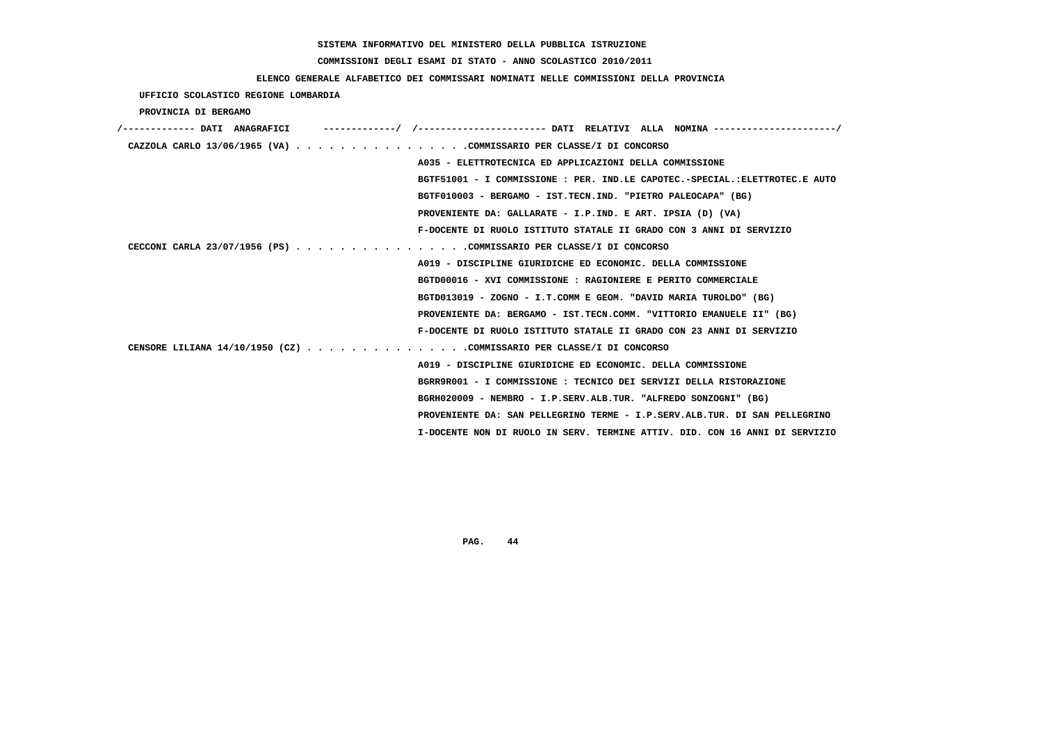**SISTEMA INFORMATIVO DEL MINISTERO DELLA PUBBLICA ISTRUZIONE**

**COMMISSIONI DEGLI ESAMI DI STATO - ANNO SCOLASTICO 2010/2011**

**ELENCO GENERALE ALFABETICO DEI COMMISSARI NOMINATI NELLE COMMISSIONI DELLA PROVINCIA**

**UFFICIO SCOLASTICO REGIONE LOMBARDIA**

**PROVINCIA DI BERGAMO**

```
/------------- DATI  ANAGRAFICI      -------------/  /----------------------- DATI  RELATIVI  ALLA  NOMINA ---------------------/
 CAZZOLA CARLO 13/06/1965 (VA) . . . . . . . . . . . . . . . .COMMISSARIO PER CLASSE/I DI CONCORSO
                                                    A035 - ELETTROTECNICA ED APPLICAZIONI DELLA COMMISSIONE
                                                    BGTF51001 - I COMMISSIONE : PER. IND.LE CAPOTEC.-SPECIAL.:ELETTROTEC.E AUTO
                                                    BGTF010003 - BERGAMO - IST.TECN.IND. "PIETRO PALEOCAPA" (BG)
                                                    PROVENIENTE DA: GALLARATE - I.P.IND. E ART. IPSIA (D) (VA)
                                                    F-DOCENTE DI RUOLO ISTITUTO STATALE II GRADO CON 3 ANNI DI SERVIZIO
 CECCONI CARLA 23/07/1956 (PS) . . . . . . . . . . . . . . . .COMMISSARIO PER CLASSE/I DI CONCORSO
                                                    A019 - DISCIPLINE GIURIDICHE ED ECONOMIC. DELLA COMMISSIONE
                                                    BGTD00016 - XVI COMMISSIONE : RAGIONIERE E PERITO COMMERCIALE
                                                    BGTD013019 - ZOGNO - I.T.COMM E GEOM. "DAVID MARIA TUROLDO" (BG)
                                                    PROVENIENTE DA: BERGAMO - IST.TECN.COMM. "VITTORIO EMANUELE II" (BG)
                                                    F-DOCENTE DI RUOLO ISTITUTO STATALE II GRADO CON 23 ANNI DI SERVIZIO
 CENSORE LILIANA 14/10/1950 (CZ) . . . . . . . . . . . . . . .COMMISSARIO PER CLASSE/I DI CONCORSO
                                                    A019 - DISCIPLINE GIURIDICHE ED ECONOMIC. DELLA COMMISSIONE
                                                    BGRR9R001 - I COMMISSIONE : TECNICO DEI SERVIZI DELLA RISTORAZIONE
                                                    BGRH020009 - NEMBRO - I.P.SERV.ALB.TUR. "ALFREDO SONZOGNI" (BG)
                                                    PROVENIENTE DA: SAN PELLEGRINO TERME - I.P.SERV.ALB.TUR. DI SAN PELLEGRINO
                                                    I-DOCENTE NON DI RUOLO IN SERV. TERMINE ATTIV. DID. CON 16 ANNI DI SERVIZIO
```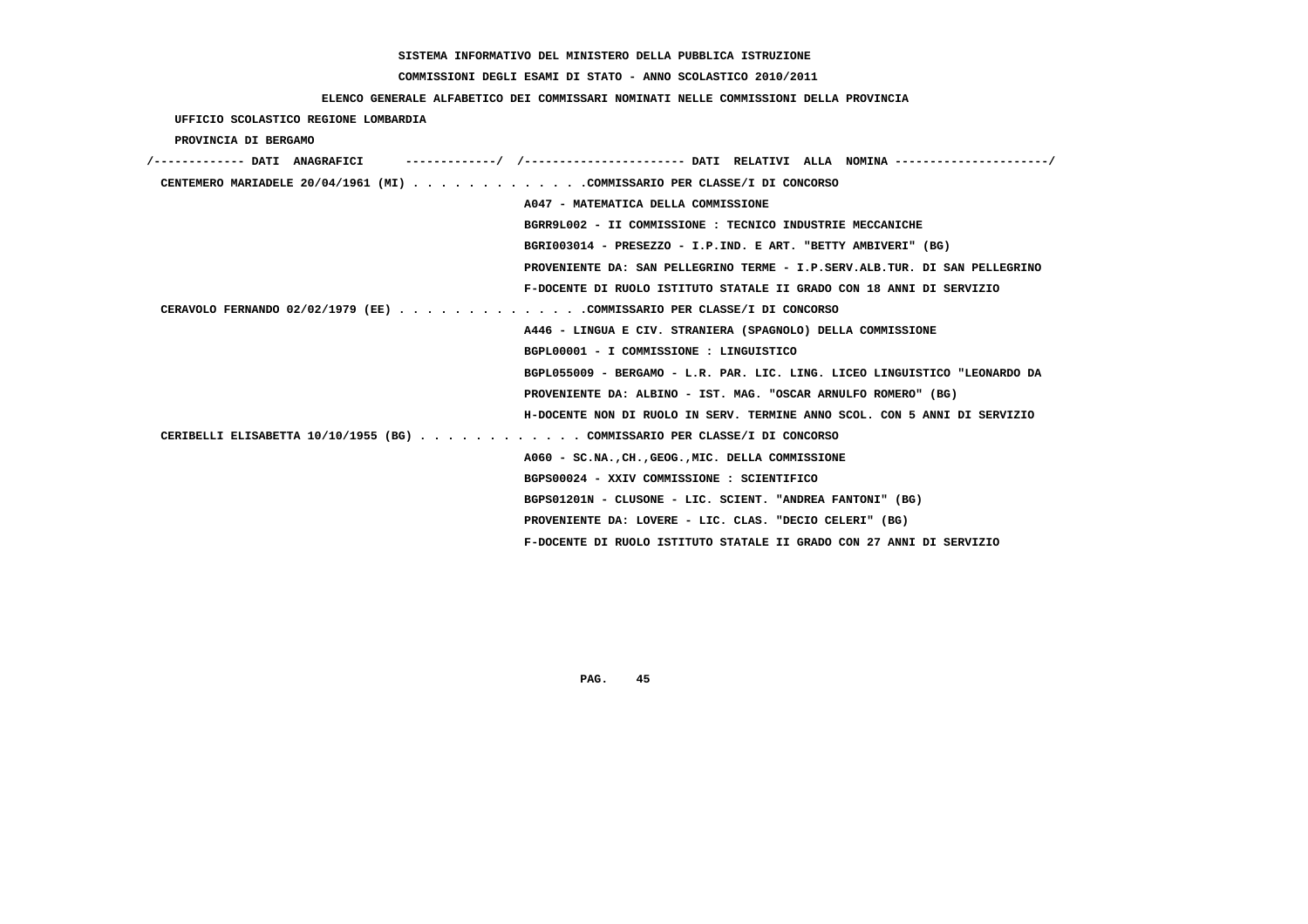SISTEMA INFORMATIVO DEL MINISTERO DELLA PUBBLICA ISTRUZIONE

COMMISSIONI DEGLI ESAMI DI STATO - ANNO SCOLASTICO 2010/2011

ELENCO GENERALE ALFABETICO DEI COMMISSARI NOMINATI NELLE COMMISSIONI DELLA PROVINCIA

UFFICIO SCOLASTICO REGIONE LOMBARDIA

PROVINCIA DI BERGAMO

/------------- DATI ANAGRAFICI -------------/ /---------------------- DATI RELATIVI ALLA NOMINA ---------------------/

CENTEMERO MARIADELE 20/04/1961 (MI) . . . . . . . . . . . . .COMMISSARIO PER CLASSE/I DI CONCORSO
A047 - MATEMATICA DELLA COMMISSIONE
BGRR9L002 - II COMMISSIONE : TECNICO INDUSTRIE MECCANICHE
BGRI003014 - PRESEZZO - I.P.IND. E ART. "BETTY AMBIVERI" (BG)
PROVENIENTE DA: SAN PELLEGRINO TERME - I.P.SERV.ALB.TUR. DI SAN PELLEGRINO
F-DOCENTE DI RUOLO ISTITUTO STATALE II GRADO CON 18 ANNI DI SERVIZIO

CERAVOLO FERNANDO 02/02/1979 (EE) . . . . . . . . . . . . . .COMMISSARIO PER CLASSE/I DI CONCORSO
A446 - LINGUA E CIV. STRANIERA (SPAGNOLO) DELLA COMMISSIONE
BGPL00001 - I COMMISSIONE : LINGUISTICO
BGPL055009 - BERGAMO - L.R. PAR. LIC. LING. LICEO LINGUISTICO "LEONARDO DA
PROVENIENTE DA: ALBINO - IST. MAG. "OSCAR ARNULFO ROMERO" (BG)
H-DOCENTE NON DI RUOLO IN SERV. TERMINE ANNO SCOL. CON 5 ANNI DI SERVIZIO

CERIBELLI ELISABETTA 10/10/1955 (BG) . . . . . . . . . . . . COMMISSARIO PER CLASSE/I DI CONCORSO
A060 - SC.NA.,CH.,GEOG.,MIC. DELLA COMMISSIONE
BGPS00024 - XXIV COMMISSIONE : SCIENTIFICO
BGPS01201N - CLUSONE - LIC. SCIENT. "ANDREA FANTONI" (BG)
PROVENIENTE DA: LOVERE - LIC. CLAS. "DECIO CELERI" (BG)
F-DOCENTE DI RUOLO ISTITUTO STATALE II GRADO CON 27 ANNI DI SERVIZIO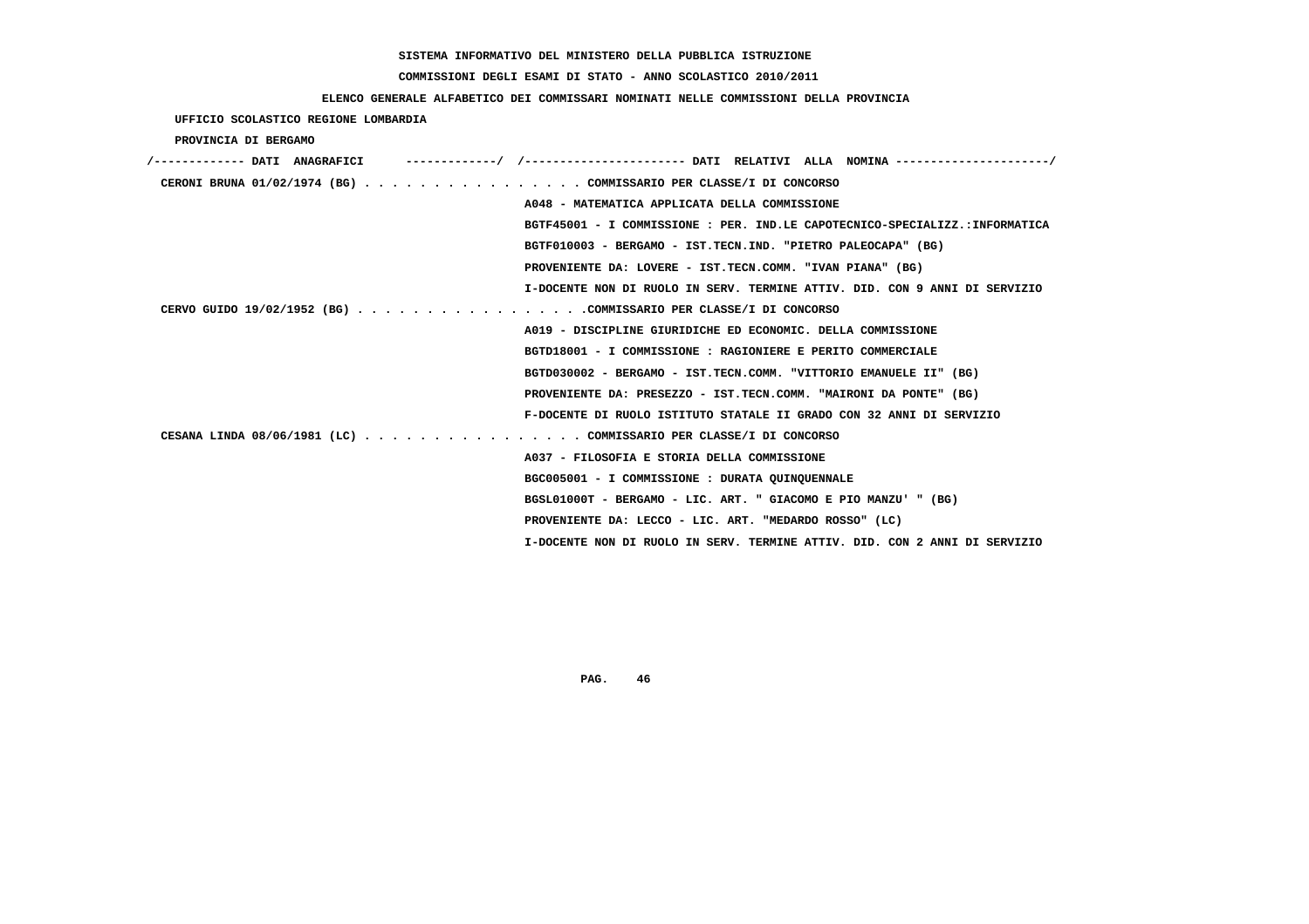**SISTEMA INFORMATIVO DEL MINISTERO DELLA PUBBLICA ISTRUZIONE**

**COMMISSIONI DEGLI ESAMI DI STATO - ANNO SCOLASTICO 2010/2011**

**ELENCO GENERALE ALFABETICO DEI COMMISSARI NOMINATI NELLE COMMISSIONI DELLA PROVINCIA**

**UFFICIO SCOLASTICO REGIONE LOMBARDIA**

**PROVINCIA DI BERGAMO**

```
/------------- DATI  ANAGRAFICI      -------------/  /---------------------- DATI  RELATIVI  ALLA  NOMINA ---------------------/
 CERONI BRUNA 01/02/1974 (BG) . . . . . . . . . . . . . . . . COMMISSARIO PER CLASSE/I DI CONCORSO
                                                   A048 - MATEMATICA APPLICATA DELLA COMMISSIONE
                                                   BGTF45001 - I COMMISSIONE : PER. IND.LE CAPOTECNICO-SPECIALIZZ.:INFORMATICA
                                                   BGTF010003 - BERGAMO - IST.TECN.IND. "PIETRO PALEOCAPA" (BG)
                                                   PROVENIENTE DA: LOVERE - IST.TECN.COMM. "IVAN PIANA" (BG)
                                                   I-DOCENTE NON DI RUOLO IN SERV. TERMINE ATTIV. DID. CON 9 ANNI DI SERVIZIO
 CERVO GUIDO 19/02/1952 (BG) . . . . . . . . . . . . . . . . .COMMISSARIO PER CLASSE/I DI CONCORSO
                                                   A019 - DISCIPLINE GIURIDICHE ED ECONOMIC. DELLA COMMISSIONE
                                                   BGTD18001 - I COMMISSIONE : RAGIONIERE E PERITO COMMERCIALE
                                                   BGTD030002 - BERGAMO - IST.TECN.COMM. "VITTORIO EMANUELE II" (BG)
                                                   PROVENIENTE DA: PRESEZZO - IST.TECN.COMM. "MAIRONI DA PONTE" (BG)
                                                   F-DOCENTE DI RUOLO ISTITUTO STATALE II GRADO CON 32 ANNI DI SERVIZIO
 CESANA LINDA 08/06/1981 (LC) . . . . . . . . . . . . . . . . COMMISSARIO PER CLASSE/I DI CONCORSO
                                                   A037 - FILOSOFIA E STORIA DELLA COMMISSIONE
                                                   BGC005001 - I COMMISSIONE : DURATA QUINQUENNALE
                                                   BGSL01000T - BERGAMO - LIC. ART. " GIACOMO E PIO MANZU' " (BG)
                                                   PROVENIENTE DA: LECCO - LIC. ART. "MEDARDO ROSSO" (LC)
                                                   I-DOCENTE NON DI RUOLO IN SERV. TERMINE ATTIV. DID. CON 2 ANNI DI SERVIZIO
```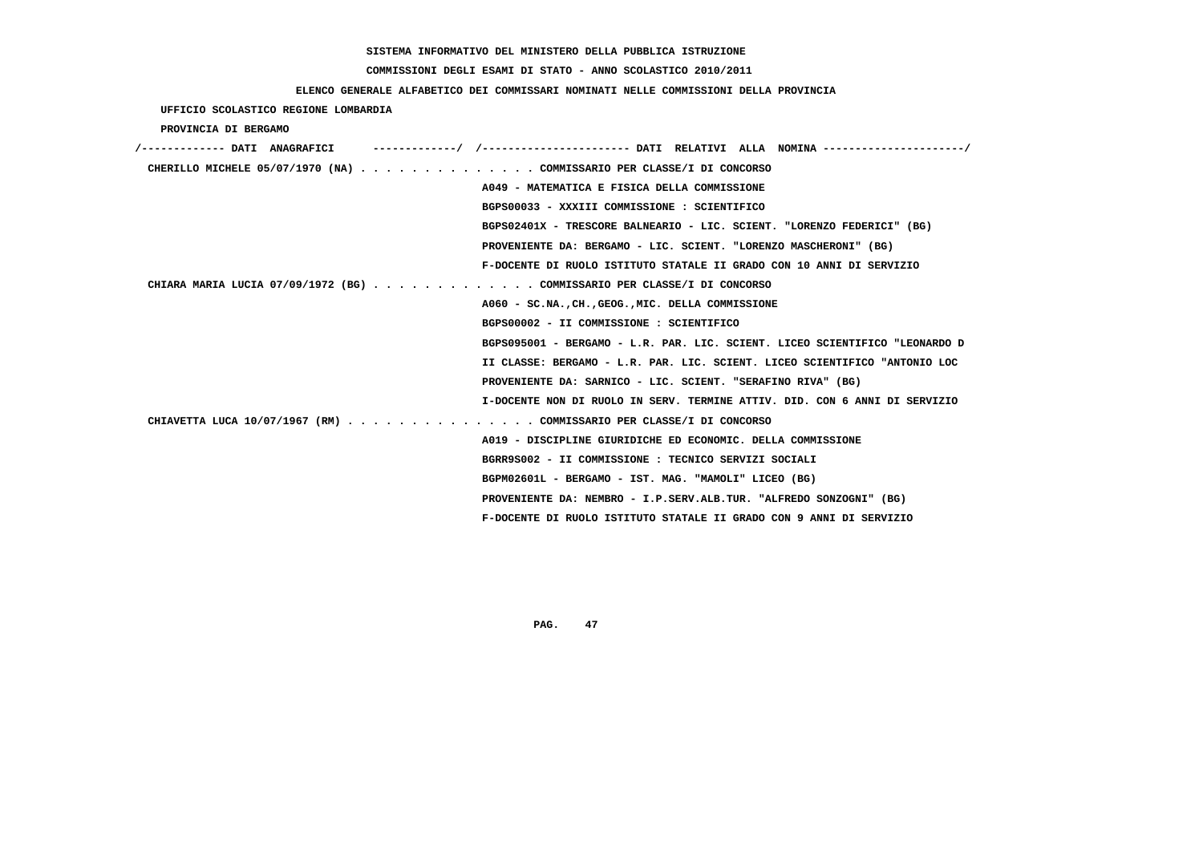SISTEMA INFORMATIVO DEL MINISTERO DELLA PUBBLICA ISTRUZIONE

COMMISSIONI DEGLI ESAMI DI STATO - ANNO SCOLASTICO 2010/2011

ELENCO GENERALE ALFABETICO DEI COMMISSARI NOMINATI NELLE COMMISSIONI DELLA PROVINCIA

UFFICIO SCOLASTICO REGIONE LOMBARDIA

PROVINCIA DI BERGAMO

```
/------------- DATI  ANAGRAFICI      -------------/  /----------------------- DATI  RELATIVI  ALLA  NOMINA ----------------------/
 CHERILLO MICHELE 05/07/1970 (NA) . . . . . . . . . . . . . . COMMISSARIO PER CLASSE/I DI CONCORSO
                                                      A049 - MATEMATICA E FISICA DELLA COMMISSIONE
                                                      BGPS00033 - XXXIII COMMISSIONE : SCIENTIFICO
                                                      BGPS02401X - TRESCORE BALNEARIO - LIC. SCIENT. "LORENZO FEDERICI" (BG)
                                                      PROVENIENTE DA: BERGAMO - LIC. SCIENT. "LORENZO MASCHERONI" (BG)
                                                      F-DOCENTE DI RUOLO ISTITUTO STATALE II GRADO CON 10 ANNI DI SERVIZIO
 CHIARA MARIA LUCIA 07/09/1972 (BG) . . . . . . . . . . . . . COMMISSARIO PER CLASSE/I DI CONCORSO
                                                      A060 - SC.NA.,CH.,GEOG.,MIC. DELLA COMMISSIONE
                                                      BGPS00002 - II COMMISSIONE : SCIENTIFICO
                                                      BGPS095001 - BERGAMO - L.R. PAR. LIC. SCIENT. LICEO SCIENTIFICO "LEONARDO D
                                                      II CLASSE: BERGAMO - L.R. PAR. LIC. SCIENT. LICEO SCIENTIFICO "ANTONIO LOC
                                                      PROVENIENTE DA: SARNICO - LIC. SCIENT. "SERAFINO RIVA" (BG)
                                                      I-DOCENTE NON DI RUOLO IN SERV. TERMINE ATTIV. DID. CON 6 ANNI DI SERVIZIO
 CHIAVETTA LUCA 10/07/1967 (RM) . . . . . . . . . . . . . . . COMMISSARIO PER CLASSE/I DI CONCORSO
                                                      A019 - DISCIPLINE GIURIDICHE ED ECONOMIC. DELLA COMMISSIONE
                                                      BGRR9S002 - II COMMISSIONE : TECNICO SERVIZI SOCIALI
                                                      BGPM02601L - BERGAMO - IST. MAG. "MAMOLI" LICEO (BG)
                                                      PROVENIENTE DA: NEMBRO - I.P.SERV.ALB.TUR. "ALFREDO SONZOGNI" (BG)
                                                      F-DOCENTE DI RUOLO ISTITUTO STATALE II GRADO CON 9 ANNI DI SERVIZIO
```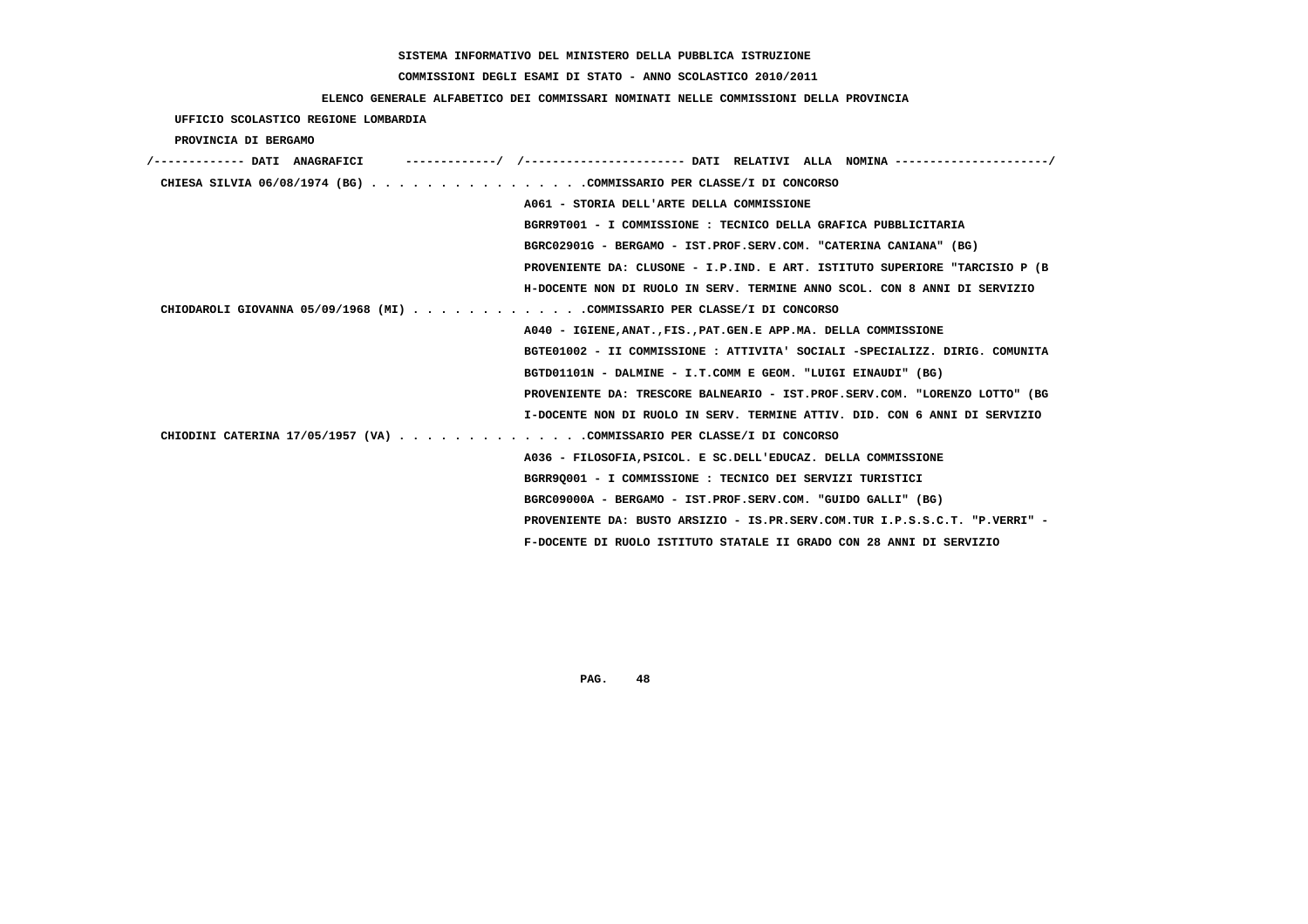SISTEMA INFORMATIVO DEL MINISTERO DELLA PUBBLICA ISTRUZIONE

COMMISSIONI DEGLI ESAMI DI STATO - ANNO SCOLASTICO 2010/2011

ELENCO GENERALE ALFABETICO DEI COMMISSARI NOMINATI NELLE COMMISSIONI DELLA PROVINCIA

UFFICIO SCOLASTICO REGIONE LOMBARDIA

PROVINCIA DI BERGAMO

```
/------------- DATI  ANAGRAFICI      ------------/  /---------------------- DATI  RELATIVI  ALLA  NOMINA ---------------------/
 CHIESA SILVIA 06/08/1974 (BG) . . . . . . . . . . . . . . . .COMMISSARIO PER CLASSE/I DI CONCORSO
                                                    A061 - STORIA DELL'ARTE DELLA COMMISSIONE
                                                    BGRR9T001 - I COMMISSIONE : TECNICO DELLA GRAFICA PUBBLICITARIA
                                                    BGRC02901G - BERGAMO - IST.PROF.SERV.COM. "CATERINA CANIANA" (BG)
                                                    PROVENIENTE DA: CLUSONE - I.P.IND. E ART. ISTITUTO SUPERIORE "TARCISIO P (B
                                                    H-DOCENTE NON DI RUOLO IN SERV. TERMINE ANNO SCOL. CON 8 ANNI DI SERVIZIO
 CHIODAROLI GIOVANNA 05/09/1968 (MI) . . . . . . . . . . . . .COMMISSARIO PER CLASSE/I DI CONCORSO
                                                    A040 - IGIENE,ANAT.,FIS.,PAT.GEN.E APP.MA. DELLA COMMISSIONE
                                                    BGTE01002 - II COMMISSIONE : ATTIVITA' SOCIALI -SPECIALIZZ. DIRIG. COMUNITA
                                                    BGTD01101N - DALMINE - I.T.COMM E GEOM. "LUIGI EINAUDI" (BG)
                                                    PROVENIENTE DA: TRESCORE BALNEARIO - IST.PROF.SERV.COM. "LORENZO LOTTO" (BG
                                                    I-DOCENTE NON DI RUOLO IN SERV. TERMINE ATTIV. DID. CON 6 ANNI DI SERVIZIO
 CHIODINI CATERINA 17/05/1957 (VA) . . . . . . . . . . . . . .COMMISSARIO PER CLASSE/I DI CONCORSO
                                                    A036 - FILOSOFIA,PSICOL. E SC.DELL'EDUCAZ. DELLA COMMISSIONE
                                                    BGRR9Q001 - I COMMISSIONE : TECNICO DEI SERVIZI TURISTICI
                                                    BGRC09000A - BERGAMO - IST.PROF.SERV.COM. "GUIDO GALLI" (BG)
                                                    PROVENIENTE DA: BUSTO ARSIZIO - IS.PR.SERV.COM.TUR I.P.S.S.C.T. "P.VERRI" -
                                                    F-DOCENTE DI RUOLO ISTITUTO STATALE II GRADO CON 28 ANNI DI SERVIZIO
```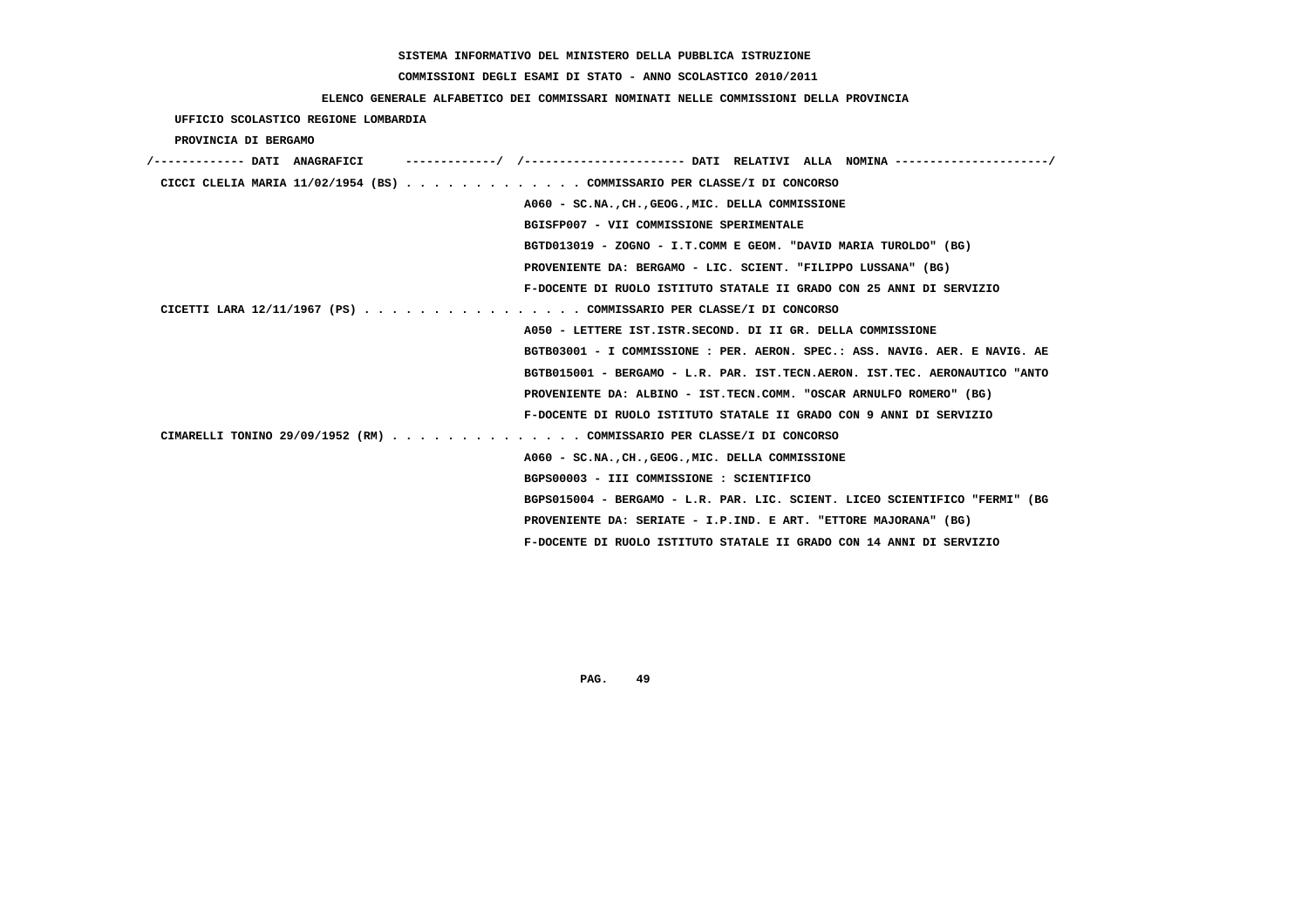**SISTEMA INFORMATIVO DEL MINISTERO DELLA PUBBLICA ISTRUZIONE**

**COMMISSIONI DEGLI ESAMI DI STATO - ANNO SCOLASTICO 2010/2011**

**ELENCO GENERALE ALFABETICO DEI COMMISSARI NOMINATI NELLE COMMISSIONI DELLA PROVINCIA**

**UFFICIO SCOLASTICO REGIONE LOMBARDIA**

**PROVINCIA DI BERGAMO**

```
/------------- DATI  ANAGRAFICI      -------------/  /----------------------- DATI  RELATIVI  ALLA  NOMINA ---------------------/
 CICCI CLELIA MARIA 11/02/1954 (BS) . . . . . . . . . . . . . COMMISSARIO PER CLASSE/I DI CONCORSO
                                                    A060 - SC.NA.,CH.,GEOG.,MIC. DELLA COMMISSIONE
                                                    BGISFP007 - VII COMMISSIONE SPERIMENTALE
                                                    BGTD013019 - ZOGNO - I.T.COMM E GEOM. "DAVID MARIA TUROLDO" (BG)
                                                    PROVENIENTE DA: BERGAMO - LIC. SCIENT. "FILIPPO LUSSANA" (BG)
                                                    F-DOCENTE DI RUOLO ISTITUTO STATALE II GRADO CON 25 ANNI DI SERVIZIO
 CICETTI LARA 12/11/1967 (PS) . . . . . . . . . . . . . . . . COMMISSARIO PER CLASSE/I DI CONCORSO
                                                    A050 - LETTERE IST.ISTR.SECOND. DI II GR. DELLA COMMISSIONE
                                                    BGTB03001 - I COMMISSIONE : PER. AERON. SPEC.: ASS. NAVIG. AER. E NAVIG. AE
                                                    BGTB015001 - BERGAMO - L.R. PAR. IST.TECN.AERON. IST.TEC. AERONAUTICO "ANTO
                                                    PROVENIENTE DA: ALBINO - IST.TECN.COMM. "OSCAR ARNULFO ROMERO" (BG)
                                                    F-DOCENTE DI RUOLO ISTITUTO STATALE II GRADO CON 9 ANNI DI SERVIZIO
 CIMARELLI TONINO 29/09/1952 (RM) . . . . . . . . . . . . . . COMMISSARIO PER CLASSE/I DI CONCORSO
                                                    A060 - SC.NA.,CH.,GEOG.,MIC. DELLA COMMISSIONE
                                                    BGPS00003 - III COMMISSIONE : SCIENTIFICO
                                                    BGPS015004 - BERGAMO - L.R. PAR. LIC. SCIENT. LICEO SCIENTIFICO "FERMI" (BG
                                                    PROVENIENTE DA: SERIATE - I.P.IND. E ART. "ETTORE MAJORANA" (BG)
                                                    F-DOCENTE DI RUOLO ISTITUTO STATALE II GRADO CON 14 ANNI DI SERVIZIO
```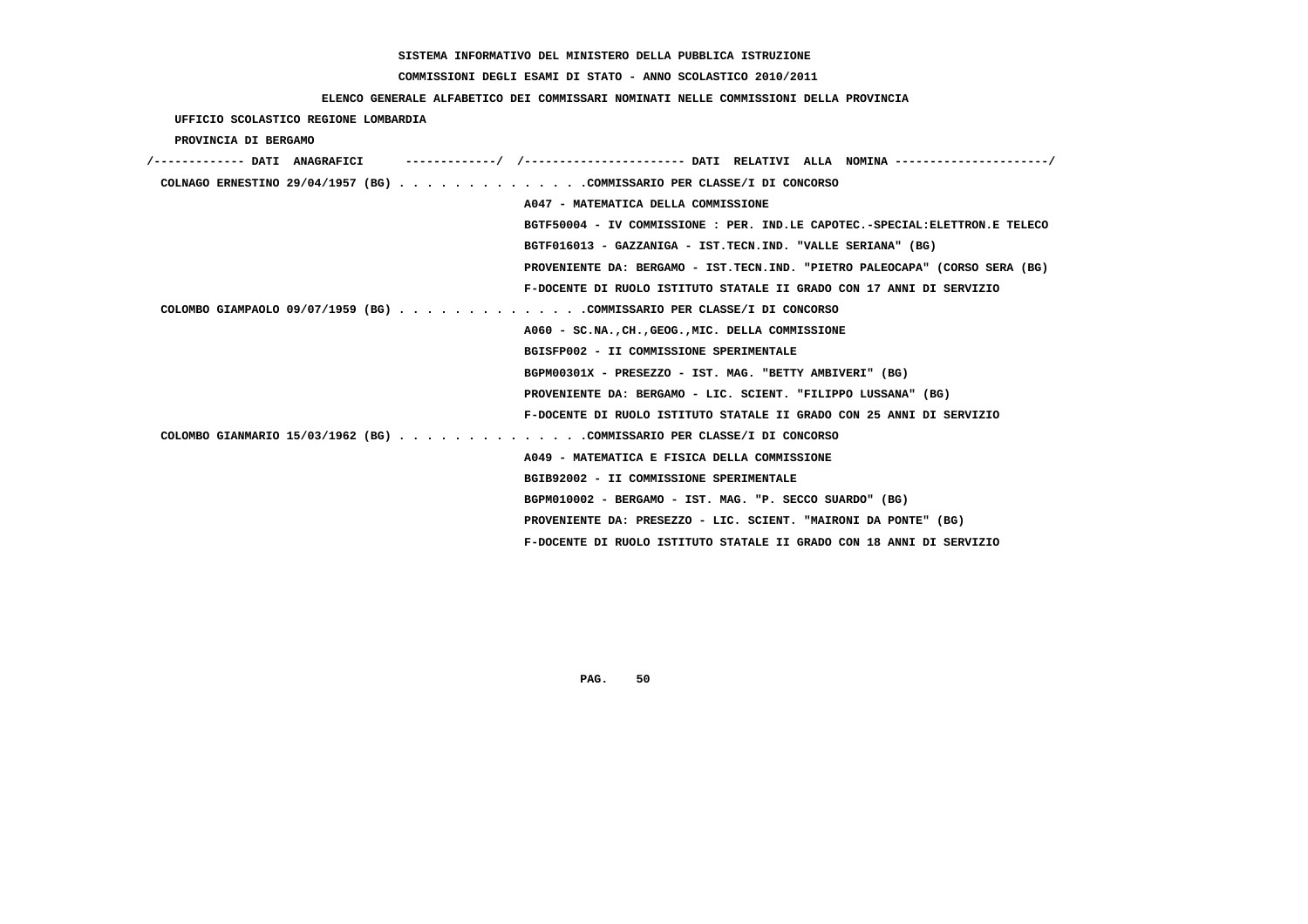**SISTEMA INFORMATIVO DEL MINISTERO DELLA PUBBLICA ISTRUZIONE**

**COMMISSIONI DEGLI ESAMI DI STATO - ANNO SCOLASTICO 2010/2011**

**ELENCO GENERALE ALFABETICO DEI COMMISSARI NOMINATI NELLE COMMISSIONI DELLA PROVINCIA**

**UFFICIO SCOLASTICO REGIONE LOMBARDIA**

**PROVINCIA DI BERGAMO**

/------------- DATI ANAGRAFICI -------------/ /----------------------- DATI RELATIVI ALLA NOMINA ----------------------/

COLNAGO ERNESTINO 29/04/1957 (BG) . . . . . . . . . . . . . .COMMISSARIO PER CLASSE/I DI CONCORSO
A047 - MATEMATICA DELLA COMMISSIONE
BGTF50004 - IV COMMISSIONE : PER. IND.LE CAPOTEC.-SPECIAL:ELETTRON.E TELECO
BGTF016013 - GAZZANIGA - IST.TECN.IND. "VALLE SERIANA" (BG)
PROVENIENTE DA: BERGAMO - IST.TECN.IND. "PIETRO PALEOCAPA" (CORSO SERA (BG)
F-DOCENTE DI RUOLO ISTITUTO STATALE II GRADO CON 17 ANNI DI SERVIZIO

COLOMBO GIAMPAOLO 09/07/1959 (BG) . . . . . . . . . . . . . .COMMISSARIO PER CLASSE/I DI CONCORSO
A060 - SC.NA.,CH.,GEOG.,MIC. DELLA COMMISSIONE
BGISFP002 - II COMMISSIONE SPERIMENTALE
BGPM00301X - PRESEZZO - IST. MAG. "BETTY AMBIVERI" (BG)
PROVENIENTE DA: BERGAMO - LIC. SCIENT. "FILIPPO LUSSANA" (BG)
F-DOCENTE DI RUOLO ISTITUTO STATALE II GRADO CON 25 ANNI DI SERVIZIO

COLOMBO GIANMARIO 15/03/1962 (BG) . . . . . . . . . . . . . .COMMISSARIO PER CLASSE/I DI CONCORSO
A049 - MATEMATICA E FISICA DELLA COMMISSIONE
BGIB92002 - II COMMISSIONE SPERIMENTALE
BGPM010002 - BERGAMO - IST. MAG. "P. SECCO SUARDO" (BG)
PROVENIENTE DA: PRESEZZO - LIC. SCIENT. "MAIRONI DA PONTE" (BG)
F-DOCENTE DI RUOLO ISTITUTO STATALE II GRADO CON 18 ANNI DI SERVIZIO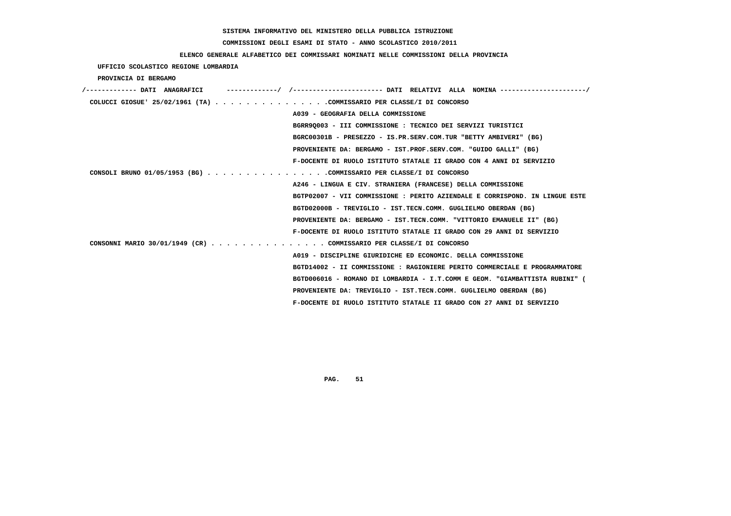SISTEMA INFORMATIVO DEL MINISTERO DELLA PUBBLICA ISTRUZIONE

COMMISSIONI DEGLI ESAMI DI STATO - ANNO SCOLASTICO 2010/2011

ELENCO GENERALE ALFABETICO DEI COMMISSARI NOMINATI NELLE COMMISSIONI DELLA PROVINCIA

UFFICIO SCOLASTICO REGIONE LOMBARDIA

PROVINCIA DI BERGAMO

```
/------------- DATI  ANAGRAFICI      -------------/  /----------------------- DATI  RELATIVI  ALLA  NOMINA ---------------------/
 COLUCCI GIOSUE' 25/02/1961 (TA) . . . . . . . . . . . . . . .COMMISSARIO PER CLASSE/I DI CONCORSO
                                                  A039 - GEOGRAFIA DELLA COMMISSIONE
                                                  BGRR9Q003 - III COMMISSIONE : TECNICO DEI SERVIZI TURISTICI
                                                  BGRC00301B - PRESEZZO - IS.PR.SERV.COM.TUR "BETTY AMBIVERI" (BG)
                                                  PROVENIENTE DA: BERGAMO - IST.PROF.SERV.COM. "GUIDO GALLI" (BG)
                                                  F-DOCENTE DI RUOLO ISTITUTO STATALE II GRADO CON 4 ANNI DI SERVIZIO
 CONSOLI BRUNO 01/05/1953 (BG) . . . . . . . . . . . . . . . .COMMISSARIO PER CLASSE/I DI CONCORSO
                                                  A246 - LINGUA E CIV. STRANIERA (FRANCESE) DELLA COMMISSIONE
                                                  BGTP02007 - VII COMMISSIONE : PERITO AZIENDALE E CORRISPOND. IN LINGUE ESTE
                                                  BGTD02000B - TREVIGLIO - IST.TECN.COMM. GUGLIELMO OBERDAN (BG)
                                                  PROVENIENTE DA: BERGAMO - IST.TECN.COMM. "VITTORIO EMANUELE II" (BG)
                                                  F-DOCENTE DI RUOLO ISTITUTO STATALE II GRADO CON 29 ANNI DI SERVIZIO
 CONSONNI MARIO 30/01/1949 (CR) . . . . . . . . . . . . . . . COMMISSARIO PER CLASSE/I DI CONCORSO
                                                  A019 - DISCIPLINE GIURIDICHE ED ECONOMIC. DELLA COMMISSIONE
                                                  BGTD14002 - II COMMISSIONE : RAGIONIERE PERITO COMMERCIALE E PROGRAMMATORE
                                                  BGTD006016 - ROMANO DI LOMBARDIA - I.T.COMM E GEOM. "GIAMBATTISTA RUBINI" (
                                                  PROVENIENTE DA: TREVIGLIO - IST.TECN.COMM. GUGLIELMO OBERDAN (BG)
                                                  F-DOCENTE DI RUOLO ISTITUTO STATALE II GRADO CON 27 ANNI DI SERVIZIO
```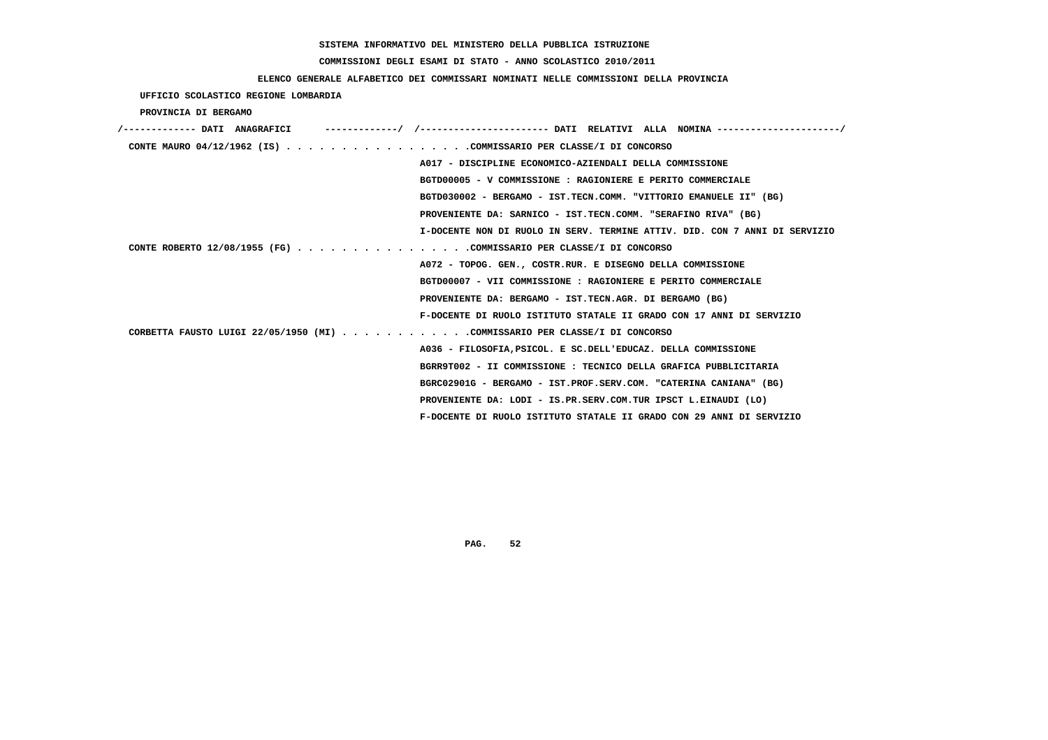**SISTEMA INFORMATIVO DEL MINISTERO DELLA PUBBLICA ISTRUZIONE**

**COMMISSIONI DEGLI ESAMI DI STATO - ANNO SCOLASTICO 2010/2011**

**ELENCO GENERALE ALFABETICO DEI COMMISSARI NOMINATI NELLE COMMISSIONI DELLA PROVINCIA**

**UFFICIO SCOLASTICO REGIONE LOMBARDIA**

**PROVINCIA DI BERGAMO**

/------------- DATI ANAGRAFICI -------------/ /---------------------- DATI RELATIVI ALLA NOMINA ---------------------/

**CONTE MAURO 04/12/1962 (IS)** . . . . . . . . . . . . . . . . .COMMISSARIO PER CLASSE/I DI CONCORSO

A017 - DISCIPLINE ECONOMICO-AZIENDALI DELLA COMMISSIONE
BGTD00005 - V COMMISSIONE : RAGIONIERE E PERITO COMMERCIALE
BGTD030002 - BERGAMO - IST.TECN.COMM. "VITTORIO EMANUELE II" (BG)
PROVENIENTE DA: SARNICO - IST.TECN.COMM. "SERAFINO RIVA" (BG)
I-DOCENTE NON DI RUOLO IN SERV. TERMINE ATTIV. DID. CON 7 ANNI DI SERVIZIO

**CONTE ROBERTO 12/08/1955 (FG)** . . . . . . . . . . . . . . . .COMMISSARIO PER CLASSE/I DI CONCORSO

A072 - TOPOG. GEN., COSTR.RUR. E DISEGNO DELLA COMMISSIONE
BGTD00007 - VII COMMISSIONE : RAGIONIERE E PERITO COMMERCIALE
PROVENIENTE DA: BERGAMO - IST.TECN.AGR. DI BERGAMO (BG)
F-DOCENTE DI RUOLO ISTITUTO STATALE II GRADO CON 17 ANNI DI SERVIZIO

**CORBETTA FAUSTO LUIGI 22/05/1950 (MI)** . . . . . . . . . . . .COMMISSARIO PER CLASSE/I DI CONCORSO

A036 - FILOSOFIA,PSICOL. E SC.DELL'EDUCAZ. DELLA COMMISSIONE
BGRR9T002 - II COMMISSIONE : TECNICO DELLA GRAFICA PUBBLICITARIA
BGRC02901G - BERGAMO - IST.PROF.SERV.COM. "CATERINA CANIANA" (BG)
PROVENIENTE DA: LODI - IS.PR.SERV.COM.TUR IPSCT L.EINAUDI (LO)
F-DOCENTE DI RUOLO ISTITUTO STATALE II GRADO CON 29 ANNI DI SERVIZIO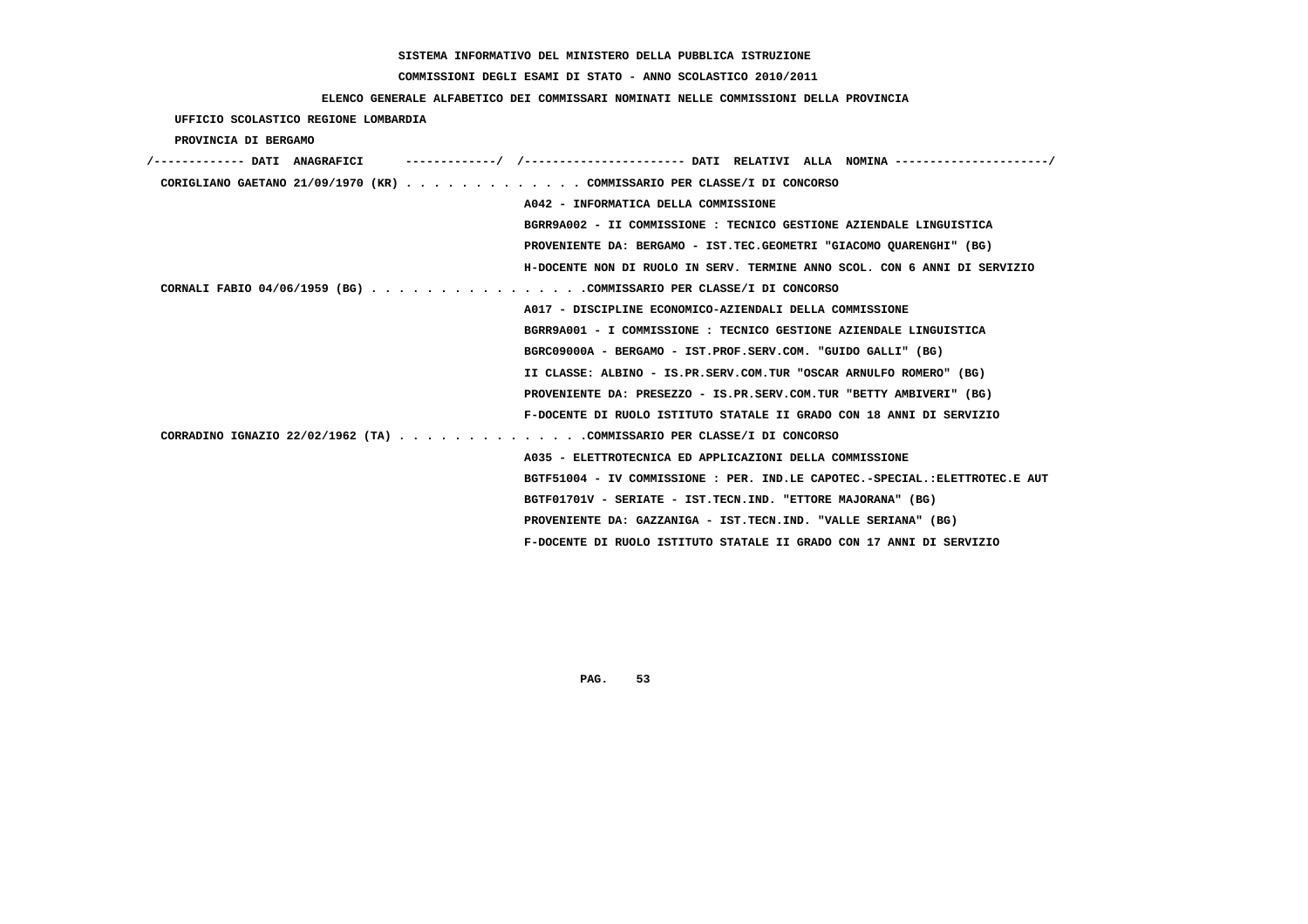**SISTEMA INFORMATIVO DEL MINISTERO DELLA PUBBLICA ISTRUZIONE**

**COMMISSIONI DEGLI ESAMI DI STATO - ANNO SCOLASTICO 2010/2011**

**ELENCO GENERALE ALFABETICO DEI COMMISSARI NOMINATI NELLE COMMISSIONI DELLA PROVINCIA**

**UFFICIO SCOLASTICO REGIONE LOMBARDIA**

**PROVINCIA DI BERGAMO**

/------------- DATI ANAGRAFICI -------------/ /---------------------- DATI RELATIVI ALLA NOMINA ---------------------/

**CORIGLIANO GAETANO 21/09/1970 (KR)** . . . . . . . . . . . . . COMMISSARIO PER CLASSE/I DI CONCORSO

A042 - INFORMATICA DELLA COMMISSIONE
BGRR9A002 - II COMMISSIONE : TECNICO GESTIONE AZIENDALE LINGUISTICA
PROVENIENTE DA: BERGAMO - IST.TEC.GEOMETRI "GIACOMO QUARENGHI" (BG)
H-DOCENTE NON DI RUOLO IN SERV. TERMINE ANNO SCOL. CON 6 ANNI DI SERVIZIO

**CORNALI FABIO 04/06/1959 (BG)** . . . . . . . . . . . . . . . .COMMISSARIO PER CLASSE/I DI CONCORSO

A017 - DISCIPLINE ECONOMICO-AZIENDALI DELLA COMMISSIONE
BGRR9A001 - I COMMISSIONE : TECNICO GESTIONE AZIENDALE LINGUISTICA
BGRC09000A - BERGAMO - IST.PROF.SERV.COM. "GUIDO GALLI" (BG)
II CLASSE: ALBINO - IS.PR.SERV.COM.TUR "OSCAR ARNULFO ROMERO" (BG)
PROVENIENTE DA: PRESEZZO - IS.PR.SERV.COM.TUR "BETTY AMBIVERI" (BG)
F-DOCENTE DI RUOLO ISTITUTO STATALE II GRADO CON 18 ANNI DI SERVIZIO

**CORRADINO IGNAZIO 22/02/1962 (TA)** . . . . . . . . . . . . . .COMMISSARIO PER CLASSE/I DI CONCORSO

A035 - ELETTROTECNICA ED APPLICAZIONI DELLA COMMISSIONE
BGTF51004 - IV COMMISSIONE : PER. IND.LE CAPOTEC.-SPECIAL.:ELETTROTEC.E AUT
BGTF01701V - SERIATE - IST.TECN.IND. "ETTORE MAJORANA" (BG)
PROVENIENTE DA: GAZZANIGA - IST.TECN.IND. "VALLE SERIANA" (BG)
F-DOCENTE DI RUOLO ISTITUTO STATALE II GRADO CON 17 ANNI DI SERVIZIO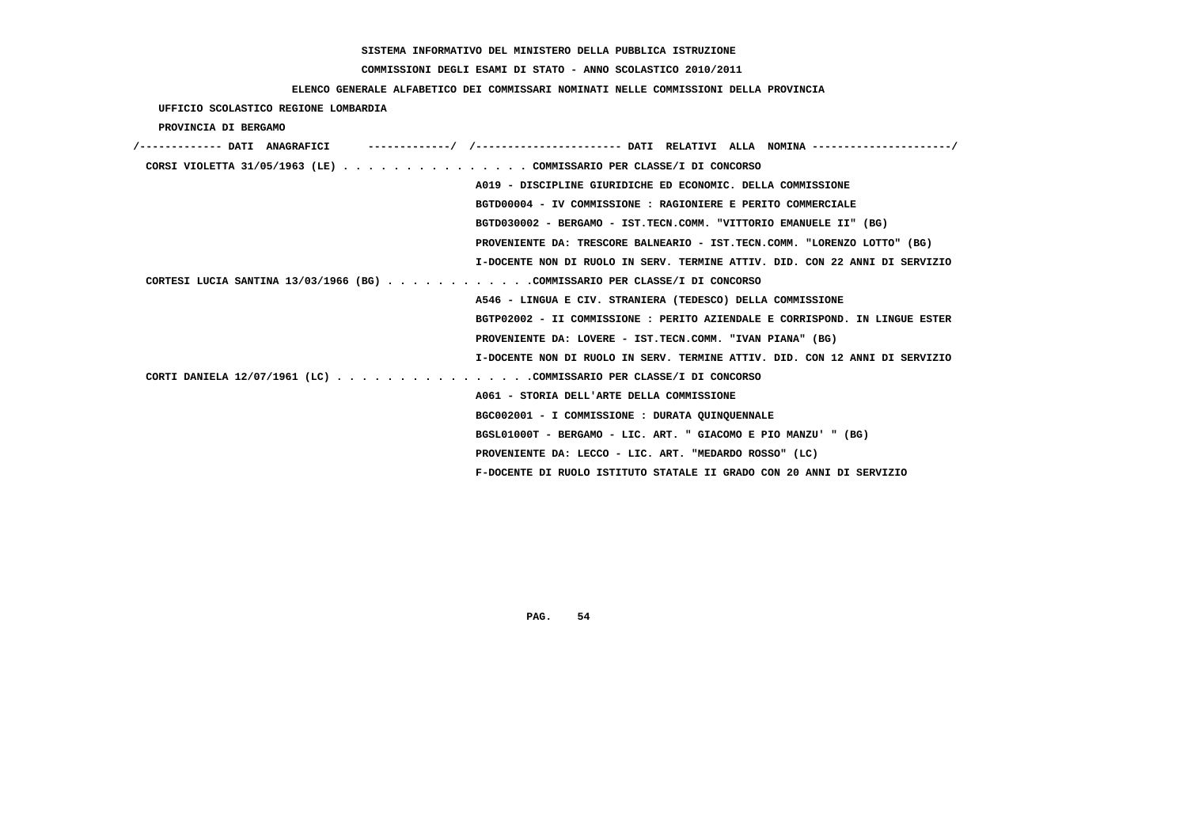**SISTEMA INFORMATIVO DEL MINISTERO DELLA PUBBLICA ISTRUZIONE**

**COMMISSIONI DEGLI ESAMI DI STATO - ANNO SCOLASTICO 2010/2011**

**ELENCO GENERALE ALFABETICO DEI COMMISSARI NOMINATI NELLE COMMISSIONI DELLA PROVINCIA**

UFFICIO SCOLASTICO REGIONE LOMBARDIA

PROVINCIA DI BERGAMO

| DATI ANAGRAFICI | DATI RELATIVI ALLA NOMINA |
|---|---|
| CORSI VIOLETTA 31/05/1963 (LE) | COMMISSARIO PER CLASSE/I DI CONCORSO |
| | A019 - DISCIPLINE GIURIDICHE ED ECONOMIC. DELLA COMMISSIONE |
| | BGTD00004 - IV COMMISSIONE : RAGIONIERE E PERITO COMMERCIALE |
| | BGTD030002 - BERGAMO - IST.TECN.COMM. "VITTORIO EMANUELE II" (BG) |
| | PROVENIENTE DA: TRESCORE BALNEARIO - IST.TECN.COMM. "LORENZO LOTTO" (BG) |
| | I-DOCENTE NON DI RUOLO IN SERV. TERMINE ATTIV. DID. CON 22 ANNI DI SERVIZIO |
| CORTESI LUCIA SANTINA 13/03/1966 (BG) | COMMISSARIO PER CLASSE/I DI CONCORSO |
| | A546 - LINGUA E CIV. STRANIERA (TEDESCO) DELLA COMMISSIONE |
| | BGTP02002 - II COMMISSIONE : PERITO AZIENDALE E CORRISPOND. IN LINGUE ESTER |
| | PROVENIENTE DA: LOVERE - IST.TECN.COMM. "IVAN PIANA" (BG) |
| | I-DOCENTE NON DI RUOLO IN SERV. TERMINE ATTIV. DID. CON 12 ANNI DI SERVIZIO |
| CORTI DANIELA 12/07/1961 (LC) | COMMISSARIO PER CLASSE/I DI CONCORSO |
| | A061 - STORIA DELL'ARTE DELLA COMMISSIONE |
| | BGC002001 - I COMMISSIONE : DURATA QUINQUENNALE |
| | BGSL01000T - BERGAMO - LIC. ART. " GIACOMO E PIO MANZU' " (BG) |
| | PROVENIENTE DA: LECCO - LIC. ART. "MEDARDO ROSSO" (LC) |
| | F-DOCENTE DI RUOLO ISTITUTO STATALE II GRADO CON 20 ANNI DI SERVIZIO |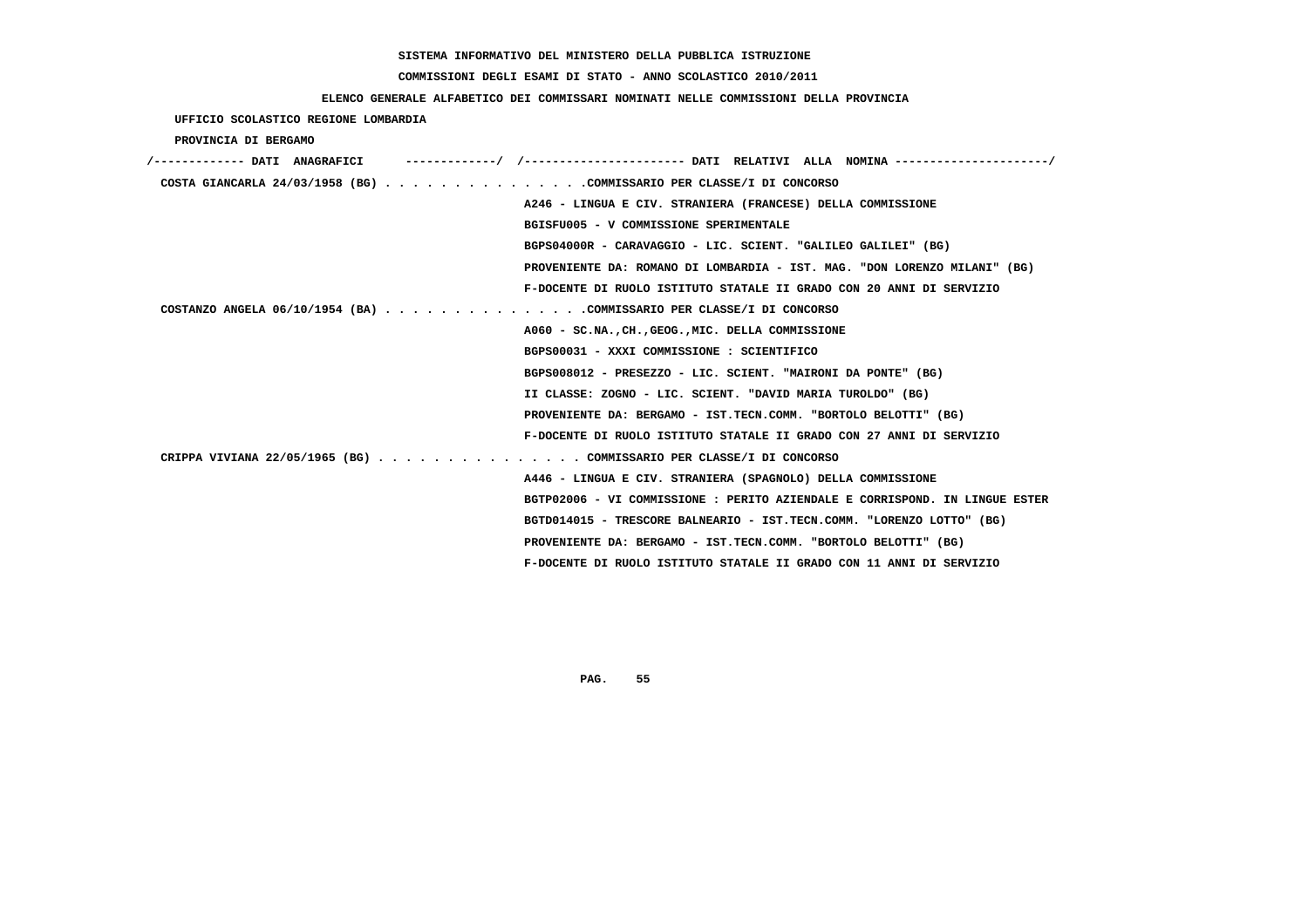SISTEMA INFORMATIVO DEL MINISTERO DELLA PUBBLICA ISTRUZIONE

COMMISSIONI DEGLI ESAMI DI STATO - ANNO SCOLASTICO 2010/2011

ELENCO GENERALE ALFABETICO DEI COMMISSARI NOMINATI NELLE COMMISSIONI DELLA PROVINCIA

UFFICIO SCOLASTICO REGIONE LOMBARDIA

PROVINCIA DI BERGAMO

```
/------------- DATI  ANAGRAFICI      -------------/  /---------------------- DATI  RELATIVI  ALLA  NOMINA ---------------------/
 COSTA GIANCARLA 24/03/1958 (BG) . . . . . . . . . . . . . . .COMMISSARIO PER CLASSE/I DI CONCORSO
                                                    A246 - LINGUA E CIV. STRANIERA (FRANCESE) DELLA COMMISSIONE
                                                    BGISFU005 - V COMMISSIONE SPERIMENTALE
                                                    BGPS04000R - CARAVAGGIO - LIC. SCIENT. "GALILEO GALILEI" (BG)
                                                    PROVENIENTE DA: ROMANO DI LOMBARDIA - IST. MAG. "DON LORENZO MILANI" (BG)
                                                    F-DOCENTE DI RUOLO ISTITUTO STATALE II GRADO CON 20 ANNI DI SERVIZIO
 COSTANZO ANGELA 06/10/1954 (BA) . . . . . . . . . . . . . . .COMMISSARIO PER CLASSE/I DI CONCORSO
                                                    A060 - SC.NA.,CH.,GEOG.,MIC. DELLA COMMISSIONE
                                                    BGPS00031 - XXXI COMMISSIONE : SCIENTIFICO
                                                    BGPS008012 - PRESEZZO - LIC. SCIENT. "MAIRONI DA PONTE" (BG)
                                                    II CLASSE: ZOGNO - LIC. SCIENT. "DAVID MARIA TUROLDO" (BG)
                                                    PROVENIENTE DA: BERGAMO - IST.TECN.COMM. "BORTOLO BELOTTI" (BG)
                                                    F-DOCENTE DI RUOLO ISTITUTO STATALE II GRADO CON 27 ANNI DI SERVIZIO
 CRIPPA VIVIANA 22/05/1965 (BG) . . . . . . . . . . . . . . . COMMISSARIO PER CLASSE/I DI CONCORSO
                                                    A446 - LINGUA E CIV. STRANIERA (SPAGNOLO) DELLA COMMISSIONE
                                                    BGTP02006 - VI COMMISSIONE : PERITO AZIENDALE E CORRISPOND. IN LINGUE ESTER
                                                    BGTD014015 - TRESCORE BALNEARIO - IST.TECN.COMM. "LORENZO LOTTO" (BG)
                                                    PROVENIENTE DA: BERGAMO - IST.TECN.COMM. "BORTOLO BELOTTI" (BG)
                                                    F-DOCENTE DI RUOLO ISTITUTO STATALE II GRADO CON 11 ANNI DI SERVIZIO
```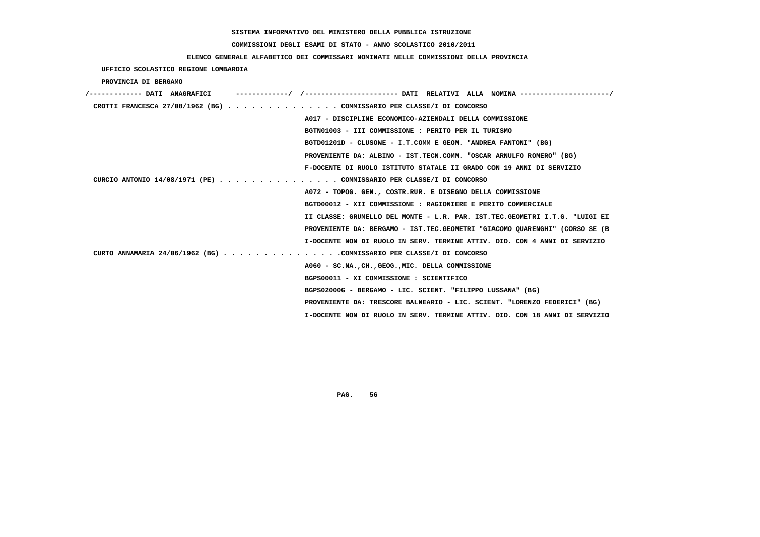SISTEMA INFORMATIVO DEL MINISTERO DELLA PUBBLICA ISTRUZIONE

COMMISSIONI DEGLI ESAMI DI STATO - ANNO SCOLASTICO 2010/2011

ELENCO GENERALE ALFABETICO DEI COMMISSARI NOMINATI NELLE COMMISSIONI DELLA PROVINCIA

UFFICIO SCOLASTICO REGIONE LOMBARDIA

PROVINCIA DI BERGAMO

```
/------------- DATI  ANAGRAFICI      -------------/  /----------------------- DATI  RELATIVI  ALLA  NOMINA ---------------------/
 CROTTI FRANCESCA 27/08/1962 (BG) . . . . . . . . . . . . . . COMMISSARIO PER CLASSE/I DI CONCORSO
                                                   A017 - DISCIPLINE ECONOMICO-AZIENDALI DELLA COMMISSIONE
                                                   BGTN01003 - III COMMISSIONE : PERITO PER IL TURISMO
                                                   BGTD01201D - CLUSONE - I.T.COMM E GEOM. "ANDREA FANTONI" (BG)
                                                   PROVENIENTE DA: ALBINO - IST.TECN.COMM. "OSCAR ARNULFO ROMERO" (BG)
                                                   F-DOCENTE DI RUOLO ISTITUTO STATALE II GRADO CON 19 ANNI DI SERVIZIO
 CURCIO ANTONIO 14/08/1971 (PE) . . . . . . . . . . . . . . . COMMISSARIO PER CLASSE/I DI CONCORSO
                                                   A072 - TOPOG. GEN., COSTR.RUR. E DISEGNO DELLA COMMISSIONE
                                                   BGTD00012 - XII COMMISSIONE : RAGIONIERE E PERITO COMMERCIALE
                                                   II CLASSE: GRUMELLO DEL MONTE - L.R. PAR. IST.TEC.GEOMETRI I.T.G. "LUIGI EI
                                                   PROVENIENTE DA: BERGAMO - IST.TEC.GEOMETRI "GIACOMO QUARENGHI" (CORSO SE (B
                                                   I-DOCENTE NON DI RUOLO IN SERV. TERMINE ATTIV. DID. CON 4 ANNI DI SERVIZIO
 CURTO ANNAMARIA 24/06/1962 (BG) . . . . . . . . . . . . . . .COMMISSARIO PER CLASSE/I DI CONCORSO
                                                   A060 - SC.NA.,CH.,GEOG.,MIC. DELLA COMMISSIONE
                                                   BGPS00011 - XI COMMISSIONE : SCIENTIFICO
                                                   BGPS02000G - BERGAMO - LIC. SCIENT. "FILIPPO LUSSANA" (BG)
                                                   PROVENIENTE DA: TRESCORE BALNEARIO - LIC. SCIENT. "LORENZO FEDERICI" (BG)
                                                   I-DOCENTE NON DI RUOLO IN SERV. TERMINE ATTIV. DID. CON 18 ANNI DI SERVIZIO
```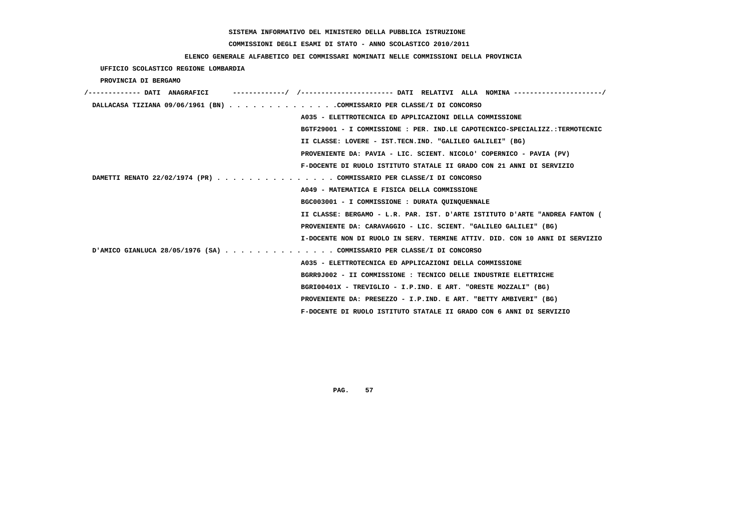**SISTEMA INFORMATIVO DEL MINISTERO DELLA PUBBLICA ISTRUZIONE**

**COMMISSIONI DEGLI ESAMI DI STATO - ANNO SCOLASTICO 2010/2011**

**ELENCO GENERALE ALFABETICO DEI COMMISSARI NOMINATI NELLE COMMISSIONI DELLA PROVINCIA**

UFFICIO SCOLASTICO REGIONE LOMBARDIA

PROVINCIA DI BERGAMO

/------------- DATI ANAGRAFICI -------------/ /---------------------- DATI RELATIVI ALLA NOMINA ---------------------/

DALLACASA TIZIANA 09/06/1961 (BN) . . . . . . . . . . . . . .COMMISSARIO PER CLASSE/I DI CONCORSO

A035 - ELETTROTECNICA ED APPLICAZIONI DELLA COMMISSIONE

BGTF29001 - I COMMISSIONE : PER. IND.LE CAPOTECNICO-SPECIALIZZ.:TERMOTECNIC

II CLASSE: LOVERE - IST.TECN.IND. "GALILEO GALILEI" (BG)

PROVENIENTE DA: PAVIA - LIC. SCIENT. NICOLO' COPERNICO - PAVIA (PV)

F-DOCENTE DI RUOLO ISTITUTO STATALE II GRADO CON 21 ANNI DI SERVIZIO

DAMETTI RENATO 22/02/1974 (PR) . . . . . . . . . . . . . . . COMMISSARIO PER CLASSE/I DI CONCORSO

A049 - MATEMATICA E FISICA DELLA COMMISSIONE

BGC003001 - I COMMISSIONE : DURATA QUINQUENNALE

II CLASSE: BERGAMO - L.R. PAR. IST. D'ARTE ISTITUTO D'ARTE "ANDREA FANTON (

PROVENIENTE DA: CARAVAGGIO - LIC. SCIENT. "GALILEO GALILEI" (BG)

I-DOCENTE NON DI RUOLO IN SERV. TERMINE ATTIV. DID. CON 10 ANNI DI SERVIZIO

D'AMICO GIANLUCA 28/05/1976 (SA) . . . . . . . . . . . . . . COMMISSARIO PER CLASSE/I DI CONCORSO

A035 - ELETTROTECNICA ED APPLICAZIONI DELLA COMMISSIONE

BGRR9J002 - II COMMISSIONE : TECNICO DELLE INDUSTRIE ELETTRICHE

BGRI00401X - TREVIGLIO - I.P.IND. E ART. "ORESTE MOZZALI" (BG)

PROVENIENTE DA: PRESEZZO - I.P.IND. E ART. "BETTY AMBIVERI" (BG)

F-DOCENTE DI RUOLO ISTITUTO STATALE II GRADO CON 6 ANNI DI SERVIZIO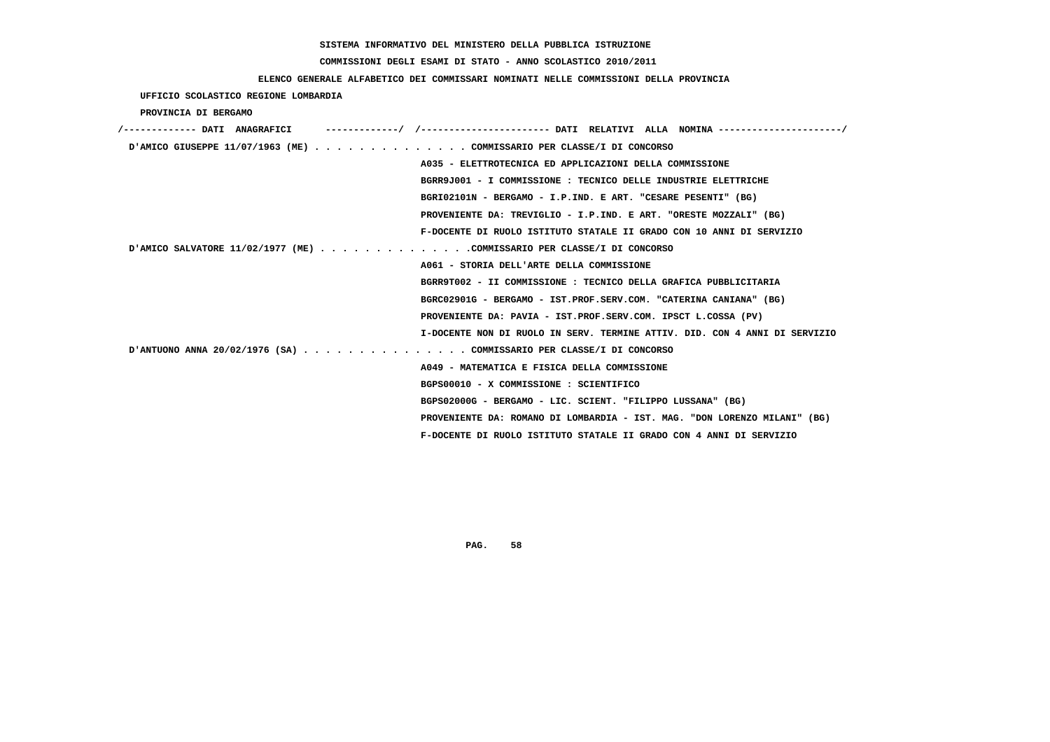**SISTEMA INFORMATIVO DEL MINISTERO DELLA PUBBLICA ISTRUZIONE**

**COMMISSIONI DEGLI ESAMI DI STATO - ANNO SCOLASTICO 2010/2011**

**ELENCO GENERALE ALFABETICO DEI COMMISSARI NOMINATI NELLE COMMISSIONI DELLA PROVINCIA**

**UFFICIO SCOLASTICO REGIONE LOMBARDIA**

**PROVINCIA DI BERGAMO**

/------------- DATI ANAGRAFICI -------------/ /---------------------- DATI RELATIVI ALLA NOMINA ---------------------/

**D'AMICO GIUSEPPE 11/07/1963 (ME)** . . . . . . . . . . . . . . COMMISSARIO PER CLASSE/I DI CONCORSO

A035 - ELETTROTECNICA ED APPLICAZIONI DELLA COMMISSIONE

BGRR9J001 - I COMMISSIONE : TECNICO DELLE INDUSTRIE ELETTRICHE

BGRI02101N - BERGAMO - I.P.IND. E ART. "CESARE PESENTI" (BG)

PROVENIENTE DA: TREVIGLIO - I.P.IND. E ART. "ORESTE MOZZALI" (BG)

F-DOCENTE DI RUOLO ISTITUTO STATALE II GRADO CON 10 ANNI DI SERVIZIO

**D'AMICO SALVATORE 11/02/1977 (ME)** . . . . . . . . . . . . . .COMMISSARIO PER CLASSE/I DI CONCORSO

A061 - STORIA DELL'ARTE DELLA COMMISSIONE

BGRR9T002 - II COMMISSIONE : TECNICO DELLA GRAFICA PUBBLICITARIA

BGRC02901G - BERGAMO - IST.PROF.SERV.COM. "CATERINA CANIANA" (BG)

PROVENIENTE DA: PAVIA - IST.PROF.SERV.COM. IPSCT L.COSSA (PV)

I-DOCENTE NON DI RUOLO IN SERV. TERMINE ATTIV. DID. CON 4 ANNI DI SERVIZIO

**D'ANTUONO ANNA 20/02/1976 (SA)** . . . . . . . . . . . . . . . COMMISSARIO PER CLASSE/I DI CONCORSO

A049 - MATEMATICA E FISICA DELLA COMMISSIONE

BGPS00010 - X COMMISSIONE : SCIENTIFICO

BGPS02000G - BERGAMO - LIC. SCIENT. "FILIPPO LUSSANA" (BG)

PROVENIENTE DA: ROMANO DI LOMBARDIA - IST. MAG. "DON LORENZO MILANI" (BG)

F-DOCENTE DI RUOLO ISTITUTO STATALE II GRADO CON 4 ANNI DI SERVIZIO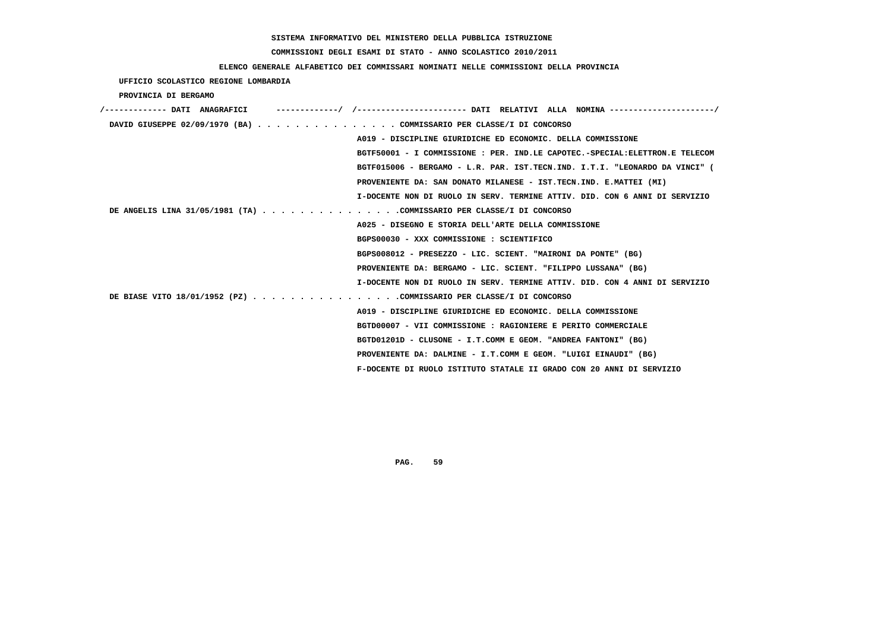SISTEMA INFORMATIVO DEL MINISTERO DELLA PUBBLICA ISTRUZIONE

COMMISSIONI DEGLI ESAMI DI STATO - ANNO SCOLASTICO 2010/2011

ELENCO GENERALE ALFABETICO DEI COMMISSARI NOMINATI NELLE COMMISSIONI DELLA PROVINCIA

UFFICIO SCOLASTICO REGIONE LOMBARDIA

PROVINCIA DI BERGAMO

| DATI ANAGRAFICI | DATI RELATIVI ALLA NOMINA |
|---|---|
| DAVID GIUSEPPE 02/09/1970 (BA) | COMMISSARIO PER CLASSE/I DI CONCORSO |
| | A019 - DISCIPLINE GIURIDICHE ED ECONOMIC. DELLA COMMISSIONE |
| | BGTF50001 - I COMMISSIONE : PER. IND.LE CAPOTEC.-SPECIAL:ELETTRON.E TELECOM |
| | BGTF015006 - BERGAMO - L.R. PAR. IST.TECN.IND. I.T.I. "LEONARDO DA VINCI" ( |
| | PROVENIENTE DA: SAN DONATO MILANESE - IST.TECN.IND. E.MATTEI (MI) |
| | I-DOCENTE NON DI RUOLO IN SERV. TERMINE ATTIV. DID. CON 6 ANNI DI SERVIZIO |
| DE ANGELIS LINA 31/05/1981 (TA) | COMMISSARIO PER CLASSE/I DI CONCORSO |
| | A025 - DISEGNO E STORIA DELL'ARTE DELLA COMMISSIONE |
| | BGPS00030 - XXX COMMISSIONE : SCIENTIFICO |
| | BGPS008012 - PRESEZZO - LIC. SCIENT. "MAIRONI DA PONTE" (BG) |
| | PROVENIENTE DA: BERGAMO - LIC. SCIENT. "FILIPPO LUSSANA" (BG) |
| | I-DOCENTE NON DI RUOLO IN SERV. TERMINE ATTIV. DID. CON 4 ANNI DI SERVIZIO |
| DE BIASE VITO 18/01/1952 (PZ) | COMMISSARIO PER CLASSE/I DI CONCORSO |
| | A019 - DISCIPLINE GIURIDICHE ED ECONOMIC. DELLA COMMISSIONE |
| | BGTD00007 - VII COMMISSIONE : RAGIONIERE E PERITO COMMERCIALE |
| | BGTD01201D - CLUSONE - I.T.COMM E GEOM. "ANDREA FANTONI" (BG) |
| | PROVENIENTE DA: DALMINE - I.T.COMM E GEOM. "LUIGI EINAUDI" (BG) |
| | F-DOCENTE DI RUOLO ISTITUTO STATALE II GRADO CON 20 ANNI DI SERVIZIO |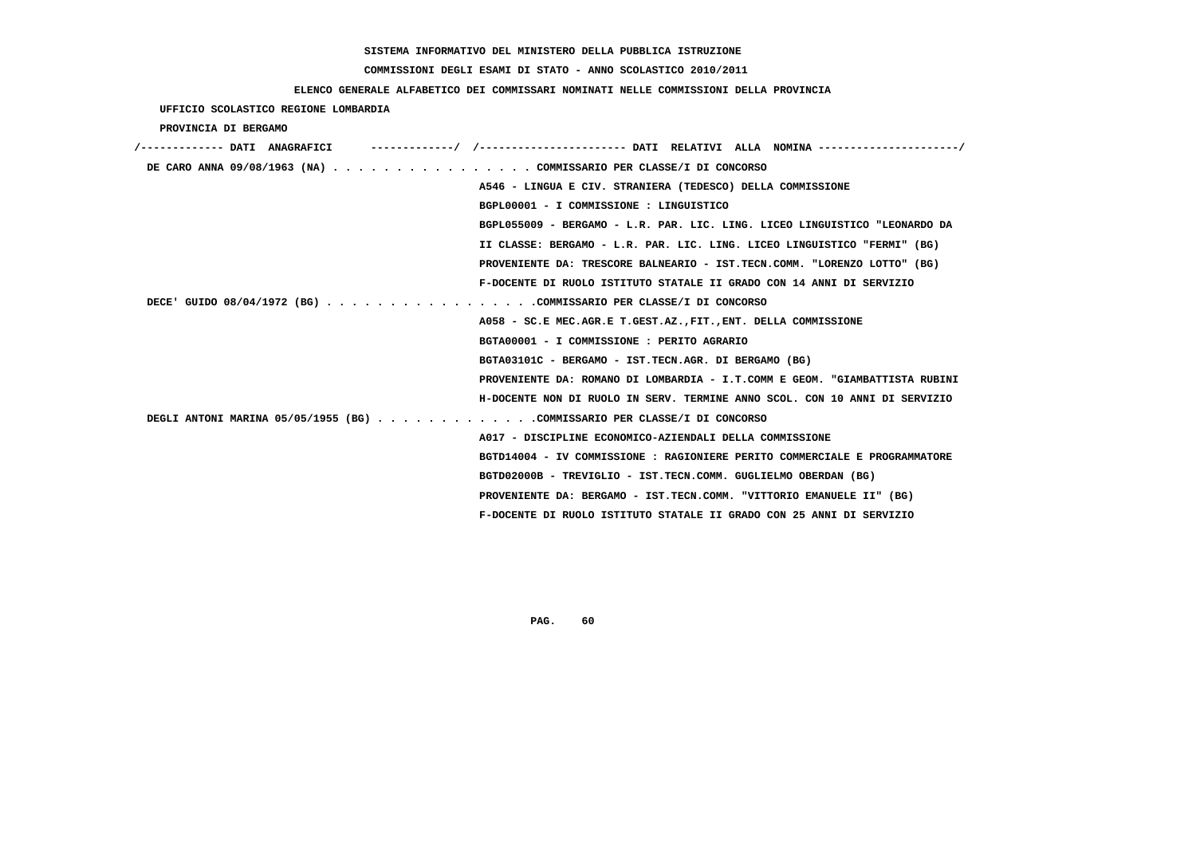SISTEMA INFORMATIVO DEL MINISTERO DELLA PUBBLICA ISTRUZIONE

COMMISSIONI DEGLI ESAMI DI STATO - ANNO SCOLASTICO 2010/2011

ELENCO GENERALE ALFABETICO DEI COMMISSARI NOMINATI NELLE COMMISSIONI DELLA PROVINCIA

UFFICIO SCOLASTICO REGIONE LOMBARDIA

PROVINCIA DI BERGAMO

/------------- DATI ANAGRAFICI -------------/ /---------------------- DATI RELATIVI ALLA NOMINA ---------------------/

DE CARO ANNA 09/08/1963 (NA) . . . . . . . . . . . . . . . . COMMISSARIO PER CLASSE/I DI CONCORSO
A546 - LINGUA E CIV. STRANIERA (TEDESCO) DELLA COMMISSIONE
BGPL00001 - I COMMISSIONE : LINGUISTICO
BGPL055009 - BERGAMO - L.R. PAR. LIC. LING. LICEO LINGUISTICO "LEONARDO DA
II CLASSE: BERGAMO - L.R. PAR. LIC. LING. LICEO LINGUISTICO "FERMI" (BG)
PROVENIENTE DA: TRESCORE BALNEARIO - IST.TECN.COMM. "LORENZO LOTTO" (BG)
F-DOCENTE DI RUOLO ISTITUTO STATALE II GRADO CON 14 ANNI DI SERVIZIO

DECE' GUIDO 08/04/1972 (BG) . . . . . . . . . . . . . . . . .COMMISSARIO PER CLASSE/I DI CONCORSO
A058 - SC.E MEC.AGR.E T.GEST.AZ.,FIT.,ENT. DELLA COMMISSIONE
BGTA00001 - I COMMISSIONE : PERITO AGRARIO
BGTA03101C - BERGAMO - IST.TECN.AGR. DI BERGAMO (BG)
PROVENIENTE DA: ROMANO DI LOMBARDIA - I.T.COMM E GEOM. "GIAMBATTISTA RUBINI
H-DOCENTE NON DI RUOLO IN SERV. TERMINE ANNO SCOL. CON 10 ANNI DI SERVIZIO

DEGLI ANTONI MARINA 05/05/1955 (BG) . . . . . . . . . . . . .COMMISSARIO PER CLASSE/I DI CONCORSO
A017 - DISCIPLINE ECONOMICO-AZIENDALI DELLA COMMISSIONE
BGTD14004 - IV COMMISSIONE : RAGIONIERE PERITO COMMERCIALE E PROGRAMMATORE
BGTD02000B - TREVIGLIO - IST.TECN.COMM. GUGLIELMO OBERDAN (BG)
PROVENIENTE DA: BERGAMO - IST.TECN.COMM. "VITTORIO EMANUELE II" (BG)
F-DOCENTE DI RUOLO ISTITUTO STATALE II GRADO CON 25 ANNI DI SERVIZIO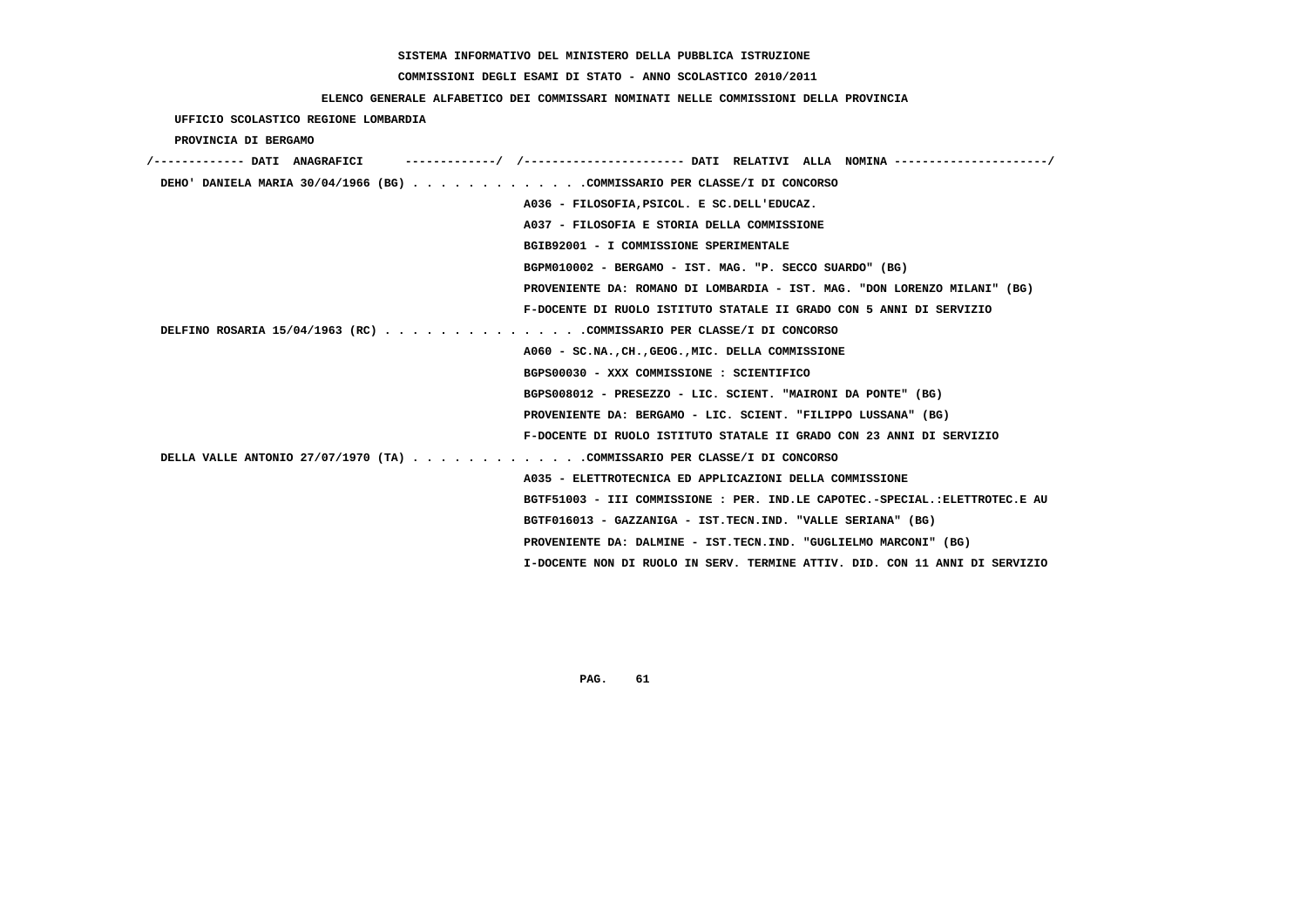SISTEMA INFORMATIVO DEL MINISTERO DELLA PUBBLICA ISTRUZIONE

COMMISSIONI DEGLI ESAMI DI STATO - ANNO SCOLASTICO 2010/2011

ELENCO GENERALE ALFABETICO DEI COMMISSARI NOMINATI NELLE COMMISSIONI DELLA PROVINCIA

UFFICIO SCOLASTICO REGIONE LOMBARDIA

PROVINCIA DI BERGAMO

/------------- DATI ANAGRAFICI -------------/ /---------------------- DATI RELATIVI ALLA NOMINA ---------------------/

DEHO' DANIELA MARIA 30/04/1966 (BG) . . . . . . . . . . . . .COMMISSARIO PER CLASSE/I DI CONCORSO
A036 - FILOSOFIA,PSICOL. E SC.DELL'EDUCAZ.
A037 - FILOSOFIA E STORIA DELLA COMMISSIONE
BGIB92001 - I COMMISSIONE SPERIMENTALE
BGPM010002 - BERGAMO - IST. MAG. "P. SECCO SUARDO" (BG)
PROVENIENTE DA: ROMANO DI LOMBARDIA - IST. MAG. "DON LORENZO MILANI" (BG)
F-DOCENTE DI RUOLO ISTITUTO STATALE II GRADO CON 5 ANNI DI SERVIZIO

DELFINO ROSARIA 15/04/1963 (RC) . . . . . . . . . . . . . . .COMMISSARIO PER CLASSE/I DI CONCORSO
A060 - SC.NA.,CH.,GEOG.,MIC. DELLA COMMISSIONE
BGPS00030 - XXX COMMISSIONE : SCIENTIFICO
BGPS008012 - PRESEZZO - LIC. SCIENT. "MAIRONI DA PONTE" (BG)
PROVENIENTE DA: BERGAMO - LIC. SCIENT. "FILIPPO LUSSANA" (BG)
F-DOCENTE DI RUOLO ISTITUTO STATALE II GRADO CON 23 ANNI DI SERVIZIO

DELLA VALLE ANTONIO 27/07/1970 (TA) . . . . . . . . . . . . .COMMISSARIO PER CLASSE/I DI CONCORSO
A035 - ELETTROTECNICA ED APPLICAZIONI DELLA COMMISSIONE
BGTF51003 - III COMMISSIONE : PER. IND.LE CAPOTEC.-SPECIAL.:ELETTROTEC.E AU
BGTF016013 - GAZZANIGA - IST.TECN.IND. "VALLE SERIANA" (BG)
PROVENIENTE DA: DALMINE - IST.TECN.IND. "GUGLIELMO MARCONI" (BG)
I-DOCENTE NON DI RUOLO IN SERV. TERMINE ATTIV. DID. CON 11 ANNI DI SERVIZIO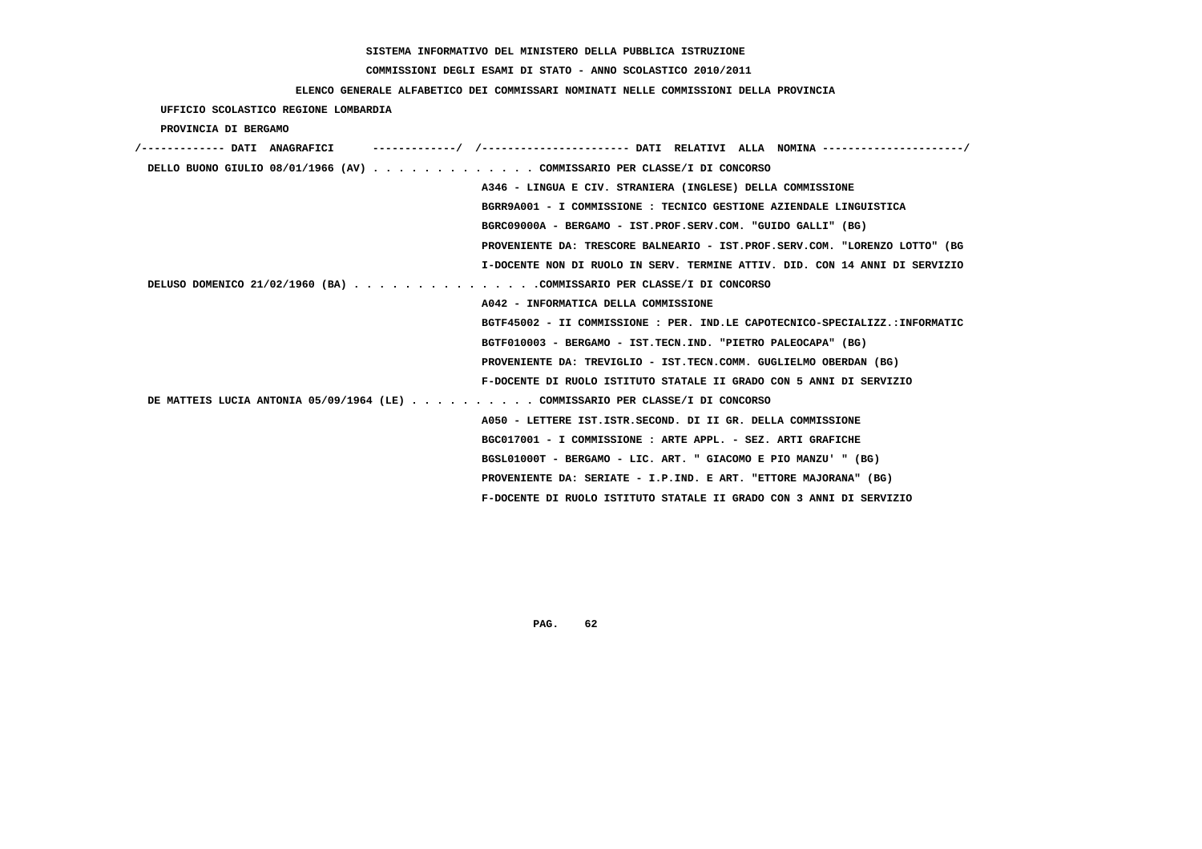SISTEMA INFORMATIVO DEL MINISTERO DELLA PUBBLICA ISTRUZIONE

COMMISSIONI DEGLI ESAMI DI STATO - ANNO SCOLASTICO 2010/2011

ELENCO GENERALE ALFABETICO DEI COMMISSARI NOMINATI NELLE COMMISSIONI DELLA PROVINCIA

UFFICIO SCOLASTICO REGIONE LOMBARDIA

PROVINCIA DI BERGAMO

```
/------------- DATI  ANAGRAFICI      -------------/  /----------------------- DATI  RELATIVI  ALLA  NOMINA ---------------------/
 DELLO BUONO GIULIO 08/01/1966 (AV) . . . . . . . . . . . . . COMMISSARIO PER CLASSE/I DI CONCORSO
                                                      A346 - LINGUA E CIV. STRANIERA (INGLESE) DELLA COMMISSIONE
                                                      BGRR9A001 - I COMMISSIONE : TECNICO GESTIONE AZIENDALE LINGUISTICA
                                                      BGRC09000A - BERGAMO - IST.PROF.SERV.COM. "GUIDO GALLI" (BG)
                                                      PROVENIENTE DA: TRESCORE BALNEARIO - IST.PROF.SERV.COM. "LORENZO LOTTO" (BG
                                                      I-DOCENTE NON DI RUOLO IN SERV. TERMINE ATTIV. DID. CON 14 ANNI DI SERVIZIO
 DELUSO DOMENICO 21/02/1960 (BA) . . . . . . . . . . . . . . .COMMISSARIO PER CLASSE/I DI CONCORSO
                                                      A042 - INFORMATICA DELLA COMMISSIONE
                                                      BGTF45002 - II COMMISSIONE : PER. IND.LE CAPOTECNICO-SPECIALIZZ.:INFORMATIC
                                                      BGTF010003 - BERGAMO - IST.TECN.IND. "PIETRO PALEOCAPA" (BG)
                                                      PROVENIENTE DA: TREVIGLIO - IST.TECN.COMM. GUGLIELMO OBERDAN (BG)
                                                      F-DOCENTE DI RUOLO ISTITUTO STATALE II GRADO CON 5 ANNI DI SERVIZIO
 DE MATTEIS LUCIA ANTONIA 05/09/1964 (LE) . . . . . . . . . . COMMISSARIO PER CLASSE/I DI CONCORSO
                                                      A050 - LETTERE IST.ISTR.SECOND. DI II GR. DELLA COMMISSIONE
                                                      BGC017001 - I COMMISSIONE : ARTE APPL. - SEZ. ARTI GRAFICHE
                                                      BGSL01000T - BERGAMO - LIC. ART. " GIACOMO E PIO MANZU' " (BG)
                                                      PROVENIENTE DA: SERIATE - I.P.IND. E ART. "ETTORE MAJORANA" (BG)
                                                      F-DOCENTE DI RUOLO ISTITUTO STATALE II GRADO CON 3 ANNI DI SERVIZIO
```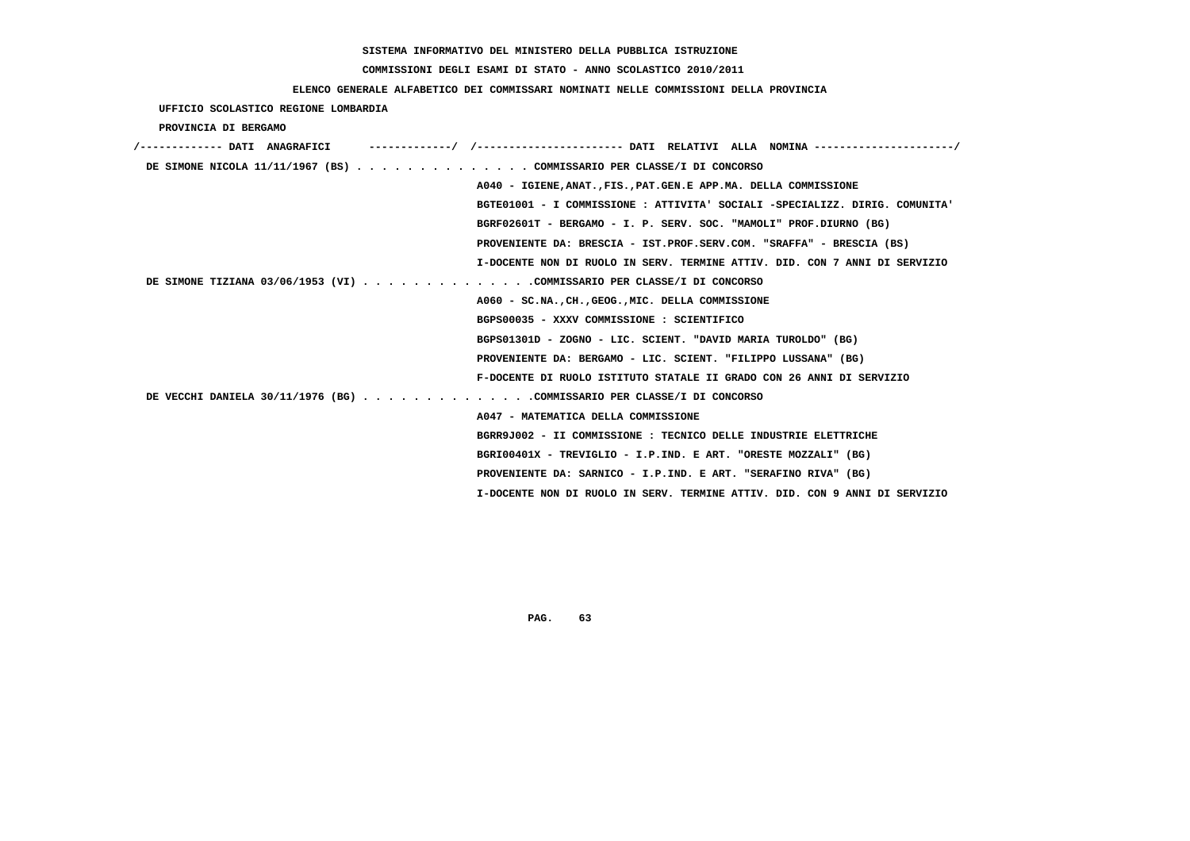SISTEMA INFORMATIVO DEL MINISTERO DELLA PUBBLICA ISTRUZIONE

COMMISSIONI DEGLI ESAMI DI STATO - ANNO SCOLASTICO 2010/2011

ELENCO GENERALE ALFABETICO DEI COMMISSARI NOMINATI NELLE COMMISSIONI DELLA PROVINCIA

UFFICIO SCOLASTICO REGIONE LOMBARDIA

PROVINCIA DI BERGAMO

```
/------------- DATI  ANAGRAFICI      ------------/  /---------------------- DATI  RELATIVI  ALLA  NOMINA ---------------------/
 DE SIMONE NICOLA 11/11/1967 (BS) . . . . . . . . . . . . . . COMMISSARIO PER CLASSE/I DI CONCORSO
                                                    A040 - IGIENE,ANAT.,FIS.,PAT.GEN.E APP.MA. DELLA COMMISSIONE
                                                    BGTE01001 - I COMMISSIONE : ATTIVITA' SOCIALI -SPECIALIZZ. DIRIG. COMUNITA'
                                                    BGRF02601T - BERGAMO - I. P. SERV. SOC. "MAMOLI" PROF.DIURNO (BG)
                                                    PROVENIENTE DA: BRESCIA - IST.PROF.SERV.COM. "SRAFFA" - BRESCIA (BS)
                                                    I-DOCENTE NON DI RUOLO IN SERV. TERMINE ATTIV. DID. CON 7 ANNI DI SERVIZIO
 DE SIMONE TIZIANA 03/06/1953 (VI) . . . . . . . . . . . . . .COMMISSARIO PER CLASSE/I DI CONCORSO
                                                    A060 - SC.NA.,CH.,GEOG.,MIC. DELLA COMMISSIONE
                                                    BGPS00035 - XXXV COMMISSIONE : SCIENTIFICO
                                                    BGPS01301D - ZOGNO - LIC. SCIENT. "DAVID MARIA TUROLDO" (BG)
                                                    PROVENIENTE DA: BERGAMO - LIC. SCIENT. "FILIPPO LUSSANA" (BG)
                                                    F-DOCENTE DI RUOLO ISTITUTO STATALE II GRADO CON 26 ANNI DI SERVIZIO
 DE VECCHI DANIELA 30/11/1976 (BG) . . . . . . . . . . . . . .COMMISSARIO PER CLASSE/I DI CONCORSO
                                                    A047 - MATEMATICA DELLA COMMISSIONE
                                                    BGRR9J002 - II COMMISSIONE : TECNICO DELLE INDUSTRIE ELETTRICHE
                                                    BGRI00401X - TREVIGLIO - I.P.IND. E ART. "ORESTE MOZZALI" (BG)
                                                    PROVENIENTE DA: SARNICO - I.P.IND. E ART. "SERAFINO RIVA" (BG)
                                                    I-DOCENTE NON DI RUOLO IN SERV. TERMINE ATTIV. DID. CON 9 ANNI DI SERVIZIO
```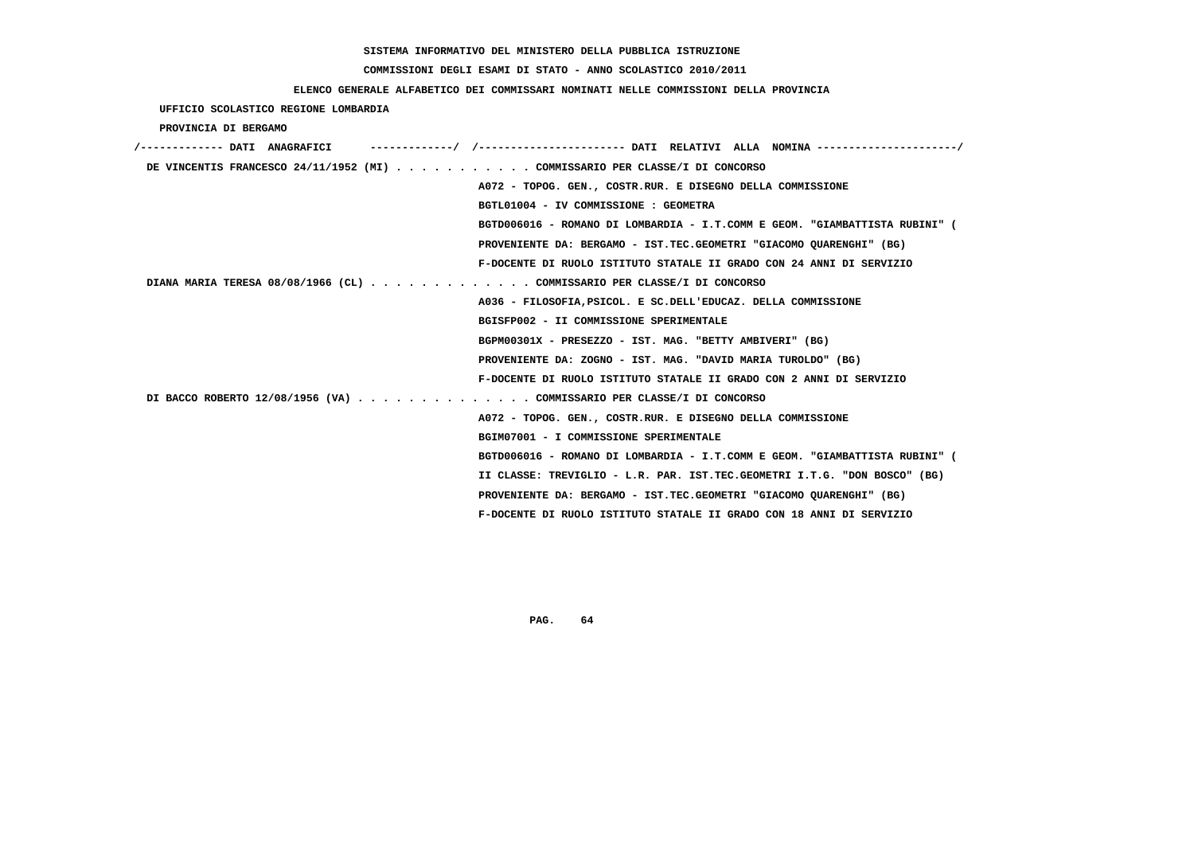SISTEMA INFORMATIVO DEL MINISTERO DELLA PUBBLICA ISTRUZIONE

COMMISSIONI DEGLI ESAMI DI STATO - ANNO SCOLASTICO 2010/2011

ELENCO GENERALE ALFABETICO DEI COMMISSARI NOMINATI NELLE COMMISSIONI DELLA PROVINCIA

UFFICIO SCOLASTICO REGIONE LOMBARDIA

PROVINCIA DI BERGAMO

```
/------------- DATI  ANAGRAFICI      -------------/  /----------------------- DATI  RELATIVI  ALLA  NOMINA ---------------------/
 DE VINCENTIS FRANCESCO 24/11/1952 (MI) . . . . . . . . . . . COMMISSARIO PER CLASSE/I DI CONCORSO
                                                    A072 - TOPOG. GEN., COSTR.RUR. E DISEGNO DELLA COMMISSIONE
                                                    BGTL01004 - IV COMMISSIONE : GEOMETRA
                                                    BGTD006016 - ROMANO DI LOMBARDIA - I.T.COMM E GEOM. "GIAMBATTISTA RUBINI" (
                                                    PROVENIENTE DA: BERGAMO - IST.TEC.GEOMETRI "GIACOMO QUARENGHI" (BG)
                                                    F-DOCENTE DI RUOLO ISTITUTO STATALE II GRADO CON 24 ANNI DI SERVIZIO
 DIANA MARIA TERESA 08/08/1966 (CL) . . . . . . . . . . . . . COMMISSARIO PER CLASSE/I DI CONCORSO
                                                    A036 - FILOSOFIA,PSICOL. E SC.DELL'EDUCAZ. DELLA COMMISSIONE
                                                    BGISFP002 - II COMMISSIONE SPERIMENTALE
                                                    BGPM00301X - PRESEZZO - IST. MAG. "BETTY AMBIVERI" (BG)
                                                    PROVENIENTE DA: ZOGNO - IST. MAG. "DAVID MARIA TUROLDO" (BG)
                                                    F-DOCENTE DI RUOLO ISTITUTO STATALE II GRADO CON 2 ANNI DI SERVIZIO
 DI BACCO ROBERTO 12/08/1956 (VA) . . . . . . . . . . . . . . COMMISSARIO PER CLASSE/I DI CONCORSO
                                                    A072 - TOPOG. GEN., COSTR.RUR. E DISEGNO DELLA COMMISSIONE
                                                    BGIM07001 - I COMMISSIONE SPERIMENTALE
                                                    BGTD006016 - ROMANO DI LOMBARDIA - I.T.COMM E GEOM. "GIAMBATTISTA RUBINI" (
                                                    II CLASSE: TREVIGLIO - L.R. PAR. IST.TEC.GEOMETRI I.T.G. "DON BOSCO" (BG)
                                                    PROVENIENTE DA: BERGAMO - IST.TEC.GEOMETRI "GIACOMO QUARENGHI" (BG)
                                                    F-DOCENTE DI RUOLO ISTITUTO STATALE II GRADO CON 18 ANNI DI SERVIZIO
```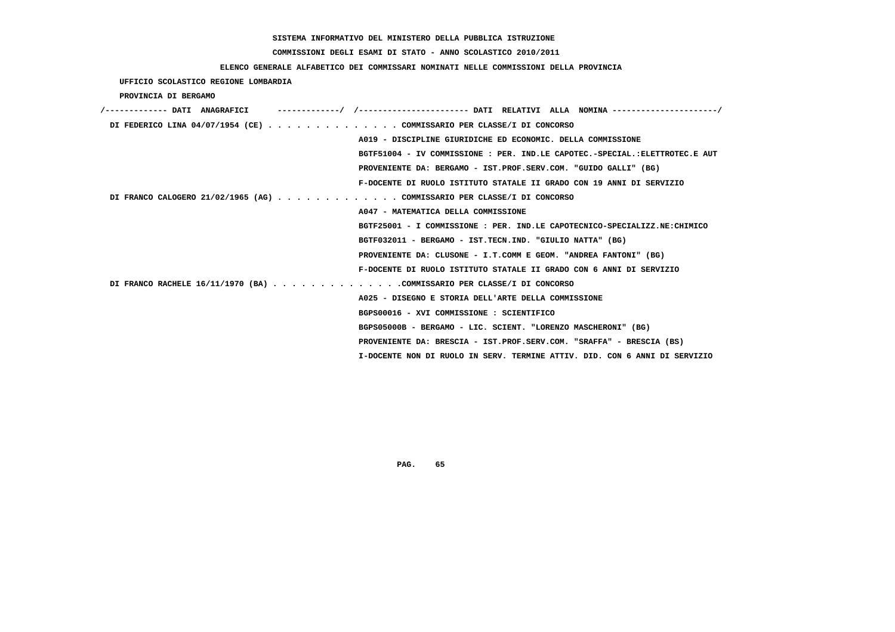SISTEMA INFORMATIVO DEL MINISTERO DELLA PUBBLICA ISTRUZIONE

COMMISSIONI DEGLI ESAMI DI STATO - ANNO SCOLASTICO 2010/2011

ELENCO GENERALE ALFABETICO DEI COMMISSARI NOMINATI NELLE COMMISSIONI DELLA PROVINCIA

UFFICIO SCOLASTICO REGIONE LOMBARDIA

PROVINCIA DI BERGAMO

| DATI ANAGRAFICI | DATI RELATIVI ALLA NOMINA |
|---|---|
| DI FEDERICO LINA 04/07/1954 (CE) | COMMISSARIO PER CLASSE/I DI CONCORSO |
| | A019 - DISCIPLINE GIURIDICHE ED ECONOMIC. DELLA COMMISSIONE |
| | BGTF51004 - IV COMMISSIONE : PER. IND.LE CAPOTEC.-SPECIAL.:ELETTROTEC.E AUT |
| | PROVENIENTE DA: BERGAMO - IST.PROF.SERV.COM. "GUIDO GALLI" (BG) |
| | F-DOCENTE DI RUOLO ISTITUTO STATALE II GRADO CON 19 ANNI DI SERVIZIO |
| DI FRANCO CALOGERO 21/02/1965 (AG) | COMMISSARIO PER CLASSE/I DI CONCORSO |
| | A047 - MATEMATICA DELLA COMMISSIONE |
| | BGTF25001 - I COMMISSIONE : PER. IND.LE CAPOTECNICO-SPECIALIZZ.NE:CHIMICO |
| | BGTF032011 - BERGAMO - IST.TECN.IND. "GIULIO NATTA" (BG) |
| | PROVENIENTE DA: CLUSONE - I.T.COMM E GEOM. "ANDREA FANTONI" (BG) |
| | F-DOCENTE DI RUOLO ISTITUTO STATALE II GRADO CON 6 ANNI DI SERVIZIO |
| DI FRANCO RACHELE 16/11/1970 (BA) | COMMISSARIO PER CLASSE/I DI CONCORSO |
| | A025 - DISEGNO E STORIA DELL'ARTE DELLA COMMISSIONE |
| | BGPS00016 - XVI COMMISSIONE : SCIENTIFICO |
| | BGPS05000B - BERGAMO - LIC. SCIENT. "LORENZO MASCHERONI" (BG) |
| | PROVENIENTE DA: BRESCIA - IST.PROF.SERV.COM. "SRAFFA" - BRESCIA (BS) |
| | I-DOCENTE NON DI RUOLO IN SERV. TERMINE ATTIV. DID. CON 6 ANNI DI SERVIZIO |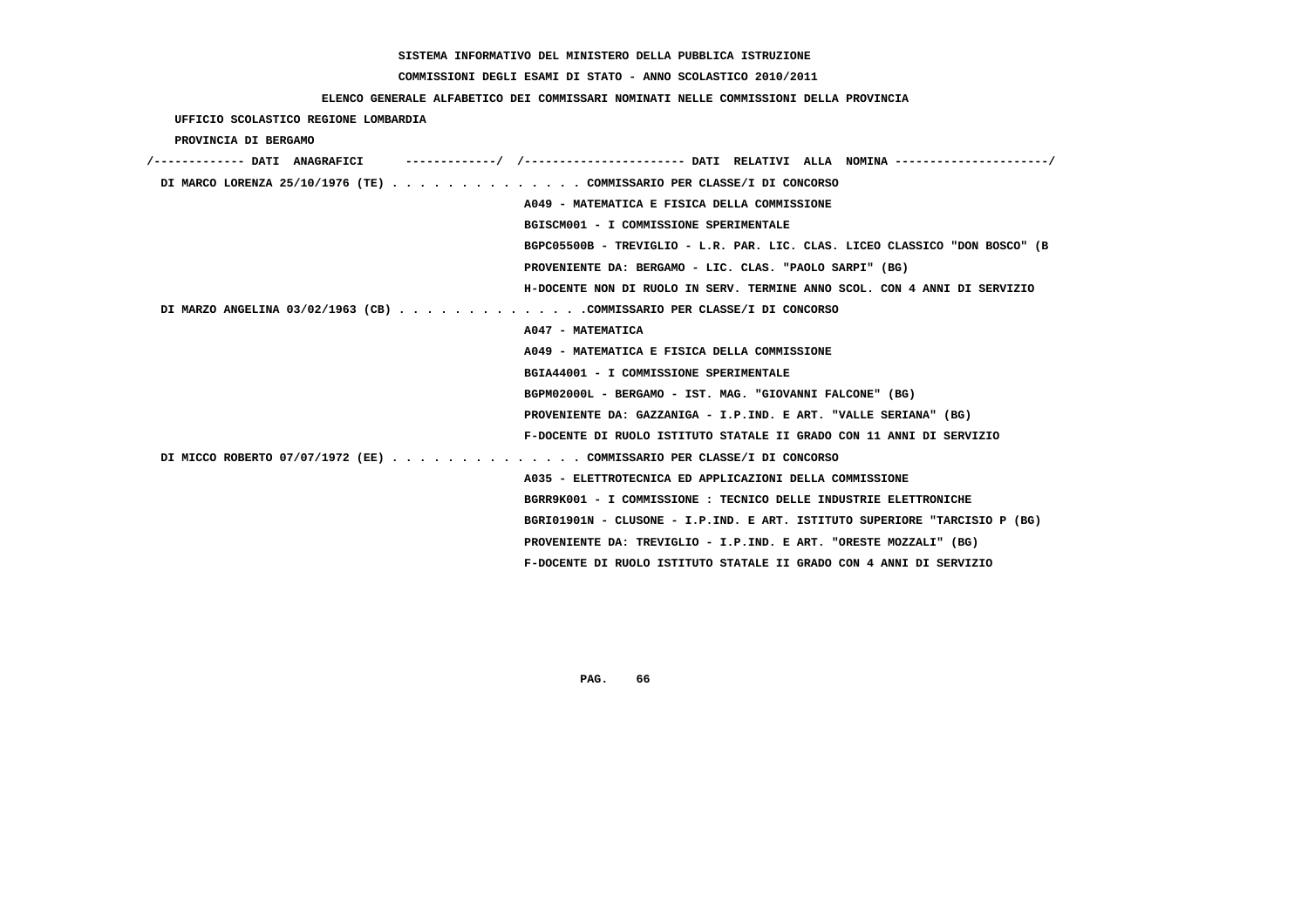SISTEMA INFORMATIVO DEL MINISTERO DELLA PUBBLICA ISTRUZIONE

COMMISSIONI DEGLI ESAMI DI STATO - ANNO SCOLASTICO 2010/2011

ELENCO GENERALE ALFABETICO DEI COMMISSARI NOMINATI NELLE COMMISSIONI DELLA PROVINCIA

UFFICIO SCOLASTICO REGIONE LOMBARDIA

PROVINCIA DI BERGAMO

/------------- DATI ANAGRAFICI -------------/ /---------------------- DATI RELATIVI ALLA NOMINA ---------------------/

**DI MARCO LORENZA 25/10/1976 (TE)** . . . . . . . . . . . . . . COMMISSARIO PER CLASSE/I DI CONCORSO

A049 - MATEMATICA E FISICA DELLA COMMISSIONE

BGISCM001 - I COMMISSIONE SPERIMENTALE

BGPC05500B - TREVIGLIO - L.R. PAR. LIC. CLAS. LICEO CLASSICO "DON BOSCO" (B

PROVENIENTE DA: BERGAMO - LIC. CLAS. "PAOLO SARPI" (BG)

H-DOCENTE NON DI RUOLO IN SERV. TERMINE ANNO SCOL. CON 4 ANNI DI SERVIZIO

**DI MARZO ANGELINA 03/02/1963 (CB)** . . . . . . . . . . . . . .COMMISSARIO PER CLASSE/I DI CONCORSO

A047 - MATEMATICA

A049 - MATEMATICA E FISICA DELLA COMMISSIONE

BGIA44001 - I COMMISSIONE SPERIMENTALE

BGPM02000L - BERGAMO - IST. MAG. "GIOVANNI FALCONE" (BG)

PROVENIENTE DA: GAZZANIGA - I.P.IND. E ART. "VALLE SERIANA" (BG)

F-DOCENTE DI RUOLO ISTITUTO STATALE II GRADO CON 11 ANNI DI SERVIZIO

**DI MICCO ROBERTO 07/07/1972 (EE)** . . . . . . . . . . . . . . COMMISSARIO PER CLASSE/I DI CONCORSO

A035 - ELETTROTECNICA ED APPLICAZIONI DELLA COMMISSIONE

BGRR9K001 - I COMMISSIONE : TECNICO DELLE INDUSTRIE ELETTRONICHE

BGRI01901N - CLUSONE - I.P.IND. E ART. ISTITUTO SUPERIORE "TARCISIO P (BG)

PROVENIENTE DA: TREVIGLIO - I.P.IND. E ART. "ORESTE MOZZALI" (BG)

F-DOCENTE DI RUOLO ISTITUTO STATALE II GRADO CON 4 ANNI DI SERVIZIO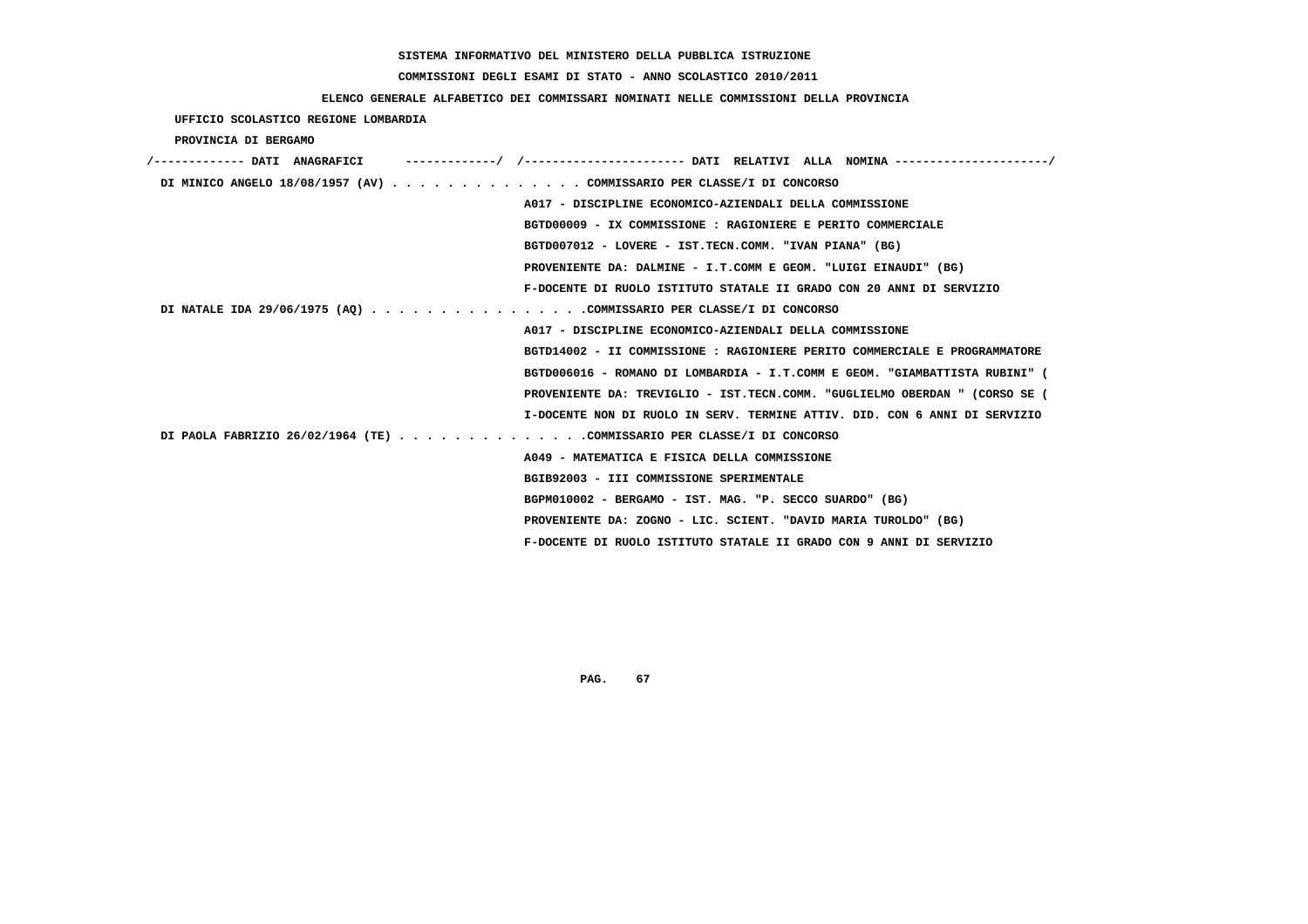SISTEMA INFORMATIVO DEL MINISTERO DELLA PUBBLICA ISTRUZIONE

COMMISSIONI DEGLI ESAMI DI STATO - ANNO SCOLASTICO 2010/2011

ELENCO GENERALE ALFABETICO DEI COMMISSARI NOMINATI NELLE COMMISSIONI DELLA PROVINCIA

UFFICIO SCOLASTICO REGIONE LOMBARDIA

PROVINCIA DI BERGAMO

```
/------------- DATI  ANAGRAFICI      -------------/  /----------------------- DATI  RELATIVI  ALLA  NOMINA ---------------------/
 DI MINICO ANGELO 18/08/1957 (AV) . . . . . . . . . . . . . . COMMISSARIO PER CLASSE/I DI CONCORSO
                                                    A017 - DISCIPLINE ECONOMICO-AZIENDALI DELLA COMMISSIONE
                                                    BGTD00009 - IX COMMISSIONE : RAGIONIERE E PERITO COMMERCIALE
                                                    BGTD007012 - LOVERE - IST.TECN.COMM. "IVAN PIANA" (BG)
                                                    PROVENIENTE DA: DALMINE - I.T.COMM E GEOM. "LUIGI EINAUDI" (BG)
                                                    F-DOCENTE DI RUOLO ISTITUTO STATALE II GRADO CON 20 ANNI DI SERVIZIO
 DI NATALE IDA 29/06/1975 (AQ) . . . . . . . . . . . . . . . .COMMISSARIO PER CLASSE/I DI CONCORSO
                                                    A017 - DISCIPLINE ECONOMICO-AZIENDALI DELLA COMMISSIONE
                                                    BGTD14002 - II COMMISSIONE : RAGIONIERE PERITO COMMERCIALE E PROGRAMMATORE
                                                    BGTD006016 - ROMANO DI LOMBARDIA - I.T.COMM E GEOM. "GIAMBATTISTA RUBINI" (
                                                    PROVENIENTE DA: TREVIGLIO - IST.TECN.COMM. "GUGLIELMO OBERDAN " (CORSO SE (
                                                    I-DOCENTE NON DI RUOLO IN SERV. TERMINE ATTIV. DID. CON 6 ANNI DI SERVIZIO
 DI PAOLA FABRIZIO 26/02/1964 (TE) . . . . . . . . . . . . . .COMMISSARIO PER CLASSE/I DI CONCORSO
                                                    A049 - MATEMATICA E FISICA DELLA COMMISSIONE
                                                    BGIB92003 - III COMMISSIONE SPERIMENTALE
                                                    BGPM010002 - BERGAMO - IST. MAG. "P. SECCO SUARDO" (BG)
                                                    PROVENIENTE DA: ZOGNO - LIC. SCIENT. "DAVID MARIA TUROLDO" (BG)
                                                    F-DOCENTE DI RUOLO ISTITUTO STATALE II GRADO CON 9 ANNI DI SERVIZIO
```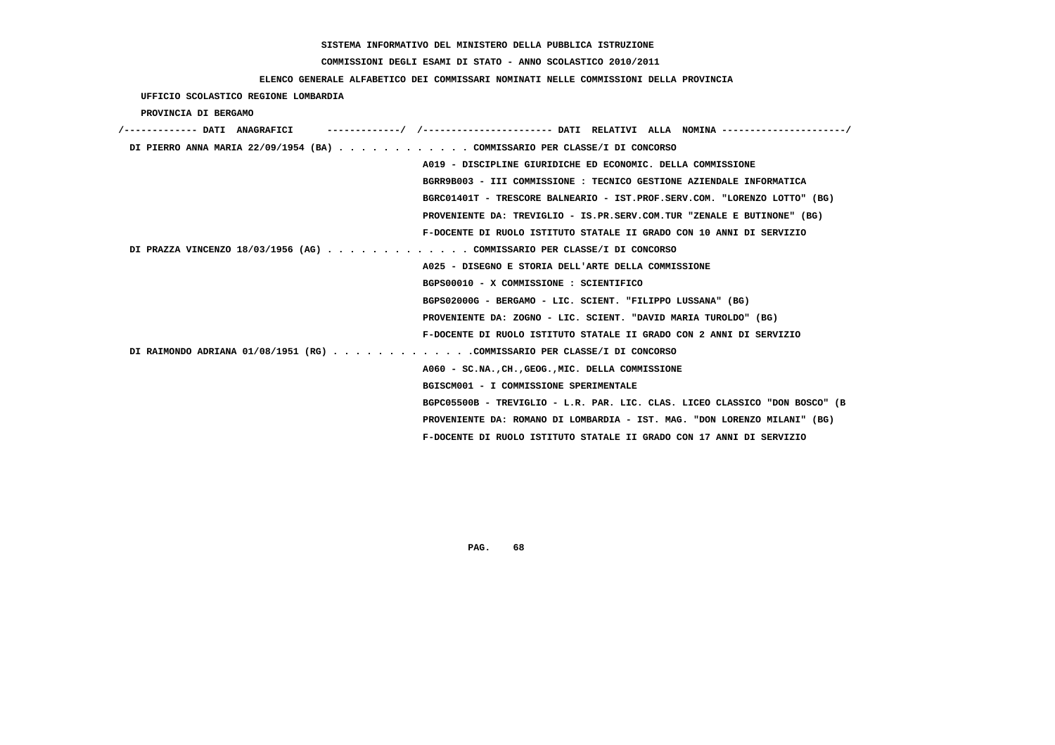SISTEMA INFORMATIVO DEL MINISTERO DELLA PUBBLICA ISTRUZIONE

COMMISSIONI DEGLI ESAMI DI STATO - ANNO SCOLASTICO 2010/2011

ELENCO GENERALE ALFABETICO DEI COMMISSARI NOMINATI NELLE COMMISSIONI DELLA PROVINCIA

UFFICIO SCOLASTICO REGIONE LOMBARDIA

PROVINCIA DI BERGAMO

/------------- DATI ANAGRAFICI -------------/ /---------------------- DATI RELATIVI ALLA NOMINA ---------------------/

DI PIERRO ANNA MARIA 22/09/1954 (BA) . . . . . . . . . . . . COMMISSARIO PER CLASSE/I DI CONCORSO
A019 - DISCIPLINE GIURIDICHE ED ECONOMIC. DELLA COMMISSIONE
BGRR9B003 - III COMMISSIONE : TECNICO GESTIONE AZIENDALE INFORMATICA
BGRC01401T - TRESCORE BALNEARIO - IST.PROF.SERV.COM. "LORENZO LOTTO" (BG)
PROVENIENTE DA: TREVIGLIO - IS.PR.SERV.COM.TUR "ZENALE E BUTINONE" (BG)
F-DOCENTE DI RUOLO ISTITUTO STATALE II GRADO CON 10 ANNI DI SERVIZIO

DI PRAZZA VINCENZO 18/03/1956 (AG) . . . . . . . . . . . . . COMMISSARIO PER CLASSE/I DI CONCORSO
A025 - DISEGNO E STORIA DELL'ARTE DELLA COMMISSIONE
BGPS00010 - X COMMISSIONE : SCIENTIFICO
BGPS02000G - BERGAMO - LIC. SCIENT. "FILIPPO LUSSANA" (BG)
PROVENIENTE DA: ZOGNO - LIC. SCIENT. "DAVID MARIA TUROLDO" (BG)
F-DOCENTE DI RUOLO ISTITUTO STATALE II GRADO CON 2 ANNI DI SERVIZIO

DI RAIMONDO ADRIANA 01/08/1951 (RG) . . . . . . . . . . . . .COMMISSARIO PER CLASSE/I DI CONCORSO
A060 - SC.NA.,CH.,GEOG.,MIC. DELLA COMMISSIONE
BGISCM001 - I COMMISSIONE SPERIMENTALE
BGPC05500B - TREVIGLIO - L.R. PAR. LIC. CLAS. LICEO CLASSICO "DON BOSCO" (B
PROVENIENTE DA: ROMANO DI LOMBARDIA - IST. MAG. "DON LORENZO MILANI" (BG)
F-DOCENTE DI RUOLO ISTITUTO STATALE II GRADO CON 17 ANNI DI SERVIZIO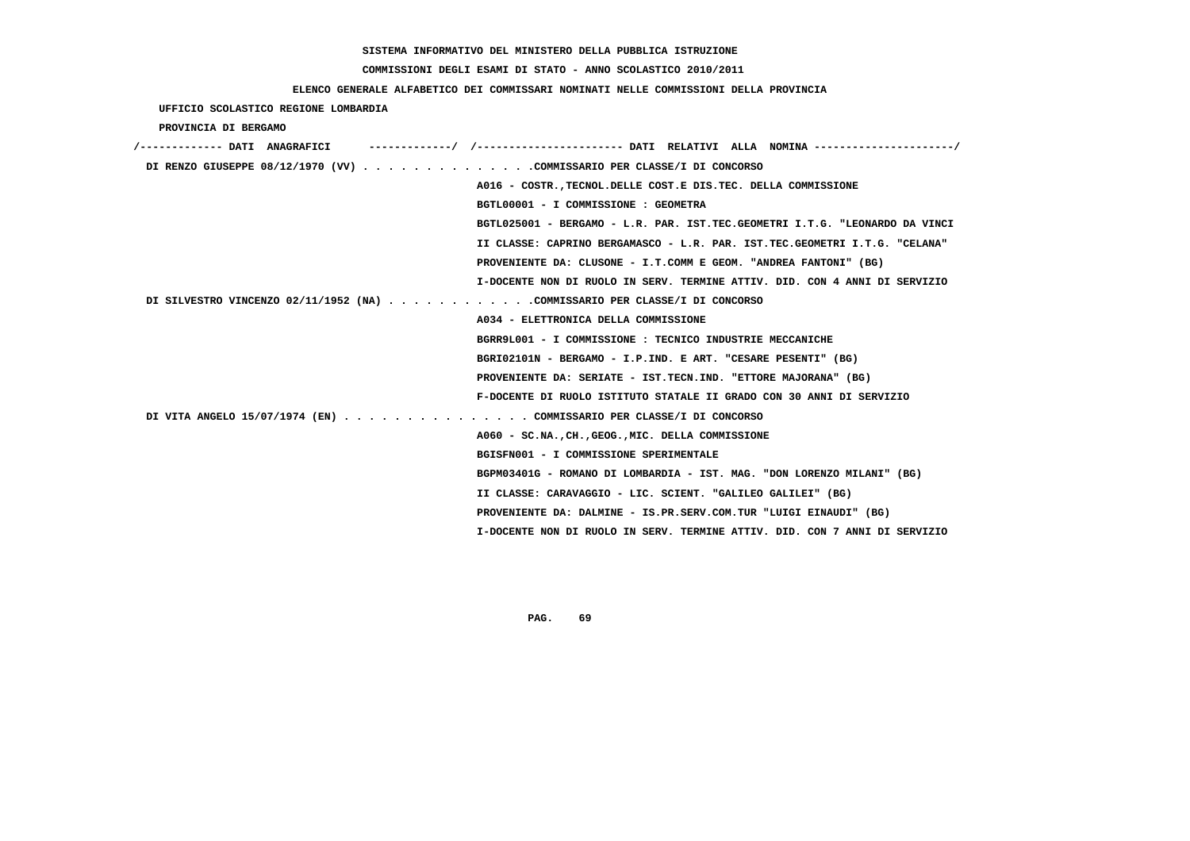SISTEMA INFORMATIVO DEL MINISTERO DELLA PUBBLICA ISTRUZIONE

COMMISSIONI DEGLI ESAMI DI STATO - ANNO SCOLASTICO 2010/2011

ELENCO GENERALE ALFABETICO DEI COMMISSARI NOMINATI NELLE COMMISSIONI DELLA PROVINCIA

UFFICIO SCOLASTICO REGIONE LOMBARDIA

PROVINCIA DI BERGAMO

/------------- DATI ANAGRAFICI -------------/ /---------------------- DATI RELATIVI ALLA NOMINA ---------------------/

**DI RENZO GIUSEPPE 08/12/1970 (VV)** . . . . . . . . . . . . . .COMMISSARIO PER CLASSE/I DI CONCORSO

A016 - COSTR.,TECNOL.DELLE COST.E DIS.TEC. DELLA COMMISSIONE
BGTL00001 - I COMMISSIONE : GEOMETRA
BGTL025001 - BERGAMO - L.R. PAR. IST.TEC.GEOMETRI I.T.G. "LEONARDO DA VINCI
II CLASSE: CAPRINO BERGAMASCO - L.R. PAR. IST.TEC.GEOMETRI I.T.G. "CELANA"
PROVENIENTE DA: CLUSONE - I.T.COMM E GEOM. "ANDREA FANTONI" (BG)
I-DOCENTE NON DI RUOLO IN SERV. TERMINE ATTIV. DID. CON 4 ANNI DI SERVIZIO

**DI SILVESTRO VINCENZO 02/11/1952 (NA)** . . . . . . . . . . . .COMMISSARIO PER CLASSE/I DI CONCORSO

A034 - ELETTRONICA DELLA COMMISSIONE
BGRR9L001 - I COMMISSIONE : TECNICO INDUSTRIE MECCANICHE
BGRI02101N - BERGAMO - I.P.IND. E ART. "CESARE PESENTI" (BG)
PROVENIENTE DA: SERIATE - IST.TECN.IND. "ETTORE MAJORANA" (BG)
F-DOCENTE DI RUOLO ISTITUTO STATALE II GRADO CON 30 ANNI DI SERVIZIO

**DI VITA ANGELO 15/07/1974 (EN)** . . . . . . . . . . . . . . . COMMISSARIO PER CLASSE/I DI CONCORSO

A060 - SC.NA.,CH.,GEOG.,MIC. DELLA COMMISSIONE
BGISFN001 - I COMMISSIONE SPERIMENTALE
BGPM03401G - ROMANO DI LOMBARDIA - IST. MAG. "DON LORENZO MILANI" (BG)
II CLASSE: CARAVAGGIO - LIC. SCIENT. "GALILEO GALILEI" (BG)
PROVENIENTE DA: DALMINE - IS.PR.SERV.COM.TUR "LUIGI EINAUDI" (BG)
I-DOCENTE NON DI RUOLO IN SERV. TERMINE ATTIV. DID. CON 7 ANNI DI SERVIZIO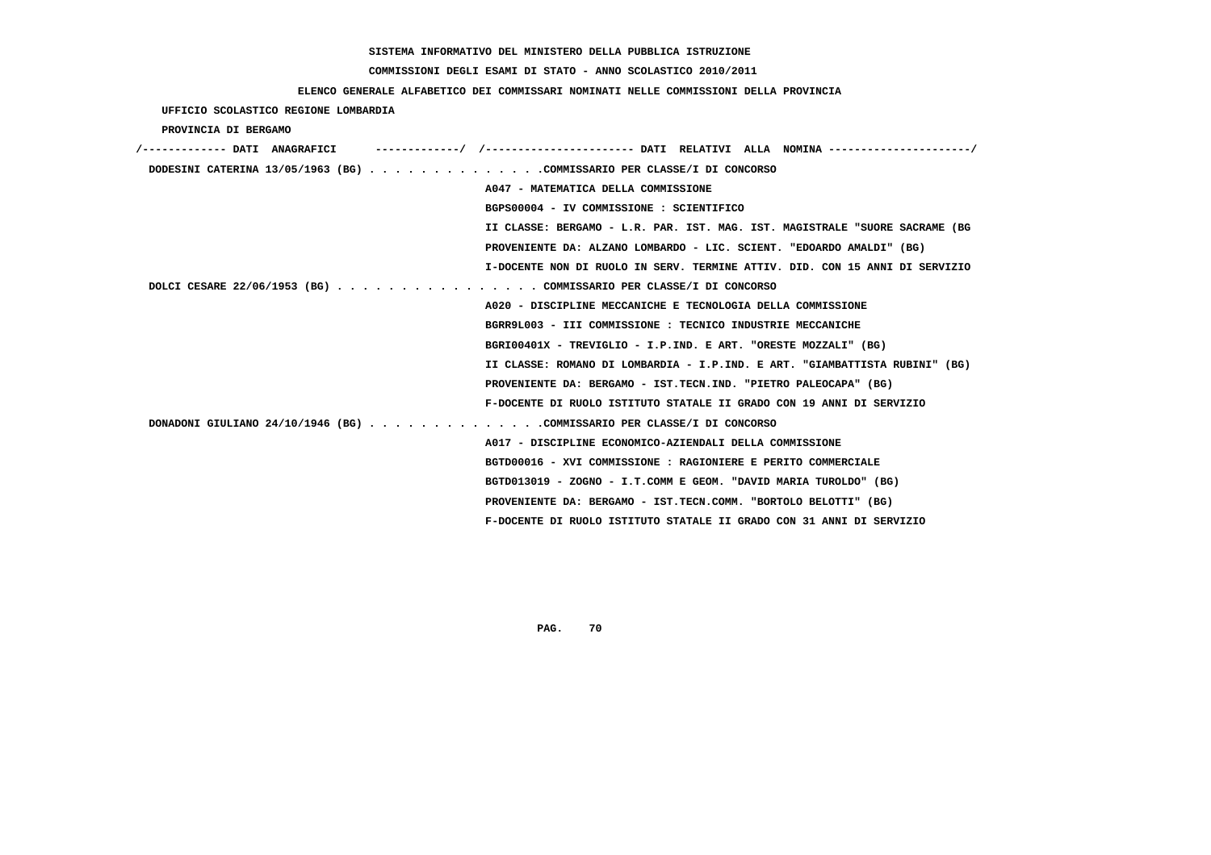SISTEMA INFORMATIVO DEL MINISTERO DELLA PUBBLICA ISTRUZIONE

COMMISSIONI DEGLI ESAMI DI STATO - ANNO SCOLASTICO 2010/2011

ELENCO GENERALE ALFABETICO DEI COMMISSARI NOMINATI NELLE COMMISSIONI DELLA PROVINCIA

UFFICIO SCOLASTICO REGIONE LOMBARDIA

PROVINCIA DI BERGAMO

/------------- DATI ANAGRAFICI -------------/ /---------------------- DATI RELATIVI ALLA NOMINA ---------------------/

DODESINI CATERINA 13/05/1963 (BG) . . . . . . . . . . . . . .COMMISSARIO PER CLASSE/I DI CONCORSO

A047 - MATEMATICA DELLA COMMISSIONE

BGPS00004 - IV COMMISSIONE : SCIENTIFICO

II CLASSE: BERGAMO - L.R. PAR. IST. MAG. IST. MAGISTRALE "SUORE SACRAME (BG

PROVENIENTE DA: ALZANO LOMBARDO - LIC. SCIENT. "EDOARDO AMALDI" (BG)

I-DOCENTE NON DI RUOLO IN SERV. TERMINE ATTIV. DID. CON 15 ANNI DI SERVIZIO

DOLCI CESARE 22/06/1953 (BG) . . . . . . . . . . . . . . . . COMMISSARIO PER CLASSE/I DI CONCORSO

A020 - DISCIPLINE MECCANICHE E TECNOLOGIA DELLA COMMISSIONE

BGRR9L003 - III COMMISSIONE : TECNICO INDUSTRIE MECCANICHE

BGRI00401X - TREVIGLIO - I.P.IND. E ART. "ORESTE MOZZALI" (BG)

II CLASSE: ROMANO DI LOMBARDIA - I.P.IND. E ART. "GIAMBATTISTA RUBINI" (BG)

PROVENIENTE DA: BERGAMO - IST.TECN.IND. "PIETRO PALEOCAPA" (BG)

F-DOCENTE DI RUOLO ISTITUTO STATALE II GRADO CON 19 ANNI DI SERVIZIO

DONADONI GIULIANO 24/10/1946 (BG) . . . . . . . . . . . . . .COMMISSARIO PER CLASSE/I DI CONCORSO

A017 - DISCIPLINE ECONOMICO-AZIENDALI DELLA COMMISSIONE

BGTD00016 - XVI COMMISSIONE : RAGIONIERE E PERITO COMMERCIALE

BGTD013019 - ZOGNO - I.T.COMM E GEOM. "DAVID MARIA TUROLDO" (BG)

PROVENIENTE DA: BERGAMO - IST.TECN.COMM. "BORTOLO BELOTTI" (BG)

F-DOCENTE DI RUOLO ISTITUTO STATALE II GRADO CON 31 ANNI DI SERVIZIO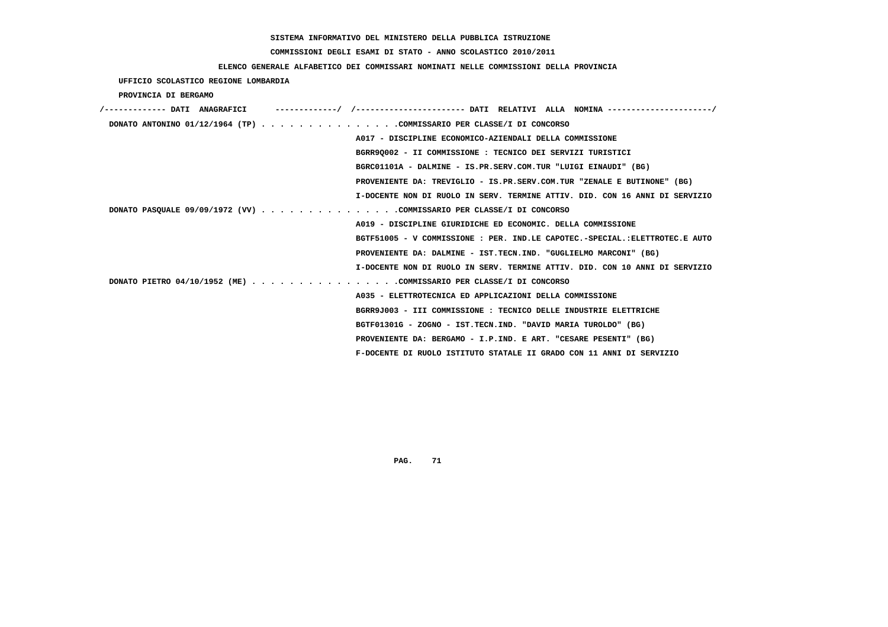SISTEMA INFORMATIVO DEL MINISTERO DELLA PUBBLICA ISTRUZIONE

COMMISSIONI DEGLI ESAMI DI STATO - ANNO SCOLASTICO 2010/2011

ELENCO GENERALE ALFABETICO DEI COMMISSARI NOMINATI NELLE COMMISSIONI DELLA PROVINCIA

UFFICIO SCOLASTICO REGIONE LOMBARDIA

PROVINCIA DI BERGAMO

/------------- DATI ANAGRAFICI -------------/ /---------------------- DATI RELATIVI ALLA NOMINA ---------------------/

DONATO ANTONINO 01/12/1964 (TP) . . . . . . . . . . . . . . .COMMISSARIO PER CLASSE/I DI CONCORSO
A017 - DISCIPLINE ECONOMICO-AZIENDALI DELLA COMMISSIONE
BGRR9Q002 - II COMMISSIONE : TECNICO DEI SERVIZI TURISTICI
BGRC01101A - DALMINE - IS.PR.SERV.COM.TUR "LUIGI EINAUDI" (BG)
PROVENIENTE DA: TREVIGLIO - IS.PR.SERV.COM.TUR "ZENALE E BUTINONE" (BG)
I-DOCENTE NON DI RUOLO IN SERV. TERMINE ATTIV. DID. CON 16 ANNI DI SERVIZIO

DONATO PASQUALE 09/09/1972 (VV) . . . . . . . . . . . . . . .COMMISSARIO PER CLASSE/I DI CONCORSO
A019 - DISCIPLINE GIURIDICHE ED ECONOMIC. DELLA COMMISSIONE
BGTF51005 - V COMMISSIONE : PER. IND.LE CAPOTEC.-SPECIAL.:ELETTROTEC.E AUTO
PROVENIENTE DA: DALMINE - IST.TECN.IND. "GUGLIELMO MARCONI" (BG)
I-DOCENTE NON DI RUOLO IN SERV. TERMINE ATTIV. DID. CON 10 ANNI DI SERVIZIO

DONATO PIETRO 04/10/1952 (ME) . . . . . . . . . . . . . . . .COMMISSARIO PER CLASSE/I DI CONCORSO
A035 - ELETTROTECNICA ED APPLICAZIONI DELLA COMMISSIONE
BGRR9J003 - III COMMISSIONE : TECNICO DELLE INDUSTRIE ELETTRICHE
BGTF01301G - ZOGNO - IST.TECN.IND. "DAVID MARIA TUROLDO" (BG)
PROVENIENTE DA: BERGAMO - I.P.IND. E ART. "CESARE PESENTI" (BG)
F-DOCENTE DI RUOLO ISTITUTO STATALE II GRADO CON 11 ANNI DI SERVIZIO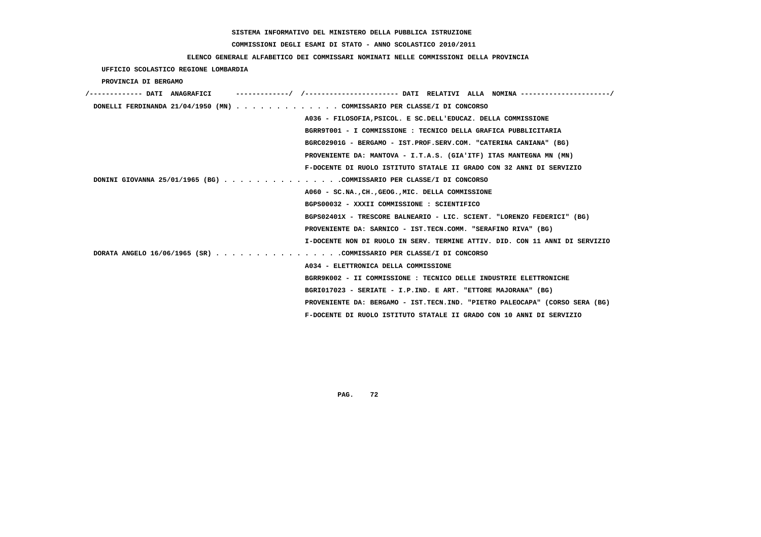SISTEMA INFORMATIVO DEL MINISTERO DELLA PUBBLICA ISTRUZIONE

COMMISSIONI DEGLI ESAMI DI STATO - ANNO SCOLASTICO 2010/2011

ELENCO GENERALE ALFABETICO DEI COMMISSARI NOMINATI NELLE COMMISSIONI DELLA PROVINCIA

UFFICIO SCOLASTICO REGIONE LOMBARDIA

PROVINCIA DI BERGAMO

```
/------------- DATI  ANAGRAFICI      -------------/  /----------------------- DATI  RELATIVI  ALLA  NOMINA ---------------------/
 DONELLI FERDINANDA 21/04/1950 (MN) . . . . . . . . . . . . . COMMISSARIO PER CLASSE/I DI CONCORSO
                                                  A036 - FILOSOFIA,PSICOL. E SC.DELL'EDUCAZ. DELLA COMMISSIONE
                                                  BGRR9T001 - I COMMISSIONE : TECNICO DELLA GRAFICA PUBBLICITARIA
                                                  BGRC02901G - BERGAMO - IST.PROF.SERV.COM. "CATERINA CANIANA" (BG)
                                                  PROVENIENTE DA: MANTOVA - I.T.A.S. (GIA'ITF) ITAS MANTEGNA MN (MN)
                                                  F-DOCENTE DI RUOLO ISTITUTO STATALE II GRADO CON 32 ANNI DI SERVIZIO
 DONINI GIOVANNA 25/01/1965 (BG) . . . . . . . . . . . . . . .COMMISSARIO PER CLASSE/I DI CONCORSO
                                                  A060 - SC.NA.,CH.,GEOG.,MIC. DELLA COMMISSIONE
                                                  BGPS00032 - XXXII COMMISSIONE : SCIENTIFICO
                                                  BGPS02401X - TRESCORE BALNEARIO - LIC. SCIENT. "LORENZO FEDERICI" (BG)
                                                  PROVENIENTE DA: SARNICO - IST.TECN.COMM. "SERAFINO RIVA" (BG)
                                                  I-DOCENTE NON DI RUOLO IN SERV. TERMINE ATTIV. DID. CON 11 ANNI DI SERVIZIO
 DORATA ANGELO 16/06/1965 (SR) . . . . . . . . . . . . . . . .COMMISSARIO PER CLASSE/I DI CONCORSO
                                                  A034 - ELETTRONICA DELLA COMMISSIONE
                                                  BGRR9K002 - II COMMISSIONE : TECNICO DELLE INDUSTRIE ELETTRONICHE
                                                  BGRI017023 - SERIATE - I.P.IND. E ART. "ETTORE MAJORANA" (BG)
                                                  PROVENIENTE DA: BERGAMO - IST.TECN.IND. "PIETRO PALEOCAPA" (CORSO SERA (BG)
                                                  F-DOCENTE DI RUOLO ISTITUTO STATALE II GRADO CON 10 ANNI DI SERVIZIO
```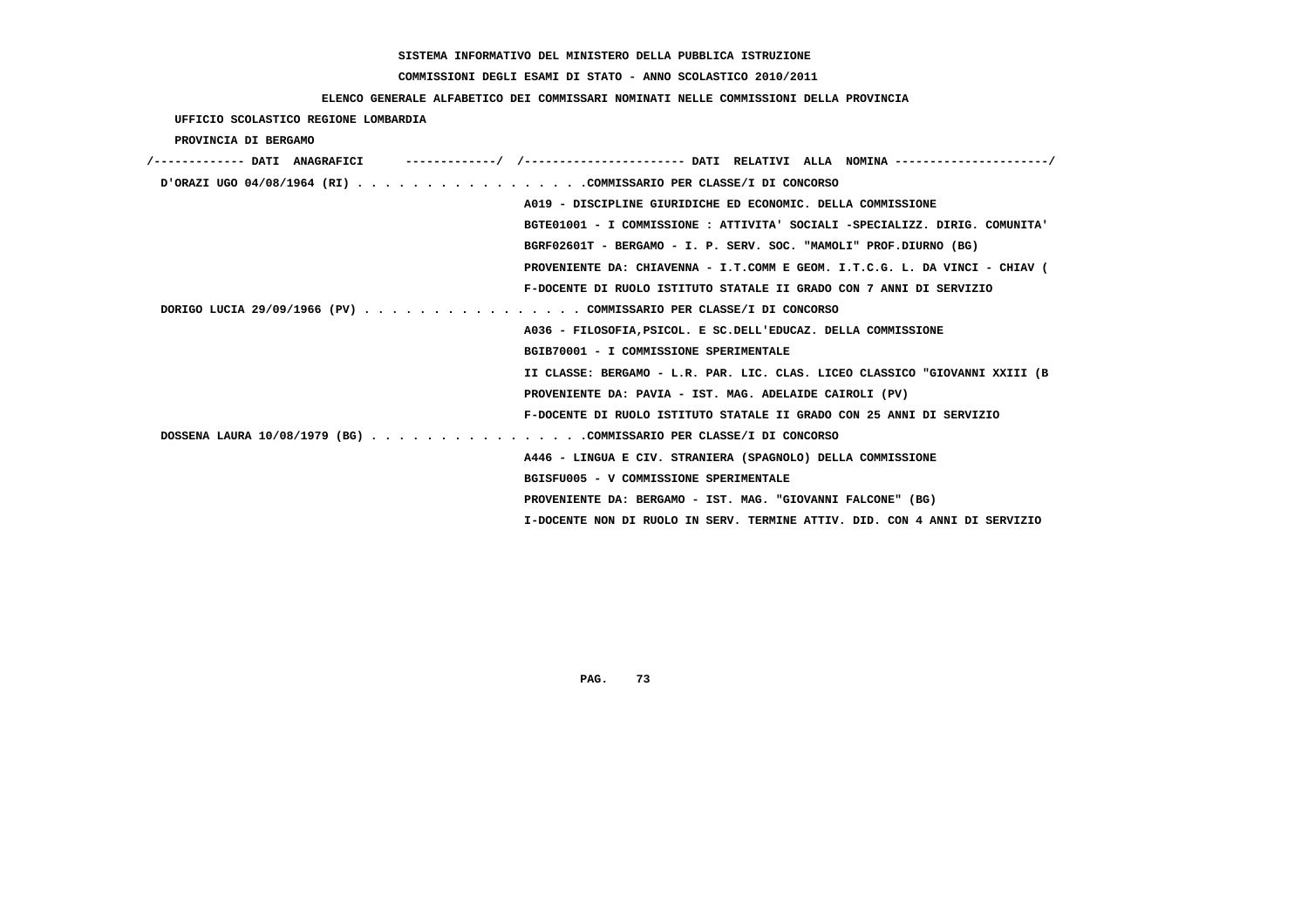SISTEMA INFORMATIVO DEL MINISTERO DELLA PUBBLICA ISTRUZIONE

COMMISSIONI DEGLI ESAMI DI STATO - ANNO SCOLASTICO 2010/2011

ELENCO GENERALE ALFABETICO DEI COMMISSARI NOMINATI NELLE COMMISSIONI DELLA PROVINCIA

UFFICIO SCOLASTICO REGIONE LOMBARDIA

PROVINCIA DI BERGAMO

/------------- DATI ANAGRAFICI -------------/ /---------------------- DATI RELATIVI ALLA NOMINA ---------------------/

D'ORAZI UGO 04/08/1964 (RI) . . . . . . . . . . . . . . . . .COMMISSARIO PER CLASSE/I DI CONCORSO
A019 - DISCIPLINE GIURIDICHE ED ECONOMIC. DELLA COMMISSIONE
BGTE01001 - I COMMISSIONE : ATTIVITA' SOCIALI -SPECIALIZZ. DIRIG. COMUNITA'
BGRF02601T - BERGAMO - I. P. SERV. SOC. "MAMOLI" PROF.DIURNO (BG)
PROVENIENTE DA: CHIAVENNA - I.T.COMM E GEOM. I.T.C.G. L. DA VINCI - CHIAV (
F-DOCENTE DI RUOLO ISTITUTO STATALE II GRADO CON 7 ANNI DI SERVIZIO

DORIGO LUCIA 29/09/1966 (PV) . . . . . . . . . . . . . . . . COMMISSARIO PER CLASSE/I DI CONCORSO
A036 - FILOSOFIA,PSICOL. E SC.DELL'EDUCAZ. DELLA COMMISSIONE
BGIB70001 - I COMMISSIONE SPERIMENTALE
II CLASSE: BERGAMO - L.R. PAR. LIC. CLAS. LICEO CLASSICO "GIOVANNI XXIII (B
PROVENIENTE DA: PAVIA - IST. MAG. ADELAIDE CAIROLI (PV)
F-DOCENTE DI RUOLO ISTITUTO STATALE II GRADO CON 25 ANNI DI SERVIZIO

DOSSENA LAURA 10/08/1979 (BG) . . . . . . . . . . . . . . . .COMMISSARIO PER CLASSE/I DI CONCORSO
A446 - LINGUA E CIV. STRANIERA (SPAGNOLO) DELLA COMMISSIONE
BGISFU005 - V COMMISSIONE SPERIMENTALE
PROVENIENTE DA: BERGAMO - IST. MAG. "GIOVANNI FALCONE" (BG)
I-DOCENTE NON DI RUOLO IN SERV. TERMINE ATTIV. DID. CON 4 ANNI DI SERVIZIO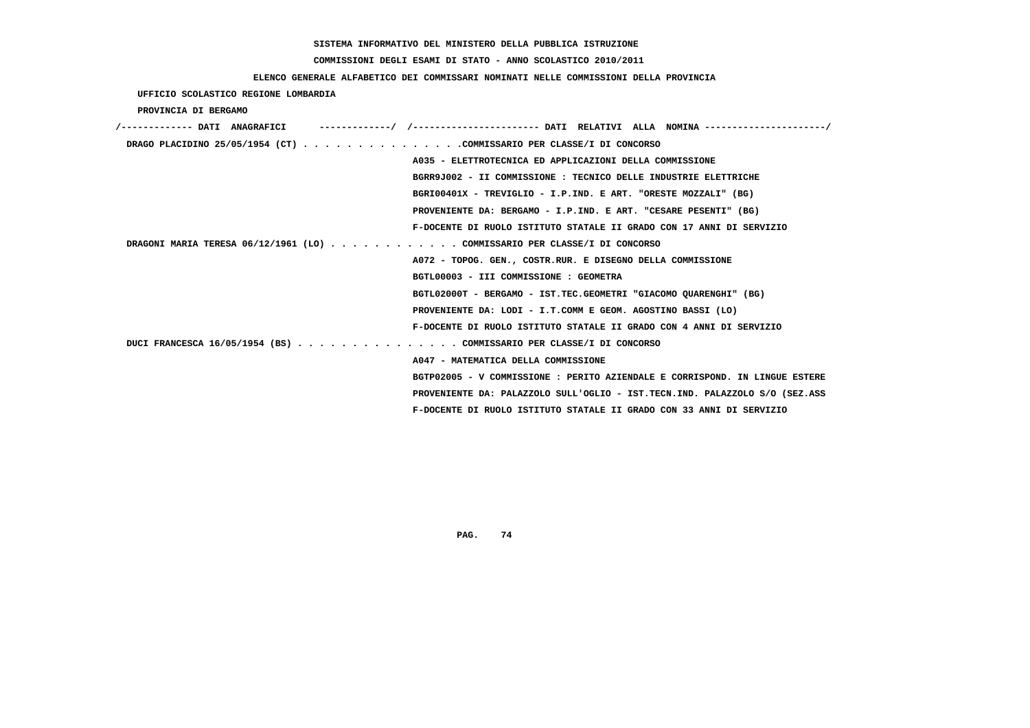SISTEMA INFORMATIVO DEL MINISTERO DELLA PUBBLICA ISTRUZIONE

COMMISSIONI DEGLI ESAMI DI STATO - ANNO SCOLASTICO 2010/2011

ELENCO GENERALE ALFABETICO DEI COMMISSARI NOMINATI NELLE COMMISSIONI DELLA PROVINCIA

UFFICIO SCOLASTICO REGIONE LOMBARDIA

PROVINCIA DI BERGAMO

/------------- DATI ANAGRAFICI -------------/ /---------------------- DATI RELATIVI ALLA NOMINA ---------------------/

DRAGO PLACIDINO 25/05/1954 (CT) . . . . . . . . . . . . . . .COMMISSARIO PER CLASSE/I DI CONCORSO

A035 - ELETTROTECNICA ED APPLICAZIONI DELLA COMMISSIONE

BGRR9J002 - II COMMISSIONE : TECNICO DELLE INDUSTRIE ELETTRICHE

BGRI00401X - TREVIGLIO - I.P.IND. E ART. "ORESTE MOZZALI" (BG)

PROVENIENTE DA: BERGAMO - I.P.IND. E ART. "CESARE PESENTI" (BG)

F-DOCENTE DI RUOLO ISTITUTO STATALE II GRADO CON 17 ANNI DI SERVIZIO

DRAGONI MARIA TERESA 06/12/1961 (LO) . . . . . . . . . . . . COMMISSARIO PER CLASSE/I DI CONCORSO

A072 - TOPOG. GEN., COSTR.RUR. E DISEGNO DELLA COMMISSIONE

BGTL00003 - III COMMISSIONE : GEOMETRA

BGTL02000T - BERGAMO - IST.TEC.GEOMETRI "GIACOMO QUARENGHI" (BG)

PROVENIENTE DA: LODI - I.T.COMM E GEOM. AGOSTINO BASSI (LO)

F-DOCENTE DI RUOLO ISTITUTO STATALE II GRADO CON 4 ANNI DI SERVIZIO

DUCI FRANCESCA 16/05/1954 (BS) . . . . . . . . . . . . . . . COMMISSARIO PER CLASSE/I DI CONCORSO

A047 - MATEMATICA DELLA COMMISSIONE

BGTP02005 - V COMMISSIONE : PERITO AZIENDALE E CORRISPOND. IN LINGUE ESTERE

PROVENIENTE DA: PALAZZOLO SULL'OGLIO - IST.TECN.IND. PALAZZOLO S/O (SEZ.ASS

F-DOCENTE DI RUOLO ISTITUTO STATALE II GRADO CON 33 ANNI DI SERVIZIO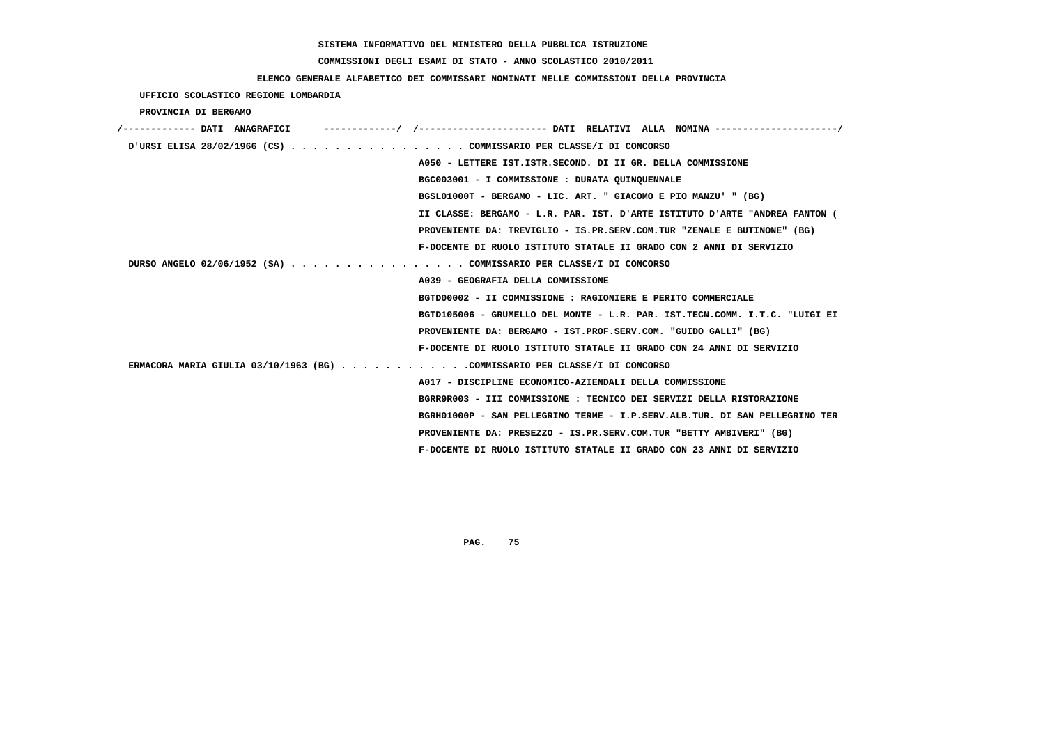SISTEMA INFORMATIVO DEL MINISTERO DELLA PUBBLICA ISTRUZIONE

COMMISSIONI DEGLI ESAMI DI STATO - ANNO SCOLASTICO 2010/2011

ELENCO GENERALE ALFABETICO DEI COMMISSARI NOMINATI NELLE COMMISSIONI DELLA PROVINCIA

UFFICIO SCOLASTICO REGIONE LOMBARDIA

PROVINCIA DI BERGAMO

/------------- DATI ANAGRAFICI -------------/ /---------------------- DATI RELATIVI ALLA NOMINA ---------------------/

D'URSI ELISA 28/02/1966 (CS) . . . . . . . . . . . . . . . . COMMISSARIO PER CLASSE/I DI CONCORSO
- A050 - LETTERE IST.ISTR.SECOND. DI II GR. DELLA COMMISSIONE
- BGC003001 - I COMMISSIONE : DURATA QUINQUENNALE
- BGSL01000T - BERGAMO - LIC. ART. " GIACOMO E PIO MANZU' " (BG)
- II CLASSE: BERGAMO - L.R. PAR. IST. D'ARTE ISTITUTO D'ARTE "ANDREA FANTON (
- PROVENIENTE DA: TREVIGLIO - IS.PR.SERV.COM.TUR "ZENALE E BUTINONE" (BG)
- F-DOCENTE DI RUOLO ISTITUTO STATALE II GRADO CON 2 ANNI DI SERVIZIO

DURSO ANGELO 02/06/1952 (SA) . . . . . . . . . . . . . . . . COMMISSARIO PER CLASSE/I DI CONCORSO
- A039 - GEOGRAFIA DELLA COMMISSIONE
- BGTD00002 - II COMMISSIONE : RAGIONIERE E PERITO COMMERCIALE
- BGTD105006 - GRUMELLO DEL MONTE - L.R. PAR. IST.TECN.COMM. I.T.C. "LUIGI EI
- PROVENIENTE DA: BERGAMO - IST.PROF.SERV.COM. "GUIDO GALLI" (BG)
- F-DOCENTE DI RUOLO ISTITUTO STATALE II GRADO CON 24 ANNI DI SERVIZIO

ERMACORA MARIA GIULIA 03/10/1963 (BG) . . . . . . . . . . . .COMMISSARIO PER CLASSE/I DI CONCORSO
- A017 - DISCIPLINE ECONOMICO-AZIENDALI DELLA COMMISSIONE
- BGRR9R003 - III COMMISSIONE : TECNICO DEI SERVIZI DELLA RISTORAZIONE
- BGRH01000P - SAN PELLEGRINO TERME - I.P.SERV.ALB.TUR. DI SAN PELLEGRINO TER
- PROVENIENTE DA: PRESEZZO - IS.PR.SERV.COM.TUR "BETTY AMBIVERI" (BG)
- F-DOCENTE DI RUOLO ISTITUTO STATALE II GRADO CON 23 ANNI DI SERVIZIO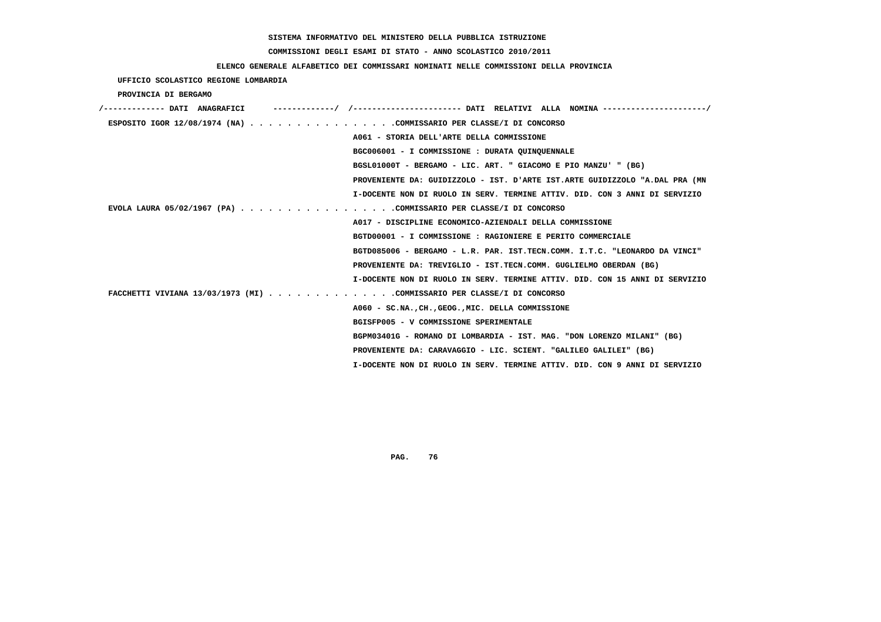SISTEMA INFORMATIVO DEL MINISTERO DELLA PUBBLICA ISTRUZIONE

COMMISSIONI DEGLI ESAMI DI STATO - ANNO SCOLASTICO 2010/2011

ELENCO GENERALE ALFABETICO DEI COMMISSARI NOMINATI NELLE COMMISSIONI DELLA PROVINCIA

UFFICIO SCOLASTICO REGIONE LOMBARDIA

PROVINCIA DI BERGAMO

/------------- DATI ANAGRAFICI -------------/ /---------------------- DATI RELATIVI ALLA NOMINA ---------------------/

ESPOSITO IGOR 12/08/1974 (NA) . . . . . . . . . . . . . . . .COMMISSARIO PER CLASSE/I DI CONCORSO

A061 - STORIA DELL'ARTE DELLA COMMISSIONE

BGC006001 - I COMMISSIONE : DURATA QUINQUENNALE

BGSL01000T - BERGAMO - LIC. ART. " GIACOMO E PIO MANZU' " (BG)

PROVENIENTE DA: GUIDIZZOLO - IST. D'ARTE IST.ARTE GUIDIZZOLO "A.DAL PRA (MN

I-DOCENTE NON DI RUOLO IN SERV. TERMINE ATTIV. DID. CON 3 ANNI DI SERVIZIO

EVOLA LAURA 05/02/1967 (PA) . . . . . . . . . . . . . . . . .COMMISSARIO PER CLASSE/I DI CONCORSO

A017 - DISCIPLINE ECONOMICO-AZIENDALI DELLA COMMISSIONE

BGTD00001 - I COMMISSIONE : RAGIONIERE E PERITO COMMERCIALE

BGTD085006 - BERGAMO - L.R. PAR. IST.TECN.COMM. I.T.C. "LEONARDO DA VINCI"

PROVENIENTE DA: TREVIGLIO - IST.TECN.COMM. GUGLIELMO OBERDAN (BG)

I-DOCENTE NON DI RUOLO IN SERV. TERMINE ATTIV. DID. CON 15 ANNI DI SERVIZIO

FACCHETTI VIVIANA 13/03/1973 (MI) . . . . . . . . . . . . . .COMMISSARIO PER CLASSE/I DI CONCORSO

A060 - SC.NA.,CH.,GEOG.,MIC. DELLA COMMISSIONE

BGISFP005 - V COMMISSIONE SPERIMENTALE

BGPM03401G - ROMANO DI LOMBARDIA - IST. MAG. "DON LORENZO MILANI" (BG)

PROVENIENTE DA: CARAVAGGIO - LIC. SCIENT. "GALILEO GALILEI" (BG)

I-DOCENTE NON DI RUOLO IN SERV. TERMINE ATTIV. DID. CON 9 ANNI DI SERVIZIO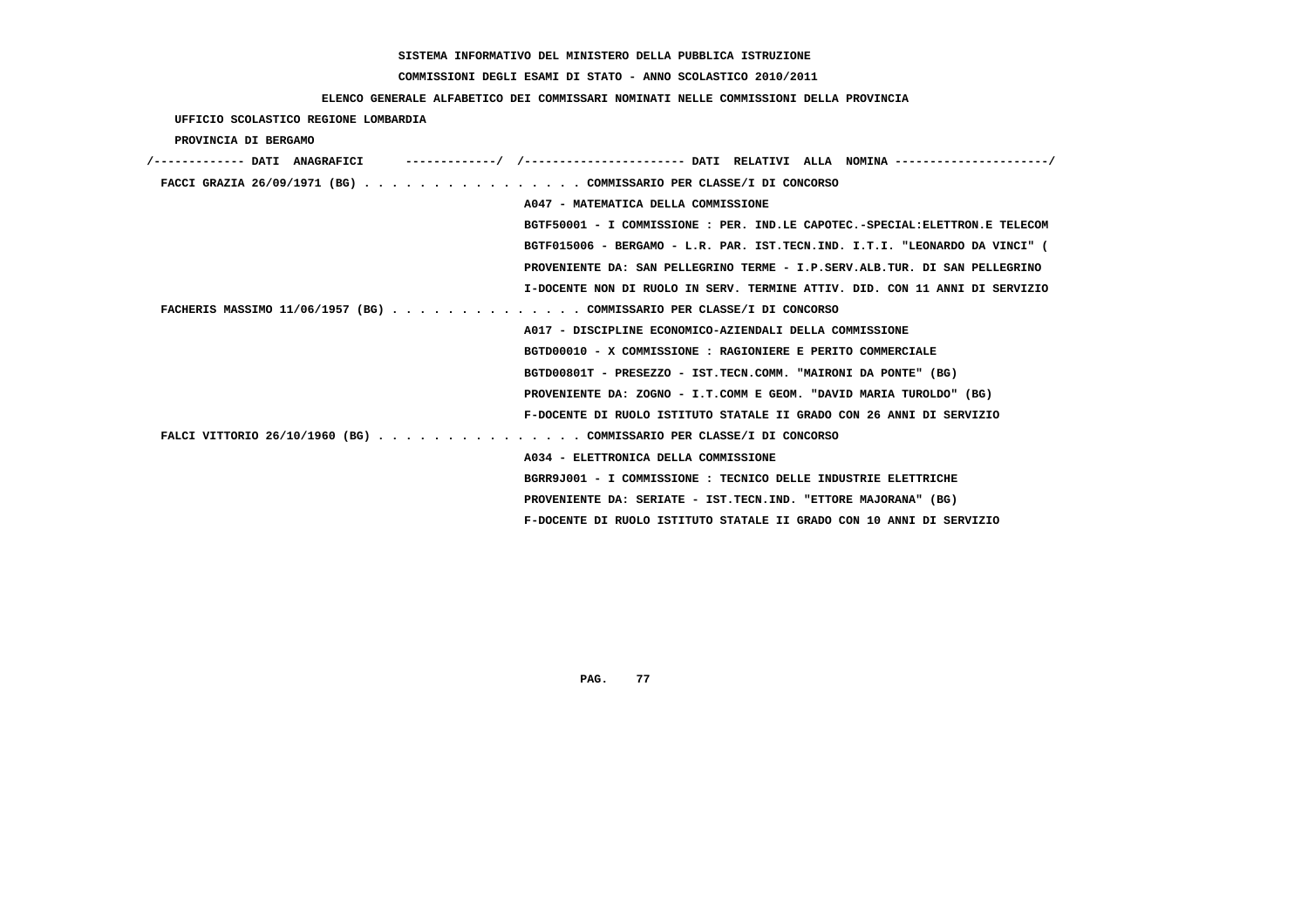**SISTEMA INFORMATIVO DEL MINISTERO DELLA PUBBLICA ISTRUZIONE**

**COMMISSIONI DEGLI ESAMI DI STATO - ANNO SCOLASTICO 2010/2011**

**ELENCO GENERALE ALFABETICO DEI COMMISSARI NOMINATI NELLE COMMISSIONI DELLA PROVINCIA**

**UFFICIO SCOLASTICO REGIONE LOMBARDIA**

**PROVINCIA DI BERGAMO**

```
/------------- DATI  ANAGRAFICI      -------------/  /---------------------- DATI  RELATIVI  ALLA  NOMINA ---------------------/
 FACCI GRAZIA 26/09/1971 (BG) . . . . . . . . . . . . . . . . COMMISSARIO PER CLASSE/I DI CONCORSO
                                                    A047 - MATEMATICA DELLA COMMISSIONE
                                                    BGTF50001 - I COMMISSIONE : PER. IND.LE CAPOTEC.-SPECIAL:ELETTRON.E TELECOM
                                                    BGTF015006 - BERGAMO - L.R. PAR. IST.TECN.IND. I.T.I. "LEONARDO DA VINCI" (
                                                    PROVENIENTE DA: SAN PELLEGRINO TERME - I.P.SERV.ALB.TUR. DI SAN PELLEGRINO
                                                    I-DOCENTE NON DI RUOLO IN SERV. TERMINE ATTIV. DID. CON 11 ANNI DI SERVIZIO
 FACHERIS MASSIMO 11/06/1957 (BG) . . . . . . . . . . . . . . COMMISSARIO PER CLASSE/I DI CONCORSO
                                                    A017 - DISCIPLINE ECONOMICO-AZIENDALI DELLA COMMISSIONE
                                                    BGTD00010 - X COMMISSIONE : RAGIONIERE E PERITO COMMERCIALE
                                                    BGTD00801T - PRESEZZO - IST.TECN.COMM. "MAIRONI DA PONTE" (BG)
                                                    PROVENIENTE DA: ZOGNO - I.T.COMM E GEOM. "DAVID MARIA TUROLDO" (BG)
                                                    F-DOCENTE DI RUOLO ISTITUTO STATALE II GRADO CON 26 ANNI DI SERVIZIO
 FALCI VITTORIO 26/10/1960 (BG) . . . . . . . . . . . . . . . COMMISSARIO PER CLASSE/I DI CONCORSO
                                                    A034 - ELETTRONICA DELLA COMMISSIONE
                                                    BGRR9J001 - I COMMISSIONE : TECNICO DELLE INDUSTRIE ELETTRICHE
                                                    PROVENIENTE DA: SERIATE - IST.TECN.IND. "ETTORE MAJORANA" (BG)
                                                    F-DOCENTE DI RUOLO ISTITUTO STATALE II GRADO CON 10 ANNI DI SERVIZIO
```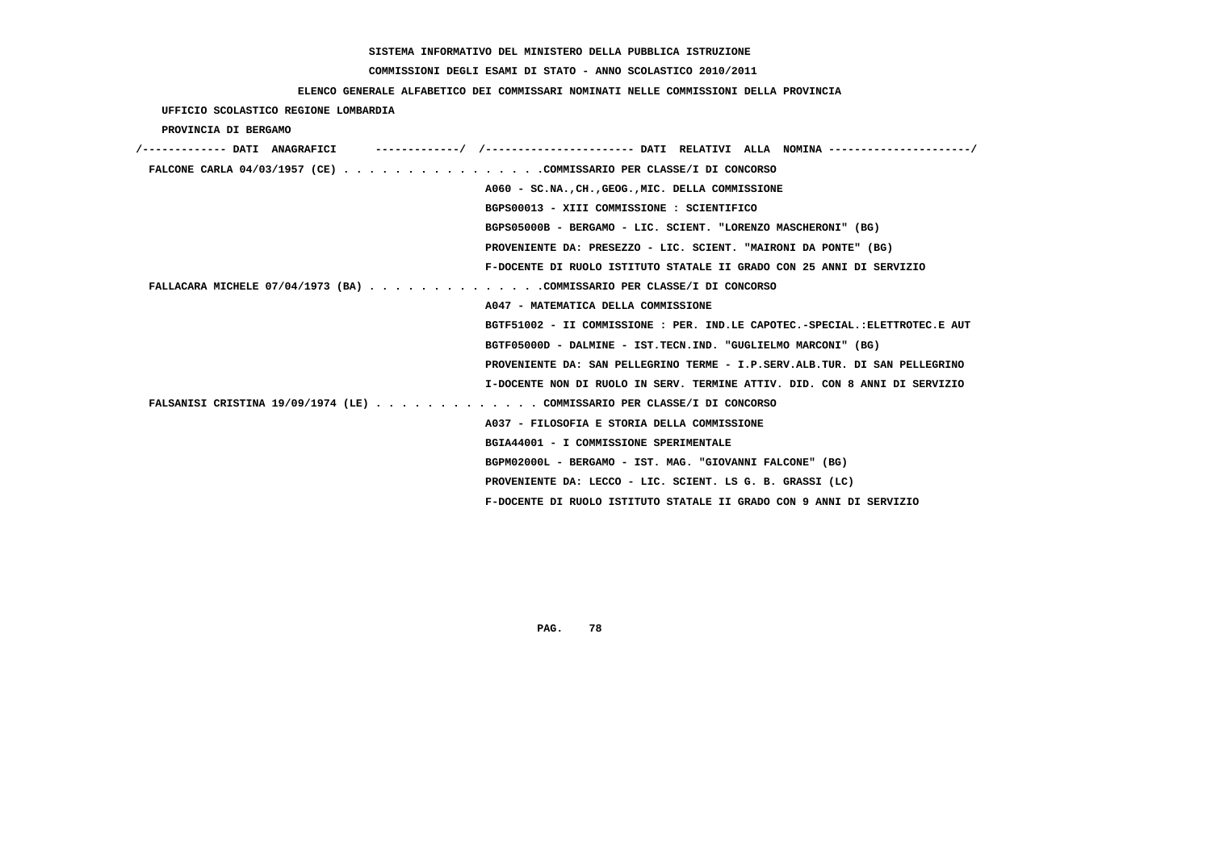**SISTEMA INFORMATIVO DEL MINISTERO DELLA PUBBLICA ISTRUZIONE**

**COMMISSIONI DEGLI ESAMI DI STATO - ANNO SCOLASTICO 2010/2011**

**ELENCO GENERALE ALFABETICO DEI COMMISSARI NOMINATI NELLE COMMISSIONI DELLA PROVINCIA**

**UFFICIO SCOLASTICO REGIONE LOMBARDIA**

**PROVINCIA DI BERGAMO**

/------------- DATI ANAGRAFICI -------------/ /---------------------- DATI RELATIVI ALLA NOMINA ---------------------/

**FALCONE CARLA 04/03/1957 (CE)** . . . . . . . . . . . . . . . .COMMISSARIO PER CLASSE/I DI CONCORSO

A060 - SC.NA.,CH.,GEOG.,MIC. DELLA COMMISSIONE

BGPS00013 - XIII COMMISSIONE : SCIENTIFICO

BGPS05000B - BERGAMO - LIC. SCIENT. "LORENZO MASCHERONI" (BG)

PROVENIENTE DA: PRESEZZO - LIC. SCIENT. "MAIRONI DA PONTE" (BG)

F-DOCENTE DI RUOLO ISTITUTO STATALE II GRADO CON 25 ANNI DI SERVIZIO

**FALLACARA MICHELE 07/04/1973 (BA)** . . . . . . . . . . . . . .COMMISSARIO PER CLASSE/I DI CONCORSO

A047 - MATEMATICA DELLA COMMISSIONE

BGTF51002 - II COMMISSIONE : PER. IND.LE CAPOTEC.-SPECIAL.:ELETTROTEC.E AUT

BGTF05000D - DALMINE - IST.TECN.IND. "GUGLIELMO MARCONI" (BG)

PROVENIENTE DA: SAN PELLEGRINO TERME - I.P.SERV.ALB.TUR. DI SAN PELLEGRINO

I-DOCENTE NON DI RUOLO IN SERV. TERMINE ATTIV. DID. CON 8 ANNI DI SERVIZIO

**FALSANISI CRISTINA 19/09/1974 (LE)** . . . . . . . . . . . . . COMMISSARIO PER CLASSE/I DI CONCORSO

A037 - FILOSOFIA E STORIA DELLA COMMISSIONE

BGIA44001 - I COMMISSIONE SPERIMENTALE

BGPM02000L - BERGAMO - IST. MAG. "GIOVANNI FALCONE" (BG)

PROVENIENTE DA: LECCO - LIC. SCIENT. LS G. B. GRASSI (LC)

F-DOCENTE DI RUOLO ISTITUTO STATALE II GRADO CON 9 ANNI DI SERVIZIO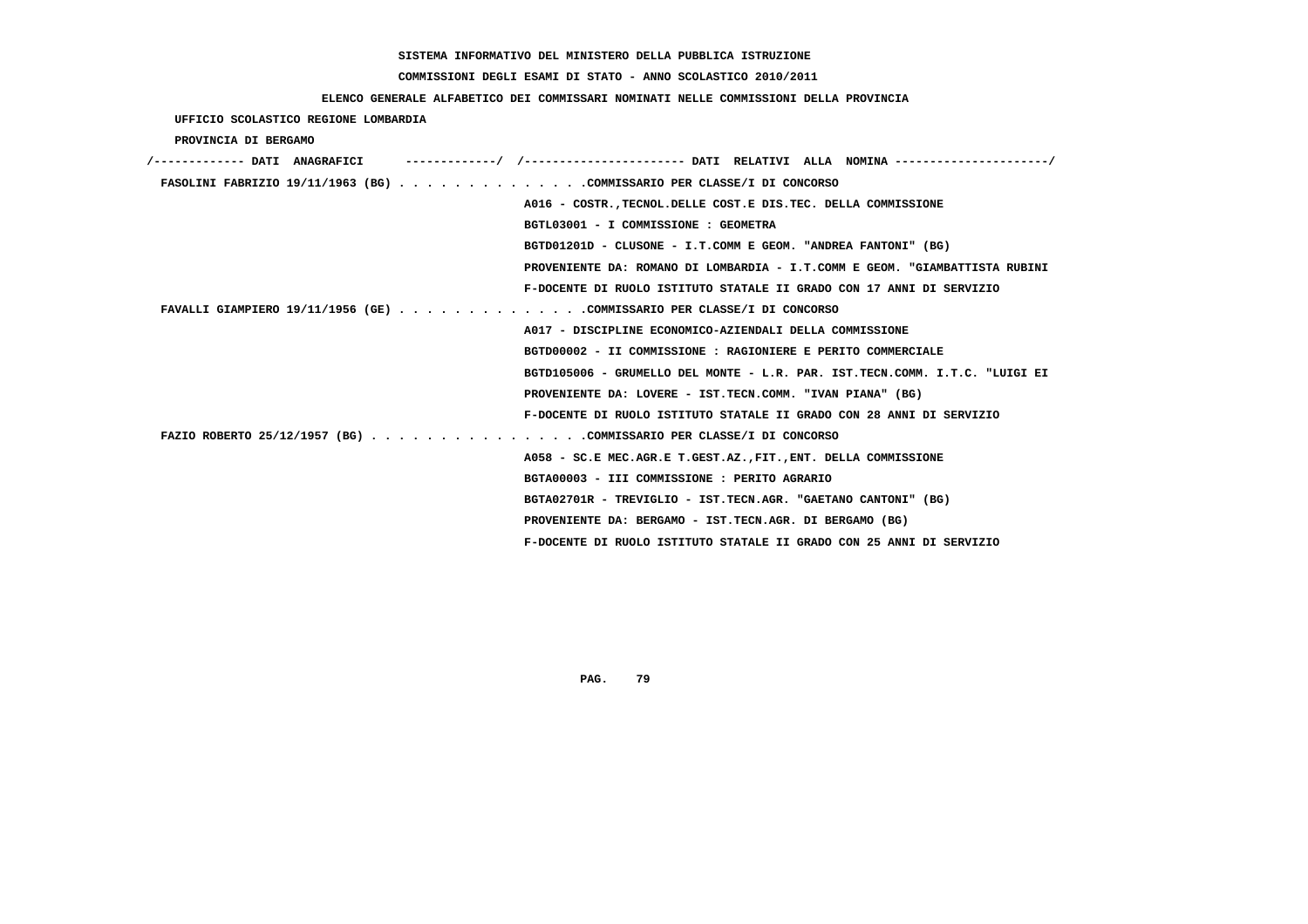**SISTEMA INFORMATIVO DEL MINISTERO DELLA PUBBLICA ISTRUZIONE**

**COMMISSIONI DEGLI ESAMI DI STATO - ANNO SCOLASTICO 2010/2011**

**ELENCO GENERALE ALFABETICO DEI COMMISSARI NOMINATI NELLE COMMISSIONI DELLA PROVINCIA**

**UFFICIO SCOLASTICO REGIONE LOMBARDIA**

**PROVINCIA DI BERGAMO**

/------------- DATI ANAGRAFICI -------------/ /---------------------- DATI RELATIVI ALLA NOMINA ---------------------/

FASOLINI FABRIZIO 19/11/1963 (BG) . . . . . . . . . . . . . .COMMISSARIO PER CLASSE/I DI CONCORSO
A016 - COSTR.,TECNOL.DELLE COST.E DIS.TEC. DELLA COMMISSIONE
BGTL03001 - I COMMISSIONE : GEOMETRA
BGTD01201D - CLUSONE - I.T.COMM E GEOM. "ANDREA FANTONI" (BG)
PROVENIENTE DA: ROMANO DI LOMBARDIA - I.T.COMM E GEOM. "GIAMBATTISTA RUBINI
F-DOCENTE DI RUOLO ISTITUTO STATALE II GRADO CON 17 ANNI DI SERVIZIO

FAVALLI GIAMPIERO 19/11/1956 (GE) . . . . . . . . . . . . . .COMMISSARIO PER CLASSE/I DI CONCORSO
A017 - DISCIPLINE ECONOMICO-AZIENDALI DELLA COMMISSIONE
BGTD00002 - II COMMISSIONE : RAGIONIERE E PERITO COMMERCIALE
BGTD105006 - GRUMELLO DEL MONTE - L.R. PAR. IST.TECN.COMM. I.T.C. "LUIGI EI
PROVENIENTE DA: LOVERE - IST.TECN.COMM. "IVAN PIANA" (BG)
F-DOCENTE DI RUOLO ISTITUTO STATALE II GRADO CON 28 ANNI DI SERVIZIO

FAZIO ROBERTO 25/12/1957 (BG) . . . . . . . . . . . . . . . .COMMISSARIO PER CLASSE/I DI CONCORSO
A058 - SC.E MEC.AGR.E T.GEST.AZ.,FIT.,ENT. DELLA COMMISSIONE
BGTA00003 - III COMMISSIONE : PERITO AGRARIO
BGTA02701R - TREVIGLIO - IST.TECN.AGR. "GAETANO CANTONI" (BG)
PROVENIENTE DA: BERGAMO - IST.TECN.AGR. DI BERGAMO (BG)
F-DOCENTE DI RUOLO ISTITUTO STATALE II GRADO CON 25 ANNI DI SERVIZIO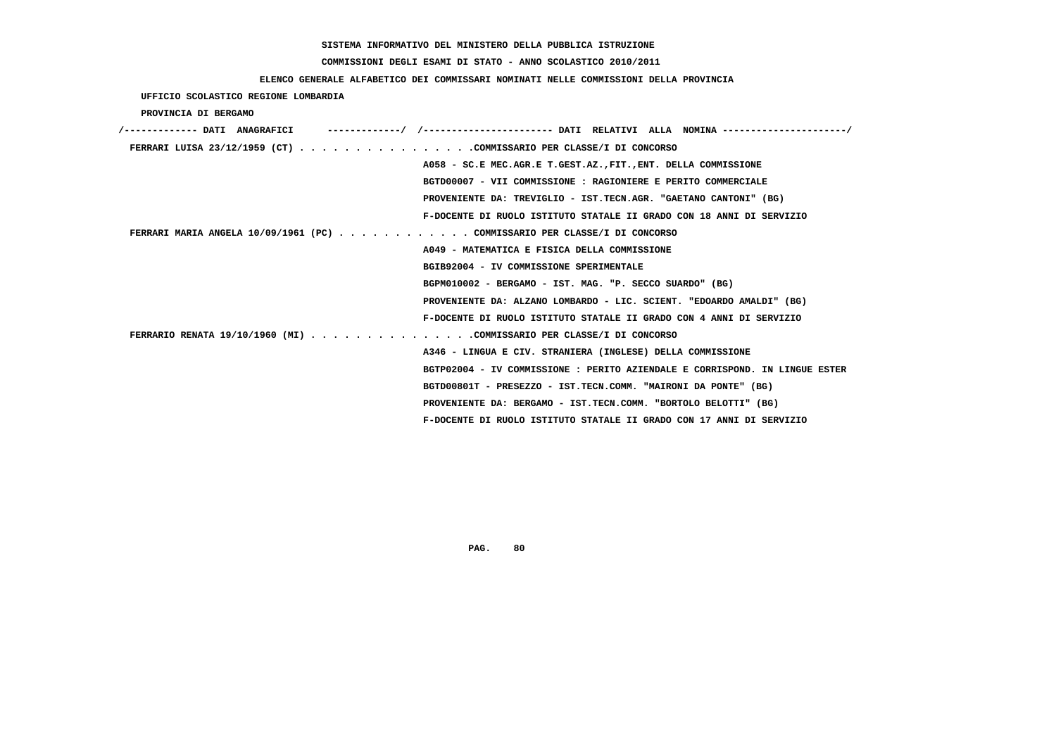**SISTEMA INFORMATIVO DEL MINISTERO DELLA PUBBLICA ISTRUZIONE**

**COMMISSIONI DEGLI ESAMI DI STATO - ANNO SCOLASTICO 2010/2011**

**ELENCO GENERALE ALFABETICO DEI COMMISSARI NOMINATI NELLE COMMISSIONI DELLA PROVINCIA**

**UFFICIO SCOLASTICO REGIONE LOMBARDIA**

**PROVINCIA DI BERGAMO**

```
/------------- DATI  ANAGRAFICI      -------------/  /----------------------- DATI  RELATIVI  ALLA  NOMINA ---------------------/
 FERRARI LUISA 23/12/1959 (CT) . . . . . . . . . . . . . . . .COMMISSARIO PER CLASSE/I DI CONCORSO
                                                   A058 - SC.E MEC.AGR.E T.GEST.AZ.,FIT.,ENT. DELLA COMMISSIONE
                                                   BGTD00007 - VII COMMISSIONE : RAGIONIERE E PERITO COMMERCIALE
                                                   PROVENIENTE DA: TREVIGLIO - IST.TECN.AGR. "GAETANO CANTONI" (BG)
                                                   F-DOCENTE DI RUOLO ISTITUTO STATALE II GRADO CON 18 ANNI DI SERVIZIO
 FERRARI MARIA ANGELA 10/09/1961 (PC) . . . . . . . . . . . . COMMISSARIO PER CLASSE/I DI CONCORSO
                                                   A049 - MATEMATICA E FISICA DELLA COMMISSIONE
                                                   BGIB92004 - IV COMMISSIONE SPERIMENTALE
                                                   BGPM010002 - BERGAMO - IST. MAG. "P. SECCO SUARDO" (BG)
                                                   PROVENIENTE DA: ALZANO LOMBARDO - LIC. SCIENT. "EDOARDO AMALDI" (BG)
                                                   F-DOCENTE DI RUOLO ISTITUTO STATALE II GRADO CON 4 ANNI DI SERVIZIO
 FERRARIO RENATA 19/10/1960 (MI) . . . . . . . . . . . . . . .COMMISSARIO PER CLASSE/I DI CONCORSO
                                                   A346 - LINGUA E CIV. STRANIERA (INGLESE) DELLA COMMISSIONE
                                                   BGTP02004 - IV COMMISSIONE : PERITO AZIENDALE E CORRISPOND. IN LINGUE ESTER
                                                   BGTD00801T - PRESEZZO - IST.TECN.COMM. "MAIRONI DA PONTE" (BG)
                                                   PROVENIENTE DA: BERGAMO - IST.TECN.COMM. "BORTOLO BELOTTI" (BG)
                                                   F-DOCENTE DI RUOLO ISTITUTO STATALE II GRADO CON 17 ANNI DI SERVIZIO
```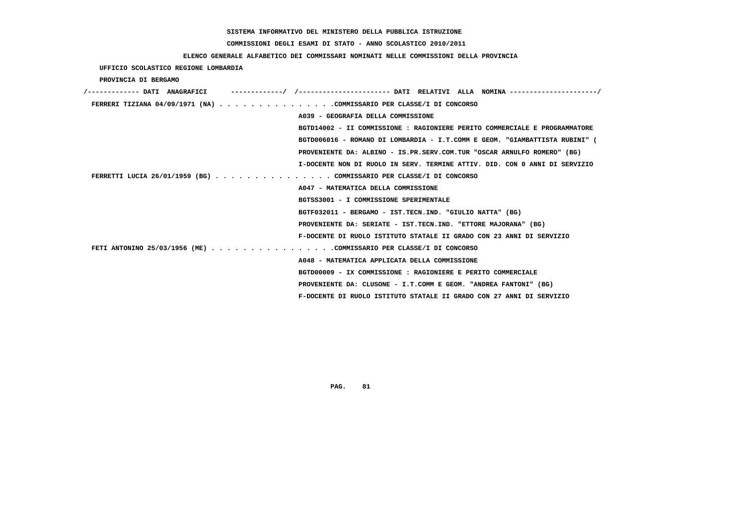SISTEMA INFORMATIVO DEL MINISTERO DELLA PUBBLICA ISTRUZIONE

COMMISSIONI DEGLI ESAMI DI STATO - ANNO SCOLASTICO 2010/2011

ELENCO GENERALE ALFABETICO DEI COMMISSARI NOMINATI NELLE COMMISSIONI DELLA PROVINCIA

UFFICIO SCOLASTICO REGIONE LOMBARDIA

PROVINCIA DI BERGAMO

/------------- DATI ANAGRAFICI -------------/ /---------------------- DATI RELATIVI ALLA NOMINA ---------------------/

FERRERI TIZIANA 04/09/1971 (NA) . . . . . . . . . . . . . . .COMMISSARIO PER CLASSE/I DI CONCORSO

A039 - GEOGRAFIA DELLA COMMISSIONE

BGTD14002 - II COMMISSIONE : RAGIONIERE PERITO COMMERCIALE E PROGRAMMATORE

BGTD006016 - ROMANO DI LOMBARDIA - I.T.COMM E GEOM. "GIAMBATTISTA RUBINI" (

PROVENIENTE DA: ALBINO - IS.PR.SERV.COM.TUR "OSCAR ARNULFO ROMERO" (BG)

I-DOCENTE NON DI RUOLO IN SERV. TERMINE ATTIV. DID. CON 0 ANNI DI SERVIZIO

FERRETTI LUCIA 26/01/1959 (BG) . . . . . . . . . . . . . . . COMMISSARIO PER CLASSE/I DI CONCORSO

A047 - MATEMATICA DELLA COMMISSIONE

BGTSS3001 - I COMMISSIONE SPERIMENTALE

BGTF032011 - BERGAMO - IST.TECN.IND. "GIULIO NATTA" (BG)

PROVENIENTE DA: SERIATE - IST.TECN.IND. "ETTORE MAJORANA" (BG)

F-DOCENTE DI RUOLO ISTITUTO STATALE II GRADO CON 23 ANNI DI SERVIZIO

FETI ANTONINO 25/03/1956 (ME) . . . . . . . . . . . . . . . .COMMISSARIO PER CLASSE/I DI CONCORSO

A048 - MATEMATICA APPLICATA DELLA COMMISSIONE

BGTD00009 - IX COMMISSIONE : RAGIONIERE E PERITO COMMERCIALE

PROVENIENTE DA: CLUSONE - I.T.COMM E GEOM. "ANDREA FANTONI" (BG)

F-DOCENTE DI RUOLO ISTITUTO STATALE II GRADO CON 27 ANNI DI SERVIZIO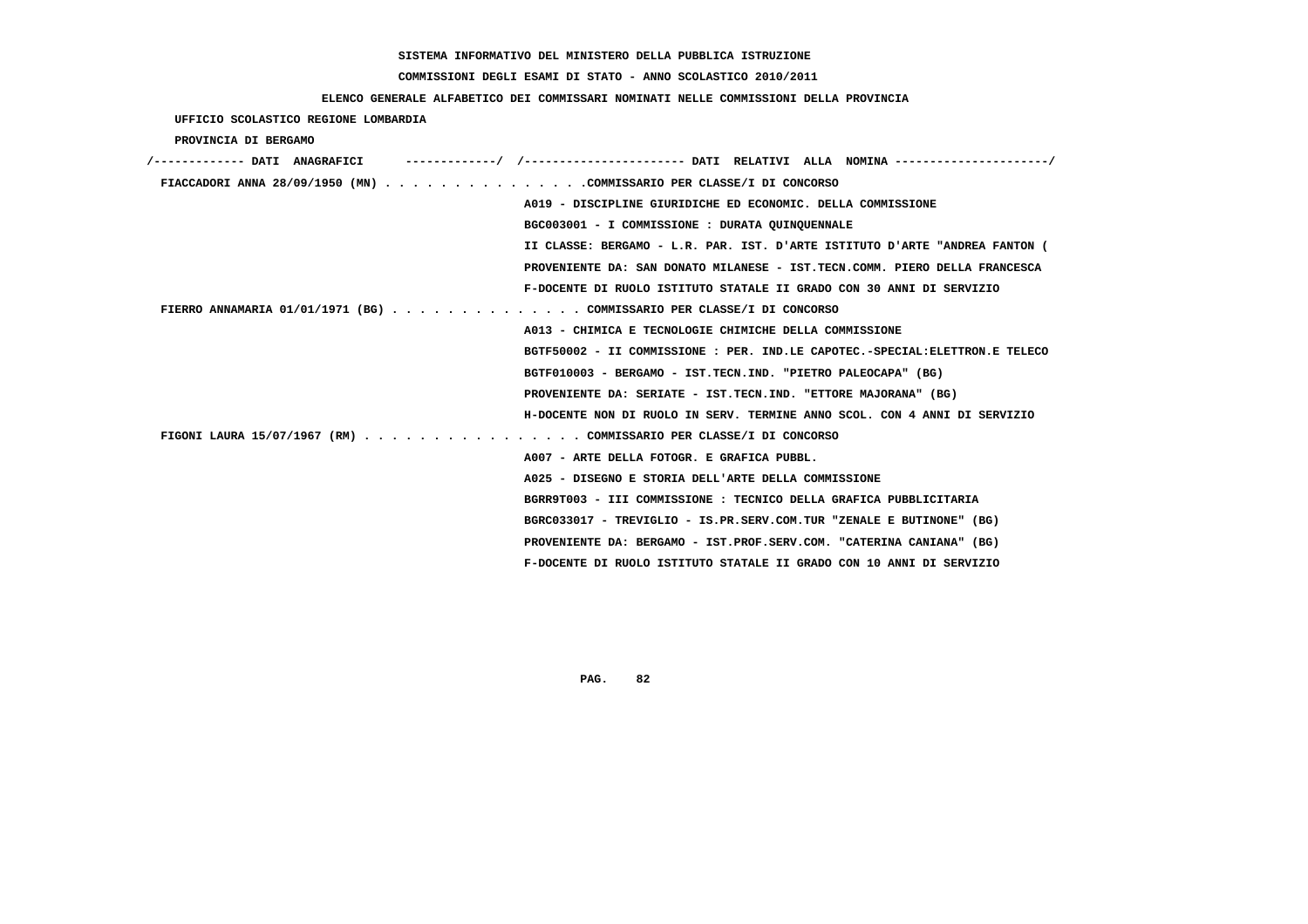SISTEMA INFORMATIVO DEL MINISTERO DELLA PUBBLICA ISTRUZIONE

COMMISSIONI DEGLI ESAMI DI STATO - ANNO SCOLASTICO 2010/2011

ELENCO GENERALE ALFABETICO DEI COMMISSARI NOMINATI NELLE COMMISSIONI DELLA PROVINCIA

UFFICIO SCOLASTICO REGIONE LOMBARDIA

PROVINCIA DI BERGAMO

```
/------------- DATI  ANAGRAFICI      -------------/  /---------------------- DATI  RELATIVI  ALLA  NOMINA ---------------------/
 FIACCADORI ANNA 28/09/1950 (MN) . . . . . . . . . . . . . . .COMMISSARIO PER CLASSE/I DI CONCORSO
                                                    A019 - DISCIPLINE GIURIDICHE ED ECONOMIC. DELLA COMMISSIONE
                                                    BGC003001 - I COMMISSIONE : DURATA QUINQUENNALE
                                                    II CLASSE: BERGAMO - L.R. PAR. IST. D'ARTE ISTITUTO D'ARTE "ANDREA FANTON (
                                                    PROVENIENTE DA: SAN DONATO MILANESE - IST.TECN.COMM. PIERO DELLA FRANCESCA
                                                    F-DOCENTE DI RUOLO ISTITUTO STATALE II GRADO CON 30 ANNI DI SERVIZIO
 FIERRO ANNAMARIA 01/01/1971 (BG) . . . . . . . . . . . . . . COMMISSARIO PER CLASSE/I DI CONCORSO
                                                    A013 - CHIMICA E TECNOLOGIE CHIMICHE DELLA COMMISSIONE
                                                    BGTF50002 - II COMMISSIONE : PER. IND.LE CAPOTEC.-SPECIAL:ELETTRON.E TELECO
                                                    BGTF010003 - BERGAMO - IST.TECN.IND. "PIETRO PALEOCAPA" (BG)
                                                    PROVENIENTE DA: SERIATE - IST.TECN.IND. "ETTORE MAJORANA" (BG)
                                                    H-DOCENTE NON DI RUOLO IN SERV. TERMINE ANNO SCOL. CON 4 ANNI DI SERVIZIO
 FIGONI LAURA 15/07/1967 (RM) . . . . . . . . . . . . . . . . COMMISSARIO PER CLASSE/I DI CONCORSO
                                                    A007 - ARTE DELLA FOTOGR. E GRAFICA PUBBL.
                                                    A025 - DISEGNO E STORIA DELL'ARTE DELLA COMMISSIONE
                                                    BGRR9T003 - III COMMISSIONE : TECNICO DELLA GRAFICA PUBBLICITARIA
                                                    BGRC033017 - TREVIGLIO - IS.PR.SERV.COM.TUR "ZENALE E BUTINONE" (BG)
                                                    PROVENIENTE DA: BERGAMO - IST.PROF.SERV.COM. "CATERINA CANIANA" (BG)
                                                    F-DOCENTE DI RUOLO ISTITUTO STATALE II GRADO CON 10 ANNI DI SERVIZIO
```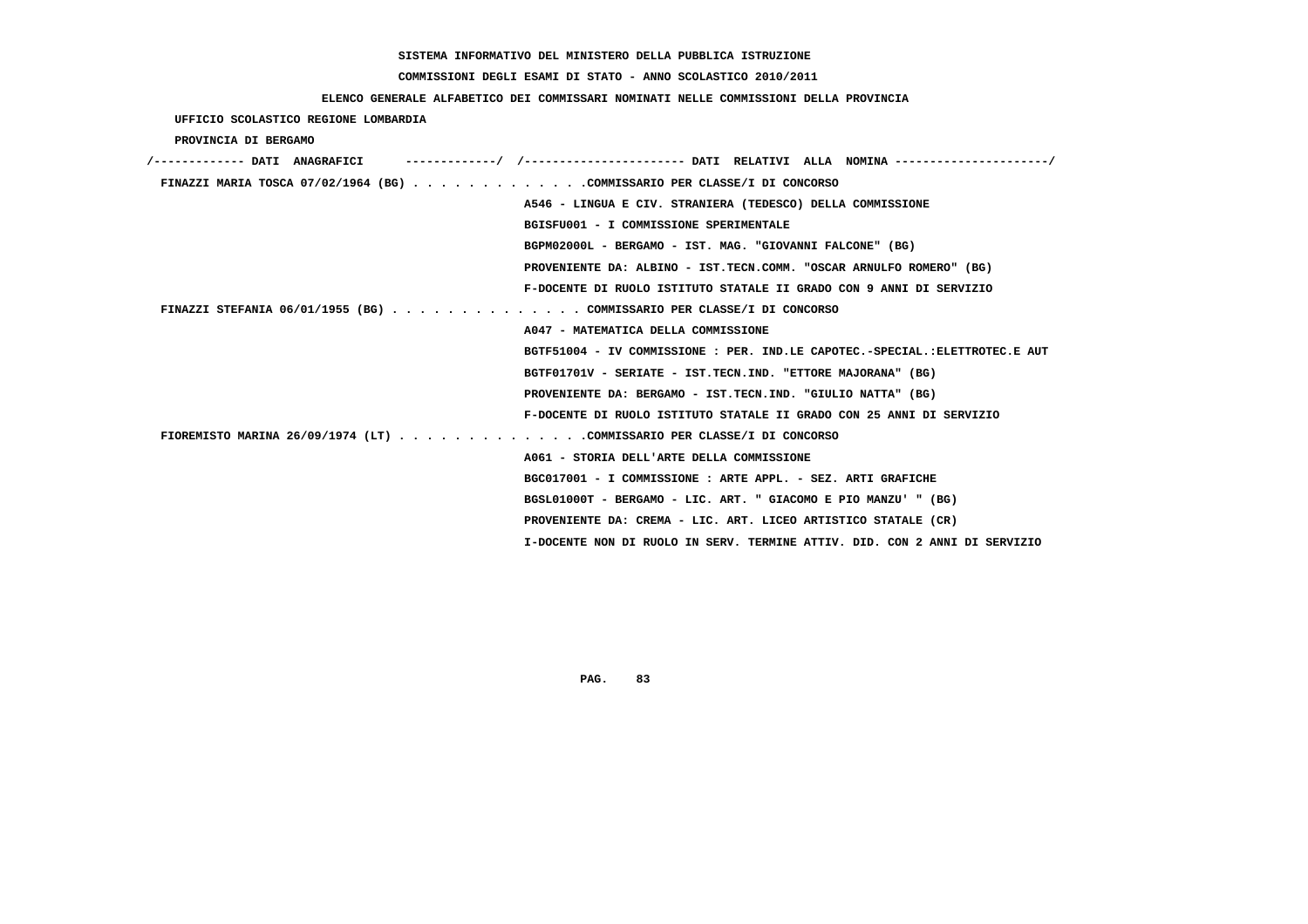SISTEMA INFORMATIVO DEL MINISTERO DELLA PUBBLICA ISTRUZIONE

COMMISSIONI DEGLI ESAMI DI STATO - ANNO SCOLASTICO 2010/2011

ELENCO GENERALE ALFABETICO DEI COMMISSARI NOMINATI NELLE COMMISSIONI DELLA PROVINCIA

UFFICIO SCOLASTICO REGIONE LOMBARDIA

PROVINCIA DI BERGAMO

```
/------------- DATI  ANAGRAFICI      ------------/  /---------------------- DATI  RELATIVI  ALLA  NOMINA ---------------------/
 FINAZZI MARIA TOSCA 07/02/1964 (BG) . . . . . . . . . . . . .COMMISSARIO PER CLASSE/I DI CONCORSO
                                                        A546 - LINGUA E CIV. STRANIERA (TEDESCO) DELLA COMMISSIONE
                                                        BGISFU001 - I COMMISSIONE SPERIMENTALE
                                                        BGPM02000L - BERGAMO - IST. MAG. "GIOVANNI FALCONE" (BG)
                                                        PROVENIENTE DA: ALBINO - IST.TECN.COMM. "OSCAR ARNULFO ROMERO" (BG)
                                                        F-DOCENTE DI RUOLO ISTITUTO STATALE II GRADO CON 9 ANNI DI SERVIZIO
 FINAZZI STEFANIA 06/01/1955 (BG) . . . . . . . . . . . . . . COMMISSARIO PER CLASSE/I DI CONCORSO
                                                        A047 - MATEMATICA DELLA COMMISSIONE
                                                        BGTF51004 - IV COMMISSIONE : PER. IND.LE CAPOTEC.-SPECIAL.:ELETTROTEC.E AUT
                                                        BGTF01701V - SERIATE - IST.TECN.IND. "ETTORE MAJORANA" (BG)
                                                        PROVENIENTE DA: BERGAMO - IST.TECN.IND. "GIULIO NATTA" (BG)
                                                        F-DOCENTE DI RUOLO ISTITUTO STATALE II GRADO CON 25 ANNI DI SERVIZIO
 FIOREMISTO MARINA 26/09/1974 (LT) . . . . . . . . . . . . . .COMMISSARIO PER CLASSE/I DI CONCORSO
                                                        A061 - STORIA DELL'ARTE DELLA COMMISSIONE
                                                        BGC017001 - I COMMISSIONE : ARTE APPL. - SEZ. ARTI GRAFICHE
                                                        BGSL01000T - BERGAMO - LIC. ART. " GIACOMO E PIO MANZU' " (BG)
                                                        PROVENIENTE DA: CREMA - LIC. ART. LICEO ARTISTICO STATALE (CR)
                                                        I-DOCENTE NON DI RUOLO IN SERV. TERMINE ATTIV. DID. CON 2 ANNI DI SERVIZIO
```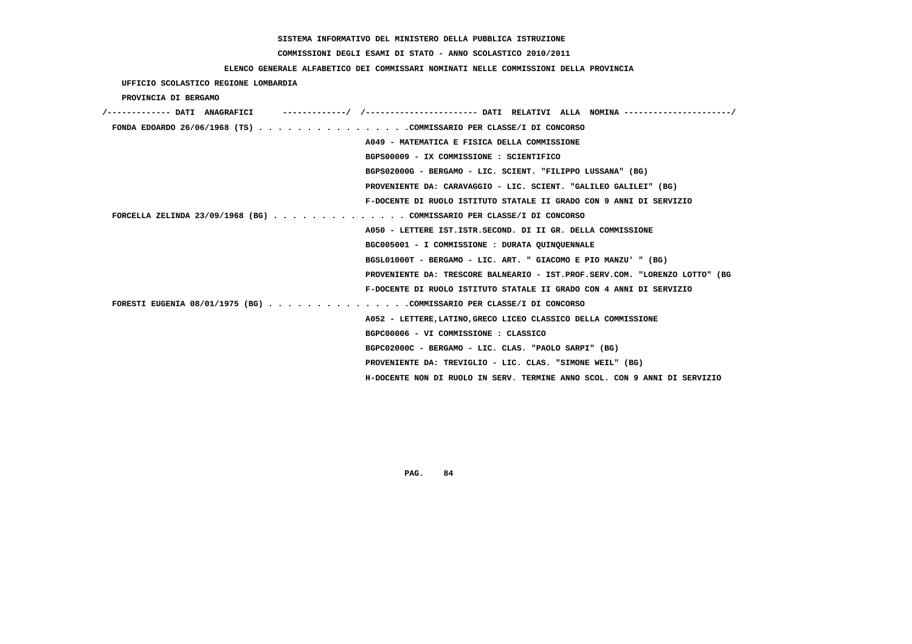SISTEMA INFORMATIVO DEL MINISTERO DELLA PUBBLICA ISTRUZIONE

COMMISSIONI DEGLI ESAMI DI STATO - ANNO SCOLASTICO 2010/2011

ELENCO GENERALE ALFABETICO DEI COMMISSARI NOMINATI NELLE COMMISSIONI DELLA PROVINCIA

UFFICIO SCOLASTICO REGIONE LOMBARDIA

PROVINCIA DI BERGAMO

/------------- DATI ANAGRAFICI -------------/ /---------------------- DATI RELATIVI ALLA NOMINA ---------------------/

FONDA EDOARDO 26/06/1968 (TS) . . . . . . . . . . . . . . . .COMMISSARIO PER CLASSE/I DI CONCORSO
A049 - MATEMATICA E FISICA DELLA COMMISSIONE
BGPS00009 - IX COMMISSIONE : SCIENTIFICO
BGPS02000G - BERGAMO - LIC. SCIENT. "FILIPPO LUSSANA" (BG)
PROVENIENTE DA: CARAVAGGIO - LIC. SCIENT. "GALILEO GALILEI" (BG)
F-DOCENTE DI RUOLO ISTITUTO STATALE II GRADO CON 9 ANNI DI SERVIZIO

FORCELLA ZELINDA 23/09/1968 (BG) . . . . . . . . . . . . . . COMMISSARIO PER CLASSE/I DI CONCORSO
A050 - LETTERE IST.ISTR.SECOND. DI II GR. DELLA COMMISSIONE
BGC005001 - I COMMISSIONE : DURATA QUINQUENNALE
BGSL01000T - BERGAMO - LIC. ART. " GIACOMO E PIO MANZU' " (BG)
PROVENIENTE DA: TRESCORE BALNEARIO - IST.PROF.SERV.COM. "LORENZO LOTTO" (BG
F-DOCENTE DI RUOLO ISTITUTO STATALE II GRADO CON 4 ANNI DI SERVIZIO

FORESTI EUGENIA 08/01/1975 (BG) . . . . . . . . . . . . . . .COMMISSARIO PER CLASSE/I DI CONCORSO
A052 - LETTERE,LATINO,GRECO LICEO CLASSICO DELLA COMMISSIONE
BGPC00006 - VI COMMISSIONE : CLASSICO
BGPC02000C - BERGAMO - LIC. CLAS. "PAOLO SARPI" (BG)
PROVENIENTE DA: TREVIGLIO - LIC. CLAS. "SIMONE WEIL" (BG)
H-DOCENTE NON DI RUOLO IN SERV. TERMINE ANNO SCOL. CON 9 ANNI DI SERVIZIO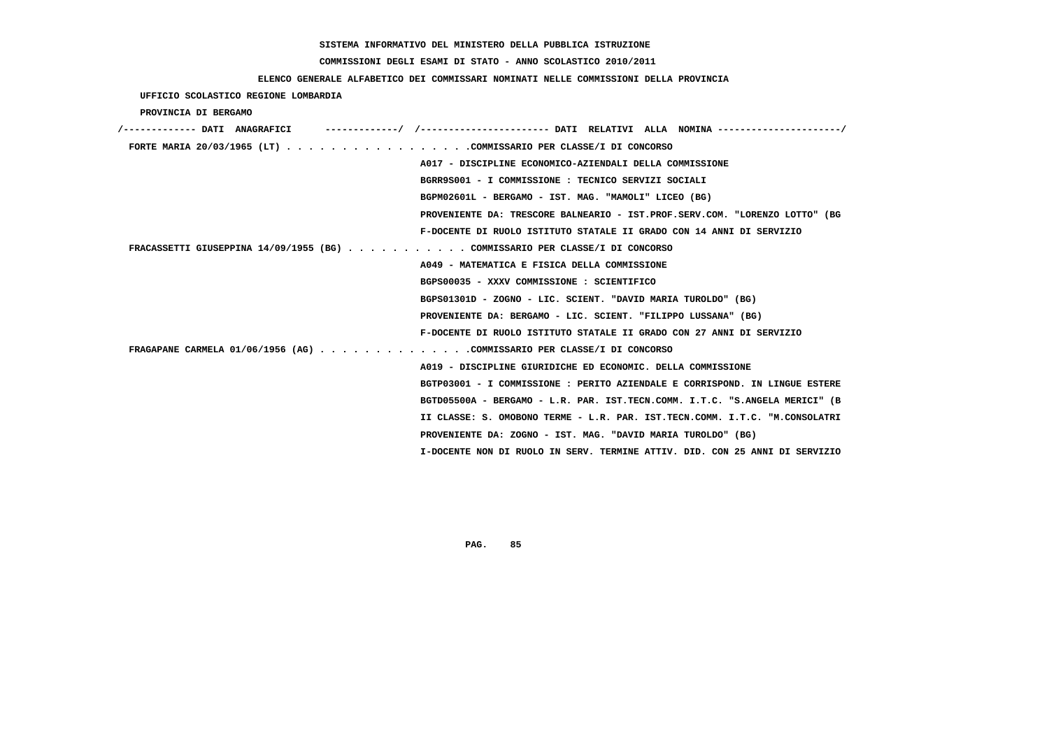**SISTEMA INFORMATIVO DEL MINISTERO DELLA PUBBLICA ISTRUZIONE**

**COMMISSIONI DEGLI ESAMI DI STATO - ANNO SCOLASTICO 2010/2011**

**ELENCO GENERALE ALFABETICO DEI COMMISSARI NOMINATI NELLE COMMISSIONI DELLA PROVINCIA**

**UFFICIO SCOLASTICO REGIONE LOMBARDIA**

**PROVINCIA DI BERGAMO**

/------------- DATI ANAGRAFICI -------------/ /---------------------- DATI RELATIVI ALLA NOMINA ---------------------/

**FORTE MARIA 20/03/1965 (LT)** . . . . . . . . . . . . . . . . .COMMISSARIO PER CLASSE/I DI CONCORSO

A017 - DISCIPLINE ECONOMICO-AZIENDALI DELLA COMMISSIONE

BGRR9S001 - I COMMISSIONE : TECNICO SERVIZI SOCIALI

BGPM02601L - BERGAMO - IST. MAG. "MAMOLI" LICEO (BG)

PROVENIENTE DA: TRESCORE BALNEARIO - IST.PROF.SERV.COM. "LORENZO LOTTO" (BG

F-DOCENTE DI RUOLO ISTITUTO STATALE II GRADO CON 14 ANNI DI SERVIZIO

**FRACASSETTI GIUSEPPINA 14/09/1955 (BG)** . . . . . . . . . . . COMMISSARIO PER CLASSE/I DI CONCORSO

A049 - MATEMATICA E FISICA DELLA COMMISSIONE

BGPS00035 - XXXV COMMISSIONE : SCIENTIFICO

BGPS01301D - ZOGNO - LIC. SCIENT. "DAVID MARIA TUROLDO" (BG)

PROVENIENTE DA: BERGAMO - LIC. SCIENT. "FILIPPO LUSSANA" (BG)

F-DOCENTE DI RUOLO ISTITUTO STATALE II GRADO CON 27 ANNI DI SERVIZIO

**FRAGAPANE CARMELA 01/06/1956 (AG)** . . . . . . . . . . . . . .COMMISSARIO PER CLASSE/I DI CONCORSO

A019 - DISCIPLINE GIURIDICHE ED ECONOMIC. DELLA COMMISSIONE

BGTP03001 - I COMMISSIONE : PERITO AZIENDALE E CORRISPOND. IN LINGUE ESTERE

BGTD05500A - BERGAMO - L.R. PAR. IST.TECN.COMM. I.T.C. "S.ANGELA MERICI" (B

II CLASSE: S. OMOBONO TERME - L.R. PAR. IST.TECN.COMM. I.T.C. "M.CONSOLATRI

PROVENIENTE DA: ZOGNO - IST. MAG. "DAVID MARIA TUROLDO" (BG)

I-DOCENTE NON DI RUOLO IN SERV. TERMINE ATTIV. DID. CON 25 ANNI DI SERVIZIO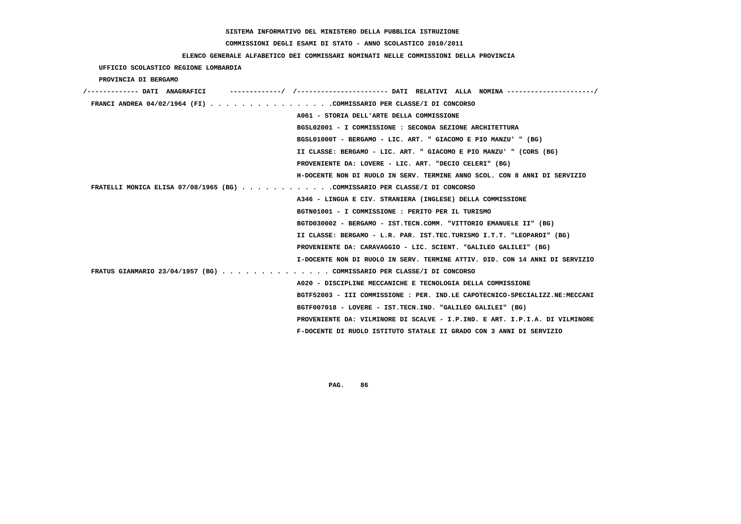SISTEMA INFORMATIVO DEL MINISTERO DELLA PUBBLICA ISTRUZIONE

COMMISSIONI DEGLI ESAMI DI STATO - ANNO SCOLASTICO 2010/2011

ELENCO GENERALE ALFABETICO DEI COMMISSARI NOMINATI NELLE COMMISSIONI DELLA PROVINCIA

UFFICIO SCOLASTICO REGIONE LOMBARDIA

PROVINCIA DI BERGAMO

/------------- DATI ANAGRAFICI -------------/ /---------------------- DATI RELATIVI ALLA NOMINA ---------------------/

FRANCI ANDREA 04/02/1964 (FI) . . . . . . . . . . . . . . . .COMMISSARIO PER CLASSE/I DI CONCORSO
A061 - STORIA DELL'ARTE DELLA COMMISSIONE
BGSL02001 - I COMMISSIONE : SECONDA SEZIONE ARCHITETTURA
BGSL01000T - BERGAMO - LIC. ART. " GIACOMO E PIO MANZU' " (BG)
II CLASSE: BERGAMO - LIC. ART. " GIACOMO E PIO MANZU' " (CORS (BG)
PROVENIENTE DA: LOVERE - LIC. ART. "DECIO CELERI" (BG)
H-DOCENTE NON DI RUOLO IN SERV. TERMINE ANNO SCOL. CON 8 ANNI DI SERVIZIO

FRATELLI MONICA ELISA 07/08/1965 (BG) . . . . . . . . . . . .COMMISSARIO PER CLASSE/I DI CONCORSO
A346 - LINGUA E CIV. STRANIERA (INGLESE) DELLA COMMISSIONE
BGTN01001 - I COMMISSIONE : PERITO PER IL TURISMO
BGTD030002 - BERGAMO - IST.TECN.COMM. "VITTORIO EMANUELE II" (BG)
II CLASSE: BERGAMO - L.R. PAR. IST.TEC.TURISMO I.T.T. "LEOPARDI" (BG)
PROVENIENTE DA: CARAVAGGIO - LIC. SCIENT. "GALILEO GALILEI" (BG)
I-DOCENTE NON DI RUOLO IN SERV. TERMINE ATTIV. DID. CON 14 ANNI DI SERVIZIO

FRATUS GIANMARIO 23/04/1957 (BG) . . . . . . . . . . . . . . COMMISSARIO PER CLASSE/I DI CONCORSO
A020 - DISCIPLINE MECCANICHE E TECNOLOGIA DELLA COMMISSIONE
BGTF52003 - III COMMISSIONE : PER. IND.LE CAPOTECNICO-SPECIALIZZ.NE:MECCANI
BGTF007018 - LOVERE - IST.TECN.IND. "GALILEO GALILEI" (BG)
PROVENIENTE DA: VILMINORE DI SCALVE - I.P.IND. E ART. I.P.I.A. DI VILMINORE
F-DOCENTE DI RUOLO ISTITUTO STATALE II GRADO CON 3 ANNI DI SERVIZIO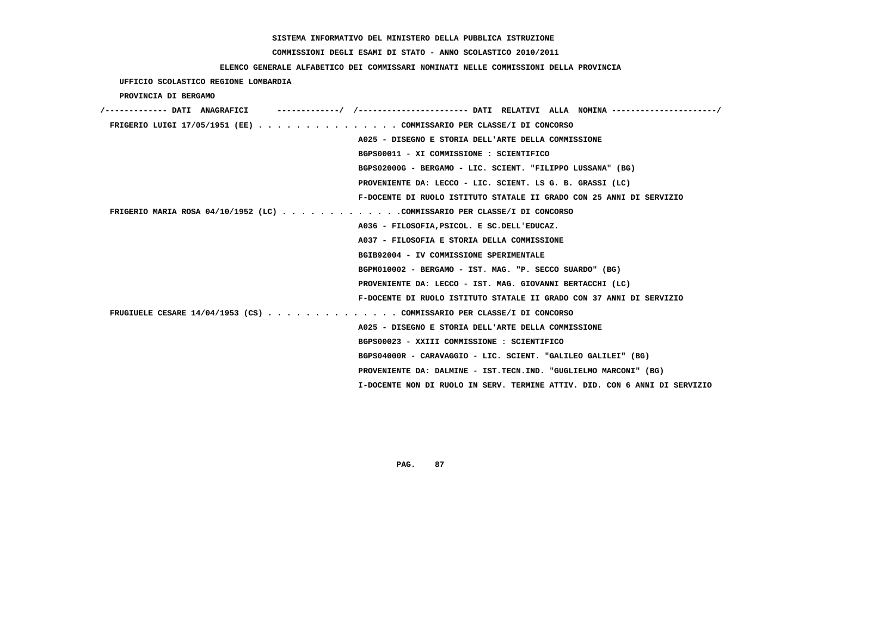**SISTEMA INFORMATIVO DEL MINISTERO DELLA PUBBLICA ISTRUZIONE**

**COMMISSIONI DEGLI ESAMI DI STATO - ANNO SCOLASTICO 2010/2011**

**ELENCO GENERALE ALFABETICO DEI COMMISSARI NOMINATI NELLE COMMISSIONI DELLA PROVINCIA**

**UFFICIO SCOLASTICO REGIONE LOMBARDIA**

**PROVINCIA DI BERGAMO**

/------------- DATI ANAGRAFICI -------------/ /---------------------- DATI RELATIVI ALLA NOMINA ---------------------/

FRIGERIO LUIGI 17/05/1951 (EE) . . . . . . . . . . . . . . . COMMISSARIO PER CLASSE/I DI CONCORSO
A025 - DISEGNO E STORIA DELL'ARTE DELLA COMMISSIONE
BGPS00011 - XI COMMISSIONE : SCIENTIFICO
BGPS02000G - BERGAMO - LIC. SCIENT. "FILIPPO LUSSANA" (BG)
PROVENIENTE DA: LECCO - LIC. SCIENT. LS G. B. GRASSI (LC)
F-DOCENTE DI RUOLO ISTITUTO STATALE II GRADO CON 25 ANNI DI SERVIZIO

FRIGERIO MARIA ROSA 04/10/1952 (LC) . . . . . . . . . . . . .COMMISSARIO PER CLASSE/I DI CONCORSO
A036 - FILOSOFIA,PSICOL. E SC.DELL'EDUCAZ.
A037 - FILOSOFIA E STORIA DELLA COMMISSIONE
BGIB92004 - IV COMMISSIONE SPERIMENTALE
BGPM010002 - BERGAMO - IST. MAG. "P. SECCO SUARDO" (BG)
PROVENIENTE DA: LECCO - IST. MAG. GIOVANNI BERTACCHI (LC)
F-DOCENTE DI RUOLO ISTITUTO STATALE II GRADO CON 37 ANNI DI SERVIZIO

FRUGIUELE CESARE 14/04/1953 (CS) . . . . . . . . . . . . . . COMMISSARIO PER CLASSE/I DI CONCORSO
A025 - DISEGNO E STORIA DELL'ARTE DELLA COMMISSIONE
BGPS00023 - XXIII COMMISSIONE : SCIENTIFICO
BGPS04000R - CARAVAGGIO - LIC. SCIENT. "GALILEO GALILEI" (BG)
PROVENIENTE DA: DALMINE - IST.TECN.IND. "GUGLIELMO MARCONI" (BG)
I-DOCENTE NON DI RUOLO IN SERV. TERMINE ATTIV. DID. CON 6 ANNI DI SERVIZIO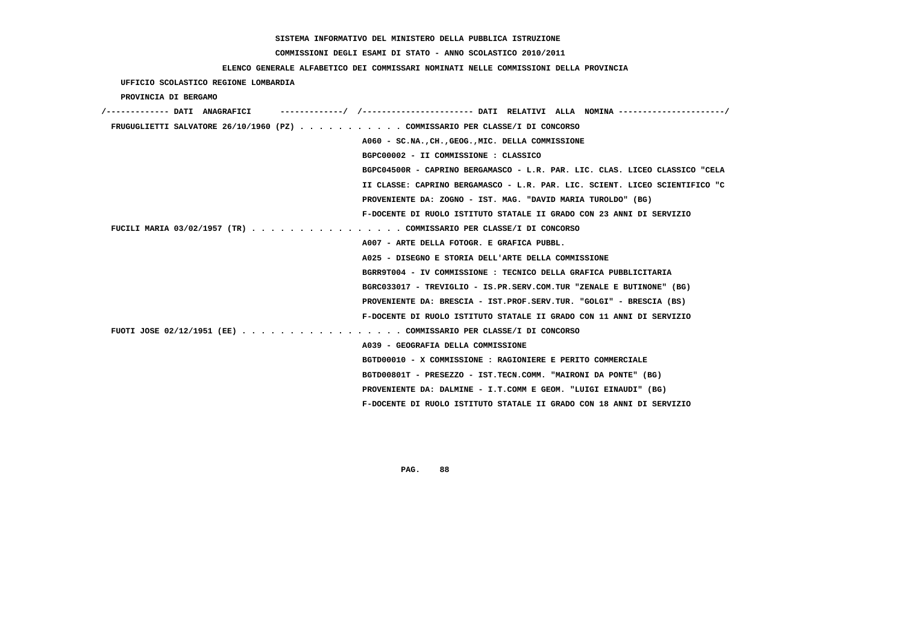SISTEMA INFORMATIVO DEL MINISTERO DELLA PUBBLICA ISTRUZIONE

COMMISSIONI DEGLI ESAMI DI STATO - ANNO SCOLASTICO 2010/2011

ELENCO GENERALE ALFABETICO DEI COMMISSARI NOMINATI NELLE COMMISSIONI DELLA PROVINCIA

UFFICIO SCOLASTICO REGIONE LOMBARDIA

PROVINCIA DI BERGAMO

/------------- DATI ANAGRAFICI -------------/ /---------------------- DATI RELATIVI ALLA NOMINA ---------------------/

FRUGUGLIETTI SALVATORE 26/10/1960 (PZ) . . . . . . . . . . . COMMISSARIO PER CLASSE/I DI CONCORSO
A060 - SC.NA.,CH.,GEOG.,MIC. DELLA COMMISSIONE
BGPC00002 - II COMMISSIONE : CLASSICO
BGPC04500R - CAPRINO BERGAMASCO - L.R. PAR. LIC. CLAS. LICEO CLASSICO "CELA
II CLASSE: CAPRINO BERGAMASCO - L.R. PAR. LIC. SCIENT. LICEO SCIENTIFICO "C
PROVENIENTE DA: ZOGNO - IST. MAG. "DAVID MARIA TUROLDO" (BG)
F-DOCENTE DI RUOLO ISTITUTO STATALE II GRADO CON 23 ANNI DI SERVIZIO

FUCILI MARIA 03/02/1957 (TR) . . . . . . . . . . . . . . . . COMMISSARIO PER CLASSE/I DI CONCORSO
A007 - ARTE DELLA FOTOGR. E GRAFICA PUBBL.
A025 - DISEGNO E STORIA DELL'ARTE DELLA COMMISSIONE
BGRR9T004 - IV COMMISSIONE : TECNICO DELLA GRAFICA PUBBLICITARIA
BGRC033017 - TREVIGLIO - IS.PR.SERV.COM.TUR "ZENALE E BUTINONE" (BG)
PROVENIENTE DA: BRESCIA - IST.PROF.SERV.TUR. "GOLGI" - BRESCIA (BS)
F-DOCENTE DI RUOLO ISTITUTO STATALE II GRADO CON 11 ANNI DI SERVIZIO

FUOTI JOSE 02/12/1951 (EE) . . . . . . . . . . . . . . . . . COMMISSARIO PER CLASSE/I DI CONCORSO
A039 - GEOGRAFIA DELLA COMMISSIONE
BGTD00010 - X COMMISSIONE : RAGIONIERE E PERITO COMMERCIALE
BGTD00801T - PRESEZZO - IST.TECN.COMM. "MAIRONI DA PONTE" (BG)
PROVENIENTE DA: DALMINE - I.T.COMM E GEOM. "LUIGI EINAUDI" (BG)
F-DOCENTE DI RUOLO ISTITUTO STATALE II GRADO CON 18 ANNI DI SERVIZIO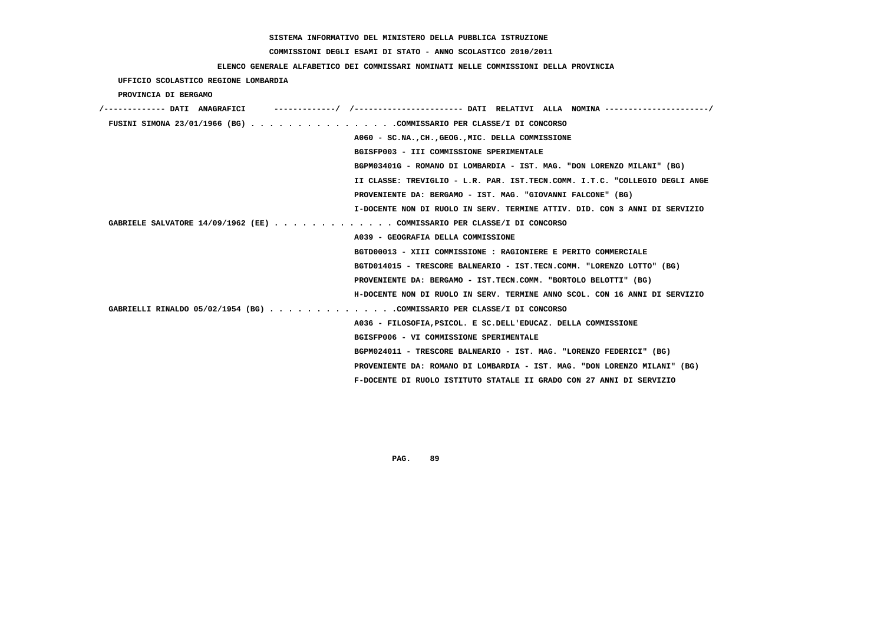SISTEMA INFORMATIVO DEL MINISTERO DELLA PUBBLICA ISTRUZIONE

COMMISSIONI DEGLI ESAMI DI STATO - ANNO SCOLASTICO 2010/2011

ELENCO GENERALE ALFABETICO DEI COMMISSARI NOMINATI NELLE COMMISSIONI DELLA PROVINCIA

UFFICIO SCOLASTICO REGIONE LOMBARDIA

PROVINCIA DI BERGAMO

/------------- DATI ANAGRAFICI -------------/ /---------------------- DATI RELATIVI ALLA NOMINA ---------------------/

FUSINI SIMONA 23/01/1966 (BG) . . . . . . . . . . . . . . . .COMMISSARIO PER CLASSE/I DI CONCORSO
A060 - SC.NA.,CH.,GEOG.,MIC. DELLA COMMISSIONE
BGISFP003 - III COMMISSIONE SPERIMENTALE
BGPM03401G - ROMANO DI LOMBARDIA - IST. MAG. "DON LORENZO MILANI" (BG)
II CLASSE: TREVIGLIO - L.R. PAR. IST.TECN.COMM. I.T.C. "COLLEGIO DEGLI ANGE
PROVENIENTE DA: BERGAMO - IST. MAG. "GIOVANNI FALCONE" (BG)
I-DOCENTE NON DI RUOLO IN SERV. TERMINE ATTIV. DID. CON 3 ANNI DI SERVIZIO

GABRIELE SALVATORE 14/09/1962 (EE) . . . . . . . . . . . . . COMMISSARIO PER CLASSE/I DI CONCORSO
A039 - GEOGRAFIA DELLA COMMISSIONE
BGTD00013 - XIII COMMISSIONE : RAGIONIERE E PERITO COMMERCIALE
BGTD014015 - TRESCORE BALNEARIO - IST.TECN.COMM. "LORENZO LOTTO" (BG)
PROVENIENTE DA: BERGAMO - IST.TECN.COMM. "BORTOLO BELOTTI" (BG)
H-DOCENTE NON DI RUOLO IN SERV. TERMINE ANNO SCOL. CON 16 ANNI DI SERVIZIO

GABRIELLI RINALDO 05/02/1954 (BG) . . . . . . . . . . . . . .COMMISSARIO PER CLASSE/I DI CONCORSO
A036 - FILOSOFIA,PSICOL. E SC.DELL'EDUCAZ. DELLA COMMISSIONE
BGISFP006 - VI COMMISSIONE SPERIMENTALE
BGPM024011 - TRESCORE BALNEARIO - IST. MAG. "LORENZO FEDERICI" (BG)
PROVENIENTE DA: ROMANO DI LOMBARDIA - IST. MAG. "DON LORENZO MILANI" (BG)
F-DOCENTE DI RUOLO ISTITUTO STATALE II GRADO CON 27 ANNI DI SERVIZIO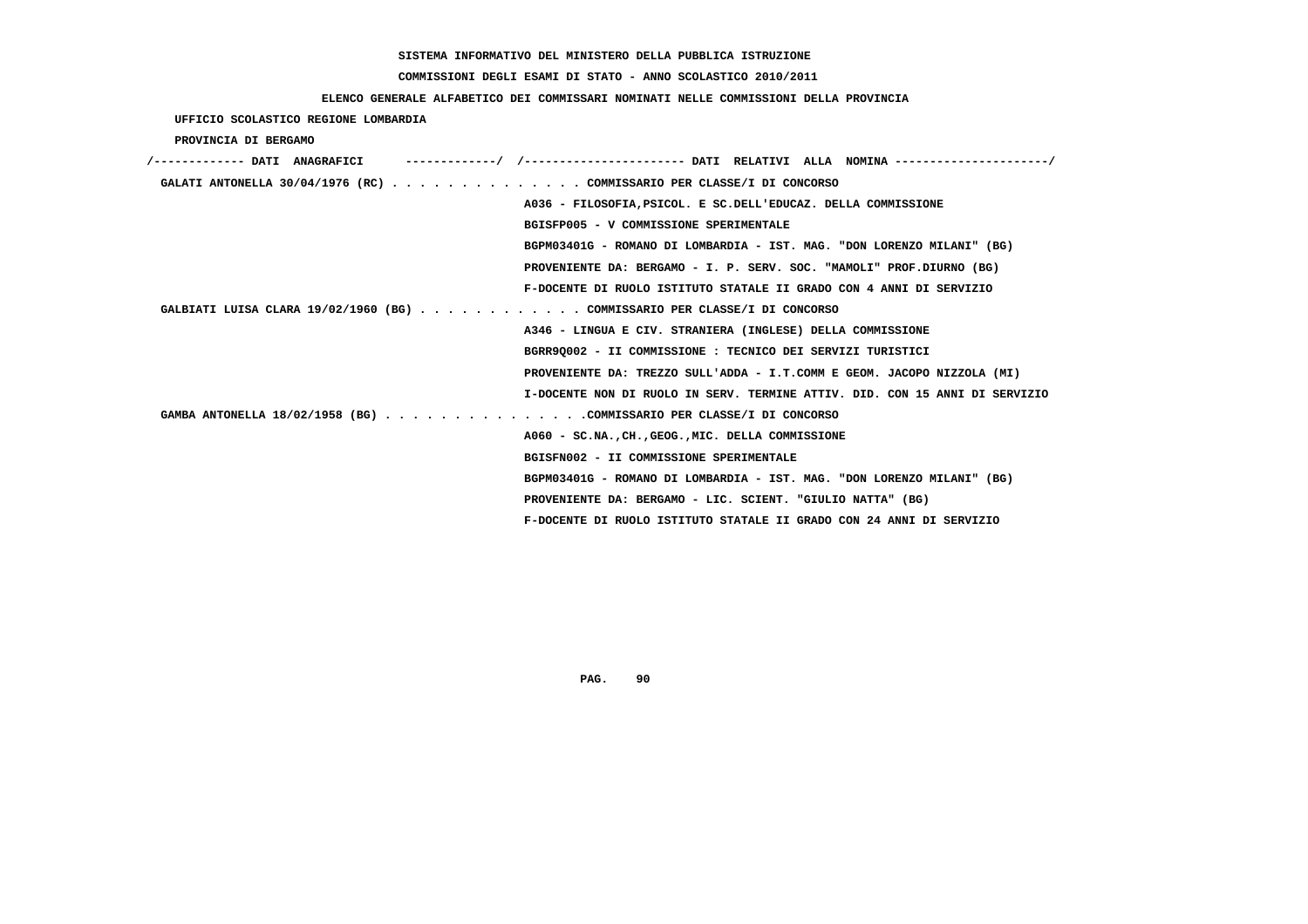SISTEMA INFORMATIVO DEL MINISTERO DELLA PUBBLICA ISTRUZIONE

COMMISSIONI DEGLI ESAMI DI STATO - ANNO SCOLASTICO 2010/2011

ELENCO GENERALE ALFABETICO DEI COMMISSARI NOMINATI NELLE COMMISSIONI DELLA PROVINCIA

UFFICIO SCOLASTICO REGIONE LOMBARDIA

PROVINCIA DI BERGAMO

/------------- DATI ANAGRAFICI -------------/ /---------------------- DATI RELATIVI ALLA NOMINA ---------------------/

GALATI ANTONELLA 30/04/1976 (RC) . . . . . . . . . . . . . . COMMISSARIO PER CLASSE/I DI CONCORSO
A036 - FILOSOFIA,PSICOL. E SC.DELL'EDUCAZ. DELLA COMMISSIONE
BGISFP005 - V COMMISSIONE SPERIMENTALE
BGPM03401G - ROMANO DI LOMBARDIA - IST. MAG. "DON LORENZO MILANI" (BG)
PROVENIENTE DA: BERGAMO - I. P. SERV. SOC. "MAMOLI" PROF.DIURNO (BG)
F-DOCENTE DI RUOLO ISTITUTO STATALE II GRADO CON 4 ANNI DI SERVIZIO

GALBIATI LUISA CLARA 19/02/1960 (BG) . . . . . . . . . . . . COMMISSARIO PER CLASSE/I DI CONCORSO
A346 - LINGUA E CIV. STRANIERA (INGLESE) DELLA COMMISSIONE
BGRR9Q002 - II COMMISSIONE : TECNICO DEI SERVIZI TURISTICI
PROVENIENTE DA: TREZZO SULL'ADDA - I.T.COMM E GEOM. JACOPO NIZZOLA (MI)
I-DOCENTE NON DI RUOLO IN SERV. TERMINE ATTIV. DID. CON 15 ANNI DI SERVIZIO

GAMBA ANTONELLA 18/02/1958 (BG) . . . . . . . . . . . . . . .COMMISSARIO PER CLASSE/I DI CONCORSO
A060 - SC.NA.,CH.,GEOG.,MIC. DELLA COMMISSIONE
BGISFN002 - II COMMISSIONE SPERIMENTALE
BGPM03401G - ROMANO DI LOMBARDIA - IST. MAG. "DON LORENZO MILANI" (BG)
PROVENIENTE DA: BERGAMO - LIC. SCIENT. "GIULIO NATTA" (BG)
F-DOCENTE DI RUOLO ISTITUTO STATALE II GRADO CON 24 ANNI DI SERVIZIO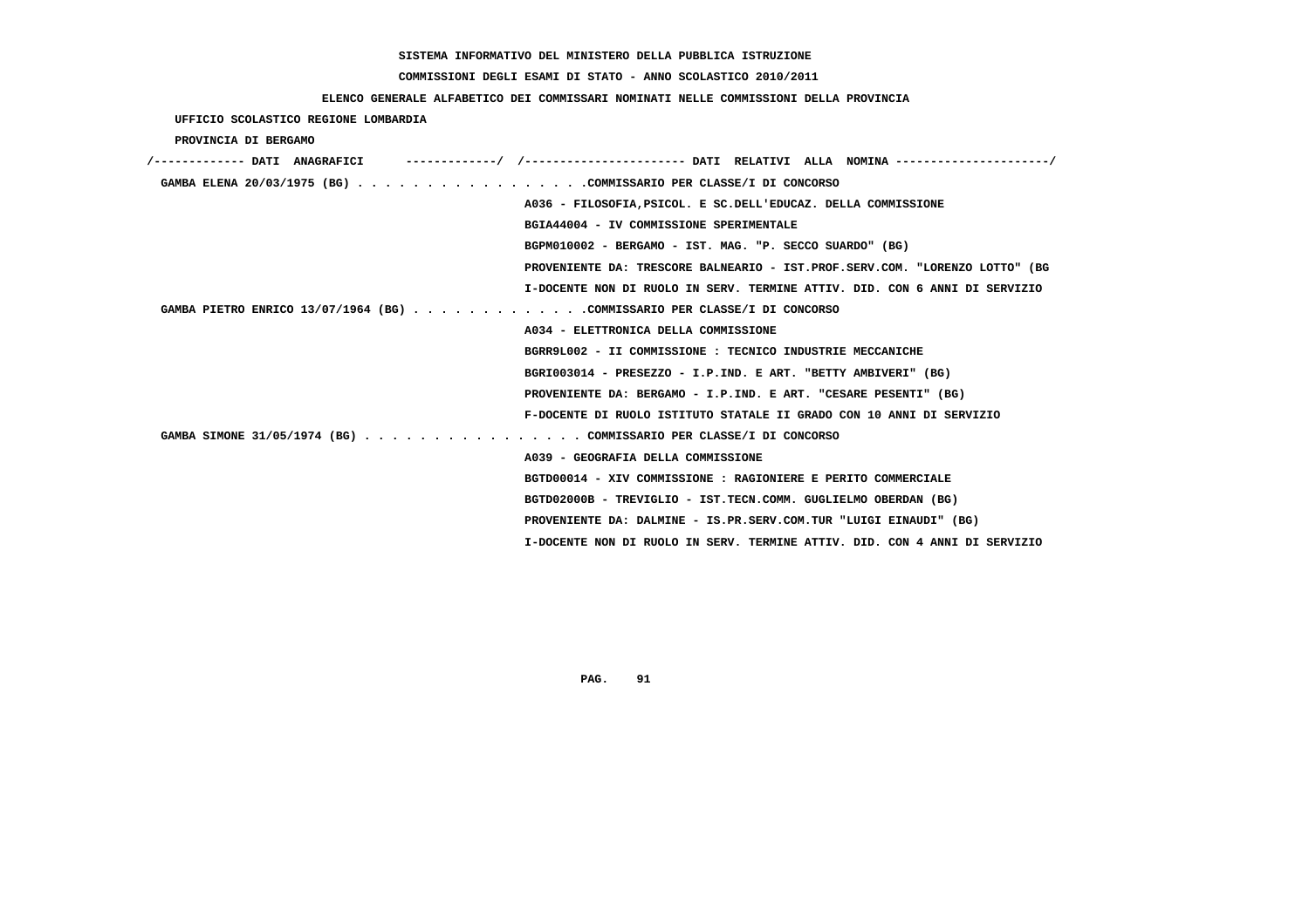SISTEMA INFORMATIVO DEL MINISTERO DELLA PUBBLICA ISTRUZIONE

COMMISSIONI DEGLI ESAMI DI STATO - ANNO SCOLASTICO 2010/2011

ELENCO GENERALE ALFABETICO DEI COMMISSARI NOMINATI NELLE COMMISSIONI DELLA PROVINCIA

UFFICIO SCOLASTICO REGIONE LOMBARDIA

PROVINCIA DI BERGAMO

```
/------------- DATI  ANAGRAFICI      -------------/  /---------------------- DATI  RELATIVI  ALLA  NOMINA ---------------------/
 GAMBA ELENA 20/03/1975 (BG) . . . . . . . . . . . . . . . . .COMMISSARIO PER CLASSE/I DI CONCORSO
                                                    A036 - FILOSOFIA,PSICOL. E SC.DELL'EDUCAZ. DELLA COMMISSIONE
                                                    BGIA44004 - IV COMMISSIONE SPERIMENTALE
                                                    BGPM010002 - BERGAMO - IST. MAG. "P. SECCO SUARDO" (BG)
                                                    PROVENIENTE DA: TRESCORE BALNEARIO - IST.PROF.SERV.COM. "LORENZO LOTTO" (BG
                                                    I-DOCENTE NON DI RUOLO IN SERV. TERMINE ATTIV. DID. CON 6 ANNI DI SERVIZIO
 GAMBA PIETRO ENRICO 13/07/1964 (BG) . . . . . . . . . . . . .COMMISSARIO PER CLASSE/I DI CONCORSO
                                                    A034 - ELETTRONICA DELLA COMMISSIONE
                                                    BGRR9L002 - II COMMISSIONE : TECNICO INDUSTRIE MECCANICHE
                                                    BGRI003014 - PRESEZZO - I.P.IND. E ART. "BETTY AMBIVERI" (BG)
                                                    PROVENIENTE DA: BERGAMO - I.P.IND. E ART. "CESARE PESENTI" (BG)
                                                    F-DOCENTE DI RUOLO ISTITUTO STATALE II GRADO CON 10 ANNI DI SERVIZIO
 GAMBA SIMONE 31/05/1974 (BG) . . . . . . . . . . . . . . . . COMMISSARIO PER CLASSE/I DI CONCORSO
                                                    A039 - GEOGRAFIA DELLA COMMISSIONE
                                                    BGTD00014 - XIV COMMISSIONE : RAGIONIERE E PERITO COMMERCIALE
                                                    BGTD02000B - TREVIGLIO - IST.TECN.COMM. GUGLIELMO OBERDAN (BG)
                                                    PROVENIENTE DA: DALMINE - IS.PR.SERV.COM.TUR "LUIGI EINAUDI" (BG)
                                                    I-DOCENTE NON DI RUOLO IN SERV. TERMINE ATTIV. DID. CON 4 ANNI DI SERVIZIO
```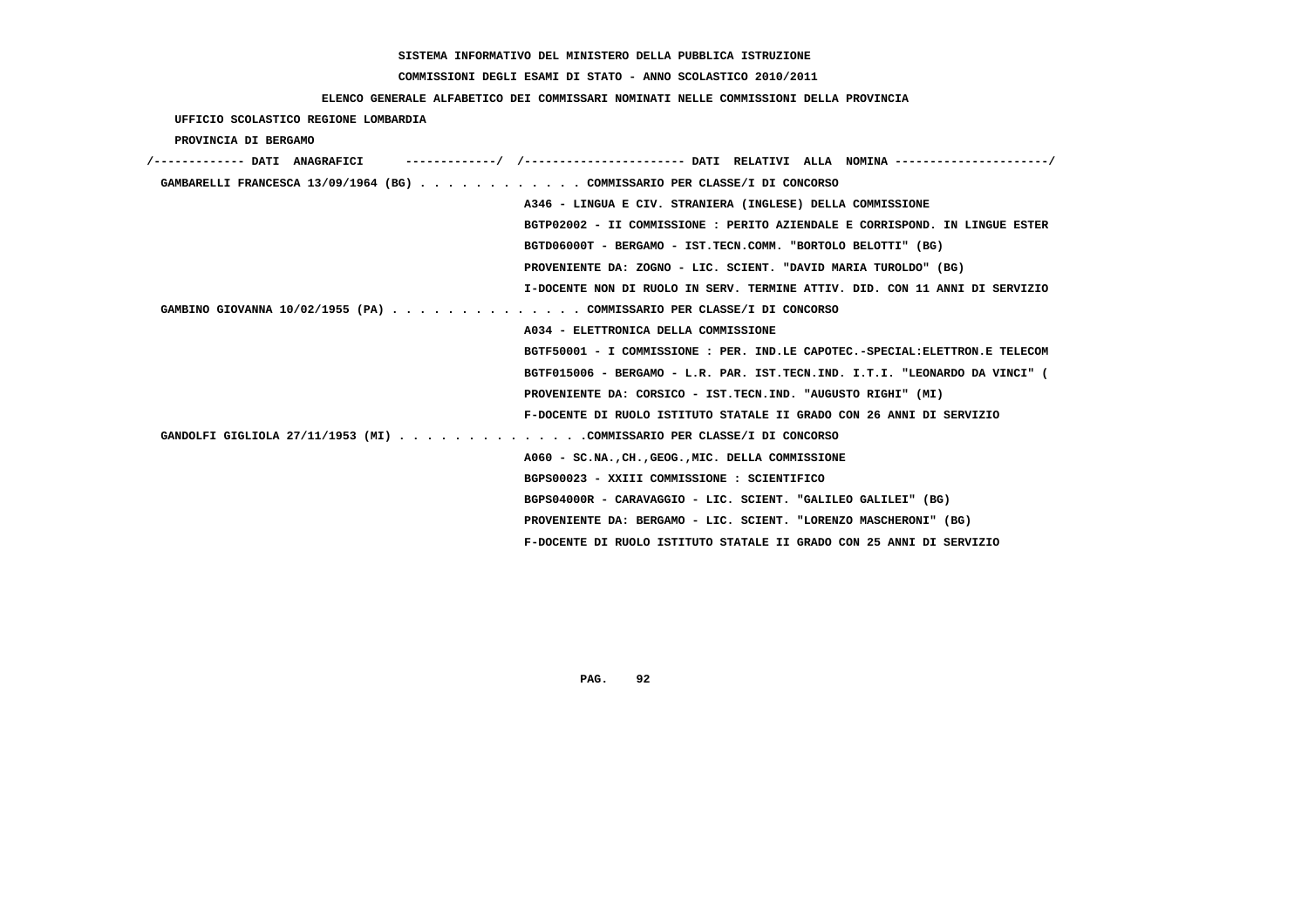SISTEMA INFORMATIVO DEL MINISTERO DELLA PUBBLICA ISTRUZIONE

COMMISSIONI DEGLI ESAMI DI STATO - ANNO SCOLASTICO 2010/2011

ELENCO GENERALE ALFABETICO DEI COMMISSARI NOMINATI NELLE COMMISSIONI DELLA PROVINCIA

UFFICIO SCOLASTICO REGIONE LOMBARDIA

PROVINCIA DI BERGAMO

```
/------------- DATI  ANAGRAFICI      -------------/  /----------------------- DATI  RELATIVI  ALLA  NOMINA ---------------------/
 GAMBARELLI FRANCESCA 13/09/1964 (BG) . . . . . . . . . . . . COMMISSARIO PER CLASSE/I DI CONCORSO
                                                      A346 - LINGUA E CIV. STRANIERA (INGLESE) DELLA COMMISSIONE
                                                      BGTP02002 - II COMMISSIONE : PERITO AZIENDALE E CORRISPOND. IN LINGUE ESTER
                                                      BGTD06000T - BERGAMO - IST.TECN.COMM. "BORTOLO BELOTTI" (BG)
                                                      PROVENIENTE DA: ZOGNO - LIC. SCIENT. "DAVID MARIA TUROLDO" (BG)
                                                      I-DOCENTE NON DI RUOLO IN SERV. TERMINE ATTIV. DID. CON 11 ANNI DI SERVIZIO
 GAMBINO GIOVANNA 10/02/1955 (PA) . . . . . . . . . . . . . . COMMISSARIO PER CLASSE/I DI CONCORSO
                                                      A034 - ELETTRONICA DELLA COMMISSIONE
                                                      BGTF50001 - I COMMISSIONE : PER. IND.LE CAPOTEC.-SPECIAL:ELETTRON.E TELECOM
                                                      BGTF015006 - BERGAMO - L.R. PAR. IST.TECN.IND. I.T.I. "LEONARDO DA VINCI" (
                                                      PROVENIENTE DA: CORSICO - IST.TECN.IND. "AUGUSTO RIGHI" (MI)
                                                      F-DOCENTE DI RUOLO ISTITUTO STATALE II GRADO CON 26 ANNI DI SERVIZIO
 GANDOLFI GIGLIOLA 27/11/1953 (MI) . . . . . . . . . . . . . .COMMISSARIO PER CLASSE/I DI CONCORSO
                                                      A060 - SC.NA.,CH.,GEOG.,MIC. DELLA COMMISSIONE
                                                      BGPS00023 - XXIII COMMISSIONE : SCIENTIFICO
                                                      BGPS04000R - CARAVAGGIO - LIC. SCIENT. "GALILEO GALILEI" (BG)
                                                      PROVENIENTE DA: BERGAMO - LIC. SCIENT. "LORENZO MASCHERONI" (BG)
                                                      F-DOCENTE DI RUOLO ISTITUTO STATALE II GRADO CON 25 ANNI DI SERVIZIO
```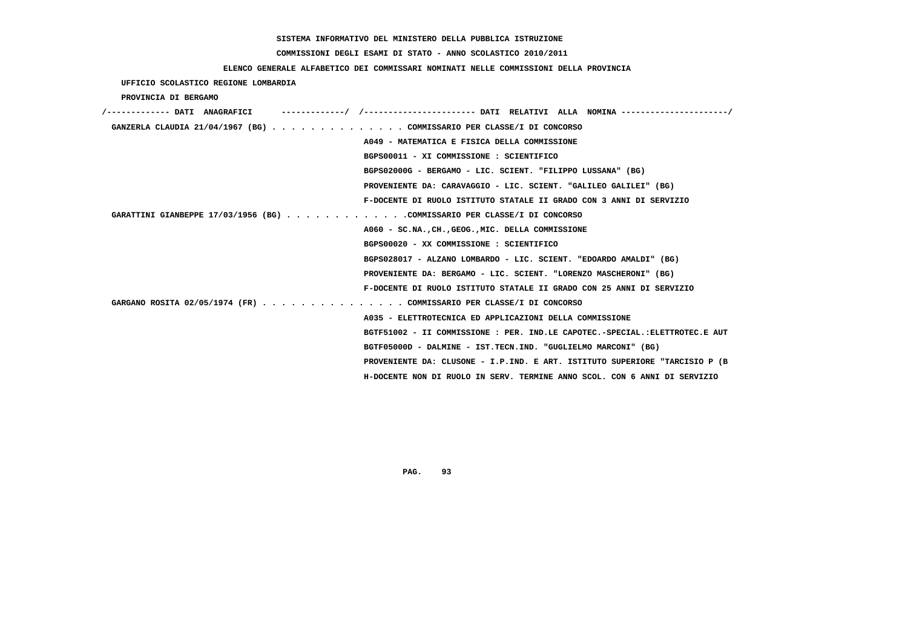SISTEMA INFORMATIVO DEL MINISTERO DELLA PUBBLICA ISTRUZIONE

COMMISSIONI DEGLI ESAMI DI STATO - ANNO SCOLASTICO 2010/2011

ELENCO GENERALE ALFABETICO DEI COMMISSARI NOMINATI NELLE COMMISSIONI DELLA PROVINCIA

UFFICIO SCOLASTICO REGIONE LOMBARDIA

PROVINCIA DI BERGAMO

```
/------------- DATI  ANAGRAFICI      -------------/  /----------------------- DATI  RELATIVI  ALLA  NOMINA ---------------------/
 GANZERLA CLAUDIA 21/04/1967 (BG) . . . . . . . . . . . . . . COMMISSARIO PER CLASSE/I DI CONCORSO
                                                    A049 - MATEMATICA E FISICA DELLA COMMISSIONE
                                                    BGPS00011 - XI COMMISSIONE : SCIENTIFICO
                                                    BGPS02000G - BERGAMO - LIC. SCIENT. "FILIPPO LUSSANA" (BG)
                                                    PROVENIENTE DA: CARAVAGGIO - LIC. SCIENT. "GALILEO GALILEI" (BG)
                                                    F-DOCENTE DI RUOLO ISTITUTO STATALE II GRADO CON 3 ANNI DI SERVIZIO
 GARATTINI GIANBEPPE 17/03/1956 (BG) . . . . . . . . . . . . .COMMISSARIO PER CLASSE/I DI CONCORSO
                                                    A060 - SC.NA.,CH.,GEOG.,MIC. DELLA COMMISSIONE
                                                    BGPS00020 - XX COMMISSIONE : SCIENTIFICO
                                                    BGPS028017 - ALZANO LOMBARDO - LIC. SCIENT. "EDOARDO AMALDI" (BG)
                                                    PROVENIENTE DA: BERGAMO - LIC. SCIENT. "LORENZO MASCHERONI" (BG)
                                                    F-DOCENTE DI RUOLO ISTITUTO STATALE II GRADO CON 25 ANNI DI SERVIZIO
 GARGANO ROSITA 02/05/1974 (FR) . . . . . . . . . . . . . . . COMMISSARIO PER CLASSE/I DI CONCORSO
                                                    A035 - ELETTROTECNICA ED APPLICAZIONI DELLA COMMISSIONE
                                                    BGTF51002 - II COMMISSIONE : PER. IND.LE CAPOTEC.-SPECIAL.:ELETTROTEC.E AUT
                                                    BGTF05000D - DALMINE - IST.TECN.IND. "GUGLIELMO MARCONI" (BG)
                                                    PROVENIENTE DA: CLUSONE - I.P.IND. E ART. ISTITUTO SUPERIORE "TARCISIO P (B
                                                    H-DOCENTE NON DI RUOLO IN SERV. TERMINE ANNO SCOL. CON 6 ANNI DI SERVIZIO
```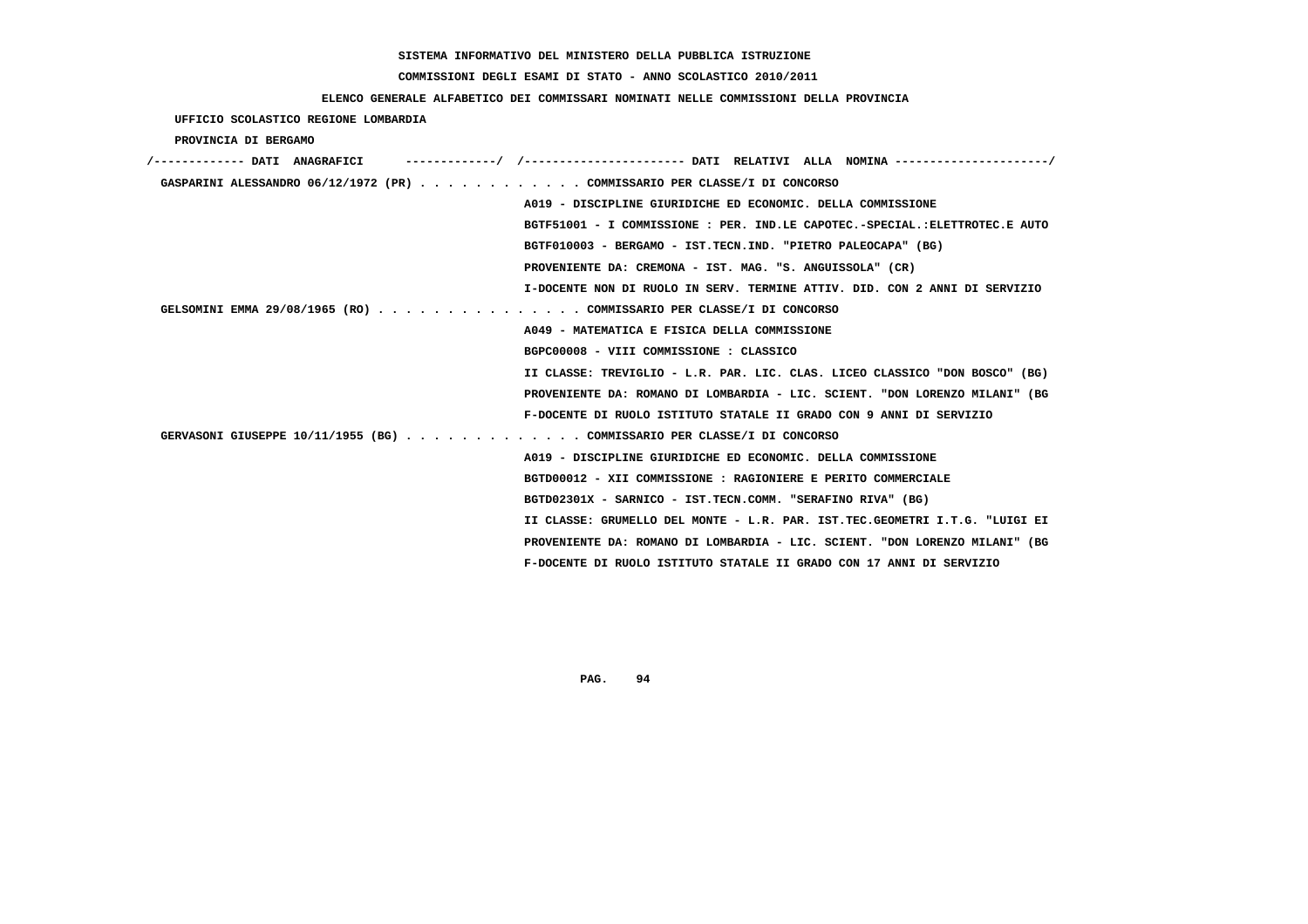SISTEMA INFORMATIVO DEL MINISTERO DELLA PUBBLICA ISTRUZIONE

COMMISSIONI DEGLI ESAMI DI STATO - ANNO SCOLASTICO 2010/2011

ELENCO GENERALE ALFABETICO DEI COMMISSARI NOMINATI NELLE COMMISSIONI DELLA PROVINCIA

UFFICIO SCOLASTICO REGIONE LOMBARDIA

PROVINCIA DI BERGAMO

/------------- DATI ANAGRAFICI -------------/ /---------------------- DATI RELATIVI ALLA NOMINA ---------------------/

GASPARINI ALESSANDRO 06/12/1972 (PR) . . . . . . . . . . . . COMMISSARIO PER CLASSE/I DI CONCORSO
A019 - DISCIPLINE GIURIDICHE ED ECONOMIC. DELLA COMMISSIONE
BGTF51001 - I COMMISSIONE : PER. IND.LE CAPOTEC.-SPECIAL.:ELETTROTEC.E AUTO
BGTF010003 - BERGAMO - IST.TECN.IND. "PIETRO PALEOCAPA" (BG)
PROVENIENTE DA: CREMONA - IST. MAG. "S. ANGUISSOLA" (CR)
I-DOCENTE NON DI RUOLO IN SERV. TERMINE ATTIV. DID. CON 2 ANNI DI SERVIZIO

GELSOMINI EMMA 29/08/1965 (RO) . . . . . . . . . . . . . . . COMMISSARIO PER CLASSE/I DI CONCORSO
A049 - MATEMATICA E FISICA DELLA COMMISSIONE
BGPC00008 - VIII COMMISSIONE : CLASSICO
II CLASSE: TREVIGLIO - L.R. PAR. LIC. CLAS. LICEO CLASSICO "DON BOSCO" (BG)
PROVENIENTE DA: ROMANO DI LOMBARDIA - LIC. SCIENT. "DON LORENZO MILANI" (BG
F-DOCENTE DI RUOLO ISTITUTO STATALE II GRADO CON 9 ANNI DI SERVIZIO

GERVASONI GIUSEPPE 10/11/1955 (BG) . . . . . . . . . . . . . COMMISSARIO PER CLASSE/I DI CONCORSO
A019 - DISCIPLINE GIURIDICHE ED ECONOMIC. DELLA COMMISSIONE
BGTD00012 - XII COMMISSIONE : RAGIONIERE E PERITO COMMERCIALE
BGTD02301X - SARNICO - IST.TECN.COMM. "SERAFINO RIVA" (BG)
II CLASSE: GRUMELLO DEL MONTE - L.R. PAR. IST.TEC.GEOMETRI I.T.G. "LUIGI EI
PROVENIENTE DA: ROMANO DI LOMBARDIA - LIC. SCIENT. "DON LORENZO MILANI" (BG
F-DOCENTE DI RUOLO ISTITUTO STATALE II GRADO CON 17 ANNI DI SERVIZIO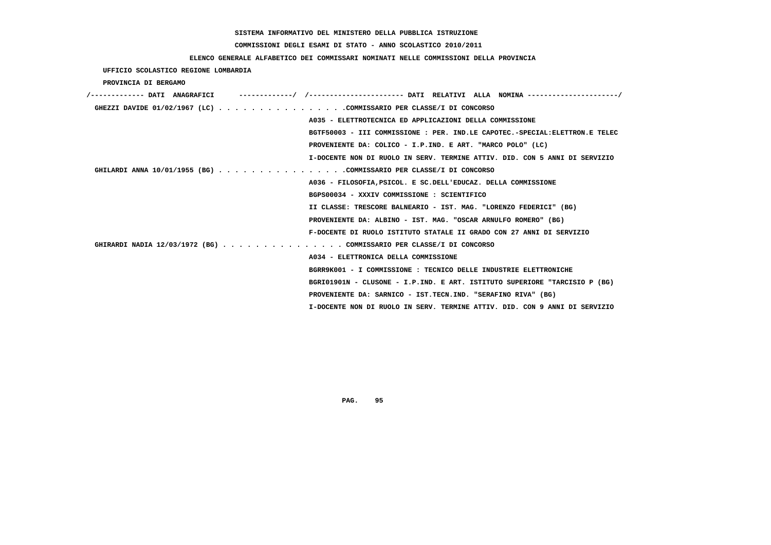**SISTEMA INFORMATIVO DEL MINISTERO DELLA PUBBLICA ISTRUZIONE**

**COMMISSIONI DEGLI ESAMI DI STATO - ANNO SCOLASTICO 2010/2011**

**ELENCO GENERALE ALFABETICO DEI COMMISSARI NOMINATI NELLE COMMISSIONI DELLA PROVINCIA**

**UFFICIO SCOLASTICO REGIONE LOMBARDIA**

**PROVINCIA DI BERGAMO**

```
/------------- DATI  ANAGRAFICI      -------------/  /----------------------- DATI  RELATIVI  ALLA  NOMINA ----------------------/
 GHEZZI DAVIDE 01/02/1967 (LC) . . . . . . . . . . . . . . . .COMMISSARIO PER CLASSE/I DI CONCORSO
                                                   A035 - ELETTROTECNICA ED APPLICAZIONI DELLA COMMISSIONE
                                                   BGTF50003 - III COMMISSIONE : PER. IND.LE CAPOTEC.-SPECIAL:ELETTRON.E TELEC
                                                   PROVENIENTE DA: COLICO - I.P.IND. E ART. "MARCO POLO" (LC)
                                                   I-DOCENTE NON DI RUOLO IN SERV. TERMINE ATTIV. DID. CON 5 ANNI DI SERVIZIO
 GHILARDI ANNA 10/01/1955 (BG) . . . . . . . . . . . . . . . .COMMISSARIO PER CLASSE/I DI CONCORSO
                                                   A036 - FILOSOFIA,PSICOL. E SC.DELL'EDUCAZ. DELLA COMMISSIONE
                                                   BGPS00034 - XXXIV COMMISSIONE : SCIENTIFICO
                                                   II CLASSE: TRESCORE BALNEARIO - IST. MAG. "LORENZO FEDERICI" (BG)
                                                   PROVENIENTE DA: ALBINO - IST. MAG. "OSCAR ARNULFO ROMERO" (BG)
                                                   F-DOCENTE DI RUOLO ISTITUTO STATALE II GRADO CON 27 ANNI DI SERVIZIO
 GHIRARDI NADIA 12/03/1972 (BG) . . . . . . . . . . . . . . . COMMISSARIO PER CLASSE/I DI CONCORSO
                                                   A034 - ELETTRONICA DELLA COMMISSIONE
                                                   BGRR9K001 - I COMMISSIONE : TECNICO DELLE INDUSTRIE ELETTRONICHE
                                                   BGRI01901N - CLUSONE - I.P.IND. E ART. ISTITUTO SUPERIORE "TARCISIO P (BG)
                                                   PROVENIENTE DA: SARNICO - IST.TECN.IND. "SERAFINO RIVA" (BG)
                                                   I-DOCENTE NON DI RUOLO IN SERV. TERMINE ATTIV. DID. CON 9 ANNI DI SERVIZIO
```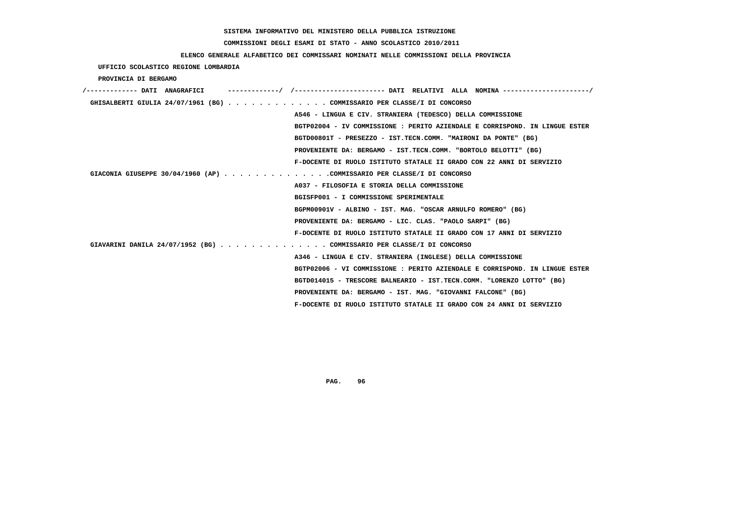SISTEMA INFORMATIVO DEL MINISTERO DELLA PUBBLICA ISTRUZIONE

COMMISSIONI DEGLI ESAMI DI STATO - ANNO SCOLASTICO 2010/2011

ELENCO GENERALE ALFABETICO DEI COMMISSARI NOMINATI NELLE COMMISSIONI DELLA PROVINCIA

UFFICIO SCOLASTICO REGIONE LOMBARDIA

PROVINCIA DI BERGAMO

```
/------------- DATI  ANAGRAFICI      -------------/  /----------------------- DATI  RELATIVI  ALLA  NOMINA ---------------------/
 GHISALBERTI GIULIA 24/07/1961 (BG) . . . . . . . . . . . . . COMMISSARIO PER CLASSE/I DI CONCORSO
                                                    A546 - LINGUA E CIV. STRANIERA (TEDESCO) DELLA COMMISSIONE
                                                    BGTP02004 - IV COMMISSIONE : PERITO AZIENDALE E CORRISPOND. IN LINGUE ESTER
                                                    BGTD00801T - PRESEZZO - IST.TECN.COMM. "MAIRONI DA PONTE" (BG)
                                                    PROVENIENTE DA: BERGAMO - IST.TECN.COMM. "BORTOLO BELOTTI" (BG)
                                                    F-DOCENTE DI RUOLO ISTITUTO STATALE II GRADO CON 22 ANNI DI SERVIZIO
 GIACONIA GIUSEPPE 30/04/1960 (AP) . . . . . . . . . . . . . .COMMISSARIO PER CLASSE/I DI CONCORSO
                                                    A037 - FILOSOFIA E STORIA DELLA COMMISSIONE
                                                    BGISFP001 - I COMMISSIONE SPERIMENTALE
                                                    BGPM00901V - ALBINO - IST. MAG. "OSCAR ARNULFO ROMERO" (BG)
                                                    PROVENIENTE DA: BERGAMO - LIC. CLAS. "PAOLO SARPI" (BG)
                                                    F-DOCENTE DI RUOLO ISTITUTO STATALE II GRADO CON 17 ANNI DI SERVIZIO
 GIAVARINI DANILA 24/07/1952 (BG) . . . . . . . . . . . . . . COMMISSARIO PER CLASSE/I DI CONCORSO
                                                    A346 - LINGUA E CIV. STRANIERA (INGLESE) DELLA COMMISSIONE
                                                    BGTP02006 - VI COMMISSIONE : PERITO AZIENDALE E CORRISPOND. IN LINGUE ESTER
                                                    BGTD014015 - TRESCORE BALNEARIO - IST.TECN.COMM. "LORENZO LOTTO" (BG)
                                                    PROVENIENTE DA: BERGAMO - IST. MAG. "GIOVANNI FALCONE" (BG)
                                                    F-DOCENTE DI RUOLO ISTITUTO STATALE II GRADO CON 24 ANNI DI SERVIZIO
```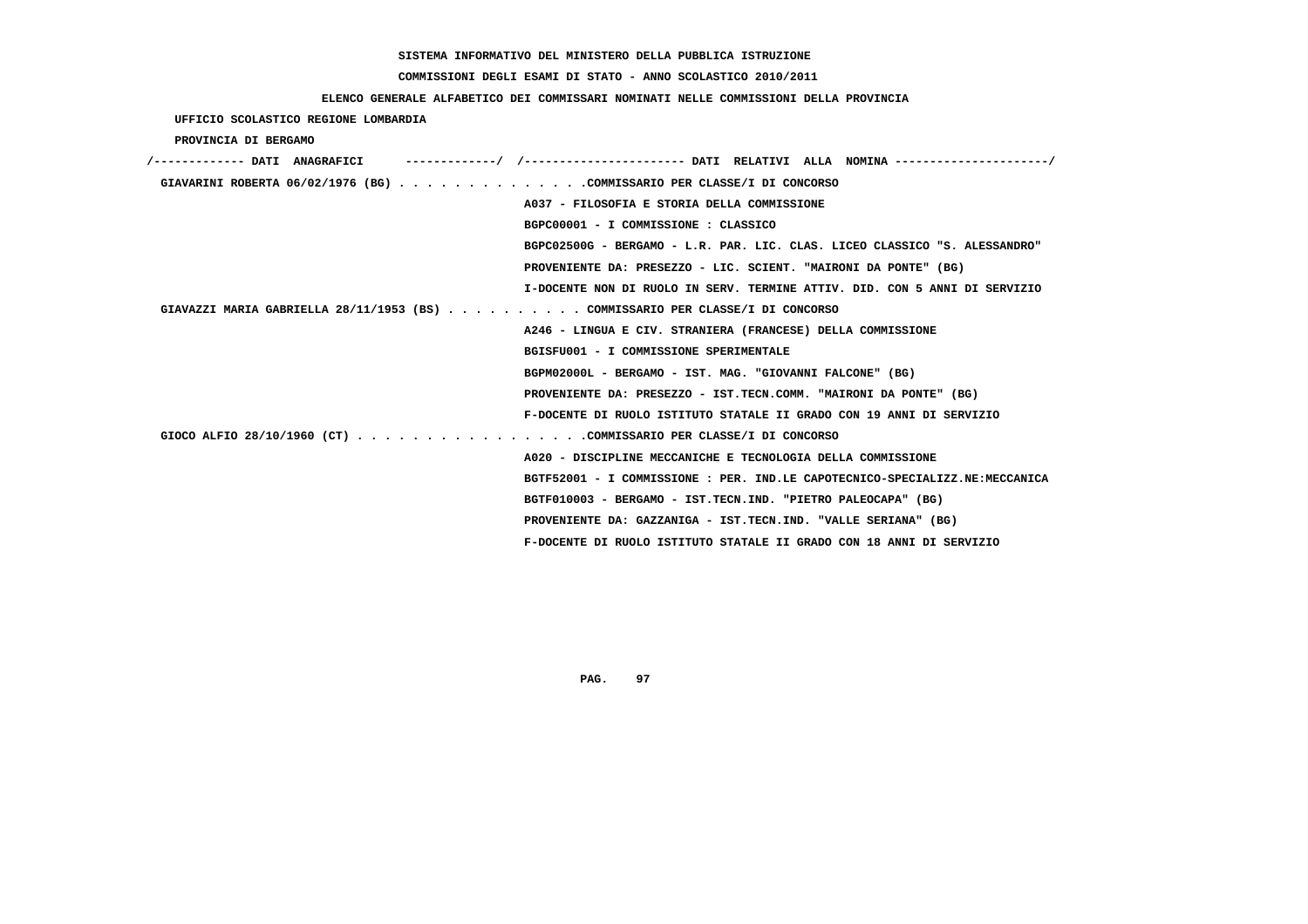SISTEMA INFORMATIVO DEL MINISTERO DELLA PUBBLICA ISTRUZIONE

COMMISSIONI DEGLI ESAMI DI STATO - ANNO SCOLASTICO 2010/2011

ELENCO GENERALE ALFABETICO DEI COMMISSARI NOMINATI NELLE COMMISSIONI DELLA PROVINCIA

UFFICIO SCOLASTICO REGIONE LOMBARDIA

PROVINCIA DI BERGAMO

```
/------------- DATI  ANAGRAFICI      -------------/  /----------------------- DATI  RELATIVI  ALLA  NOMINA ----------------------/
 GIAVARINI ROBERTA 06/02/1976 (BG) . . . . . . . . . . . . . .COMMISSARIO PER CLASSE/I DI CONCORSO
                                                    A037 - FILOSOFIA E STORIA DELLA COMMISSIONE
                                                    BGPC00001 - I COMMISSIONE : CLASSICO
                                                    BGPC02500G - BERGAMO - L.R. PAR. LIC. CLAS. LICEO CLASSICO "S. ALESSANDRO"
                                                    PROVENIENTE DA: PRESEZZO - LIC. SCIENT. "MAIRONI DA PONTE" (BG)
                                                    I-DOCENTE NON DI RUOLO IN SERV. TERMINE ATTIV. DID. CON 5 ANNI DI SERVIZIO
 GIAVAZZI MARIA GABRIELLA 28/11/1953 (BS) . . . . . . . . . . COMMISSARIO PER CLASSE/I DI CONCORSO
                                                    A246 - LINGUA E CIV. STRANIERA (FRANCESE) DELLA COMMISSIONE
                                                    BGISFU001 - I COMMISSIONE SPERIMENTALE
                                                    BGPM02000L - BERGAMO - IST. MAG. "GIOVANNI FALCONE" (BG)
                                                    PROVENIENTE DA: PRESEZZO - IST.TECN.COMM. "MAIRONI DA PONTE" (BG)
                                                    F-DOCENTE DI RUOLO ISTITUTO STATALE II GRADO CON 19 ANNI DI SERVIZIO
 GIOCO ALFIO 28/10/1960 (CT) . . . . . . . . . . . . . . . . .COMMISSARIO PER CLASSE/I DI CONCORSO
                                                    A020 - DISCIPLINE MECCANICHE E TECNOLOGIA DELLA COMMISSIONE
                                                    BGTF52001 - I COMMISSIONE : PER. IND.LE CAPOTECNICO-SPECIALIZZ.NE:MECCANICA
                                                    BGTF010003 - BERGAMO - IST.TECN.IND. "PIETRO PALEOCAPA" (BG)
                                                    PROVENIENTE DA: GAZZANIGA - IST.TECN.IND. "VALLE SERIANA" (BG)
                                                    F-DOCENTE DI RUOLO ISTITUTO STATALE II GRADO CON 18 ANNI DI SERVIZIO
```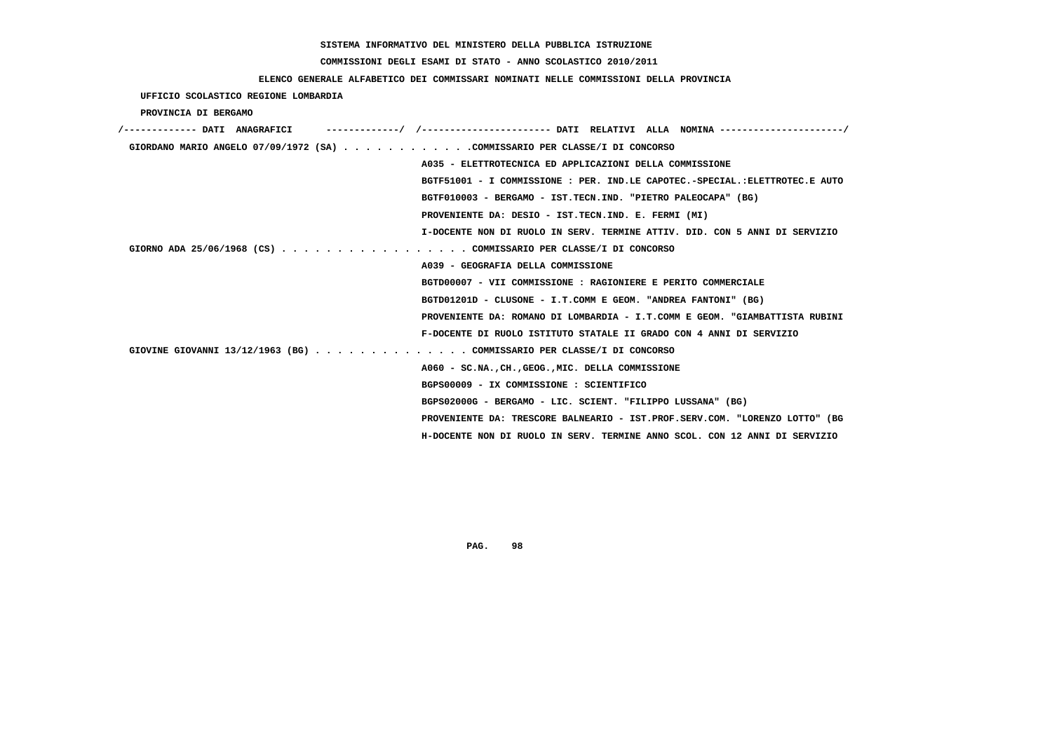**SISTEMA INFORMATIVO DEL MINISTERO DELLA PUBBLICA ISTRUZIONE**

**COMMISSIONI DEGLI ESAMI DI STATO - ANNO SCOLASTICO 2010/2011**

**ELENCO GENERALE ALFABETICO DEI COMMISSARI NOMINATI NELLE COMMISSIONI DELLA PROVINCIA**

**UFFICIO SCOLASTICO REGIONE LOMBARDIA**

**PROVINCIA DI BERGAMO**

```
/------------- DATI  ANAGRAFICI      ------------/  /---------------------- DATI  RELATIVI  ALLA  NOMINA ---------------------/
 GIORDANO MARIO ANGELO 07/09/1972 (SA) . . . . . . . . . . . .COMMISSARIO PER CLASSE/I DI CONCORSO
                                                   A035 - ELETTROTECNICA ED APPLICAZIONI DELLA COMMISSIONE
                                                   BGTF51001 - I COMMISSIONE : PER. IND.LE CAPOTEC.-SPECIAL.:ELETTROTEC.E AUTO
                                                   BGTF010003 - BERGAMO - IST.TECN.IND. "PIETRO PALEOCAPA" (BG)
                                                   PROVENIENTE DA: DESIO - IST.TECN.IND. E. FERMI (MI)
                                                   I-DOCENTE NON DI RUOLO IN SERV. TERMINE ATTIV. DID. CON 5 ANNI DI SERVIZIO
 GIORNO ADA 25/06/1968 (CS) . . . . . . . . . . . . . . . . . COMMISSARIO PER CLASSE/I DI CONCORSO
                                                   A039 - GEOGRAFIA DELLA COMMISSIONE
                                                   BGTD00007 - VII COMMISSIONE : RAGIONIERE E PERITO COMMERCIALE
                                                   BGTD01201D - CLUSONE - I.T.COMM E GEOM. "ANDREA FANTONI" (BG)
                                                   PROVENIENTE DA: ROMANO DI LOMBARDIA - I.T.COMM E GEOM. "GIAMBATTISTA RUBINI
                                                   F-DOCENTE DI RUOLO ISTITUTO STATALE II GRADO CON 4 ANNI DI SERVIZIO
 GIOVINE GIOVANNI 13/12/1963 (BG) . . . . . . . . . . . . . . COMMISSARIO PER CLASSE/I DI CONCORSO
                                                   A060 - SC.NA.,CH.,GEOG.,MIC. DELLA COMMISSIONE
                                                   BGPS00009 - IX COMMISSIONE : SCIENTIFICO
                                                   BGPS02000G - BERGAMO - LIC. SCIENT. "FILIPPO LUSSANA" (BG)
                                                   PROVENIENTE DA: TRESCORE BALNEARIO - IST.PROF.SERV.COM. "LORENZO LOTTO" (BG
                                                   H-DOCENTE NON DI RUOLO IN SERV. TERMINE ANNO SCOL. CON 12 ANNI DI SERVIZIO
```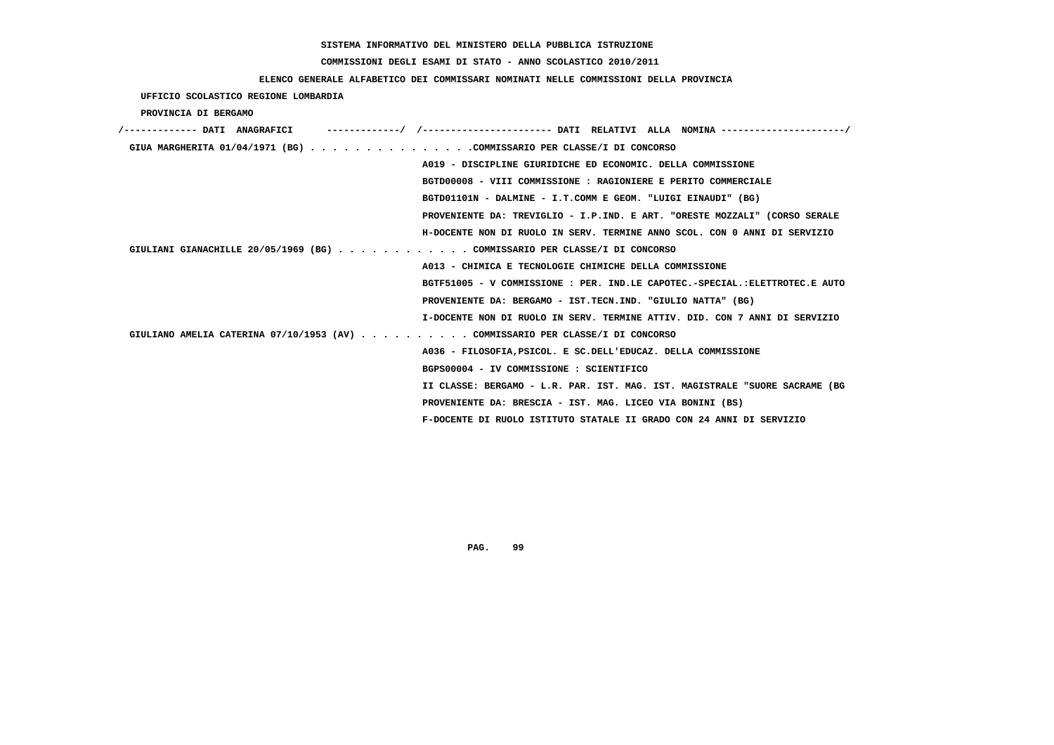**SISTEMA INFORMATIVO DEL MINISTERO DELLA PUBBLICA ISTRUZIONE**

**COMMISSIONI DEGLI ESAMI DI STATO - ANNO SCOLASTICO 2010/2011**

**ELENCO GENERALE ALFABETICO DEI COMMISSARI NOMINATI NELLE COMMISSIONI DELLA PROVINCIA**

**UFFICIO SCOLASTICO REGIONE LOMBARDIA**

**PROVINCIA DI BERGAMO**

```
/------------- DATI  ANAGRAFICI      -------------/  /----------------------- DATI  RELATIVI  ALLA  NOMINA ---------------------/
 GIUA MARGHERITA 01/04/1971 (BG) . . . . . . . . . . . . . . .COMMISSARIO PER CLASSE/I DI CONCORSO
                                                    A019 - DISCIPLINE GIURIDICHE ED ECONOMIC. DELLA COMMISSIONE
                                                    BGTD00008 - VIII COMMISSIONE : RAGIONIERE E PERITO COMMERCIALE
                                                    BGTD01101N - DALMINE - I.T.COMM E GEOM. "LUIGI EINAUDI" (BG)
                                                    PROVENIENTE DA: TREVIGLIO - I.P.IND. E ART. "ORESTE MOZZALI" (CORSO SERALE
                                                    H-DOCENTE NON DI RUOLO IN SERV. TERMINE ANNO SCOL. CON 0 ANNI DI SERVIZIO
 GIULIANI GIANACHILLE 20/05/1969 (BG) . . . . . . . . . . . . COMMISSARIO PER CLASSE/I DI CONCORSO
                                                    A013 - CHIMICA E TECNOLOGIE CHIMICHE DELLA COMMISSIONE
                                                    BGTF51005 - V COMMISSIONE : PER. IND.LE CAPOTEC.-SPECIAL.:ELETTROTEC.E AUTO
                                                    PROVENIENTE DA: BERGAMO - IST.TECN.IND. "GIULIO NATTA" (BG)
                                                    I-DOCENTE NON DI RUOLO IN SERV. TERMINE ATTIV. DID. CON 7 ANNI DI SERVIZIO
 GIULIANO AMELIA CATERINA 07/10/1953 (AV) . . . . . . . . . . COMMISSARIO PER CLASSE/I DI CONCORSO
                                                    A036 - FILOSOFIA,PSICOL. E SC.DELL'EDUCAZ. DELLA COMMISSIONE
                                                    BGPS00004 - IV COMMISSIONE : SCIENTIFICO
                                                    II CLASSE: BERGAMO - L.R. PAR. IST. MAG. IST. MAGISTRALE "SUORE SACRAME (BG
                                                    PROVENIENTE DA: BRESCIA - IST. MAG. LICEO VIA BONINI (BS)
                                                    F-DOCENTE DI RUOLO ISTITUTO STATALE II GRADO CON 24 ANNI DI SERVIZIO
```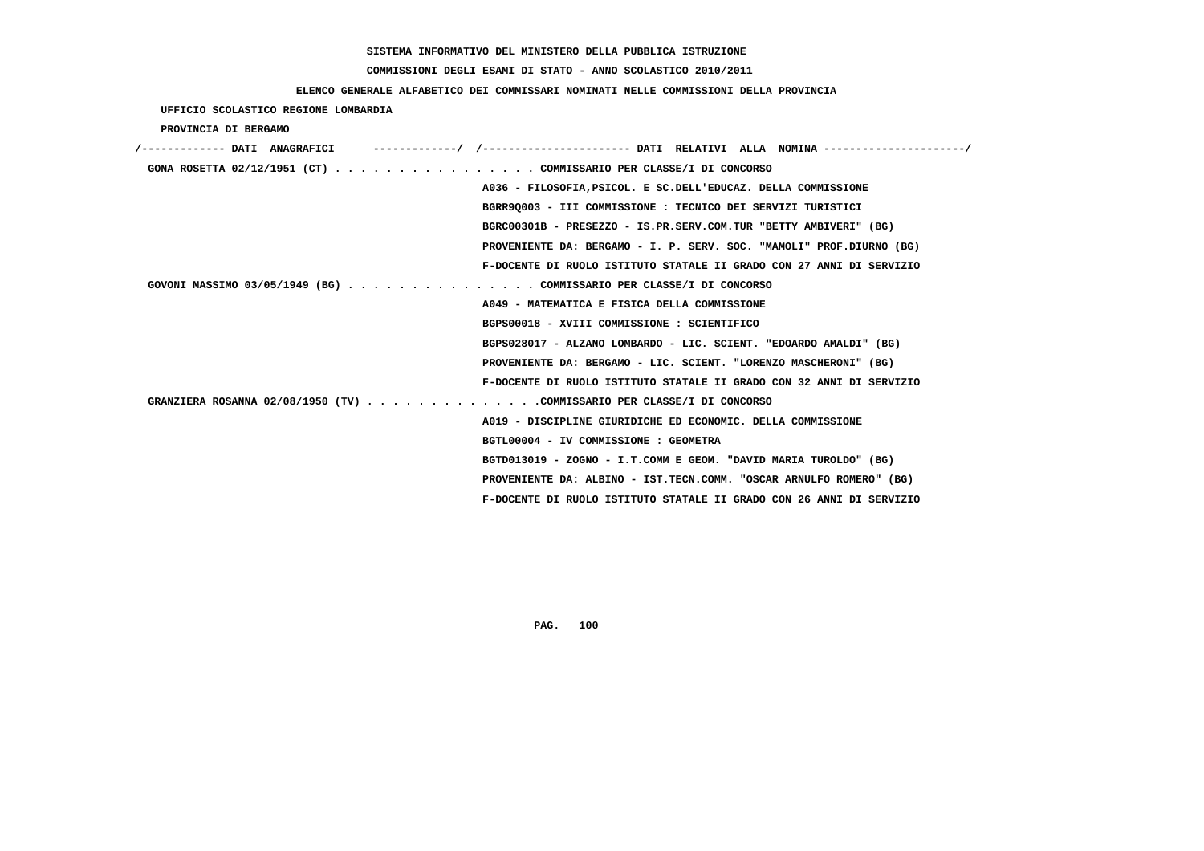SISTEMA INFORMATIVO DEL MINISTERO DELLA PUBBLICA ISTRUZIONE

COMMISSIONI DEGLI ESAMI DI STATO - ANNO SCOLASTICO 2010/2011

ELENCO GENERALE ALFABETICO DEI COMMISSARI NOMINATI NELLE COMMISSIONI DELLA PROVINCIA

UFFICIO SCOLASTICO REGIONE LOMBARDIA

PROVINCIA DI BERGAMO

/------------- DATI ANAGRAFICI -------------/ /---------------------- DATI RELATIVI ALLA NOMINA ---------------------/

GONA ROSETTA 02/12/1951 (CT) . . . . . . . . . . . . . . . . COMMISSARIO PER CLASSE/I DI CONCORSO
A036 - FILOSOFIA,PSICOL. E SC.DELL'EDUCAZ. DELLA COMMISSIONE
BGRR9Q003 - III COMMISSIONE : TECNICO DEI SERVIZI TURISTICI
BGRC00301B - PRESEZZO - IS.PR.SERV.COM.TUR "BETTY AMBIVERI" (BG)
PROVENIENTE DA: BERGAMO - I. P. SERV. SOC. "MAMOLI" PROF.DIURNO (BG)
F-DOCENTE DI RUOLO ISTITUTO STATALE II GRADO CON 27 ANNI DI SERVIZIO

GOVONI MASSIMO 03/05/1949 (BG) . . . . . . . . . . . . . . . COMMISSARIO PER CLASSE/I DI CONCORSO
A049 - MATEMATICA E FISICA DELLA COMMISSIONE
BGPS00018 - XVIII COMMISSIONE : SCIENTIFICO
BGPS028017 - ALZANO LOMBARDO - LIC. SCIENT. "EDOARDO AMALDI" (BG)
PROVENIENTE DA: BERGAMO - LIC. SCIENT. "LORENZO MASCHERONI" (BG)
F-DOCENTE DI RUOLO ISTITUTO STATALE II GRADO CON 32 ANNI DI SERVIZIO

GRANZIERA ROSANNA 02/08/1950 (TV) . . . . . . . . . . . . . .COMMISSARIO PER CLASSE/I DI CONCORSO
A019 - DISCIPLINE GIURIDICHE ED ECONOMIC. DELLA COMMISSIONE
BGTL00004 - IV COMMISSIONE : GEOMETRA
BGTD013019 - ZOGNO - I.T.COMM E GEOM. "DAVID MARIA TUROLDO" (BG)
PROVENIENTE DA: ALBINO - IST.TECN.COMM. "OSCAR ARNULFO ROMERO" (BG)
F-DOCENTE DI RUOLO ISTITUTO STATALE II GRADO CON 26 ANNI DI SERVIZIO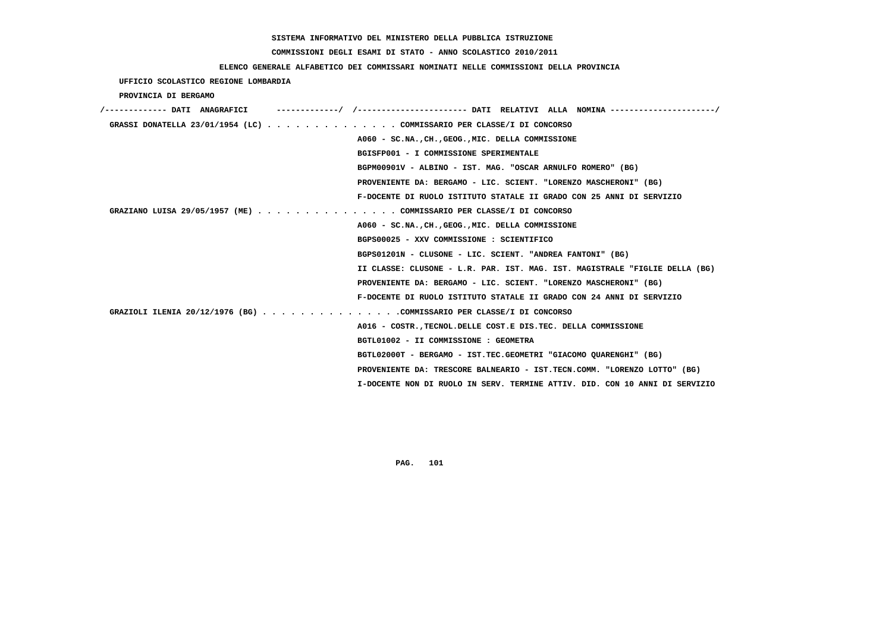SISTEMA INFORMATIVO DEL MINISTERO DELLA PUBBLICA ISTRUZIONE

COMMISSIONI DEGLI ESAMI DI STATO - ANNO SCOLASTICO 2010/2011

ELENCO GENERALE ALFABETICO DEI COMMISSARI NOMINATI NELLE COMMISSIONI DELLA PROVINCIA

UFFICIO SCOLASTICO REGIONE LOMBARDIA

PROVINCIA DI BERGAMO

/------------- DATI ANAGRAFICI -------------/ /---------------------- DATI RELATIVI ALLA NOMINA ---------------------/

GRASSI DONATELLA 23/01/1954 (LC) . . . . . . . . . . . . . . COMMISSARIO PER CLASSE/I DI CONCORSO
A060 - SC.NA.,CH.,GEOG.,MIC. DELLA COMMISSIONE
BGISFP001 - I COMMISSIONE SPERIMENTALE
BGPM00901V - ALBINO - IST. MAG. "OSCAR ARNULFO ROMERO" (BG)
PROVENIENTE DA: BERGAMO - LIC. SCIENT. "LORENZO MASCHERONI" (BG)
F-DOCENTE DI RUOLO ISTITUTO STATALE II GRADO CON 25 ANNI DI SERVIZIO

GRAZIANO LUISA 29/05/1957 (ME) . . . . . . . . . . . . . . . COMMISSARIO PER CLASSE/I DI CONCORSO
A060 - SC.NA.,CH.,GEOG.,MIC. DELLA COMMISSIONE
BGPS00025 - XXV COMMISSIONE : SCIENTIFICO
BGPS01201N - CLUSONE - LIC. SCIENT. "ANDREA FANTONI" (BG)
II CLASSE: CLUSONE - L.R. PAR. IST. MAG. IST. MAGISTRALE "FIGLIE DELLA (BG)
PROVENIENTE DA: BERGAMO - LIC. SCIENT. "LORENZO MASCHERONI" (BG)
F-DOCENTE DI RUOLO ISTITUTO STATALE II GRADO CON 24 ANNI DI SERVIZIO

GRAZIOLI ILENIA 20/12/1976 (BG) . . . . . . . . . . . . . . .COMMISSARIO PER CLASSE/I DI CONCORSO
A016 - COSTR.,TECNOL.DELLE COST.E DIS.TEC. DELLA COMMISSIONE
BGTL01002 - II COMMISSIONE : GEOMETRA
BGTL02000T - BERGAMO - IST.TEC.GEOMETRI "GIACOMO QUARENGHI" (BG)
PROVENIENTE DA: TRESCORE BALNEARIO - IST.TECN.COMM. "LORENZO LOTTO" (BG)
I-DOCENTE NON DI RUOLO IN SERV. TERMINE ATTIV. DID. CON 10 ANNI DI SERVIZIO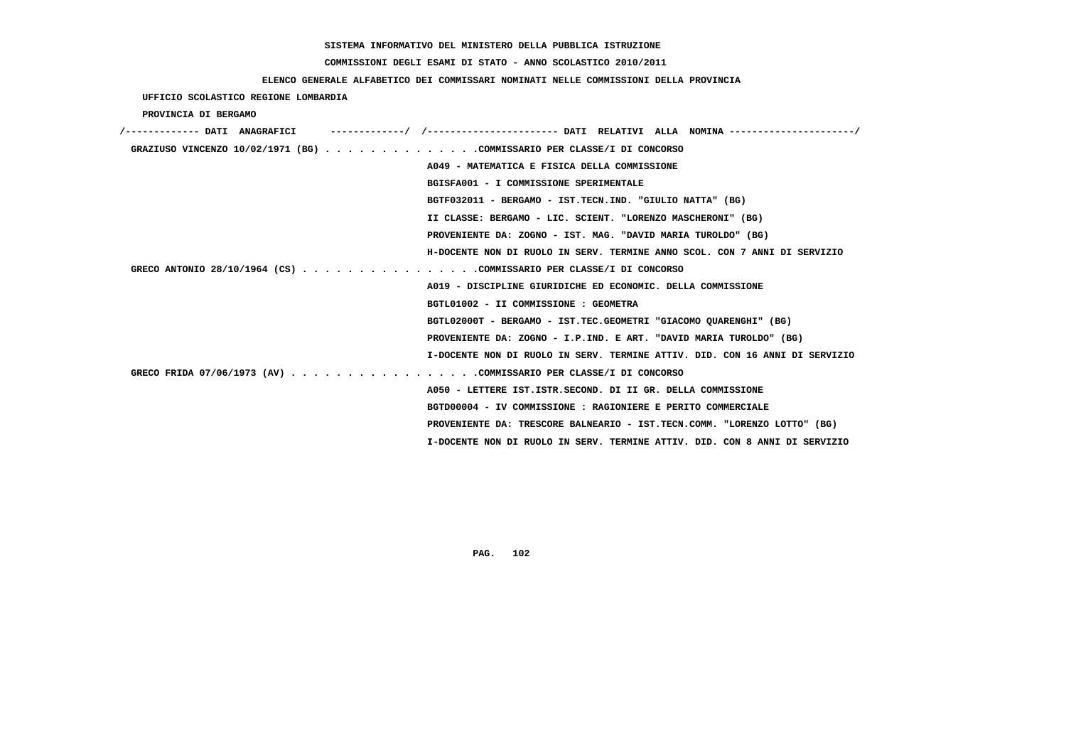SISTEMA INFORMATIVO DEL MINISTERO DELLA PUBBLICA ISTRUZIONE

COMMISSIONI DEGLI ESAMI DI STATO - ANNO SCOLASTICO 2010/2011

ELENCO GENERALE ALFABETICO DEI COMMISSARI NOMINATI NELLE COMMISSIONI DELLA PROVINCIA

UFFICIO SCOLASTICO REGIONE LOMBARDIA

PROVINCIA DI BERGAMO

```
/------------- DATI  ANAGRAFICI      ------------/  /---------------------- DATI  RELATIVI  ALLA  NOMINA ---------------------/
 GRAZIUSO VINCENZO 10/02/1971 (BG) . . . . . . . . . . . . . .COMMISSARIO PER CLASSE/I DI CONCORSO
                                                   A049 - MATEMATICA E FISICA DELLA COMMISSIONE
                                                   BGISFA001 - I COMMISSIONE SPERIMENTALE
                                                   BGTF032011 - BERGAMO - IST.TECN.IND. "GIULIO NATTA" (BG)
                                                   II CLASSE: BERGAMO - LIC. SCIENT. "LORENZO MASCHERONI" (BG)
                                                   PROVENIENTE DA: ZOGNO - IST. MAG. "DAVID MARIA TUROLDO" (BG)
                                                   H-DOCENTE NON DI RUOLO IN SERV. TERMINE ANNO SCOL. CON 7 ANNI DI SERVIZIO
 GRECO ANTONIO 28/10/1964 (CS) . . . . . . . . . . . . . . . .COMMISSARIO PER CLASSE/I DI CONCORSO
                                                   A019 - DISCIPLINE GIURIDICHE ED ECONOMIC. DELLA COMMISSIONE
                                                   BGTL01002 - II COMMISSIONE : GEOMETRA
                                                   BGTL02000T - BERGAMO - IST.TEC.GEOMETRI "GIACOMO QUARENGHI" (BG)
                                                   PROVENIENTE DA: ZOGNO - I.P.IND. E ART. "DAVID MARIA TUROLDO" (BG)
                                                   I-DOCENTE NON DI RUOLO IN SERV. TERMINE ATTIV. DID. CON 16 ANNI DI SERVIZIO
 GRECO FRIDA 07/06/1973 (AV) . . . . . . . . . . . . . . . . .COMMISSARIO PER CLASSE/I DI CONCORSO
                                                   A050 - LETTERE IST.ISTR.SECOND. DI II GR. DELLA COMMISSIONE
                                                   BGTD00004 - IV COMMISSIONE : RAGIONIERE E PERITO COMMERCIALE
                                                   PROVENIENTE DA: TRESCORE BALNEARIO - IST.TECN.COMM. "LORENZO LOTTO" (BG)
                                                   I-DOCENTE NON DI RUOLO IN SERV. TERMINE ATTIV. DID. CON 8 ANNI DI SERVIZIO
```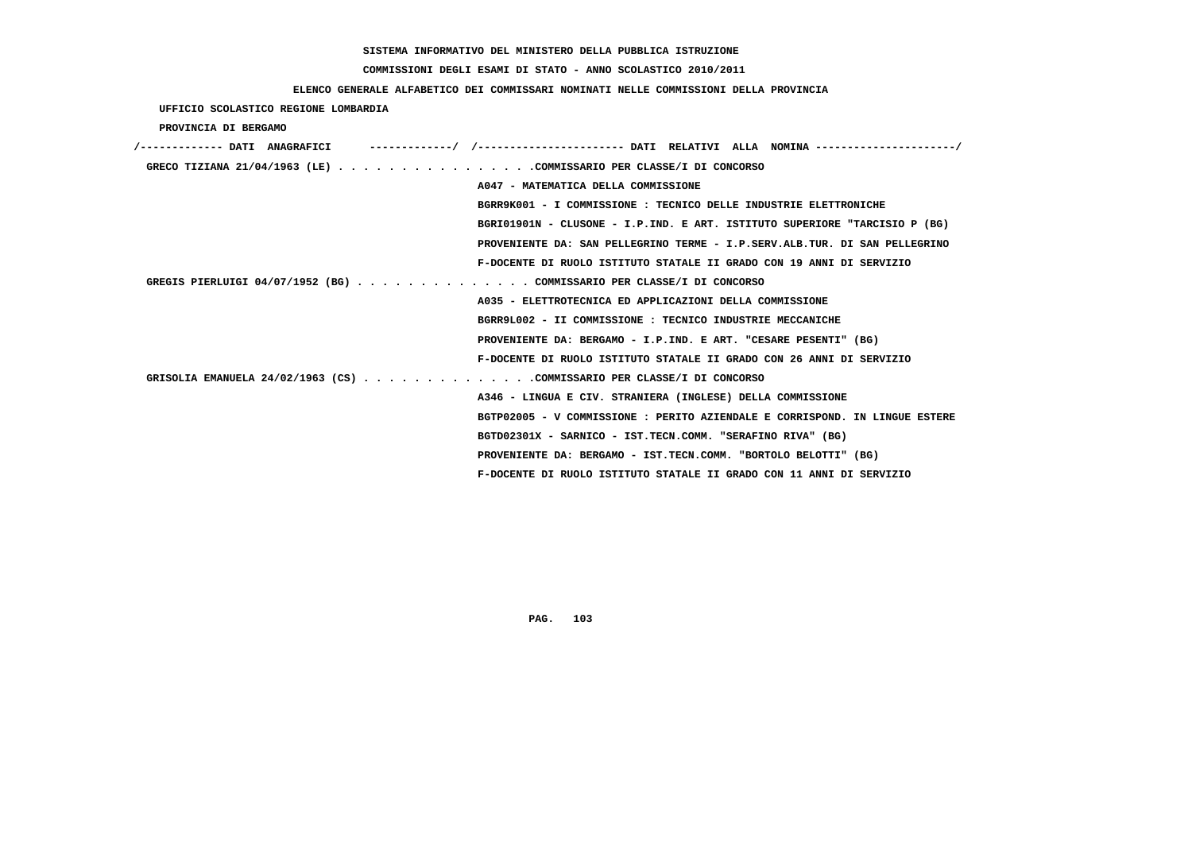SISTEMA INFORMATIVO DEL MINISTERO DELLA PUBBLICA ISTRUZIONE

COMMISSIONI DEGLI ESAMI DI STATO - ANNO SCOLASTICO 2010/2011

ELENCO GENERALE ALFABETICO DEI COMMISSARI NOMINATI NELLE COMMISSIONI DELLA PROVINCIA

UFFICIO SCOLASTICO REGIONE LOMBARDIA

PROVINCIA DI BERGAMO

```
/------------- DATI  ANAGRAFICI      -------------/  /----------------------- DATI  RELATIVI  ALLA  NOMINA ---------------------/
 GRECO TIZIANA 21/04/1963 (LE) . . . . . . . . . . . . . . . .COMMISSARIO PER CLASSE/I DI CONCORSO
                                                   A047 - MATEMATICA DELLA COMMISSIONE
                                                   BGRR9K001 - I COMMISSIONE : TECNICO DELLE INDUSTRIE ELETTRONICHE
                                                   BGRI01901N - CLUSONE - I.P.IND. E ART. ISTITUTO SUPERIORE "TARCISIO P (BG)
                                                   PROVENIENTE DA: SAN PELLEGRINO TERME - I.P.SERV.ALB.TUR. DI SAN PELLEGRINO
                                                   F-DOCENTE DI RUOLO ISTITUTO STATALE II GRADO CON 19 ANNI DI SERVIZIO
 GREGIS PIERLUIGI 04/07/1952 (BG) . . . . . . . . . . . . . . COMMISSARIO PER CLASSE/I DI CONCORSO
                                                   A035 - ELETTROTECNICA ED APPLICAZIONI DELLA COMMISSIONE
                                                   BGRR9L002 - II COMMISSIONE : TECNICO INDUSTRIE MECCANICHE
                                                   PROVENIENTE DA: BERGAMO - I.P.IND. E ART. "CESARE PESENTI" (BG)
                                                   F-DOCENTE DI RUOLO ISTITUTO STATALE II GRADO CON 26 ANNI DI SERVIZIO
 GRISOLIA EMANUELA 24/02/1963 (CS) . . . . . . . . . . . . . .COMMISSARIO PER CLASSE/I DI CONCORSO
                                                   A346 - LINGUA E CIV. STRANIERA (INGLESE) DELLA COMMISSIONE
                                                   BGTP02005 - V COMMISSIONE : PERITO AZIENDALE E CORRISPOND. IN LINGUE ESTERE
                                                   BGTD02301X - SARNICO - IST.TECN.COMM. "SERAFINO RIVA" (BG)
                                                   PROVENIENTE DA: BERGAMO - IST.TECN.COMM. "BORTOLO BELOTTI" (BG)
                                                   F-DOCENTE DI RUOLO ISTITUTO STATALE II GRADO CON 11 ANNI DI SERVIZIO
```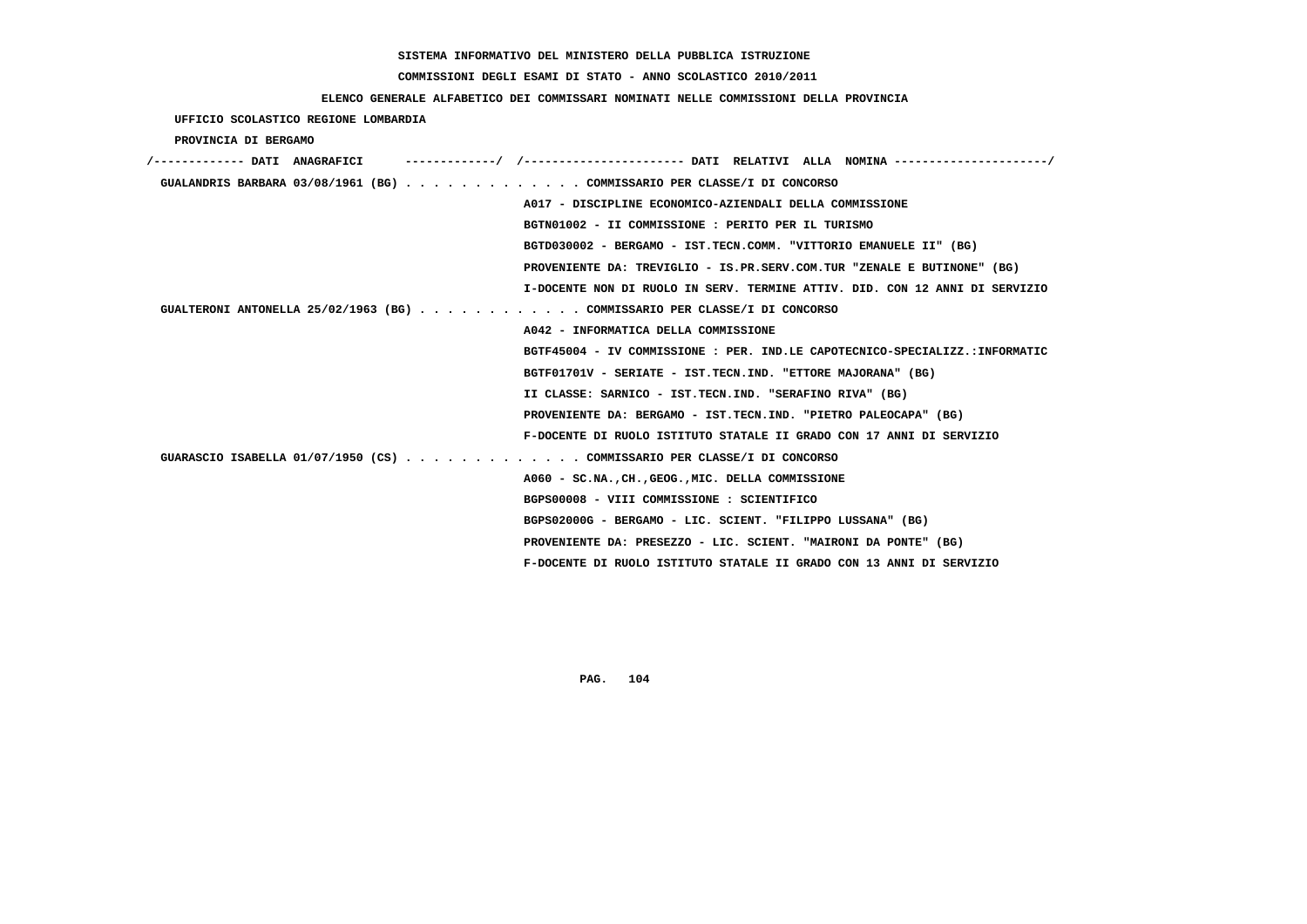**SISTEMA INFORMATIVO DEL MINISTERO DELLA PUBBLICA ISTRUZIONE**

**COMMISSIONI DEGLI ESAMI DI STATO - ANNO SCOLASTICO 2010/2011**

**ELENCO GENERALE ALFABETICO DEI COMMISSARI NOMINATI NELLE COMMISSIONI DELLA PROVINCIA**

**UFFICIO SCOLASTICO REGIONE LOMBARDIA**

**PROVINCIA DI BERGAMO**

```
/------------- DATI  ANAGRAFICI      -------------/  /----------------------- DATI  RELATIVI  ALLA  NOMINA ---------------------/
 GUALANDRIS BARBARA 03/08/1961 (BG) . . . . . . . . . . . . . COMMISSARIO PER CLASSE/I DI CONCORSO
                                                    A017 - DISCIPLINE ECONOMICO-AZIENDALI DELLA COMMISSIONE
                                                    BGTN01002 - II COMMISSIONE : PERITO PER IL TURISMO
                                                    BGTD030002 - BERGAMO - IST.TECN.COMM. "VITTORIO EMANUELE II" (BG)
                                                    PROVENIENTE DA: TREVIGLIO - IS.PR.SERV.COM.TUR "ZENALE E BUTINONE" (BG)
                                                    I-DOCENTE NON DI RUOLO IN SERV. TERMINE ATTIV. DID. CON 12 ANNI DI SERVIZIO
 GUALTERONI ANTONELLA 25/02/1963 (BG) . . . . . . . . . . . . COMMISSARIO PER CLASSE/I DI CONCORSO
                                                    A042 - INFORMATICA DELLA COMMISSIONE
                                                    BGTF45004 - IV COMMISSIONE : PER. IND.LE CAPOTECNICO-SPECIALIZZ.:INFORMATIC
                                                    BGTF01701V - SERIATE - IST.TECN.IND. "ETTORE MAJORANA" (BG)
                                                    II CLASSE: SARNICO - IST.TECN.IND. "SERAFINO RIVA" (BG)
                                                    PROVENIENTE DA: BERGAMO - IST.TECN.IND. "PIETRO PALEOCAPA" (BG)
                                                    F-DOCENTE DI RUOLO ISTITUTO STATALE II GRADO CON 17 ANNI DI SERVIZIO
 GUARASCIO ISABELLA 01/07/1950 (CS) . . . . . . . . . . . . . COMMISSARIO PER CLASSE/I DI CONCORSO
                                                    A060 - SC.NA.,CH.,GEOG.,MIC. DELLA COMMISSIONE
                                                    BGPS00008 - VIII COMMISSIONE : SCIENTIFICO
                                                    BGPS02000G - BERGAMO - LIC. SCIENT. "FILIPPO LUSSANA" (BG)
                                                    PROVENIENTE DA: PRESEZZO - LIC. SCIENT. "MAIRONI DA PONTE" (BG)
                                                    F-DOCENTE DI RUOLO ISTITUTO STATALE II GRADO CON 13 ANNI DI SERVIZIO
```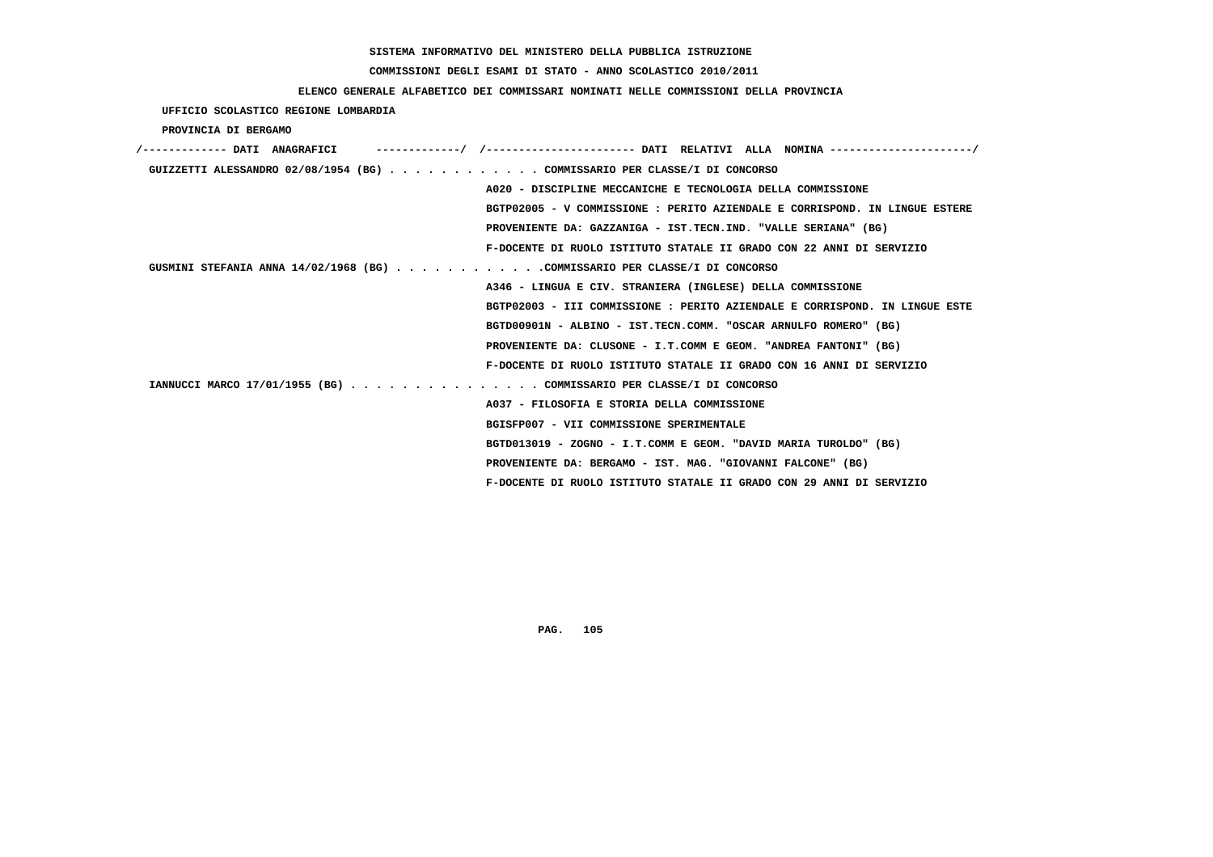SISTEMA INFORMATIVO DEL MINISTERO DELLA PUBBLICA ISTRUZIONE

COMMISSIONI DEGLI ESAMI DI STATO - ANNO SCOLASTICO 2010/2011

ELENCO GENERALE ALFABETICO DEI COMMISSARI NOMINATI NELLE COMMISSIONI DELLA PROVINCIA

UFFICIO SCOLASTICO REGIONE LOMBARDIA

PROVINCIA DI BERGAMO

/------------- DATI ANAGRAFICI -------------/ /---------------------- DATI RELATIVI ALLA NOMINA ---------------------/

GUIZZETTI ALESSANDRO 02/08/1954 (BG) . . . . . . . . . . . . COMMISSARIO PER CLASSE/I DI CONCORSO
A020 - DISCIPLINE MECCANICHE E TECNOLOGIA DELLA COMMISSIONE
BGTP02005 - V COMMISSIONE : PERITO AZIENDALE E CORRISPOND. IN LINGUE ESTERE
PROVENIENTE DA: GAZZANIGA - IST.TECN.IND. "VALLE SERIANA" (BG)
F-DOCENTE DI RUOLO ISTITUTO STATALE II GRADO CON 22 ANNI DI SERVIZIO

GUSMINI STEFANIA ANNA 14/02/1968 (BG) . . . . . . . . . . . .COMMISSARIO PER CLASSE/I DI CONCORSO
A346 - LINGUA E CIV. STRANIERA (INGLESE) DELLA COMMISSIONE
BGTP02003 - III COMMISSIONE : PERITO AZIENDALE E CORRISPOND. IN LINGUE ESTE
BGTD00901N - ALBINO - IST.TECN.COMM. "OSCAR ARNULFO ROMERO" (BG)
PROVENIENTE DA: CLUSONE - I.T.COMM E GEOM. "ANDREA FANTONI" (BG)
F-DOCENTE DI RUOLO ISTITUTO STATALE II GRADO CON 16 ANNI DI SERVIZIO

IANNUCCI MARCO 17/01/1955 (BG) . . . . . . . . . . . . . . . COMMISSARIO PER CLASSE/I DI CONCORSO
A037 - FILOSOFIA E STORIA DELLA COMMISSIONE
BGISFP007 - VII COMMISSIONE SPERIMENTALE
BGTD013019 - ZOGNO - I.T.COMM E GEOM. "DAVID MARIA TUROLDO" (BG)
PROVENIENTE DA: BERGAMO - IST. MAG. "GIOVANNI FALCONE" (BG)
F-DOCENTE DI RUOLO ISTITUTO STATALE II GRADO CON 29 ANNI DI SERVIZIO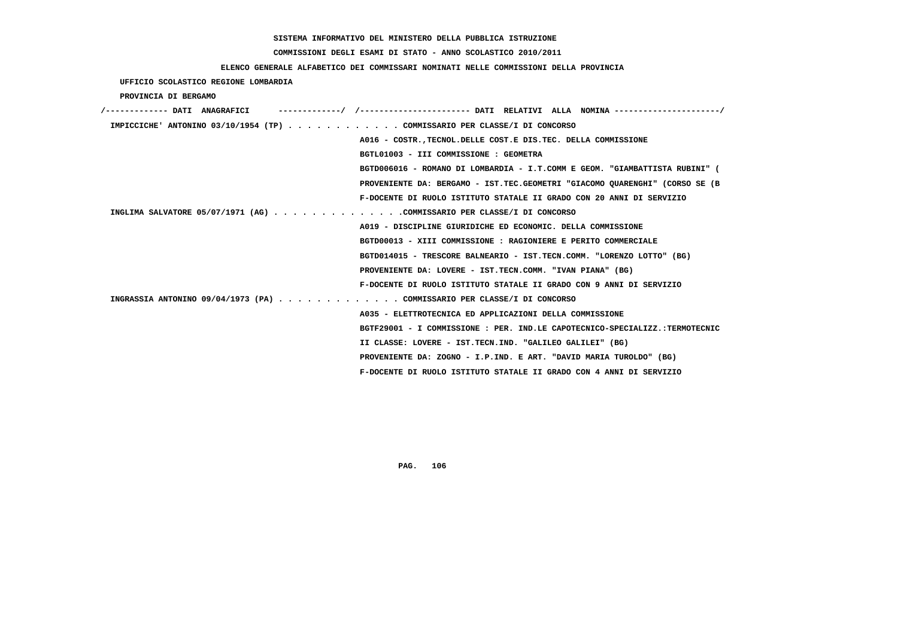SISTEMA INFORMATIVO DEL MINISTERO DELLA PUBBLICA ISTRUZIONE

COMMISSIONI DEGLI ESAMI DI STATO - ANNO SCOLASTICO 2010/2011

ELENCO GENERALE ALFABETICO DEI COMMISSARI NOMINATI NELLE COMMISSIONI DELLA PROVINCIA

UFFICIO SCOLASTICO REGIONE LOMBARDIA

PROVINCIA DI BERGAMO

```
/------------- DATI  ANAGRAFICI      ------------/  /---------------------- DATI  RELATIVI  ALLA  NOMINA ---------------------/
 IMPICCICHE' ANTONINO 03/10/1954 (TP) . . . . . . . . . . . . COMMISSARIO PER CLASSE/I DI CONCORSO
                                                    A016 - COSTR.,TECNOL.DELLE COST.E DIS.TEC. DELLA COMMISSIONE
                                                    BGTL01003 - III COMMISSIONE : GEOMETRA
                                                    BGTD006016 - ROMANO DI LOMBARDIA - I.T.COMM E GEOM. "GIAMBATTISTA RUBINI" (
                                                    PROVENIENTE DA: BERGAMO - IST.TEC.GEOMETRI "GIACOMO QUARENGHI" (CORSO SE (B
                                                    F-DOCENTE DI RUOLO ISTITUTO STATALE II GRADO CON 20 ANNI DI SERVIZIO
 INGLIMA SALVATORE 05/07/1971 (AG) . . . . . . . . . . . . . .COMMISSARIO PER CLASSE/I DI CONCORSO
                                                    A019 - DISCIPLINE GIURIDICHE ED ECONOMIC. DELLA COMMISSIONE
                                                    BGTD00013 - XIII COMMISSIONE : RAGIONIERE E PERITO COMMERCIALE
                                                    BGTD014015 - TRESCORE BALNEARIO - IST.TECN.COMM. "LORENZO LOTTO" (BG)
                                                    PROVENIENTE DA: LOVERE - IST.TECN.COMM. "IVAN PIANA" (BG)
                                                    F-DOCENTE DI RUOLO ISTITUTO STATALE II GRADO CON 9 ANNI DI SERVIZIO
 INGRASSIA ANTONINO 09/04/1973 (PA) . . . . . . . . . . . . . COMMISSARIO PER CLASSE/I DI CONCORSO
                                                    A035 - ELETTROTECNICA ED APPLICAZIONI DELLA COMMISSIONE
                                                    BGTF29001 - I COMMISSIONE : PER. IND.LE CAPOTECNICO-SPECIALIZZ.:TERMOTECNIC
                                                    II CLASSE: LOVERE - IST.TECN.IND. "GALILEO GALILEI" (BG)
                                                    PROVENIENTE DA: ZOGNO - I.P.IND. E ART. "DAVID MARIA TUROLDO" (BG)
                                                    F-DOCENTE DI RUOLO ISTITUTO STATALE II GRADO CON 4 ANNI DI SERVIZIO
```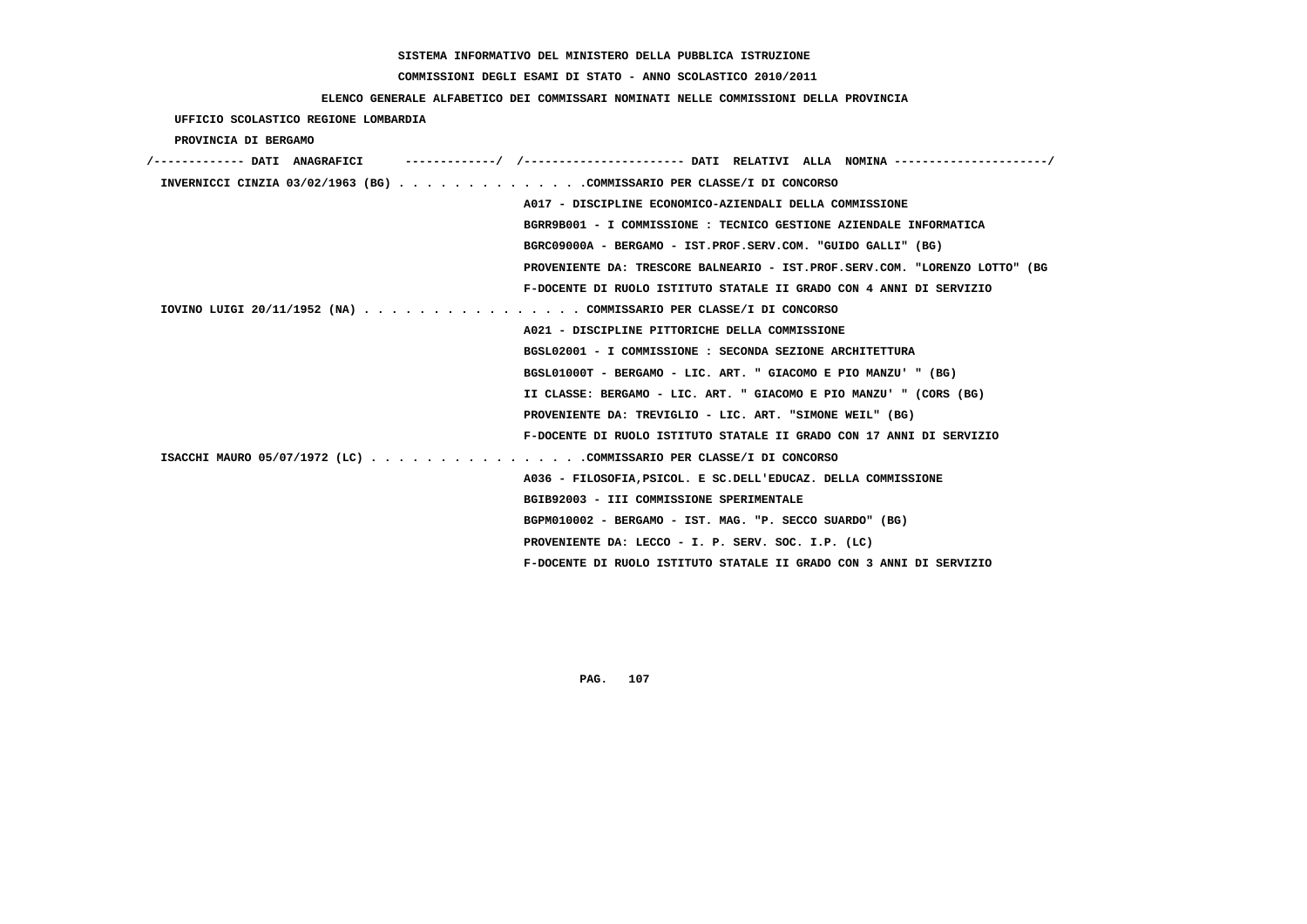SISTEMA INFORMATIVO DEL MINISTERO DELLA PUBBLICA ISTRUZIONE

COMMISSIONI DEGLI ESAMI DI STATO - ANNO SCOLASTICO 2010/2011

ELENCO GENERALE ALFABETICO DEI COMMISSARI NOMINATI NELLE COMMISSIONI DELLA PROVINCIA

UFFICIO SCOLASTICO REGIONE LOMBARDIA

PROVINCIA DI BERGAMO

```
/------------- DATI  ANAGRAFICI      -------------/  /----------------------- DATI  RELATIVI  ALLA  NOMINA ---------------------/
 INVERNICCI CINZIA 03/02/1963 (BG) . . . . . . . . . . . . . .COMMISSARIO PER CLASSE/I DI CONCORSO
                                                   A017 - DISCIPLINE ECONOMICO-AZIENDALI DELLA COMMISSIONE
                                                   BGRR9B001 - I COMMISSIONE : TECNICO GESTIONE AZIENDALE INFORMATICA
                                                   BGRC09000A - BERGAMO - IST.PROF.SERV.COM. "GUIDO GALLI" (BG)
                                                   PROVENIENTE DA: TRESCORE BALNEARIO - IST.PROF.SERV.COM. "LORENZO LOTTO" (BG
                                                   F-DOCENTE DI RUOLO ISTITUTO STATALE II GRADO CON 4 ANNI DI SERVIZIO
 IOVINO LUIGI 20/11/1952 (NA) . . . . . . . . . . . . . . . . COMMISSARIO PER CLASSE/I DI CONCORSO
                                                   A021 - DISCIPLINE PITTORICHE DELLA COMMISSIONE
                                                   BGSL02001 - I COMMISSIONE : SECONDA SEZIONE ARCHITETTURA
                                                   BGSL01000T - BERGAMO - LIC. ART. " GIACOMO E PIO MANZU' " (BG)
                                                   II CLASSE: BERGAMO - LIC. ART. " GIACOMO E PIO MANZU' " (CORS (BG)
                                                   PROVENIENTE DA: TREVIGLIO - LIC. ART. "SIMONE WEIL" (BG)
                                                   F-DOCENTE DI RUOLO ISTITUTO STATALE II GRADO CON 17 ANNI DI SERVIZIO
 ISACCHI MAURO 05/07/1972 (LC) . . . . . . . . . . . . . . . .COMMISSARIO PER CLASSE/I DI CONCORSO
                                                   A036 - FILOSOFIA,PSICOL. E SC.DELL'EDUCAZ. DELLA COMMISSIONE
                                                   BGIB92003 - III COMMISSIONE SPERIMENTALE
                                                   BGPM010002 - BERGAMO - IST. MAG. "P. SECCO SUARDO" (BG)
                                                   PROVENIENTE DA: LECCO - I. P. SERV. SOC. I.P. (LC)
                                                   F-DOCENTE DI RUOLO ISTITUTO STATALE II GRADO CON 3 ANNI DI SERVIZIO
```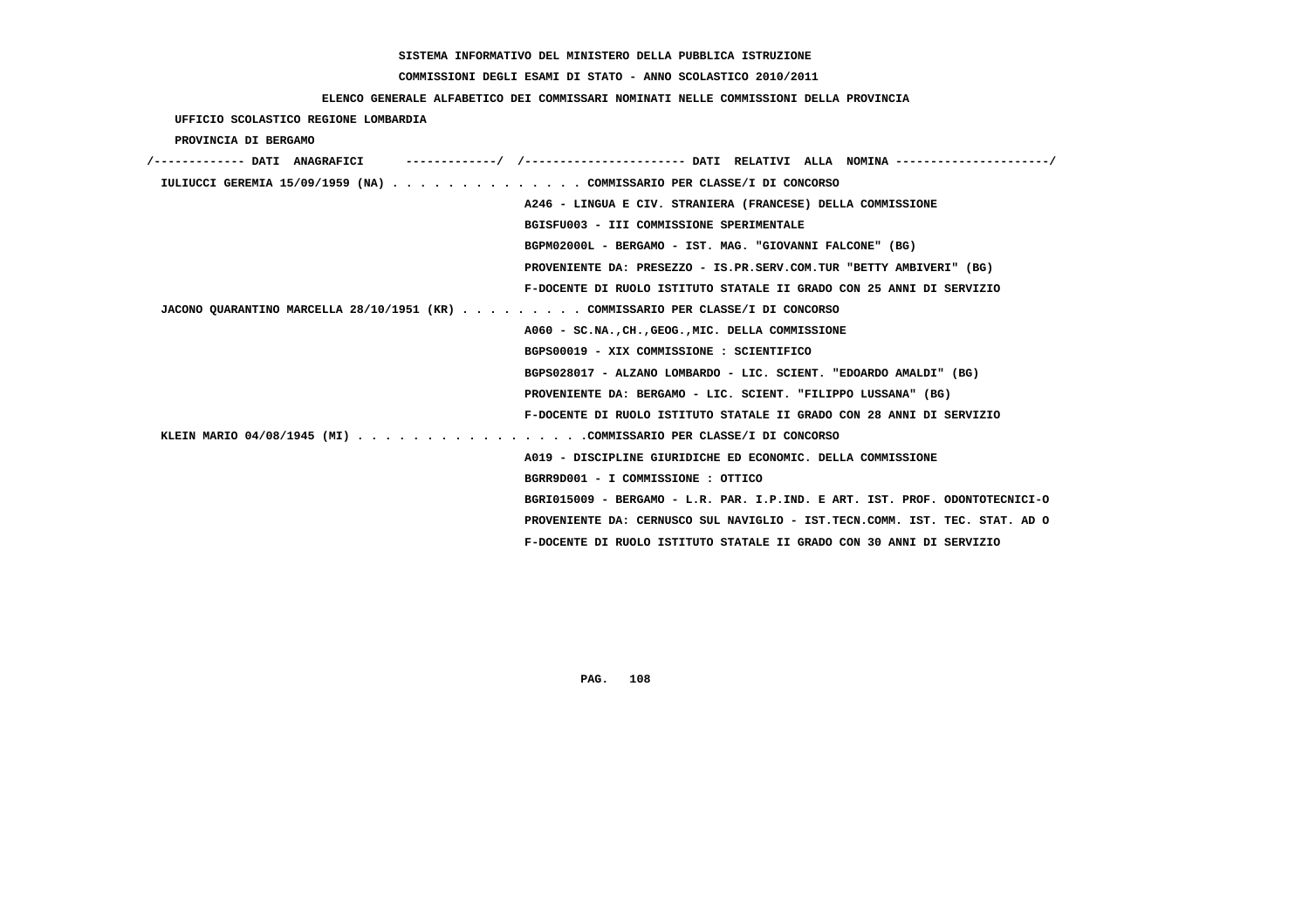SISTEMA INFORMATIVO DEL MINISTERO DELLA PUBBLICA ISTRUZIONE

COMMISSIONI DEGLI ESAMI DI STATO - ANNO SCOLASTICO 2010/2011

ELENCO GENERALE ALFABETICO DEI COMMISSARI NOMINATI NELLE COMMISSIONI DELLA PROVINCIA

UFFICIO SCOLASTICO REGIONE LOMBARDIA

PROVINCIA DI BERGAMO

/------------- DATI ANAGRAFICI -------------/ /---------------------- DATI RELATIVI ALLA NOMINA ---------------------/

IULIUCCI GEREMIA 15/09/1959 (NA) . . . . . . . . . . . . . . COMMISSARIO PER CLASSE/I DI CONCORSO
A246 - LINGUA E CIV. STRANIERA (FRANCESE) DELLA COMMISSIONE
BGISFU003 - III COMMISSIONE SPERIMENTALE
BGPM02000L - BERGAMO - IST. MAG. "GIOVANNI FALCONE" (BG)
PROVENIENTE DA: PRESEZZO - IS.PR.SERV.COM.TUR "BETTY AMBIVERI" (BG)
F-DOCENTE DI RUOLO ISTITUTO STATALE II GRADO CON 25 ANNI DI SERVIZIO

JACONO QUARANTINO MARCELLA 28/10/1951 (KR) . . . . . . . . . COMMISSARIO PER CLASSE/I DI CONCORSO
A060 - SC.NA.,CH.,GEOG.,MIC. DELLA COMMISSIONE
BGPS00019 - XIX COMMISSIONE : SCIENTIFICO
BGPS028017 - ALZANO LOMBARDO - LIC. SCIENT. "EDOARDO AMALDI" (BG)
PROVENIENTE DA: BERGAMO - LIC. SCIENT. "FILIPPO LUSSANA" (BG)
F-DOCENTE DI RUOLO ISTITUTO STATALE II GRADO CON 28 ANNI DI SERVIZIO

KLEIN MARIO 04/08/1945 (MI) . . . . . . . . . . . . . . . . .COMMISSARIO PER CLASSE/I DI CONCORSO
A019 - DISCIPLINE GIURIDICHE ED ECONOMIC. DELLA COMMISSIONE
BGRR9D001 - I COMMISSIONE : OTTICO
BGRI015009 - BERGAMO - L.R. PAR. I.P.IND. E ART. IST. PROF. ODONTOTECNICI-O
PROVENIENTE DA: CERNUSCO SUL NAVIGLIO - IST.TECN.COMM. IST. TEC. STAT. AD O
F-DOCENTE DI RUOLO ISTITUTO STATALE II GRADO CON 30 ANNI DI SERVIZIO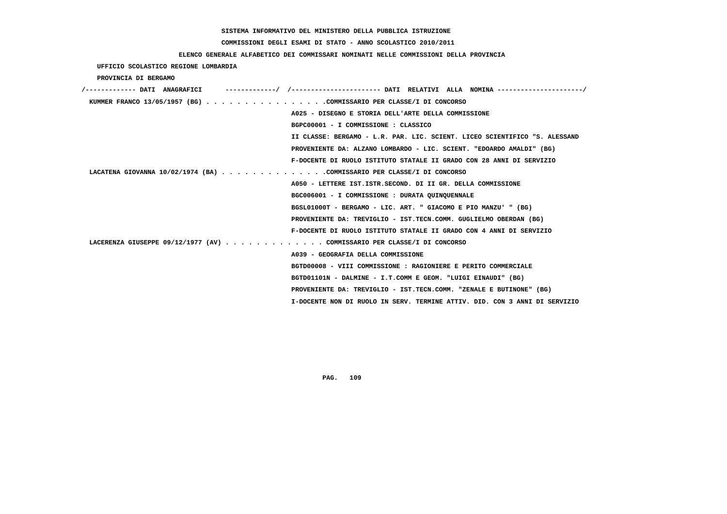SISTEMA INFORMATIVO DEL MINISTERO DELLA PUBBLICA ISTRUZIONE

COMMISSIONI DEGLI ESAMI DI STATO - ANNO SCOLASTICO 2010/2011

ELENCO GENERALE ALFABETICO DEI COMMISSARI NOMINATI NELLE COMMISSIONI DELLA PROVINCIA

UFFICIO SCOLASTICO REGIONE LOMBARDIA

PROVINCIA DI BERGAMO

```
/------------- DATI  ANAGRAFICI      -------------/  /----------------------- DATI  RELATIVI  ALLA  NOMINA ---------------------/
 KUMMER FRANCO 13/05/1957 (BG) . . . . . . . . . . . . . . . .COMMISSARIO PER CLASSE/I DI CONCORSO
                                                   A025 - DISEGNO E STORIA DELL'ARTE DELLA COMMISSIONE
                                                   BGPC00001 - I COMMISSIONE : CLASSICO
                                                   II CLASSE: BERGAMO - L.R. PAR. LIC. SCIENT. LICEO SCIENTIFICO "S. ALESSAND
                                                   PROVENIENTE DA: ALZANO LOMBARDO - LIC. SCIENT. "EDOARDO AMALDI" (BG)
                                                   F-DOCENTE DI RUOLO ISTITUTO STATALE II GRADO CON 28 ANNI DI SERVIZIO
 LACATENA GIOVANNA 10/02/1974 (BA) . . . . . . . . . . . . . .COMMISSARIO PER CLASSE/I DI CONCORSO
                                                   A050 - LETTERE IST.ISTR.SECOND. DI II GR. DELLA COMMISSIONE
                                                   BGC006001 - I COMMISSIONE : DURATA QUINQUENNALE
                                                   BGSL01000T - BERGAMO - LIC. ART. " GIACOMO E PIO MANZU' " (BG)
                                                   PROVENIENTE DA: TREVIGLIO - IST.TECN.COMM. GUGLIELMO OBERDAN (BG)
                                                   F-DOCENTE DI RUOLO ISTITUTO STATALE II GRADO CON 4 ANNI DI SERVIZIO
 LACERENZA GIUSEPPE 09/12/1977 (AV) . . . . . . . . . . . . . COMMISSARIO PER CLASSE/I DI CONCORSO
                                                   A039 - GEOGRAFIA DELLA COMMISSIONE
                                                   BGTD00008 - VIII COMMISSIONE : RAGIONIERE E PERITO COMMERCIALE
                                                   BGTD01101N - DALMINE - I.T.COMM E GEOM. "LUIGI EINAUDI" (BG)
                                                   PROVENIENTE DA: TREVIGLIO - IST.TECN.COMM. "ZENALE E BUTINONE" (BG)
                                                   I-DOCENTE NON DI RUOLO IN SERV. TERMINE ATTIV. DID. CON 3 ANNI DI SERVIZIO
```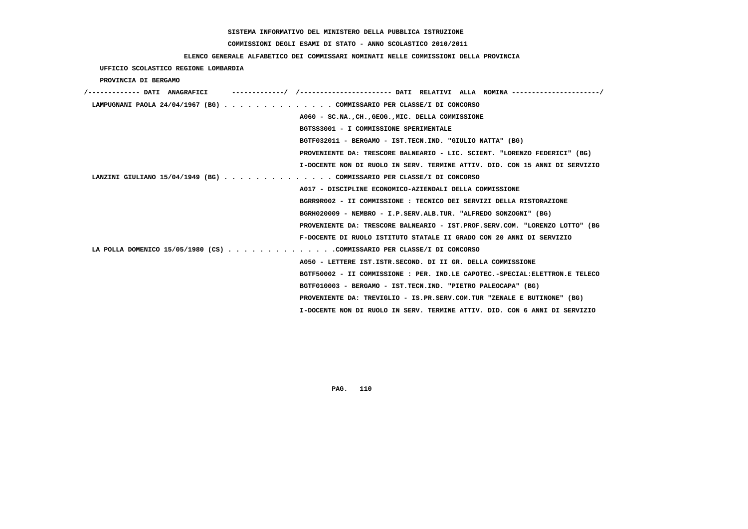SISTEMA INFORMATIVO DEL MINISTERO DELLA PUBBLICA ISTRUZIONE

COMMISSIONI DEGLI ESAMI DI STATO - ANNO SCOLASTICO 2010/2011

ELENCO GENERALE ALFABETICO DEI COMMISSARI NOMINATI NELLE COMMISSIONI DELLA PROVINCIA

UFFICIO SCOLASTICO REGIONE LOMBARDIA

PROVINCIA DI BERGAMO

```
/------------- DATI  ANAGRAFICI      -------------/  /----------------------- DATI  RELATIVI  ALLA  NOMINA ---------------------/
 LAMPUGNANI PAOLA 24/04/1967 (BG) . . . . . . . . . . . . . . COMMISSARIO PER CLASSE/I DI CONCORSO
                                                   A060 - SC.NA.,CH.,GEOG.,MIC. DELLA COMMISSIONE
                                                   BGTSS3001 - I COMMISSIONE SPERIMENTALE
                                                   BGTF032011 - BERGAMO - IST.TECN.IND. "GIULIO NATTA" (BG)
                                                   PROVENIENTE DA: TRESCORE BALNEARIO - LIC. SCIENT. "LORENZO FEDERICI" (BG)
                                                   I-DOCENTE NON DI RUOLO IN SERV. TERMINE ATTIV. DID. CON 15 ANNI DI SERVIZIO
 LANZINI GIULIANO 15/04/1949 (BG) . . . . . . . . . . . . . . COMMISSARIO PER CLASSE/I DI CONCORSO
                                                   A017 - DISCIPLINE ECONOMICO-AZIENDALI DELLA COMMISSIONE
                                                   BGRR9R002 - II COMMISSIONE : TECNICO DEI SERVIZI DELLA RISTORAZIONE
                                                   BGRH020009 - NEMBRO - I.P.SERV.ALB.TUR. "ALFREDO SONZOGNI" (BG)
                                                   PROVENIENTE DA: TRESCORE BALNEARIO - IST.PROF.SERV.COM. "LORENZO LOTTO" (BG
                                                   F-DOCENTE DI RUOLO ISTITUTO STATALE II GRADO CON 20 ANNI DI SERVIZIO
 LA POLLA DOMENICO 15/05/1980 (CS) . . . . . . . . . . . . . .COMMISSARIO PER CLASSE/I DI CONCORSO
                                                   A050 - LETTERE IST.ISTR.SECOND. DI II GR. DELLA COMMISSIONE
                                                   BGTF50002 - II COMMISSIONE : PER. IND.LE CAPOTEC.-SPECIAL:ELETTRON.E TELECO
                                                   BGTF010003 - BERGAMO - IST.TECN.IND. "PIETRO PALEOCAPA" (BG)
                                                   PROVENIENTE DA: TREVIGLIO - IS.PR.SERV.COM.TUR "ZENALE E BUTINONE" (BG)
                                                   I-DOCENTE NON DI RUOLO IN SERV. TERMINE ATTIV. DID. CON 6 ANNI DI SERVIZIO
```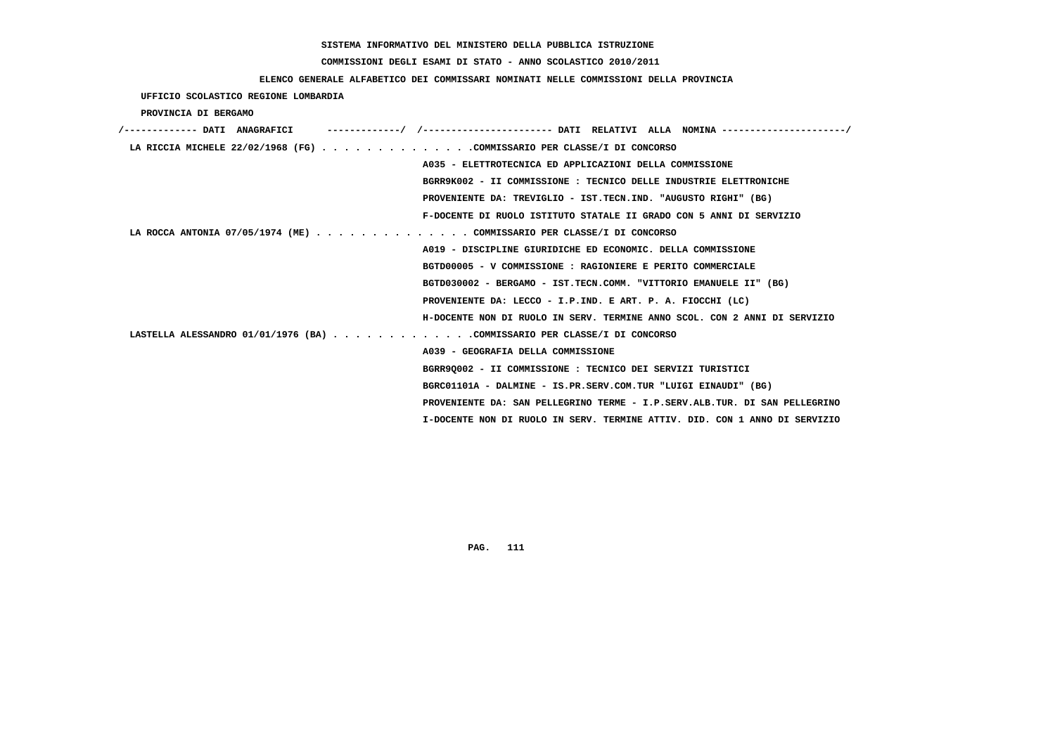SISTEMA INFORMATIVO DEL MINISTERO DELLA PUBBLICA ISTRUZIONE

COMMISSIONI DEGLI ESAMI DI STATO - ANNO SCOLASTICO 2010/2011

ELENCO GENERALE ALFABETICO DEI COMMISSARI NOMINATI NELLE COMMISSIONI DELLA PROVINCIA

UFFICIO SCOLASTICO REGIONE LOMBARDIA

PROVINCIA DI BERGAMO

```
/------------- DATI  ANAGRAFICI      -------------/  /----------------------- DATI  RELATIVI  ALLA  NOMINA ----------------------/
 LA RICCIA MICHELE 22/02/1968 (FG) . . . . . . . . . . . . . .COMMISSARIO PER CLASSE/I DI CONCORSO
                                                      A035 - ELETTROTECNICA ED APPLICAZIONI DELLA COMMISSIONE
                                                      BGRR9K002 - II COMMISSIONE : TECNICO DELLE INDUSTRIE ELETTRONICHE
                                                      PROVENIENTE DA: TREVIGLIO - IST.TECN.IND. "AUGUSTO RIGHI" (BG)
                                                      F-DOCENTE DI RUOLO ISTITUTO STATALE II GRADO CON 5 ANNI DI SERVIZIO
 LA ROCCA ANTONIA 07/05/1974 (ME) . . . . . . . . . . . . . . COMMISSARIO PER CLASSE/I DI CONCORSO
                                                      A019 - DISCIPLINE GIURIDICHE ED ECONOMIC. DELLA COMMISSIONE
                                                      BGTD00005 - V COMMISSIONE : RAGIONIERE E PERITO COMMERCIALE
                                                      BGTD030002 - BERGAMO - IST.TECN.COMM. "VITTORIO EMANUELE II" (BG)
                                                      PROVENIENTE DA: LECCO - I.P.IND. E ART. P. A. FIOCCHI (LC)
                                                      H-DOCENTE NON DI RUOLO IN SERV. TERMINE ANNO SCOL. CON 2 ANNI DI SERVIZIO
 LASTELLA ALESSANDRO 01/01/1976 (BA) . . . . . . . . . . . . .COMMISSARIO PER CLASSE/I DI CONCORSO
                                                      A039 - GEOGRAFIA DELLA COMMISSIONE
                                                      BGRR9Q002 - II COMMISSIONE : TECNICO DEI SERVIZI TURISTICI
                                                      BGRC01101A - DALMINE - IS.PR.SERV.COM.TUR "LUIGI EINAUDI" (BG)
                                                      PROVENIENTE DA: SAN PELLEGRINO TERME - I.P.SERV.ALB.TUR. DI SAN PELLEGRINO
                                                      I-DOCENTE NON DI RUOLO IN SERV. TERMINE ATTIV. DID. CON 1 ANNO DI SERVIZIO
```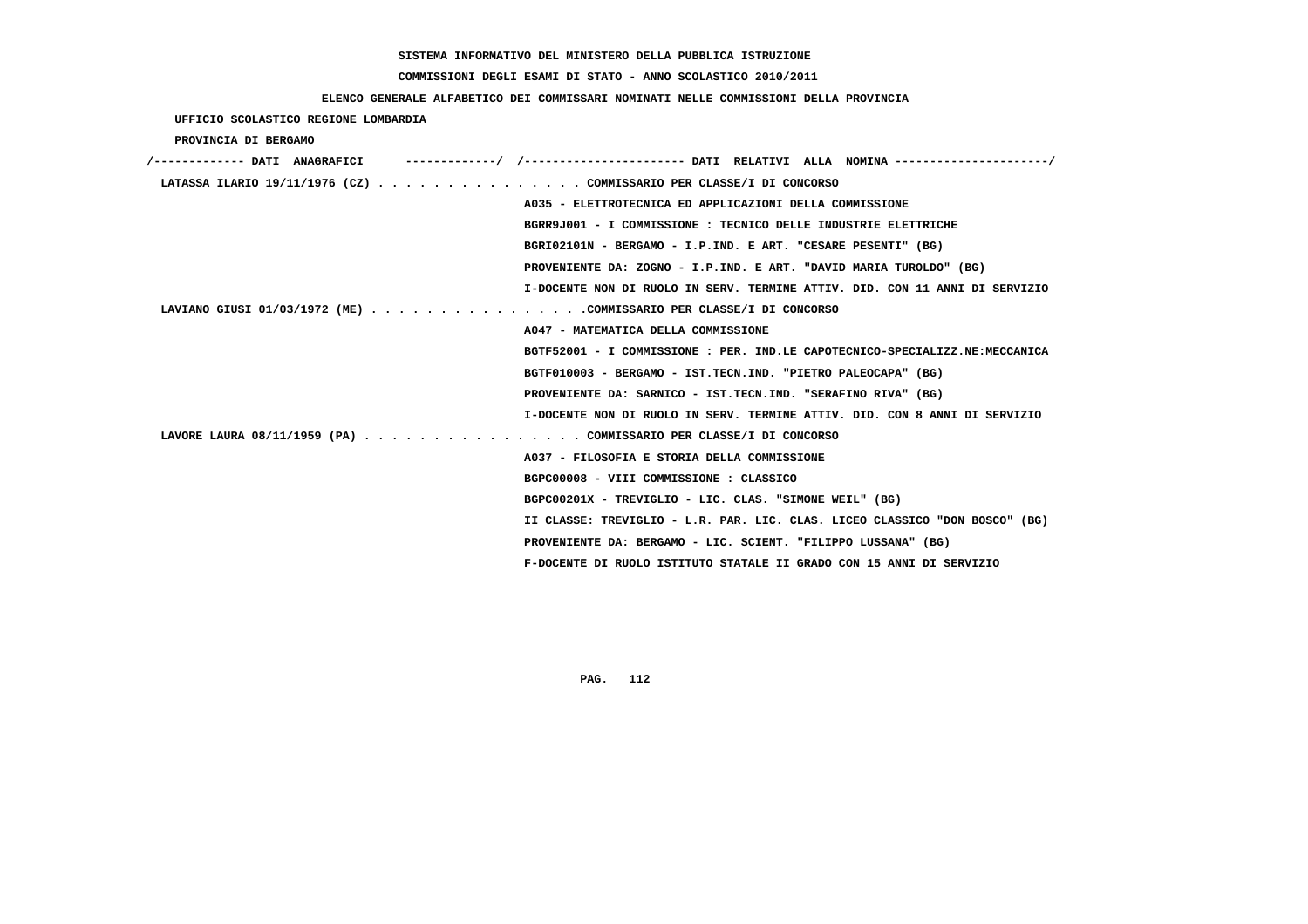SISTEMA INFORMATIVO DEL MINISTERO DELLA PUBBLICA ISTRUZIONE

COMMISSIONI DEGLI ESAMI DI STATO - ANNO SCOLASTICO 2010/2011

ELENCO GENERALE ALFABETICO DEI COMMISSARI NOMINATI NELLE COMMISSIONI DELLA PROVINCIA

UFFICIO SCOLASTICO REGIONE LOMBARDIA

PROVINCIA DI BERGAMO

/------------- DATI ANAGRAFICI -------------/ /---------------------- DATI RELATIVI ALLA NOMINA ---------------------/

LATASSA ILARIO 19/11/1976 (CZ) . . . . . . . . . . . . . . . COMMISSARIO PER CLASSE/I DI CONCORSO

A035 - ELETTROTECNICA ED APPLICAZIONI DELLA COMMISSIONE

BGRR9J001 - I COMMISSIONE : TECNICO DELLE INDUSTRIE ELETTRICHE

BGRI02101N - BERGAMO - I.P.IND. E ART. "CESARE PESENTI" (BG)

PROVENIENTE DA: ZOGNO - I.P.IND. E ART. "DAVID MARIA TUROLDO" (BG)

I-DOCENTE NON DI RUOLO IN SERV. TERMINE ATTIV. DID. CON 11 ANNI DI SERVIZIO

LAVIANO GIUSI 01/03/1972 (ME) . . . . . . . . . . . . . . . .COMMISSARIO PER CLASSE/I DI CONCORSO

A047 - MATEMATICA DELLA COMMISSIONE

BGTF52001 - I COMMISSIONE : PER. IND.LE CAPOTECNICO-SPECIALIZZ.NE:MECCANICA

BGTF010003 - BERGAMO - IST.TECN.IND. "PIETRO PALEOCAPA" (BG)

PROVENIENTE DA: SARNICO - IST.TECN.IND. "SERAFINO RIVA" (BG)

I-DOCENTE NON DI RUOLO IN SERV. TERMINE ATTIV. DID. CON 8 ANNI DI SERVIZIO

LAVORE LAURA 08/11/1959 (PA) . . . . . . . . . . . . . . . . COMMISSARIO PER CLASSE/I DI CONCORSO

A037 - FILOSOFIA E STORIA DELLA COMMISSIONE

BGPC00008 - VIII COMMISSIONE : CLASSICO

BGPC00201X - TREVIGLIO - LIC. CLAS. "SIMONE WEIL" (BG)

II CLASSE: TREVIGLIO - L.R. PAR. LIC. CLAS. LICEO CLASSICO "DON BOSCO" (BG)

PROVENIENTE DA: BERGAMO - LIC. SCIENT. "FILIPPO LUSSANA" (BG)

F-DOCENTE DI RUOLO ISTITUTO STATALE II GRADO CON 15 ANNI DI SERVIZIO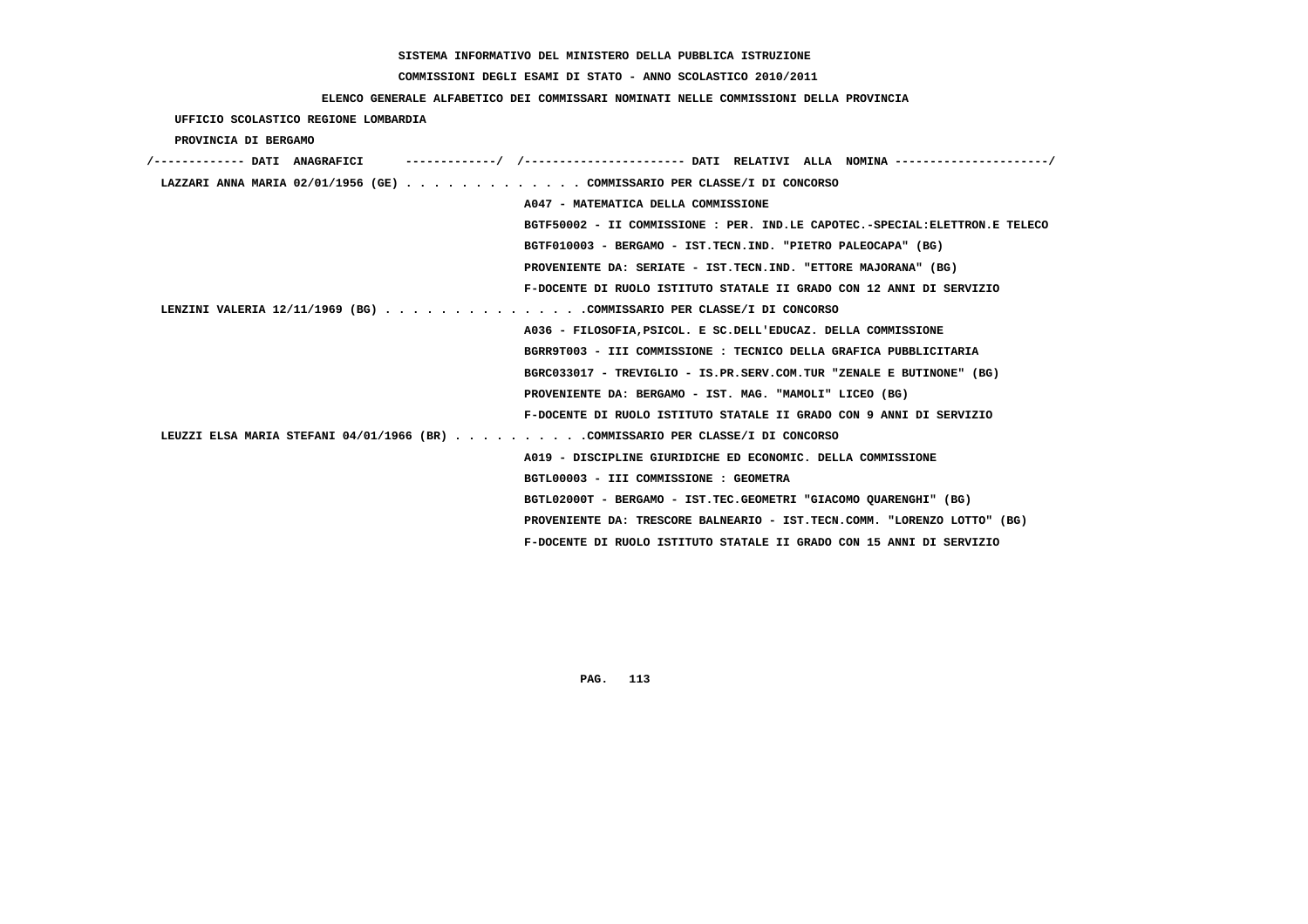SISTEMA INFORMATIVO DEL MINISTERO DELLA PUBBLICA ISTRUZIONE

COMMISSIONI DEGLI ESAMI DI STATO - ANNO SCOLASTICO 2010/2011

ELENCO GENERALE ALFABETICO DEI COMMISSARI NOMINATI NELLE COMMISSIONI DELLA PROVINCIA

UFFICIO SCOLASTICO REGIONE LOMBARDIA

PROVINCIA DI BERGAMO

```
/------------- DATI  ANAGRAFICI      -------------/  /----------------------- DATI  RELATIVI  ALLA  NOMINA ----------------------/
 LAZZARI ANNA MARIA 02/01/1956 (GE) . . . . . . . . . . . . . COMMISSARIO PER CLASSE/I DI CONCORSO
                                                    A047 - MATEMATICA DELLA COMMISSIONE
                                                    BGTF50002 - II COMMISSIONE : PER. IND.LE CAPOTEC.-SPECIAL:ELETTRON.E TELECO
                                                    BGTF010003 - BERGAMO - IST.TECN.IND. "PIETRO PALEOCAPA" (BG)
                                                    PROVENIENTE DA: SERIATE - IST.TECN.IND. "ETTORE MAJORANA" (BG)
                                                    F-DOCENTE DI RUOLO ISTITUTO STATALE II GRADO CON 12 ANNI DI SERVIZIO
 LENZINI VALERIA 12/11/1969 (BG) . . . . . . . . . . . . . . .COMMISSARIO PER CLASSE/I DI CONCORSO
                                                    A036 - FILOSOFIA,PSICOL. E SC.DELL'EDUCAZ. DELLA COMMISSIONE
                                                    BGRR9T003 - III COMMISSIONE : TECNICO DELLA GRAFICA PUBBLICITARIA
                                                    BGRC033017 - TREVIGLIO - IS.PR.SERV.COM.TUR "ZENALE E BUTINONE" (BG)
                                                    PROVENIENTE DA: BERGAMO - IST. MAG. "MAMOLI" LICEO (BG)
                                                    F-DOCENTE DI RUOLO ISTITUTO STATALE II GRADO CON 9 ANNI DI SERVIZIO
 LEUZZI ELSA MARIA STEFANI 04/01/1966 (BR) . . . . . . . . . .COMMISSARIO PER CLASSE/I DI CONCORSO
                                                    A019 - DISCIPLINE GIURIDICHE ED ECONOMIC. DELLA COMMISSIONE
                                                    BGTL00003 - III COMMISSIONE : GEOMETRA
                                                    BGTL02000T - BERGAMO - IST.TEC.GEOMETRI "GIACOMO QUARENGHI" (BG)
                                                    PROVENIENTE DA: TRESCORE BALNEARIO - IST.TECN.COMM. "LORENZO LOTTO" (BG)
                                                    F-DOCENTE DI RUOLO ISTITUTO STATALE II GRADO CON 15 ANNI DI SERVIZIO
```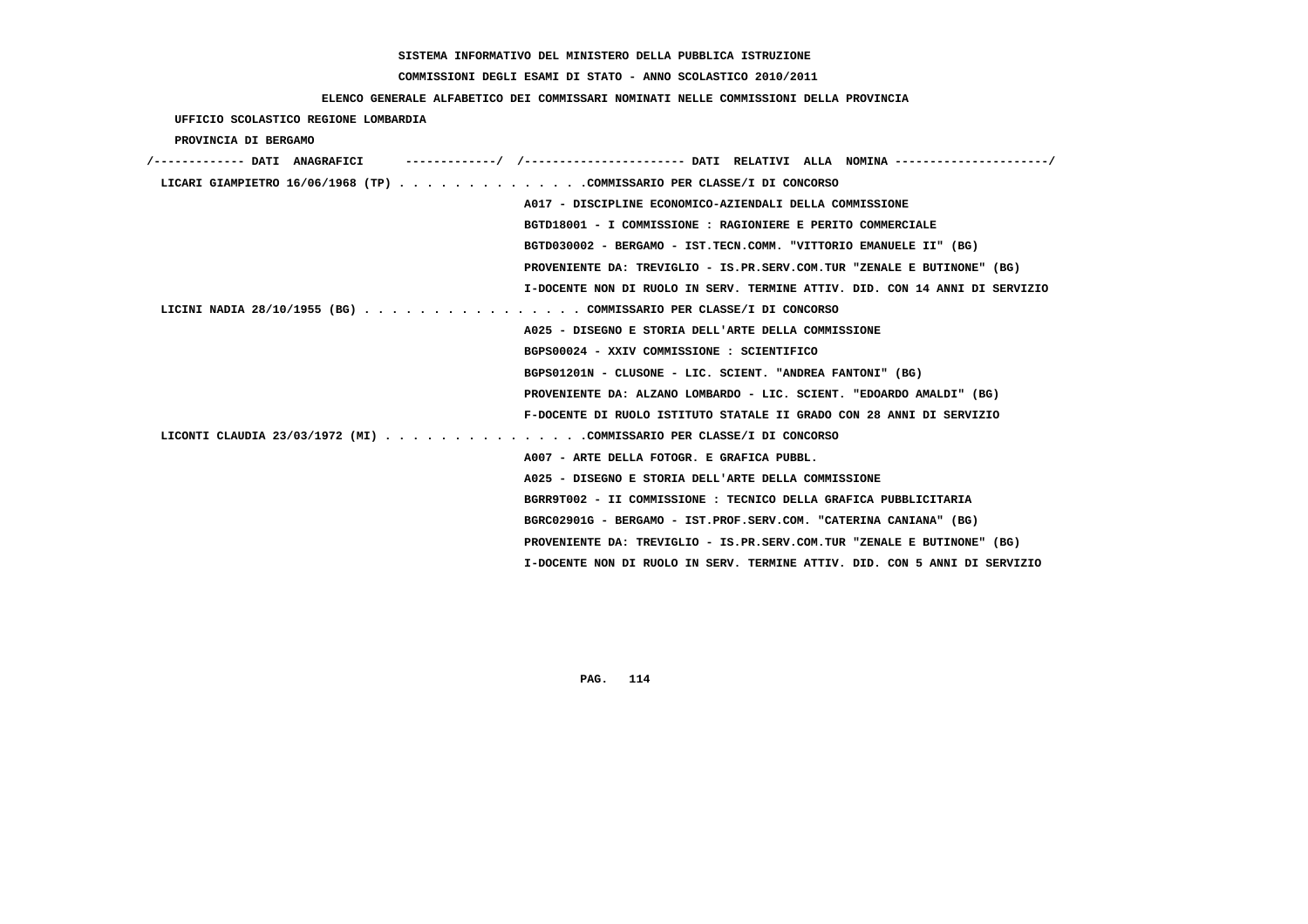SISTEMA INFORMATIVO DEL MINISTERO DELLA PUBBLICA ISTRUZIONE

COMMISSIONI DEGLI ESAMI DI STATO - ANNO SCOLASTICO 2010/2011

ELENCO GENERALE ALFABETICO DEI COMMISSARI NOMINATI NELLE COMMISSIONI DELLA PROVINCIA

UFFICIO SCOLASTICO REGIONE LOMBARDIA

PROVINCIA DI BERGAMO

/------------- DATI ANAGRAFICI -------------/ /---------------------- DATI RELATIVI ALLA NOMINA ---------------------/

**LICARI GIAMPIETRO 16/06/1968 (TP)** . . . . . . . . . . . . . .COMMISSARIO PER CLASSE/I DI CONCORSO

A017 - DISCIPLINE ECONOMICO-AZIENDALI DELLA COMMISSIONE
BGTD18001 - I COMMISSIONE : RAGIONIERE E PERITO COMMERCIALE
BGTD030002 - BERGAMO - IST.TECN.COMM. "VITTORIO EMANUELE II" (BG)
PROVENIENTE DA: TREVIGLIO - IS.PR.SERV.COM.TUR "ZENALE E BUTINONE" (BG)
I-DOCENTE NON DI RUOLO IN SERV. TERMINE ATTIV. DID. CON 14 ANNI DI SERVIZIO

**LICINI NADIA 28/10/1955 (BG)** . . . . . . . . . . . . . . . . COMMISSARIO PER CLASSE/I DI CONCORSO

A025 - DISEGNO E STORIA DELL'ARTE DELLA COMMISSIONE
BGPS00024 - XXIV COMMISSIONE : SCIENTIFICO
BGPS01201N - CLUSONE - LIC. SCIENT. "ANDREA FANTONI" (BG)
PROVENIENTE DA: ALZANO LOMBARDO - LIC. SCIENT. "EDOARDO AMALDI" (BG)
F-DOCENTE DI RUOLO ISTITUTO STATALE II GRADO CON 28 ANNI DI SERVIZIO

**LICONTI CLAUDIA 23/03/1972 (MI)** . . . . . . . . . . . . . . .COMMISSARIO PER CLASSE/I DI CONCORSO

A007 - ARTE DELLA FOTOGR. E GRAFICA PUBBL.
A025 - DISEGNO E STORIA DELL'ARTE DELLA COMMISSIONE
BGRR9T002 - II COMMISSIONE : TECNICO DELLA GRAFICA PUBBLICITARIA
BGRC02901G - BERGAMO - IST.PROF.SERV.COM. "CATERINA CANIANA" (BG)
PROVENIENTE DA: TREVIGLIO - IS.PR.SERV.COM.TUR "ZENALE E BUTINONE" (BG)
I-DOCENTE NON DI RUOLO IN SERV. TERMINE ATTIV. DID. CON 5 ANNI DI SERVIZIO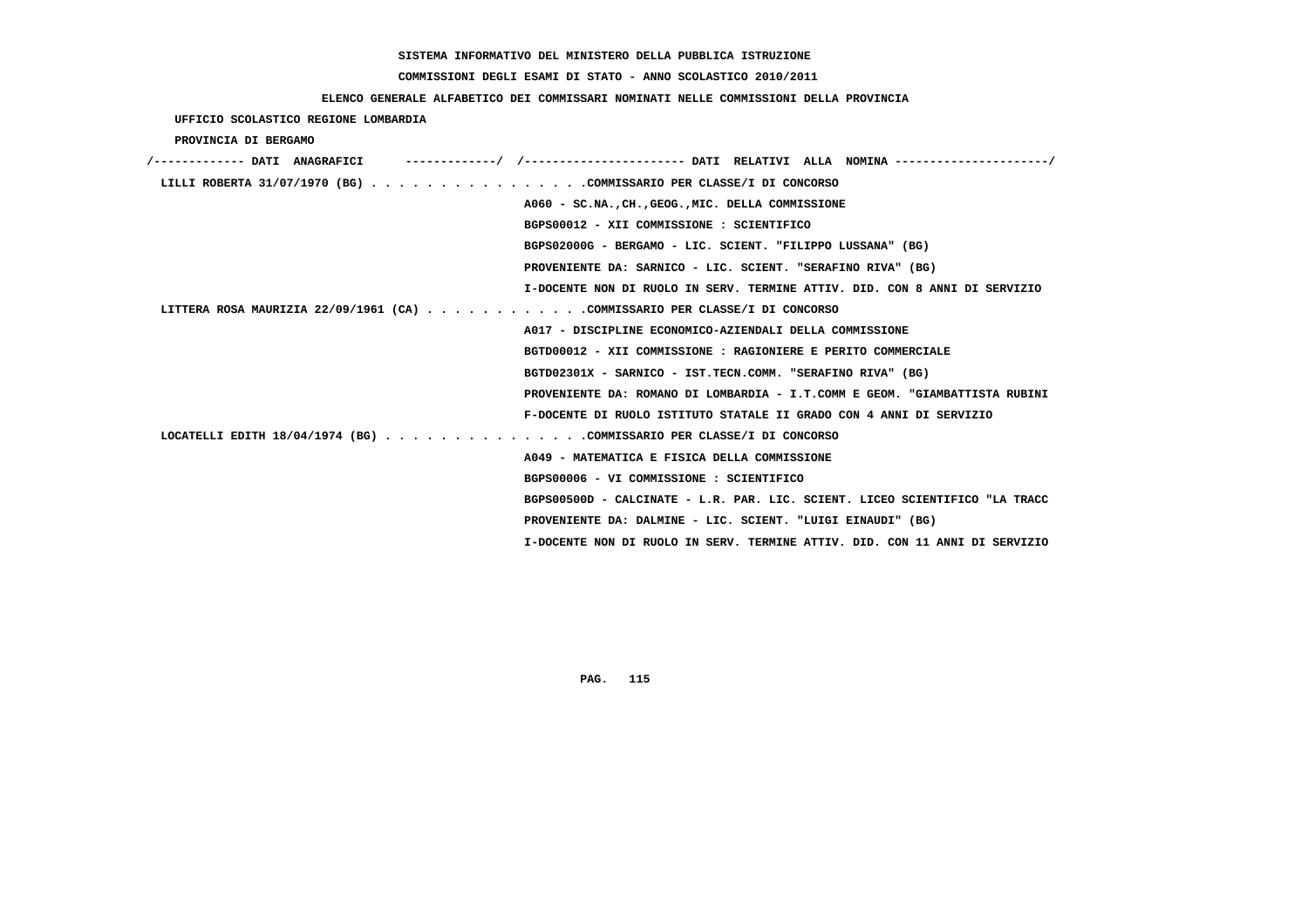SISTEMA INFORMATIVO DEL MINISTERO DELLA PUBBLICA ISTRUZIONE

COMMISSIONI DEGLI ESAMI DI STATO - ANNO SCOLASTICO 2010/2011

ELENCO GENERALE ALFABETICO DEI COMMISSARI NOMINATI NELLE COMMISSIONI DELLA PROVINCIA

UFFICIO SCOLASTICO REGIONE LOMBARDIA

PROVINCIA DI BERGAMO

```
/------------- DATI  ANAGRAFICI      -------------/  /----------------------- DATI  RELATIVI  ALLA  NOMINA ---------------------/
 LILLI ROBERTA 31/07/1970 (BG) . . . . . . . . . . . . . . . .COMMISSARIO PER CLASSE/I DI CONCORSO
                                                    A060 - SC.NA.,CH.,GEOG.,MIC. DELLA COMMISSIONE
                                                    BGPS00012 - XII COMMISSIONE : SCIENTIFICO
                                                    BGPS02000G - BERGAMO - LIC. SCIENT. "FILIPPO LUSSANA" (BG)
                                                    PROVENIENTE DA: SARNICO - LIC. SCIENT. "SERAFINO RIVA" (BG)
                                                    I-DOCENTE NON DI RUOLO IN SERV. TERMINE ATTIV. DID. CON 8 ANNI DI SERVIZIO
 LITTERA ROSA MAURIZIA 22/09/1961 (CA) . . . . . . . . . . . .COMMISSARIO PER CLASSE/I DI CONCORSO
                                                    A017 - DISCIPLINE ECONOMICO-AZIENDALI DELLA COMMISSIONE
                                                    BGTD00012 - XII COMMISSIONE : RAGIONIERE E PERITO COMMERCIALE
                                                    BGTD02301X - SARNICO - IST.TECN.COMM. "SERAFINO RIVA" (BG)
                                                    PROVENIENTE DA: ROMANO DI LOMBARDIA - I.T.COMM E GEOM. "GIAMBATTISTA RUBINI
                                                    F-DOCENTE DI RUOLO ISTITUTO STATALE II GRADO CON 4 ANNI DI SERVIZIO
 LOCATELLI EDITH 18/04/1974 (BG) . . . . . . . . . . . . . . .COMMISSARIO PER CLASSE/I DI CONCORSO
                                                    A049 - MATEMATICA E FISICA DELLA COMMISSIONE
                                                    BGPS00006 - VI COMMISSIONE : SCIENTIFICO
                                                    BGPS00500D - CALCINATE - L.R. PAR. LIC. SCIENT. LICEO SCIENTIFICO "LA TRACC
                                                    PROVENIENTE DA: DALMINE - LIC. SCIENT. "LUIGI EINAUDI" (BG)
                                                    I-DOCENTE NON DI RUOLO IN SERV. TERMINE ATTIV. DID. CON 11 ANNI DI SERVIZIO
```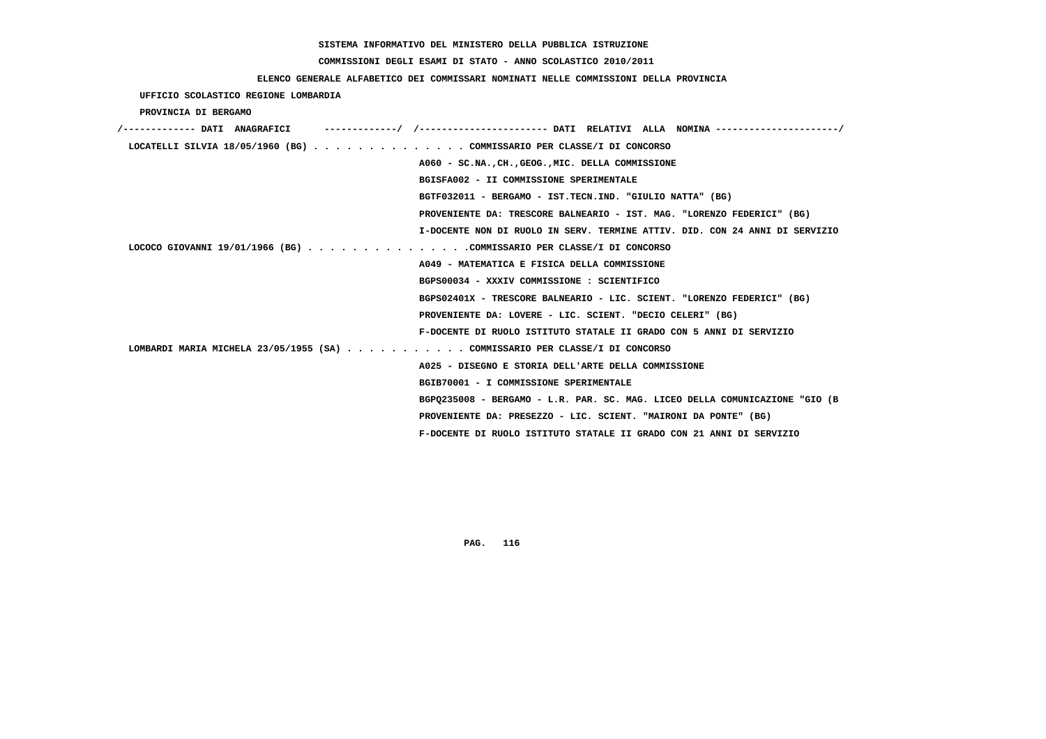SISTEMA INFORMATIVO DEL MINISTERO DELLA PUBBLICA ISTRUZIONE

COMMISSIONI DEGLI ESAMI DI STATO - ANNO SCOLASTICO 2010/2011

ELENCO GENERALE ALFABETICO DEI COMMISSARI NOMINATI NELLE COMMISSIONI DELLA PROVINCIA

UFFICIO SCOLASTICO REGIONE LOMBARDIA

PROVINCIA DI BERGAMO

```
/------------- DATI  ANAGRAFICI      -------------/  /---------------------- DATI  RELATIVI  ALLA  NOMINA ---------------------/
 LOCATELLI SILVIA 18/05/1960 (BG) . . . . . . . . . . . . . . COMMISSARIO PER CLASSE/I DI CONCORSO
                                                    A060 - SC.NA.,CH.,GEOG.,MIC. DELLA COMMISSIONE
                                                    BGISFA002 - II COMMISSIONE SPERIMENTALE
                                                    BGTF032011 - BERGAMO - IST.TECN.IND. "GIULIO NATTA" (BG)
                                                    PROVENIENTE DA: TRESCORE BALNEARIO - IST. MAG. "LORENZO FEDERICI" (BG)
                                                    I-DOCENTE NON DI RUOLO IN SERV. TERMINE ATTIV. DID. CON 24 ANNI DI SERVIZIO
 LOCOCO GIOVANNI 19/01/1966 (BG) . . . . . . . . . . . . . . .COMMISSARIO PER CLASSE/I DI CONCORSO
                                                    A049 - MATEMATICA E FISICA DELLA COMMISSIONE
                                                    BGPS00034 - XXXIV COMMISSIONE : SCIENTIFICO
                                                    BGPS02401X - TRESCORE BALNEARIO - LIC. SCIENT. "LORENZO FEDERICI" (BG)
                                                    PROVENIENTE DA: LOVERE - LIC. SCIENT. "DECIO CELERI" (BG)
                                                    F-DOCENTE DI RUOLO ISTITUTO STATALE II GRADO CON 5 ANNI DI SERVIZIO
 LOMBARDI MARIA MICHELA 23/05/1955 (SA) . . . . . . . . . . . COMMISSARIO PER CLASSE/I DI CONCORSO
                                                    A025 - DISEGNO E STORIA DELL'ARTE DELLA COMMISSIONE
                                                    BGIB70001 - I COMMISSIONE SPERIMENTALE
                                                    BGPQ235008 - BERGAMO - L.R. PAR. SC. MAG. LICEO DELLA COMUNICAZIONE "GIO (B
                                                    PROVENIENTE DA: PRESEZZO - LIC. SCIENT. "MAIRONI DA PONTE" (BG)
                                                    F-DOCENTE DI RUOLO ISTITUTO STATALE II GRADO CON 21 ANNI DI SERVIZIO
```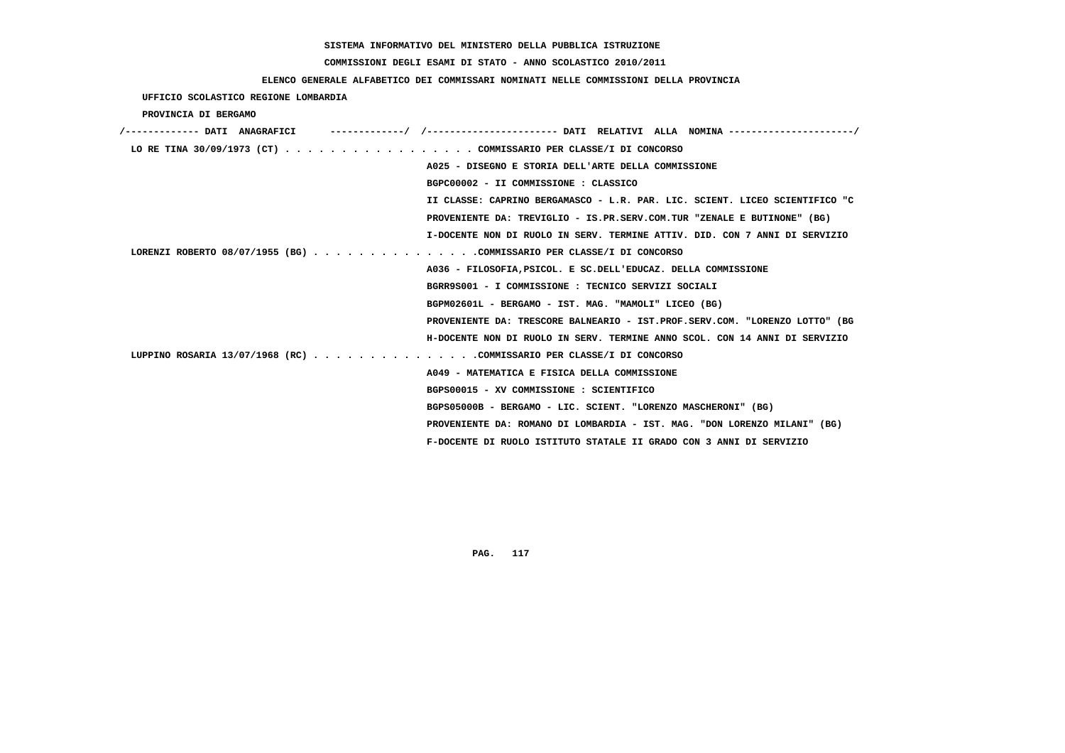SISTEMA INFORMATIVO DEL MINISTERO DELLA PUBBLICA ISTRUZIONE

COMMISSIONI DEGLI ESAMI DI STATO - ANNO SCOLASTICO 2010/2011

ELENCO GENERALE ALFABETICO DEI COMMISSARI NOMINATI NELLE COMMISSIONI DELLA PROVINCIA

UFFICIO SCOLASTICO REGIONE LOMBARDIA

PROVINCIA DI BERGAMO

```
/------------- DATI  ANAGRAFICI      ------------/  /---------------------- DATI  RELATIVI  ALLA  NOMINA ---------------------/
 LO RE TINA 30/09/1973 (CT) . . . . . . . . . . . . . . . . COMMISSARIO PER CLASSE/I DI CONCORSO
                                                    A025 - DISEGNO E STORIA DELL'ARTE DELLA COMMISSIONE
                                                    BGPC00002 - II COMMISSIONE : CLASSICO
                                                    II CLASSE: CAPRINO BERGAMASCO - L.R. PAR. LIC. SCIENT. LICEO SCIENTIFICO "C
                                                    PROVENIENTE DA: TREVIGLIO - IS.PR.SERV.COM.TUR "ZENALE E BUTINONE" (BG)
                                                    I-DOCENTE NON DI RUOLO IN SERV. TERMINE ATTIV. DID. CON 7 ANNI DI SERVIZIO
 LORENZI ROBERTO 08/07/1955 (BG) . . . . . . . . . . . . . .COMMISSARIO PER CLASSE/I DI CONCORSO
                                                    A036 - FILOSOFIA,PSICOL. E SC.DELL'EDUCAZ. DELLA COMMISSIONE
                                                    BGRR9S001 - I COMMISSIONE : TECNICO SERVIZI SOCIALI
                                                    BGPM02601L - BERGAMO - IST. MAG. "MAMOLI" LICEO (BG)
                                                    PROVENIENTE DA: TRESCORE BALNEARIO - IST.PROF.SERV.COM. "LORENZO LOTTO" (BG
                                                    H-DOCENTE NON DI RUOLO IN SERV. TERMINE ANNO SCOL. CON 14 ANNI DI SERVIZIO
 LUPPINO ROSARIA 13/07/1968 (RC) . . . . . . . . . . . . . .COMMISSARIO PER CLASSE/I DI CONCORSO
                                                    A049 - MATEMATICA E FISICA DELLA COMMISSIONE
                                                    BGPS00015 - XV COMMISSIONE : SCIENTIFICO
                                                    BGPS05000B - BERGAMO - LIC. SCIENT. "LORENZO MASCHERONI" (BG)
                                                    PROVENIENTE DA: ROMANO DI LOMBARDIA - IST. MAG. "DON LORENZO MILANI" (BG)
                                                    F-DOCENTE DI RUOLO ISTITUTO STATALE II GRADO CON 3 ANNI DI SERVIZIO
```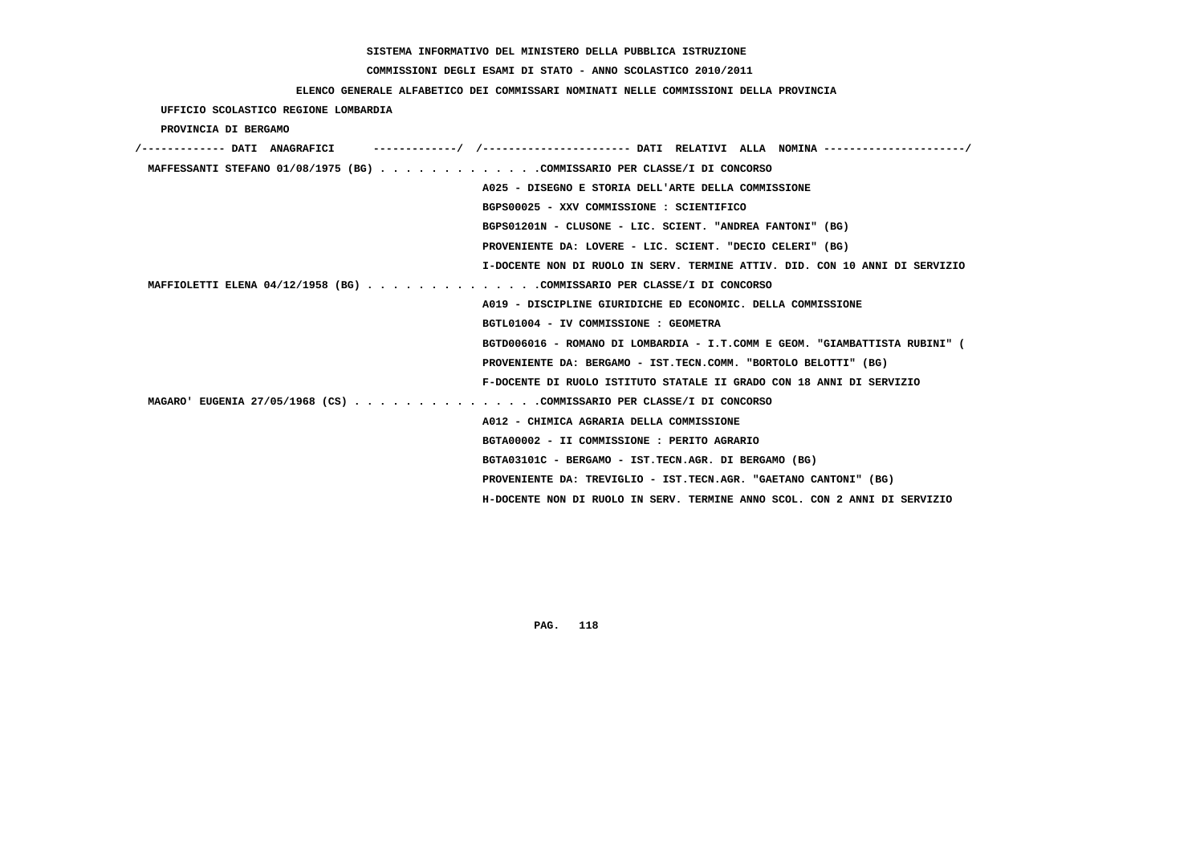**SISTEMA INFORMATIVO DEL MINISTERO DELLA PUBBLICA ISTRUZIONE**

**COMMISSIONI DEGLI ESAMI DI STATO - ANNO SCOLASTICO 2010/2011**

**ELENCO GENERALE ALFABETICO DEI COMMISSARI NOMINATI NELLE COMMISSIONI DELLA PROVINCIA**

**UFFICIO SCOLASTICO REGIONE LOMBARDIA**

**PROVINCIA DI BERGAMO**

```
/------------- DATI  ANAGRAFICI      -------------/  /----------------------- DATI  RELATIVI  ALLA  NOMINA ---------------------/
 MAFFESSANTI STEFANO 01/08/1975 (BG) . . . . . . . . . . . . .COMMISSARIO PER CLASSE/I DI CONCORSO
                                                     A025 - DISEGNO E STORIA DELL'ARTE DELLA COMMISSIONE
                                                     BGPS00025 - XXV COMMISSIONE : SCIENTIFICO
                                                     BGPS01201N - CLUSONE - LIC. SCIENT. "ANDREA FANTONI" (BG)
                                                     PROVENIENTE DA: LOVERE - LIC. SCIENT. "DECIO CELERI" (BG)
                                                     I-DOCENTE NON DI RUOLO IN SERV. TERMINE ATTIV. DID. CON 10 ANNI DI SERVIZIO
 MAFFIOLETTI ELENA 04/12/1958 (BG) . . . . . . . . . . . . . .COMMISSARIO PER CLASSE/I DI CONCORSO
                                                     A019 - DISCIPLINE GIURIDICHE ED ECONOMIC. DELLA COMMISSIONE
                                                     BGTL01004 - IV COMMISSIONE : GEOMETRA
                                                     BGTD006016 - ROMANO DI LOMBARDIA - I.T.COMM E GEOM. "GIAMBATTISTA RUBINI" (
                                                     PROVENIENTE DA: BERGAMO - IST.TECN.COMM. "BORTOLO BELOTTI" (BG)
                                                     F-DOCENTE DI RUOLO ISTITUTO STATALE II GRADO CON 18 ANNI DI SERVIZIO
 MAGARO' EUGENIA 27/05/1968 (CS) . . . . . . . . . . . . . . .COMMISSARIO PER CLASSE/I DI CONCORSO
                                                     A012 - CHIMICA AGRARIA DELLA COMMISSIONE
                                                     BGTA00002 - II COMMISSIONE : PERITO AGRARIO
                                                     BGTA03101C - BERGAMO - IST.TECN.AGR. DI BERGAMO (BG)
                                                     PROVENIENTE DA: TREVIGLIO - IST.TECN.AGR. "GAETANO CANTONI" (BG)
                                                     H-DOCENTE NON DI RUOLO IN SERV. TERMINE ANNO SCOL. CON 2 ANNI DI SERVIZIO
```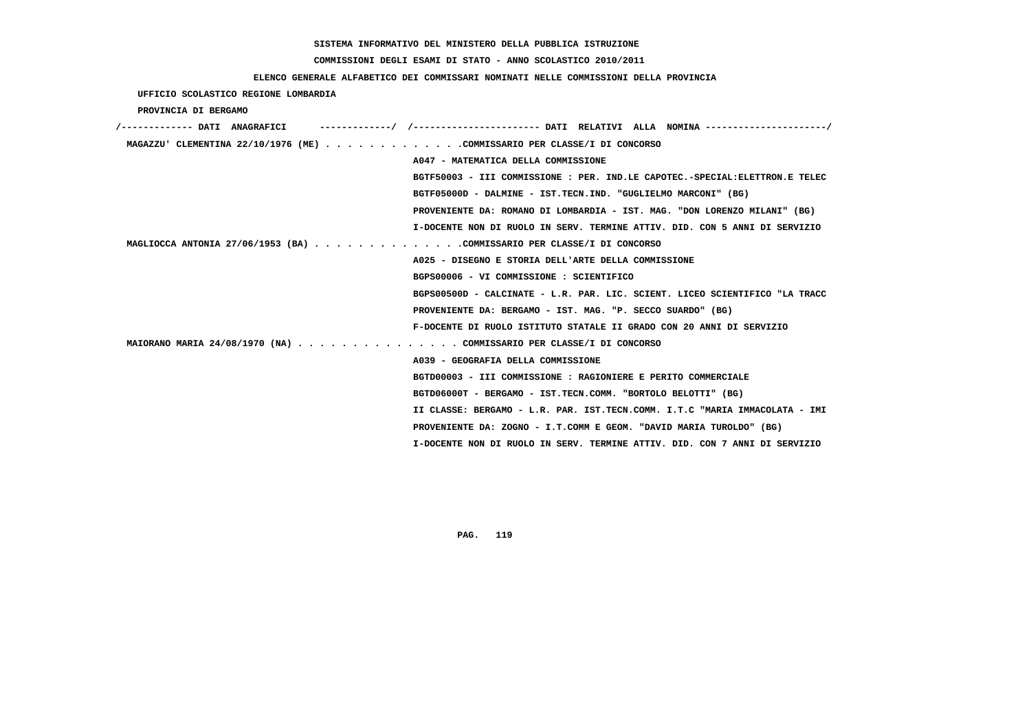SISTEMA INFORMATIVO DEL MINISTERO DELLA PUBBLICA ISTRUZIONE

COMMISSIONI DEGLI ESAMI DI STATO - ANNO SCOLASTICO 2010/2011

ELENCO GENERALE ALFABETICO DEI COMMISSARI NOMINATI NELLE COMMISSIONI DELLA PROVINCIA

UFFICIO SCOLASTICO REGIONE LOMBARDIA

PROVINCIA DI BERGAMO

```
/------------- DATI  ANAGRAFICI      ------------/  /---------------------- DATI  RELATIVI  ALLA  NOMINA ---------------------/
 MAGAZZU' CLEMENTINA 22/10/1976 (ME) . . . . . . . . . . . . .COMMISSARIO PER CLASSE/I DI CONCORSO
                                                    A047 - MATEMATICA DELLA COMMISSIONE
                                                    BGTF50003 - III COMMISSIONE : PER. IND.LE CAPOTEC.-SPECIAL:ELETTRON.E TELEC
                                                    BGTF05000D - DALMINE - IST.TECN.IND. "GUGLIELMO MARCONI" (BG)
                                                    PROVENIENTE DA: ROMANO DI LOMBARDIA - IST. MAG. "DON LORENZO MILANI" (BG)
                                                    I-DOCENTE NON DI RUOLO IN SERV. TERMINE ATTIV. DID. CON 5 ANNI DI SERVIZIO
 MAGLIOCCA ANTONIA 27/06/1953 (BA) . . . . . . . . . . . . . .COMMISSARIO PER CLASSE/I DI CONCORSO
                                                    A025 - DISEGNO E STORIA DELL'ARTE DELLA COMMISSIONE
                                                    BGPS00006 - VI COMMISSIONE : SCIENTIFICO
                                                    BGPS00500D - CALCINATE - L.R. PAR. LIC. SCIENT. LICEO SCIENTIFICO "LA TRACC
                                                    PROVENIENTE DA: BERGAMO - IST. MAG. "P. SECCO SUARDO" (BG)
                                                    F-DOCENTE DI RUOLO ISTITUTO STATALE II GRADO CON 20 ANNI DI SERVIZIO
 MAIORANO MARIA 24/08/1970 (NA) . . . . . . . . . . . . . . . COMMISSARIO PER CLASSE/I DI CONCORSO
                                                    A039 - GEOGRAFIA DELLA COMMISSIONE
                                                    BGTD00003 - III COMMISSIONE : RAGIONIERE E PERITO COMMERCIALE
                                                    BGTD06000T - BERGAMO - IST.TECN.COMM. "BORTOLO BELOTTI" (BG)
                                                    II CLASSE: BERGAMO - L.R. PAR. IST.TECN.COMM. I.T.C "MARIA IMMACOLATA - IMI
                                                    PROVENIENTE DA: ZOGNO - I.T.COMM E GEOM. "DAVID MARIA TUROLDO" (BG)
                                                    I-DOCENTE NON DI RUOLO IN SERV. TERMINE ATTIV. DID. CON 7 ANNI DI SERVIZIO
```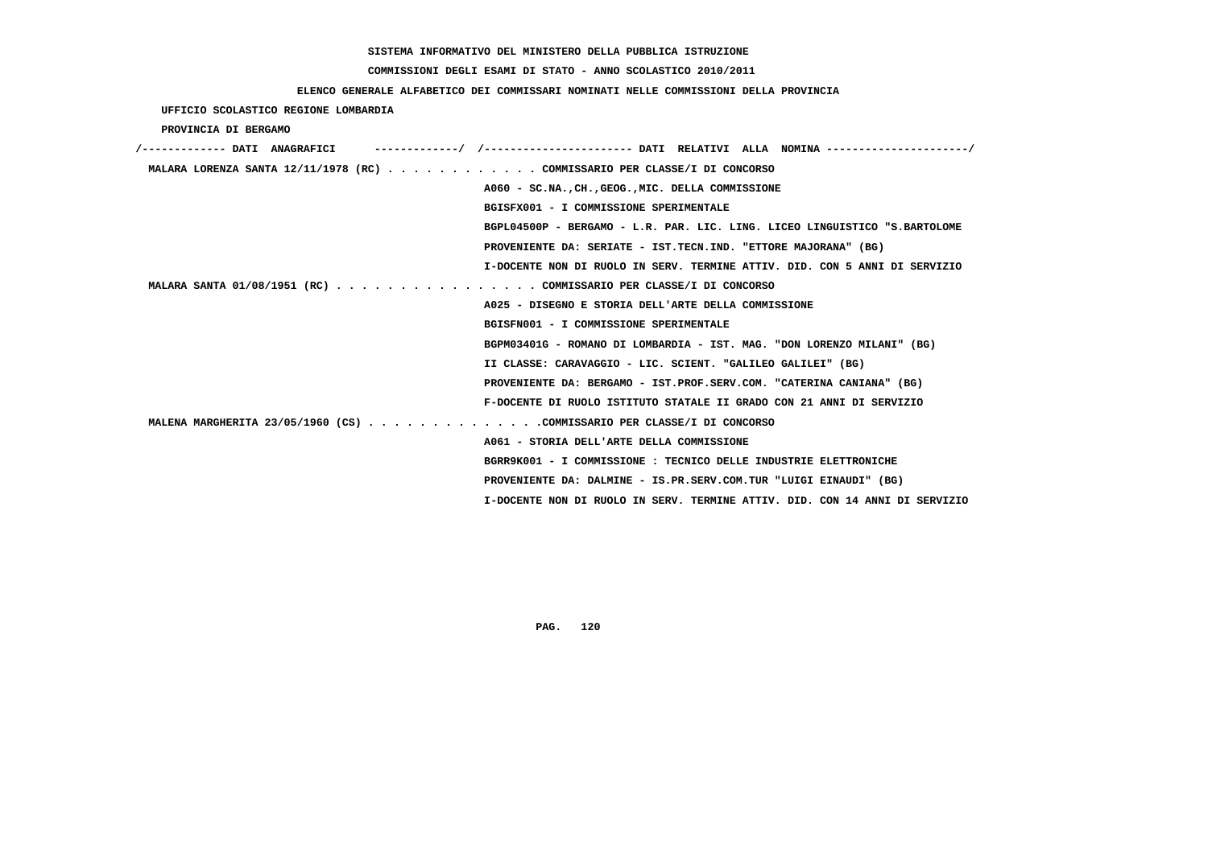SISTEMA INFORMATIVO DEL MINISTERO DELLA PUBBLICA ISTRUZIONE

COMMISSIONI DEGLI ESAMI DI STATO - ANNO SCOLASTICO 2010/2011

ELENCO GENERALE ALFABETICO DEI COMMISSARI NOMINATI NELLE COMMISSIONI DELLA PROVINCIA

UFFICIO SCOLASTICO REGIONE LOMBARDIA

PROVINCIA DI BERGAMO

```
/------------- DATI  ANAGRAFICI      -------------/  /---------------------- DATI  RELATIVI  ALLA  NOMINA ---------------------/
 MALARA LORENZA SANTA 12/11/1978 (RC) . . . . . . . . . . . . COMMISSARIO PER CLASSE/I DI CONCORSO
                                                      A060 - SC.NA.,CH.,GEOG.,MIC. DELLA COMMISSIONE
                                                      BGISFX001 - I COMMISSIONE SPERIMENTALE
                                                      BGPL04500P - BERGAMO - L.R. PAR. LIC. LING. LICEO LINGUISTICO "S.BARTOLOME
                                                      PROVENIENTE DA: SERIATE - IST.TECN.IND. "ETTORE MAJORANA" (BG)
                                                      I-DOCENTE NON DI RUOLO IN SERV. TERMINE ATTIV. DID. CON 5 ANNI DI SERVIZIO
 MALARA SANTA 01/08/1951 (RC) . . . . . . . . . . . . . . . . COMMISSARIO PER CLASSE/I DI CONCORSO
                                                      A025 - DISEGNO E STORIA DELL'ARTE DELLA COMMISSIONE
                                                      BGISFN001 - I COMMISSIONE SPERIMENTALE
                                                      BGPM03401G - ROMANO DI LOMBARDIA - IST. MAG. "DON LORENZO MILANI" (BG)
                                                      II CLASSE: CARAVAGGIO - LIC. SCIENT. "GALILEO GALILEI" (BG)
                                                      PROVENIENTE DA: BERGAMO - IST.PROF.SERV.COM. "CATERINA CANIANA" (BG)
                                                      F-DOCENTE DI RUOLO ISTITUTO STATALE II GRADO CON 21 ANNI DI SERVIZIO
 MALENA MARGHERITA 23/05/1960 (CS) . . . . . . . . . . . . . .COMMISSARIO PER CLASSE/I DI CONCORSO
                                                      A061 - STORIA DELL'ARTE DELLA COMMISSIONE
                                                      BGRR9K001 - I COMMISSIONE : TECNICO DELLE INDUSTRIE ELETTRONICHE
                                                      PROVENIENTE DA: DALMINE - IS.PR.SERV.COM.TUR "LUIGI EINAUDI" (BG)
                                                      I-DOCENTE NON DI RUOLO IN SERV. TERMINE ATTIV. DID. CON 14 ANNI DI SERVIZIO
```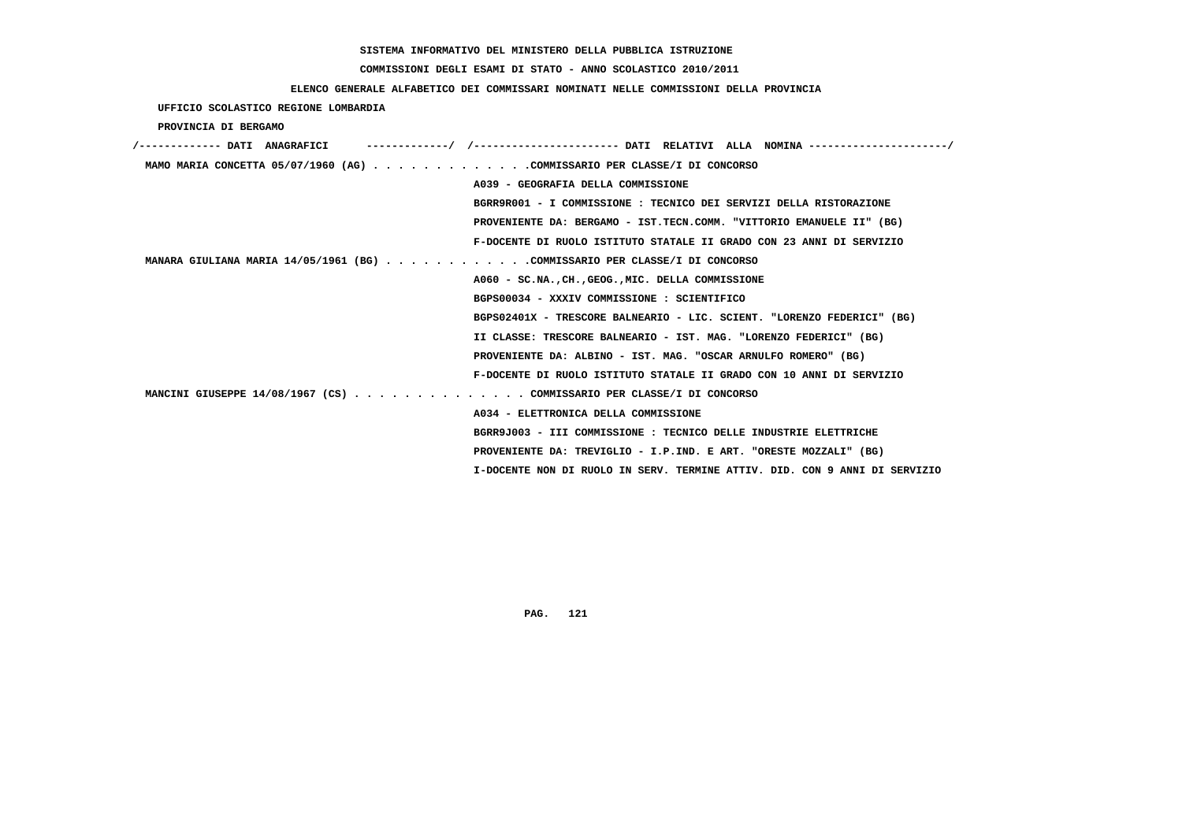SISTEMA INFORMATIVO DEL MINISTERO DELLA PUBBLICA ISTRUZIONE

COMMISSIONI DEGLI ESAMI DI STATO - ANNO SCOLASTICO 2010/2011

ELENCO GENERALE ALFABETICO DEI COMMISSARI NOMINATI NELLE COMMISSIONI DELLA PROVINCIA

UFFICIO SCOLASTICO REGIONE LOMBARDIA

PROVINCIA DI BERGAMO

/------------- DATI ANAGRAFICI -------------/ /---------------------- DATI RELATIVI ALLA NOMINA ---------------------/

MAMO MARIA CONCETTA 05/07/1960 (AG) . . . . . . . . . . . . .COMMISSARIO PER CLASSE/I DI CONCORSO
A039 - GEOGRAFIA DELLA COMMISSIONE
BGRR9R001 - I COMMISSIONE : TECNICO DEI SERVIZI DELLA RISTORAZIONE
PROVENIENTE DA: BERGAMO - IST.TECN.COMM. "VITTORIO EMANUELE II" (BG)
F-DOCENTE DI RUOLO ISTITUTO STATALE II GRADO CON 23 ANNI DI SERVIZIO

MANARA GIULIANA MARIA 14/05/1961 (BG) . . . . . . . . . . . .COMMISSARIO PER CLASSE/I DI CONCORSO
A060 - SC.NA.,CH.,GEOG.,MIC. DELLA COMMISSIONE
BGPS00034 - XXXIV COMMISSIONE : SCIENTIFICO
BGPS02401X - TRESCORE BALNEARIO - LIC. SCIENT. "LORENZO FEDERICI" (BG)
II CLASSE: TRESCORE BALNEARIO - IST. MAG. "LORENZO FEDERICI" (BG)
PROVENIENTE DA: ALBINO - IST. MAG. "OSCAR ARNULFO ROMERO" (BG)
F-DOCENTE DI RUOLO ISTITUTO STATALE II GRADO CON 10 ANNI DI SERVIZIO

MANCINI GIUSEPPE 14/08/1967 (CS) . . . . . . . . . . . . . . COMMISSARIO PER CLASSE/I DI CONCORSO
A034 - ELETTRONICA DELLA COMMISSIONE
BGRR9J003 - III COMMISSIONE : TECNICO DELLE INDUSTRIE ELETTRICHE
PROVENIENTE DA: TREVIGLIO - I.P.IND. E ART. "ORESTE MOZZALI" (BG)
I-DOCENTE NON DI RUOLO IN SERV. TERMINE ATTIV. DID. CON 9 ANNI DI SERVIZIO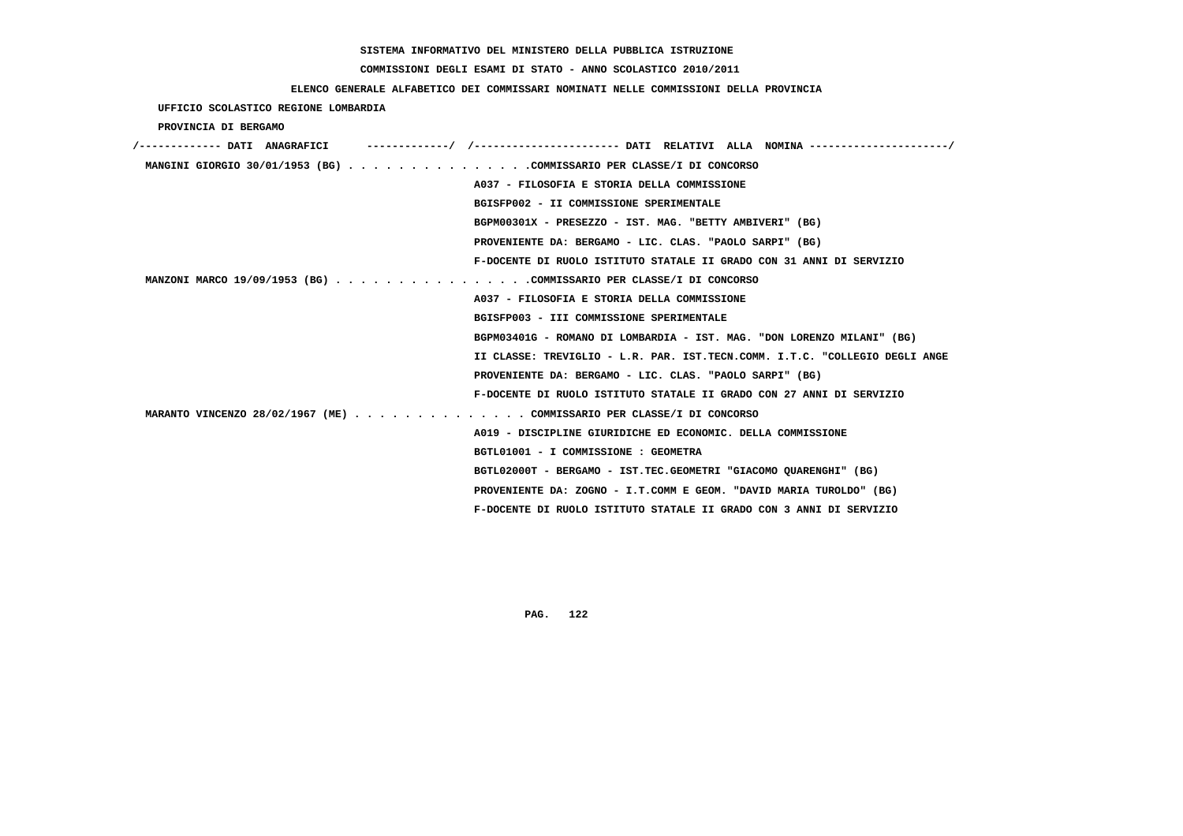SISTEMA INFORMATIVO DEL MINISTERO DELLA PUBBLICA ISTRUZIONE

COMMISSIONI DEGLI ESAMI DI STATO - ANNO SCOLASTICO 2010/2011

ELENCO GENERALE ALFABETICO DEI COMMISSARI NOMINATI NELLE COMMISSIONI DELLA PROVINCIA

UFFICIO SCOLASTICO REGIONE LOMBARDIA

PROVINCIA DI BERGAMO

/------------- DATI ANAGRAFICI -------------/ /---------------------- DATI RELATIVI ALLA NOMINA ---------------------/

MANGINI GIORGIO 30/01/1953 (BG) . . . . . . . . . . . . . . .COMMISSARIO PER CLASSE/I DI CONCORSO

A037 - FILOSOFIA E STORIA DELLA COMMISSIONE

BGISFP002 - II COMMISSIONE SPERIMENTALE

BGPM00301X - PRESEZZO - IST. MAG. "BETTY AMBIVERI" (BG)

PROVENIENTE DA: BERGAMO - LIC. CLAS. "PAOLO SARPI" (BG)

F-DOCENTE DI RUOLO ISTITUTO STATALE II GRADO CON 31 ANNI DI SERVIZIO

MANZONI MARCO 19/09/1953 (BG) . . . . . . . . . . . . . . . .COMMISSARIO PER CLASSE/I DI CONCORSO

A037 - FILOSOFIA E STORIA DELLA COMMISSIONE

BGISFP003 - III COMMISSIONE SPERIMENTALE

BGPM03401G - ROMANO DI LOMBARDIA - IST. MAG. "DON LORENZO MILANI" (BG)

II CLASSE: TREVIGLIO - L.R. PAR. IST.TECN.COMM. I.T.C. "COLLEGIO DEGLI ANGE

PROVENIENTE DA: BERGAMO - LIC. CLAS. "PAOLO SARPI" (BG)

F-DOCENTE DI RUOLO ISTITUTO STATALE II GRADO CON 27 ANNI DI SERVIZIO

MARANTO VINCENZO 28/02/1967 (ME) . . . . . . . . . . . . . . COMMISSARIO PER CLASSE/I DI CONCORSO

A019 - DISCIPLINE GIURIDICHE ED ECONOMIC. DELLA COMMISSIONE

BGTL01001 - I COMMISSIONE : GEOMETRA

BGTL02000T - BERGAMO - IST.TEC.GEOMETRI "GIACOMO QUARENGHI" (BG)

PROVENIENTE DA: ZOGNO - I.T.COMM E GEOM. "DAVID MARIA TUROLDO" (BG)

F-DOCENTE DI RUOLO ISTITUTO STATALE II GRADO CON 3 ANNI DI SERVIZIO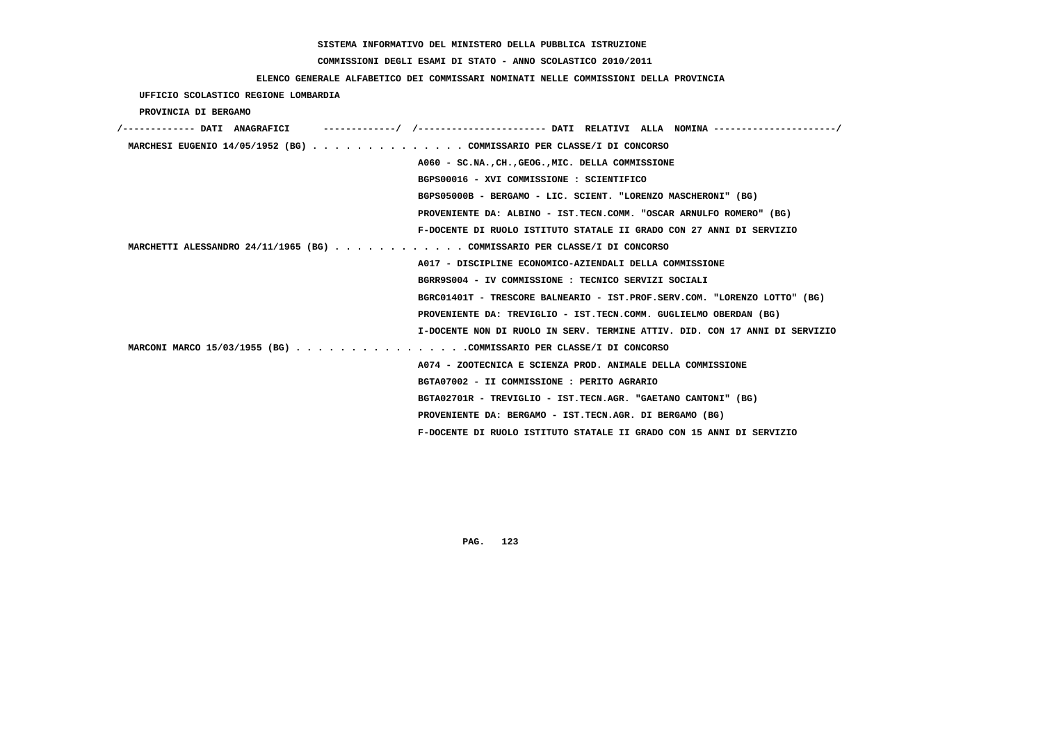**SISTEMA INFORMATIVO DEL MINISTERO DELLA PUBBLICA ISTRUZIONE**

**COMMISSIONI DEGLI ESAMI DI STATO - ANNO SCOLASTICO 2010/2011**

**ELENCO GENERALE ALFABETICO DEI COMMISSARI NOMINATI NELLE COMMISSIONI DELLA PROVINCIA**

UFFICIO SCOLASTICO REGIONE LOMBARDIA

PROVINCIA DI BERGAMO

```
/------------- DATI  ANAGRAFICI      -------------/  /----------------------- DATI  RELATIVI  ALLA  NOMINA ----------------------/
 MARCHESI EUGENIO 14/05/1952 (BG) . . . . . . . . . . . . . . COMMISSARIO PER CLASSE/I DI CONCORSO
                                                    A060 - SC.NA.,CH.,GEOG.,MIC. DELLA COMMISSIONE
                                                    BGPS00016 - XVI COMMISSIONE : SCIENTIFICO
                                                    BGPS05000B - BERGAMO - LIC. SCIENT. "LORENZO MASCHERONI" (BG)
                                                    PROVENIENTE DA: ALBINO - IST.TECN.COMM. "OSCAR ARNULFO ROMERO" (BG)
                                                    F-DOCENTE DI RUOLO ISTITUTO STATALE II GRADO CON 27 ANNI DI SERVIZIO
 MARCHETTI ALESSANDRO 24/11/1965 (BG) . . . . . . . . . . . . COMMISSARIO PER CLASSE/I DI CONCORSO
                                                    A017 - DISCIPLINE ECONOMICO-AZIENDALI DELLA COMMISSIONE
                                                    BGRR9S004 - IV COMMISSIONE : TECNICO SERVIZI SOCIALI
                                                    BGRC01401T - TRESCORE BALNEARIO - IST.PROF.SERV.COM. "LORENZO LOTTO" (BG)
                                                    PROVENIENTE DA: TREVIGLIO - IST.TECN.COMM. GUGLIELMO OBERDAN (BG)
                                                    I-DOCENTE NON DI RUOLO IN SERV. TERMINE ATTIV. DID. CON 17 ANNI DI SERVIZIO
 MARCONI MARCO 15/03/1955 (BG) . . . . . . . . . . . . . . . .COMMISSARIO PER CLASSE/I DI CONCORSO
                                                    A074 - ZOOTECNICA E SCIENZA PROD. ANIMALE DELLA COMMISSIONE
                                                    BGTA07002 - II COMMISSIONE : PERITO AGRARIO
                                                    BGTA02701R - TREVIGLIO - IST.TECN.AGR. "GAETANO CANTONI" (BG)
                                                    PROVENIENTE DA: BERGAMO - IST.TECN.AGR. DI BERGAMO (BG)
                                                    F-DOCENTE DI RUOLO ISTITUTO STATALE II GRADO CON 15 ANNI DI SERVIZIO
```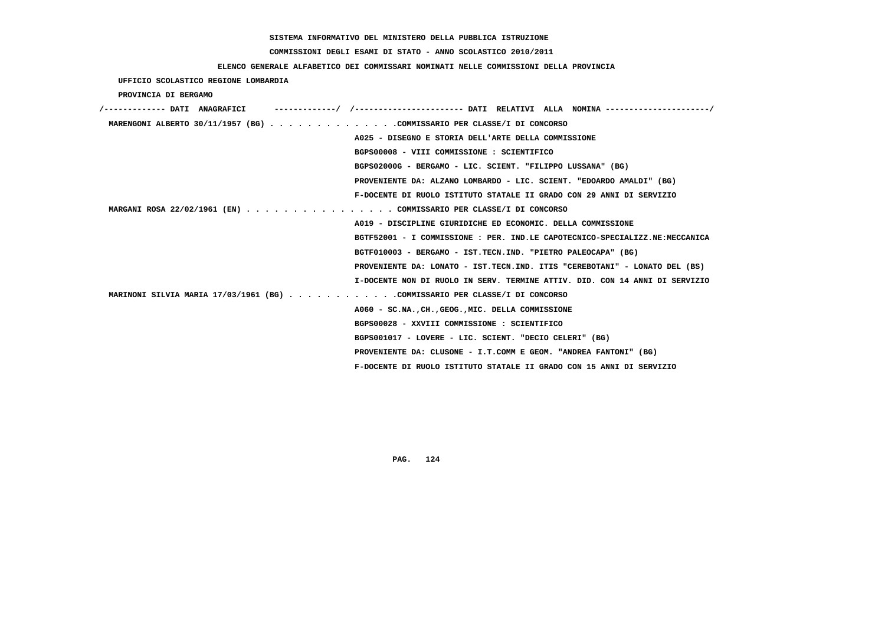**SISTEMA INFORMATIVO DEL MINISTERO DELLA PUBBLICA ISTRUZIONE**

**COMMISSIONI DEGLI ESAMI DI STATO - ANNO SCOLASTICO 2010/2011**

**ELENCO GENERALE ALFABETICO DEI COMMISSARI NOMINATI NELLE COMMISSIONI DELLA PROVINCIA**

**UFFICIO SCOLASTICO REGIONE LOMBARDIA**

**PROVINCIA DI BERGAMO**

/------------- DATI ANAGRAFICI -------------/ /---------------------- DATI RELATIVI ALLA NOMINA ---------------------/

**MARENGONI ALBERTO 30/11/1957 (BG)** . . . . . . . . . . . . . .COMMISSARIO PER CLASSE/I DI CONCORSO

A025 - DISEGNO E STORIA DELL'ARTE DELLA COMMISSIONE
BGPS00008 - VIII COMMISSIONE : SCIENTIFICO
BGPS02000G - BERGAMO - LIC. SCIENT. "FILIPPO LUSSANA" (BG)
PROVENIENTE DA: ALZANO LOMBARDO - LIC. SCIENT. "EDOARDO AMALDI" (BG)
F-DOCENTE DI RUOLO ISTITUTO STATALE II GRADO CON 29 ANNI DI SERVIZIO

**MARGANI ROSA 22/02/1961 (EN)** . . . . . . . . . . . . . . . . COMMISSARIO PER CLASSE/I DI CONCORSO

A019 - DISCIPLINE GIURIDICHE ED ECONOMIC. DELLA COMMISSIONE
BGTF52001 - I COMMISSIONE : PER. IND.LE CAPOTECNICO-SPECIALIZZ.NE:MECCANICA
BGTF010003 - BERGAMO - IST.TECN.IND. "PIETRO PALEOCAPA" (BG)
PROVENIENTE DA: LONATO - IST.TECN.IND. ITIS "CEREBOTANI" - LONATO DEL (BS)
I-DOCENTE NON DI RUOLO IN SERV. TERMINE ATTIV. DID. CON 14 ANNI DI SERVIZIO

**MARINONI SILVIA MARIA 17/03/1961 (BG)** . . . . . . . . . . . .COMMISSARIO PER CLASSE/I DI CONCORSO

A060 - SC.NA.,CH.,GEOG.,MIC. DELLA COMMISSIONE
BGPS00028 - XXVIII COMMISSIONE : SCIENTIFICO
BGPS001017 - LOVERE - LIC. SCIENT. "DECIO CELERI" (BG)
PROVENIENTE DA: CLUSONE - I.T.COMM E GEOM. "ANDREA FANTONI" (BG)
F-DOCENTE DI RUOLO ISTITUTO STATALE II GRADO CON 15 ANNI DI SERVIZIO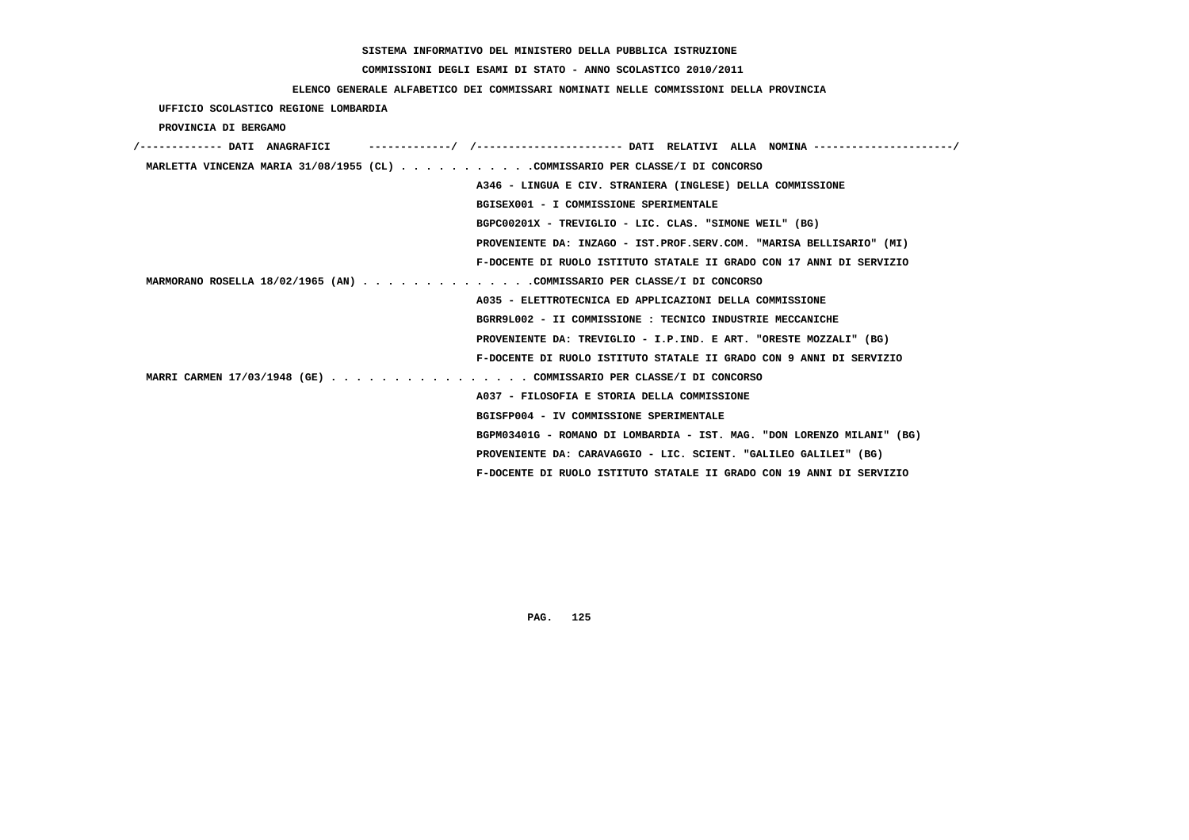SISTEMA INFORMATIVO DEL MINISTERO DELLA PUBBLICA ISTRUZIONE

COMMISSIONI DEGLI ESAMI DI STATO - ANNO SCOLASTICO 2010/2011

ELENCO GENERALE ALFABETICO DEI COMMISSARI NOMINATI NELLE COMMISSIONI DELLA PROVINCIA

UFFICIO SCOLASTICO REGIONE LOMBARDIA

PROVINCIA DI BERGAMO

```
/------------- DATI  ANAGRAFICI      -------------/  /----------------------- DATI  RELATIVI  ALLA  NOMINA ----------------------/
 MARLETTA VINCENZA MARIA 31/08/1955 (CL) . . . . . . . . . . .COMMISSARIO PER CLASSE/I DI CONCORSO
                                                       A346 - LINGUA E CIV. STRANIERA (INGLESE) DELLA COMMISSIONE
                                                       BGISEX001 - I COMMISSIONE SPERIMENTALE
                                                       BGPC00201X - TREVIGLIO - LIC. CLAS. "SIMONE WEIL" (BG)
                                                       PROVENIENTE DA: INZAGO - IST.PROF.SERV.COM. "MARISA BELLISARIO" (MI)
                                                       F-DOCENTE DI RUOLO ISTITUTO STATALE II GRADO CON 17 ANNI DI SERVIZIO
 MARMORANO ROSELLA 18/02/1965 (AN) . . . . . . . . . . . . . .COMMISSARIO PER CLASSE/I DI CONCORSO
                                                       A035 - ELETTROTECNICA ED APPLICAZIONI DELLA COMMISSIONE
                                                       BGRR9L002 - II COMMISSIONE : TECNICO INDUSTRIE MECCANICHE
                                                       PROVENIENTE DA: TREVIGLIO - I.P.IND. E ART. "ORESTE MOZZALI" (BG)
                                                       F-DOCENTE DI RUOLO ISTITUTO STATALE II GRADO CON 9 ANNI DI SERVIZIO
 MARRI CARMEN 17/03/1948 (GE) . . . . . . . . . . . . . . . . COMMISSARIO PER CLASSE/I DI CONCORSO
                                                       A037 - FILOSOFIA E STORIA DELLA COMMISSIONE
                                                       BGISFP004 - IV COMMISSIONE SPERIMENTALE
                                                       BGPM03401G - ROMANO DI LOMBARDIA - IST. MAG. "DON LORENZO MILANI" (BG)
                                                       PROVENIENTE DA: CARAVAGGIO - LIC. SCIENT. "GALILEO GALILEI" (BG)
                                                       F-DOCENTE DI RUOLO ISTITUTO STATALE II GRADO CON 19 ANNI DI SERVIZIO
```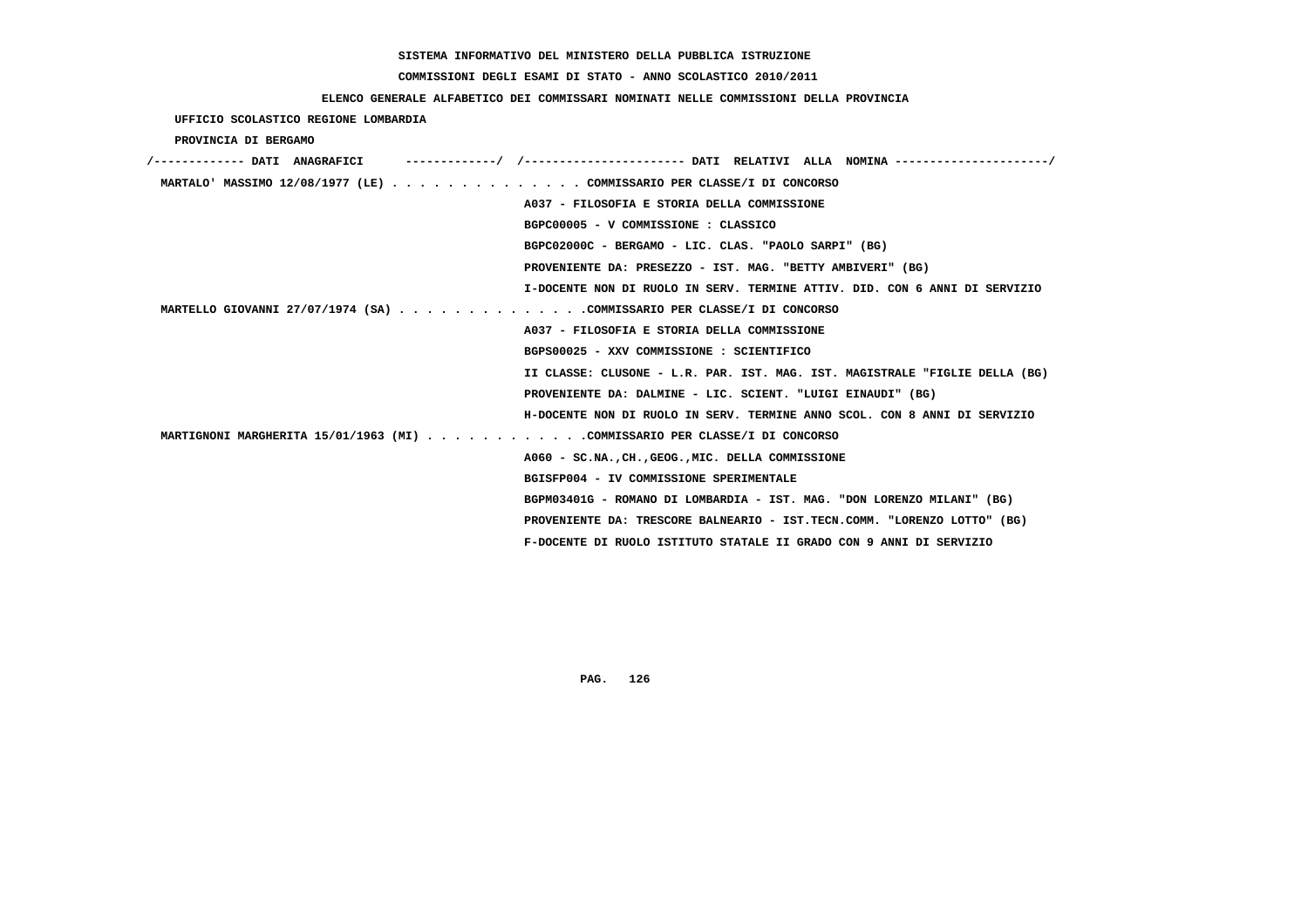SISTEMA INFORMATIVO DEL MINISTERO DELLA PUBBLICA ISTRUZIONE

COMMISSIONI DEGLI ESAMI DI STATO - ANNO SCOLASTICO 2010/2011

ELENCO GENERALE ALFABETICO DEI COMMISSARI NOMINATI NELLE COMMISSIONI DELLA PROVINCIA

UFFICIO SCOLASTICO REGIONE LOMBARDIA

PROVINCIA DI BERGAMO

```
/------------- DATI  ANAGRAFICI      -------------/  /----------------------- DATI  RELATIVI  ALLA  NOMINA ---------------------/
 MARTALO' MASSIMO 12/08/1977 (LE) . . . . . . . . . . . . . . COMMISSARIO PER CLASSE/I DI CONCORSO
                                                   A037 - FILOSOFIA E STORIA DELLA COMMISSIONE
                                                   BGPC00005 - V COMMISSIONE : CLASSICO
                                                   BGPC02000C - BERGAMO - LIC. CLAS. "PAOLO SARPI" (BG)
                                                   PROVENIENTE DA: PRESEZZO - IST. MAG. "BETTY AMBIVERI" (BG)
                                                   I-DOCENTE NON DI RUOLO IN SERV. TERMINE ATTIV. DID. CON 6 ANNI DI SERVIZIO
 MARTELLO GIOVANNI 27/07/1974 (SA) . . . . . . . . . . . . . .COMMISSARIO PER CLASSE/I DI CONCORSO
                                                   A037 - FILOSOFIA E STORIA DELLA COMMISSIONE
                                                   BGPS00025 - XXV COMMISSIONE : SCIENTIFICO
                                                   II CLASSE: CLUSONE - L.R. PAR. IST. MAG. IST. MAGISTRALE "FIGLIE DELLA (BG)
                                                   PROVENIENTE DA: DALMINE - LIC. SCIENT. "LUIGI EINAUDI" (BG)
                                                   H-DOCENTE NON DI RUOLO IN SERV. TERMINE ANNO SCOL. CON 8 ANNI DI SERVIZIO
 MARTIGNONI MARGHERITA 15/01/1963 (MI) . . . . . . . . . . . .COMMISSARIO PER CLASSE/I DI CONCORSO
                                                   A060 - SC.NA.,CH.,GEOG.,MIC. DELLA COMMISSIONE
                                                   BGISFP004 - IV COMMISSIONE SPERIMENTALE
                                                   BGPM03401G - ROMANO DI LOMBARDIA - IST. MAG. "DON LORENZO MILANI" (BG)
                                                   PROVENIENTE DA: TRESCORE BALNEARIO - IST.TECN.COMM. "LORENZO LOTTO" (BG)
                                                   F-DOCENTE DI RUOLO ISTITUTO STATALE II GRADO CON 9 ANNI DI SERVIZIO
```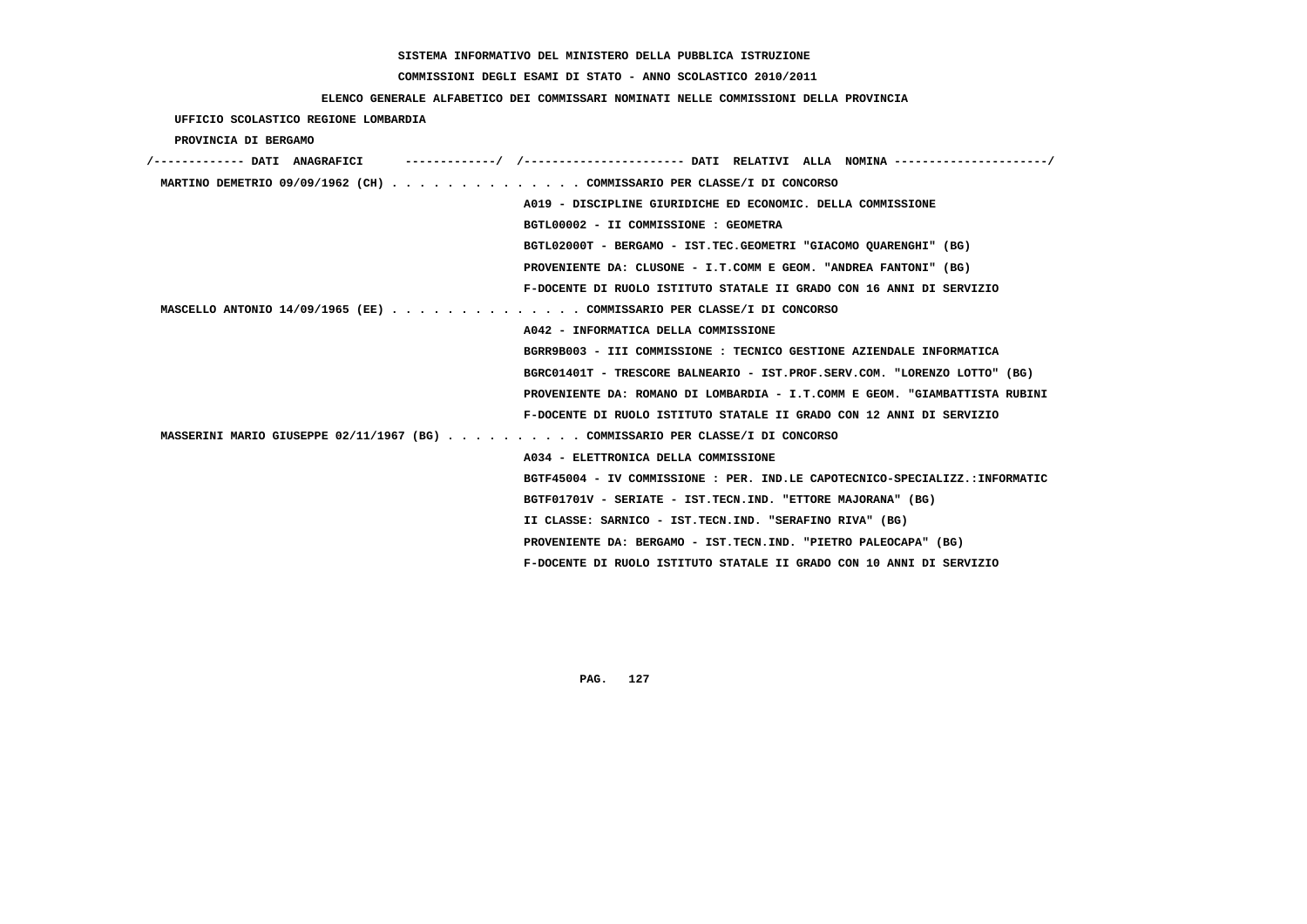SISTEMA INFORMATIVO DEL MINISTERO DELLA PUBBLICA ISTRUZIONE

COMMISSIONI DEGLI ESAMI DI STATO - ANNO SCOLASTICO 2010/2011

ELENCO GENERALE ALFABETICO DEI COMMISSARI NOMINATI NELLE COMMISSIONI DELLA PROVINCIA

UFFICIO SCOLASTICO REGIONE LOMBARDIA

PROVINCIA DI BERGAMO

```
/------------- DATI  ANAGRAFICI      -------------/  /----------------------- DATI  RELATIVI  ALLA  NOMINA ---------------------/
 MARTINO DEMETRIO 09/09/1962 (CH) . . . . . . . . . . . . . . COMMISSARIO PER CLASSE/I DI CONCORSO
                                                    A019 - DISCIPLINE GIURIDICHE ED ECONOMIC. DELLA COMMISSIONE
                                                    BGTL00002 - II COMMISSIONE : GEOMETRA
                                                    BGTL02000T - BERGAMO - IST.TEC.GEOMETRI "GIACOMO QUARENGHI" (BG)
                                                    PROVENIENTE DA: CLUSONE - I.T.COMM E GEOM. "ANDREA FANTONI" (BG)
                                                    F-DOCENTE DI RUOLO ISTITUTO STATALE II GRADO CON 16 ANNI DI SERVIZIO
 MASCELLO ANTONIO 14/09/1965 (EE) . . . . . . . . . . . . . . COMMISSARIO PER CLASSE/I DI CONCORSO
                                                    A042 - INFORMATICA DELLA COMMISSIONE
                                                    BGRR9B003 - III COMMISSIONE : TECNICO GESTIONE AZIENDALE INFORMATICA
                                                    BGRC01401T - TRESCORE BALNEARIO - IST.PROF.SERV.COM. "LORENZO LOTTO" (BG)
                                                    PROVENIENTE DA: ROMANO DI LOMBARDIA - I.T.COMM E GEOM. "GIAMBATTISTA RUBINI
                                                    F-DOCENTE DI RUOLO ISTITUTO STATALE II GRADO CON 12 ANNI DI SERVIZIO
 MASSERINI MARIO GIUSEPPE 02/11/1967 (BG) . . . . . . . . . . COMMISSARIO PER CLASSE/I DI CONCORSO
                                                    A034 - ELETTRONICA DELLA COMMISSIONE
                                                    BGTF45004 - IV COMMISSIONE : PER. IND.LE CAPOTECNICO-SPECIALIZZ.:INFORMATIC
                                                    BGTF01701V - SERIATE - IST.TECN.IND. "ETTORE MAJORANA" (BG)
                                                    II CLASSE: SARNICO - IST.TECN.IND. "SERAFINO RIVA" (BG)
                                                    PROVENIENTE DA: BERGAMO - IST.TECN.IND. "PIETRO PALEOCAPA" (BG)
                                                    F-DOCENTE DI RUOLO ISTITUTO STATALE II GRADO CON 10 ANNI DI SERVIZIO
```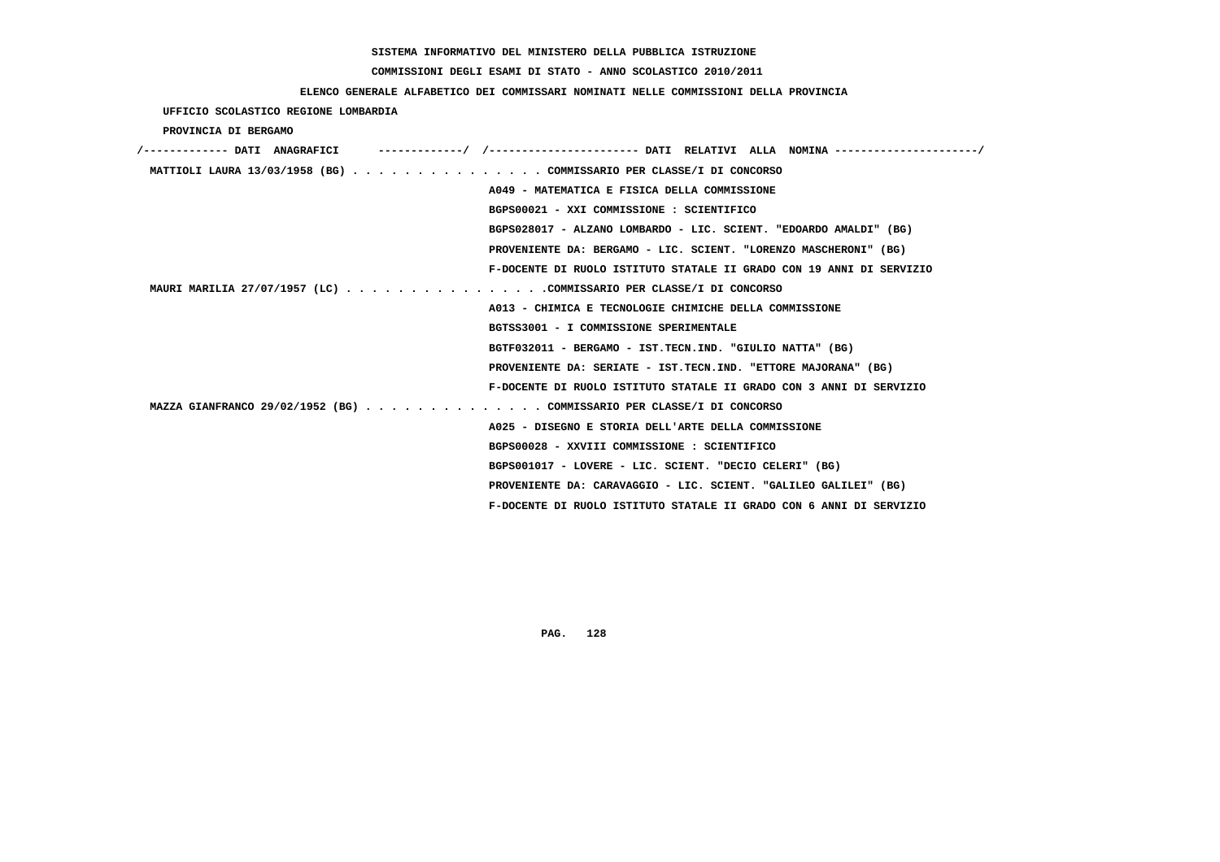SISTEMA INFORMATIVO DEL MINISTERO DELLA PUBBLICA ISTRUZIONE

COMMISSIONI DEGLI ESAMI DI STATO - ANNO SCOLASTICO 2010/2011

ELENCO GENERALE ALFABETICO DEI COMMISSARI NOMINATI NELLE COMMISSIONI DELLA PROVINCIA

UFFICIO SCOLASTICO REGIONE LOMBARDIA

PROVINCIA DI BERGAMO

/------------- DATI ANAGRAFICI -------------/ /---------------------- DATI RELATIVI ALLA NOMINA ---------------------/

MATTIOLI LAURA 13/03/1958 (BG) . . . . . . . . . . . . . . . COMMISSARIO PER CLASSE/I DI CONCORSO
A049 - MATEMATICA E FISICA DELLA COMMISSIONE
BGPS00021 - XXI COMMISSIONE : SCIENTIFICO
BGPS028017 - ALZANO LOMBARDO - LIC. SCIENT. "EDOARDO AMALDI" (BG)
PROVENIENTE DA: BERGAMO - LIC. SCIENT. "LORENZO MASCHERONI" (BG)
F-DOCENTE DI RUOLO ISTITUTO STATALE II GRADO CON 19 ANNI DI SERVIZIO

MAURI MARILIA 27/07/1957 (LC) . . . . . . . . . . . . . . . .COMMISSARIO PER CLASSE/I DI CONCORSO
A013 - CHIMICA E TECNOLOGIE CHIMICHE DELLA COMMISSIONE
BGTSS3001 - I COMMISSIONE SPERIMENTALE
BGTF032011 - BERGAMO - IST.TECN.IND. "GIULIO NATTA" (BG)
PROVENIENTE DA: SERIATE - IST.TECN.IND. "ETTORE MAJORANA" (BG)
F-DOCENTE DI RUOLO ISTITUTO STATALE II GRADO CON 3 ANNI DI SERVIZIO

MAZZA GIANFRANCO 29/02/1952 (BG) . . . . . . . . . . . . . . COMMISSARIO PER CLASSE/I DI CONCORSO
A025 - DISEGNO E STORIA DELL'ARTE DELLA COMMISSIONE
BGPS00028 - XXVIII COMMISSIONE : SCIENTIFICO
BGPS001017 - LOVERE - LIC. SCIENT. "DECIO CELERI" (BG)
PROVENIENTE DA: CARAVAGGIO - LIC. SCIENT. "GALILEO GALILEI" (BG)
F-DOCENTE DI RUOLO ISTITUTO STATALE II GRADO CON 6 ANNI DI SERVIZIO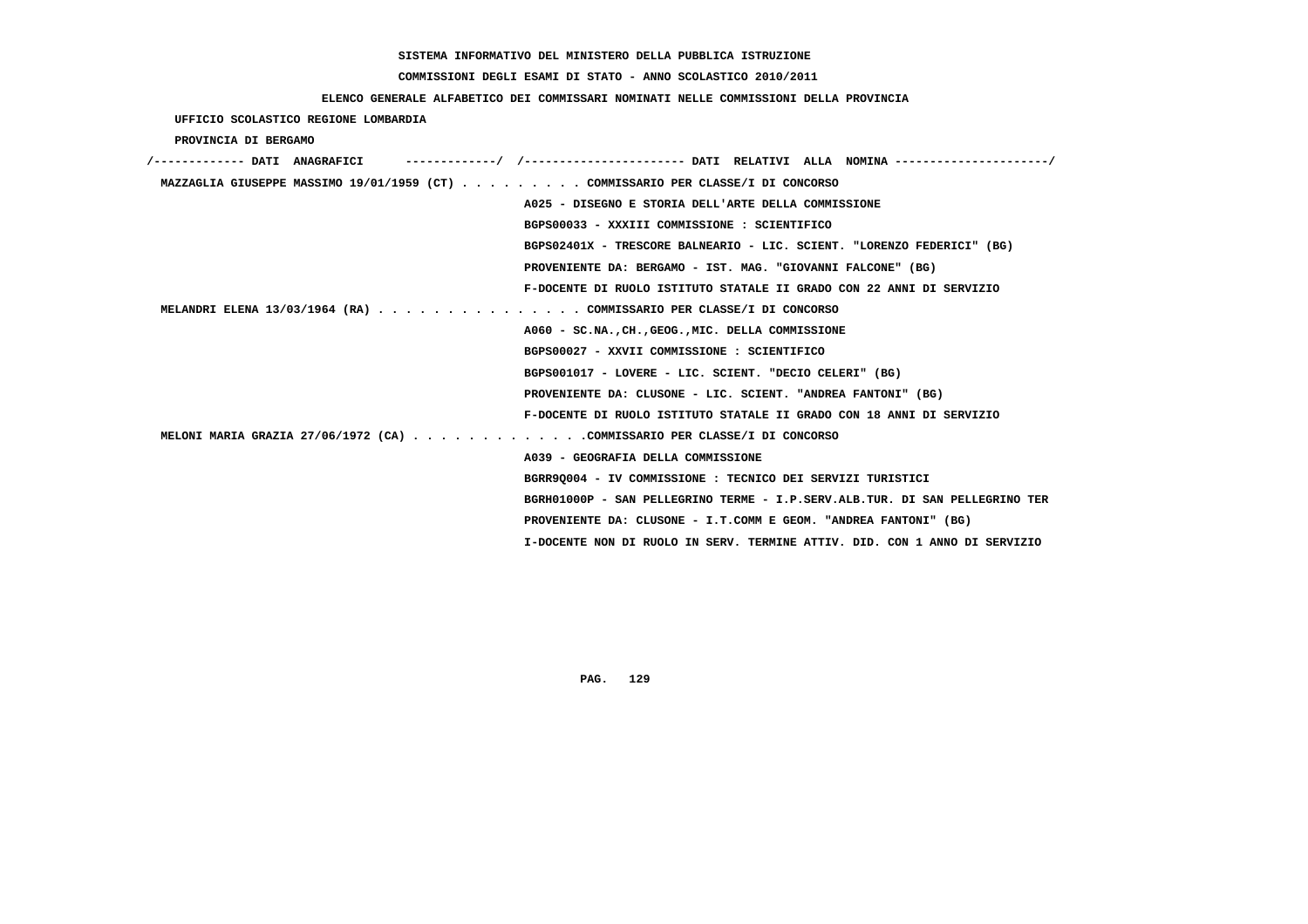SISTEMA INFORMATIVO DEL MINISTERO DELLA PUBBLICA ISTRUZIONE

COMMISSIONI DEGLI ESAMI DI STATO - ANNO SCOLASTICO 2010/2011

ELENCO GENERALE ALFABETICO DEI COMMISSARI NOMINATI NELLE COMMISSIONI DELLA PROVINCIA

UFFICIO SCOLASTICO REGIONE LOMBARDIA

PROVINCIA DI BERGAMO

/------------- DATI ANAGRAFICI -------------/ /---------------------- DATI RELATIVI ALLA NOMINA ---------------------/

MAZZAGLIA GIUSEPPE MASSIMO 19/01/1959 (CT) . . . . . . . . . COMMISSARIO PER CLASSE/I DI CONCORSO
A025 - DISEGNO E STORIA DELL'ARTE DELLA COMMISSIONE
BGPS00033 - XXXIII COMMISSIONE : SCIENTIFICO
BGPS02401X - TRESCORE BALNEARIO - LIC. SCIENT. "LORENZO FEDERICI" (BG)
PROVENIENTE DA: BERGAMO - IST. MAG. "GIOVANNI FALCONE" (BG)
F-DOCENTE DI RUOLO ISTITUTO STATALE II GRADO CON 22 ANNI DI SERVIZIO

MELANDRI ELENA 13/03/1964 (RA) . . . . . . . . . . . . . . . COMMISSARIO PER CLASSE/I DI CONCORSO
A060 - SC.NA.,CH.,GEOG.,MIC. DELLA COMMISSIONE
BGPS00027 - XXVII COMMISSIONE : SCIENTIFICO
BGPS001017 - LOVERE - LIC. SCIENT. "DECIO CELERI" (BG)
PROVENIENTE DA: CLUSONE - LIC. SCIENT. "ANDREA FANTONI" (BG)
F-DOCENTE DI RUOLO ISTITUTO STATALE II GRADO CON 18 ANNI DI SERVIZIO

MELONI MARIA GRAZIA 27/06/1972 (CA) . . . . . . . . . . . . .COMMISSARIO PER CLASSE/I DI CONCORSO
A039 - GEOGRAFIA DELLA COMMISSIONE
BGRR9Q004 - IV COMMISSIONE : TECNICO DEI SERVIZI TURISTICI
BGRH01000P - SAN PELLEGRINO TERME - I.P.SERV.ALB.TUR. DI SAN PELLEGRINO TER
PROVENIENTE DA: CLUSONE - I.T.COMM E GEOM. "ANDREA FANTONI" (BG)
I-DOCENTE NON DI RUOLO IN SERV. TERMINE ATTIV. DID. CON 1 ANNO DI SERVIZIO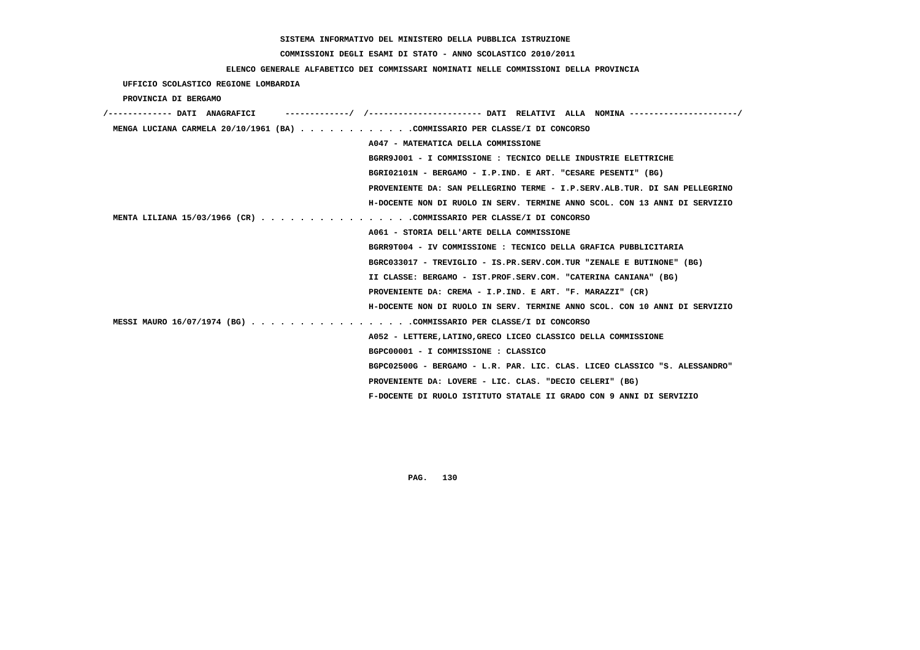SISTEMA INFORMATIVO DEL MINISTERO DELLA PUBBLICA ISTRUZIONE

COMMISSIONI DEGLI ESAMI DI STATO - ANNO SCOLASTICO 2010/2011

ELENCO GENERALE ALFABETICO DEI COMMISSARI NOMINATI NELLE COMMISSIONI DELLA PROVINCIA

UFFICIO SCOLASTICO REGIONE LOMBARDIA

PROVINCIA DI BERGAMO

/------------- DATI ANAGRAFICI -------------/ /---------------------- DATI RELATIVI ALLA NOMINA ---------------------/

MENGA LUCIANA CARMELA 20/10/1961 (BA) . . . . . . . . . . . .COMMISSARIO PER CLASSE/I DI CONCORSO
A047 - MATEMATICA DELLA COMMISSIONE
BGRR9J001 - I COMMISSIONE : TECNICO DELLE INDUSTRIE ELETTRICHE
BGRI02101N - BERGAMO - I.P.IND. E ART. "CESARE PESENTI" (BG)
PROVENIENTE DA: SAN PELLEGRINO TERME - I.P.SERV.ALB.TUR. DI SAN PELLEGRINO
H-DOCENTE NON DI RUOLO IN SERV. TERMINE ANNO SCOL. CON 13 ANNI DI SERVIZIO

MENTA LILIANA 15/03/1966 (CR) . . . . . . . . . . . . . . . .COMMISSARIO PER CLASSE/I DI CONCORSO
A061 - STORIA DELL'ARTE DELLA COMMISSIONE
BGRR9T004 - IV COMMISSIONE : TECNICO DELLA GRAFICA PUBBLICITARIA
BGRC033017 - TREVIGLIO - IS.PR.SERV.COM.TUR "ZENALE E BUTINONE" (BG)
II CLASSE: BERGAMO - IST.PROF.SERV.COM. "CATERINA CANIANA" (BG)
PROVENIENTE DA: CREMA - I.P.IND. E ART. "F. MARAZZI" (CR)
H-DOCENTE NON DI RUOLO IN SERV. TERMINE ANNO SCOL. CON 10 ANNI DI SERVIZIO

MESSI MAURO 16/07/1974 (BG) . . . . . . . . . . . . . . . . .COMMISSARIO PER CLASSE/I DI CONCORSO
A052 - LETTERE,LATINO,GRECO LICEO CLASSICO DELLA COMMISSIONE
BGPC00001 - I COMMISSIONE : CLASSICO
BGPC02500G - BERGAMO - L.R. PAR. LIC. CLAS. LICEO CLASSICO "S. ALESSANDRO"
PROVENIENTE DA: LOVERE - LIC. CLAS. "DECIO CELERI" (BG)
F-DOCENTE DI RUOLO ISTITUTO STATALE II GRADO CON 9 ANNI DI SERVIZIO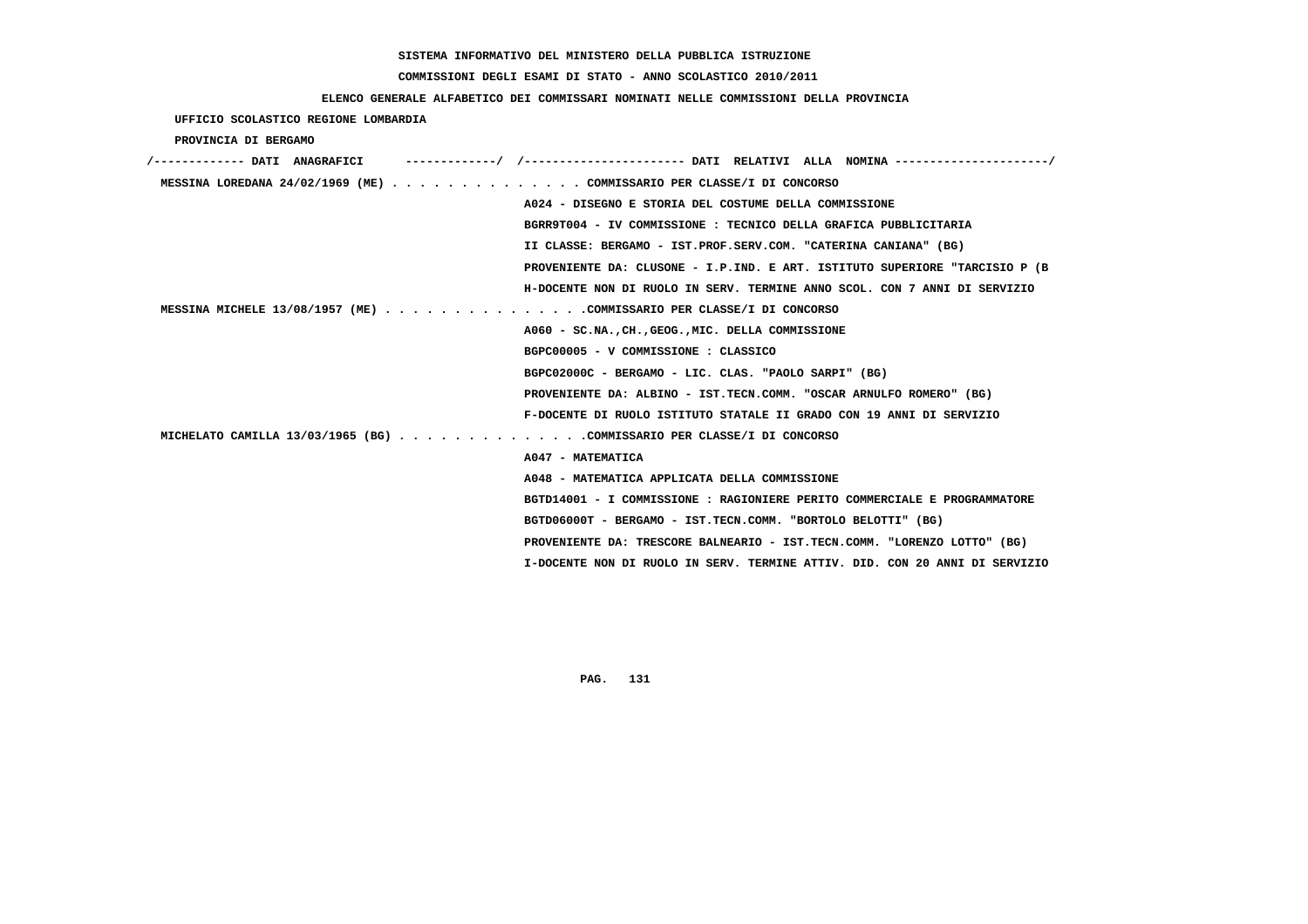SISTEMA INFORMATIVO DEL MINISTERO DELLA PUBBLICA ISTRUZIONE

COMMISSIONI DEGLI ESAMI DI STATO - ANNO SCOLASTICO 2010/2011

ELENCO GENERALE ALFABETICO DEI COMMISSARI NOMINATI NELLE COMMISSIONI DELLA PROVINCIA

UFFICIO SCOLASTICO REGIONE LOMBARDIA

PROVINCIA DI BERGAMO

```
/------------- DATI  ANAGRAFICI      -------------/  /----------------------- DATI  RELATIVI  ALLA  NOMINA ---------------------/
 MESSINA LOREDANA 24/02/1969 (ME) . . . . . . . . . . . . . . COMMISSARIO PER CLASSE/I DI CONCORSO
                                                    A024 - DISEGNO E STORIA DEL COSTUME DELLA COMMISSIONE
                                                    BGRR9T004 - IV COMMISSIONE : TECNICO DELLA GRAFICA PUBBLICITARIA
                                                    II CLASSE: BERGAMO - IST.PROF.SERV.COM. "CATERINA CANIANA" (BG)
                                                    PROVENIENTE DA: CLUSONE - I.P.IND. E ART. ISTITUTO SUPERIORE "TARCISIO P (B
                                                    H-DOCENTE NON DI RUOLO IN SERV. TERMINE ANNO SCOL. CON 7 ANNI DI SERVIZIO
 MESSINA MICHELE 13/08/1957 (ME) . . . . . . . . . . . . . . .COMMISSARIO PER CLASSE/I DI CONCORSO
                                                    A060 - SC.NA.,CH.,GEOG.,MIC. DELLA COMMISSIONE
                                                    BGPC00005 - V COMMISSIONE : CLASSICO
                                                    BGPC02000C - BERGAMO - LIC. CLAS. "PAOLO SARPI" (BG)
                                                    PROVENIENTE DA: ALBINO - IST.TECN.COMM. "OSCAR ARNULFO ROMERO" (BG)
                                                    F-DOCENTE DI RUOLO ISTITUTO STATALE II GRADO CON 19 ANNI DI SERVIZIO
 MICHELATO CAMILLA 13/03/1965 (BG) . . . . . . . . . . . . . .COMMISSARIO PER CLASSE/I DI CONCORSO
                                                    A047 - MATEMATICA
                                                    A048 - MATEMATICA APPLICATA DELLA COMMISSIONE
                                                    BGTD14001 - I COMMISSIONE : RAGIONIERE PERITO COMMERCIALE E PROGRAMMATORE
                                                    BGTD06000T - BERGAMO - IST.TECN.COMM. "BORTOLO BELOTTI" (BG)
                                                    PROVENIENTE DA: TRESCORE BALNEARIO - IST.TECN.COMM. "LORENZO LOTTO" (BG)
                                                    I-DOCENTE NON DI RUOLO IN SERV. TERMINE ATTIV. DID. CON 20 ANNI DI SERVIZIO
```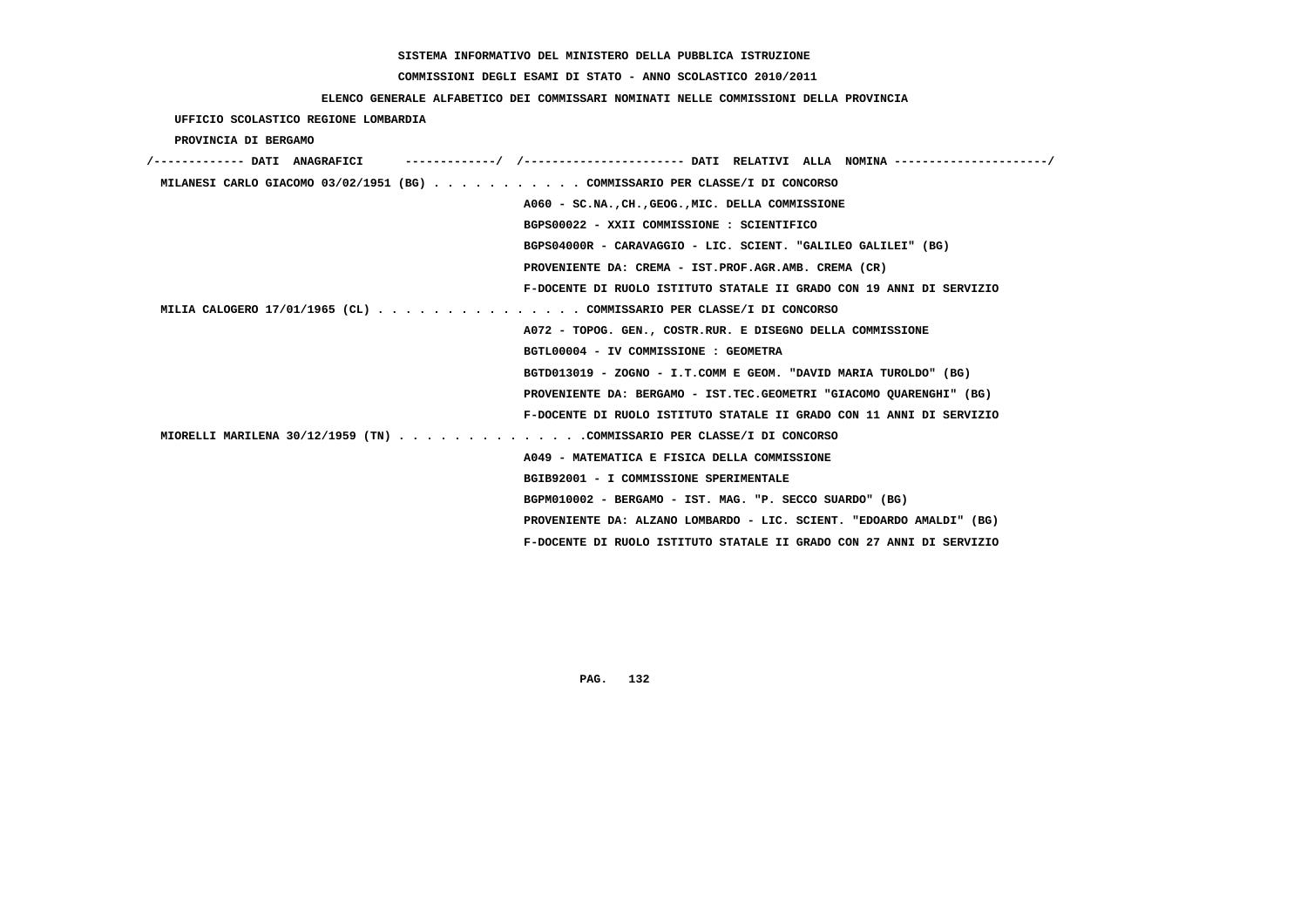SISTEMA INFORMATIVO DEL MINISTERO DELLA PUBBLICA ISTRUZIONE

COMMISSIONI DEGLI ESAMI DI STATO - ANNO SCOLASTICO 2010/2011

ELENCO GENERALE ALFABETICO DEI COMMISSARI NOMINATI NELLE COMMISSIONI DELLA PROVINCIA

UFFICIO SCOLASTICO REGIONE LOMBARDIA

PROVINCIA DI BERGAMO

/------------- DATI ANAGRAFICI -------------/ /---------------------- DATI RELATIVI ALLA NOMINA ---------------------/

MILANESI CARLO GIACOMO 03/02/1951 (BG) . . . . . . . . . . . COMMISSARIO PER CLASSE/I DI CONCORSO
A060 - SC.NA.,CH.,GEOG.,MIC. DELLA COMMISSIONE
BGPS00022 - XXII COMMISSIONE : SCIENTIFICO
BGPS04000R - CARAVAGGIO - LIC. SCIENT. "GALILEO GALILEI" (BG)
PROVENIENTE DA: CREMA - IST.PROF.AGR.AMB. CREMA (CR)
F-DOCENTE DI RUOLO ISTITUTO STATALE II GRADO CON 19 ANNI DI SERVIZIO

MILIA CALOGERO 17/01/1965 (CL) . . . . . . . . . . . . . . . COMMISSARIO PER CLASSE/I DI CONCORSO
A072 - TOPOG. GEN., COSTR.RUR. E DISEGNO DELLA COMMISSIONE
BGTL00004 - IV COMMISSIONE : GEOMETRA
BGTD013019 - ZOGNO - I.T.COMM E GEOM. "DAVID MARIA TUROLDO" (BG)
PROVENIENTE DA: BERGAMO - IST.TEC.GEOMETRI "GIACOMO QUARENGHI" (BG)
F-DOCENTE DI RUOLO ISTITUTO STATALE II GRADO CON 11 ANNI DI SERVIZIO

MIORELLI MARILENA 30/12/1959 (TN) . . . . . . . . . . . . . .COMMISSARIO PER CLASSE/I DI CONCORSO
A049 - MATEMATICA E FISICA DELLA COMMISSIONE
BGIB92001 - I COMMISSIONE SPERIMENTALE
BGPM010002 - BERGAMO - IST. MAG. "P. SECCO SUARDO" (BG)
PROVENIENTE DA: ALZANO LOMBARDO - LIC. SCIENT. "EDOARDO AMALDI" (BG)
F-DOCENTE DI RUOLO ISTITUTO STATALE II GRADO CON 27 ANNI DI SERVIZIO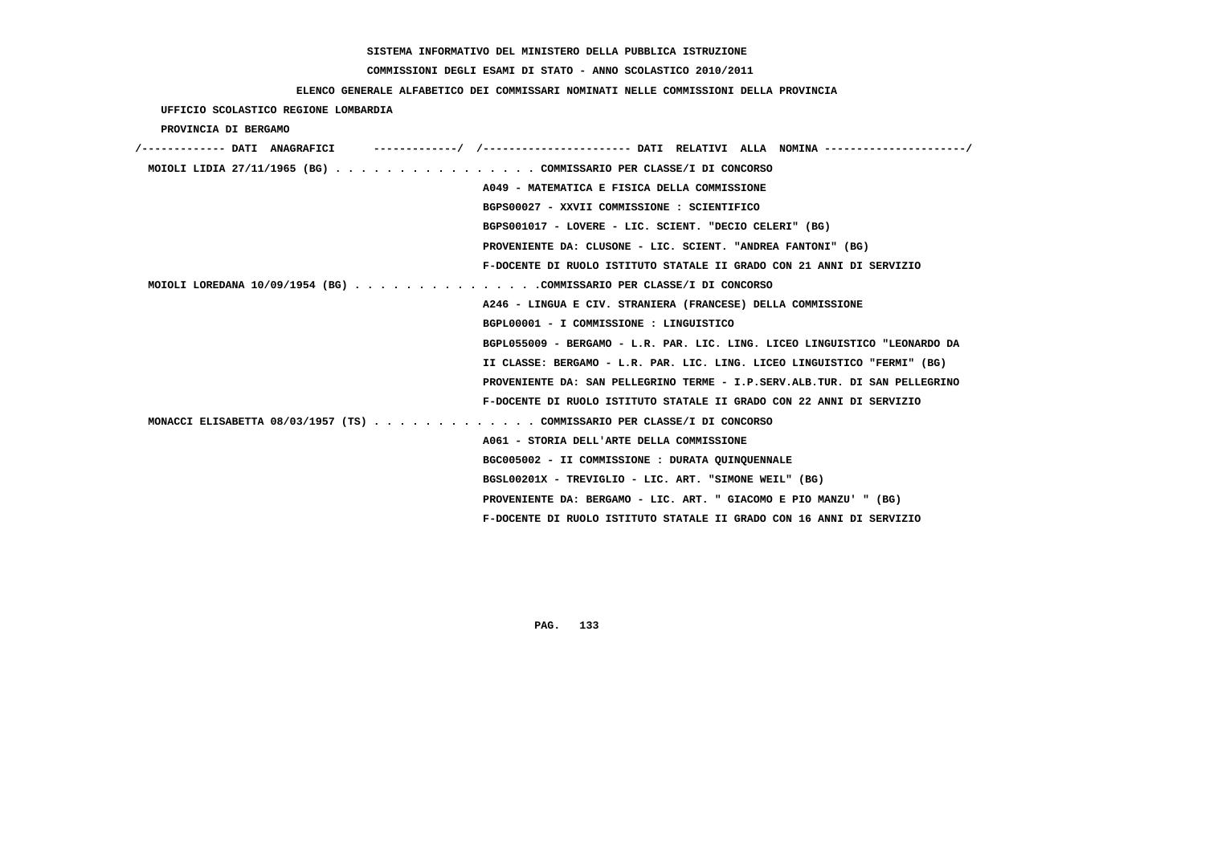SISTEMA INFORMATIVO DEL MINISTERO DELLA PUBBLICA ISTRUZIONE

COMMISSIONI DEGLI ESAMI DI STATO - ANNO SCOLASTICO 2010/2011

ELENCO GENERALE ALFABETICO DEI COMMISSARI NOMINATI NELLE COMMISSIONI DELLA PROVINCIA

UFFICIO SCOLASTICO REGIONE LOMBARDIA

PROVINCIA DI BERGAMO

```
/------------- DATI  ANAGRAFICI      -------------/  /----------------------- DATI  RELATIVI  ALLA  NOMINA ---------------------/
 MOIOLI LIDIA 27/11/1965 (BG) . . . . . . . . . . . . . . . . COMMISSARIO PER CLASSE/I DI CONCORSO
                                                   A049 - MATEMATICA E FISICA DELLA COMMISSIONE
                                                   BGPS00027 - XXVII COMMISSIONE : SCIENTIFICO
                                                   BGPS001017 - LOVERE - LIC. SCIENT. "DECIO CELERI" (BG)
                                                   PROVENIENTE DA: CLUSONE - LIC. SCIENT. "ANDREA FANTONI" (BG)
                                                   F-DOCENTE DI RUOLO ISTITUTO STATALE II GRADO CON 21 ANNI DI SERVIZIO
 MOIOLI LOREDANA 10/09/1954 (BG) . . . . . . . . . . . . . . .COMMISSARIO PER CLASSE/I DI CONCORSO
                                                   A246 - LINGUA E CIV. STRANIERA (FRANCESE) DELLA COMMISSIONE
                                                   BGPL00001 - I COMMISSIONE : LINGUISTICO
                                                   BGPL055009 - BERGAMO - L.R. PAR. LIC. LING. LICEO LINGUISTICO "LEONARDO DA
                                                   II CLASSE: BERGAMO - L.R. PAR. LIC. LING. LICEO LINGUISTICO "FERMI" (BG)
                                                   PROVENIENTE DA: SAN PELLEGRINO TERME - I.P.SERV.ALB.TUR. DI SAN PELLEGRINO
                                                   F-DOCENTE DI RUOLO ISTITUTO STATALE II GRADO CON 22 ANNI DI SERVIZIO
 MONACCI ELISABETTA 08/03/1957 (TS) . . . . . . . . . . . . . COMMISSARIO PER CLASSE/I DI CONCORSO
                                                   A061 - STORIA DELL'ARTE DELLA COMMISSIONE
                                                   BGC005002 - II COMMISSIONE : DURATA QUINQUENNALE
                                                   BGSL00201X - TREVIGLIO - LIC. ART. "SIMONE WEIL" (BG)
                                                   PROVENIENTE DA: BERGAMO - LIC. ART. " GIACOMO E PIO MANZU' " (BG)
                                                   F-DOCENTE DI RUOLO ISTITUTO STATALE II GRADO CON 16 ANNI DI SERVIZIO
```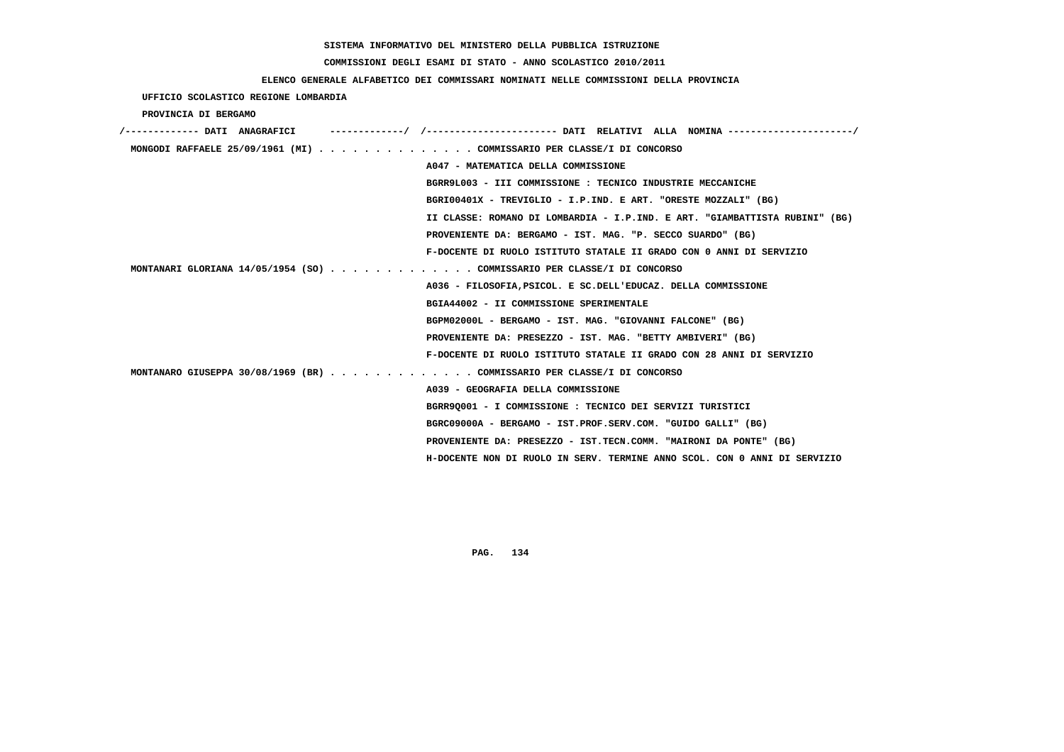SISTEMA INFORMATIVO DEL MINISTERO DELLA PUBBLICA ISTRUZIONE

COMMISSIONI DEGLI ESAMI DI STATO - ANNO SCOLASTICO 2010/2011

ELENCO GENERALE ALFABETICO DEI COMMISSARI NOMINATI NELLE COMMISSIONI DELLA PROVINCIA

UFFICIO SCOLASTICO REGIONE LOMBARDIA

PROVINCIA DI BERGAMO

/------------- DATI ANAGRAFICI -------------/ /---------------------- DATI RELATIVI ALLA NOMINA ---------------------/

MONGODI RAFFAELE 25/09/1961 (MI) . . . . . . . . . . . . . . COMMISSARIO PER CLASSE/I DI CONCORSO
A047 - MATEMATICA DELLA COMMISSIONE
BGRR9L003 - III COMMISSIONE : TECNICO INDUSTRIE MECCANICHE
BGRI00401X - TREVIGLIO - I.P.IND. E ART. "ORESTE MOZZALI" (BG)
II CLASSE: ROMANO DI LOMBARDIA - I.P.IND. E ART. "GIAMBATTISTA RUBINI" (BG)
PROVENIENTE DA: BERGAMO - IST. MAG. "P. SECCO SUARDO" (BG)
F-DOCENTE DI RUOLO ISTITUTO STATALE II GRADO CON 0 ANNI DI SERVIZIO

MONTANARI GLORIANA 14/05/1954 (SO) . . . . . . . . . . . . . COMMISSARIO PER CLASSE/I DI CONCORSO
A036 - FILOSOFIA,PSICOL. E SC.DELL'EDUCAZ. DELLA COMMISSIONE
BGIA44002 - II COMMISSIONE SPERIMENTALE
BGPM02000L - BERGAMO - IST. MAG. "GIOVANNI FALCONE" (BG)
PROVENIENTE DA: PRESEZZO - IST. MAG. "BETTY AMBIVERI" (BG)
F-DOCENTE DI RUOLO ISTITUTO STATALE II GRADO CON 28 ANNI DI SERVIZIO

MONTANARO GIUSEPPA 30/08/1969 (BR) . . . . . . . . . . . . . COMMISSARIO PER CLASSE/I DI CONCORSO
A039 - GEOGRAFIA DELLA COMMISSIONE
BGRR9Q001 - I COMMISSIONE : TECNICO DEI SERVIZI TURISTICI
BGRC09000A - BERGAMO - IST.PROF.SERV.COM. "GUIDO GALLI" (BG)
PROVENIENTE DA: PRESEZZO - IST.TECN.COMM. "MAIRONI DA PONTE" (BG)
H-DOCENTE NON DI RUOLO IN SERV. TERMINE ANNO SCOL. CON 0 ANNI DI SERVIZIO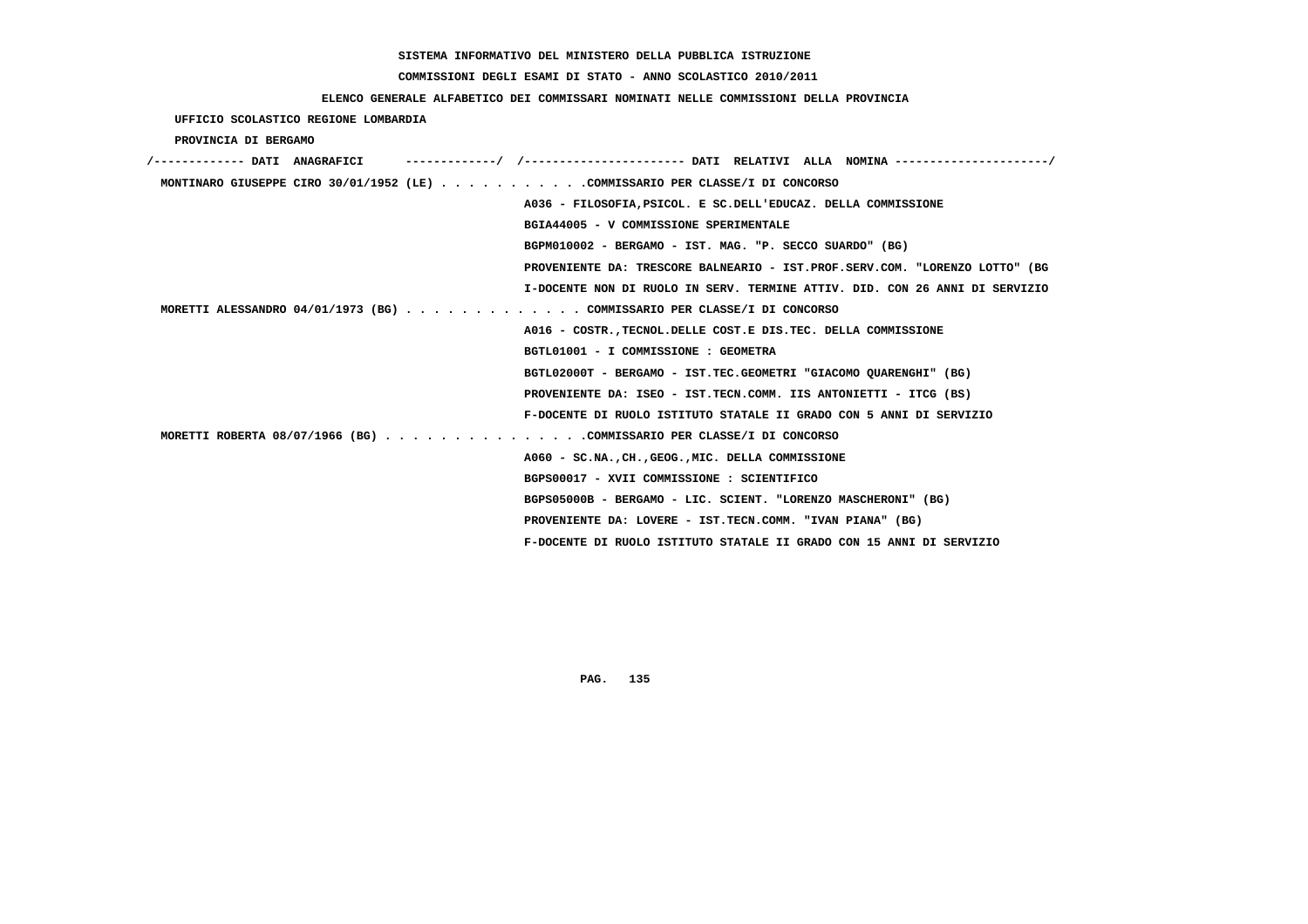SISTEMA INFORMATIVO DEL MINISTERO DELLA PUBBLICA ISTRUZIONE

COMMISSIONI DEGLI ESAMI DI STATO - ANNO SCOLASTICO 2010/2011

ELENCO GENERALE ALFABETICO DEI COMMISSARI NOMINATI NELLE COMMISSIONI DELLA PROVINCIA

UFFICIO SCOLASTICO REGIONE LOMBARDIA

PROVINCIA DI BERGAMO

```
/------------- DATI  ANAGRAFICI      -------------/  /----------------------- DATI  RELATIVI  ALLA  NOMINA ---------------------/
 MONTINARO GIUSEPPE CIRO 30/01/1952 (LE) . . . . . . . . . . .COMMISSARIO PER CLASSE/I DI CONCORSO
                                                      A036 - FILOSOFIA,PSICOL. E SC.DELL'EDUCAZ. DELLA COMMISSIONE
                                                      BGIA44005 - V COMMISSIONE SPERIMENTALE
                                                      BGPM010002 - BERGAMO - IST. MAG. "P. SECCO SUARDO" (BG)
                                                      PROVENIENTE DA: TRESCORE BALNEARIO - IST.PROF.SERV.COM. "LORENZO LOTTO" (BG
                                                      I-DOCENTE NON DI RUOLO IN SERV. TERMINE ATTIV. DID. CON 26 ANNI DI SERVIZIO
 MORETTI ALESSANDRO 04/01/1973 (BG) . . . . . . . . . . . . . COMMISSARIO PER CLASSE/I DI CONCORSO
                                                      A016 - COSTR.,TECNOL.DELLE COST.E DIS.TEC. DELLA COMMISSIONE
                                                      BGTL01001 - I COMMISSIONE : GEOMETRA
                                                      BGTL02000T - BERGAMO - IST.TEC.GEOMETRI "GIACOMO QUARENGHI" (BG)
                                                      PROVENIENTE DA: ISEO - IST.TECN.COMM. IIS ANTONIETTI - ITCG (BS)
                                                      F-DOCENTE DI RUOLO ISTITUTO STATALE II GRADO CON 5 ANNI DI SERVIZIO
 MORETTI ROBERTA 08/07/1966 (BG) . . . . . . . . . . . . . . .COMMISSARIO PER CLASSE/I DI CONCORSO
                                                      A060 - SC.NA.,CH.,GEOG.,MIC. DELLA COMMISSIONE
                                                      BGPS00017 - XVII COMMISSIONE : SCIENTIFICO
                                                      BGPS05000B - BERGAMO - LIC. SCIENT. "LORENZO MASCHERONI" (BG)
                                                      PROVENIENTE DA: LOVERE - IST.TECN.COMM. "IVAN PIANA" (BG)
                                                      F-DOCENTE DI RUOLO ISTITUTO STATALE II GRADO CON 15 ANNI DI SERVIZIO
```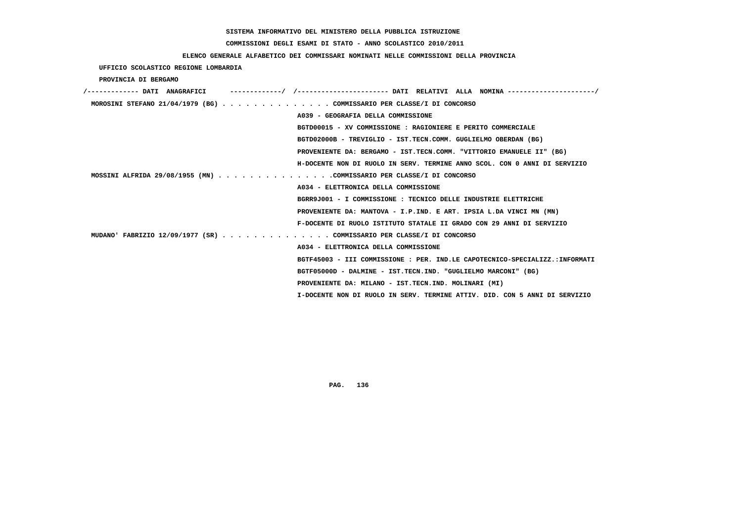SISTEMA INFORMATIVO DEL MINISTERO DELLA PUBBLICA ISTRUZIONE

COMMISSIONI DEGLI ESAMI DI STATO - ANNO SCOLASTICO 2010/2011

ELENCO GENERALE ALFABETICO DEI COMMISSARI NOMINATI NELLE COMMISSIONI DELLA PROVINCIA

UFFICIO SCOLASTICO REGIONE LOMBARDIA

PROVINCIA DI BERGAMO

/------------- DATI ANAGRAFICI -------------/ /---------------------- DATI RELATIVI ALLA NOMINA ---------------------/

MOROSINI STEFANO 21/04/1979 (BG) . . . . . . . . . . . . . . COMMISSARIO PER CLASSE/I DI CONCORSO
A039 - GEOGRAFIA DELLA COMMISSIONE
BGTD00015 - XV COMMISSIONE : RAGIONIERE E PERITO COMMERCIALE
BGTD02000B - TREVIGLIO - IST.TECN.COMM. GUGLIELMO OBERDAN (BG)
PROVENIENTE DA: BERGAMO - IST.TECN.COMM. "VITTORIO EMANUELE II" (BG)
H-DOCENTE NON DI RUOLO IN SERV. TERMINE ANNO SCOL. CON 0 ANNI DI SERVIZIO

MOSSINI ALFRIDA 29/08/1955 (MN) . . . . . . . . . . . . . . .COMMISSARIO PER CLASSE/I DI CONCORSO
A034 - ELETTRONICA DELLA COMMISSIONE
BGRR9J001 - I COMMISSIONE : TECNICO DELLE INDUSTRIE ELETTRICHE
PROVENIENTE DA: MANTOVA - I.P.IND. E ART. IPSIA L.DA VINCI MN (MN)
F-DOCENTE DI RUOLO ISTITUTO STATALE II GRADO CON 29 ANNI DI SERVIZIO

MUDANO' FABRIZIO 12/09/1977 (SR) . . . . . . . . . . . . . . COMMISSARIO PER CLASSE/I DI CONCORSO
A034 - ELETTRONICA DELLA COMMISSIONE
BGTF45003 - III COMMISSIONE : PER. IND.LE CAPOTECNICO-SPECIALIZZ.:INFORMATI
BGTF05000D - DALMINE - IST.TECN.IND. "GUGLIELMO MARCONI" (BG)
PROVENIENTE DA: MILANO - IST.TECN.IND. MOLINARI (MI)
I-DOCENTE NON DI RUOLO IN SERV. TERMINE ATTIV. DID. CON 5 ANNI DI SERVIZIO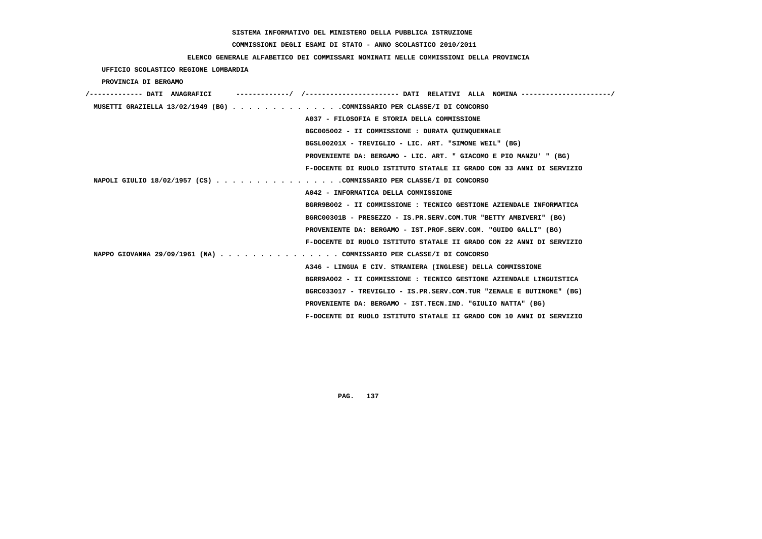SISTEMA INFORMATIVO DEL MINISTERO DELLA PUBBLICA ISTRUZIONE

COMMISSIONI DEGLI ESAMI DI STATO - ANNO SCOLASTICO 2010/2011

ELENCO GENERALE ALFABETICO DEI COMMISSARI NOMINATI NELLE COMMISSIONI DELLA PROVINCIA

UFFICIO SCOLASTICO REGIONE LOMBARDIA

PROVINCIA DI BERGAMO

/------------- DATI ANAGRAFICI -------------/ /---------------------- DATI RELATIVI ALLA NOMINA ---------------------/

MUSETTI GRAZIELLA 13/02/1949 (BG) . . . . . . . . . . . . . .COMMISSARIO PER CLASSE/I DI CONCORSO
A037 - FILOSOFIA E STORIA DELLA COMMISSIONE
BGC005002 - II COMMISSIONE : DURATA QUINQUENNALE
BGSL00201X - TREVIGLIO - LIC. ART. "SIMONE WEIL" (BG)
PROVENIENTE DA: BERGAMO - LIC. ART. " GIACOMO E PIO MANZU' " (BG)
F-DOCENTE DI RUOLO ISTITUTO STATALE II GRADO CON 33 ANNI DI SERVIZIO

NAPOLI GIULIO 18/02/1957 (CS) . . . . . . . . . . . . . . . .COMMISSARIO PER CLASSE/I DI CONCORSO
A042 - INFORMATICA DELLA COMMISSIONE
BGRR9B002 - II COMMISSIONE : TECNICO GESTIONE AZIENDALE INFORMATICA
BGRC00301B - PRESEZZO - IS.PR.SERV.COM.TUR "BETTY AMBIVERI" (BG)
PROVENIENTE DA: BERGAMO - IST.PROF.SERV.COM. "GUIDO GALLI" (BG)
F-DOCENTE DI RUOLO ISTITUTO STATALE II GRADO CON 22 ANNI DI SERVIZIO

NAPPO GIOVANNA 29/09/1961 (NA) . . . . . . . . . . . . . . . COMMISSARIO PER CLASSE/I DI CONCORSO
A346 - LINGUA E CIV. STRANIERA (INGLESE) DELLA COMMISSIONE
BGRR9A002 - II COMMISSIONE : TECNICO GESTIONE AZIENDALE LINGUISTICA
BGRC033017 - TREVIGLIO - IS.PR.SERV.COM.TUR "ZENALE E BUTINONE" (BG)
PROVENIENTE DA: BERGAMO - IST.TECN.IND. "GIULIO NATTA" (BG)
F-DOCENTE DI RUOLO ISTITUTO STATALE II GRADO CON 10 ANNI DI SERVIZIO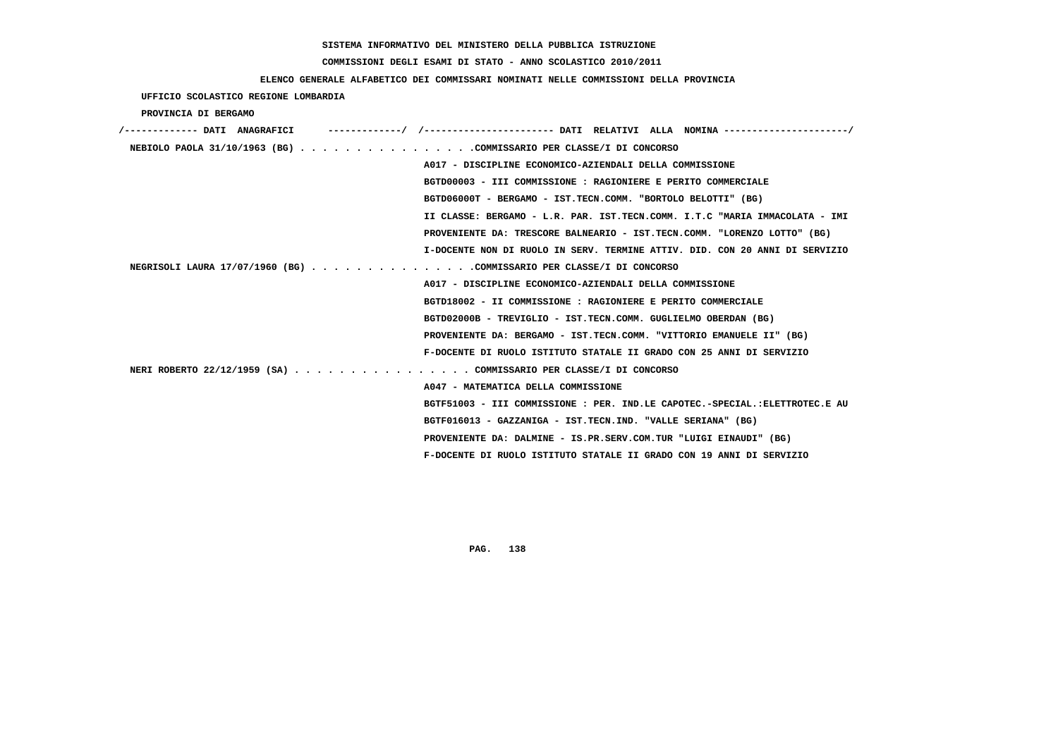SISTEMA INFORMATIVO DEL MINISTERO DELLA PUBBLICA ISTRUZIONE

COMMISSIONI DEGLI ESAMI DI STATO - ANNO SCOLASTICO 2010/2011

ELENCO GENERALE ALFABETICO DEI COMMISSARI NOMINATI NELLE COMMISSIONI DELLA PROVINCIA

UFFICIO SCOLASTICO REGIONE LOMBARDIA

PROVINCIA DI BERGAMO

```
/------------- DATI  ANAGRAFICI      ------------/  /---------------------- DATI  RELATIVI  ALLA  NOMINA ---------------------/
 NEBIOLO PAOLA 31/10/1963 (BG) . . . . . . . . . . . . . . . .COMMISSARIO PER CLASSE/I DI CONCORSO
                                                   A017 - DISCIPLINE ECONOMICO-AZIENDALI DELLA COMMISSIONE
                                                   BGTD00003 - III COMMISSIONE : RAGIONIERE E PERITO COMMERCIALE
                                                   BGTD06000T - BERGAMO - IST.TECN.COMM. "BORTOLO BELOTTI" (BG)
                                                   II CLASSE: BERGAMO - L.R. PAR. IST.TECN.COMM. I.T.C "MARIA IMMACOLATA - IMI
                                                   PROVENIENTE DA: TRESCORE BALNEARIO - IST.TECN.COMM. "LORENZO LOTTO" (BG)
                                                   I-DOCENTE NON DI RUOLO IN SERV. TERMINE ATTIV. DID. CON 20 ANNI DI SERVIZIO
 NEGRISOLI LAURA 17/07/1960 (BG) . . . . . . . . . . . . . . .COMMISSARIO PER CLASSE/I DI CONCORSO
                                                   A017 - DISCIPLINE ECONOMICO-AZIENDALI DELLA COMMISSIONE
                                                   BGTD18002 - II COMMISSIONE : RAGIONIERE E PERITO COMMERCIALE
                                                   BGTD02000B - TREVIGLIO - IST.TECN.COMM. GUGLIELMO OBERDAN (BG)
                                                   PROVENIENTE DA: BERGAMO - IST.TECN.COMM. "VITTORIO EMANUELE II" (BG)
                                                   F-DOCENTE DI RUOLO ISTITUTO STATALE II GRADO CON 25 ANNI DI SERVIZIO
 NERI ROBERTO 22/12/1959 (SA) . . . . . . . . . . . . . . . . COMMISSARIO PER CLASSE/I DI CONCORSO
                                                   A047 - MATEMATICA DELLA COMMISSIONE
                                                   BGTF51003 - III COMMISSIONE : PER. IND.LE CAPOTEC.-SPECIAL.:ELETTROTEC.E AU
                                                   BGTF016013 - GAZZANIGA - IST.TECN.IND. "VALLE SERIANA" (BG)
                                                   PROVENIENTE DA: DALMINE - IS.PR.SERV.COM.TUR "LUIGI EINAUDI" (BG)
                                                   F-DOCENTE DI RUOLO ISTITUTO STATALE II GRADO CON 19 ANNI DI SERVIZIO
```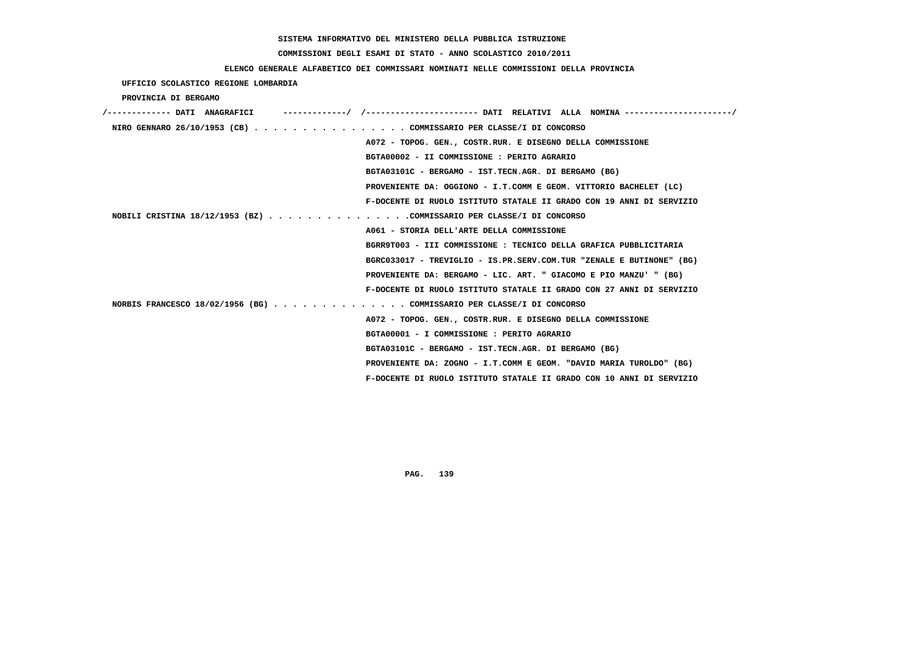SISTEMA INFORMATIVO DEL MINISTERO DELLA PUBBLICA ISTRUZIONE

COMMISSIONI DEGLI ESAMI DI STATO - ANNO SCOLASTICO 2010/2011

ELENCO GENERALE ALFABETICO DEI COMMISSARI NOMINATI NELLE COMMISSIONI DELLA PROVINCIA

UFFICIO SCOLASTICO REGIONE LOMBARDIA

PROVINCIA DI BERGAMO

/------------- DATI ANAGRAFICI -------------/ /---------------------- DATI RELATIVI ALLA NOMINA ---------------------/

**NIRO GENNARO 26/10/1953 (CB)** . . . . . . . . . . . . . . . . COMMISSARIO PER CLASSE/I DI CONCORSO

A072 - TOPOG. GEN., COSTR.RUR. E DISEGNO DELLA COMMISSIONE

BGTA00002 - II COMMISSIONE : PERITO AGRARIO

BGTA03101C - BERGAMO - IST.TECN.AGR. DI BERGAMO (BG)

PROVENIENTE DA: OGGIONO - I.T.COMM E GEOM. VITTORIO BACHELET (LC)

F-DOCENTE DI RUOLO ISTITUTO STATALE II GRADO CON 19 ANNI DI SERVIZIO

**NOBILI CRISTINA 18/12/1953 (BZ)** . . . . . . . . . . . . . . .COMMISSARIO PER CLASSE/I DI CONCORSO

A061 - STORIA DELL'ARTE DELLA COMMISSIONE

BGRR9T003 - III COMMISSIONE : TECNICO DELLA GRAFICA PUBBLICITARIA

BGRC033017 - TREVIGLIO - IS.PR.SERV.COM.TUR "ZENALE E BUTINONE" (BG)

PROVENIENTE DA: BERGAMO - LIC. ART. " GIACOMO E PIO MANZU' " (BG)

F-DOCENTE DI RUOLO ISTITUTO STATALE II GRADO CON 27 ANNI DI SERVIZIO

**NORBIS FRANCESCO 18/02/1956 (BG)** . . . . . . . . . . . . . . COMMISSARIO PER CLASSE/I DI CONCORSO

A072 - TOPOG. GEN., COSTR.RUR. E DISEGNO DELLA COMMISSIONE

BGTA00001 - I COMMISSIONE : PERITO AGRARIO

BGTA03101C - BERGAMO - IST.TECN.AGR. DI BERGAMO (BG)

PROVENIENTE DA: ZOGNO - I.T.COMM E GEOM. "DAVID MARIA TUROLDO" (BG)

F-DOCENTE DI RUOLO ISTITUTO STATALE II GRADO CON 10 ANNI DI SERVIZIO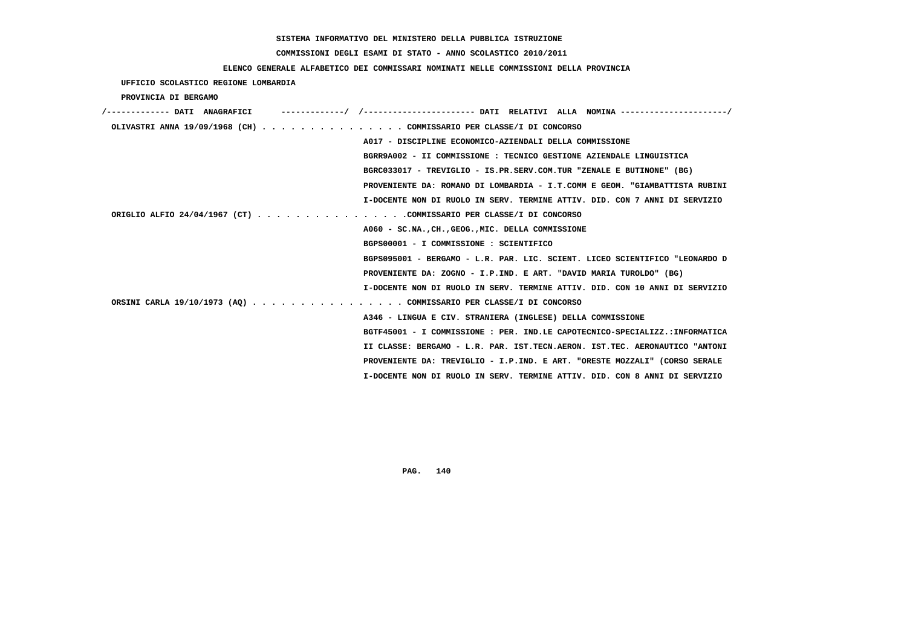**SISTEMA INFORMATIVO DEL MINISTERO DELLA PUBBLICA ISTRUZIONE**

**COMMISSIONI DEGLI ESAMI DI STATO - ANNO SCOLASTICO 2010/2011**

**ELENCO GENERALE ALFABETICO DEI COMMISSARI NOMINATI NELLE COMMISSIONI DELLA PROVINCIA**

**UFFICIO SCOLASTICO REGIONE LOMBARDIA**

**PROVINCIA DI BERGAMO**

```
/------------- DATI  ANAGRAFICI      -------------/  /----------------------- DATI  RELATIVI  ALLA  NOMINA ---------------------/
 OLIVASTRI ANNA 19/09/1968 (CH) . . . . . . . . . . . . . . . COMMISSARIO PER CLASSE/I DI CONCORSO
                                                  A017 - DISCIPLINE ECONOMICO-AZIENDALI DELLA COMMISSIONE
                                                  BGRR9A002 - II COMMISSIONE : TECNICO GESTIONE AZIENDALE LINGUISTICA
                                                  BGRC033017 - TREVIGLIO - IS.PR.SERV.COM.TUR "ZENALE E BUTINONE" (BG)
                                                  PROVENIENTE DA: ROMANO DI LOMBARDIA - I.T.COMM E GEOM. "GIAMBATTISTA RUBINI
                                                  I-DOCENTE NON DI RUOLO IN SERV. TERMINE ATTIV. DID. CON 7 ANNI DI SERVIZIO
 ORIGLIO ALFIO 24/04/1967 (CT) . . . . . . . . . . . . . . . .COMMISSARIO PER CLASSE/I DI CONCORSO
                                                  A060 - SC.NA.,CH.,GEOG.,MIC. DELLA COMMISSIONE
                                                  BGPS00001 - I COMMISSIONE : SCIENTIFICO
                                                  BGPS095001 - BERGAMO - L.R. PAR. LIC. SCIENT. LICEO SCIENTIFICO "LEONARDO D
                                                  PROVENIENTE DA: ZOGNO - I.P.IND. E ART. "DAVID MARIA TUROLDO" (BG)
                                                  I-DOCENTE NON DI RUOLO IN SERV. TERMINE ATTIV. DID. CON 10 ANNI DI SERVIZIO
 ORSINI CARLA 19/10/1973 (AQ) . . . . . . . . . . . . . . . . COMMISSARIO PER CLASSE/I DI CONCORSO
                                                  A346 - LINGUA E CIV. STRANIERA (INGLESE) DELLA COMMISSIONE
                                                  BGTF45001 - I COMMISSIONE : PER. IND.LE CAPOTECNICO-SPECIALIZZ.:INFORMATICA
                                                  II CLASSE: BERGAMO - L.R. PAR. IST.TECN.AERON. IST.TEC. AERONAUTICO "ANTONI
                                                  PROVENIENTE DA: TREVIGLIO - I.P.IND. E ART. "ORESTE MOZZALI" (CORSO SERALE
                                                  I-DOCENTE NON DI RUOLO IN SERV. TERMINE ATTIV. DID. CON 8 ANNI DI SERVIZIO
```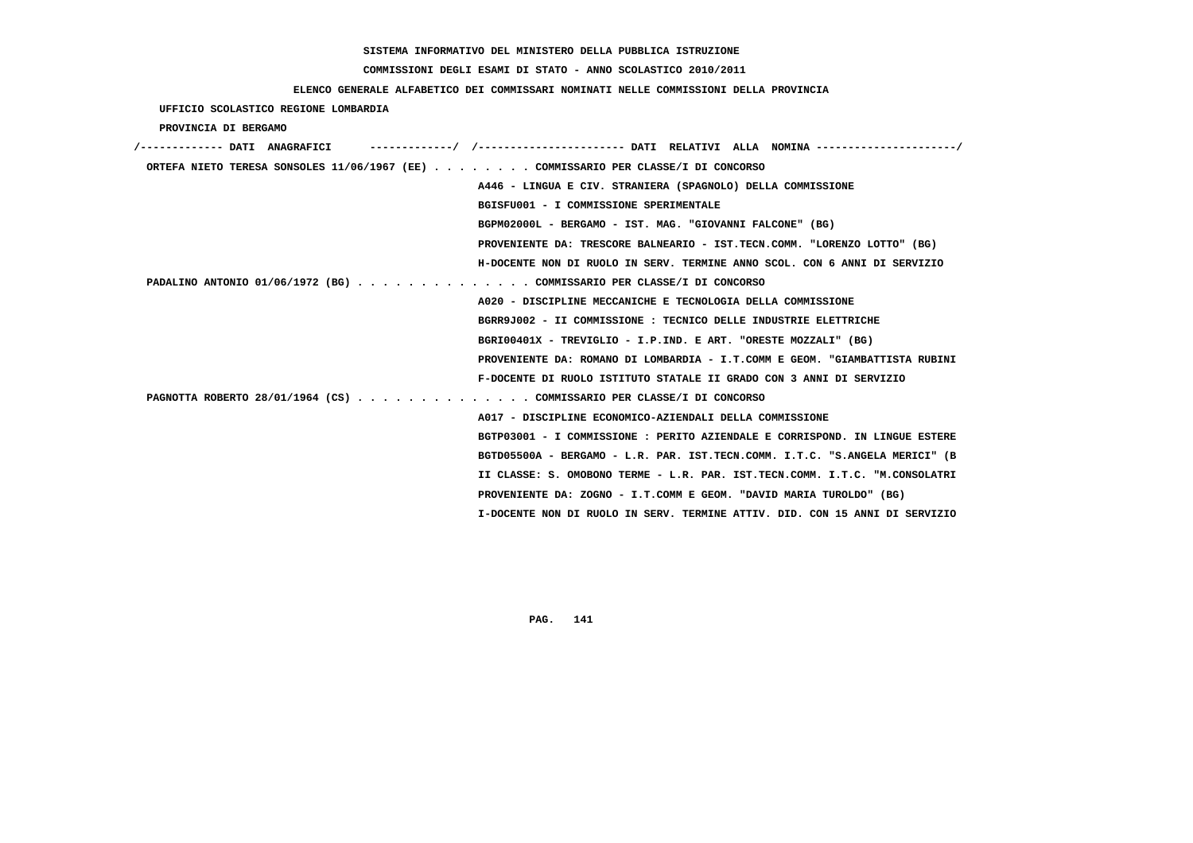SISTEMA INFORMATIVO DEL MINISTERO DELLA PUBBLICA ISTRUZIONE

COMMISSIONI DEGLI ESAMI DI STATO - ANNO SCOLASTICO 2010/2011

ELENCO GENERALE ALFABETICO DEI COMMISSARI NOMINATI NELLE COMMISSIONI DELLA PROVINCIA

UFFICIO SCOLASTICO REGIONE LOMBARDIA

PROVINCIA DI BERGAMO

/------------- DATI ANAGRAFICI -------------/ /---------------------- DATI RELATIVI ALLA NOMINA ---------------------/

ORTEFA NIETO TERESA SONSOLES 11/06/1967 (EE) . . . . . . . . COMMISSARIO PER CLASSE/I DI CONCORSO

A446 - LINGUA E CIV. STRANIERA (SPAGNOLO) DELLA COMMISSIONE

BGISFU001 - I COMMISSIONE SPERIMENTALE

BGPM02000L - BERGAMO - IST. MAG. "GIOVANNI FALCONE" (BG)

PROVENIENTE DA: TRESCORE BALNEARIO - IST.TECN.COMM. "LORENZO LOTTO" (BG)

H-DOCENTE NON DI RUOLO IN SERV. TERMINE ANNO SCOL. CON 6 ANNI DI SERVIZIO

PADALINO ANTONIO 01/06/1972 (BG) . . . . . . . . . . . . . . COMMISSARIO PER CLASSE/I DI CONCORSO

A020 - DISCIPLINE MECCANICHE E TECNOLOGIA DELLA COMMISSIONE

BGRR9J002 - II COMMISSIONE : TECNICO DELLE INDUSTRIE ELETTRICHE

BGRI00401X - TREVIGLIO - I.P.IND. E ART. "ORESTE MOZZALI" (BG)

PROVENIENTE DA: ROMANO DI LOMBARDIA - I.T.COMM E GEOM. "GIAMBATTISTA RUBINI

F-DOCENTE DI RUOLO ISTITUTO STATALE II GRADO CON 3 ANNI DI SERVIZIO

PAGNOTTA ROBERTO 28/01/1964 (CS) . . . . . . . . . . . . . . COMMISSARIO PER CLASSE/I DI CONCORSO

A017 - DISCIPLINE ECONOMICO-AZIENDALI DELLA COMMISSIONE

BGTP03001 - I COMMISSIONE : PERITO AZIENDALE E CORRISPOND. IN LINGUE ESTERE

BGTD05500A - BERGAMO - L.R. PAR. IST.TECN.COMM. I.T.C. "S.ANGELA MERICI" (B

II CLASSE: S. OMOBONO TERME - L.R. PAR. IST.TECN.COMM. I.T.C. "M.CONSOLATRI

PROVENIENTE DA: ZOGNO - I.T.COMM E GEOM. "DAVID MARIA TUROLDO" (BG)

I-DOCENTE NON DI RUOLO IN SERV. TERMINE ATTIV. DID. CON 15 ANNI DI SERVIZIO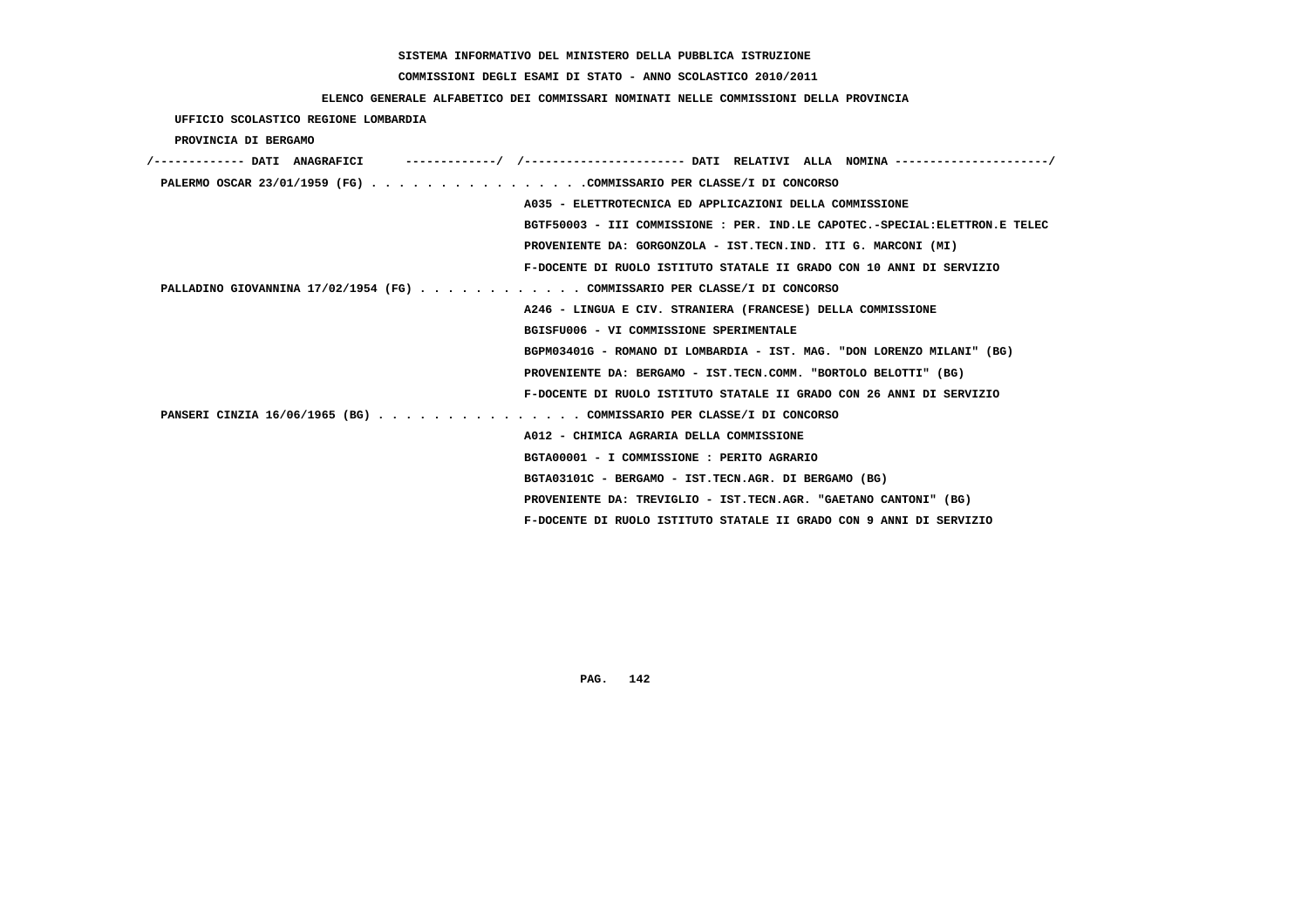SISTEMA INFORMATIVO DEL MINISTERO DELLA PUBBLICA ISTRUZIONE

COMMISSIONI DEGLI ESAMI DI STATO - ANNO SCOLASTICO 2010/2011

ELENCO GENERALE ALFABETICO DEI COMMISSARI NOMINATI NELLE COMMISSIONI DELLA PROVINCIA

UFFICIO SCOLASTICO REGIONE LOMBARDIA

PROVINCIA DI BERGAMO

```
/------------- DATI  ANAGRAFICI      -------------/  /----------------------- DATI  RELATIVI  ALLA  NOMINA ---------------------/
 PALERMO OSCAR 23/01/1959 (FG) . . . . . . . . . . . . . . . .COMMISSARIO PER CLASSE/I DI CONCORSO
                                                      A035 - ELETTROTECNICA ED APPLICAZIONI DELLA COMMISSIONE
                                                      BGTF50003 - III COMMISSIONE : PER. IND.LE CAPOTEC.-SPECIAL:ELETTRON.E TELEC
                                                      PROVENIENTE DA: GORGONZOLA - IST.TECN.IND. ITI G. MARCONI (MI)
                                                      F-DOCENTE DI RUOLO ISTITUTO STATALE II GRADO CON 10 ANNI DI SERVIZIO
 PALLADINO GIOVANNINA 17/02/1954 (FG) . . . . . . . . . . . . COMMISSARIO PER CLASSE/I DI CONCORSO
                                                      A246 - LINGUA E CIV. STRANIERA (FRANCESE) DELLA COMMISSIONE
                                                      BGISFU006 - VI COMMISSIONE SPERIMENTALE
                                                      BGPM03401G - ROMANO DI LOMBARDIA - IST. MAG. "DON LORENZO MILANI" (BG)
                                                      PROVENIENTE DA: BERGAMO - IST.TECN.COMM. "BORTOLO BELOTTI" (BG)
                                                      F-DOCENTE DI RUOLO ISTITUTO STATALE II GRADO CON 26 ANNI DI SERVIZIO
 PANSERI CINZIA 16/06/1965 (BG) . . . . . . . . . . . . . . . COMMISSARIO PER CLASSE/I DI CONCORSO
                                                      A012 - CHIMICA AGRARIA DELLA COMMISSIONE
                                                      BGTA00001 - I COMMISSIONE : PERITO AGRARIO
                                                      BGTA03101C - BERGAMO - IST.TECN.AGR. DI BERGAMO (BG)
                                                      PROVENIENTE DA: TREVIGLIO - IST.TECN.AGR. "GAETANO CANTONI" (BG)
                                                      F-DOCENTE DI RUOLO ISTITUTO STATALE II GRADO CON 9 ANNI DI SERVIZIO
```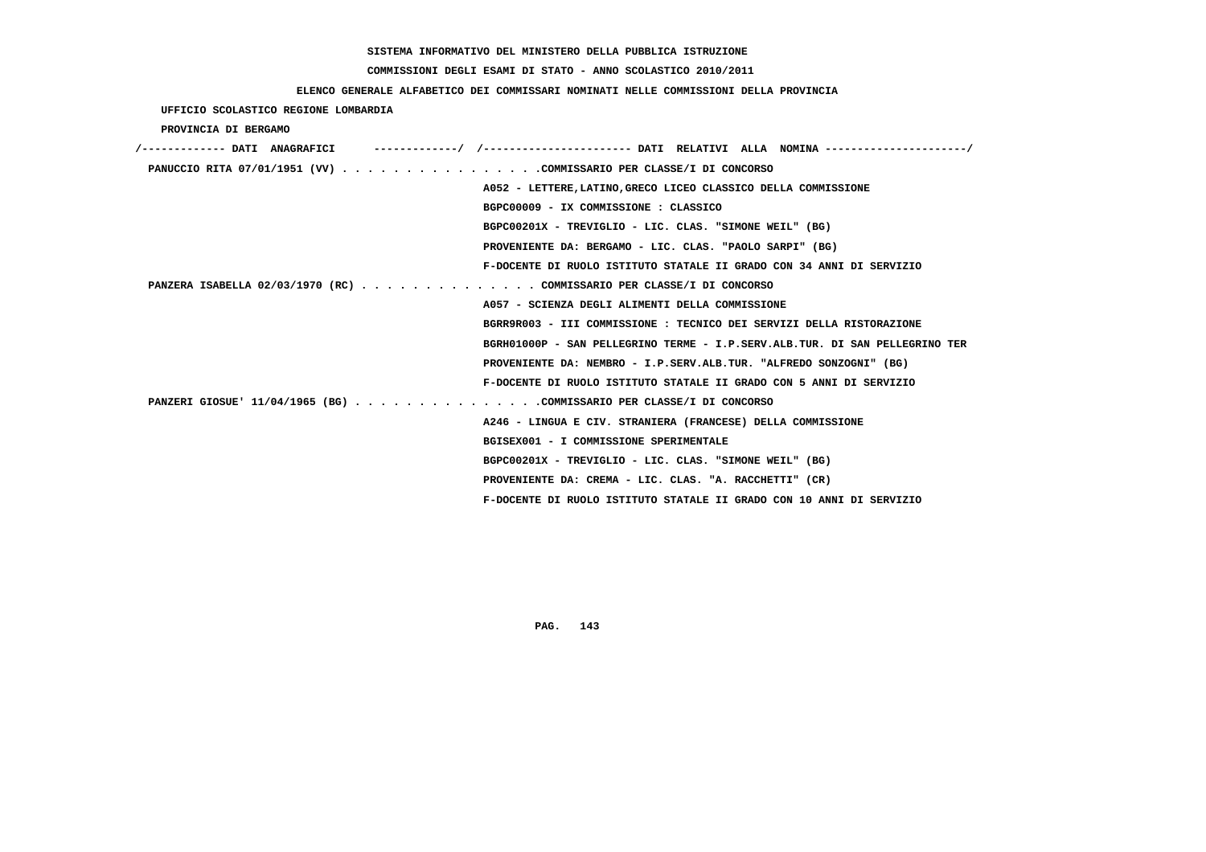**SISTEMA INFORMATIVO DEL MINISTERO DELLA PUBBLICA ISTRUZIONE**

**COMMISSIONI DEGLI ESAMI DI STATO - ANNO SCOLASTICO 2010/2011**

**ELENCO GENERALE ALFABETICO DEI COMMISSARI NOMINATI NELLE COMMISSIONI DELLA PROVINCIA**

**UFFICIO SCOLASTICO REGIONE LOMBARDIA**

**PROVINCIA DI BERGAMO**

```
/------------- DATI  ANAGRAFICI      ------------/  /---------------------- DATI  RELATIVI  ALLA  NOMINA ---------------------/
 PANUCCIO RITA 07/01/1951 (VV) . . . . . . . . . . . . . . . .COMMISSARIO PER CLASSE/I DI CONCORSO
                                                    A052 - LETTERE,LATINO,GRECO LICEO CLASSICO DELLA COMMISSIONE
                                                    BGPC00009 - IX COMMISSIONE : CLASSICO
                                                    BGPC00201X - TREVIGLIO - LIC. CLAS. "SIMONE WEIL" (BG)
                                                    PROVENIENTE DA: BERGAMO - LIC. CLAS. "PAOLO SARPI" (BG)
                                                    F-DOCENTE DI RUOLO ISTITUTO STATALE II GRADO CON 34 ANNI DI SERVIZIO
 PANZERA ISABELLA 02/03/1970 (RC) . . . . . . . . . . . . . . COMMISSARIO PER CLASSE/I DI CONCORSO
                                                    A057 - SCIENZA DEGLI ALIMENTI DELLA COMMISSIONE
                                                    BGRR9R003 - III COMMISSIONE : TECNICO DEI SERVIZI DELLA RISTORAZIONE
                                                    BGRH01000P - SAN PELLEGRINO TERME - I.P.SERV.ALB.TUR. DI SAN PELLEGRINO TER
                                                    PROVENIENTE DA: NEMBRO - I.P.SERV.ALB.TUR. "ALFREDO SONZOGNI" (BG)
                                                    F-DOCENTE DI RUOLO ISTITUTO STATALE II GRADO CON 5 ANNI DI SERVIZIO
 PANZERI GIOSUE' 11/04/1965 (BG) . . . . . . . . . . . . . . .COMMISSARIO PER CLASSE/I DI CONCORSO
                                                    A246 - LINGUA E CIV. STRANIERA (FRANCESE) DELLA COMMISSIONE
                                                    BGISEX001 - I COMMISSIONE SPERIMENTALE
                                                    BGPC00201X - TREVIGLIO - LIC. CLAS. "SIMONE WEIL" (BG)
                                                    PROVENIENTE DA: CREMA - LIC. CLAS. "A. RACCHETTI" (CR)
                                                    F-DOCENTE DI RUOLO ISTITUTO STATALE II GRADO CON 10 ANNI DI SERVIZIO
```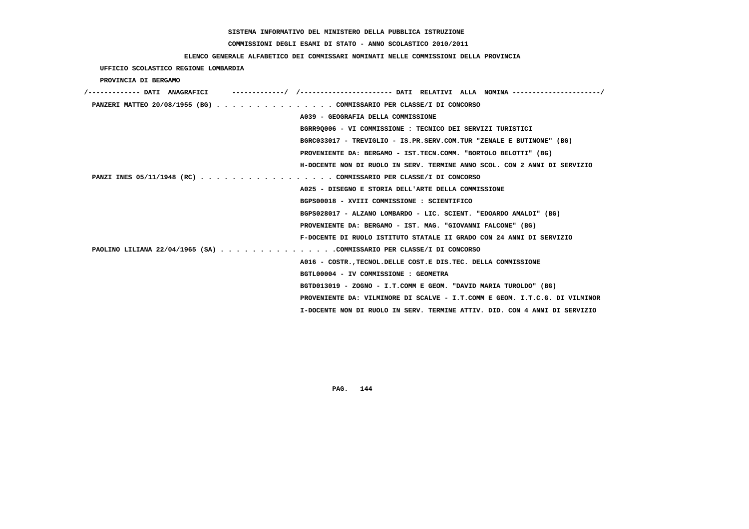SISTEMA INFORMATIVO DEL MINISTERO DELLA PUBBLICA ISTRUZIONE

COMMISSIONI DEGLI ESAMI DI STATO - ANNO SCOLASTICO 2010/2011

ELENCO GENERALE ALFABETICO DEI COMMISSARI NOMINATI NELLE COMMISSIONI DELLA PROVINCIA

UFFICIO SCOLASTICO REGIONE LOMBARDIA

PROVINCIA DI BERGAMO

/------------- DATI ANAGRAFICI -------------/ /---------------------- DATI RELATIVI ALLA NOMINA ---------------------/

PANZERI MATTEO 20/08/1955 (BG) . . . . . . . . . . . . . . . COMMISSARIO PER CLASSE/I DI CONCORSO
A039 - GEOGRAFIA DELLA COMMISSIONE
BGRR9Q006 - VI COMMISSIONE : TECNICO DEI SERVIZI TURISTICI
BGRC033017 - TREVIGLIO - IS.PR.SERV.COM.TUR "ZENALE E BUTINONE" (BG)
PROVENIENTE DA: BERGAMO - IST.TECN.COMM. "BORTOLO BELOTTI" (BG)
H-DOCENTE NON DI RUOLO IN SERV. TERMINE ANNO SCOL. CON 2 ANNI DI SERVIZIO

PANZI INES 05/11/1948 (RC) . . . . . . . . . . . . . . . . . COMMISSARIO PER CLASSE/I DI CONCORSO
A025 - DISEGNO E STORIA DELL'ARTE DELLA COMMISSIONE
BGPS00018 - XVIII COMMISSIONE : SCIENTIFICO
BGPS028017 - ALZANO LOMBARDO - LIC. SCIENT. "EDOARDO AMALDI" (BG)
PROVENIENTE DA: BERGAMO - IST. MAG. "GIOVANNI FALCONE" (BG)
F-DOCENTE DI RUOLO ISTITUTO STATALE II GRADO CON 24 ANNI DI SERVIZIO

PAOLINO LILIANA 22/04/1965 (SA) . . . . . . . . . . . . . . .COMMISSARIO PER CLASSE/I DI CONCORSO
A016 - COSTR.,TECNOL.DELLE COST.E DIS.TEC. DELLA COMMISSIONE
BGTL00004 - IV COMMISSIONE : GEOMETRA
BGTD013019 - ZOGNO - I.T.COMM E GEOM. "DAVID MARIA TUROLDO" (BG)
PROVENIENTE DA: VILMINORE DI SCALVE - I.T.COMM E GEOM. I.T.C.G. DI VILMINOR
I-DOCENTE NON DI RUOLO IN SERV. TERMINE ATTIV. DID. CON 4 ANNI DI SERVIZIO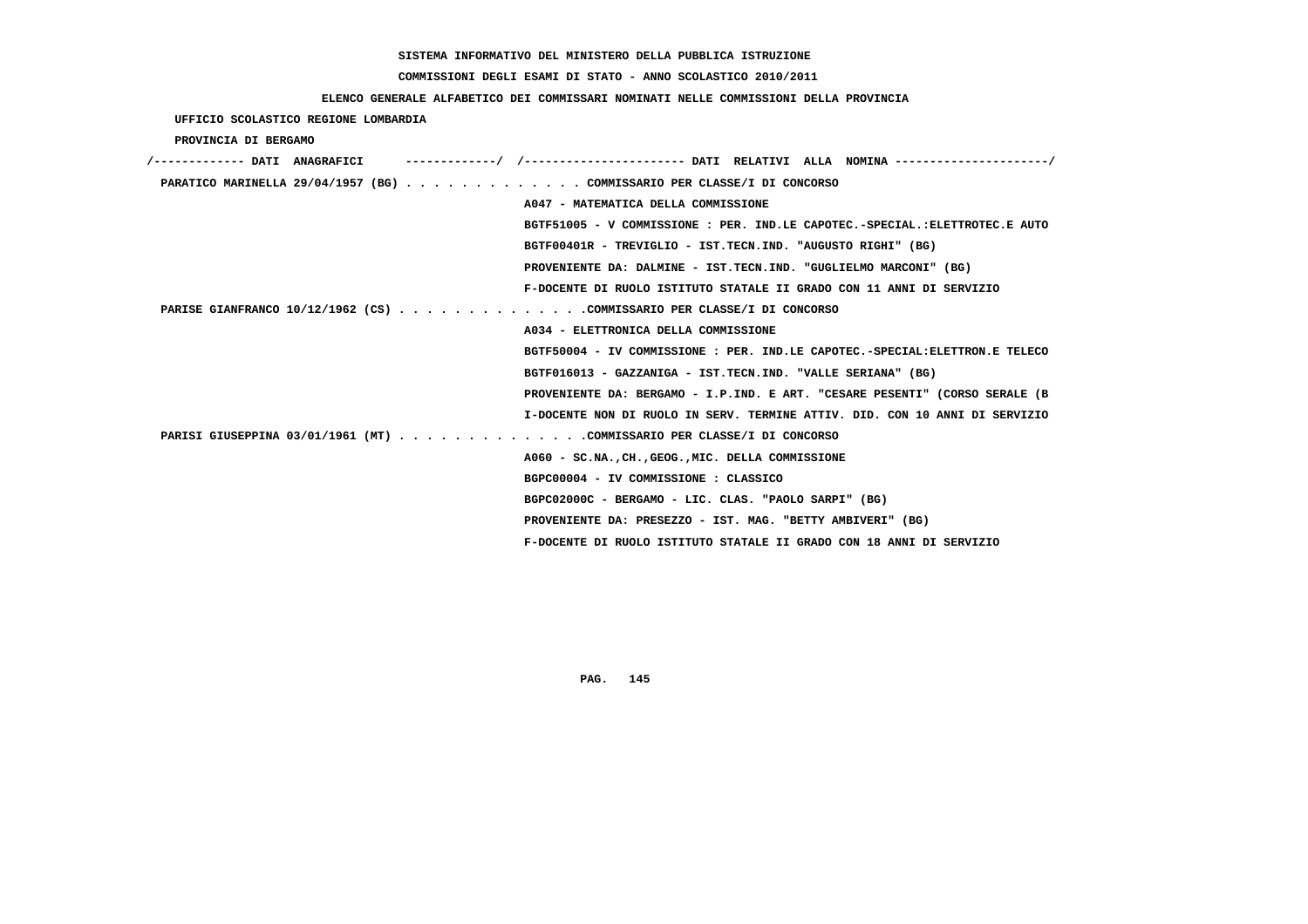SISTEMA INFORMATIVO DEL MINISTERO DELLA PUBBLICA ISTRUZIONE

COMMISSIONI DEGLI ESAMI DI STATO - ANNO SCOLASTICO 2010/2011

ELENCO GENERALE ALFABETICO DEI COMMISSARI NOMINATI NELLE COMMISSIONI DELLA PROVINCIA

UFFICIO SCOLASTICO REGIONE LOMBARDIA

PROVINCIA DI BERGAMO

```
/------------- DATI  ANAGRAFICI      -------------/  /---------------------- DATI  RELATIVI  ALLA  NOMINA ---------------------/
 PARATICO MARINELLA 29/04/1957 (BG) . . . . . . . . . . . . . COMMISSARIO PER CLASSE/I DI CONCORSO
                                                    A047 - MATEMATICA DELLA COMMISSIONE
                                                    BGTF51005 - V COMMISSIONE : PER. IND.LE CAPOTEC.-SPECIAL.:ELETTROTEC.E AUTO
                                                    BGTF00401R - TREVIGLIO - IST.TECN.IND. "AUGUSTO RIGHI" (BG)
                                                    PROVENIENTE DA: DALMINE - IST.TECN.IND. "GUGLIELMO MARCONI" (BG)
                                                    F-DOCENTE DI RUOLO ISTITUTO STATALE II GRADO CON 11 ANNI DI SERVIZIO
 PARISE GIANFRANCO 10/12/1962 (CS) . . . . . . . . . . . . . .COMMISSARIO PER CLASSE/I DI CONCORSO
                                                    A034 - ELETTRONICA DELLA COMMISSIONE
                                                    BGTF50004 - IV COMMISSIONE : PER. IND.LE CAPOTEC.-SPECIAL:ELETTRON.E TELECO
                                                    BGTF016013 - GAZZANIGA - IST.TECN.IND. "VALLE SERIANA" (BG)
                                                    PROVENIENTE DA: BERGAMO - I.P.IND. E ART. "CESARE PESENTI" (CORSO SERALE (B
                                                    I-DOCENTE NON DI RUOLO IN SERV. TERMINE ATTIV. DID. CON 10 ANNI DI SERVIZIO
 PARISI GIUSEPPINA 03/01/1961 (MT) . . . . . . . . . . . . . .COMMISSARIO PER CLASSE/I DI CONCORSO
                                                    A060 - SC.NA.,CH.,GEOG.,MIC. DELLA COMMISSIONE
                                                    BGPC00004 - IV COMMISSIONE : CLASSICO
                                                    BGPC02000C - BERGAMO - LIC. CLAS. "PAOLO SARPI" (BG)
                                                    PROVENIENTE DA: PRESEZZO - IST. MAG. "BETTY AMBIVERI" (BG)
                                                    F-DOCENTE DI RUOLO ISTITUTO STATALE II GRADO CON 18 ANNI DI SERVIZIO
```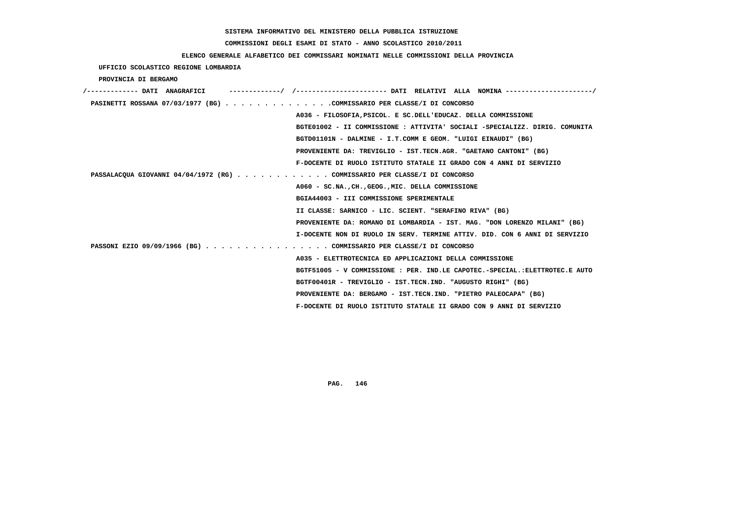SISTEMA INFORMATIVO DEL MINISTERO DELLA PUBBLICA ISTRUZIONE

COMMISSIONI DEGLI ESAMI DI STATO - ANNO SCOLASTICO 2010/2011

ELENCO GENERALE ALFABETICO DEI COMMISSARI NOMINATI NELLE COMMISSIONI DELLA PROVINCIA

UFFICIO SCOLASTICO REGIONE LOMBARDIA

PROVINCIA DI BERGAMO

```
/------------- DATI  ANAGRAFICI      -------------/  /----------------------- DATI  RELATIVI  ALLA  NOMINA ---------------------/
 PASINETTI ROSSANA 07/03/1977 (BG) . . . . . . . . . . . . . .COMMISSARIO PER CLASSE/I DI CONCORSO
                                                    A036 - FILOSOFIA,PSICOL. E SC.DELL'EDUCAZ. DELLA COMMISSIONE
                                                    BGTE01002 - II COMMISSIONE : ATTIVITA' SOCIALI -SPECIALIZZ. DIRIG. COMUNITA
                                                    BGTD01101N - DALMINE - I.T.COMM E GEOM. "LUIGI EINAUDI" (BG)
                                                    PROVENIENTE DA: TREVIGLIO - IST.TECN.AGR. "GAETANO CANTONI" (BG)
                                                    F-DOCENTE DI RUOLO ISTITUTO STATALE II GRADO CON 4 ANNI DI SERVIZIO
 PASSALACQUA GIOVANNI 04/04/1972 (RG) . . . . . . . . . . . . COMMISSARIO PER CLASSE/I DI CONCORSO
                                                    A060 - SC.NA.,CH.,GEOG.,MIC. DELLA COMMISSIONE
                                                    BGIA44003 - III COMMISSIONE SPERIMENTALE
                                                    II CLASSE: SARNICO - LIC. SCIENT. "SERAFINO RIVA" (BG)
                                                    PROVENIENTE DA: ROMANO DI LOMBARDIA - IST. MAG. "DON LORENZO MILANI" (BG)
                                                    I-DOCENTE NON DI RUOLO IN SERV. TERMINE ATTIV. DID. CON 6 ANNI DI SERVIZIO
 PASSONI EZIO 09/09/1966 (BG) . . . . . . . . . . . . . . . . COMMISSARIO PER CLASSE/I DI CONCORSO
                                                    A035 - ELETTROTECNICA ED APPLICAZIONI DELLA COMMISSIONE
                                                    BGTF51005 - V COMMISSIONE : PER. IND.LE CAPOTEC.-SPECIAL.:ELETTROTEC.E AUTO
                                                    BGTF00401R - TREVIGLIO - IST.TECN.IND. "AUGUSTO RIGHI" (BG)
                                                    PROVENIENTE DA: BERGAMO - IST.TECN.IND. "PIETRO PALEOCAPA" (BG)
                                                    F-DOCENTE DI RUOLO ISTITUTO STATALE II GRADO CON 9 ANNI DI SERVIZIO
```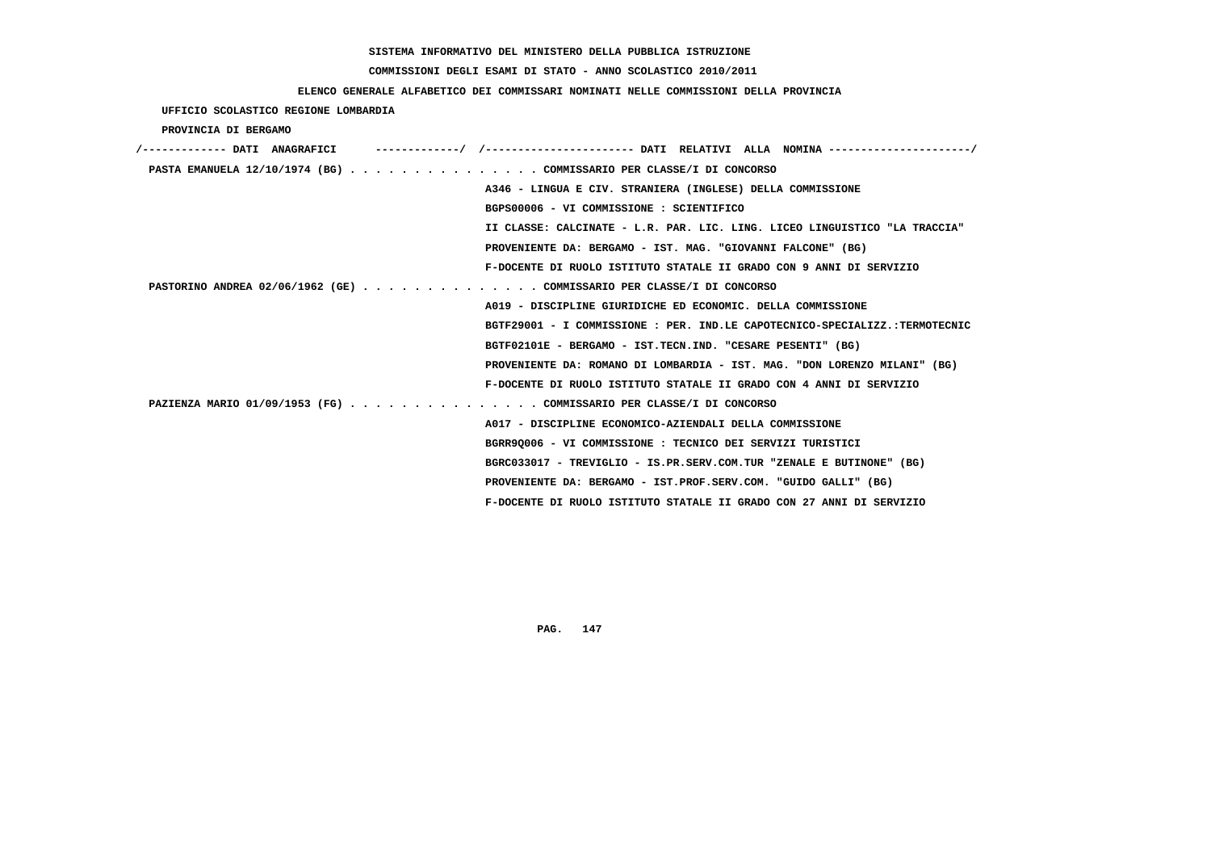SISTEMA INFORMATIVO DEL MINISTERO DELLA PUBBLICA ISTRUZIONE

COMMISSIONI DEGLI ESAMI DI STATO - ANNO SCOLASTICO 2010/2011

ELENCO GENERALE ALFABETICO DEI COMMISSARI NOMINATI NELLE COMMISSIONI DELLA PROVINCIA

UFFICIO SCOLASTICO REGIONE LOMBARDIA

PROVINCIA DI BERGAMO

/------------- DATI ANAGRAFICI -------------/ /---------------------- DATI RELATIVI ALLA NOMINA ---------------------/

PASTA EMANUELA 12/10/1974 (BG) . . . . . . . . . . . . . . . COMMISSARIO PER CLASSE/I DI CONCORSO

A346 - LINGUA E CIV. STRANIERA (INGLESE) DELLA COMMISSIONE

BGPS00006 - VI COMMISSIONE : SCIENTIFICO

II CLASSE: CALCINATE - L.R. PAR. LIC. LING. LICEO LINGUISTICO "LA TRACCIA"

PROVENIENTE DA: BERGAMO - IST. MAG. "GIOVANNI FALCONE" (BG)

F-DOCENTE DI RUOLO ISTITUTO STATALE II GRADO CON 9 ANNI DI SERVIZIO

PASTORINO ANDREA 02/06/1962 (GE) . . . . . . . . . . . . . . COMMISSARIO PER CLASSE/I DI CONCORSO

A019 - DISCIPLINE GIURIDICHE ED ECONOMIC. DELLA COMMISSIONE

BGTF29001 - I COMMISSIONE : PER. IND.LE CAPOTECNICO-SPECIALIZZ.:TERMOTECNIC

BGTF02101E - BERGAMO - IST.TECN.IND. "CESARE PESENTI" (BG)

PROVENIENTE DA: ROMANO DI LOMBARDIA - IST. MAG. "DON LORENZO MILANI" (BG)

F-DOCENTE DI RUOLO ISTITUTO STATALE II GRADO CON 4 ANNI DI SERVIZIO

PAZIENZA MARIO 01/09/1953 (FG) . . . . . . . . . . . . . . . COMMISSARIO PER CLASSE/I DI CONCORSO

A017 - DISCIPLINE ECONOMICO-AZIENDALI DELLA COMMISSIONE

BGRR9Q006 - VI COMMISSIONE : TECNICO DEI SERVIZI TURISTICI

BGRC033017 - TREVIGLIO - IS.PR.SERV.COM.TUR "ZENALE E BUTINONE" (BG)

PROVENIENTE DA: BERGAMO - IST.PROF.SERV.COM. "GUIDO GALLI" (BG)

F-DOCENTE DI RUOLO ISTITUTO STATALE II GRADO CON 27 ANNI DI SERVIZIO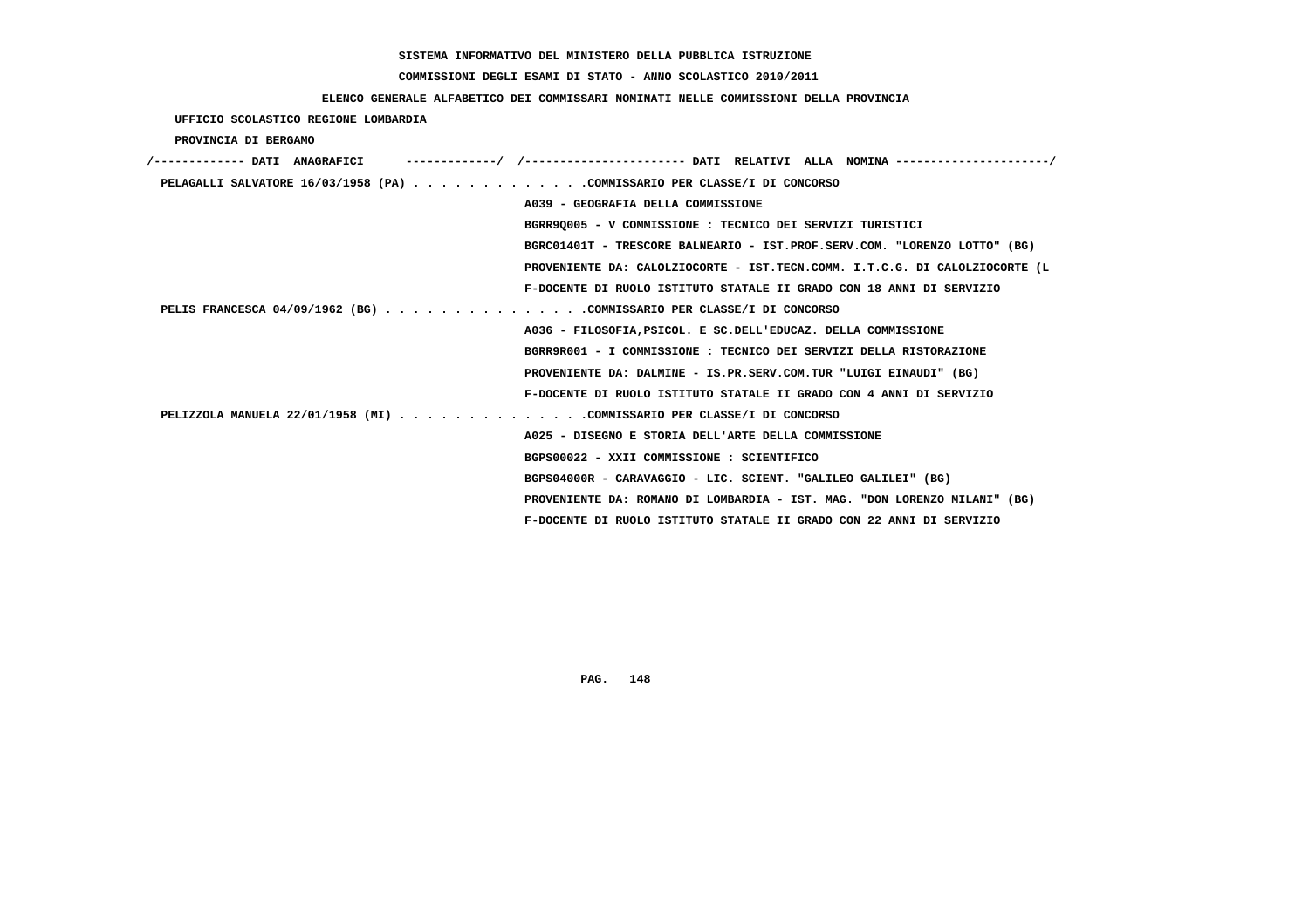SISTEMA INFORMATIVO DEL MINISTERO DELLA PUBBLICA ISTRUZIONE

COMMISSIONI DEGLI ESAMI DI STATO - ANNO SCOLASTICO 2010/2011

ELENCO GENERALE ALFABETICO DEI COMMISSARI NOMINATI NELLE COMMISSIONI DELLA PROVINCIA

UFFICIO SCOLASTICO REGIONE LOMBARDIA

PROVINCIA DI BERGAMO

/------------- DATI ANAGRAFICI -------------/ /---------------------- DATI RELATIVI ALLA NOMINA ---------------------/

PELAGALLI SALVATORE 16/03/1958 (PA) . . . . . . . . . . . . .COMMISSARIO PER CLASSE/I DI CONCORSO
A039 - GEOGRAFIA DELLA COMMISSIONE
BGRR9Q005 - V COMMISSIONE : TECNICO DEI SERVIZI TURISTICI
BGRC01401T - TRESCORE BALNEARIO - IST.PROF.SERV.COM. "LORENZO LOTTO" (BG)
PROVENIENTE DA: CALOLZIOCORTE - IST.TECN.COMM. I.T.C.G. DI CALOLZIOCORTE (L
F-DOCENTE DI RUOLO ISTITUTO STATALE II GRADO CON 18 ANNI DI SERVIZIO

PELIS FRANCESCA 04/09/1962 (BG) . . . . . . . . . . . . . . .COMMISSARIO PER CLASSE/I DI CONCORSO
A036 - FILOSOFIA,PSICOL. E SC.DELL'EDUCAZ. DELLA COMMISSIONE
BGRR9R001 - I COMMISSIONE : TECNICO DEI SERVIZI DELLA RISTORAZIONE
PROVENIENTE DA: DALMINE - IS.PR.SERV.COM.TUR "LUIGI EINAUDI" (BG)
F-DOCENTE DI RUOLO ISTITUTO STATALE II GRADO CON 4 ANNI DI SERVIZIO

PELIZZOLA MANUELA 22/01/1958 (MI) . . . . . . . . . . . . . .COMMISSARIO PER CLASSE/I DI CONCORSO
A025 - DISEGNO E STORIA DELL'ARTE DELLA COMMISSIONE
BGPS00022 - XXII COMMISSIONE : SCIENTIFICO
BGPS04000R - CARAVAGGIO - LIC. SCIENT. "GALILEO GALILEI" (BG)
PROVENIENTE DA: ROMANO DI LOMBARDIA - IST. MAG. "DON LORENZO MILANI" (BG)
F-DOCENTE DI RUOLO ISTITUTO STATALE II GRADO CON 22 ANNI DI SERVIZIO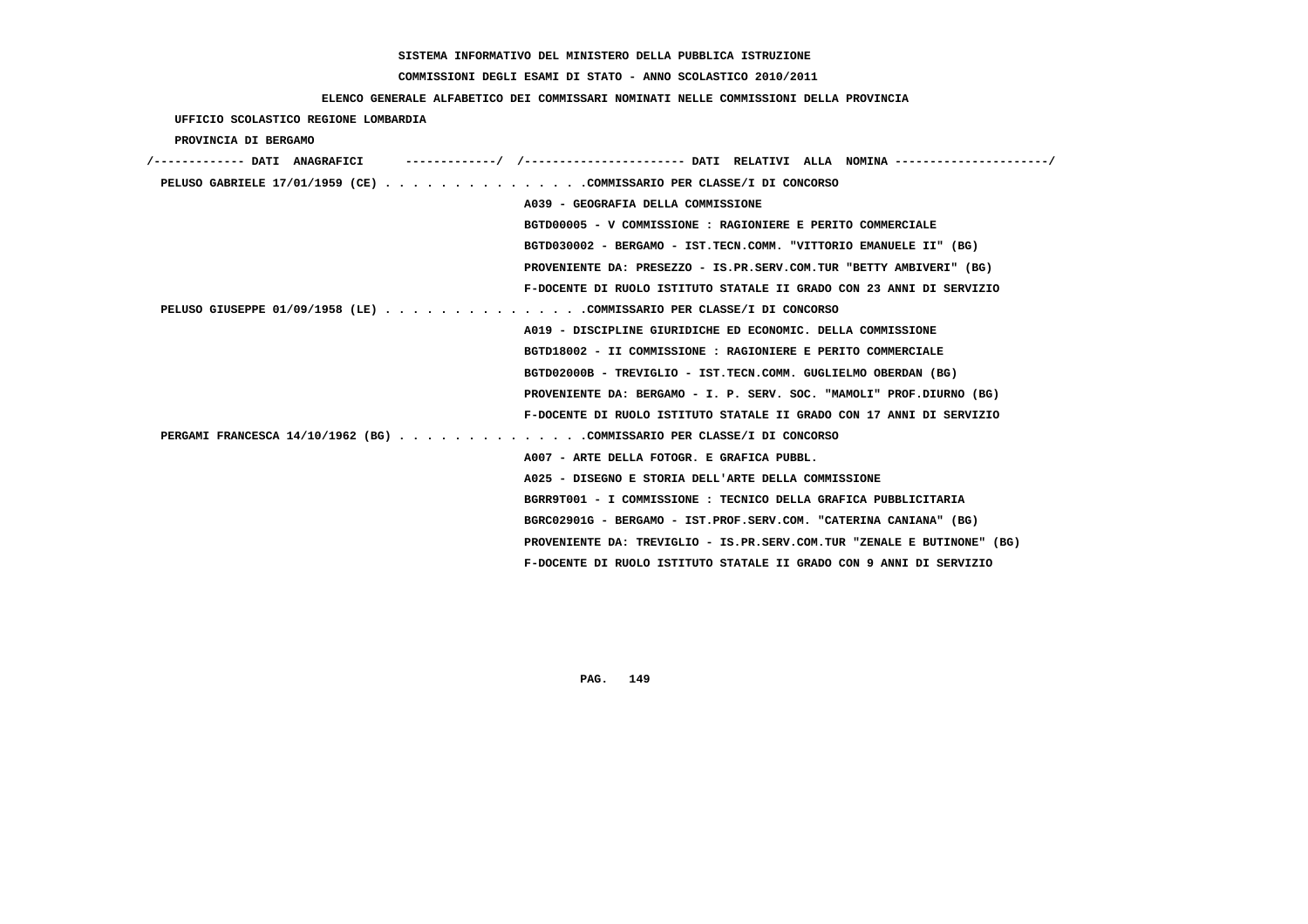**SISTEMA INFORMATIVO DEL MINISTERO DELLA PUBBLICA ISTRUZIONE**

**COMMISSIONI DEGLI ESAMI DI STATO - ANNO SCOLASTICO 2010/2011**

**ELENCO GENERALE ALFABETICO DEI COMMISSARI NOMINATI NELLE COMMISSIONI DELLA PROVINCIA**

**UFFICIO SCOLASTICO REGIONE LOMBARDIA**

**PROVINCIA DI BERGAMO**

```
/------------- DATI  ANAGRAFICI      -------------/  /----------------------- DATI  RELATIVI  ALLA  NOMINA ----------------------/
 PELUSO GABRIELE 17/01/1959 (CE) . . . . . . . . . . . . . . .COMMISSARIO PER CLASSE/I DI CONCORSO
                                                    A039 - GEOGRAFIA DELLA COMMISSIONE
                                                    BGTD00005 - V COMMISSIONE : RAGIONIERE E PERITO COMMERCIALE
                                                    BGTD030002 - BERGAMO - IST.TECN.COMM. "VITTORIO EMANUELE II" (BG)
                                                    PROVENIENTE DA: PRESEZZO - IS.PR.SERV.COM.TUR "BETTY AMBIVERI" (BG)
                                                    F-DOCENTE DI RUOLO ISTITUTO STATALE II GRADO CON 23 ANNI DI SERVIZIO
 PELUSO GIUSEPPE 01/09/1958 (LE) . . . . . . . . . . . . . . .COMMISSARIO PER CLASSE/I DI CONCORSO
                                                    A019 - DISCIPLINE GIURIDICHE ED ECONOMIC. DELLA COMMISSIONE
                                                    BGTD18002 - II COMMISSIONE : RAGIONIERE E PERITO COMMERCIALE
                                                    BGTD02000B - TREVIGLIO - IST.TECN.COMM. GUGLIELMO OBERDAN (BG)
                                                    PROVENIENTE DA: BERGAMO - I. P. SERV. SOC. "MAMOLI" PROF.DIURNO (BG)
                                                    F-DOCENTE DI RUOLO ISTITUTO STATALE II GRADO CON 17 ANNI DI SERVIZIO
 PERGAMI FRANCESCA 14/10/1962 (BG) . . . . . . . . . . . . . .COMMISSARIO PER CLASSE/I DI CONCORSO
                                                    A007 - ARTE DELLA FOTOGR. E GRAFICA PUBBL.
                                                    A025 - DISEGNO E STORIA DELL'ARTE DELLA COMMISSIONE
                                                    BGRR9T001 - I COMMISSIONE : TECNICO DELLA GRAFICA PUBBLICITARIA
                                                    BGRC02901G - BERGAMO - IST.PROF.SERV.COM. "CATERINA CANIANA" (BG)
                                                    PROVENIENTE DA: TREVIGLIO - IS.PR.SERV.COM.TUR "ZENALE E BUTINONE" (BG)
                                                    F-DOCENTE DI RUOLO ISTITUTO STATALE II GRADO CON 9 ANNI DI SERVIZIO
```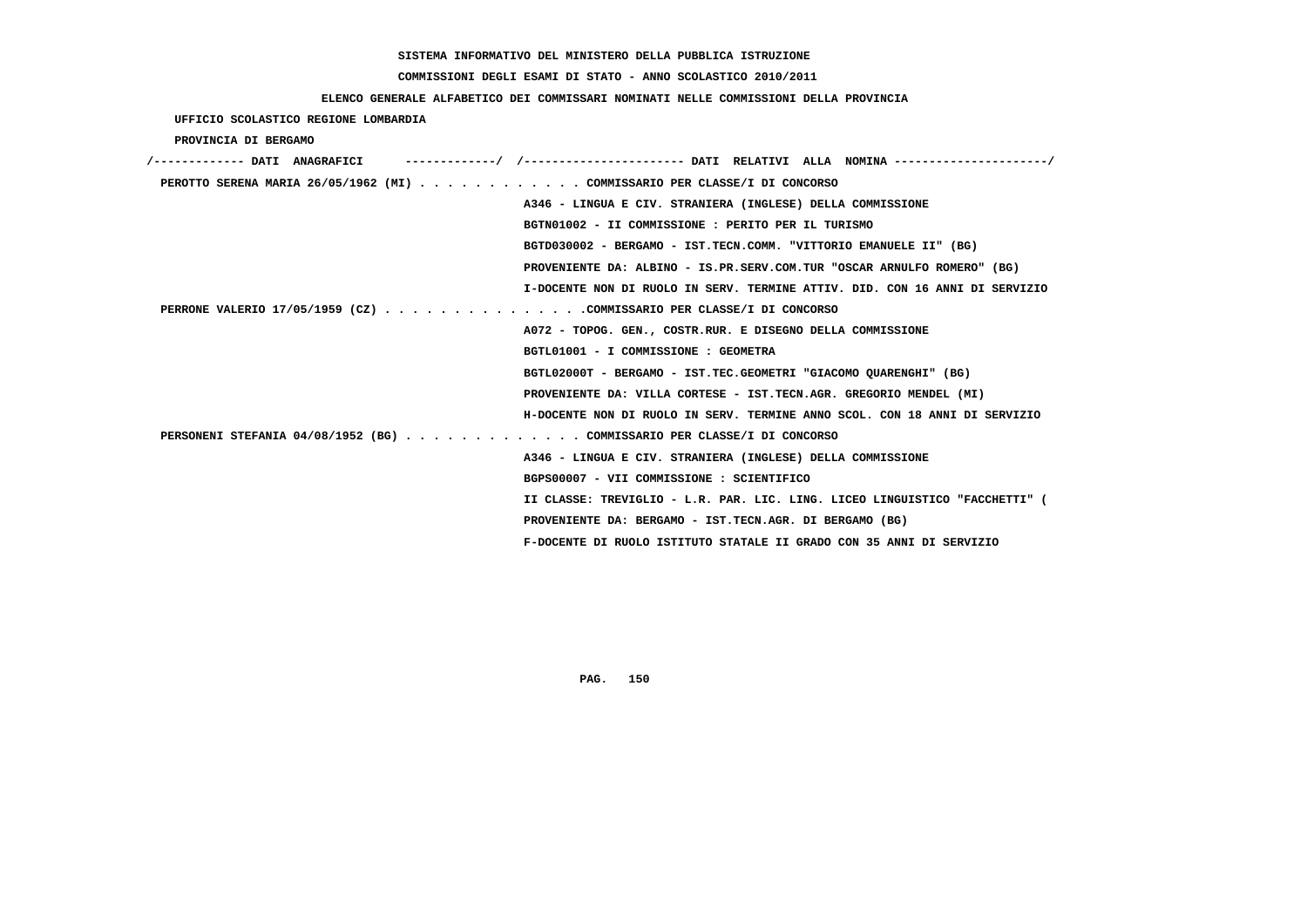SISTEMA INFORMATIVO DEL MINISTERO DELLA PUBBLICA ISTRUZIONE

COMMISSIONI DEGLI ESAMI DI STATO - ANNO SCOLASTICO 2010/2011

ELENCO GENERALE ALFABETICO DEI COMMISSARI NOMINATI NELLE COMMISSIONI DELLA PROVINCIA

UFFICIO SCOLASTICO REGIONE LOMBARDIA

PROVINCIA DI BERGAMO

/------------- DATI ANAGRAFICI -------------/ /---------------------- DATI RELATIVI ALLA NOMINA ---------------------/

PEROTTO SERENA MARIA 26/05/1962 (MI) . . . . . . . . . . . . COMMISSARIO PER CLASSE/I DI CONCORSO
A346 - LINGUA E CIV. STRANIERA (INGLESE) DELLA COMMISSIONE
BGTN01002 - II COMMISSIONE : PERITO PER IL TURISMO
BGTD030002 - BERGAMO - IST.TECN.COMM. "VITTORIO EMANUELE II" (BG)
PROVENIENTE DA: ALBINO - IS.PR.SERV.COM.TUR "OSCAR ARNULFO ROMERO" (BG)
I-DOCENTE NON DI RUOLO IN SERV. TERMINE ATTIV. DID. CON 16 ANNI DI SERVIZIO

PERRONE VALERIO 17/05/1959 (CZ) . . . . . . . . . . . . . . .COMMISSARIO PER CLASSE/I DI CONCORSO
A072 - TOPOG. GEN., COSTR.RUR. E DISEGNO DELLA COMMISSIONE
BGTL01001 - I COMMISSIONE : GEOMETRA
BGTL02000T - BERGAMO - IST.TEC.GEOMETRI "GIACOMO QUARENGHI" (BG)
PROVENIENTE DA: VILLA CORTESE - IST.TECN.AGR. GREGORIO MENDEL (MI)
H-DOCENTE NON DI RUOLO IN SERV. TERMINE ANNO SCOL. CON 18 ANNI DI SERVIZIO

PERSONENI STEFANIA 04/08/1952 (BG) . . . . . . . . . . . . . COMMISSARIO PER CLASSE/I DI CONCORSO
A346 - LINGUA E CIV. STRANIERA (INGLESE) DELLA COMMISSIONE
BGPS00007 - VII COMMISSIONE : SCIENTIFICO
II CLASSE: TREVIGLIO - L.R. PAR. LIC. LING. LICEO LINGUISTICO "FACCHETTI" (
PROVENIENTE DA: BERGAMO - IST.TECN.AGR. DI BERGAMO (BG)
F-DOCENTE DI RUOLO ISTITUTO STATALE II GRADO CON 35 ANNI DI SERVIZIO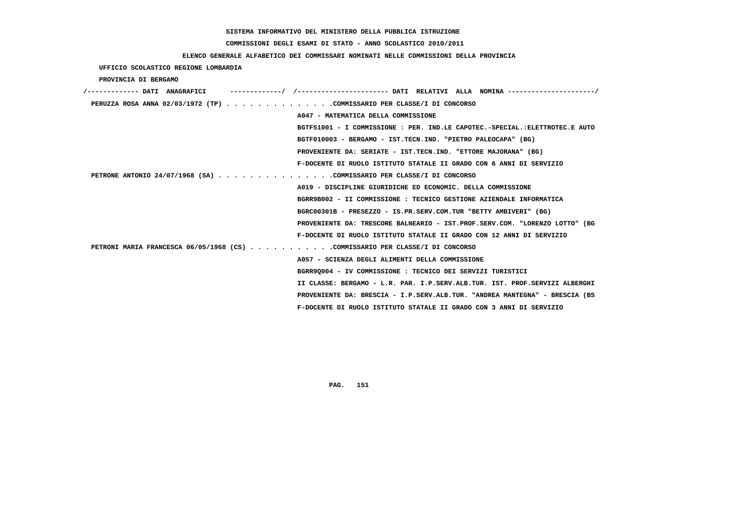SISTEMA INFORMATIVO DEL MINISTERO DELLA PUBBLICA ISTRUZIONE

COMMISSIONI DEGLI ESAMI DI STATO - ANNO SCOLASTICO 2010/2011

ELENCO GENERALE ALFABETICO DEI COMMISSARI NOMINATI NELLE COMMISSIONI DELLA PROVINCIA

UFFICIO SCOLASTICO REGIONE LOMBARDIA

PROVINCIA DI BERGAMO

```
/------------- DATI  ANAGRAFICI      ------------/  /---------------------- DATI  RELATIVI  ALLA  NOMINA ---------------------/
 PERUZZA ROSA ANNA 02/03/1972 (TP) . . . . . . . . . . . . . .COMMISSARIO PER CLASSE/I DI CONCORSO
                                                    A047 - MATEMATICA DELLA COMMISSIONE
                                                    BGTF51001 - I COMMISSIONE : PER. IND.LE CAPOTEC.-SPECIAL.:ELETTROTEC.E AUTO
                                                    BGTF010003 - BERGAMO - IST.TECN.IND. "PIETRO PALEOCAPA" (BG)
                                                    PROVENIENTE DA: SERIATE - IST.TECN.IND. "ETTORE MAJORANA" (BG)
                                                    F-DOCENTE DI RUOLO ISTITUTO STATALE II GRADO CON 6 ANNI DI SERVIZIO
 PETRONE ANTONIO 24/07/1968 (SA) . . . . . . . . . . . . . . .COMMISSARIO PER CLASSE/I DI CONCORSO
                                                    A019 - DISCIPLINE GIURIDICHE ED ECONOMIC. DELLA COMMISSIONE
                                                    BGRR9B002 - II COMMISSIONE : TECNICO GESTIONE AZIENDALE INFORMATICA
                                                    BGRC00301B - PRESEZZO - IS.PR.SERV.COM.TUR "BETTY AMBIVERI" (BG)
                                                    PROVENIENTE DA: TRESCORE BALNEARIO - IST.PROF.SERV.COM. "LORENZO LOTTO" (BG
                                                    F-DOCENTE DI RUOLO ISTITUTO STATALE II GRADO CON 12 ANNI DI SERVIZIO
 PETRONI MARIA FRANCESCA 06/05/1968 (CS) . . . . . . . . . . .COMMISSARIO PER CLASSE/I DI CONCORSO
                                                    A057 - SCIENZA DEGLI ALIMENTI DELLA COMMISSIONE
                                                    BGRR9Q004 - IV COMMISSIONE : TECNICO DEI SERVIZI TURISTICI
                                                    II CLASSE: BERGAMO - L.R. PAR. I.P.SERV.ALB.TUR. IST. PROF.SERVIZI ALBERGHI
                                                    PROVENIENTE DA: BRESCIA - I.P.SERV.ALB.TUR. "ANDREA MANTEGNA" - BRESCIA (BS
                                                    F-DOCENTE DI RUOLO ISTITUTO STATALE II GRADO CON 3 ANNI DI SERVIZIO
```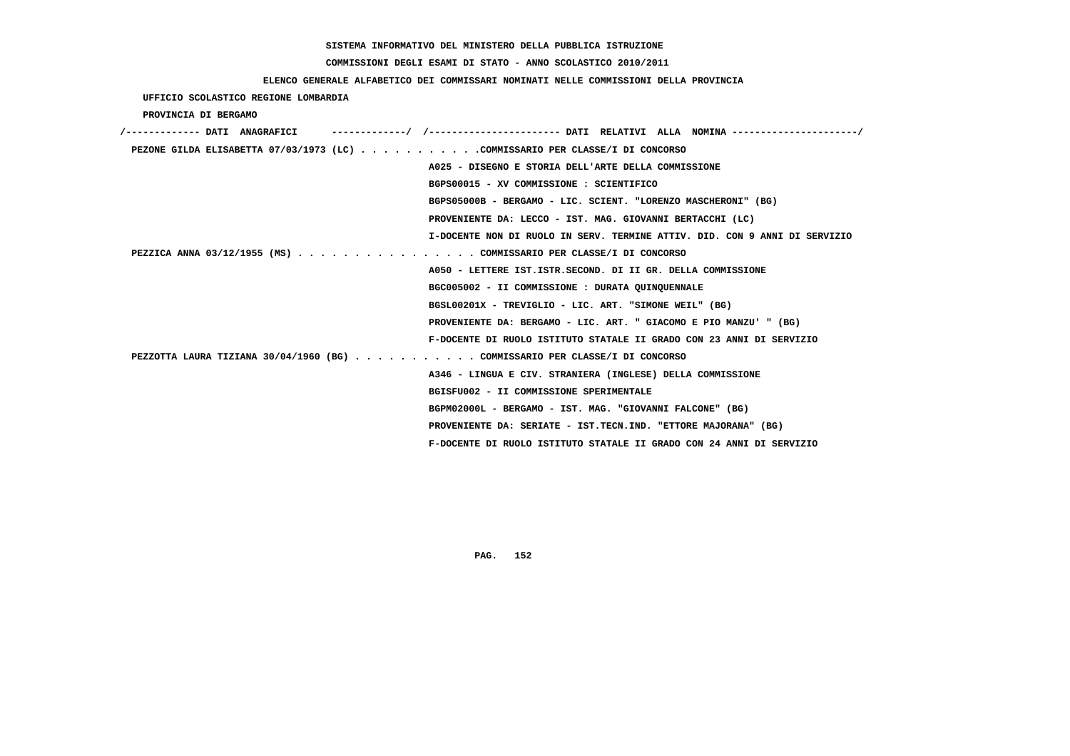SISTEMA INFORMATIVO DEL MINISTERO DELLA PUBBLICA ISTRUZIONE

COMMISSIONI DEGLI ESAMI DI STATO - ANNO SCOLASTICO 2010/2011

ELENCO GENERALE ALFABETICO DEI COMMISSARI NOMINATI NELLE COMMISSIONI DELLA PROVINCIA

UFFICIO SCOLASTICO REGIONE LOMBARDIA

PROVINCIA DI BERGAMO

/------------- DATI ANAGRAFICI -------------/ /---------------------- DATI RELATIVI ALLA NOMINA ---------------------/

PEZONE GILDA ELISABETTA 07/03/1973 (LC) . . . . . . . . . . .COMMISSARIO PER CLASSE/I DI CONCORSO
A025 - DISEGNO E STORIA DELL'ARTE DELLA COMMISSIONE
BGPS00015 - XV COMMISSIONE : SCIENTIFICO
BGPS05000B - BERGAMO - LIC. SCIENT. "LORENZO MASCHERONI" (BG)
PROVENIENTE DA: LECCO - IST. MAG. GIOVANNI BERTACCHI (LC)
I-DOCENTE NON DI RUOLO IN SERV. TERMINE ATTIV. DID. CON 9 ANNI DI SERVIZIO

PEZZICA ANNA 03/12/1955 (MS) . . . . . . . . . . . . . . . . COMMISSARIO PER CLASSE/I DI CONCORSO
A050 - LETTERE IST.ISTR.SECOND. DI II GR. DELLA COMMISSIONE
BGC005002 - II COMMISSIONE : DURATA QUINQUENNALE
BGSL00201X - TREVIGLIO - LIC. ART. "SIMONE WEIL" (BG)
PROVENIENTE DA: BERGAMO - LIC. ART. " GIACOMO E PIO MANZU' " (BG)
F-DOCENTE DI RUOLO ISTITUTO STATALE II GRADO CON 23 ANNI DI SERVIZIO

PEZZOTTA LAURA TIZIANA 30/04/1960 (BG) . . . . . . . . . . . COMMISSARIO PER CLASSE/I DI CONCORSO
A346 - LINGUA E CIV. STRANIERA (INGLESE) DELLA COMMISSIONE
BGISFU002 - II COMMISSIONE SPERIMENTALE
BGPM02000L - BERGAMO - IST. MAG. "GIOVANNI FALCONE" (BG)
PROVENIENTE DA: SERIATE - IST.TECN.IND. "ETTORE MAJORANA" (BG)
F-DOCENTE DI RUOLO ISTITUTO STATALE II GRADO CON 24 ANNI DI SERVIZIO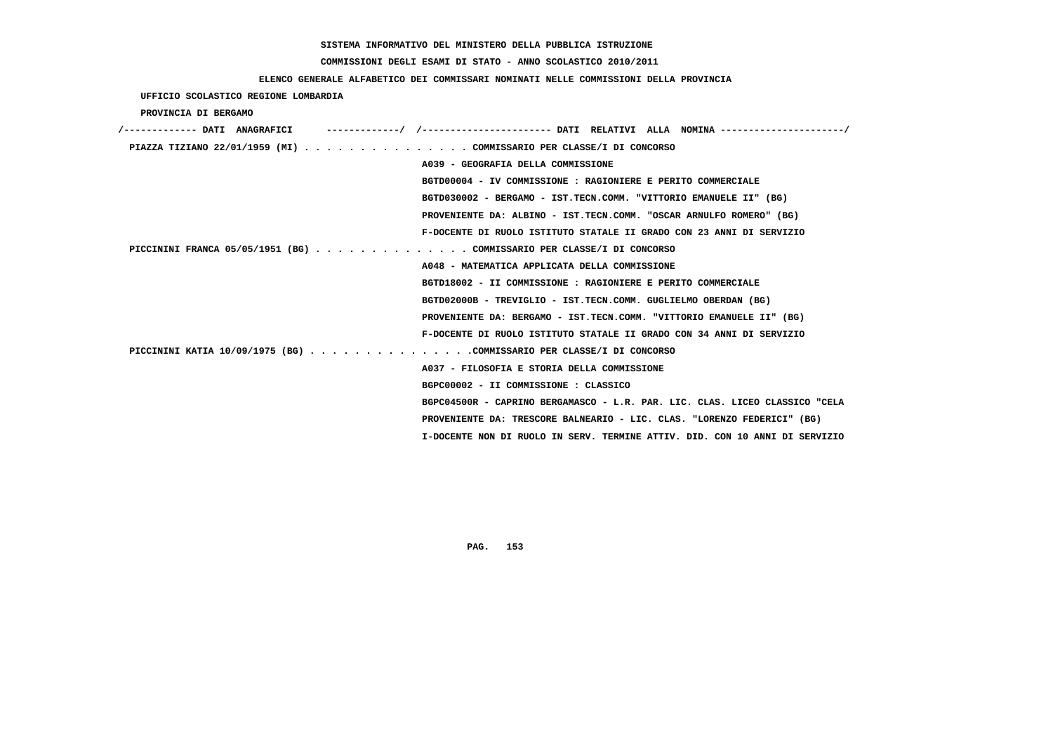SISTEMA INFORMATIVO DEL MINISTERO DELLA PUBBLICA ISTRUZIONE

COMMISSIONI DEGLI ESAMI DI STATO - ANNO SCOLASTICO 2010/2011

ELENCO GENERALE ALFABETICO DEI COMMISSARI NOMINATI NELLE COMMISSIONI DELLA PROVINCIA

UFFICIO SCOLASTICO REGIONE LOMBARDIA

PROVINCIA DI BERGAMO

/------------- DATI ANAGRAFICI -------------/ /---------------------- DATI RELATIVI ALLA NOMINA ---------------------/

PIAZZA TIZIANO 22/01/1959 (MI) . . . . . . . . . . . . . . . COMMISSARIO PER CLASSE/I DI CONCORSO

A039 - GEOGRAFIA DELLA COMMISSIONE

BGTD00004 - IV COMMISSIONE : RAGIONIERE E PERITO COMMERCIALE

BGTD030002 - BERGAMO - IST.TECN.COMM. "VITTORIO EMANUELE II" (BG)

PROVENIENTE DA: ALBINO - IST.TECN.COMM. "OSCAR ARNULFO ROMERO" (BG)

F-DOCENTE DI RUOLO ISTITUTO STATALE II GRADO CON 23 ANNI DI SERVIZIO

PICCININI FRANCA 05/05/1951 (BG) . . . . . . . . . . . . . . COMMISSARIO PER CLASSE/I DI CONCORSO

A048 - MATEMATICA APPLICATA DELLA COMMISSIONE

BGTD18002 - II COMMISSIONE : RAGIONIERE E PERITO COMMERCIALE

BGTD02000B - TREVIGLIO - IST.TECN.COMM. GUGLIELMO OBERDAN (BG)

PROVENIENTE DA: BERGAMO - IST.TECN.COMM. "VITTORIO EMANUELE II" (BG)

F-DOCENTE DI RUOLO ISTITUTO STATALE II GRADO CON 34 ANNI DI SERVIZIO

PICCININI KATIA 10/09/1975 (BG) . . . . . . . . . . . . . . .COMMISSARIO PER CLASSE/I DI CONCORSO

A037 - FILOSOFIA E STORIA DELLA COMMISSIONE

BGPC00002 - II COMMISSIONE : CLASSICO

BGPC04500R - CAPRINO BERGAMASCO - L.R. PAR. LIC. CLAS. LICEO CLASSICO "CELA

PROVENIENTE DA: TRESCORE BALNEARIO - LIC. CLAS. "LORENZO FEDERICI" (BG)

I-DOCENTE NON DI RUOLO IN SERV. TERMINE ATTIV. DID. CON 10 ANNI DI SERVIZIO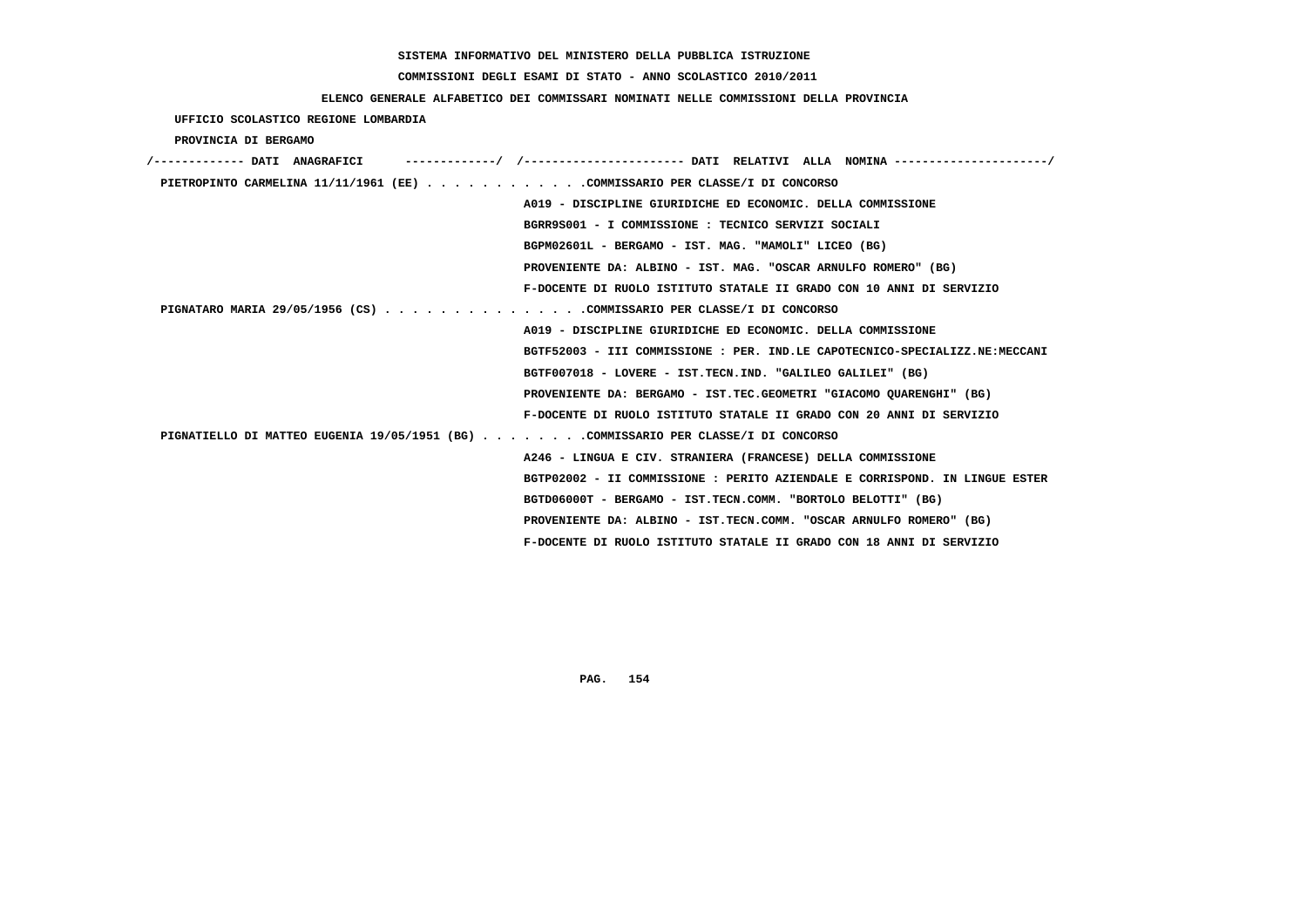SISTEMA INFORMATIVO DEL MINISTERO DELLA PUBBLICA ISTRUZIONE

COMMISSIONI DEGLI ESAMI DI STATO - ANNO SCOLASTICO 2010/2011

ELENCO GENERALE ALFABETICO DEI COMMISSARI NOMINATI NELLE COMMISSIONI DELLA PROVINCIA

UFFICIO SCOLASTICO REGIONE LOMBARDIA

PROVINCIA DI BERGAMO

/------------- DATI ANAGRAFICI -------------/ /---------------------- DATI RELATIVI ALLA NOMINA ---------------------/

**PIETROPINTO CARMELINA 11/11/1961 (EE)** . . . . . . . . . . . .COMMISSARIO PER CLASSE/I DI CONCORSO

A019 - DISCIPLINE GIURIDICHE ED ECONOMIC. DELLA COMMISSIONE

BGRR9S001 - I COMMISSIONE : TECNICO SERVIZI SOCIALI

BGPM02601L - BERGAMO - IST. MAG. "MAMOLI" LICEO (BG)

PROVENIENTE DA: ALBINO - IST. MAG. "OSCAR ARNULFO ROMERO" (BG)

F-DOCENTE DI RUOLO ISTITUTO STATALE II GRADO CON 10 ANNI DI SERVIZIO

**PIGNATARO MARIA 29/05/1956 (CS)** . . . . . . . . . . . . . . .COMMISSARIO PER CLASSE/I DI CONCORSO

A019 - DISCIPLINE GIURIDICHE ED ECONOMIC. DELLA COMMISSIONE

BGTF52003 - III COMMISSIONE : PER. IND.LE CAPOTECNICO-SPECIALIZZ.NE:MECCANI

BGTF007018 - LOVERE - IST.TECN.IND. "GALILEO GALILEI" (BG)

PROVENIENTE DA: BERGAMO - IST.TEC.GEOMETRI "GIACOMO QUARENGHI" (BG)

F-DOCENTE DI RUOLO ISTITUTO STATALE II GRADO CON 20 ANNI DI SERVIZIO

**PIGNATIELLO DI MATTEO EUGENIA 19/05/1951 (BG)** . . . . . . . .COMMISSARIO PER CLASSE/I DI CONCORSO

A246 - LINGUA E CIV. STRANIERA (FRANCESE) DELLA COMMISSIONE

BGTP02002 - II COMMISSIONE : PERITO AZIENDALE E CORRISPOND. IN LINGUE ESTER

BGTD06000T - BERGAMO - IST.TECN.COMM. "BORTOLO BELOTTI" (BG)

PROVENIENTE DA: ALBINO - IST.TECN.COMM. "OSCAR ARNULFO ROMERO" (BG)

F-DOCENTE DI RUOLO ISTITUTO STATALE II GRADO CON 18 ANNI DI SERVIZIO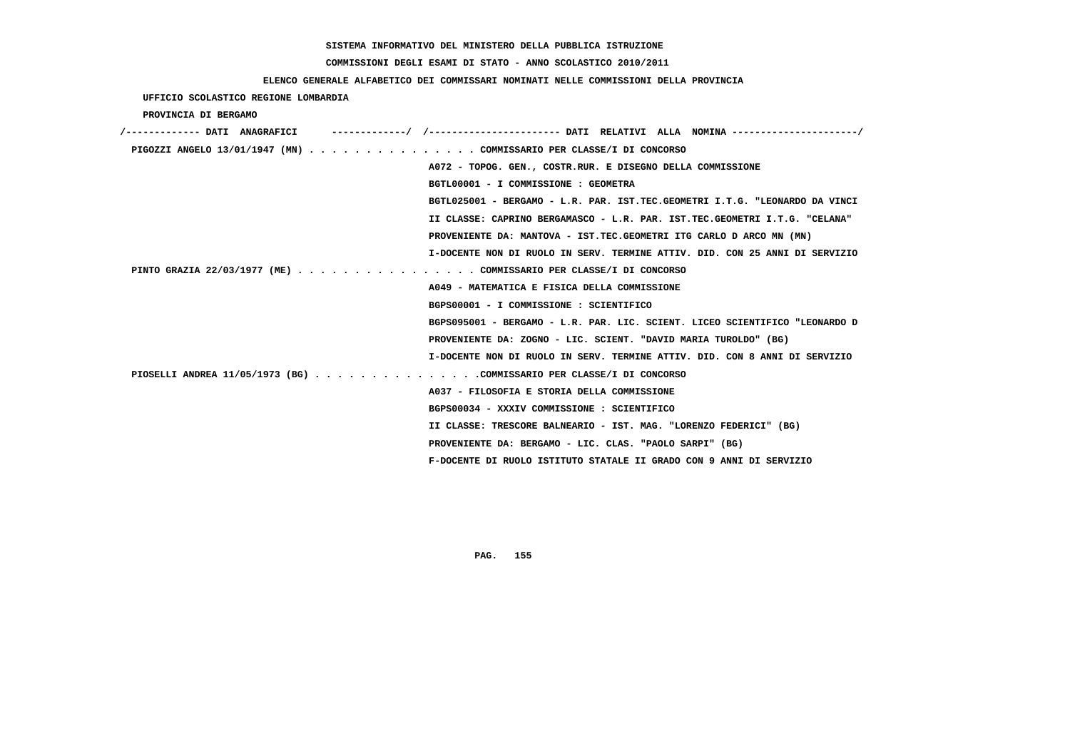SISTEMA INFORMATIVO DEL MINISTERO DELLA PUBBLICA ISTRUZIONE

COMMISSIONI DEGLI ESAMI DI STATO - ANNO SCOLASTICO 2010/2011

ELENCO GENERALE ALFABETICO DEI COMMISSARI NOMINATI NELLE COMMISSIONI DELLA PROVINCIA

UFFICIO SCOLASTICO REGIONE LOMBARDIA

PROVINCIA DI BERGAMO

/------------- DATI ANAGRAFICI -------------/ /---------------------- DATI RELATIVI ALLA NOMINA ---------------------/

**PIGOZZI ANGELO 13/01/1947 (MN)** . . . . . . . . . . . . . . . COMMISSARIO PER CLASSE/I DI CONCORSO

A072 - TOPOG. GEN., COSTR.RUR. E DISEGNO DELLA COMMISSIONE
BGTL00001 - I COMMISSIONE : GEOMETRA
BGTL025001 - BERGAMO - L.R. PAR. IST.TEC.GEOMETRI I.T.G. "LEONARDO DA VINCI
II CLASSE: CAPRINO BERGAMASCO - L.R. PAR. IST.TEC.GEOMETRI I.T.G. "CELANA"
PROVENIENTE DA: MANTOVA - IST.TEC.GEOMETRI ITG CARLO D ARCO MN (MN)
I-DOCENTE NON DI RUOLO IN SERV. TERMINE ATTIV. DID. CON 25 ANNI DI SERVIZIO

**PINTO GRAZIA 22/03/1977 (ME)** . . . . . . . . . . . . . . . . COMMISSARIO PER CLASSE/I DI CONCORSO

A049 - MATEMATICA E FISICA DELLA COMMISSIONE
BGPS00001 - I COMMISSIONE : SCIENTIFICO
BGPS095001 - BERGAMO - L.R. PAR. LIC. SCIENT. LICEO SCIENTIFICO "LEONARDO D
PROVENIENTE DA: ZOGNO - LIC. SCIENT. "DAVID MARIA TUROLDO" (BG)
I-DOCENTE NON DI RUOLO IN SERV. TERMINE ATTIV. DID. CON 8 ANNI DI SERVIZIO

**PIOSELLI ANDREA 11/05/1973 (BG)** . . . . . . . . . . . . . . .COMMISSARIO PER CLASSE/I DI CONCORSO

A037 - FILOSOFIA E STORIA DELLA COMMISSIONE
BGPS00034 - XXXIV COMMISSIONE : SCIENTIFICO
II CLASSE: TRESCORE BALNEARIO - IST. MAG. "LORENZO FEDERICI" (BG)
PROVENIENTE DA: BERGAMO - LIC. CLAS. "PAOLO SARPI" (BG)
F-DOCENTE DI RUOLO ISTITUTO STATALE II GRADO CON 9 ANNI DI SERVIZIO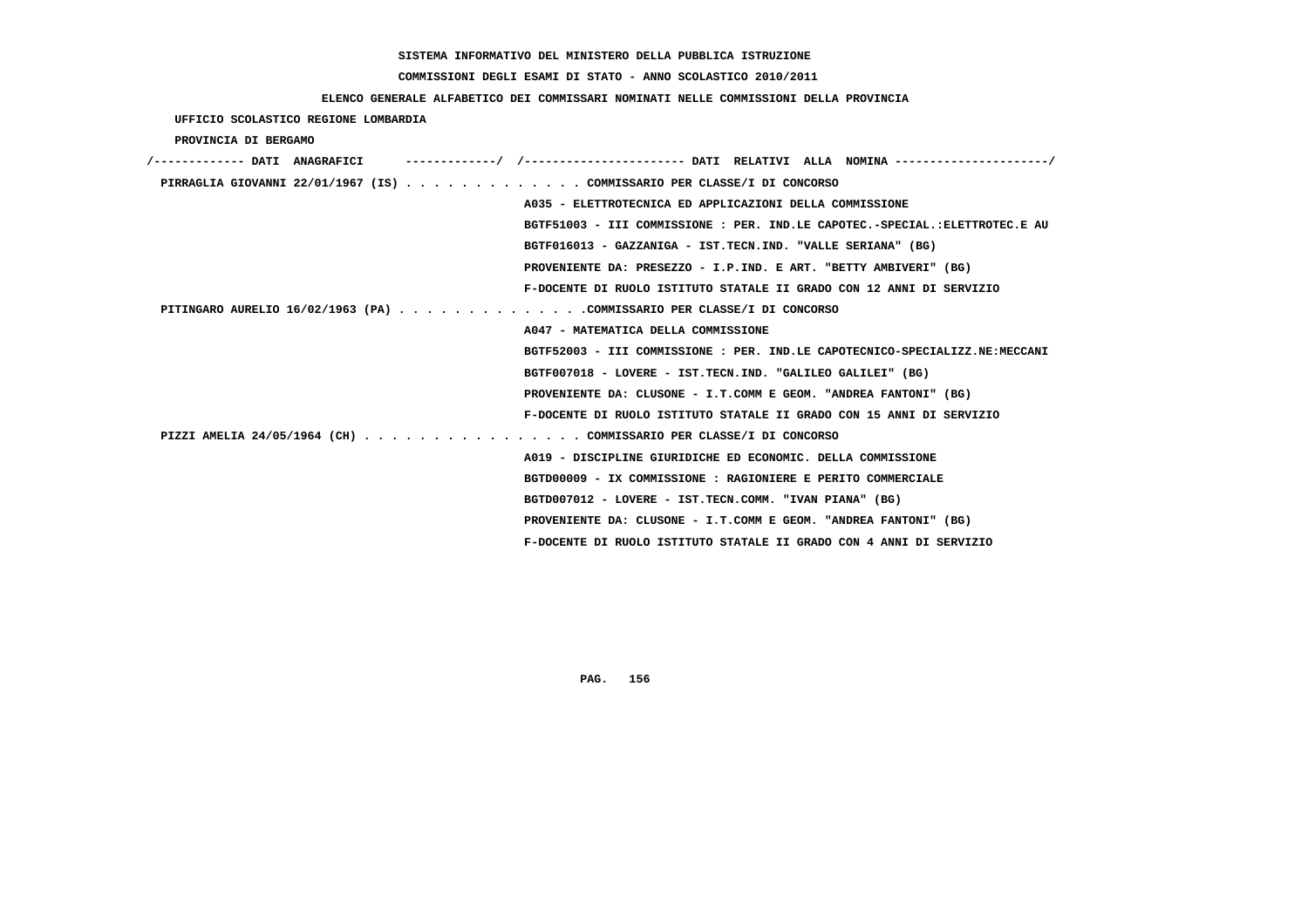**SISTEMA INFORMATIVO DEL MINISTERO DELLA PUBBLICA ISTRUZIONE**

**COMMISSIONI DEGLI ESAMI DI STATO - ANNO SCOLASTICO 2010/2011**

**ELENCO GENERALE ALFABETICO DEI COMMISSARI NOMINATI NELLE COMMISSIONI DELLA PROVINCIA**

**UFFICIO SCOLASTICO REGIONE LOMBARDIA**

**PROVINCIA DI BERGAMO**

/------------- DATI ANAGRAFICI -------------/ /---------------------- DATI RELATIVI ALLA NOMINA ---------------------/

**PIRRAGLIA GIOVANNI 22/01/1967 (IS)** . . . . . . . . . . . . . COMMISSARIO PER CLASSE/I DI CONCORSO

A035 - ELETTROTECNICA ED APPLICAZIONI DELLA COMMISSIONE
BGTF51003 - III COMMISSIONE : PER. IND.LE CAPOTEC.-SPECIAL.:ELETTROTEC.E AU
BGTF016013 - GAZZANIGA - IST.TECN.IND. "VALLE SERIANA" (BG)
PROVENIENTE DA: PRESEZZO - I.P.IND. E ART. "BETTY AMBIVERI" (BG)
F-DOCENTE DI RUOLO ISTITUTO STATALE II GRADO CON 12 ANNI DI SERVIZIO

**PITINGARO AURELIO 16/02/1963 (PA)** . . . . . . . . . . . . . .COMMISSARIO PER CLASSE/I DI CONCORSO

A047 - MATEMATICA DELLA COMMISSIONE
BGTF52003 - III COMMISSIONE : PER. IND.LE CAPOTECNICO-SPECIALIZZ.NE:MECCANI
BGTF007018 - LOVERE - IST.TECN.IND. "GALILEO GALILEI" (BG)
PROVENIENTE DA: CLUSONE - I.T.COMM E GEOM. "ANDREA FANTONI" (BG)
F-DOCENTE DI RUOLO ISTITUTO STATALE II GRADO CON 15 ANNI DI SERVIZIO

**PIZZI AMELIA 24/05/1964 (CH)** . . . . . . . . . . . . . . . . COMMISSARIO PER CLASSE/I DI CONCORSO

A019 - DISCIPLINE GIURIDICHE ED ECONOMIC. DELLA COMMISSIONE
BGTD00009 - IX COMMISSIONE : RAGIONIERE E PERITO COMMERCIALE
BGTD007012 - LOVERE - IST.TECN.COMM. "IVAN PIANA" (BG)
PROVENIENTE DA: CLUSONE - I.T.COMM E GEOM. "ANDREA FANTONI" (BG)
F-DOCENTE DI RUOLO ISTITUTO STATALE II GRADO CON 4 ANNI DI SERVIZIO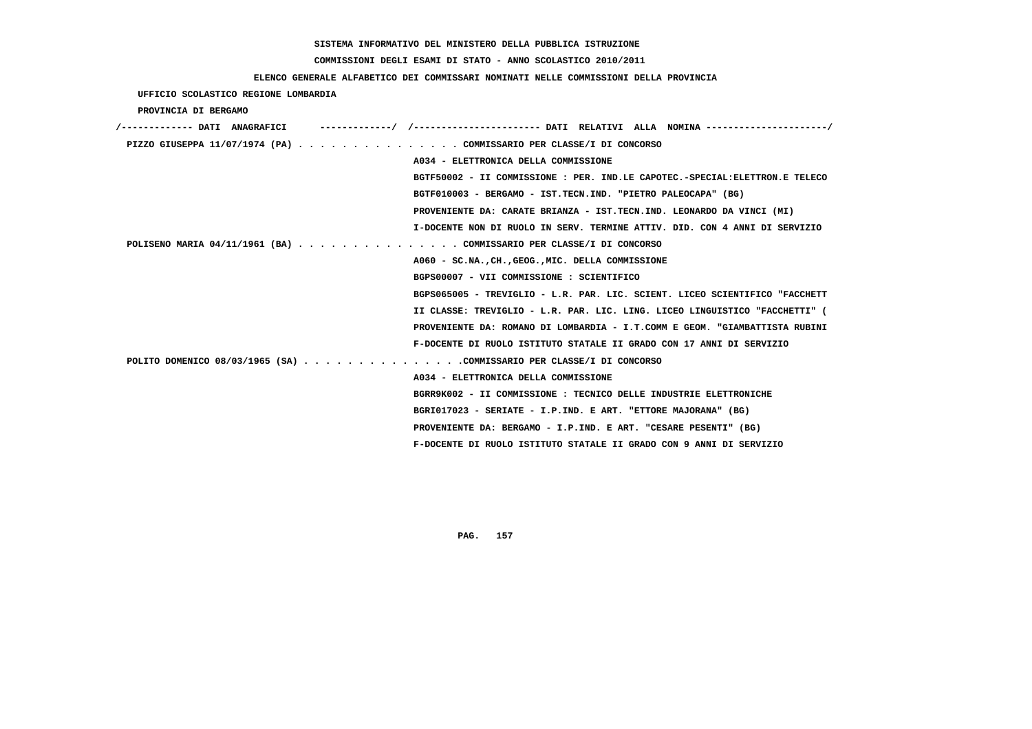SISTEMA INFORMATIVO DEL MINISTERO DELLA PUBBLICA ISTRUZIONE

COMMISSIONI DEGLI ESAMI DI STATO - ANNO SCOLASTICO 2010/2011

ELENCO GENERALE ALFABETICO DEI COMMISSARI NOMINATI NELLE COMMISSIONI DELLA PROVINCIA

UFFICIO SCOLASTICO REGIONE LOMBARDIA

PROVINCIA DI BERGAMO

/------------- DATI ANAGRAFICI ------------/ /---------------------- DATI RELATIVI ALLA NOMINA ---------------------/

PIZZO GIUSEPPA 11/07/1974 (PA) . . . . . . . . . . . . . . . COMMISSARIO PER CLASSE/I DI CONCORSO

A034 - ELETTRONICA DELLA COMMISSIONE

BGTF50002 - II COMMISSIONE : PER. IND.LE CAPOTEC.-SPECIAL:ELETTRON.E TELECO

BGTF010003 - BERGAMO - IST.TECN.IND. "PIETRO PALEOCAPA" (BG)

PROVENIENTE DA: CARATE BRIANZA - IST.TECN.IND. LEONARDO DA VINCI (MI)

I-DOCENTE NON DI RUOLO IN SERV. TERMINE ATTIV. DID. CON 4 ANNI DI SERVIZIO

POLISENO MARIA 04/11/1961 (BA) . . . . . . . . . . . . . . . COMMISSARIO PER CLASSE/I DI CONCORSO

A060 - SC.NA.,CH.,GEOG.,MIC. DELLA COMMISSIONE

BGPS00007 - VII COMMISSIONE : SCIENTIFICO

BGPS065005 - TREVIGLIO - L.R. PAR. LIC. SCIENT. LICEO SCIENTIFICO "FACCHETT

II CLASSE: TREVIGLIO - L.R. PAR. LIC. LING. LICEO LINGUISTICO "FACCHETTI" (

PROVENIENTE DA: ROMANO DI LOMBARDIA - I.T.COMM E GEOM. "GIAMBATTISTA RUBINI

F-DOCENTE DI RUOLO ISTITUTO STATALE II GRADO CON 17 ANNI DI SERVIZIO

POLITO DOMENICO 08/03/1965 (SA) . . . . . . . . . . . . . . .COMMISSARIO PER CLASSE/I DI CONCORSO

A034 - ELETTRONICA DELLA COMMISSIONE

BGRR9K002 - II COMMISSIONE : TECNICO DELLE INDUSTRIE ELETTRONICHE

BGRI017023 - SERIATE - I.P.IND. E ART. "ETTORE MAJORANA" (BG)

PROVENIENTE DA: BERGAMO - I.P.IND. E ART. "CESARE PESENTI" (BG)

F-DOCENTE DI RUOLO ISTITUTO STATALE II GRADO CON 9 ANNI DI SERVIZIO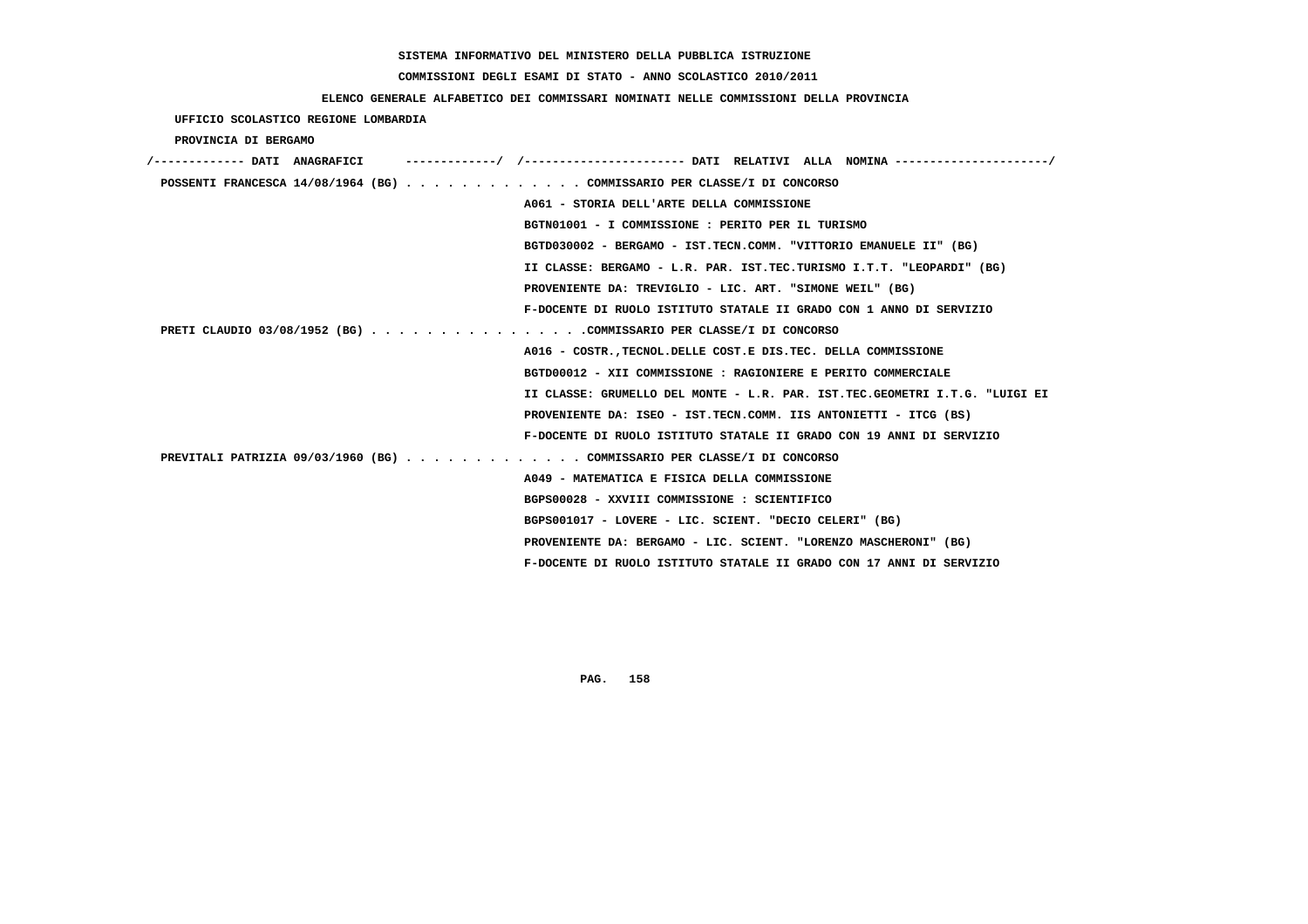SISTEMA INFORMATIVO DEL MINISTERO DELLA PUBBLICA ISTRUZIONE

COMMISSIONI DEGLI ESAMI DI STATO - ANNO SCOLASTICO 2010/2011

ELENCO GENERALE ALFABETICO DEI COMMISSARI NOMINATI NELLE COMMISSIONI DELLA PROVINCIA

UFFICIO SCOLASTICO REGIONE LOMBARDIA

PROVINCIA DI BERGAMO

```
/------------- DATI  ANAGRAFICI      -------------/  /----------------------- DATI  RELATIVI  ALLA  NOMINA ---------------------/
 POSSENTI FRANCESCA 14/08/1964 (BG) . . . . . . . . . . . . . COMMISSARIO PER CLASSE/I DI CONCORSO
                                                    A061 - STORIA DELL'ARTE DELLA COMMISSIONE
                                                    BGTN01001 - I COMMISSIONE : PERITO PER IL TURISMO
                                                    BGTD030002 - BERGAMO - IST.TECN.COMM. "VITTORIO EMANUELE II" (BG)
                                                    II CLASSE: BERGAMO - L.R. PAR. IST.TEC.TURISMO I.T.T. "LEOPARDI" (BG)
                                                    PROVENIENTE DA: TREVIGLIO - LIC. ART. "SIMONE WEIL" (BG)
                                                    F-DOCENTE DI RUOLO ISTITUTO STATALE II GRADO CON 1 ANNO DI SERVIZIO
 PRETI CLAUDIO 03/08/1952 (BG) . . . . . . . . . . . . . . . .COMMISSARIO PER CLASSE/I DI CONCORSO
                                                    A016 - COSTR.,TECNOL.DELLE COST.E DIS.TEC. DELLA COMMISSIONE
                                                    BGTD00012 - XII COMMISSIONE : RAGIONIERE E PERITO COMMERCIALE
                                                    II CLASSE: GRUMELLO DEL MONTE - L.R. PAR. IST.TEC.GEOMETRI I.T.G. "LUIGI EI
                                                    PROVENIENTE DA: ISEO - IST.TECN.COMM. IIS ANTONIETTI - ITCG (BS)
                                                    F-DOCENTE DI RUOLO ISTITUTO STATALE II GRADO CON 19 ANNI DI SERVIZIO
 PREVITALI PATRIZIA 09/03/1960 (BG) . . . . . . . . . . . . . COMMISSARIO PER CLASSE/I DI CONCORSO
                                                    A049 - MATEMATICA E FISICA DELLA COMMISSIONE
                                                    BGPS00028 - XXVIII COMMISSIONE : SCIENTIFICO
                                                    BGPS001017 - LOVERE - LIC. SCIENT. "DECIO CELERI" (BG)
                                                    PROVENIENTE DA: BERGAMO - LIC. SCIENT. "LORENZO MASCHERONI" (BG)
                                                    F-DOCENTE DI RUOLO ISTITUTO STATALE II GRADO CON 17 ANNI DI SERVIZIO
```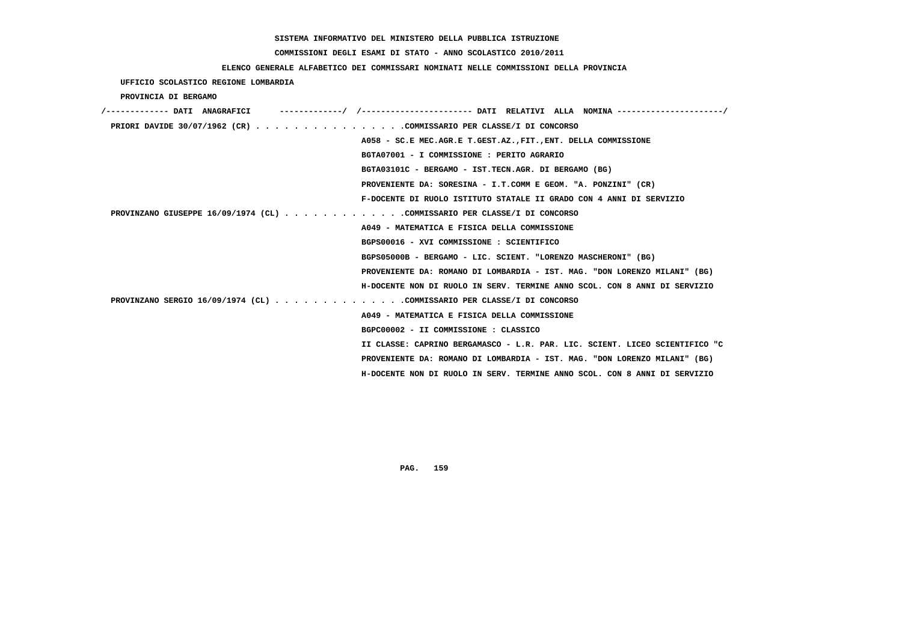SISTEMA INFORMATIVO DEL MINISTERO DELLA PUBBLICA ISTRUZIONE

COMMISSIONI DEGLI ESAMI DI STATO - ANNO SCOLASTICO 2010/2011

ELENCO GENERALE ALFABETICO DEI COMMISSARI NOMINATI NELLE COMMISSIONI DELLA PROVINCIA

UFFICIO SCOLASTICO REGIONE LOMBARDIA

PROVINCIA DI BERGAMO

```
/------------- DATI  ANAGRAFICI      -------------/  /---------------------- DATI  RELATIVI  ALLA  NOMINA ---------------------/
 PRIORI DAVIDE 30/07/1962 (CR) . . . . . . . . . . . . . . . .COMMISSARIO PER CLASSE/I DI CONCORSO
                                                  A058 - SC.E MEC.AGR.E T.GEST.AZ.,FIT.,ENT. DELLA COMMISSIONE
                                                  BGTA07001 - I COMMISSIONE : PERITO AGRARIO
                                                  BGTA03101C - BERGAMO - IST.TECN.AGR. DI BERGAMO (BG)
                                                  PROVENIENTE DA: SORESINA - I.T.COMM E GEOM. "A. PONZINI" (CR)
                                                  F-DOCENTE DI RUOLO ISTITUTO STATALE II GRADO CON 4 ANNI DI SERVIZIO
 PROVINZANO GIUSEPPE 16/09/1974 (CL) . . . . . . . . . . . . .COMMISSARIO PER CLASSE/I DI CONCORSO
                                                  A049 - MATEMATICA E FISICA DELLA COMMISSIONE
                                                  BGPS00016 - XVI COMMISSIONE : SCIENTIFICO
                                                  BGPS05000B - BERGAMO - LIC. SCIENT. "LORENZO MASCHERONI" (BG)
                                                  PROVENIENTE DA: ROMANO DI LOMBARDIA - IST. MAG. "DON LORENZO MILANI" (BG)
                                                  H-DOCENTE NON DI RUOLO IN SERV. TERMINE ANNO SCOL. CON 8 ANNI DI SERVIZIO
 PROVINZANO SERGIO 16/09/1974 (CL) . . . . . . . . . . . . . .COMMISSARIO PER CLASSE/I DI CONCORSO
                                                  A049 - MATEMATICA E FISICA DELLA COMMISSIONE
                                                  BGPC00002 - II COMMISSIONE : CLASSICO
                                                  II CLASSE: CAPRINO BERGAMASCO - L.R. PAR. LIC. SCIENT. LICEO SCIENTIFICO "C
                                                  PROVENIENTE DA: ROMANO DI LOMBARDIA - IST. MAG. "DON LORENZO MILANI" (BG)
                                                  H-DOCENTE NON DI RUOLO IN SERV. TERMINE ANNO SCOL. CON 8 ANNI DI SERVIZIO
```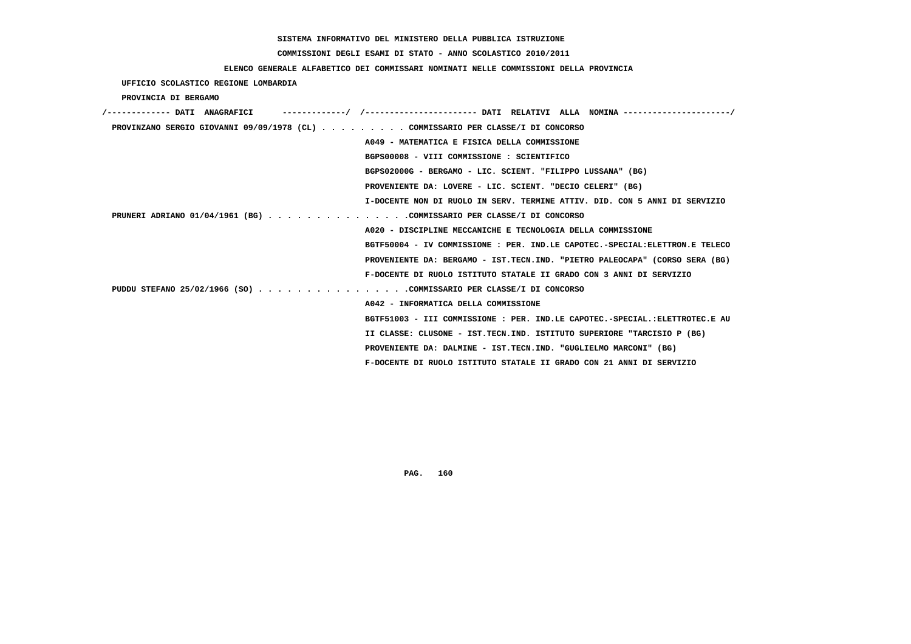SISTEMA INFORMATIVO DEL MINISTERO DELLA PUBBLICA ISTRUZIONE

COMMISSIONI DEGLI ESAMI DI STATO - ANNO SCOLASTICO 2010/2011

ELENCO GENERALE ALFABETICO DEI COMMISSARI NOMINATI NELLE COMMISSIONI DELLA PROVINCIA

UFFICIO SCOLASTICO REGIONE LOMBARDIA

PROVINCIA DI BERGAMO

```
/------------- DATI  ANAGRAFICI      -------------/  /----------------------- DATI  RELATIVI  ALLA  NOMINA ---------------------/
 PROVINZANO SERGIO GIOVANNI 09/09/1978 (CL) . . . . . . . . . COMMISSARIO PER CLASSE/I DI CONCORSO
                                                      A049 - MATEMATICA E FISICA DELLA COMMISSIONE
                                                      BGPS00008 - VIII COMMISSIONE : SCIENTIFICO
                                                      BGPS02000G - BERGAMO - LIC. SCIENT. "FILIPPO LUSSANA" (BG)
                                                      PROVENIENTE DA: LOVERE - LIC. SCIENT. "DECIO CELERI" (BG)
                                                      I-DOCENTE NON DI RUOLO IN SERV. TERMINE ATTIV. DID. CON 5 ANNI DI SERVIZIO
 PRUNERI ADRIANO 01/04/1961 (BG) . . . . . . . . . . . . . . .COMMISSARIO PER CLASSE/I DI CONCORSO
                                                      A020 - DISCIPLINE MECCANICHE E TECNOLOGIA DELLA COMMISSIONE
                                                      BGTF50004 - IV COMMISSIONE : PER. IND.LE CAPOTEC.-SPECIAL:ELETTRON.E TELECO
                                                      PROVENIENTE DA: BERGAMO - IST.TECN.IND. "PIETRO PALEOCAPA" (CORSO SERA (BG)
                                                      F-DOCENTE DI RUOLO ISTITUTO STATALE II GRADO CON 3 ANNI DI SERVIZIO
 PUDDU STEFANO 25/02/1966 (SO) . . . . . . . . . . . . . . . .COMMISSARIO PER CLASSE/I DI CONCORSO
                                                      A042 - INFORMATICA DELLA COMMISSIONE
                                                      BGTF51003 - III COMMISSIONE : PER. IND.LE CAPOTEC.-SPECIAL.:ELETTROTEC.E AU
                                                      II CLASSE: CLUSONE - IST.TECN.IND. ISTITUTO SUPERIORE "TARCISIO P (BG)
                                                      PROVENIENTE DA: DALMINE - IST.TECN.IND. "GUGLIELMO MARCONI" (BG)
                                                      F-DOCENTE DI RUOLO ISTITUTO STATALE II GRADO CON 21 ANNI DI SERVIZIO
```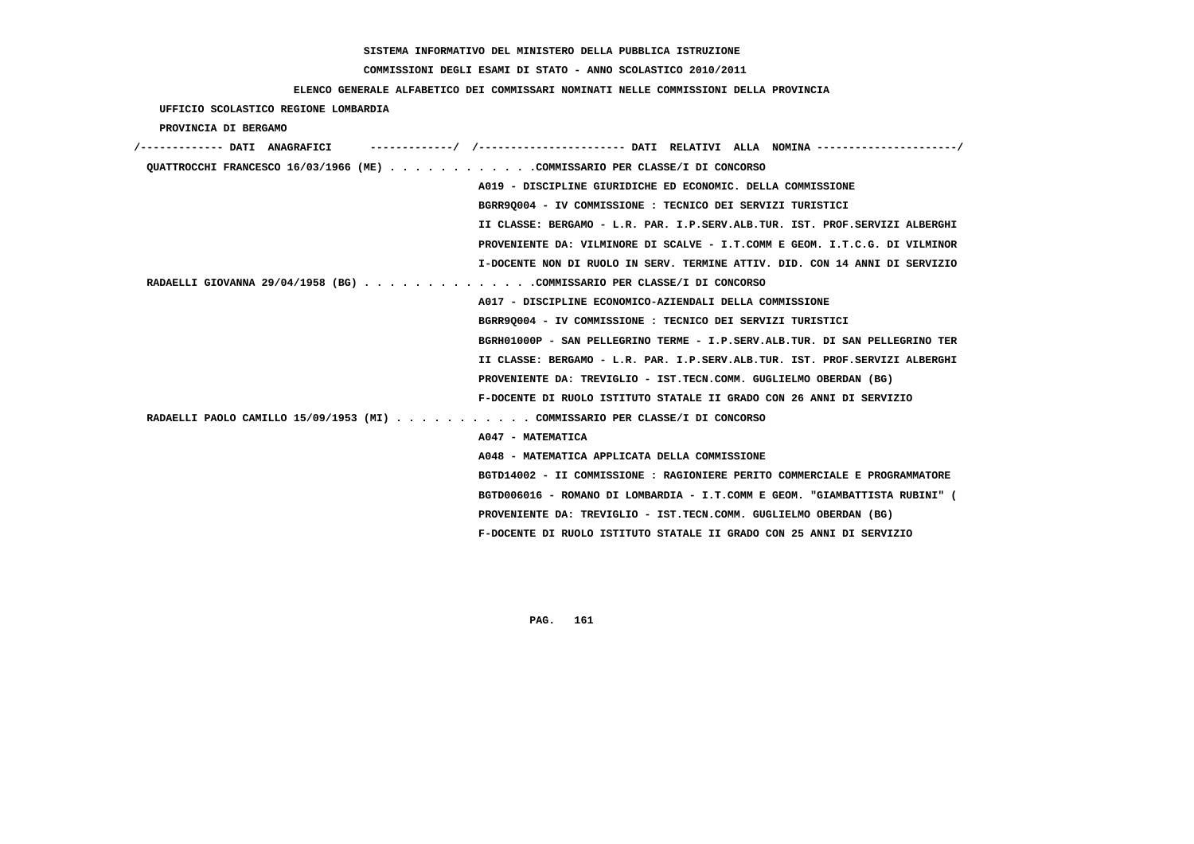SISTEMA INFORMATIVO DEL MINISTERO DELLA PUBBLICA ISTRUZIONE

COMMISSIONI DEGLI ESAMI DI STATO - ANNO SCOLASTICO 2010/2011

ELENCO GENERALE ALFABETICO DEI COMMISSARI NOMINATI NELLE COMMISSIONI DELLA PROVINCIA

UFFICIO SCOLASTICO REGIONE LOMBARDIA

PROVINCIA DI BERGAMO

/------------- DATI ANAGRAFICI -------------/ /---------------------- DATI RELATIVI ALLA NOMINA ---------------------/

QUATTROCCHI FRANCESCO 16/03/1966 (ME) . . . . . . . . . . . .COMMISSARIO PER CLASSE/I DI CONCORSO

A019 - DISCIPLINE GIURIDICHE ED ECONOMIC. DELLA COMMISSIONE

BGRR9Q004 - IV COMMISSIONE : TECNICO DEI SERVIZI TURISTICI

II CLASSE: BERGAMO - L.R. PAR. I.P.SERV.ALB.TUR. IST. PROF.SERVIZI ALBERGHI

PROVENIENTE DA: VILMINORE DI SCALVE - I.T.COMM E GEOM. I.T.C.G. DI VILMINOR

I-DOCENTE NON DI RUOLO IN SERV. TERMINE ATTIV. DID. CON 14 ANNI DI SERVIZIO

RADAELLI GIOVANNA 29/04/1958 (BG) . . . . . . . . . . . . . .COMMISSARIO PER CLASSE/I DI CONCORSO

A017 - DISCIPLINE ECONOMICO-AZIENDALI DELLA COMMISSIONE

BGRR9Q004 - IV COMMISSIONE : TECNICO DEI SERVIZI TURISTICI

BGRH01000P - SAN PELLEGRINO TERME - I.P.SERV.ALB.TUR. DI SAN PELLEGRINO TER

II CLASSE: BERGAMO - L.R. PAR. I.P.SERV.ALB.TUR. IST. PROF.SERVIZI ALBERGHI

PROVENIENTE DA: TREVIGLIO - IST.TECN.COMM. GUGLIELMO OBERDAN (BG)

F-DOCENTE DI RUOLO ISTITUTO STATALE II GRADO CON 26 ANNI DI SERVIZIO

RADAELLI PAOLO CAMILLO 15/09/1953 (MI) . . . . . . . . . . . COMMISSARIO PER CLASSE/I DI CONCORSO

A047 - MATEMATICA

A048 - MATEMATICA APPLICATA DELLA COMMISSIONE

BGTD14002 - II COMMISSIONE : RAGIONIERE PERITO COMMERCIALE E PROGRAMMATORE

BGTD006016 - ROMANO DI LOMBARDIA - I.T.COMM E GEOM. "GIAMBATTISTA RUBINI" (

PROVENIENTE DA: TREVIGLIO - IST.TECN.COMM. GUGLIELMO OBERDAN (BG)

F-DOCENTE DI RUOLO ISTITUTO STATALE II GRADO CON 25 ANNI DI SERVIZIO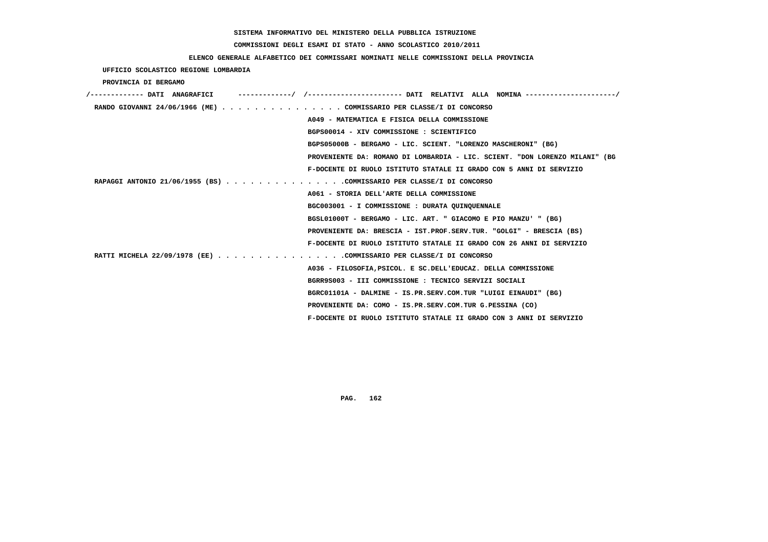SISTEMA INFORMATIVO DEL MINISTERO DELLA PUBBLICA ISTRUZIONE

COMMISSIONI DEGLI ESAMI DI STATO - ANNO SCOLASTICO 2010/2011

ELENCO GENERALE ALFABETICO DEI COMMISSARI NOMINATI NELLE COMMISSIONI DELLA PROVINCIA

UFFICIO SCOLASTICO REGIONE LOMBARDIA

PROVINCIA DI BERGAMO

```
/------------- DATI  ANAGRAFICI      -------------/  /----------------------- DATI  RELATIVI  ALLA  NOMINA ---------------------/
 RANDO GIOVANNI 24/06/1966 (ME) . . . . . . . . . . . . . . . COMMISSARIO PER CLASSE/I DI CONCORSO
                                                    A049 - MATEMATICA E FISICA DELLA COMMISSIONE
                                                    BGPS00014 - XIV COMMISSIONE : SCIENTIFICO
                                                    BGPS05000B - BERGAMO - LIC. SCIENT. "LORENZO MASCHERONI" (BG)
                                                    PROVENIENTE DA: ROMANO DI LOMBARDIA - LIC. SCIENT. "DON LORENZO MILANI" (BG
                                                    F-DOCENTE DI RUOLO ISTITUTO STATALE II GRADO CON 5 ANNI DI SERVIZIO
 RAPAGGI ANTONIO 21/06/1955 (BS) . . . . . . . . . . . . . . .COMMISSARIO PER CLASSE/I DI CONCORSO
                                                    A061 - STORIA DELL'ARTE DELLA COMMISSIONE
                                                    BGC003001 - I COMMISSIONE : DURATA QUINQUENNALE
                                                    BGSL01000T - BERGAMO - LIC. ART. " GIACOMO E PIO MANZU' " (BG)
                                                    PROVENIENTE DA: BRESCIA - IST.PROF.SERV.TUR. "GOLGI" - BRESCIA (BS)
                                                    F-DOCENTE DI RUOLO ISTITUTO STATALE II GRADO CON 26 ANNI DI SERVIZIO
 RATTI MICHELA 22/09/1978 (EE) . . . . . . . . . . . . . . . .COMMISSARIO PER CLASSE/I DI CONCORSO
                                                    A036 - FILOSOFIA,PSICOL. E SC.DELL'EDUCAZ. DELLA COMMISSIONE
                                                    BGRR9S003 - III COMMISSIONE : TECNICO SERVIZI SOCIALI
                                                    BGRC01101A - DALMINE - IS.PR.SERV.COM.TUR "LUIGI EINAUDI" (BG)
                                                    PROVENIENTE DA: COMO - IS.PR.SERV.COM.TUR G.PESSINA (CO)
                                                    F-DOCENTE DI RUOLO ISTITUTO STATALE II GRADO CON 3 ANNI DI SERVIZIO
```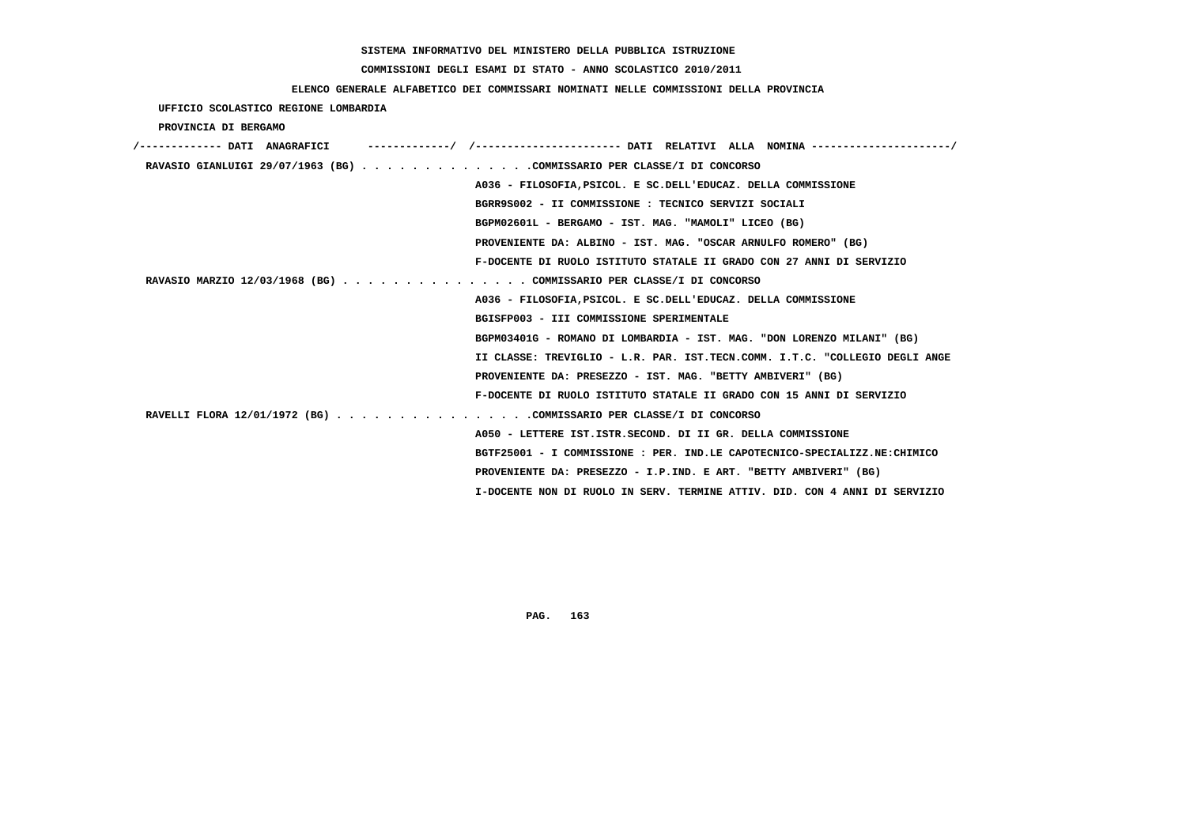SISTEMA INFORMATIVO DEL MINISTERO DELLA PUBBLICA ISTRUZIONE

COMMISSIONI DEGLI ESAMI DI STATO - ANNO SCOLASTICO 2010/2011

ELENCO GENERALE ALFABETICO DEI COMMISSARI NOMINATI NELLE COMMISSIONI DELLA PROVINCIA

UFFICIO SCOLASTICO REGIONE LOMBARDIA

PROVINCIA DI BERGAMO

```
/------------- DATI  ANAGRAFICI      ------------/  /---------------------- DATI  RELATIVI  ALLA  NOMINA ---------------------/
 RAVASIO GIANLUIGI 29/07/1963 (BG) . . . . . . . . . . . . . .COMMISSARIO PER CLASSE/I DI CONCORSO
                                                    A036 - FILOSOFIA,PSICOL. E SC.DELL'EDUCAZ. DELLA COMMISSIONE
                                                    BGRR9S002 - II COMMISSIONE : TECNICO SERVIZI SOCIALI
                                                    BGPM02601L - BERGAMO - IST. MAG. "MAMOLI" LICEO (BG)
                                                    PROVENIENTE DA: ALBINO - IST. MAG. "OSCAR ARNULFO ROMERO" (BG)
                                                    F-DOCENTE DI RUOLO ISTITUTO STATALE II GRADO CON 27 ANNI DI SERVIZIO
 RAVASIO MARZIO 12/03/1968 (BG) . . . . . . . . . . . . . . . COMMISSARIO PER CLASSE/I DI CONCORSO
                                                    A036 - FILOSOFIA,PSICOL. E SC.DELL'EDUCAZ. DELLA COMMISSIONE
                                                    BGISFP003 - III COMMISSIONE SPERIMENTALE
                                                    BGPM03401G - ROMANO DI LOMBARDIA - IST. MAG. "DON LORENZO MILANI" (BG)
                                                    II CLASSE: TREVIGLIO - L.R. PAR. IST.TECN.COMM. I.T.C. "COLLEGIO DEGLI ANGE
                                                    PROVENIENTE DA: PRESEZZO - IST. MAG. "BETTY AMBIVERI" (BG)
                                                    F-DOCENTE DI RUOLO ISTITUTO STATALE II GRADO CON 15 ANNI DI SERVIZIO
 RAVELLI FLORA 12/01/1972 (BG) . . . . . . . . . . . . . . . .COMMISSARIO PER CLASSE/I DI CONCORSO
                                                    A050 - LETTERE IST.ISTR.SECOND. DI II GR. DELLA COMMISSIONE
                                                    BGTF25001 - I COMMISSIONE : PER. IND.LE CAPOTECNICO-SPECIALIZZ.NE:CHIMICO
                                                    PROVENIENTE DA: PRESEZZO - I.P.IND. E ART. "BETTY AMBIVERI" (BG)
                                                    I-DOCENTE NON DI RUOLO IN SERV. TERMINE ATTIV. DID. CON 4 ANNI DI SERVIZIO
```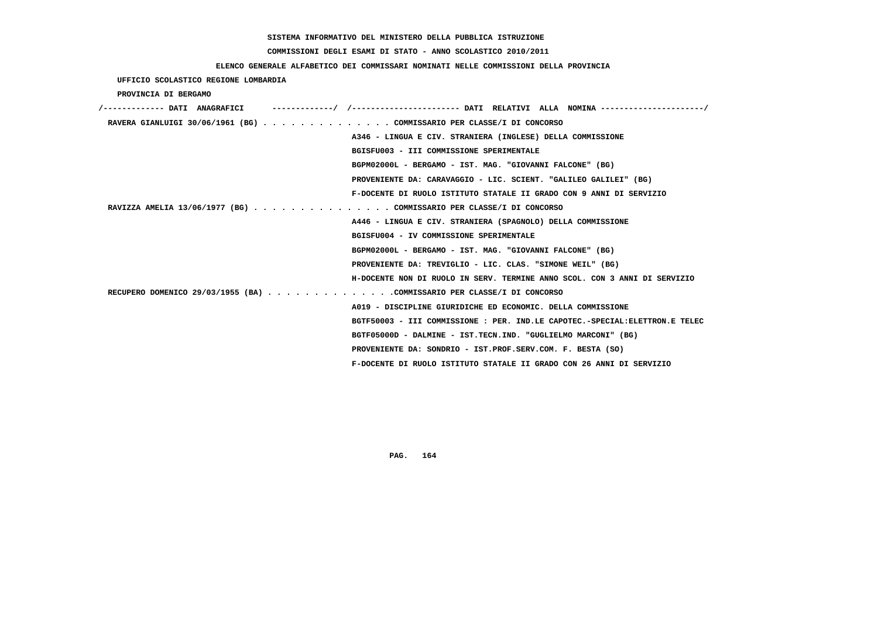**SISTEMA INFORMATIVO DEL MINISTERO DELLA PUBBLICA ISTRUZIONE**

**COMMISSIONI DEGLI ESAMI DI STATO - ANNO SCOLASTICO 2010/2011**

**ELENCO GENERALE ALFABETICO DEI COMMISSARI NOMINATI NELLE COMMISSIONI DELLA PROVINCIA**

**UFFICIO SCOLASTICO REGIONE LOMBARDIA**

**PROVINCIA DI BERGAMO**

```
/------------- DATI  ANAGRAFICI      -------------/  /----------------------- DATI  RELATIVI  ALLA  NOMINA ---------------------/
 RAVERA GIANLUIGI 30/06/1961 (BG) . . . . . . . . . . . . . . COMMISSARIO PER CLASSE/I DI CONCORSO
                                                   A346 - LINGUA E CIV. STRANIERA (INGLESE) DELLA COMMISSIONE
                                                   BGISFU003 - III COMMISSIONE SPERIMENTALE
                                                   BGPM02000L - BERGAMO - IST. MAG. "GIOVANNI FALCONE" (BG)
                                                   PROVENIENTE DA: CARAVAGGIO - LIC. SCIENT. "GALILEO GALILEI" (BG)
                                                   F-DOCENTE DI RUOLO ISTITUTO STATALE II GRADO CON 9 ANNI DI SERVIZIO
 RAVIZZA AMELIA 13/06/1977 (BG) . . . . . . . . . . . . . . . COMMISSARIO PER CLASSE/I DI CONCORSO
                                                   A446 - LINGUA E CIV. STRANIERA (SPAGNOLO) DELLA COMMISSIONE
                                                   BGISFU004 - IV COMMISSIONE SPERIMENTALE
                                                   BGPM02000L - BERGAMO - IST. MAG. "GIOVANNI FALCONE" (BG)
                                                   PROVENIENTE DA: TREVIGLIO - LIC. CLAS. "SIMONE WEIL" (BG)
                                                   H-DOCENTE NON DI RUOLO IN SERV. TERMINE ANNO SCOL. CON 3 ANNI DI SERVIZIO
 RECUPERO DOMENICO 29/03/1955 (BA) . . . . . . . . . . . . . .COMMISSARIO PER CLASSE/I DI CONCORSO
                                                   A019 - DISCIPLINE GIURIDICHE ED ECONOMIC. DELLA COMMISSIONE
                                                   BGTF50003 - III COMMISSIONE : PER. IND.LE CAPOTEC.-SPECIAL:ELETTRON.E TELEC
                                                   BGTF05000D - DALMINE - IST.TECN.IND. "GUGLIELMO MARCONI" (BG)
                                                   PROVENIENTE DA: SONDRIO - IST.PROF.SERV.COM. F. BESTA (SO)
                                                   F-DOCENTE DI RUOLO ISTITUTO STATALE II GRADO CON 26 ANNI DI SERVIZIO
```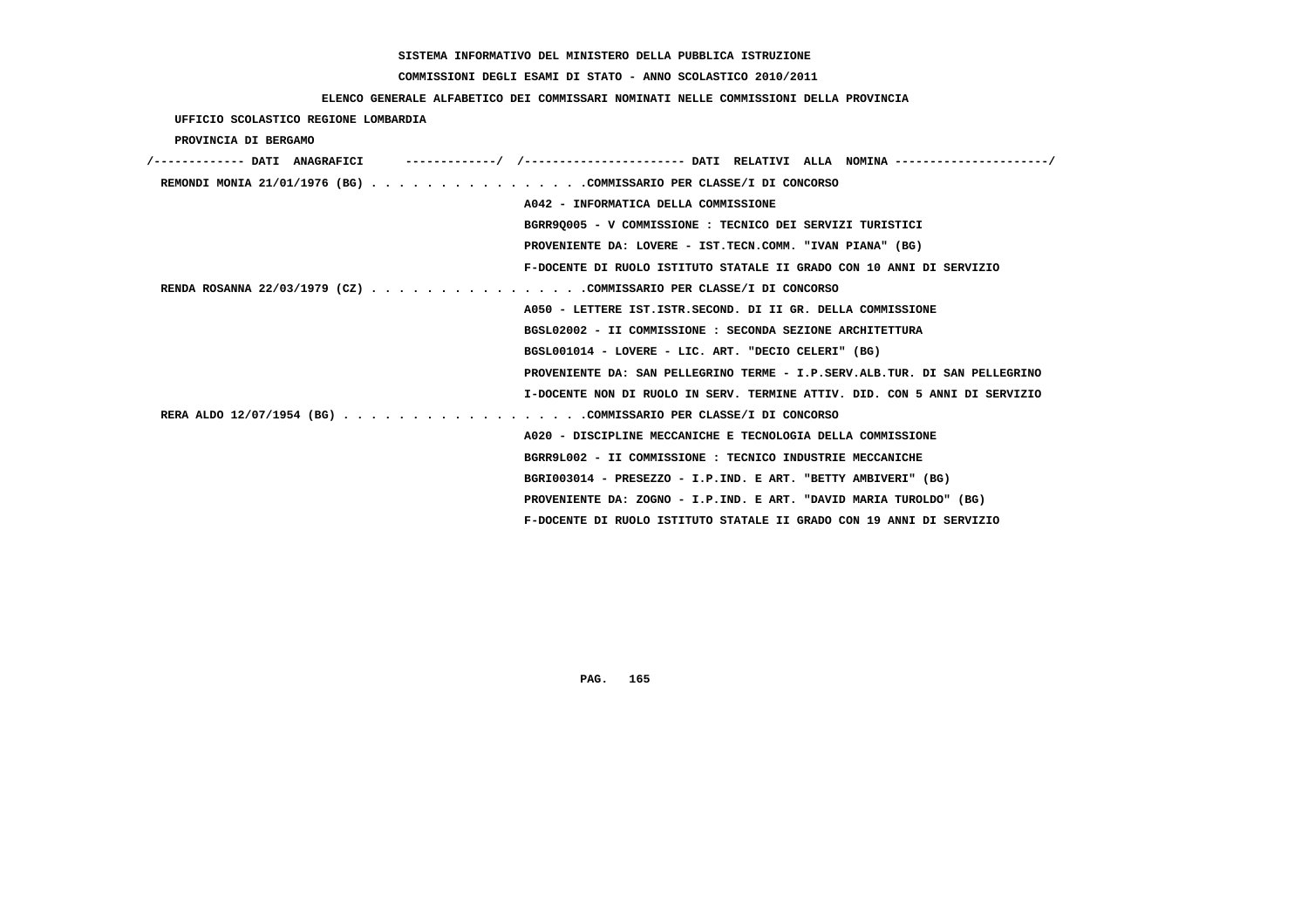**SISTEMA INFORMATIVO DEL MINISTERO DELLA PUBBLICA ISTRUZIONE**

**COMMISSIONI DEGLI ESAMI DI STATO - ANNO SCOLASTICO 2010/2011**

**ELENCO GENERALE ALFABETICO DEI COMMISSARI NOMINATI NELLE COMMISSIONI DELLA PROVINCIA**

UFFICIO SCOLASTICO REGIONE LOMBARDIA

PROVINCIA DI BERGAMO

```
/------------- DATI  ANAGRAFICI      -------------/  /----------------------- DATI  RELATIVI  ALLA  NOMINA ----------------------/
 REMONDI MONIA 21/01/1976 (BG) . . . . . . . . . . . . . . . .COMMISSARIO PER CLASSE/I DI CONCORSO
                                                    A042 - INFORMATICA DELLA COMMISSIONE
                                                    BGRR9Q005 - V COMMISSIONE : TECNICO DEI SERVIZI TURISTICI
                                                    PROVENIENTE DA: LOVERE - IST.TECN.COMM. "IVAN PIANA" (BG)
                                                    F-DOCENTE DI RUOLO ISTITUTO STATALE II GRADO CON 10 ANNI DI SERVIZIO
 RENDA ROSANNA 22/03/1979 (CZ) . . . . . . . . . . . . . . . .COMMISSARIO PER CLASSE/I DI CONCORSO
                                                    A050 - LETTERE IST.ISTR.SECOND. DI II GR. DELLA COMMISSIONE
                                                    BGSL02002 - II COMMISSIONE : SECONDA SEZIONE ARCHITETTURA
                                                    BGSL001014 - LOVERE - LIC. ART. "DECIO CELERI" (BG)
                                                    PROVENIENTE DA: SAN PELLEGRINO TERME - I.P.SERV.ALB.TUR. DI SAN PELLEGRINO
                                                    I-DOCENTE NON DI RUOLO IN SERV. TERMINE ATTIV. DID. CON 5 ANNI DI SERVIZIO
 RERA ALDO 12/07/1954 (BG) . . . . . . . . . . . . . . . . . .COMMISSARIO PER CLASSE/I DI CONCORSO
                                                    A020 - DISCIPLINE MECCANICHE E TECNOLOGIA DELLA COMMISSIONE
                                                    BGRR9L002 - II COMMISSIONE : TECNICO INDUSTRIE MECCANICHE
                                                    BGRI003014 - PRESEZZO - I.P.IND. E ART. "BETTY AMBIVERI" (BG)
                                                    PROVENIENTE DA: ZOGNO - I.P.IND. E ART. "DAVID MARIA TUROLDO" (BG)
                                                    F-DOCENTE DI RUOLO ISTITUTO STATALE II GRADO CON 19 ANNI DI SERVIZIO
```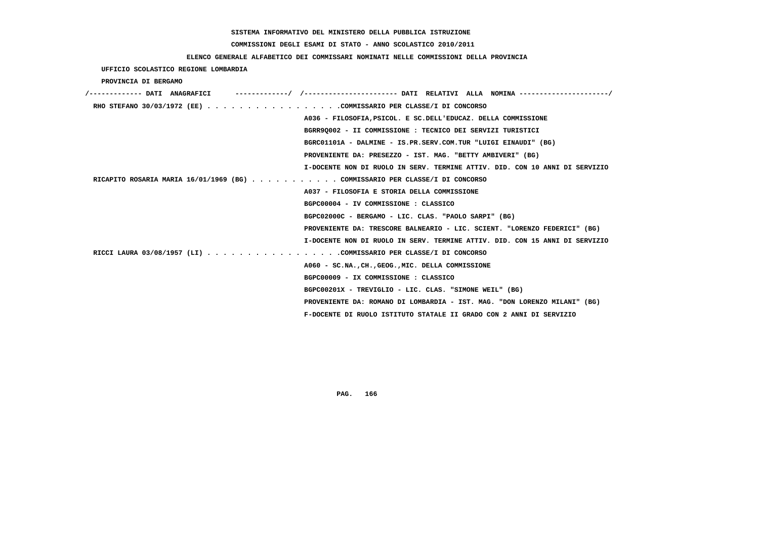SISTEMA INFORMATIVO DEL MINISTERO DELLA PUBBLICA ISTRUZIONE

COMMISSIONI DEGLI ESAMI DI STATO - ANNO SCOLASTICO 2010/2011

ELENCO GENERALE ALFABETICO DEI COMMISSARI NOMINATI NELLE COMMISSIONI DELLA PROVINCIA

UFFICIO SCOLASTICO REGIONE LOMBARDIA

PROVINCIA DI BERGAMO

```
/------------- DATI  ANAGRAFICI      ------------/  /---------------------- DATI  RELATIVI  ALLA  NOMINA ---------------------/
 RHO STEFANO 30/03/1972 (EE) . . . . . . . . . . . . . . . . .COMMISSARIO PER CLASSE/I DI CONCORSO
                                                  A036 - FILOSOFIA,PSICOL. E SC.DELL'EDUCAZ. DELLA COMMISSIONE
                                                  BGRR9Q002 - II COMMISSIONE : TECNICO DEI SERVIZI TURISTICI
                                                  BGRC01101A - DALMINE - IS.PR.SERV.COM.TUR "LUIGI EINAUDI" (BG)
                                                  PROVENIENTE DA: PRESEZZO - IST. MAG. "BETTY AMBIVERI" (BG)
                                                  I-DOCENTE NON DI RUOLO IN SERV. TERMINE ATTIV. DID. CON 10 ANNI DI SERVIZIO
 RICAPITO ROSARIA MARIA 16/01/1969 (BG) . . . . . . . . . . . COMMISSARIO PER CLASSE/I DI CONCORSO
                                                  A037 - FILOSOFIA E STORIA DELLA COMMISSIONE
                                                  BGPC00004 - IV COMMISSIONE : CLASSICO
                                                  BGPC02000C - BERGAMO - LIC. CLAS. "PAOLO SARPI" (BG)
                                                  PROVENIENTE DA: TRESCORE BALNEARIO - LIC. SCIENT. "LORENZO FEDERICI" (BG)
                                                  I-DOCENTE NON DI RUOLO IN SERV. TERMINE ATTIV. DID. CON 15 ANNI DI SERVIZIO
 RICCI LAURA 03/08/1957 (LI) . . . . . . . . . . . . . . . . .COMMISSARIO PER CLASSE/I DI CONCORSO
                                                  A060 - SC.NA.,CH.,GEOG.,MIC. DELLA COMMISSIONE
                                                  BGPC00009 - IX COMMISSIONE : CLASSICO
                                                  BGPC00201X - TREVIGLIO - LIC. CLAS. "SIMONE WEIL" (BG)
                                                  PROVENIENTE DA: ROMANO DI LOMBARDIA - IST. MAG. "DON LORENZO MILANI" (BG)
                                                  F-DOCENTE DI RUOLO ISTITUTO STATALE II GRADO CON 2 ANNI DI SERVIZIO
```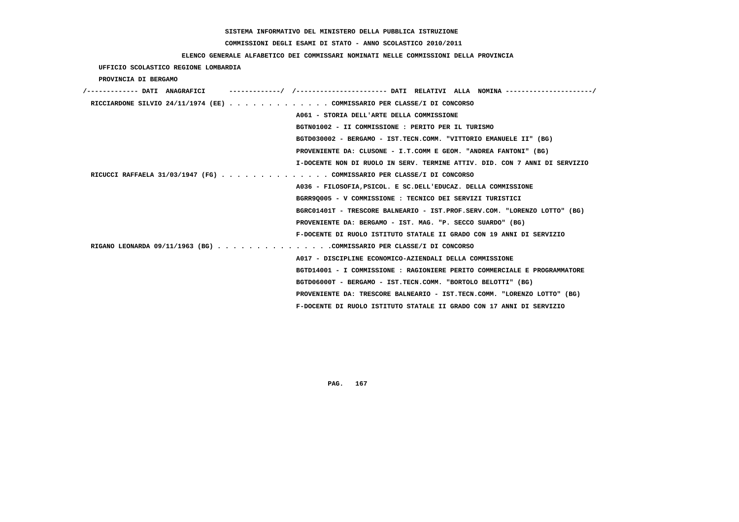SISTEMA INFORMATIVO DEL MINISTERO DELLA PUBBLICA ISTRUZIONE

COMMISSIONI DEGLI ESAMI DI STATO - ANNO SCOLASTICO 2010/2011

ELENCO GENERALE ALFABETICO DEI COMMISSARI NOMINATI NELLE COMMISSIONI DELLA PROVINCIA

UFFICIO SCOLASTICO REGIONE LOMBARDIA

PROVINCIA DI BERGAMO

/------------- DATI ANAGRAFICI -------------/ /---------------------- DATI RELATIVI ALLA NOMINA ---------------------/

RICCIARDONE SILVIO 24/11/1974 (EE) . . . . . . . . . . . . . COMMISSARIO PER CLASSE/I DI CONCORSO
A061 - STORIA DELL'ARTE DELLA COMMISSIONE
BGTN01002 - II COMMISSIONE : PERITO PER IL TURISMO
BGTD030002 - BERGAMO - IST.TECN.COMM. "VITTORIO EMANUELE II" (BG)
PROVENIENTE DA: CLUSONE - I.T.COMM E GEOM. "ANDREA FANTONI" (BG)
I-DOCENTE NON DI RUOLO IN SERV. TERMINE ATTIV. DID. CON 7 ANNI DI SERVIZIO

RICUCCI RAFFAELA 31/03/1947 (FG) . . . . . . . . . . . . . . COMMISSARIO PER CLASSE/I DI CONCORSO
A036 - FILOSOFIA,PSICOL. E SC.DELL'EDUCAZ. DELLA COMMISSIONE
BGRR9Q005 - V COMMISSIONE : TECNICO DEI SERVIZI TURISTICI
BGRC01401T - TRESCORE BALNEARIO - IST.PROF.SERV.COM. "LORENZO LOTTO" (BG)
PROVENIENTE DA: BERGAMO - IST. MAG. "P. SECCO SUARDO" (BG)
F-DOCENTE DI RUOLO ISTITUTO STATALE II GRADO CON 19 ANNI DI SERVIZIO

RIGANO LEONARDA 09/11/1963 (BG) . . . . . . . . . . . . . . .COMMISSARIO PER CLASSE/I DI CONCORSO
A017 - DISCIPLINE ECONOMICO-AZIENDALI DELLA COMMISSIONE
BGTD14001 - I COMMISSIONE : RAGIONIERE PERITO COMMERCIALE E PROGRAMMATORE
BGTD06000T - BERGAMO - IST.TECN.COMM. "BORTOLO BELOTTI" (BG)
PROVENIENTE DA: TRESCORE BALNEARIO - IST.TECN.COMM. "LORENZO LOTTO" (BG)
F-DOCENTE DI RUOLO ISTITUTO STATALE II GRADO CON 17 ANNI DI SERVIZIO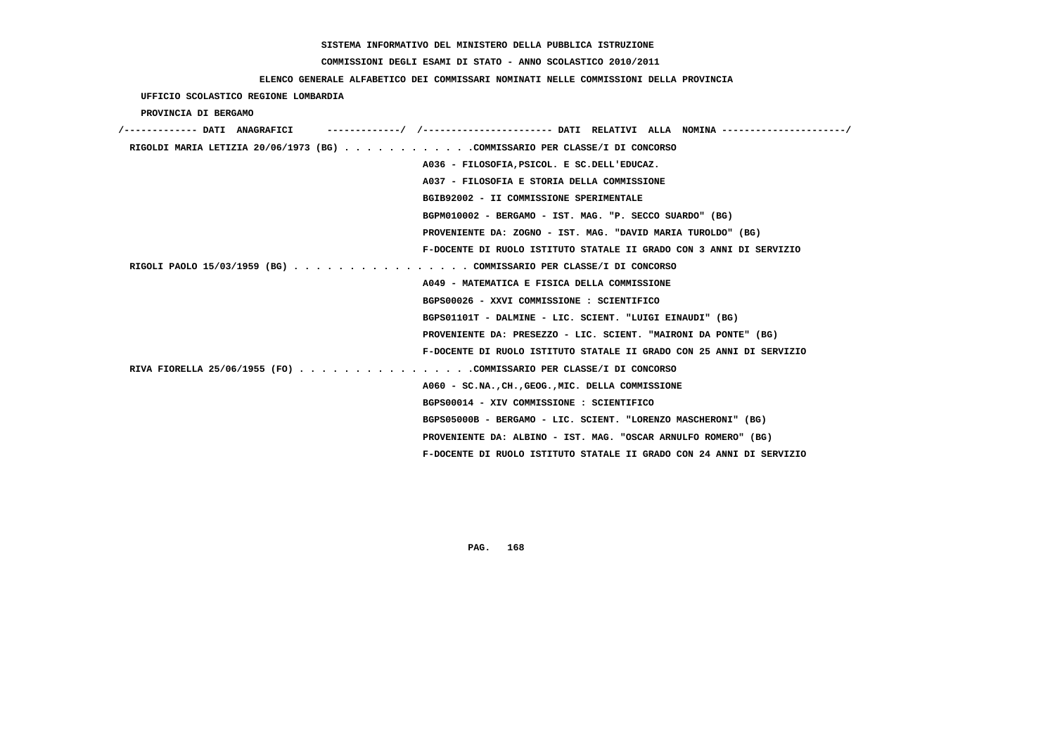SISTEMA INFORMATIVO DEL MINISTERO DELLA PUBBLICA ISTRUZIONE

COMMISSIONI DEGLI ESAMI DI STATO - ANNO SCOLASTICO 2010/2011

ELENCO GENERALE ALFABETICO DEI COMMISSARI NOMINATI NELLE COMMISSIONI DELLA PROVINCIA

UFFICIO SCOLASTICO REGIONE LOMBARDIA

PROVINCIA DI BERGAMO

/------------- DATI ANAGRAFICI -------------/ /---------------------- DATI RELATIVI ALLA NOMINA ---------------------/

RIGOLDI MARIA LETIZIA 20/06/1973 (BG) . . . . . . . . . . . .COMMISSARIO PER CLASSE/I DI CONCORSO
A036 - FILOSOFIA,PSICOL. E SC.DELL'EDUCAZ.
A037 - FILOSOFIA E STORIA DELLA COMMISSIONE
BGIB92002 - II COMMISSIONE SPERIMENTALE
BGPM010002 - BERGAMO - IST. MAG. "P. SECCO SUARDO" (BG)
PROVENIENTE DA: ZOGNO - IST. MAG. "DAVID MARIA TUROLDO" (BG)
F-DOCENTE DI RUOLO ISTITUTO STATALE II GRADO CON 3 ANNI DI SERVIZIO

RIGOLI PAOLO 15/03/1959 (BG) . . . . . . . . . . . . . . . . COMMISSARIO PER CLASSE/I DI CONCORSO
A049 - MATEMATICA E FISICA DELLA COMMISSIONE
BGPS00026 - XXVI COMMISSIONE : SCIENTIFICO
BGPS01101T - DALMINE - LIC. SCIENT. "LUIGI EINAUDI" (BG)
PROVENIENTE DA: PRESEZZO - LIC. SCIENT. "MAIRONI DA PONTE" (BG)
F-DOCENTE DI RUOLO ISTITUTO STATALE II GRADO CON 25 ANNI DI SERVIZIO

RIVA FIORELLA 25/06/1955 (FO) . . . . . . . . . . . . . . . .COMMISSARIO PER CLASSE/I DI CONCORSO
A060 - SC.NA.,CH.,GEOG.,MIC. DELLA COMMISSIONE
BGPS00014 - XIV COMMISSIONE : SCIENTIFICO
BGPS05000B - BERGAMO - LIC. SCIENT. "LORENZO MASCHERONI" (BG)
PROVENIENTE DA: ALBINO - IST. MAG. "OSCAR ARNULFO ROMERO" (BG)
F-DOCENTE DI RUOLO ISTITUTO STATALE II GRADO CON 24 ANNI DI SERVIZIO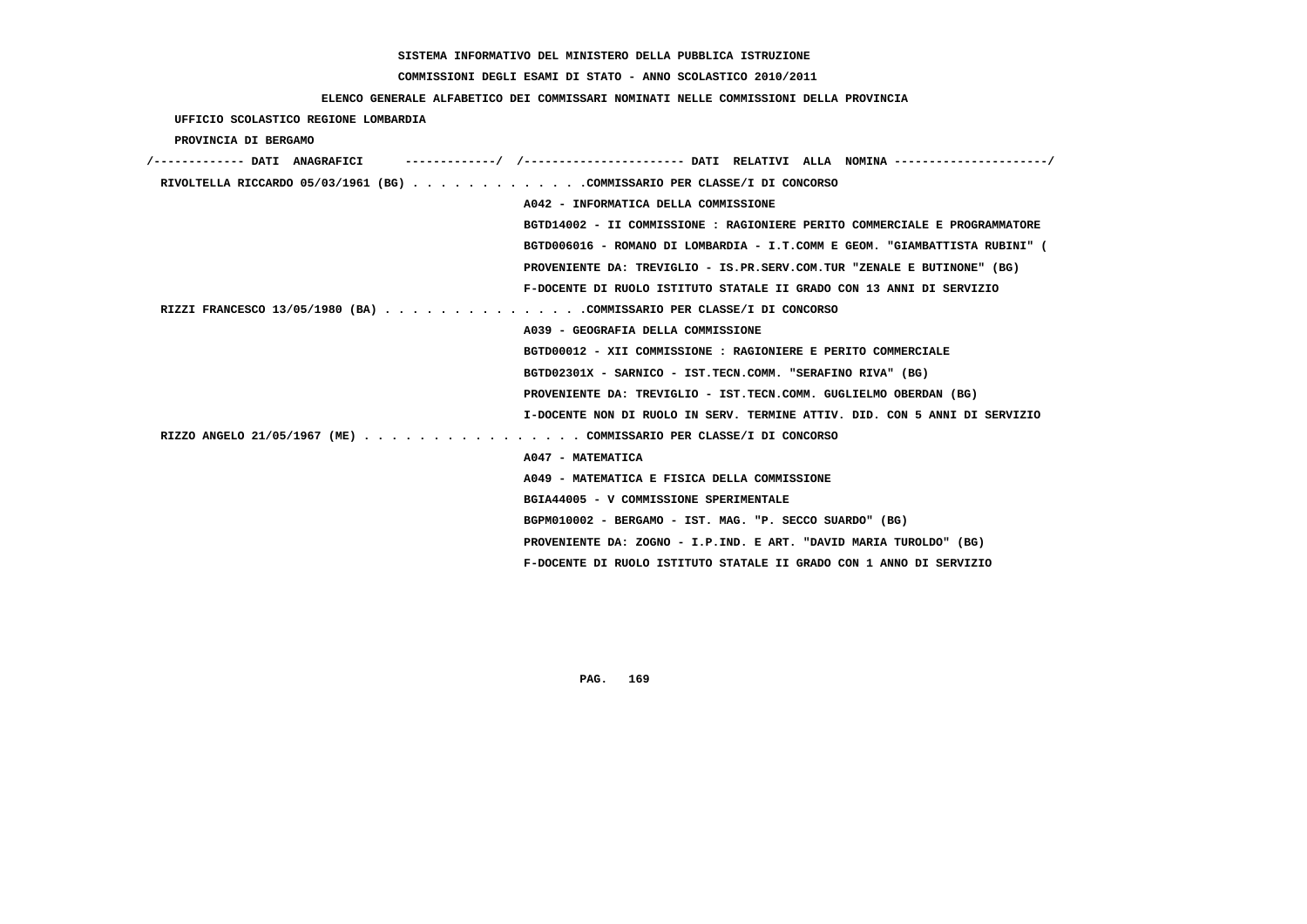SISTEMA INFORMATIVO DEL MINISTERO DELLA PUBBLICA ISTRUZIONE

COMMISSIONI DEGLI ESAMI DI STATO - ANNO SCOLASTICO 2010/2011

ELENCO GENERALE ALFABETICO DEI COMMISSARI NOMINATI NELLE COMMISSIONI DELLA PROVINCIA

UFFICIO SCOLASTICO REGIONE LOMBARDIA

PROVINCIA DI BERGAMO

```
/------------- DATI  ANAGRAFICI      -------------/  /----------------------- DATI  RELATIVI  ALLA  NOMINA ---------------------/
 RIVOLTELLA RICCARDO 05/03/1961 (BG) . . . . . . . . . . . . .COMMISSARIO PER CLASSE/I DI CONCORSO
                                                    A042 - INFORMATICA DELLA COMMISSIONE
                                                    BGTD14002 - II COMMISSIONE : RAGIONIERE PERITO COMMERCIALE E PROGRAMMATORE
                                                    BGTD006016 - ROMANO DI LOMBARDIA - I.T.COMM E GEOM. "GIAMBATTISTA RUBINI" (
                                                    PROVENIENTE DA: TREVIGLIO - IS.PR.SERV.COM.TUR "ZENALE E BUTINONE" (BG)
                                                    F-DOCENTE DI RUOLO ISTITUTO STATALE II GRADO CON 13 ANNI DI SERVIZIO
 RIZZI FRANCESCO 13/05/1980 (BA) . . . . . . . . . . . . . . .COMMISSARIO PER CLASSE/I DI CONCORSO
                                                    A039 - GEOGRAFIA DELLA COMMISSIONE
                                                    BGTD00012 - XII COMMISSIONE : RAGIONIERE E PERITO COMMERCIALE
                                                    BGTD02301X - SARNICO - IST.TECN.COMM. "SERAFINO RIVA" (BG)
                                                    PROVENIENTE DA: TREVIGLIO - IST.TECN.COMM. GUGLIELMO OBERDAN (BG)
                                                    I-DOCENTE NON DI RUOLO IN SERV. TERMINE ATTIV. DID. CON 5 ANNI DI SERVIZIO
 RIZZO ANGELO 21/05/1967 (ME) . . . . . . . . . . . . . . . . COMMISSARIO PER CLASSE/I DI CONCORSO
                                                    A047 - MATEMATICA
                                                    A049 - MATEMATICA E FISICA DELLA COMMISSIONE
                                                    BGIA44005 - V COMMISSIONE SPERIMENTALE
                                                    BGPM010002 - BERGAMO - IST. MAG. "P. SECCO SUARDO" (BG)
                                                    PROVENIENTE DA: ZOGNO - I.P.IND. E ART. "DAVID MARIA TUROLDO" (BG)
                                                    F-DOCENTE DI RUOLO ISTITUTO STATALE II GRADO CON 1 ANNO DI SERVIZIO
```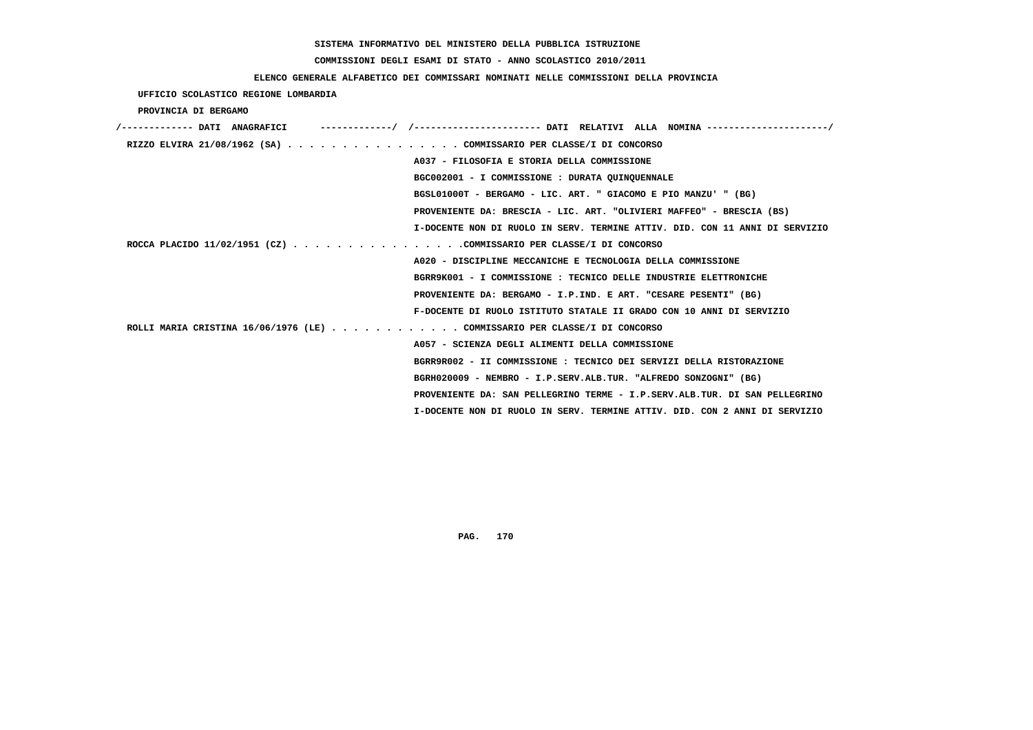SISTEMA INFORMATIVO DEL MINISTERO DELLA PUBBLICA ISTRUZIONE

COMMISSIONI DEGLI ESAMI DI STATO - ANNO SCOLASTICO 2010/2011

ELENCO GENERALE ALFABETICO DEI COMMISSARI NOMINATI NELLE COMMISSIONI DELLA PROVINCIA

UFFICIO SCOLASTICO REGIONE LOMBARDIA

PROVINCIA DI BERGAMO

```
/------------- DATI  ANAGRAFICI      -------------/  /----------------------- DATI  RELATIVI  ALLA  NOMINA ----------------------/
 RIZZO ELVIRA 21/08/1962 (SA) . . . . . . . . . . . . . . . . COMMISSARIO PER CLASSE/I DI CONCORSO
                                                   A037 - FILOSOFIA E STORIA DELLA COMMISSIONE
                                                   BGC002001 - I COMMISSIONE : DURATA QUINQUENNALE
                                                   BGSL01000T - BERGAMO - LIC. ART. " GIACOMO E PIO MANZU' " (BG)
                                                   PROVENIENTE DA: BRESCIA - LIC. ART. "OLIVIERI MAFFEO" - BRESCIA (BS)
                                                   I-DOCENTE NON DI RUOLO IN SERV. TERMINE ATTIV. DID. CON 11 ANNI DI SERVIZIO
 ROCCA PLACIDO 11/02/1951 (CZ) . . . . . . . . . . . . . . . .COMMISSARIO PER CLASSE/I DI CONCORSO
                                                   A020 - DISCIPLINE MECCANICHE E TECNOLOGIA DELLA COMMISSIONE
                                                   BGRR9K001 - I COMMISSIONE : TECNICO DELLE INDUSTRIE ELETTRONICHE
                                                   PROVENIENTE DA: BERGAMO - I.P.IND. E ART. "CESARE PESENTI" (BG)
                                                   F-DOCENTE DI RUOLO ISTITUTO STATALE II GRADO CON 10 ANNI DI SERVIZIO
 ROLLI MARIA CRISTINA 16/06/1976 (LE) . . . . . . . . . . . . COMMISSARIO PER CLASSE/I DI CONCORSO
                                                   A057 - SCIENZA DEGLI ALIMENTI DELLA COMMISSIONE
                                                   BGRR9R002 - II COMMISSIONE : TECNICO DEI SERVIZI DELLA RISTORAZIONE
                                                   BGRH020009 - NEMBRO - I.P.SERV.ALB.TUR. "ALFREDO SONZOGNI" (BG)
                                                   PROVENIENTE DA: SAN PELLEGRINO TERME - I.P.SERV.ALB.TUR. DI SAN PELLEGRINO
                                                   I-DOCENTE NON DI RUOLO IN SERV. TERMINE ATTIV. DID. CON 2 ANNI DI SERVIZIO
```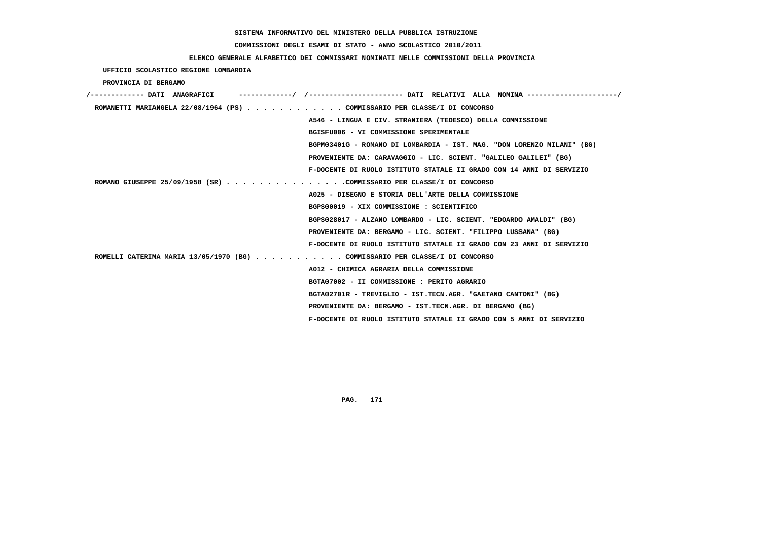SISTEMA INFORMATIVO DEL MINISTERO DELLA PUBBLICA ISTRUZIONE

COMMISSIONI DEGLI ESAMI DI STATO - ANNO SCOLASTICO 2010/2011

ELENCO GENERALE ALFABETICO DEI COMMISSARI NOMINATI NELLE COMMISSIONI DELLA PROVINCIA

UFFICIO SCOLASTICO REGIONE LOMBARDIA

PROVINCIA DI BERGAMO

/------------- DATI ANAGRAFICI -------------/ /---------------------- DATI RELATIVI ALLA NOMINA ---------------------/

ROMANETTI MARIANGELA 22/08/1964 (PS) . . . . . . . . . . . . COMMISSARIO PER CLASSE/I DI CONCORSO

A546 - LINGUA E CIV. STRANIERA (TEDESCO) DELLA COMMISSIONE

BGISFU006 - VI COMMISSIONE SPERIMENTALE

BGPM03401G - ROMANO DI LOMBARDIA - IST. MAG. "DON LORENZO MILANI" (BG)

PROVENIENTE DA: CARAVAGGIO - LIC. SCIENT. "GALILEO GALILEI" (BG)

F-DOCENTE DI RUOLO ISTITUTO STATALE II GRADO CON 14 ANNI DI SERVIZIO

ROMANO GIUSEPPE 25/09/1958 (SR) . . . . . . . . . . . . . . .COMMISSARIO PER CLASSE/I DI CONCORSO

A025 - DISEGNO E STORIA DELL'ARTE DELLA COMMISSIONE

BGPS00019 - XIX COMMISSIONE : SCIENTIFICO

BGPS028017 - ALZANO LOMBARDO - LIC. SCIENT. "EDOARDO AMALDI" (BG)

PROVENIENTE DA: BERGAMO - LIC. SCIENT. "FILIPPO LUSSANA" (BG)

F-DOCENTE DI RUOLO ISTITUTO STATALE II GRADO CON 23 ANNI DI SERVIZIO

ROMELLI CATERINA MARIA 13/05/1970 (BG) . . . . . . . . . . . COMMISSARIO PER CLASSE/I DI CONCORSO

A012 - CHIMICA AGRARIA DELLA COMMISSIONE

BGTA07002 - II COMMISSIONE : PERITO AGRARIO

BGTA02701R - TREVIGLIO - IST.TECN.AGR. "GAETANO CANTONI" (BG)

PROVENIENTE DA: BERGAMO - IST.TECN.AGR. DI BERGAMO (BG)

F-DOCENTE DI RUOLO ISTITUTO STATALE II GRADO CON 5 ANNI DI SERVIZIO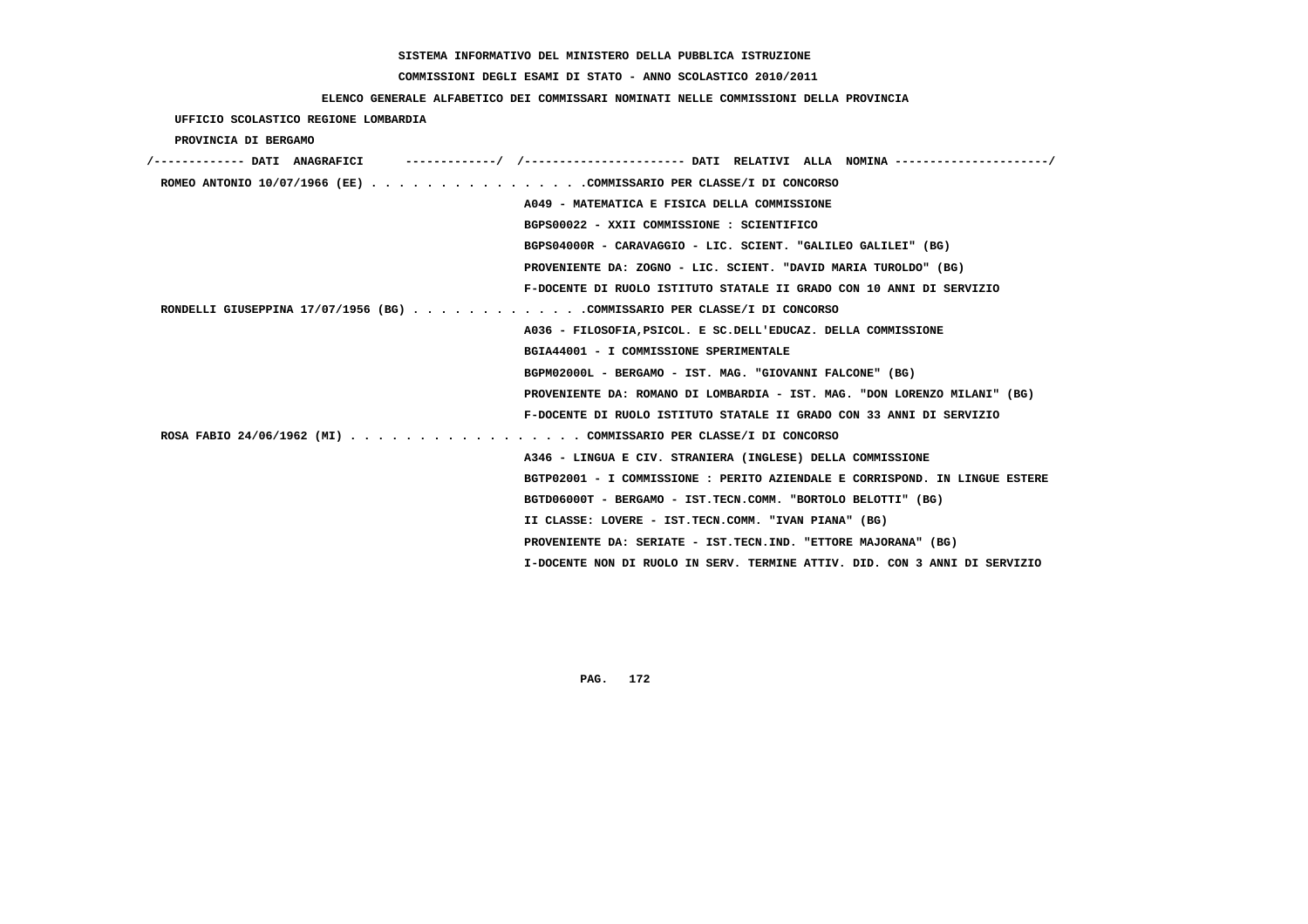SISTEMA INFORMATIVO DEL MINISTERO DELLA PUBBLICA ISTRUZIONE

COMMISSIONI DEGLI ESAMI DI STATO - ANNO SCOLASTICO 2010/2011

ELENCO GENERALE ALFABETICO DEI COMMISSARI NOMINATI NELLE COMMISSIONI DELLA PROVINCIA

UFFICIO SCOLASTICO REGIONE LOMBARDIA

PROVINCIA DI BERGAMO

/------------- DATI ANAGRAFICI -------------/ /---------------------- DATI RELATIVI ALLA NOMINA ---------------------/

ROMEO ANTONIO 10/07/1966 (EE) . . . . . . . . . . . . . . . .COMMISSARIO PER CLASSE/I DI CONCORSO

A049 - MATEMATICA E FISICA DELLA COMMISSIONE

BGPS00022 - XXII COMMISSIONE : SCIENTIFICO

BGPS04000R - CARAVAGGIO - LIC. SCIENT. "GALILEO GALILEI" (BG)

PROVENIENTE DA: ZOGNO - LIC. SCIENT. "DAVID MARIA TUROLDO" (BG)

F-DOCENTE DI RUOLO ISTITUTO STATALE II GRADO CON 10 ANNI DI SERVIZIO

RONDELLI GIUSEPPINA 17/07/1956 (BG) . . . . . . . . . . . . .COMMISSARIO PER CLASSE/I DI CONCORSO

A036 - FILOSOFIA,PSICOL. E SC.DELL'EDUCAZ. DELLA COMMISSIONE

BGIA44001 - I COMMISSIONE SPERIMENTALE

BGPM02000L - BERGAMO - IST. MAG. "GIOVANNI FALCONE" (BG)

PROVENIENTE DA: ROMANO DI LOMBARDIA - IST. MAG. "DON LORENZO MILANI" (BG)

F-DOCENTE DI RUOLO ISTITUTO STATALE II GRADO CON 33 ANNI DI SERVIZIO

ROSA FABIO 24/06/1962 (MI) . . . . . . . . . . . . . . . . . COMMISSARIO PER CLASSE/I DI CONCORSO

A346 - LINGUA E CIV. STRANIERA (INGLESE) DELLA COMMISSIONE

BGTP02001 - I COMMISSIONE : PERITO AZIENDALE E CORRISPOND. IN LINGUE ESTERE

BGTD06000T - BERGAMO - IST.TECN.COMM. "BORTOLO BELOTTI" (BG)

II CLASSE: LOVERE - IST.TECN.COMM. "IVAN PIANA" (BG)

PROVENIENTE DA: SERIATE - IST.TECN.IND. "ETTORE MAJORANA" (BG)

I-DOCENTE NON DI RUOLO IN SERV. TERMINE ATTIV. DID. CON 3 ANNI DI SERVIZIO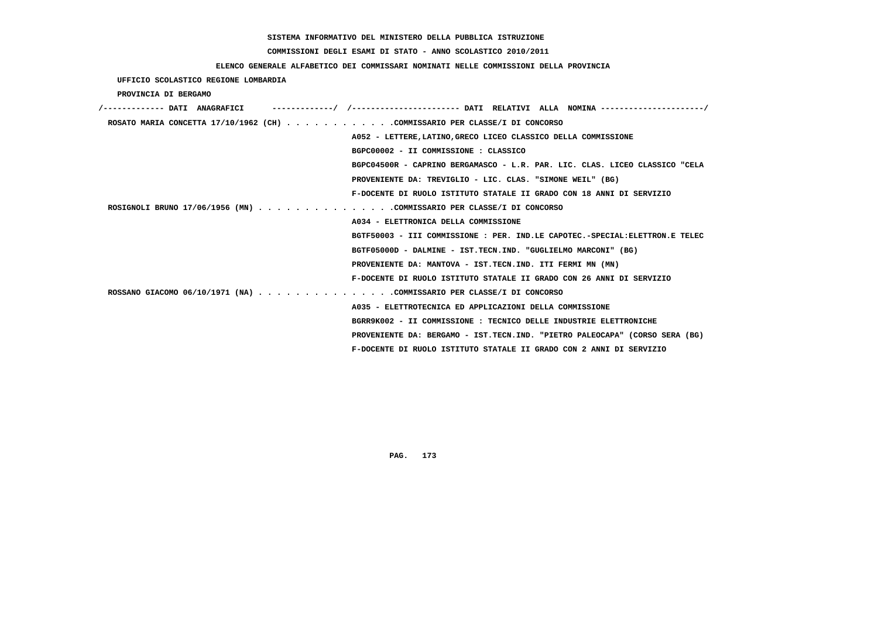SISTEMA INFORMATIVO DEL MINISTERO DELLA PUBBLICA ISTRUZIONE

COMMISSIONI DEGLI ESAMI DI STATO - ANNO SCOLASTICO 2010/2011

ELENCO GENERALE ALFABETICO DEI COMMISSARI NOMINATI NELLE COMMISSIONI DELLA PROVINCIA

UFFICIO SCOLASTICO REGIONE LOMBARDIA

PROVINCIA DI BERGAMO

/------------- DATI ANAGRAFICI -------------/ /---------------------- DATI RELATIVI ALLA NOMINA ---------------------/

ROSATO MARIA CONCETTA 17/10/1962 (CH) . . . . . . . . . . . .COMMISSARIO PER CLASSE/I DI CONCORSO

A052 - LETTERE,LATINO,GRECO LICEO CLASSICO DELLA COMMISSIONE

BGPC00002 - II COMMISSIONE : CLASSICO

BGPC04500R - CAPRINO BERGAMASCO - L.R. PAR. LIC. CLAS. LICEO CLASSICO "CELA

PROVENIENTE DA: TREVIGLIO - LIC. CLAS. "SIMONE WEIL" (BG)

F-DOCENTE DI RUOLO ISTITUTO STATALE II GRADO CON 18 ANNI DI SERVIZIO

ROSIGNOLI BRUNO 17/06/1956 (MN) . . . . . . . . . . . . . . .COMMISSARIO PER CLASSE/I DI CONCORSO

A034 - ELETTRONICA DELLA COMMISSIONE

BGTF50003 - III COMMISSIONE : PER. IND.LE CAPOTEC.-SPECIAL:ELETTRON.E TELEC

BGTF05000D - DALMINE - IST.TECN.IND. "GUGLIELMO MARCONI" (BG)

PROVENIENTE DA: MANTOVA - IST.TECN.IND. ITI FERMI MN (MN)

F-DOCENTE DI RUOLO ISTITUTO STATALE II GRADO CON 26 ANNI DI SERVIZIO

ROSSANO GIACOMO 06/10/1971 (NA) . . . . . . . . . . . . . . .COMMISSARIO PER CLASSE/I DI CONCORSO

A035 - ELETTROTECNICA ED APPLICAZIONI DELLA COMMISSIONE

BGRR9K002 - II COMMISSIONE : TECNICO DELLE INDUSTRIE ELETTRONICHE

PROVENIENTE DA: BERGAMO - IST.TECN.IND. "PIETRO PALEOCAPA" (CORSO SERA (BG)

F-DOCENTE DI RUOLO ISTITUTO STATALE II GRADO CON 2 ANNI DI SERVIZIO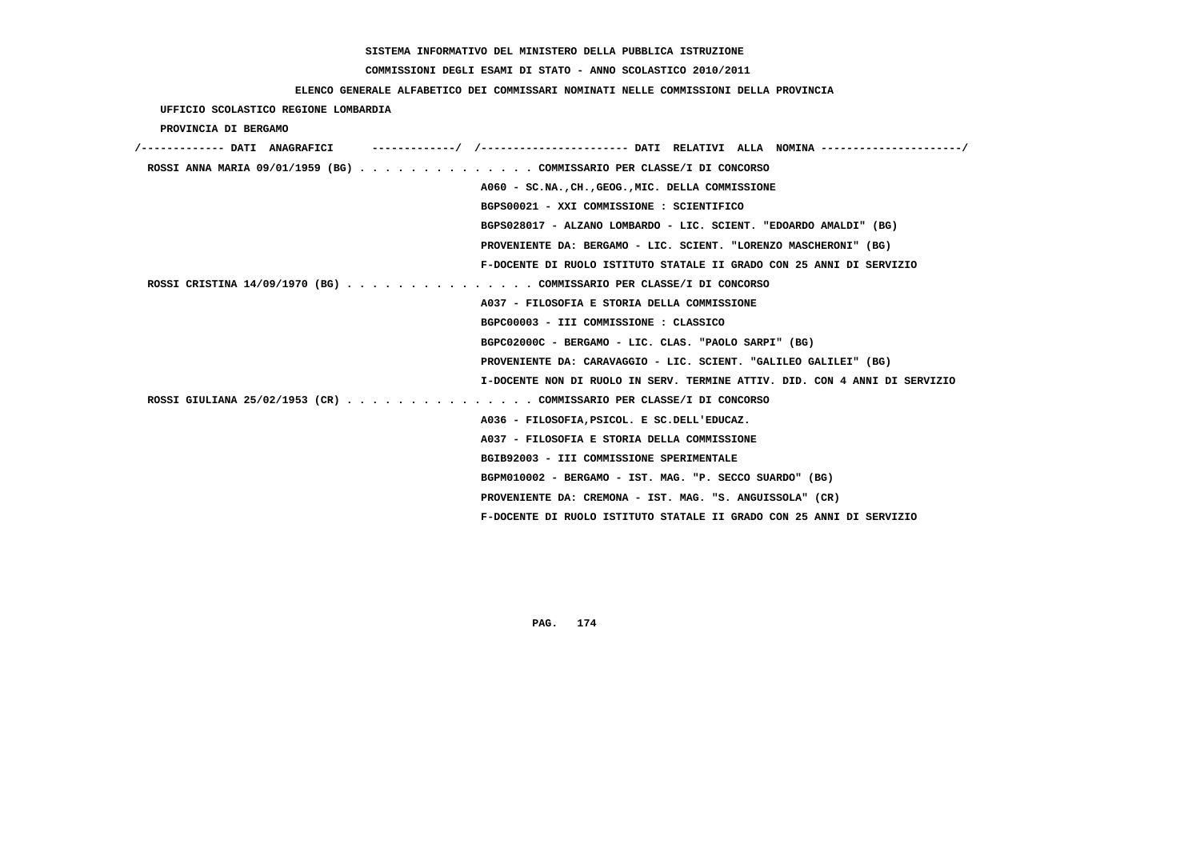**SISTEMA INFORMATIVO DEL MINISTERO DELLA PUBBLICA ISTRUZIONE**

**COMMISSIONI DEGLI ESAMI DI STATO - ANNO SCOLASTICO 2010/2011**

**ELENCO GENERALE ALFABETICO DEI COMMISSARI NOMINATI NELLE COMMISSIONI DELLA PROVINCIA**

**UFFICIO SCOLASTICO REGIONE LOMBARDIA**

**PROVINCIA DI BERGAMO**

```
/------------- DATI  ANAGRAFICI      -------------/  /---------------------- DATI  RELATIVI  ALLA  NOMINA ---------------------/
 ROSSI ANNA MARIA 09/01/1959 (BG) . . . . . . . . . . . . . . COMMISSARIO PER CLASSE/I DI CONCORSO
                                                     A060 - SC.NA.,CH.,GEOG.,MIC. DELLA COMMISSIONE
                                                     BGPS00021 - XXI COMMISSIONE : SCIENTIFICO
                                                     BGPS028017 - ALZANO LOMBARDO - LIC. SCIENT. "EDOARDO AMALDI" (BG)
                                                     PROVENIENTE DA: BERGAMO - LIC. SCIENT. "LORENZO MASCHERONI" (BG)
                                                     F-DOCENTE DI RUOLO ISTITUTO STATALE II GRADO CON 25 ANNI DI SERVIZIO
 ROSSI CRISTINA 14/09/1970 (BG) . . . . . . . . . . . . . . . COMMISSARIO PER CLASSE/I DI CONCORSO
                                                     A037 - FILOSOFIA E STORIA DELLA COMMISSIONE
                                                     BGPC00003 - III COMMISSIONE : CLASSICO
                                                     BGPC02000C - BERGAMO - LIC. CLAS. "PAOLO SARPI" (BG)
                                                     PROVENIENTE DA: CARAVAGGIO - LIC. SCIENT. "GALILEO GALILEI" (BG)
                                                     I-DOCENTE NON DI RUOLO IN SERV. TERMINE ATTIV. DID. CON 4 ANNI DI SERVIZIO
 ROSSI GIULIANA 25/02/1953 (CR) . . . . . . . . . . . . . . . COMMISSARIO PER CLASSE/I DI CONCORSO
                                                     A036 - FILOSOFIA,PSICOL. E SC.DELL'EDUCAZ.
                                                     A037 - FILOSOFIA E STORIA DELLA COMMISSIONE
                                                     BGIB92003 - III COMMISSIONE SPERIMENTALE
                                                     BGPM010002 - BERGAMO - IST. MAG. "P. SECCO SUARDO" (BG)
                                                     PROVENIENTE DA: CREMONA - IST. MAG. "S. ANGUISSOLA" (CR)
                                                     F-DOCENTE DI RUOLO ISTITUTO STATALE II GRADO CON 25 ANNI DI SERVIZIO
```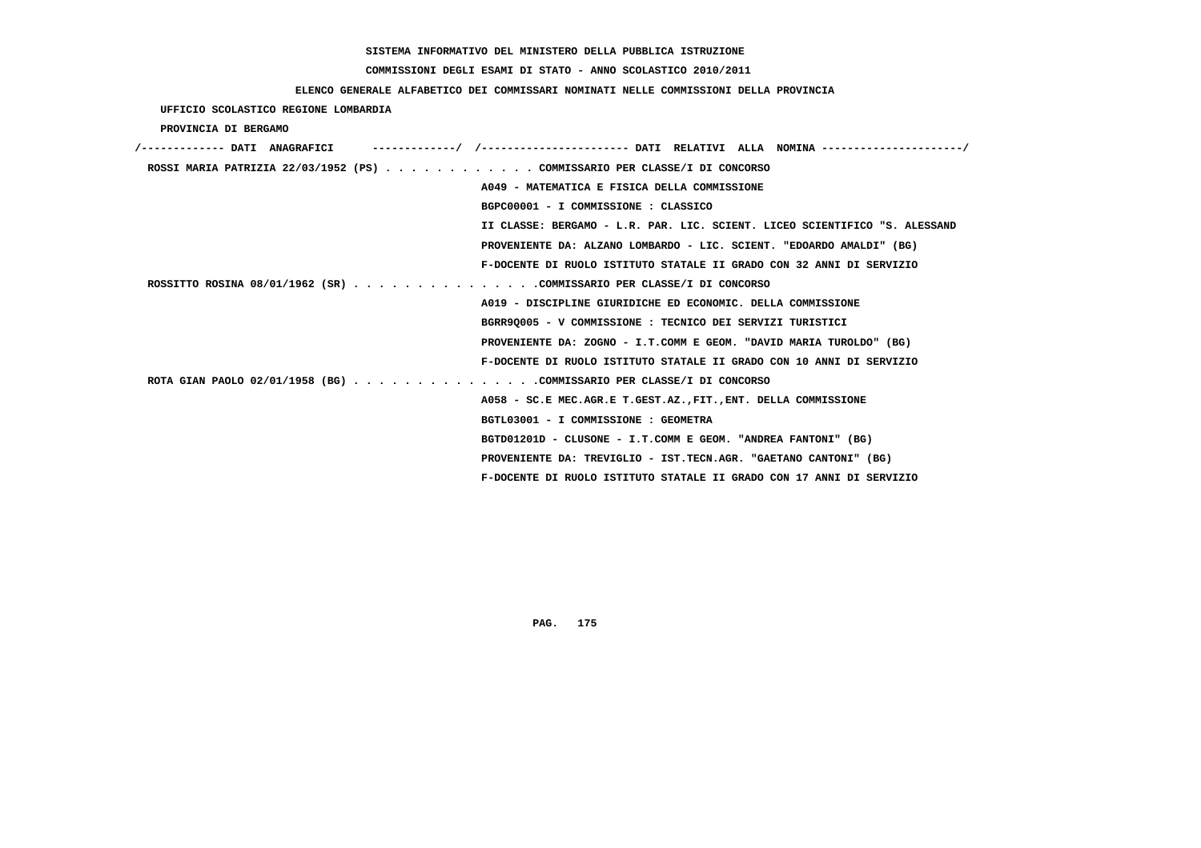SISTEMA INFORMATIVO DEL MINISTERO DELLA PUBBLICA ISTRUZIONE

COMMISSIONI DEGLI ESAMI DI STATO - ANNO SCOLASTICO 2010/2011

ELENCO GENERALE ALFABETICO DEI COMMISSARI NOMINATI NELLE COMMISSIONI DELLA PROVINCIA

UFFICIO SCOLASTICO REGIONE LOMBARDIA

PROVINCIA DI BERGAMO

```
/------------- DATI  ANAGRAFICI      -------------/  /----------------------- DATI  RELATIVI  ALLA  NOMINA ---------------------/
 ROSSI MARIA PATRIZIA 22/03/1952 (PS) . . . . . . . . . . . . COMMISSARIO PER CLASSE/I DI CONCORSO
                                                   A049 - MATEMATICA E FISICA DELLA COMMISSIONE
                                                   BGPC00001 - I COMMISSIONE : CLASSICO
                                                   II CLASSE: BERGAMO - L.R. PAR. LIC. SCIENT. LICEO SCIENTIFICO "S. ALESSAND
                                                   PROVENIENTE DA: ALZANO LOMBARDO - LIC. SCIENT. "EDOARDO AMALDI" (BG)
                                                   F-DOCENTE DI RUOLO ISTITUTO STATALE II GRADO CON 32 ANNI DI SERVIZIO
 ROSSITTO ROSINA 08/01/1962 (SR) . . . . . . . . . . . . . . .COMMISSARIO PER CLASSE/I DI CONCORSO
                                                   A019 - DISCIPLINE GIURIDICHE ED ECONOMIC. DELLA COMMISSIONE
                                                   BGRR9Q005 - V COMMISSIONE : TECNICO DEI SERVIZI TURISTICI
                                                   PROVENIENTE DA: ZOGNO - I.T.COMM E GEOM. "DAVID MARIA TUROLDO" (BG)
                                                   F-DOCENTE DI RUOLO ISTITUTO STATALE II GRADO CON 10 ANNI DI SERVIZIO
 ROTA GIAN PAOLO 02/01/1958 (BG) . . . . . . . . . . . . . . .COMMISSARIO PER CLASSE/I DI CONCORSO
                                                   A058 - SC.E MEC.AGR.E T.GEST.AZ.,FIT.,ENT. DELLA COMMISSIONE
                                                   BGTL03001 - I COMMISSIONE : GEOMETRA
                                                   BGTD01201D - CLUSONE - I.T.COMM E GEOM. "ANDREA FANTONI" (BG)
                                                   PROVENIENTE DA: TREVIGLIO - IST.TECN.AGR. "GAETANO CANTONI" (BG)
                                                   F-DOCENTE DI RUOLO ISTITUTO STATALE II GRADO CON 17 ANNI DI SERVIZIO
```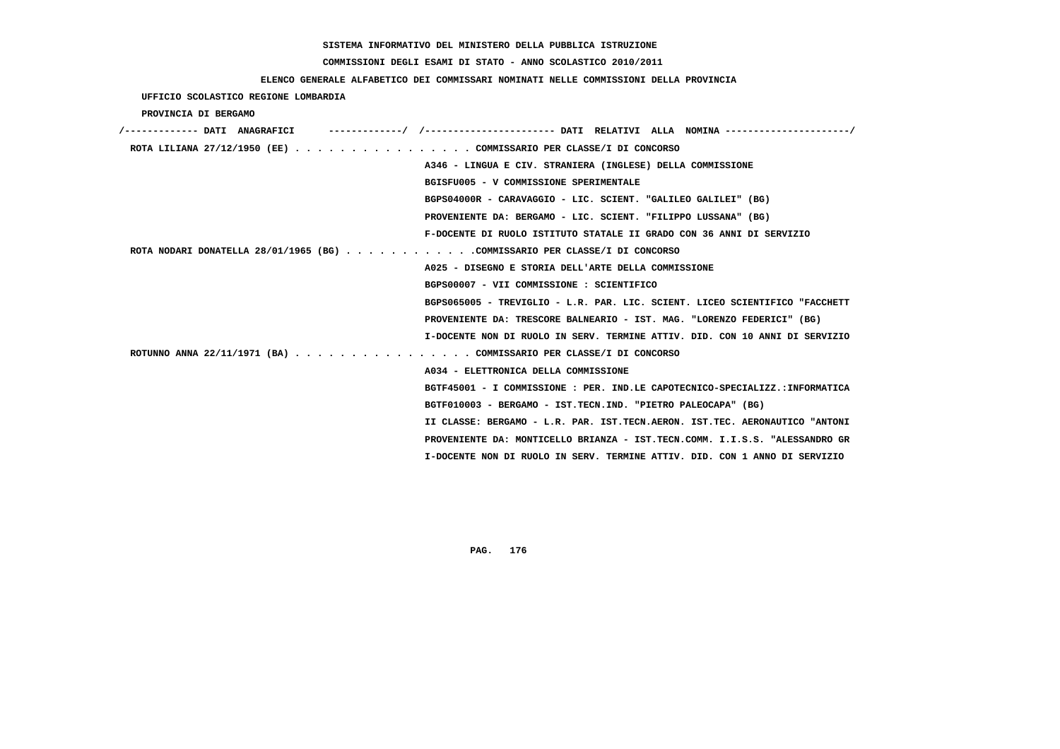SISTEMA INFORMATIVO DEL MINISTERO DELLA PUBBLICA ISTRUZIONE

COMMISSIONI DEGLI ESAMI DI STATO - ANNO SCOLASTICO 2010/2011

ELENCO GENERALE ALFABETICO DEI COMMISSARI NOMINATI NELLE COMMISSIONI DELLA PROVINCIA

UFFICIO SCOLASTICO REGIONE LOMBARDIA

PROVINCIA DI BERGAMO

```
/------------- DATI  ANAGRAFICI      -------------/  /---------------------- DATI  RELATIVI  ALLA  NOMINA ---------------------/
 ROTA LILIANA 27/12/1950 (EE) . . . . . . . . . . . . . . . . COMMISSARIO PER CLASSE/I DI CONCORSO
                                                    A346 - LINGUA E CIV. STRANIERA (INGLESE) DELLA COMMISSIONE
                                                    BGISFU005 - V COMMISSIONE SPERIMENTALE
                                                    BGPS04000R - CARAVAGGIO - LIC. SCIENT. "GALILEO GALILEI" (BG)
                                                    PROVENIENTE DA: BERGAMO - LIC. SCIENT. "FILIPPO LUSSANA" (BG)
                                                    F-DOCENTE DI RUOLO ISTITUTO STATALE II GRADO CON 36 ANNI DI SERVIZIO
 ROTA NODARI DONATELLA 28/01/1965 (BG) . . . . . . . . . . . .COMMISSARIO PER CLASSE/I DI CONCORSO
                                                    A025 - DISEGNO E STORIA DELL'ARTE DELLA COMMISSIONE
                                                    BGPS00007 - VII COMMISSIONE : SCIENTIFICO
                                                    BGPS065005 - TREVIGLIO - L.R. PAR. LIC. SCIENT. LICEO SCIENTIFICO "FACCHETT
                                                    PROVENIENTE DA: TRESCORE BALNEARIO - IST. MAG. "LORENZO FEDERICI" (BG)
                                                    I-DOCENTE NON DI RUOLO IN SERV. TERMINE ATTIV. DID. CON 10 ANNI DI SERVIZIO
 ROTUNNO ANNA 22/11/1971 (BA) . . . . . . . . . . . . . . . . COMMISSARIO PER CLASSE/I DI CONCORSO
                                                    A034 - ELETTRONICA DELLA COMMISSIONE
                                                    BGTF45001 - I COMMISSIONE : PER. IND.LE CAPOTECNICO-SPECIALIZZ.:INFORMATICA
                                                    BGTF010003 - BERGAMO - IST.TECN.IND. "PIETRO PALEOCAPA" (BG)
                                                    II CLASSE: BERGAMO - L.R. PAR. IST.TECN.AERON. IST.TEC. AERONAUTICO "ANTONI
                                                    PROVENIENTE DA: MONTICELLO BRIANZA - IST.TECN.COMM. I.I.S.S. "ALESSANDRO GR
                                                    I-DOCENTE NON DI RUOLO IN SERV. TERMINE ATTIV. DID. CON 1 ANNO DI SERVIZIO
```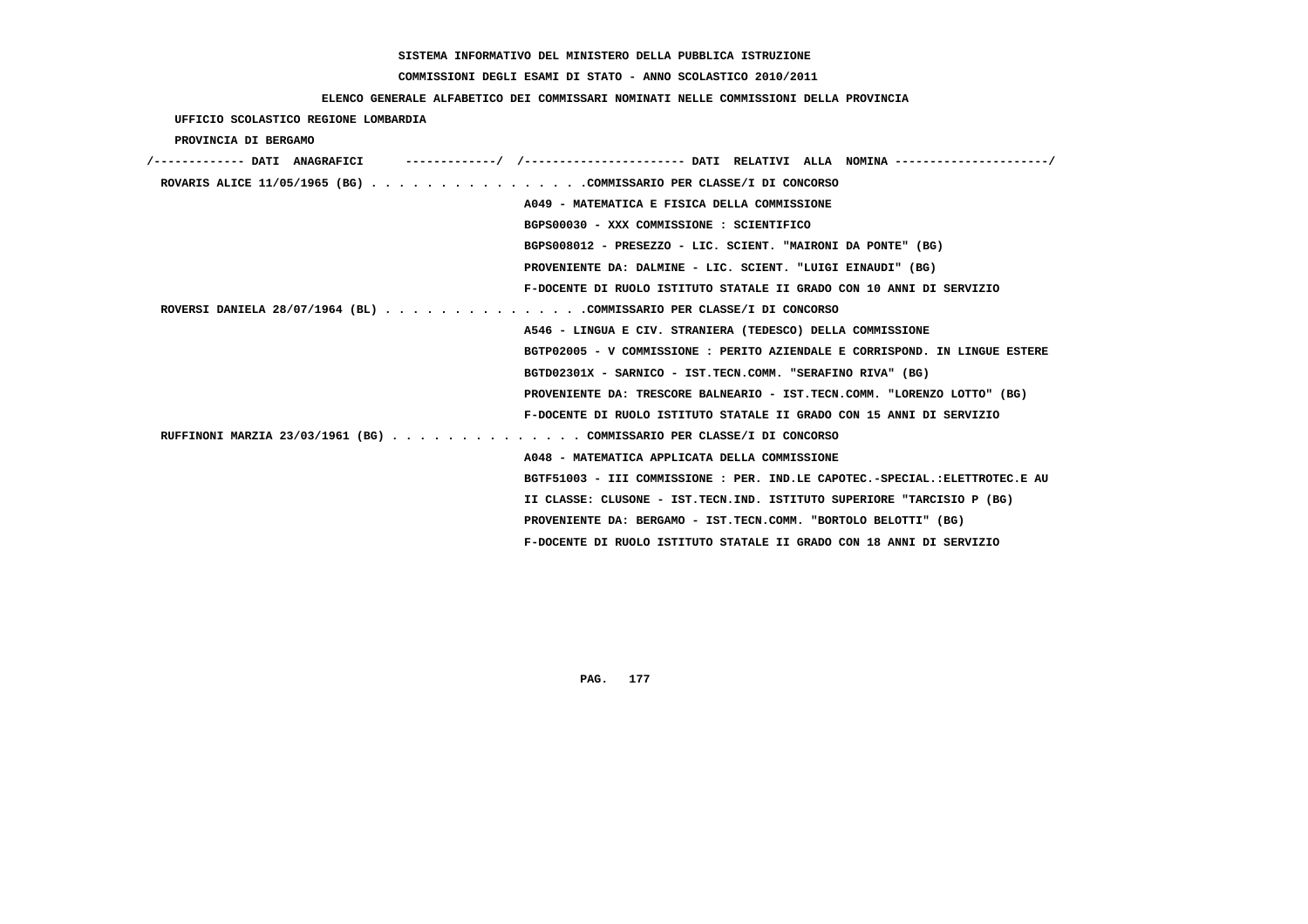SISTEMA INFORMATIVO DEL MINISTERO DELLA PUBBLICA ISTRUZIONE

COMMISSIONI DEGLI ESAMI DI STATO - ANNO SCOLASTICO 2010/2011

ELENCO GENERALE ALFABETICO DEI COMMISSARI NOMINATI NELLE COMMISSIONI DELLA PROVINCIA

UFFICIO SCOLASTICO REGIONE LOMBARDIA

PROVINCIA DI BERGAMO

```
/------------- DATI  ANAGRAFICI      -------------/  /----------------------- DATI  RELATIVI  ALLA  NOMINA ---------------------/
 ROVARIS ALICE 11/05/1965 (BG) . . . . . . . . . . . . . . . .COMMISSARIO PER CLASSE/I DI CONCORSO
                                                    A049 - MATEMATICA E FISICA DELLA COMMISSIONE
                                                    BGPS00030 - XXX COMMISSIONE : SCIENTIFICO
                                                    BGPS008012 - PRESEZZO - LIC. SCIENT. "MAIRONI DA PONTE" (BG)
                                                    PROVENIENTE DA: DALMINE - LIC. SCIENT. "LUIGI EINAUDI" (BG)
                                                    F-DOCENTE DI RUOLO ISTITUTO STATALE II GRADO CON 10 ANNI DI SERVIZIO
 ROVERSI DANIELA 28/07/1964 (BL) . . . . . . . . . . . . . . .COMMISSARIO PER CLASSE/I DI CONCORSO
                                                    A546 - LINGUA E CIV. STRANIERA (TEDESCO) DELLA COMMISSIONE
                                                    BGTP02005 - V COMMISSIONE : PERITO AZIENDALE E CORRISPOND. IN LINGUE ESTERE
                                                    BGTD02301X - SARNICO - IST.TECN.COMM. "SERAFINO RIVA" (BG)
                                                    PROVENIENTE DA: TRESCORE BALNEARIO - IST.TECN.COMM. "LORENZO LOTTO" (BG)
                                                    F-DOCENTE DI RUOLO ISTITUTO STATALE II GRADO CON 15 ANNI DI SERVIZIO
 RUFFINONI MARZIA 23/03/1961 (BG) . . . . . . . . . . . . . . COMMISSARIO PER CLASSE/I DI CONCORSO
                                                    A048 - MATEMATICA APPLICATA DELLA COMMISSIONE
                                                    BGTF51003 - III COMMISSIONE : PER. IND.LE CAPOTEC.-SPECIAL.:ELETTROTEC.E AU
                                                    II CLASSE: CLUSONE - IST.TECN.IND. ISTITUTO SUPERIORE "TARCISIO P (BG)
                                                    PROVENIENTE DA: BERGAMO - IST.TECN.COMM. "BORTOLO BELOTTI" (BG)
                                                    F-DOCENTE DI RUOLO ISTITUTO STATALE II GRADO CON 18 ANNI DI SERVIZIO
```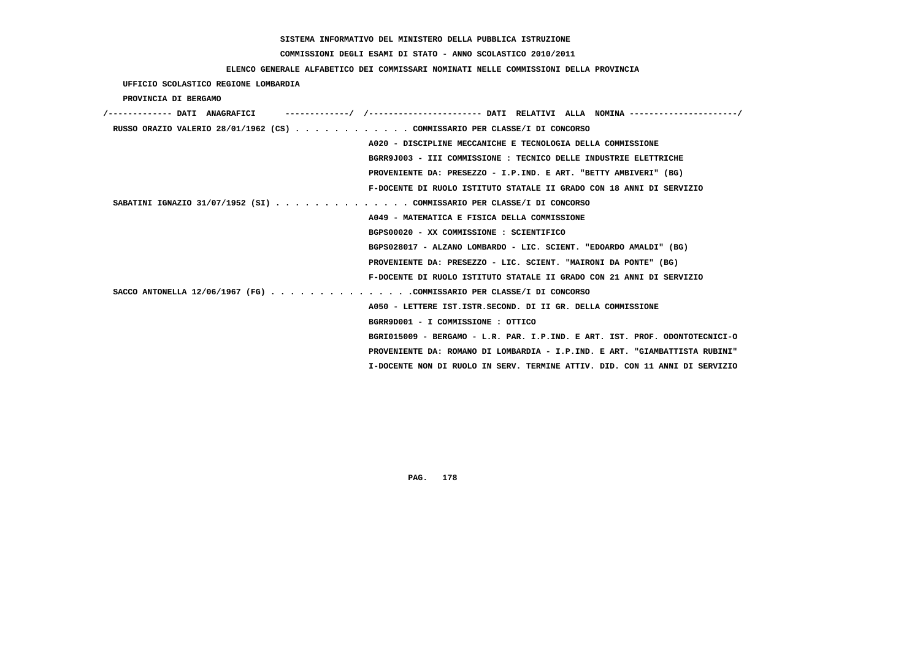SISTEMA INFORMATIVO DEL MINISTERO DELLA PUBBLICA ISTRUZIONE

COMMISSIONI DEGLI ESAMI DI STATO - ANNO SCOLASTICO 2010/2011

ELENCO GENERALE ALFABETICO DEI COMMISSARI NOMINATI NELLE COMMISSIONI DELLA PROVINCIA

UFFICIO SCOLASTICO REGIONE LOMBARDIA

PROVINCIA DI BERGAMO

/------------- DATI ANAGRAFICI -------------/ /---------------------- DATI RELATIVI ALLA NOMINA ---------------------/

RUSSO ORAZIO VALERIO 28/01/1962 (CS) . . . . . . . . . . . . COMMISSARIO PER CLASSE/I DI CONCORSO

A020 - DISCIPLINE MECCANICHE E TECNOLOGIA DELLA COMMISSIONE

BGRR9J003 - III COMMISSIONE : TECNICO DELLE INDUSTRIE ELETTRICHE

PROVENIENTE DA: PRESEZZO - I.P.IND. E ART. "BETTY AMBIVERI" (BG)

F-DOCENTE DI RUOLO ISTITUTO STATALE II GRADO CON 18 ANNI DI SERVIZIO

SABATINI IGNAZIO 31/07/1952 (SI) . . . . . . . . . . . . . . COMMISSARIO PER CLASSE/I DI CONCORSO

A049 - MATEMATICA E FISICA DELLA COMMISSIONE

BGPS00020 - XX COMMISSIONE : SCIENTIFICO

BGPS028017 - ALZANO LOMBARDO - LIC. SCIENT. "EDOARDO AMALDI" (BG)

PROVENIENTE DA: PRESEZZO - LIC. SCIENT. "MAIRONI DA PONTE" (BG)

F-DOCENTE DI RUOLO ISTITUTO STATALE II GRADO CON 21 ANNI DI SERVIZIO

SACCO ANTONELLA 12/06/1967 (FG) . . . . . . . . . . . . . . .COMMISSARIO PER CLASSE/I DI CONCORSO

A050 - LETTERE IST.ISTR.SECOND. DI II GR. DELLA COMMISSIONE

BGRR9D001 - I COMMISSIONE : OTTICO

BGRI015009 - BERGAMO - L.R. PAR. I.P.IND. E ART. IST. PROF. ODONTOTECNICI-O

PROVENIENTE DA: ROMANO DI LOMBARDIA - I.P.IND. E ART. "GIAMBATTISTA RUBINI"

I-DOCENTE NON DI RUOLO IN SERV. TERMINE ATTIV. DID. CON 11 ANNI DI SERVIZIO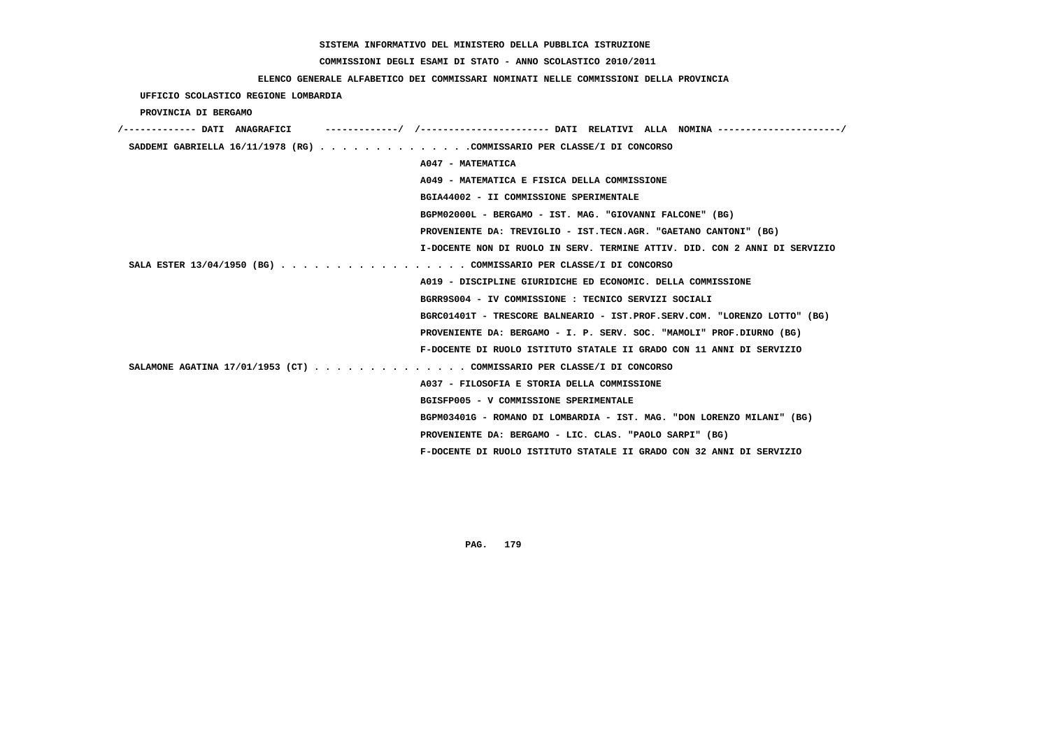SISTEMA INFORMATIVO DEL MINISTERO DELLA PUBBLICA ISTRUZIONE

COMMISSIONI DEGLI ESAMI DI STATO - ANNO SCOLASTICO 2010/2011

ELENCO GENERALE ALFABETICO DEI COMMISSARI NOMINATI NELLE COMMISSIONI DELLA PROVINCIA

UFFICIO SCOLASTICO REGIONE LOMBARDIA

PROVINCIA DI BERGAMO

/------------- DATI ANAGRAFICI -------------/ /---------------------- DATI RELATIVI ALLA NOMINA ---------------------/

SADDEMI GABRIELLA 16/11/1978 (RG) . . . . . . . . . . . . . .COMMISSARIO PER CLASSE/I DI CONCORSO
A047 - MATEMATICA
A049 - MATEMATICA E FISICA DELLA COMMISSIONE
BGIA44002 - II COMMISSIONE SPERIMENTALE
BGPM02000L - BERGAMO - IST. MAG. "GIOVANNI FALCONE" (BG)
PROVENIENTE DA: TREVIGLIO - IST.TECN.AGR. "GAETANO CANTONI" (BG)
I-DOCENTE NON DI RUOLO IN SERV. TERMINE ATTIV. DID. CON 2 ANNI DI SERVIZIO

SALA ESTER 13/04/1950 (BG) . . . . . . . . . . . . . . . . . COMMISSARIO PER CLASSE/I DI CONCORSO
A019 - DISCIPLINE GIURIDICHE ED ECONOMIC. DELLA COMMISSIONE
BGRR9S004 - IV COMMISSIONE : TECNICO SERVIZI SOCIALI
BGRC01401T - TRESCORE BALNEARIO - IST.PROF.SERV.COM. "LORENZO LOTTO" (BG)
PROVENIENTE DA: BERGAMO - I. P. SERV. SOC. "MAMOLI" PROF.DIURNO (BG)
F-DOCENTE DI RUOLO ISTITUTO STATALE II GRADO CON 11 ANNI DI SERVIZIO

SALAMONE AGATINA 17/01/1953 (CT) . . . . . . . . . . . . . . COMMISSARIO PER CLASSE/I DI CONCORSO
A037 - FILOSOFIA E STORIA DELLA COMMISSIONE
BGISFP005 - V COMMISSIONE SPERIMENTALE
BGPM03401G - ROMANO DI LOMBARDIA - IST. MAG. "DON LORENZO MILANI" (BG)
PROVENIENTE DA: BERGAMO - LIC. CLAS. "PAOLO SARPI" (BG)
F-DOCENTE DI RUOLO ISTITUTO STATALE II GRADO CON 32 ANNI DI SERVIZIO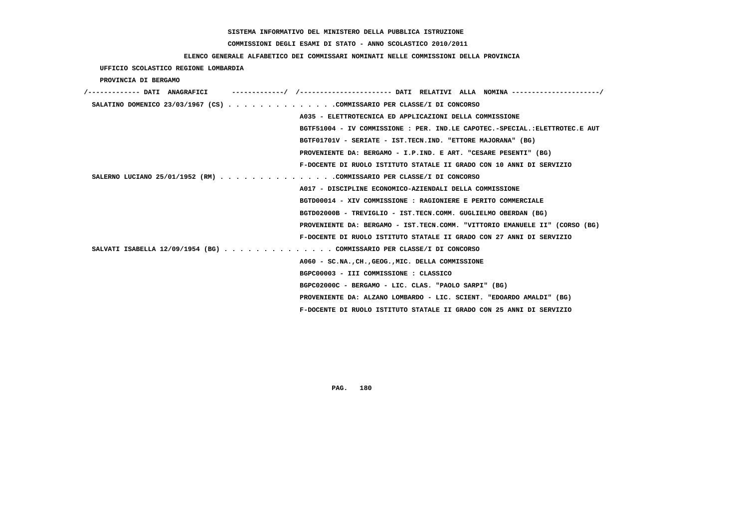SISTEMA INFORMATIVO DEL MINISTERO DELLA PUBBLICA ISTRUZIONE

COMMISSIONI DEGLI ESAMI DI STATO - ANNO SCOLASTICO 2010/2011

ELENCO GENERALE ALFABETICO DEI COMMISSARI NOMINATI NELLE COMMISSIONI DELLA PROVINCIA

UFFICIO SCOLASTICO REGIONE LOMBARDIA

PROVINCIA DI BERGAMO

/------------- DATI ANAGRAFICI -------------/ /---------------------- DATI RELATIVI ALLA NOMINA ---------------------/

SALATINO DOMENICO 23/03/1967 (CS) . . . . . . . . . . . . . .COMMISSARIO PER CLASSE/I DI CONCORSO
A035 - ELETTROTECNICA ED APPLICAZIONI DELLA COMMISSIONE
BGTF51004 - IV COMMISSIONE : PER. IND.LE CAPOTEC.-SPECIAL.:ELETTROTEC.E AUT
BGTF01701V - SERIATE - IST.TECN.IND. "ETTORE MAJORANA" (BG)
PROVENIENTE DA: BERGAMO - I.P.IND. E ART. "CESARE PESENTI" (BG)
F-DOCENTE DI RUOLO ISTITUTO STATALE II GRADO CON 10 ANNI DI SERVIZIO

SALERNO LUCIANO 25/01/1952 (RM) . . . . . . . . . . . . . . .COMMISSARIO PER CLASSE/I DI CONCORSO
A017 - DISCIPLINE ECONOMICO-AZIENDALI DELLA COMMISSIONE
BGTD00014 - XIV COMMISSIONE : RAGIONIERE E PERITO COMMERCIALE
BGTD02000B - TREVIGLIO - IST.TECN.COMM. GUGLIELMO OBERDAN (BG)
PROVENIENTE DA: BERGAMO - IST.TECN.COMM. "VITTORIO EMANUELE II" (CORSO (BG)
F-DOCENTE DI RUOLO ISTITUTO STATALE II GRADO CON 27 ANNI DI SERVIZIO

SALVATI ISABELLA 12/09/1954 (BG) . . . . . . . . . . . . . . COMMISSARIO PER CLASSE/I DI CONCORSO
A060 - SC.NA.,CH.,GEOG.,MIC. DELLA COMMISSIONE
BGPC00003 - III COMMISSIONE : CLASSICO
BGPC02000C - BERGAMO - LIC. CLAS. "PAOLO SARPI" (BG)
PROVENIENTE DA: ALZANO LOMBARDO - LIC. SCIENT. "EDOARDO AMALDI" (BG)
F-DOCENTE DI RUOLO ISTITUTO STATALE II GRADO CON 25 ANNI DI SERVIZIO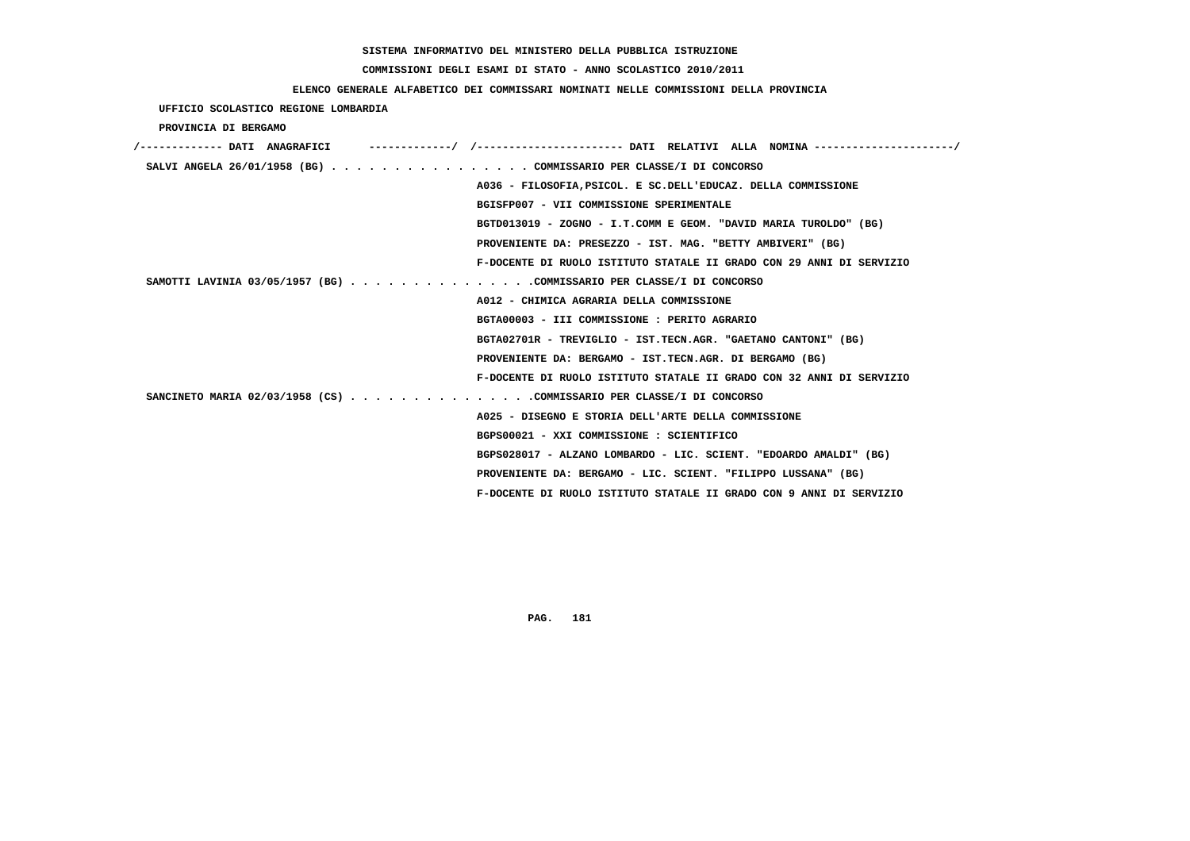SISTEMA INFORMATIVO DEL MINISTERO DELLA PUBBLICA ISTRUZIONE

COMMISSIONI DEGLI ESAMI DI STATO - ANNO SCOLASTICO 2010/2011

ELENCO GENERALE ALFABETICO DEI COMMISSARI NOMINATI NELLE COMMISSIONI DELLA PROVINCIA

UFFICIO SCOLASTICO REGIONE LOMBARDIA

PROVINCIA DI BERGAMO

/------------- DATI ANAGRAFICI -------------/ /---------------------- DATI RELATIVI ALLA NOMINA ---------------------/

SALVI ANGELA 26/01/1958 (BG) . . . . . . . . . . . . . . . . COMMISSARIO PER CLASSE/I DI CONCORSO
A036 - FILOSOFIA,PSICOL. E SC.DELL'EDUCAZ. DELLA COMMISSIONE
BGISFP007 - VII COMMISSIONE SPERIMENTALE
BGTD013019 - ZOGNO - I.T.COMM E GEOM. "DAVID MARIA TUROLDO" (BG)
PROVENIENTE DA: PRESEZZO - IST. MAG. "BETTY AMBIVERI" (BG)
F-DOCENTE DI RUOLO ISTITUTO STATALE II GRADO CON 29 ANNI DI SERVIZIO

SAMOTTI LAVINIA 03/05/1957 (BG) . . . . . . . . . . . . . . .COMMISSARIO PER CLASSE/I DI CONCORSO
A012 - CHIMICA AGRARIA DELLA COMMISSIONE
BGTA00003 - III COMMISSIONE : PERITO AGRARIO
BGTA02701R - TREVIGLIO - IST.TECN.AGR. "GAETANO CANTONI" (BG)
PROVENIENTE DA: BERGAMO - IST.TECN.AGR. DI BERGAMO (BG)
F-DOCENTE DI RUOLO ISTITUTO STATALE II GRADO CON 32 ANNI DI SERVIZIO

SANCINETO MARIA 02/03/1958 (CS) . . . . . . . . . . . . . . .COMMISSARIO PER CLASSE/I DI CONCORSO
A025 - DISEGNO E STORIA DELL'ARTE DELLA COMMISSIONE
BGPS00021 - XXI COMMISSIONE : SCIENTIFICO
BGPS028017 - ALZANO LOMBARDO - LIC. SCIENT. "EDOARDO AMALDI" (BG)
PROVENIENTE DA: BERGAMO - LIC. SCIENT. "FILIPPO LUSSANA" (BG)
F-DOCENTE DI RUOLO ISTITUTO STATALE II GRADO CON 9 ANNI DI SERVIZIO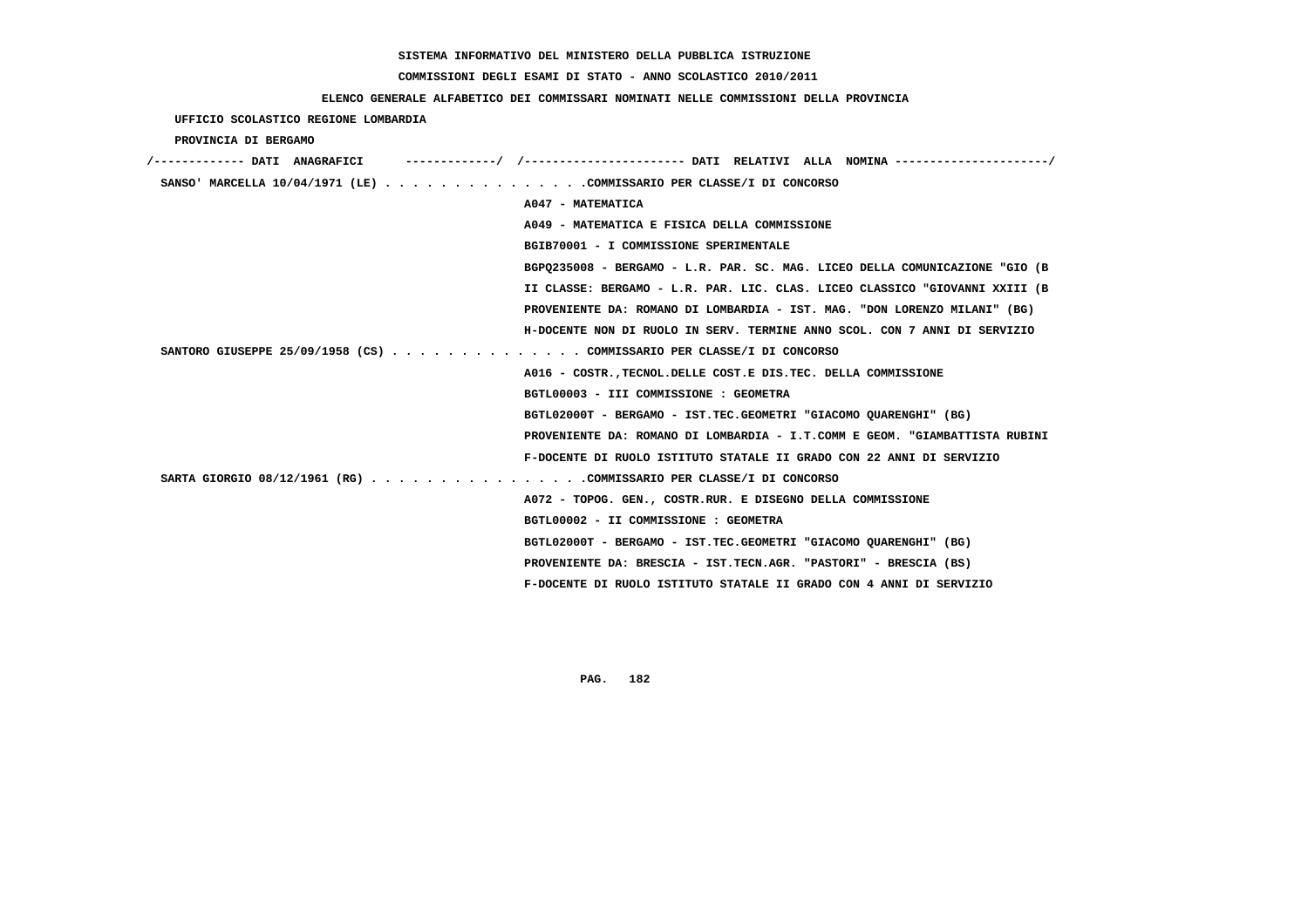SISTEMA INFORMATIVO DEL MINISTERO DELLA PUBBLICA ISTRUZIONE

COMMISSIONI DEGLI ESAMI DI STATO - ANNO SCOLASTICO 2010/2011

ELENCO GENERALE ALFABETICO DEI COMMISSARI NOMINATI NELLE COMMISSIONI DELLA PROVINCIA

UFFICIO SCOLASTICO REGIONE LOMBARDIA

PROVINCIA DI BERGAMO

```
/------------- DATI  ANAGRAFICI      -------------/  /---------------------- DATI  RELATIVI  ALLA  NOMINA ---------------------/
 SANSO' MARCELLA 10/04/1971 (LE) . . . . . . . . . . . . . . .COMMISSARIO PER CLASSE/I DI CONCORSO
                                                     A047 - MATEMATICA
                                                     A049 - MATEMATICA E FISICA DELLA COMMISSIONE
                                                     BGIB70001 - I COMMISSIONE SPERIMENTALE
                                                     BGPQ235008 - BERGAMO - L.R. PAR. SC. MAG. LICEO DELLA COMUNICAZIONE "GIO (B
                                                     II CLASSE: BERGAMO - L.R. PAR. LIC. CLAS. LICEO CLASSICO "GIOVANNI XXIII (B
                                                     PROVENIENTE DA: ROMANO DI LOMBARDIA - IST. MAG. "DON LORENZO MILANI" (BG)
                                                     H-DOCENTE NON DI RUOLO IN SERV. TERMINE ANNO SCOL. CON 7 ANNI DI SERVIZIO
 SANTORO GIUSEPPE 25/09/1958 (CS) . . . . . . . . . . . . . . COMMISSARIO PER CLASSE/I DI CONCORSO
                                                     A016 - COSTR.,TECNOL.DELLE COST.E DIS.TEC. DELLA COMMISSIONE
                                                     BGTL00003 - III COMMISSIONE : GEOMETRA
                                                     BGTL02000T - BERGAMO - IST.TEC.GEOMETRI "GIACOMO QUARENGHI" (BG)
                                                     PROVENIENTE DA: ROMANO DI LOMBARDIA - I.T.COMM E GEOM. "GIAMBATTISTA RUBINI
                                                     F-DOCENTE DI RUOLO ISTITUTO STATALE II GRADO CON 22 ANNI DI SERVIZIO
 SARTA GIORGIO 08/12/1961 (RG) . . . . . . . . . . . . . . . .COMMISSARIO PER CLASSE/I DI CONCORSO
                                                     A072 - TOPOG. GEN., COSTR.RUR. E DISEGNO DELLA COMMISSIONE
                                                     BGTL00002 - II COMMISSIONE : GEOMETRA
                                                     BGTL02000T - BERGAMO - IST.TEC.GEOMETRI "GIACOMO QUARENGHI" (BG)
                                                     PROVENIENTE DA: BRESCIA - IST.TECN.AGR. "PASTORI" - BRESCIA (BS)
                                                     F-DOCENTE DI RUOLO ISTITUTO STATALE II GRADO CON 4 ANNI DI SERVIZIO
```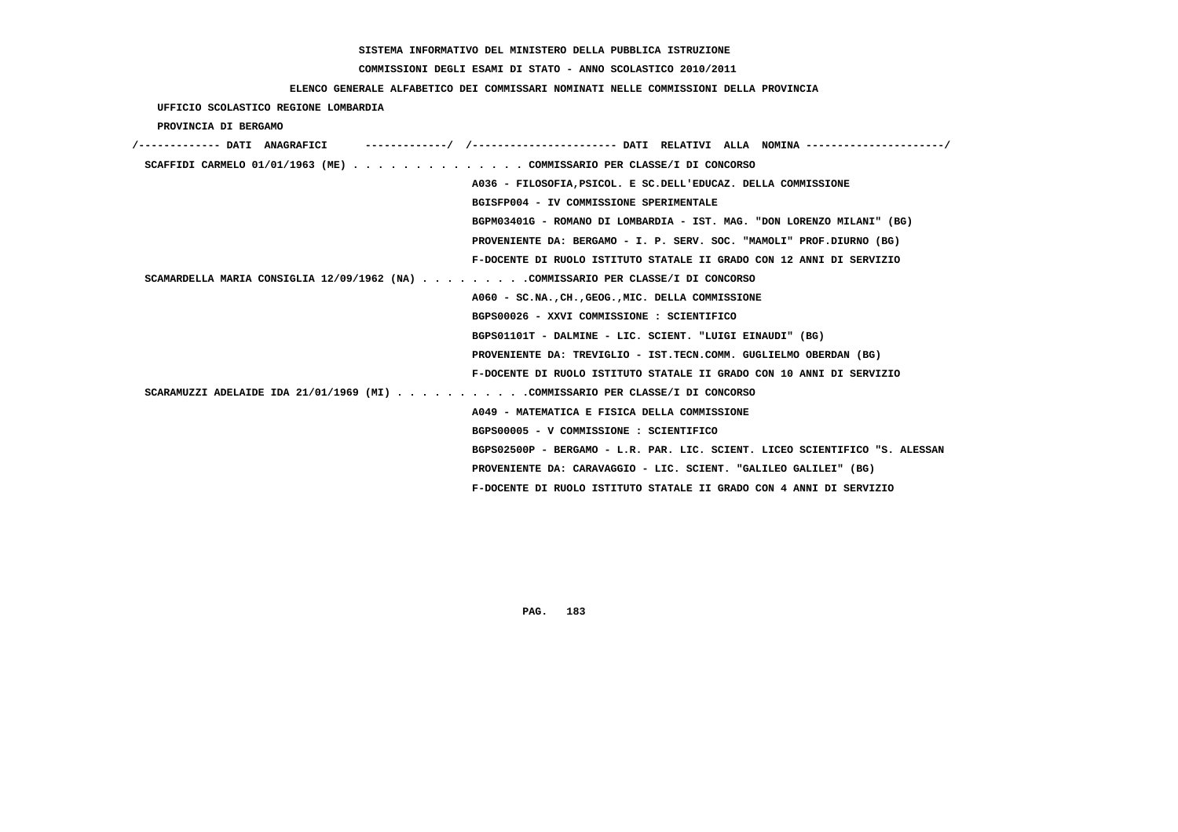SISTEMA INFORMATIVO DEL MINISTERO DELLA PUBBLICA ISTRUZIONE

COMMISSIONI DEGLI ESAMI DI STATO - ANNO SCOLASTICO 2010/2011

ELENCO GENERALE ALFABETICO DEI COMMISSARI NOMINATI NELLE COMMISSIONI DELLA PROVINCIA

UFFICIO SCOLASTICO REGIONE LOMBARDIA

PROVINCIA DI BERGAMO

```
/------------- DATI  ANAGRAFICI      -------------/  /---------------------- DATI  RELATIVI  ALLA  NOMINA ---------------------/
 SCAFFIDI CARMELO 01/01/1963 (ME) . . . . . . . . . . . . . . COMMISSARIO PER CLASSE/I DI CONCORSO
                                                   A036 - FILOSOFIA,PSICOL. E SC.DELL'EDUCAZ. DELLA COMMISSIONE
                                                   BGISFP004 - IV COMMISSIONE SPERIMENTALE
                                                   BGPM03401G - ROMANO DI LOMBARDIA - IST. MAG. "DON LORENZO MILANI" (BG)
                                                   PROVENIENTE DA: BERGAMO - I. P. SERV. SOC. "MAMOLI" PROF.DIURNO (BG)
                                                   F-DOCENTE DI RUOLO ISTITUTO STATALE II GRADO CON 12 ANNI DI SERVIZIO
 SCAMARDELLA MARIA CONSIGLIA 12/09/1962 (NA) . . . . . . . . .COMMISSARIO PER CLASSE/I DI CONCORSO
                                                   A060 - SC.NA.,CH.,GEOG.,MIC. DELLA COMMISSIONE
                                                   BGPS00026 - XXVI COMMISSIONE : SCIENTIFICO
                                                   BGPS01101T - DALMINE - LIC. SCIENT. "LUIGI EINAUDI" (BG)
                                                   PROVENIENTE DA: TREVIGLIO - IST.TECN.COMM. GUGLIELMO OBERDAN (BG)
                                                   F-DOCENTE DI RUOLO ISTITUTO STATALE II GRADO CON 10 ANNI DI SERVIZIO
 SCARAMUZZI ADELAIDE IDA 21/01/1969 (MI) . . . . . . . . . . .COMMISSARIO PER CLASSE/I DI CONCORSO
                                                   A049 - MATEMATICA E FISICA DELLA COMMISSIONE
                                                   BGPS00005 - V COMMISSIONE : SCIENTIFICO
                                                   BGPS02500P - BERGAMO - L.R. PAR. LIC. SCIENT. LICEO SCIENTIFICO "S. ALESSAN
                                                   PROVENIENTE DA: CARAVAGGIO - LIC. SCIENT. "GALILEO GALILEI" (BG)
                                                   F-DOCENTE DI RUOLO ISTITUTO STATALE II GRADO CON 4 ANNI DI SERVIZIO
```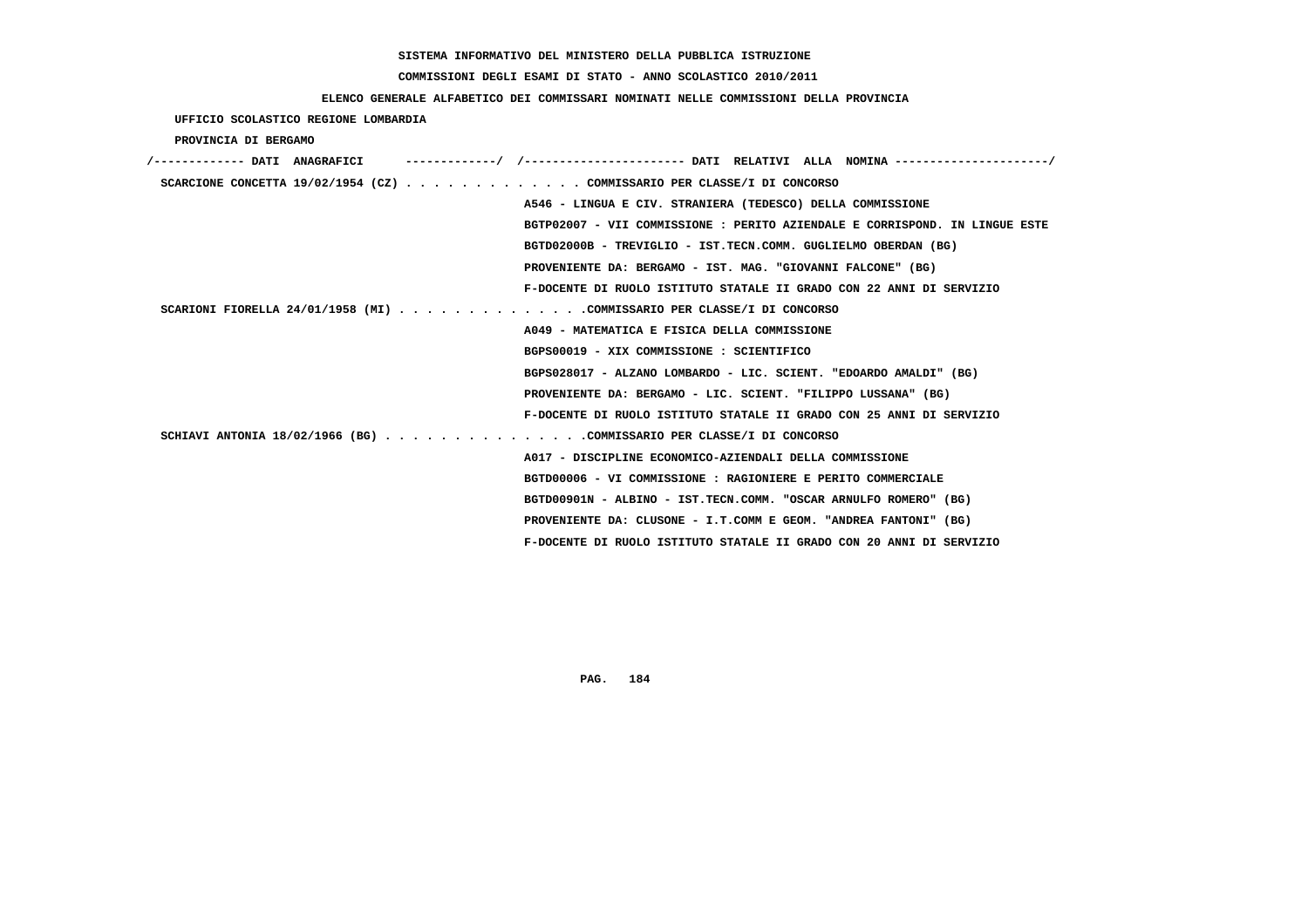SISTEMA INFORMATIVO DEL MINISTERO DELLA PUBBLICA ISTRUZIONE

COMMISSIONI DEGLI ESAMI DI STATO - ANNO SCOLASTICO 2010/2011

ELENCO GENERALE ALFABETICO DEI COMMISSARI NOMINATI NELLE COMMISSIONI DELLA PROVINCIA

UFFICIO SCOLASTICO REGIONE LOMBARDIA

PROVINCIA DI BERGAMO

/------------- DATI ANAGRAFICI -------------/ /---------------------- DATI RELATIVI ALLA NOMINA ---------------------/

SCARCIONE CONCETTA 19/02/1954 (CZ) . . . . . . . . . . . . . COMMISSARIO PER CLASSE/I DI CONCORSO

A546 - LINGUA E CIV. STRANIERA (TEDESCO) DELLA COMMISSIONE

BGTP02007 - VII COMMISSIONE : PERITO AZIENDALE E CORRISPOND. IN LINGUE ESTE

BGTD02000B - TREVIGLIO - IST.TECN.COMM. GUGLIELMO OBERDAN (BG)

PROVENIENTE DA: BERGAMO - IST. MAG. "GIOVANNI FALCONE" (BG)

F-DOCENTE DI RUOLO ISTITUTO STATALE II GRADO CON 22 ANNI DI SERVIZIO

SCARIONI FIORELLA 24/01/1958 (MI) . . . . . . . . . . . . . .COMMISSARIO PER CLASSE/I DI CONCORSO

A049 - MATEMATICA E FISICA DELLA COMMISSIONE

BGPS00019 - XIX COMMISSIONE : SCIENTIFICO

BGPS028017 - ALZANO LOMBARDO - LIC. SCIENT. "EDOARDO AMALDI" (BG)

PROVENIENTE DA: BERGAMO - LIC. SCIENT. "FILIPPO LUSSANA" (BG)

F-DOCENTE DI RUOLO ISTITUTO STATALE II GRADO CON 25 ANNI DI SERVIZIO

SCHIAVI ANTONIA 18/02/1966 (BG) . . . . . . . . . . . . . . .COMMISSARIO PER CLASSE/I DI CONCORSO

A017 - DISCIPLINE ECONOMICO-AZIENDALI DELLA COMMISSIONE

BGTD00006 - VI COMMISSIONE : RAGIONIERE E PERITO COMMERCIALE

BGTD00901N - ALBINO - IST.TECN.COMM. "OSCAR ARNULFO ROMERO" (BG)

PROVENIENTE DA: CLUSONE - I.T.COMM E GEOM. "ANDREA FANTONI" (BG)

F-DOCENTE DI RUOLO ISTITUTO STATALE II GRADO CON 20 ANNI DI SERVIZIO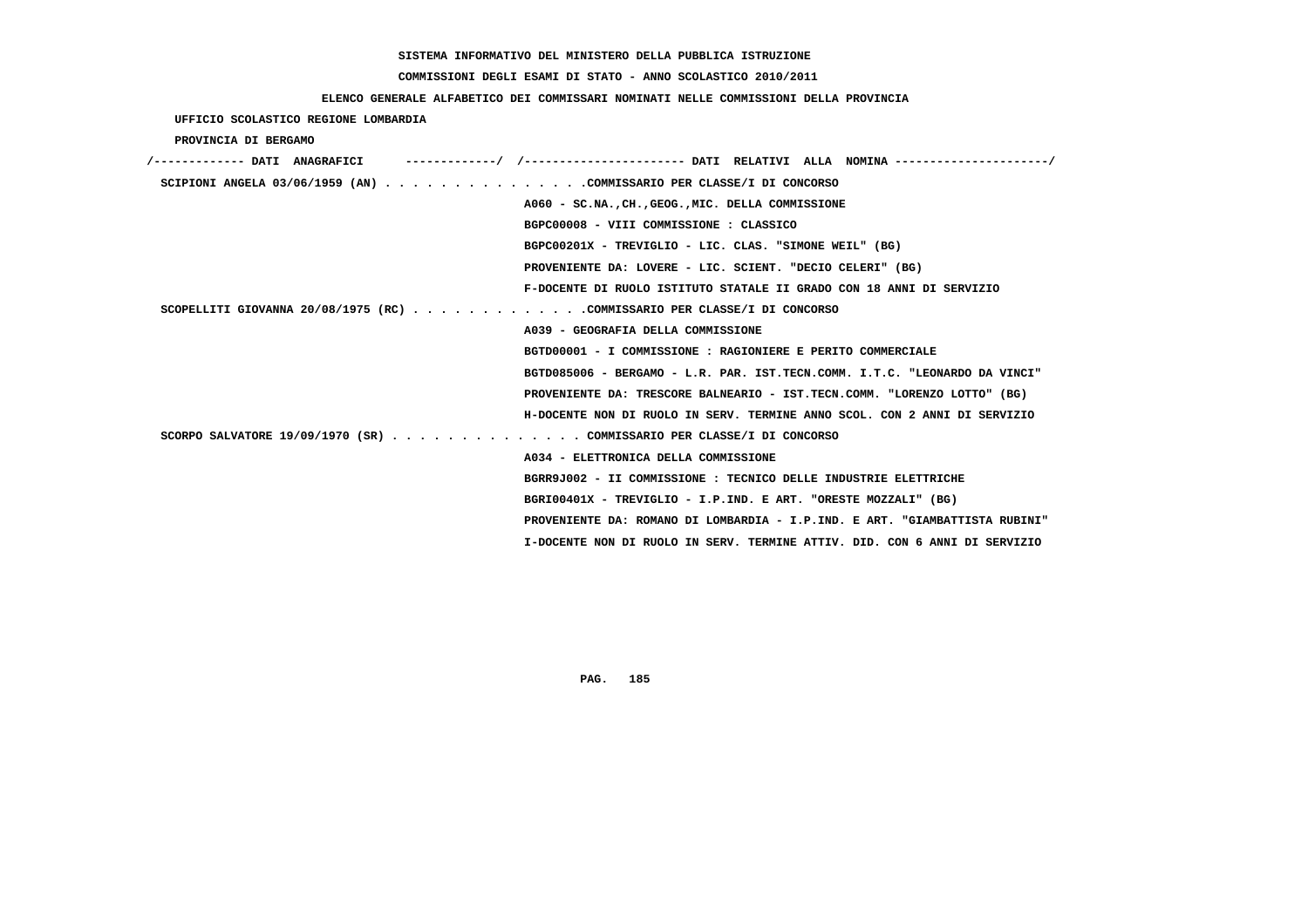SISTEMA INFORMATIVO DEL MINISTERO DELLA PUBBLICA ISTRUZIONE

COMMISSIONI DEGLI ESAMI DI STATO - ANNO SCOLASTICO 2010/2011

ELENCO GENERALE ALFABETICO DEI COMMISSARI NOMINATI NELLE COMMISSIONI DELLA PROVINCIA

UFFICIO SCOLASTICO REGIONE LOMBARDIA

PROVINCIA DI BERGAMO

```
/------------- DATI  ANAGRAFICI      -------------/  /----------------------- DATI  RELATIVI  ALLA  NOMINA ---------------------/
 SCIPIONI ANGELA 03/06/1959 (AN) . . . . . . . . . . . . . . .COMMISSARIO PER CLASSE/I DI CONCORSO
                                                   A060 - SC.NA.,CH.,GEOG.,MIC. DELLA COMMISSIONE
                                                   BGPC00008 - VIII COMMISSIONE : CLASSICO
                                                   BGPC00201X - TREVIGLIO - LIC. CLAS. "SIMONE WEIL" (BG)
                                                   PROVENIENTE DA: LOVERE - LIC. SCIENT. "DECIO CELERI" (BG)
                                                   F-DOCENTE DI RUOLO ISTITUTO STATALE II GRADO CON 18 ANNI DI SERVIZIO
 SCOPELLITI GIOVANNA 20/08/1975 (RC) . . . . . . . . . . . . .COMMISSARIO PER CLASSE/I DI CONCORSO
                                                   A039 - GEOGRAFIA DELLA COMMISSIONE
                                                   BGTD00001 - I COMMISSIONE : RAGIONIERE E PERITO COMMERCIALE
                                                   BGTD085006 - BERGAMO - L.R. PAR. IST.TECN.COMM. I.T.C. "LEONARDO DA VINCI"
                                                   PROVENIENTE DA: TRESCORE BALNEARIO - IST.TECN.COMM. "LORENZO LOTTO" (BG)
                                                   H-DOCENTE NON DI RUOLO IN SERV. TERMINE ANNO SCOL. CON 2 ANNI DI SERVIZIO
 SCORPO SALVATORE 19/09/1970 (SR) . . . . . . . . . . . . . . COMMISSARIO PER CLASSE/I DI CONCORSO
                                                   A034 - ELETTRONICA DELLA COMMISSIONE
                                                   BGRR9J002 - II COMMISSIONE : TECNICO DELLE INDUSTRIE ELETTRICHE
                                                   BGRI00401X - TREVIGLIO - I.P.IND. E ART. "ORESTE MOZZALI" (BG)
                                                   PROVENIENTE DA: ROMANO DI LOMBARDIA - I.P.IND. E ART. "GIAMBATTISTA RUBINI"
                                                   I-DOCENTE NON DI RUOLO IN SERV. TERMINE ATTIV. DID. CON 6 ANNI DI SERVIZIO
```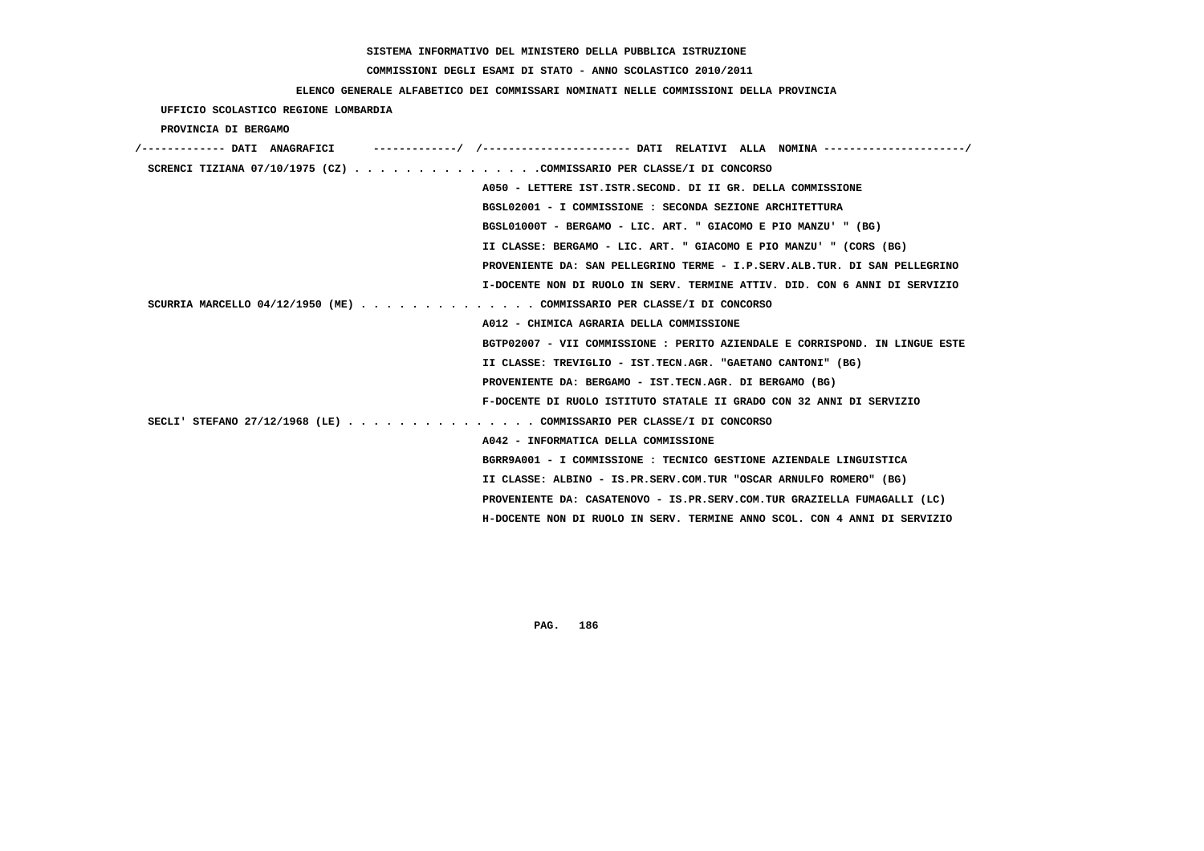SISTEMA INFORMATIVO DEL MINISTERO DELLA PUBBLICA ISTRUZIONE

COMMISSIONI DEGLI ESAMI DI STATO - ANNO SCOLASTICO 2010/2011

ELENCO GENERALE ALFABETICO DEI COMMISSARI NOMINATI NELLE COMMISSIONI DELLA PROVINCIA

UFFICIO SCOLASTICO REGIONE LOMBARDIA

PROVINCIA DI BERGAMO

```
/------------- DATI  ANAGRAFICI      -------------/  /----------------------- DATI  RELATIVI  ALLA  NOMINA ---------------------/
 SCRENCI TIZIANA 07/10/1975 (CZ) . . . . . . . . . . . . . . .COMMISSARIO PER CLASSE/I DI CONCORSO
                                                  A050 - LETTERE IST.ISTR.SECOND. DI II GR. DELLA COMMISSIONE
                                                  BGSL02001 - I COMMISSIONE : SECONDA SEZIONE ARCHITETTURA
                                                  BGSL01000T - BERGAMO - LIC. ART. " GIACOMO E PIO MANZU' " (BG)
                                                  II CLASSE: BERGAMO - LIC. ART. " GIACOMO E PIO MANZU' " (CORS (BG)
                                                  PROVENIENTE DA: SAN PELLEGRINO TERME - I.P.SERV.ALB.TUR. DI SAN PELLEGRINO
                                                  I-DOCENTE NON DI RUOLO IN SERV. TERMINE ATTIV. DID. CON 6 ANNI DI SERVIZIO
 SCURRIA MARCELLO 04/12/1950 (ME) . . . . . . . . . . . . . . COMMISSARIO PER CLASSE/I DI CONCORSO
                                                  A012 - CHIMICA AGRARIA DELLA COMMISSIONE
                                                  BGTP02007 - VII COMMISSIONE : PERITO AZIENDALE E CORRISPOND. IN LINGUE ESTE
                                                  II CLASSE: TREVIGLIO - IST.TECN.AGR. "GAETANO CANTONI" (BG)
                                                  PROVENIENTE DA: BERGAMO - IST.TECN.AGR. DI BERGAMO (BG)
                                                  F-DOCENTE DI RUOLO ISTITUTO STATALE II GRADO CON 32 ANNI DI SERVIZIO
 SECLI' STEFANO 27/12/1968 (LE) . . . . . . . . . . . . . . . COMMISSARIO PER CLASSE/I DI CONCORSO
                                                  A042 - INFORMATICA DELLA COMMISSIONE
                                                  BGRR9A001 - I COMMISSIONE : TECNICO GESTIONE AZIENDALE LINGUISTICA
                                                  II CLASSE: ALBINO - IS.PR.SERV.COM.TUR "OSCAR ARNULFO ROMERO" (BG)
                                                  PROVENIENTE DA: CASATENOVO - IS.PR.SERV.COM.TUR GRAZIELLA FUMAGALLI (LC)
                                                  H-DOCENTE NON DI RUOLO IN SERV. TERMINE ANNO SCOL. CON 4 ANNI DI SERVIZIO
```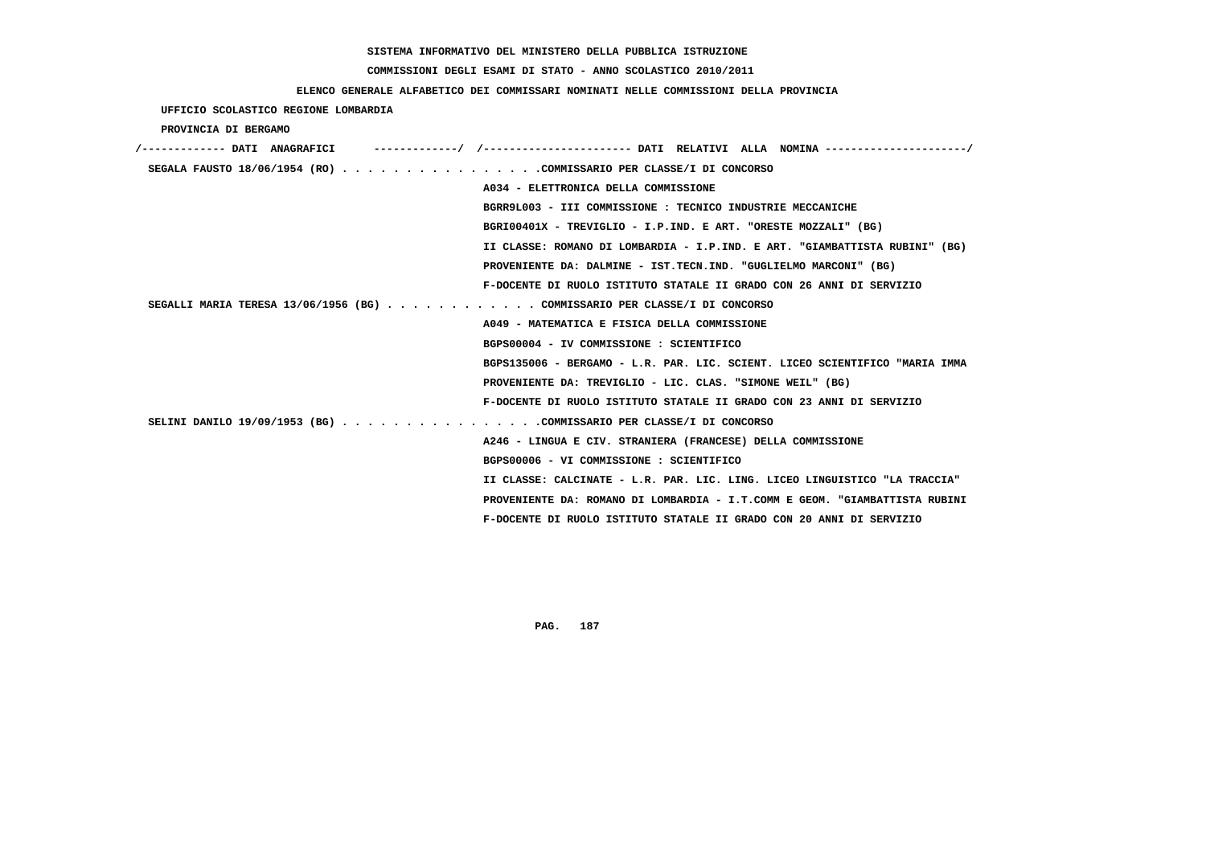SISTEMA INFORMATIVO DEL MINISTERO DELLA PUBBLICA ISTRUZIONE

COMMISSIONI DEGLI ESAMI DI STATO - ANNO SCOLASTICO 2010/2011

ELENCO GENERALE ALFABETICO DEI COMMISSARI NOMINATI NELLE COMMISSIONI DELLA PROVINCIA

UFFICIO SCOLASTICO REGIONE LOMBARDIA

PROVINCIA DI BERGAMO

/------------- DATI ANAGRAFICI -------------/ /---------------------- DATI RELATIVI ALLA NOMINA ---------------------/

SEGALA FAUSTO 18/06/1954 (RO) . . . . . . . . . . . . . . . .COMMISSARIO PER CLASSE/I DI CONCORSO
A034 - ELETTRONICA DELLA COMMISSIONE
BGRR9L003 - III COMMISSIONE : TECNICO INDUSTRIE MECCANICHE
BGRI00401X - TREVIGLIO - I.P.IND. E ART. "ORESTE MOZZALI" (BG)
II CLASSE: ROMANO DI LOMBARDIA - I.P.IND. E ART. "GIAMBATTISTA RUBINI" (BG)
PROVENIENTE DA: DALMINE - IST.TECN.IND. "GUGLIELMO MARCONI" (BG)
F-DOCENTE DI RUOLO ISTITUTO STATALE II GRADO CON 26 ANNI DI SERVIZIO

SEGALLI MARIA TERESA 13/06/1956 (BG) . . . . . . . . . . . . COMMISSARIO PER CLASSE/I DI CONCORSO
A049 - MATEMATICA E FISICA DELLA COMMISSIONE
BGPS00004 - IV COMMISSIONE : SCIENTIFICO
BGPS135006 - BERGAMO - L.R. PAR. LIC. SCIENT. LICEO SCIENTIFICO "MARIA IMMA
PROVENIENTE DA: TREVIGLIO - LIC. CLAS. "SIMONE WEIL" (BG)
F-DOCENTE DI RUOLO ISTITUTO STATALE II GRADO CON 23 ANNI DI SERVIZIO

SELINI DANILO 19/09/1953 (BG) . . . . . . . . . . . . . . . .COMMISSARIO PER CLASSE/I DI CONCORSO
A246 - LINGUA E CIV. STRANIERA (FRANCESE) DELLA COMMISSIONE
BGPS00006 - VI COMMISSIONE : SCIENTIFICO
II CLASSE: CALCINATE - L.R. PAR. LIC. LING. LICEO LINGUISTICO "LA TRACCIA"
PROVENIENTE DA: ROMANO DI LOMBARDIA - I.T.COMM E GEOM. "GIAMBATTISTA RUBINI
F-DOCENTE DI RUOLO ISTITUTO STATALE II GRADO CON 20 ANNI DI SERVIZIO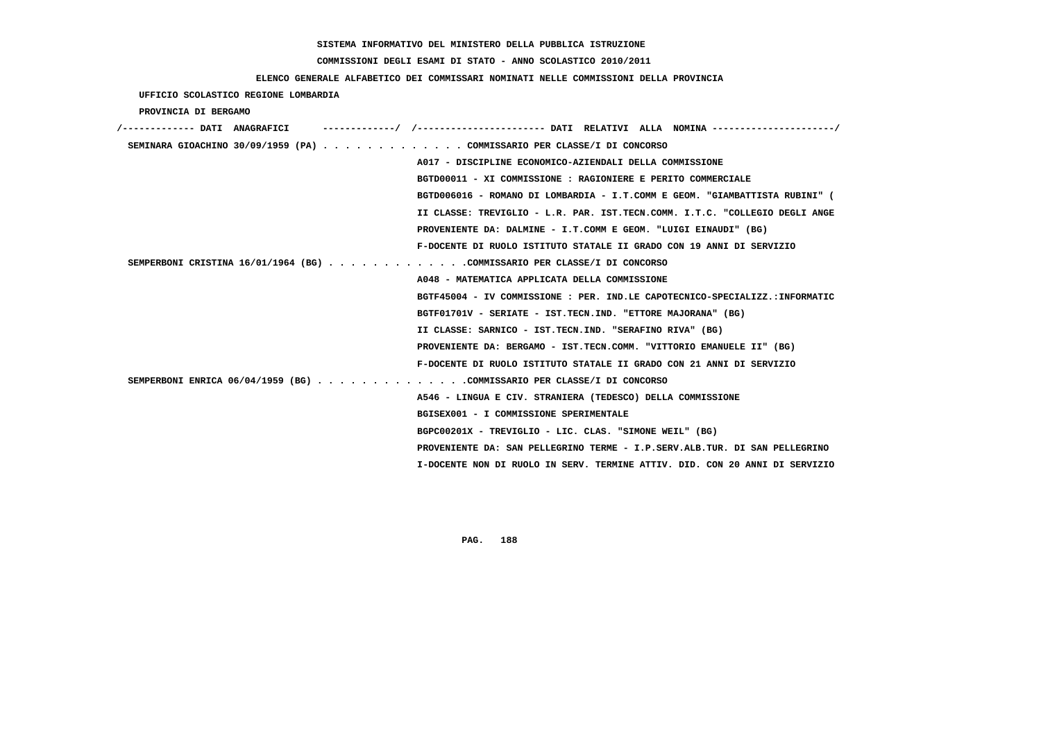SISTEMA INFORMATIVO DEL MINISTERO DELLA PUBBLICA ISTRUZIONE

COMMISSIONI DEGLI ESAMI DI STATO - ANNO SCOLASTICO 2010/2011

ELENCO GENERALE ALFABETICO DEI COMMISSARI NOMINATI NELLE COMMISSIONI DELLA PROVINCIA

UFFICIO SCOLASTICO REGIONE LOMBARDIA

PROVINCIA DI BERGAMO

/------------- DATI ANAGRAFICI -------------/ /---------------------- DATI RELATIVI ALLA NOMINA ---------------------/

SEMINARA GIOACHINO 30/09/1959 (PA) . . . . . . . . . . . . . COMMISSARIO PER CLASSE/I DI CONCORSO
A017 - DISCIPLINE ECONOMICO-AZIENDALI DELLA COMMISSIONE
BGTD00011 - XI COMMISSIONE : RAGIONIERE E PERITO COMMERCIALE
BGTD006016 - ROMANO DI LOMBARDIA - I.T.COMM E GEOM. "GIAMBATTISTA RUBINI" (
II CLASSE: TREVIGLIO - L.R. PAR. IST.TECN.COMM. I.T.C. "COLLEGIO DEGLI ANGE
PROVENIENTE DA: DALMINE - I.T.COMM E GEOM. "LUIGI EINAUDI" (BG)
F-DOCENTE DI RUOLO ISTITUTO STATALE II GRADO CON 19 ANNI DI SERVIZIO

SEMPERBONI CRISTINA 16/01/1964 (BG) . . . . . . . . . . . . .COMMISSARIO PER CLASSE/I DI CONCORSO
A048 - MATEMATICA APPLICATA DELLA COMMISSIONE
BGTF45004 - IV COMMISSIONE : PER. IND.LE CAPOTECNICO-SPECIALIZZ.:INFORMATIC
BGTF01701V - SERIATE - IST.TECN.IND. "ETTORE MAJORANA" (BG)
II CLASSE: SARNICO - IST.TECN.IND. "SERAFINO RIVA" (BG)
PROVENIENTE DA: BERGAMO - IST.TECN.COMM. "VITTORIO EMANUELE II" (BG)
F-DOCENTE DI RUOLO ISTITUTO STATALE II GRADO CON 21 ANNI DI SERVIZIO

SEMPERBONI ENRICA 06/04/1959 (BG) . . . . . . . . . . . . . .COMMISSARIO PER CLASSE/I DI CONCORSO
A546 - LINGUA E CIV. STRANIERA (TEDESCO) DELLA COMMISSIONE
BGISEX001 - I COMMISSIONE SPERIMENTALE
BGPC00201X - TREVIGLIO - LIC. CLAS. "SIMONE WEIL" (BG)
PROVENIENTE DA: SAN PELLEGRINO TERME - I.P.SERV.ALB.TUR. DI SAN PELLEGRINO
I-DOCENTE NON DI RUOLO IN SERV. TERMINE ATTIV. DID. CON 20 ANNI DI SERVIZIO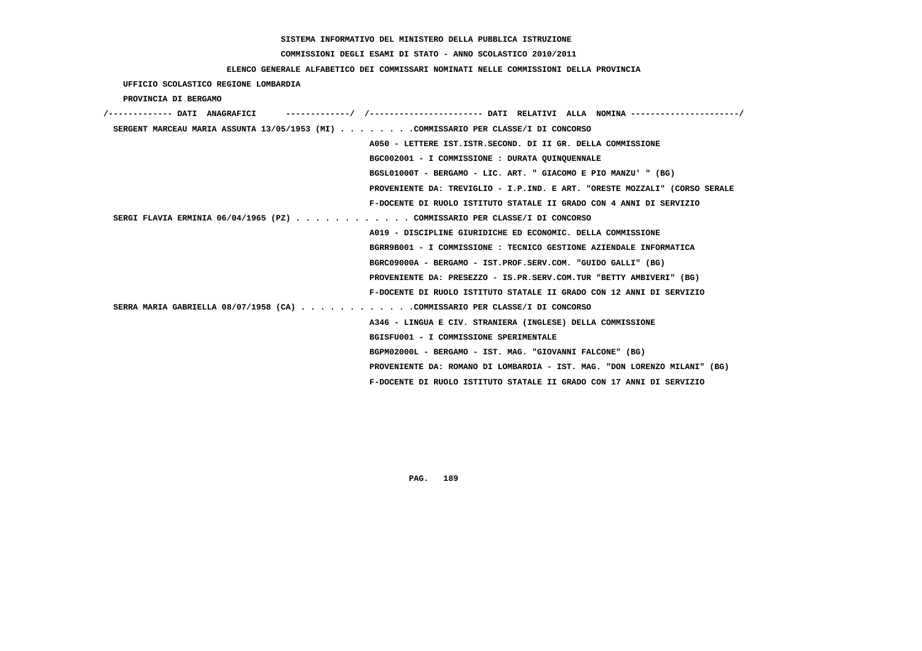**SISTEMA INFORMATIVO DEL MINISTERO DELLA PUBBLICA ISTRUZIONE**

**COMMISSIONI DEGLI ESAMI DI STATO - ANNO SCOLASTICO 2010/2011**

**ELENCO GENERALE ALFABETICO DEI COMMISSARI NOMINATI NELLE COMMISSIONI DELLA PROVINCIA**

**UFFICIO SCOLASTICO REGIONE LOMBARDIA**

**PROVINCIA DI BERGAMO**

/------------- DATI ANAGRAFICI -------------/ /---------------------- DATI RELATIVI ALLA NOMINA ---------------------/

**SERGENT MARCEAU MARIA ASSUNTA 13/05/1953 (MI)** . . . . . . . .COMMISSARIO PER CLASSE/I DI CONCORSO

A050 - LETTERE IST.ISTR.SECOND. DI II GR. DELLA COMMISSIONE

BGC002001 - I COMMISSIONE : DURATA QUINQUENNALE

BGSL01000T - BERGAMO - LIC. ART. " GIACOMO E PIO MANZU' " (BG)

PROVENIENTE DA: TREVIGLIO - I.P.IND. E ART. "ORESTE MOZZALI" (CORSO SERALE

F-DOCENTE DI RUOLO ISTITUTO STATALE II GRADO CON 4 ANNI DI SERVIZIO

**SERGI FLAVIA ERMINIA 06/04/1965 (PZ)** . . . . . . . . . . . . COMMISSARIO PER CLASSE/I DI CONCORSO

A019 - DISCIPLINE GIURIDICHE ED ECONOMIC. DELLA COMMISSIONE

BGRR9B001 - I COMMISSIONE : TECNICO GESTIONE AZIENDALE INFORMATICA

BGRC09000A - BERGAMO - IST.PROF.SERV.COM. "GUIDO GALLI" (BG)

PROVENIENTE DA: PRESEZZO - IS.PR.SERV.COM.TUR "BETTY AMBIVERI" (BG)

F-DOCENTE DI RUOLO ISTITUTO STATALE II GRADO CON 12 ANNI DI SERVIZIO

**SERRA MARIA GABRIELLA 08/07/1958 (CA)** . . . . . . . . . . . .COMMISSARIO PER CLASSE/I DI CONCORSO

A346 - LINGUA E CIV. STRANIERA (INGLESE) DELLA COMMISSIONE

BGISFU001 - I COMMISSIONE SPERIMENTALE

BGPM02000L - BERGAMO - IST. MAG. "GIOVANNI FALCONE" (BG)

PROVENIENTE DA: ROMANO DI LOMBARDIA - IST. MAG. "DON LORENZO MILANI" (BG)

F-DOCENTE DI RUOLO ISTITUTO STATALE II GRADO CON 17 ANNI DI SERVIZIO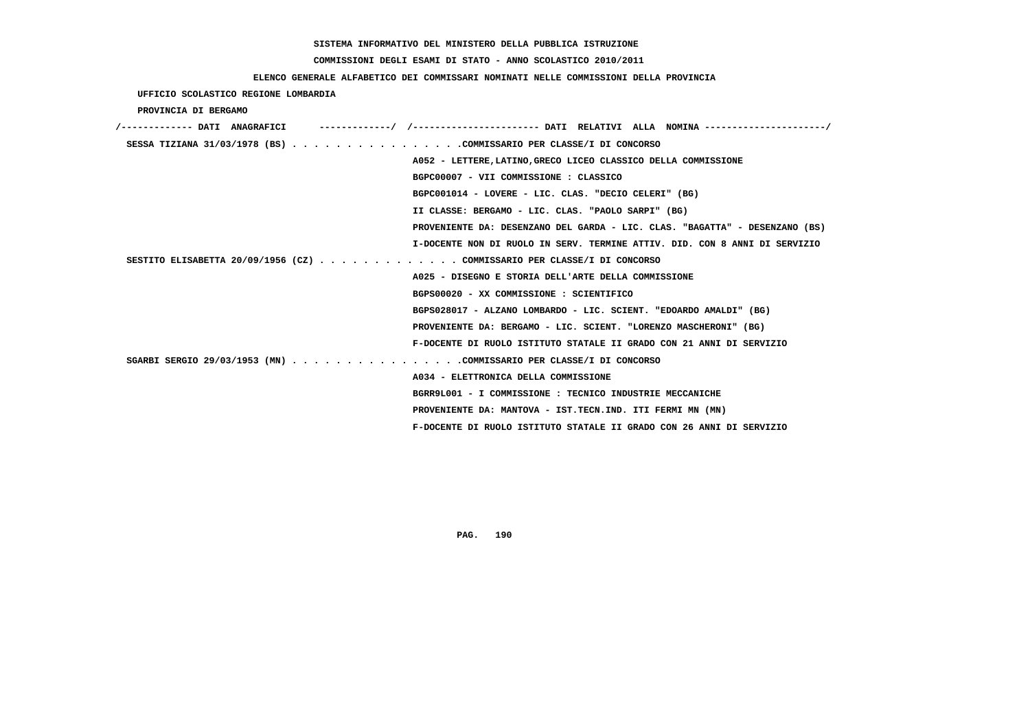SISTEMA INFORMATIVO DEL MINISTERO DELLA PUBBLICA ISTRUZIONE

COMMISSIONI DEGLI ESAMI DI STATO - ANNO SCOLASTICO 2010/2011

ELENCO GENERALE ALFABETICO DEI COMMISSARI NOMINATI NELLE COMMISSIONI DELLA PROVINCIA

UFFICIO SCOLASTICO REGIONE LOMBARDIA

PROVINCIA DI BERGAMO

/------------- DATI ANAGRAFICI -------------/ /---------------------- DATI RELATIVI ALLA NOMINA ---------------------/

SESSA TIZIANA 31/03/1978 (BS) . . . . . . . . . . . . . . . .COMMISSARIO PER CLASSE/I DI CONCORSO
A052 - LETTERE,LATINO,GRECO LICEO CLASSICO DELLA COMMISSIONE
BGPC00007 - VII COMMISSIONE : CLASSICO
BGPC001014 - LOVERE - LIC. CLAS. "DECIO CELERI" (BG)
II CLASSE: BERGAMO - LIC. CLAS. "PAOLO SARPI" (BG)
PROVENIENTE DA: DESENZANO DEL GARDA - LIC. CLAS. "BAGATTA" - DESENZANO (BS)
I-DOCENTE NON DI RUOLO IN SERV. TERMINE ATTIV. DID. CON 8 ANNI DI SERVIZIO

SESTITO ELISABETTA 20/09/1956 (CZ) . . . . . . . . . . . . . COMMISSARIO PER CLASSE/I DI CONCORSO
A025 - DISEGNO E STORIA DELL'ARTE DELLA COMMISSIONE
BGPS00020 - XX COMMISSIONE : SCIENTIFICO
BGPS028017 - ALZANO LOMBARDO - LIC. SCIENT. "EDOARDO AMALDI" (BG)
PROVENIENTE DA: BERGAMO - LIC. SCIENT. "LORENZO MASCHERONI" (BG)
F-DOCENTE DI RUOLO ISTITUTO STATALE II GRADO CON 21 ANNI DI SERVIZIO

SGARBI SERGIO 29/03/1953 (MN) . . . . . . . . . . . . . . . .COMMISSARIO PER CLASSE/I DI CONCORSO
A034 - ELETTRONICA DELLA COMMISSIONE
BGRR9L001 - I COMMISSIONE : TECNICO INDUSTRIE MECCANICHE
PROVENIENTE DA: MANTOVA - IST.TECN.IND. ITI FERMI MN (MN)
F-DOCENTE DI RUOLO ISTITUTO STATALE II GRADO CON 26 ANNI DI SERVIZIO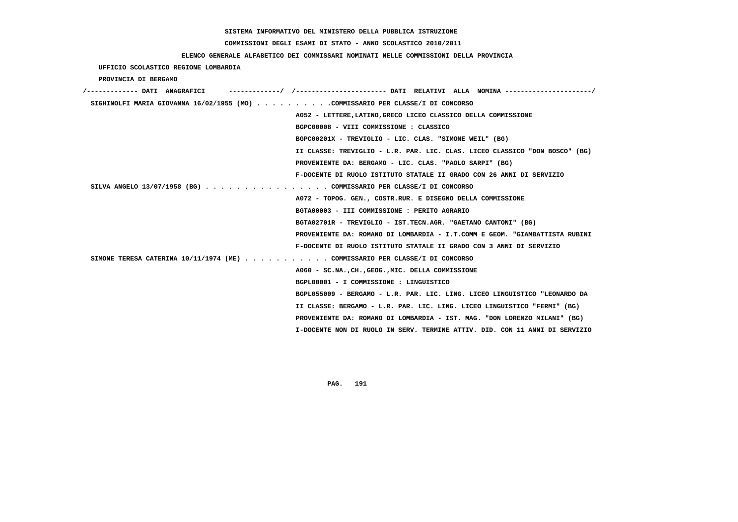SISTEMA INFORMATIVO DEL MINISTERO DELLA PUBBLICA ISTRUZIONE

COMMISSIONI DEGLI ESAMI DI STATO - ANNO SCOLASTICO 2010/2011

ELENCO GENERALE ALFABETICO DEI COMMISSARI NOMINATI NELLE COMMISSIONI DELLA PROVINCIA

UFFICIO SCOLASTICO REGIONE LOMBARDIA

PROVINCIA DI BERGAMO

/------------- DATI ANAGRAFICI -------------/ /---------------------- DATI RELATIVI ALLA NOMINA ---------------------/

SIGHINOLFI MARIA GIOVANNA 16/02/1955 (MO) . . . . . . . . . .COMMISSARIO PER CLASSE/I DI CONCORSO
A052 - LETTERE,LATINO,GRECO LICEO CLASSICO DELLA COMMISSIONE
BGPC00008 - VIII COMMISSIONE : CLASSICO
BGPC00201X - TREVIGLIO - LIC. CLAS. "SIMONE WEIL" (BG)
II CLASSE: TREVIGLIO - L.R. PAR. LIC. CLAS. LICEO CLASSICO "DON BOSCO" (BG)
PROVENIENTE DA: BERGAMO - LIC. CLAS. "PAOLO SARPI" (BG)
F-DOCENTE DI RUOLO ISTITUTO STATALE II GRADO CON 26 ANNI DI SERVIZIO

SILVA ANGELO 13/07/1958 (BG) . . . . . . . . . . . . . . . . COMMISSARIO PER CLASSE/I DI CONCORSO
A072 - TOPOG. GEN., COSTR.RUR. E DISEGNO DELLA COMMISSIONE
BGTA00003 - III COMMISSIONE : PERITO AGRARIO
BGTA02701R - TREVIGLIO - IST.TECN.AGR. "GAETANO CANTONI" (BG)
PROVENIENTE DA: ROMANO DI LOMBARDIA - I.T.COMM E GEOM. "GIAMBATTISTA RUBINI
F-DOCENTE DI RUOLO ISTITUTO STATALE II GRADO CON 3 ANNI DI SERVIZIO

SIMONE TERESA CATERINA 10/11/1974 (ME) . . . . . . . . . . . COMMISSARIO PER CLASSE/I DI CONCORSO
A060 - SC.NA.,CH.,GEOG.,MIC. DELLA COMMISSIONE
BGPL00001 - I COMMISSIONE : LINGUISTICO
BGPL055009 - BERGAMO - L.R. PAR. LIC. LING. LICEO LINGUISTICO "LEONARDO DA
II CLASSE: BERGAMO - L.R. PAR. LIC. LING. LICEO LINGUISTICO "FERMI" (BG)
PROVENIENTE DA: ROMANO DI LOMBARDIA - IST. MAG. "DON LORENZO MILANI" (BG)
I-DOCENTE NON DI RUOLO IN SERV. TERMINE ATTIV. DID. CON 11 ANNI DI SERVIZIO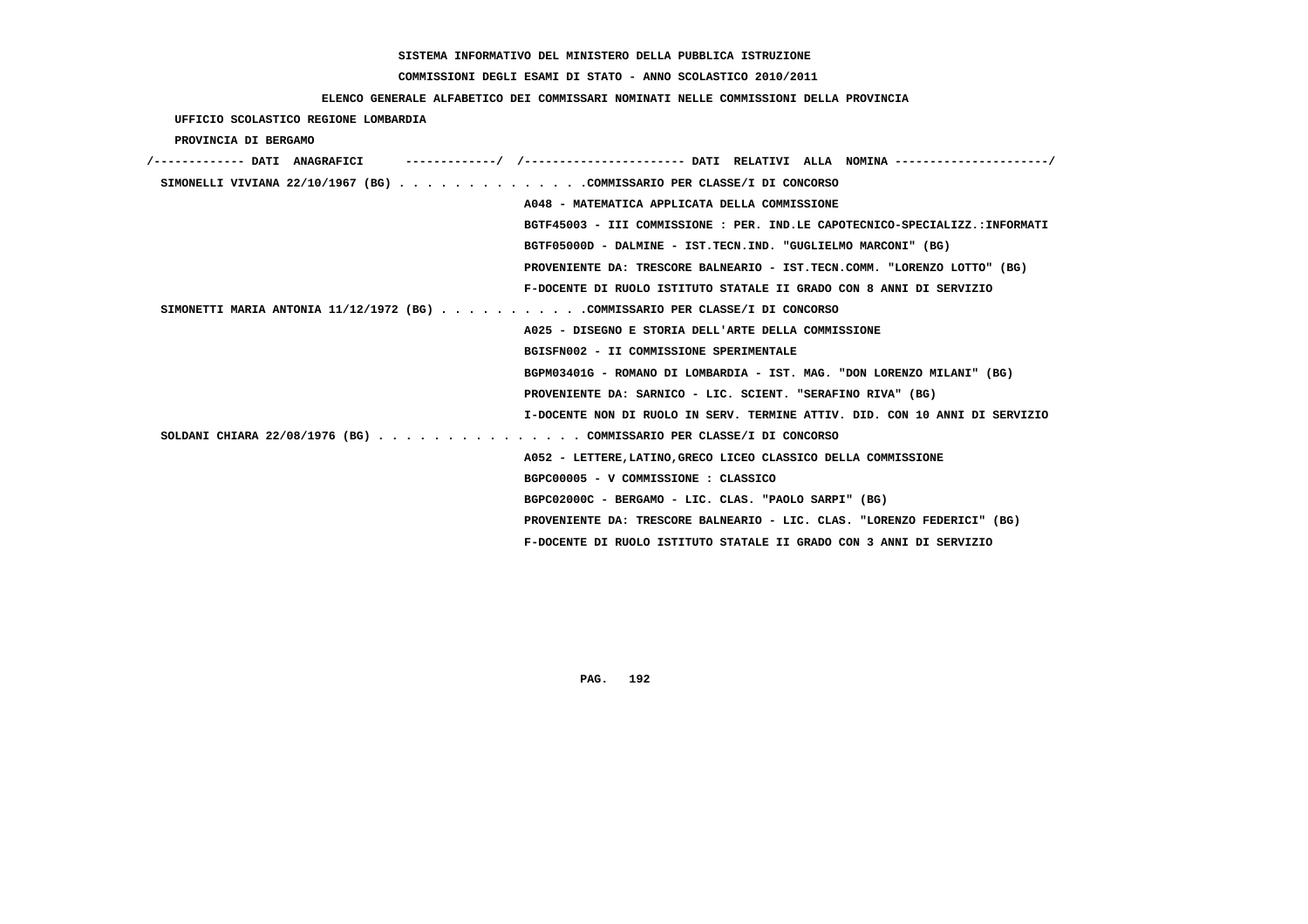SISTEMA INFORMATIVO DEL MINISTERO DELLA PUBBLICA ISTRUZIONE

COMMISSIONI DEGLI ESAMI DI STATO - ANNO SCOLASTICO 2010/2011

ELENCO GENERALE ALFABETICO DEI COMMISSARI NOMINATI NELLE COMMISSIONI DELLA PROVINCIA

UFFICIO SCOLASTICO REGIONE LOMBARDIA

PROVINCIA DI BERGAMO

```
/------------- DATI  ANAGRAFICI      -------------/  /---------------------- DATI  RELATIVI  ALLA  NOMINA ---------------------/
 SIMONELLI VIVIANA 22/10/1967 (BG) . . . . . . . . . . . . . .COMMISSARIO PER CLASSE/I DI CONCORSO
                                                   A048 - MATEMATICA APPLICATA DELLA COMMISSIONE
                                                   BGTF45003 - III COMMISSIONE : PER. IND.LE CAPOTECNICO-SPECIALIZZ.:INFORMATI
                                                   BGTF05000D - DALMINE - IST.TECN.IND. "GUGLIELMO MARCONI" (BG)
                                                   PROVENIENTE DA: TRESCORE BALNEARIO - IST.TECN.COMM. "LORENZO LOTTO" (BG)
                                                   F-DOCENTE DI RUOLO ISTITUTO STATALE II GRADO CON 8 ANNI DI SERVIZIO
 SIMONETTI MARIA ANTONIA 11/12/1972 (BG) . . . . . . . . . . .COMMISSARIO PER CLASSE/I DI CONCORSO
                                                   A025 - DISEGNO E STORIA DELL'ARTE DELLA COMMISSIONE
                                                   BGISFN002 - II COMMISSIONE SPERIMENTALE
                                                   BGPM03401G - ROMANO DI LOMBARDIA - IST. MAG. "DON LORENZO MILANI" (BG)
                                                   PROVENIENTE DA: SARNICO - LIC. SCIENT. "SERAFINO RIVA" (BG)
                                                   I-DOCENTE NON DI RUOLO IN SERV. TERMINE ATTIV. DID. CON 10 ANNI DI SERVIZIO
 SOLDANI CHIARA 22/08/1976 (BG) . . . . . . . . . . . . . . . COMMISSARIO PER CLASSE/I DI CONCORSO
                                                   A052 - LETTERE,LATINO,GRECO LICEO CLASSICO DELLA COMMISSIONE
                                                   BGPC00005 - V COMMISSIONE : CLASSICO
                                                   BGPC02000C - BERGAMO - LIC. CLAS. "PAOLO SARPI" (BG)
                                                   PROVENIENTE DA: TRESCORE BALNEARIO - LIC. CLAS. "LORENZO FEDERICI" (BG)
                                                   F-DOCENTE DI RUOLO ISTITUTO STATALE II GRADO CON 3 ANNI DI SERVIZIO
```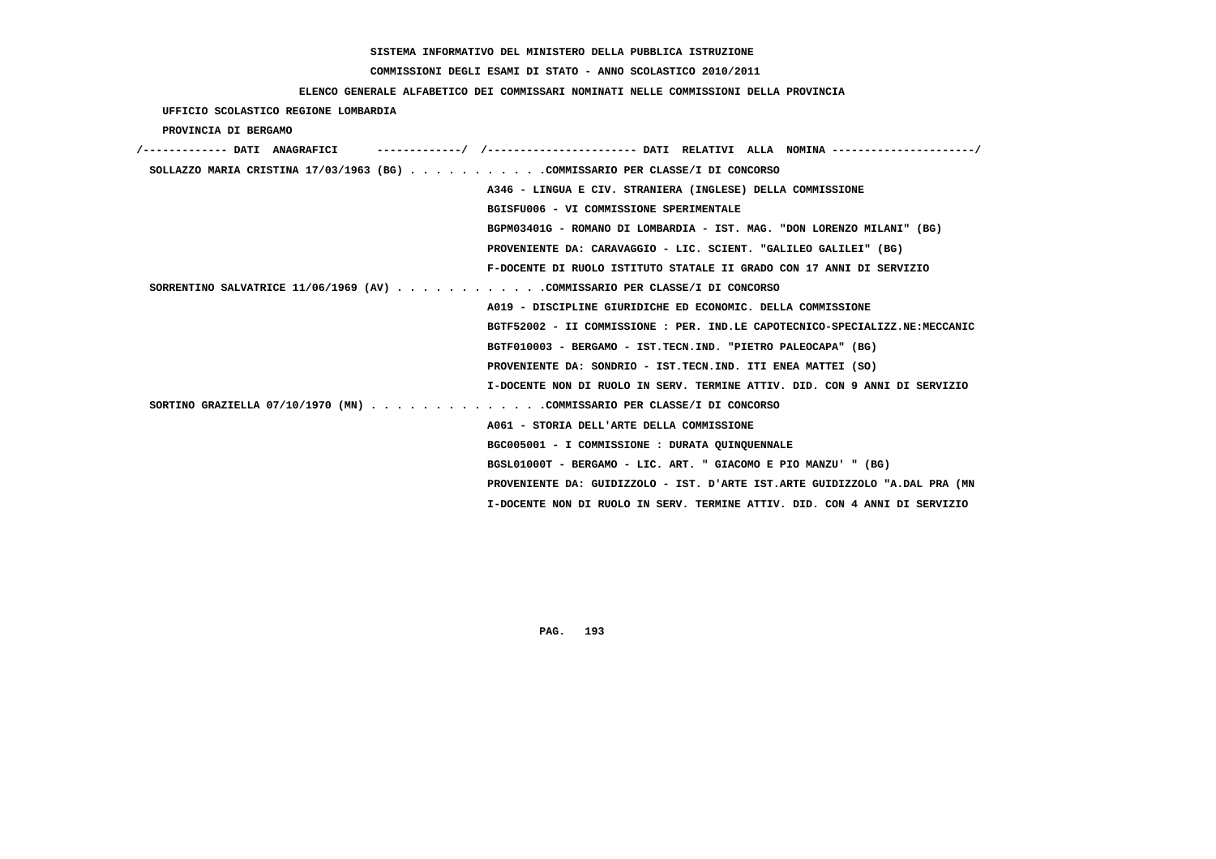SISTEMA INFORMATIVO DEL MINISTERO DELLA PUBBLICA ISTRUZIONE

COMMISSIONI DEGLI ESAMI DI STATO - ANNO SCOLASTICO 2010/2011

ELENCO GENERALE ALFABETICO DEI COMMISSARI NOMINATI NELLE COMMISSIONI DELLA PROVINCIA

UFFICIO SCOLASTICO REGIONE LOMBARDIA

PROVINCIA DI BERGAMO

/------------- DATI ANAGRAFICI -------------/ /---------------------- DATI RELATIVI ALLA NOMINA ---------------------/

SOLLAZZO MARIA CRISTINA 17/03/1963 (BG) . . . . . . . . . . .COMMISSARIO PER CLASSE/I DI CONCORSO
A346 - LINGUA E CIV. STRANIERA (INGLESE) DELLA COMMISSIONE
BGISFU006 - VI COMMISSIONE SPERIMENTALE
BGPM03401G - ROMANO DI LOMBARDIA - IST. MAG. "DON LORENZO MILANI" (BG)
PROVENIENTE DA: CARAVAGGIO - LIC. SCIENT. "GALILEO GALILEI" (BG)
F-DOCENTE DI RUOLO ISTITUTO STATALE II GRADO CON 17 ANNI DI SERVIZIO

SORRENTINO SALVATRICE 11/06/1969 (AV) . . . . . . . . . . . .COMMISSARIO PER CLASSE/I DI CONCORSO
A019 - DISCIPLINE GIURIDICHE ED ECONOMIC. DELLA COMMISSIONE
BGTF52002 - II COMMISSIONE : PER. IND.LE CAPOTECNICO-SPECIALIZZ.NE:MECCANIC
BGTF010003 - BERGAMO - IST.TECN.IND. "PIETRO PALEOCAPA" (BG)
PROVENIENTE DA: SONDRIO - IST.TECN.IND. ITI ENEA MATTEI (SO)
I-DOCENTE NON DI RUOLO IN SERV. TERMINE ATTIV. DID. CON 9 ANNI DI SERVIZIO

SORTINO GRAZIELLA 07/10/1970 (MN) . . . . . . . . . . . . . .COMMISSARIO PER CLASSE/I DI CONCORSO
A061 - STORIA DELL'ARTE DELLA COMMISSIONE
BGC005001 - I COMMISSIONE : DURATA QUINQUENNALE
BGSL01000T - BERGAMO - LIC. ART. " GIACOMO E PIO MANZU' " (BG)
PROVENIENTE DA: GUIDIZZOLO - IST. D'ARTE IST.ARTE GUIDIZZOLO "A.DAL PRA (MN
I-DOCENTE NON DI RUOLO IN SERV. TERMINE ATTIV. DID. CON 4 ANNI DI SERVIZIO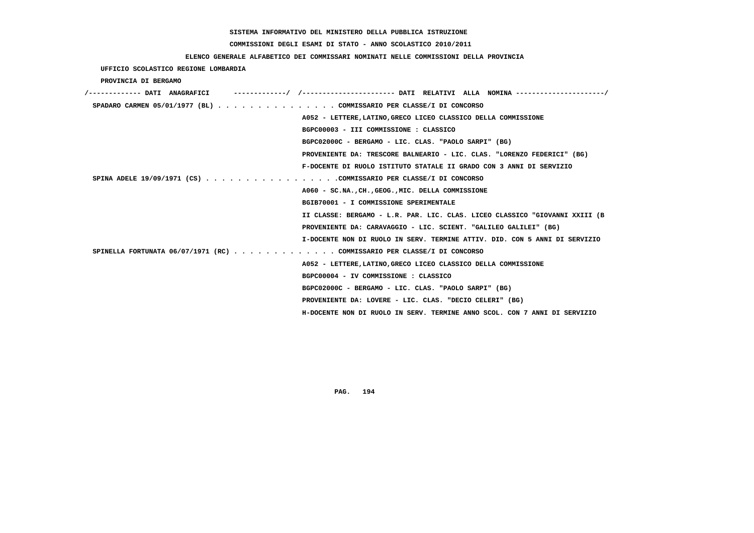SISTEMA INFORMATIVO DEL MINISTERO DELLA PUBBLICA ISTRUZIONE

COMMISSIONI DEGLI ESAMI DI STATO - ANNO SCOLASTICO 2010/2011

ELENCO GENERALE ALFABETICO DEI COMMISSARI NOMINATI NELLE COMMISSIONI DELLA PROVINCIA

UFFICIO SCOLASTICO REGIONE LOMBARDIA

PROVINCIA DI BERGAMO

/------------- DATI ANAGRAFICI -------------/ /---------------------- DATI RELATIVI ALLA NOMINA ---------------------/

SPADARO CARMEN 05/01/1977 (BL) . . . . . . . . . . . . . . . COMMISSARIO PER CLASSE/I DI CONCORSO

A052 - LETTERE,LATINO,GRECO LICEO CLASSICO DELLA COMMISSIONE

BGPC00003 - III COMMISSIONE : CLASSICO

BGPC02000C - BERGAMO - LIC. CLAS. "PAOLO SARPI" (BG)

PROVENIENTE DA: TRESCORE BALNEARIO - LIC. CLAS. "LORENZO FEDERICI" (BG)

F-DOCENTE DI RUOLO ISTITUTO STATALE II GRADO CON 3 ANNI DI SERVIZIO

SPINA ADELE 19/09/1971 (CS) . . . . . . . . . . . . . . . . .COMMISSARIO PER CLASSE/I DI CONCORSO

A060 - SC.NA.,CH.,GEOG.,MIC. DELLA COMMISSIONE

BGIB70001 - I COMMISSIONE SPERIMENTALE

II CLASSE: BERGAMO - L.R. PAR. LIC. CLAS. LICEO CLASSICO "GIOVANNI XXIII (B

PROVENIENTE DA: CARAVAGGIO - LIC. SCIENT. "GALILEO GALILEI" (BG)

I-DOCENTE NON DI RUOLO IN SERV. TERMINE ATTIV. DID. CON 5 ANNI DI SERVIZIO

SPINELLA FORTUNATA 06/07/1971 (RC) . . . . . . . . . . . . . COMMISSARIO PER CLASSE/I DI CONCORSO

A052 - LETTERE,LATINO,GRECO LICEO CLASSICO DELLA COMMISSIONE

BGPC00004 - IV COMMISSIONE : CLASSICO

BGPC02000C - BERGAMO - LIC. CLAS. "PAOLO SARPI" (BG)

PROVENIENTE DA: LOVERE - LIC. CLAS. "DECIO CELERI" (BG)

H-DOCENTE NON DI RUOLO IN SERV. TERMINE ANNO SCOL. CON 7 ANNI DI SERVIZIO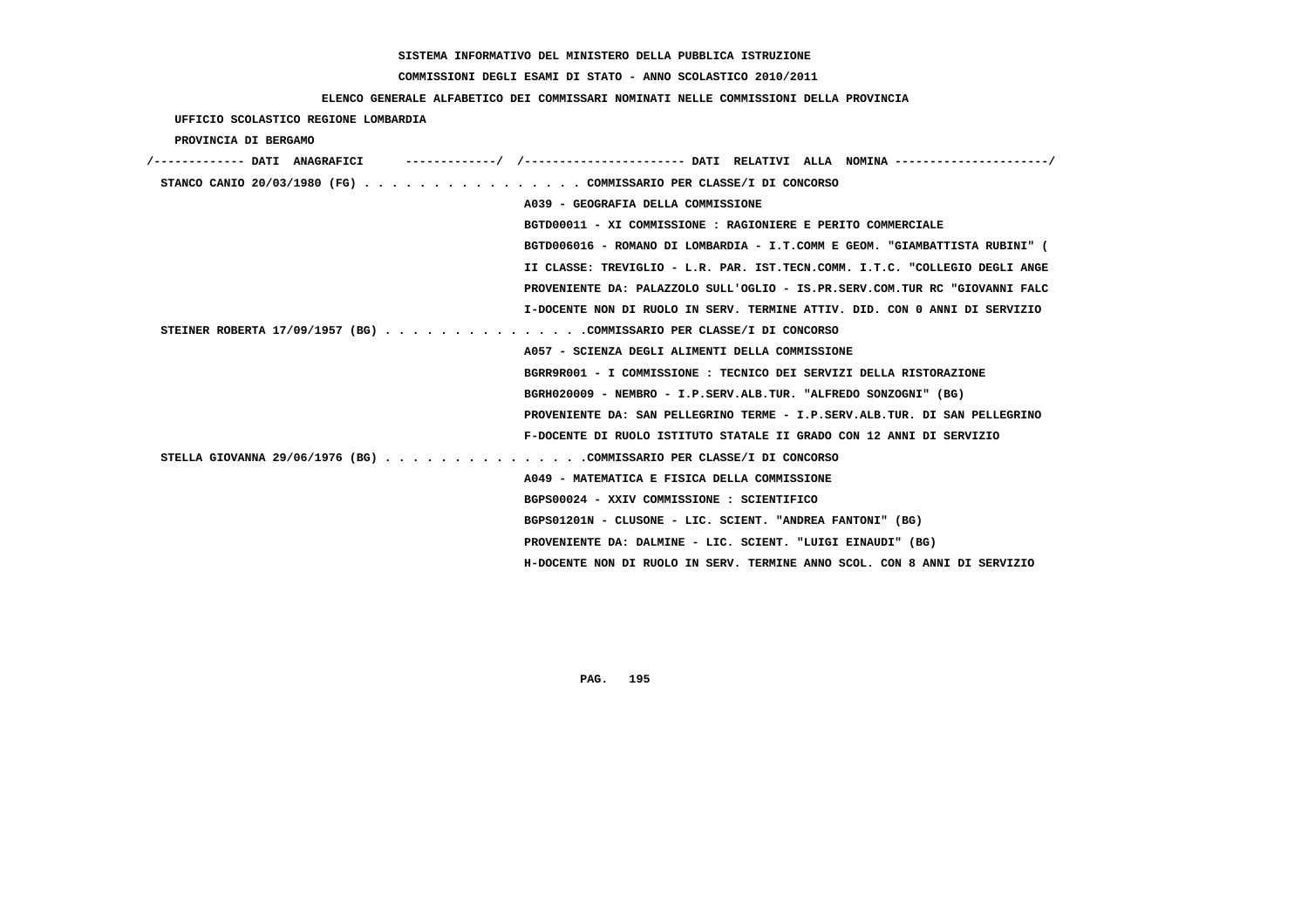SISTEMA INFORMATIVO DEL MINISTERO DELLA PUBBLICA ISTRUZIONE

COMMISSIONI DEGLI ESAMI DI STATO - ANNO SCOLASTICO 2010/2011

ELENCO GENERALE ALFABETICO DEI COMMISSARI NOMINATI NELLE COMMISSIONI DELLA PROVINCIA

UFFICIO SCOLASTICO REGIONE LOMBARDIA

PROVINCIA DI BERGAMO

```
/------------- DATI  ANAGRAFICI      -------------/  /----------------------- DATI  RELATIVI  ALLA  NOMINA ----------------------/
 STANCO CANIO 20/03/1980 (FG) . . . . . . . . . . . . . . . . COMMISSARIO PER CLASSE/I DI CONCORSO
                                                    A039 - GEOGRAFIA DELLA COMMISSIONE
                                                    BGTD00011 - XI COMMISSIONE : RAGIONIERE E PERITO COMMERCIALE
                                                    BGTD006016 - ROMANO DI LOMBARDIA - I.T.COMM E GEOM. "GIAMBATTISTA RUBINI" (
                                                    II CLASSE: TREVIGLIO - L.R. PAR. IST.TECN.COMM. I.T.C. "COLLEGIO DEGLI ANGE
                                                    PROVENIENTE DA: PALAZZOLO SULL'OGLIO - IS.PR.SERV.COM.TUR RC "GIOVANNI FALC
                                                    I-DOCENTE NON DI RUOLO IN SERV. TERMINE ATTIV. DID. CON 0 ANNI DI SERVIZIO
 STEINER ROBERTA 17/09/1957 (BG) . . . . . . . . . . . . . . .COMMISSARIO PER CLASSE/I DI CONCORSO
                                                    A057 - SCIENZA DEGLI ALIMENTI DELLA COMMISSIONE
                                                    BGRR9R001 - I COMMISSIONE : TECNICO DEI SERVIZI DELLA RISTORAZIONE
                                                    BGRH020009 - NEMBRO - I.P.SERV.ALB.TUR. "ALFREDO SONZOGNI" (BG)
                                                    PROVENIENTE DA: SAN PELLEGRINO TERME - I.P.SERV.ALB.TUR. DI SAN PELLEGRINO
                                                    F-DOCENTE DI RUOLO ISTITUTO STATALE II GRADO CON 12 ANNI DI SERVIZIO
 STELLA GIOVANNA 29/06/1976 (BG) . . . . . . . . . . . . . . .COMMISSARIO PER CLASSE/I DI CONCORSO
                                                    A049 - MATEMATICA E FISICA DELLA COMMISSIONE
                                                    BGPS00024 - XXIV COMMISSIONE : SCIENTIFICO
                                                    BGPS01201N - CLUSONE - LIC. SCIENT. "ANDREA FANTONI" (BG)
                                                    PROVENIENTE DA: DALMINE - LIC. SCIENT. "LUIGI EINAUDI" (BG)
                                                    H-DOCENTE NON DI RUOLO IN SERV. TERMINE ANNO SCOL. CON 8 ANNI DI SERVIZIO
```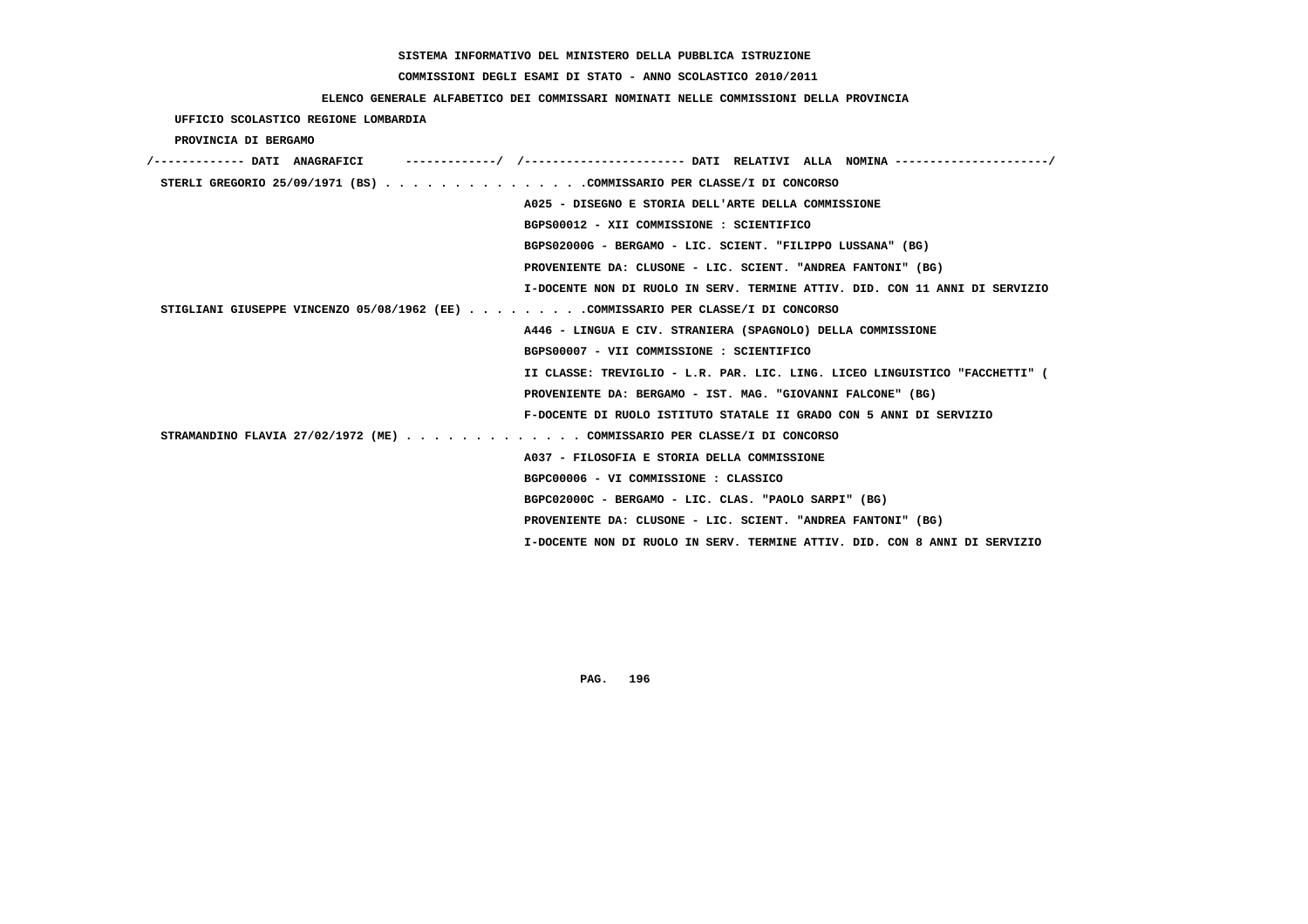SISTEMA INFORMATIVO DEL MINISTERO DELLA PUBBLICA ISTRUZIONE

COMMISSIONI DEGLI ESAMI DI STATO - ANNO SCOLASTICO 2010/2011

ELENCO GENERALE ALFABETICO DEI COMMISSARI NOMINATI NELLE COMMISSIONI DELLA PROVINCIA

UFFICIO SCOLASTICO REGIONE LOMBARDIA

PROVINCIA DI BERGAMO

/------------- DATI ANAGRAFICI -------------/ /----------------------- DATI RELATIVI ALLA NOMINA ---------------------/

STERLI GREGORIO 25/09/1971 (BS) . . . . . . . . . . . . . . .COMMISSARIO PER CLASSE/I DI CONCORSO
A025 - DISEGNO E STORIA DELL'ARTE DELLA COMMISSIONE
BGPS00012 - XII COMMISSIONE : SCIENTIFICO
BGPS02000G - BERGAMO - LIC. SCIENT. "FILIPPO LUSSANA" (BG)
PROVENIENTE DA: CLUSONE - LIC. SCIENT. "ANDREA FANTONI" (BG)
I-DOCENTE NON DI RUOLO IN SERV. TERMINE ATTIV. DID. CON 11 ANNI DI SERVIZIO

STIGLIANI GIUSEPPE VINCENZO 05/08/1962 (EE) . . . . . . . . .COMMISSARIO PER CLASSE/I DI CONCORSO
A446 - LINGUA E CIV. STRANIERA (SPAGNOLO) DELLA COMMISSIONE
BGPS00007 - VII COMMISSIONE : SCIENTIFICO
II CLASSE: TREVIGLIO - L.R. PAR. LIC. LING. LICEO LINGUISTICO "FACCHETTI" (
PROVENIENTE DA: BERGAMO - IST. MAG. "GIOVANNI FALCONE" (BG)
F-DOCENTE DI RUOLO ISTITUTO STATALE II GRADO CON 5 ANNI DI SERVIZIO

STRAMANDINO FLAVIA 27/02/1972 (ME) . . . . . . . . . . . . . COMMISSARIO PER CLASSE/I DI CONCORSO
A037 - FILOSOFIA E STORIA DELLA COMMISSIONE
BGPC00006 - VI COMMISSIONE : CLASSICO
BGPC02000C - BERGAMO - LIC. CLAS. "PAOLO SARPI" (BG)
PROVENIENTE DA: CLUSONE - LIC. SCIENT. "ANDREA FANTONI" (BG)
I-DOCENTE NON DI RUOLO IN SERV. TERMINE ATTIV. DID. CON 8 ANNI DI SERVIZIO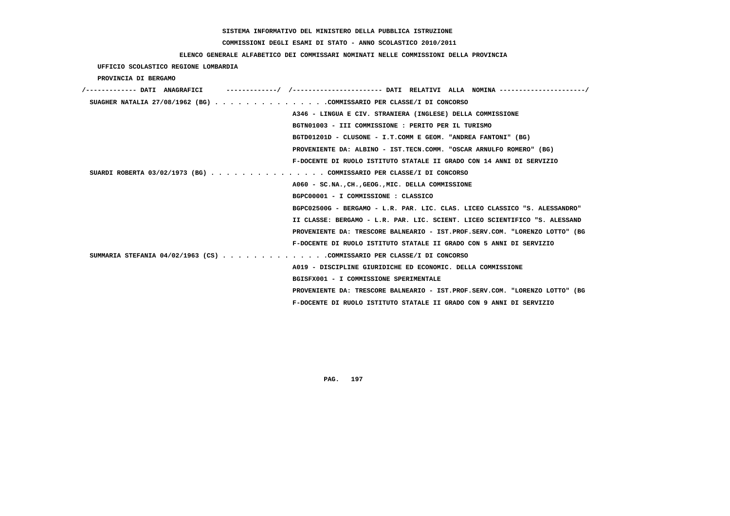SISTEMA INFORMATIVO DEL MINISTERO DELLA PUBBLICA ISTRUZIONE

COMMISSIONI DEGLI ESAMI DI STATO - ANNO SCOLASTICO 2010/2011

ELENCO GENERALE ALFABETICO DEI COMMISSARI NOMINATI NELLE COMMISSIONI DELLA PROVINCIA

UFFICIO SCOLASTICO REGIONE LOMBARDIA

PROVINCIA DI BERGAMO

```
/------------- DATI  ANAGRAFICI      -------------/  /----------------------- DATI  RELATIVI  ALLA  NOMINA ---------------------/
 SUAGHER NATALIA 27/08/1962 (BG) . . . . . . . . . . . . . . .COMMISSARIO PER CLASSE/I DI CONCORSO
                                                    A346 - LINGUA E CIV. STRANIERA (INGLESE) DELLA COMMISSIONE
                                                    BGTN01003 - III COMMISSIONE : PERITO PER IL TURISMO
                                                    BGTD01201D - CLUSONE - I.T.COMM E GEOM. "ANDREA FANTONI" (BG)
                                                    PROVENIENTE DA: ALBINO - IST.TECN.COMM. "OSCAR ARNULFO ROMERO" (BG)
                                                    F-DOCENTE DI RUOLO ISTITUTO STATALE II GRADO CON 14 ANNI DI SERVIZIO
 SUARDI ROBERTA 03/02/1973 (BG) . . . . . . . . . . . . . . . COMMISSARIO PER CLASSE/I DI CONCORSO
                                                    A060 - SC.NA.,CH.,GEOG.,MIC. DELLA COMMISSIONE
                                                    BGPC00001 - I COMMISSIONE : CLASSICO
                                                    BGPC02500G - BERGAMO - L.R. PAR. LIC. CLAS. LICEO CLASSICO "S. ALESSANDRO"
                                                    II CLASSE: BERGAMO - L.R. PAR. LIC. SCIENT. LICEO SCIENTIFICO "S. ALESSAND
                                                    PROVENIENTE DA: TRESCORE BALNEARIO - IST.PROF.SERV.COM. "LORENZO LOTTO" (BG
                                                    F-DOCENTE DI RUOLO ISTITUTO STATALE II GRADO CON 5 ANNI DI SERVIZIO
 SUMMARIA STEFANIA 04/02/1963 (CS) . . . . . . . . . . . . . .COMMISSARIO PER CLASSE/I DI CONCORSO
                                                    A019 - DISCIPLINE GIURIDICHE ED ECONOMIC. DELLA COMMISSIONE
                                                    BGISFX001 - I COMMISSIONE SPERIMENTALE
                                                    PROVENIENTE DA: TRESCORE BALNEARIO - IST.PROF.SERV.COM. "LORENZO LOTTO" (BG
                                                    F-DOCENTE DI RUOLO ISTITUTO STATALE II GRADO CON 9 ANNI DI SERVIZIO
```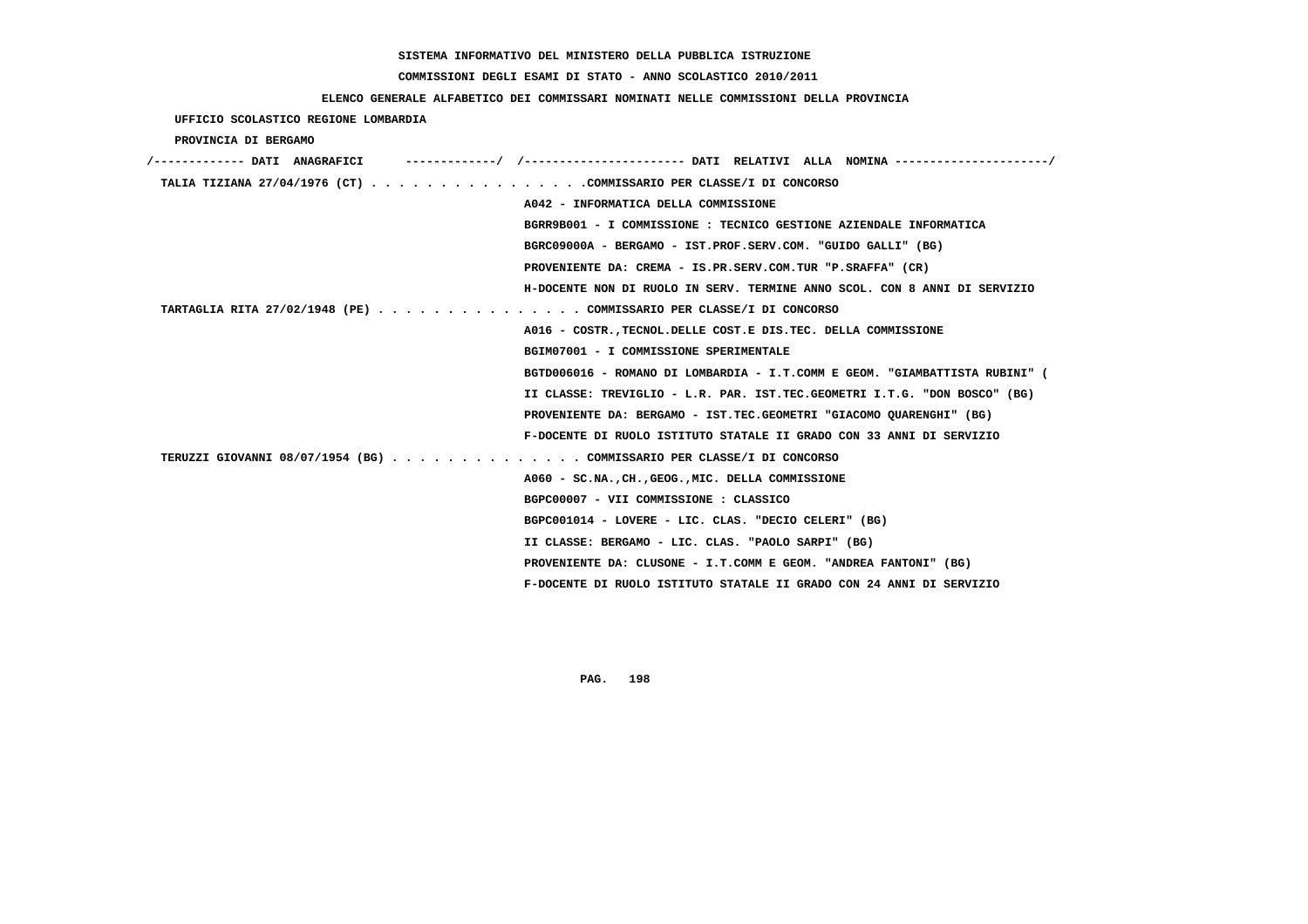SISTEMA INFORMATIVO DEL MINISTERO DELLA PUBBLICA ISTRUZIONE

COMMISSIONI DEGLI ESAMI DI STATO - ANNO SCOLASTICO 2010/2011

ELENCO GENERALE ALFABETICO DEI COMMISSARI NOMINATI NELLE COMMISSIONI DELLA PROVINCIA

UFFICIO SCOLASTICO REGIONE LOMBARDIA

PROVINCIA DI BERGAMO

/------------- DATI ANAGRAFICI -------------/ /---------------------- DATI RELATIVI ALLA NOMINA ---------------------/

TALIA TIZIANA 27/04/1976 (CT) . . . . . . . . . . . . . . . .COMMISSARIO PER CLASSE/I DI CONCORSO

A042 - INFORMATICA DELLA COMMISSIONE
BGRR9B001 - I COMMISSIONE : TECNICO GESTIONE AZIENDALE INFORMATICA
BGRC09000A - BERGAMO - IST.PROF.SERV.COM. "GUIDO GALLI" (BG)
PROVENIENTE DA: CREMA - IS.PR.SERV.COM.TUR "P.SRAFFA" (CR)
H-DOCENTE NON DI RUOLO IN SERV. TERMINE ANNO SCOL. CON 8 ANNI DI SERVIZIO

TARTAGLIA RITA 27/02/1948 (PE) . . . . . . . . . . . . . . . COMMISSARIO PER CLASSE/I DI CONCORSO

A016 - COSTR.,TECNOL.DELLE COST.E DIS.TEC. DELLA COMMISSIONE
BGIM07001 - I COMMISSIONE SPERIMENTALE
BGTD006016 - ROMANO DI LOMBARDIA - I.T.COMM E GEOM. "GIAMBATTISTA RUBINI" (
II CLASSE: TREVIGLIO - L.R. PAR. IST.TEC.GEOMETRI I.T.G. "DON BOSCO" (BG)
PROVENIENTE DA: BERGAMO - IST.TEC.GEOMETRI "GIACOMO QUARENGHI" (BG)
F-DOCENTE DI RUOLO ISTITUTO STATALE II GRADO CON 33 ANNI DI SERVIZIO

TERUZZI GIOVANNI 08/07/1954 (BG) . . . . . . . . . . . . . . COMMISSARIO PER CLASSE/I DI CONCORSO

A060 - SC.NA.,CH.,GEOG.,MIC. DELLA COMMISSIONE
BGPC00007 - VII COMMISSIONE : CLASSICO
BGPC001014 - LOVERE - LIC. CLAS. "DECIO CELERI" (BG)
II CLASSE: BERGAMO - LIC. CLAS. "PAOLO SARPI" (BG)
PROVENIENTE DA: CLUSONE - I.T.COMM E GEOM. "ANDREA FANTONI" (BG)
F-DOCENTE DI RUOLO ISTITUTO STATALE II GRADO CON 24 ANNI DI SERVIZIO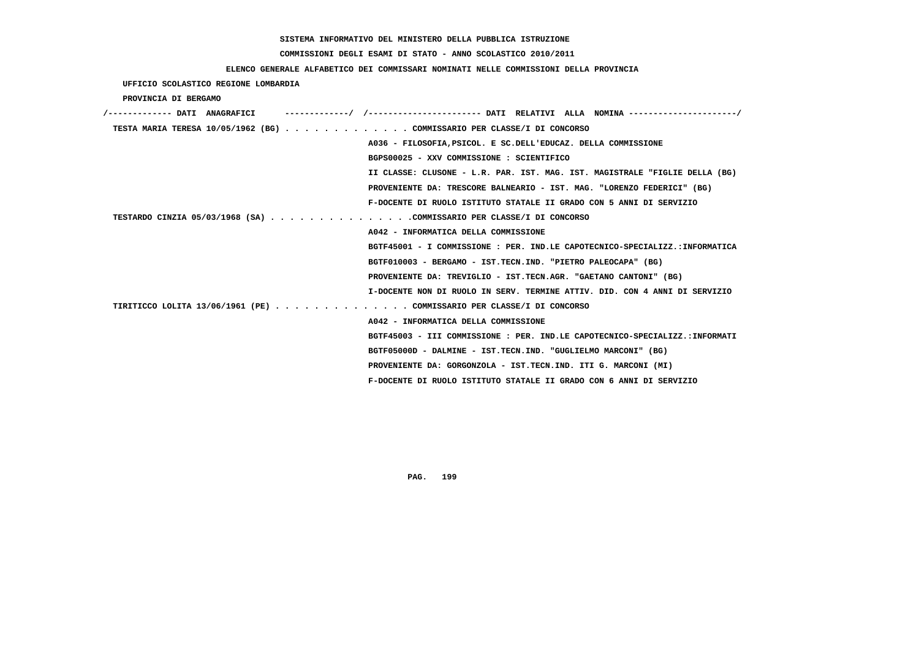SISTEMA INFORMATIVO DEL MINISTERO DELLA PUBBLICA ISTRUZIONE

COMMISSIONI DEGLI ESAMI DI STATO - ANNO SCOLASTICO 2010/2011

ELENCO GENERALE ALFABETICO DEI COMMISSARI NOMINATI NELLE COMMISSIONI DELLA PROVINCIA

UFFICIO SCOLASTICO REGIONE LOMBARDIA

PROVINCIA DI BERGAMO

```
/------------- DATI  ANAGRAFICI      -------------/  /----------------------- DATI  RELATIVI  ALLA  NOMINA ---------------------/
 TESTA MARIA TERESA 10/05/1962 (BG) . . . . . . . . . . . . . COMMISSARIO PER CLASSE/I DI CONCORSO
                                                    A036 - FILOSOFIA,PSICOL. E SC.DELL'EDUCAZ. DELLA COMMISSIONE
                                                    BGPS00025 - XXV COMMISSIONE : SCIENTIFICO
                                                    II CLASSE: CLUSONE - L.R. PAR. IST. MAG. IST. MAGISTRALE "FIGLIE DELLA (BG)
                                                    PROVENIENTE DA: TRESCORE BALNEARIO - IST. MAG. "LORENZO FEDERICI" (BG)
                                                    F-DOCENTE DI RUOLO ISTITUTO STATALE II GRADO CON 5 ANNI DI SERVIZIO
 TESTARDO CINZIA 05/03/1968 (SA) . . . . . . . . . . . . . . .COMMISSARIO PER CLASSE/I DI CONCORSO
                                                    A042 - INFORMATICA DELLA COMMISSIONE
                                                    BGTF45001 - I COMMISSIONE : PER. IND.LE CAPOTECNICO-SPECIALIZZ.:INFORMATICA
                                                    BGTF010003 - BERGAMO - IST.TECN.IND. "PIETRO PALEOCAPA" (BG)
                                                    PROVENIENTE DA: TREVIGLIO - IST.TECN.AGR. "GAETANO CANTONI" (BG)
                                                    I-DOCENTE NON DI RUOLO IN SERV. TERMINE ATTIV. DID. CON 4 ANNI DI SERVIZIO
 TIRITICCO LOLITA 13/06/1961 (PE) . . . . . . . . . . . . . . COMMISSARIO PER CLASSE/I DI CONCORSO
                                                    A042 - INFORMATICA DELLA COMMISSIONE
                                                    BGTF45003 - III COMMISSIONE : PER. IND.LE CAPOTECNICO-SPECIALIZZ.:INFORMATI
                                                    BGTF05000D - DALMINE - IST.TECN.IND. "GUGLIELMO MARCONI" (BG)
                                                    PROVENIENTE DA: GORGONZOLA - IST.TECN.IND. ITI G. MARCONI (MI)
                                                    F-DOCENTE DI RUOLO ISTITUTO STATALE II GRADO CON 6 ANNI DI SERVIZIO
```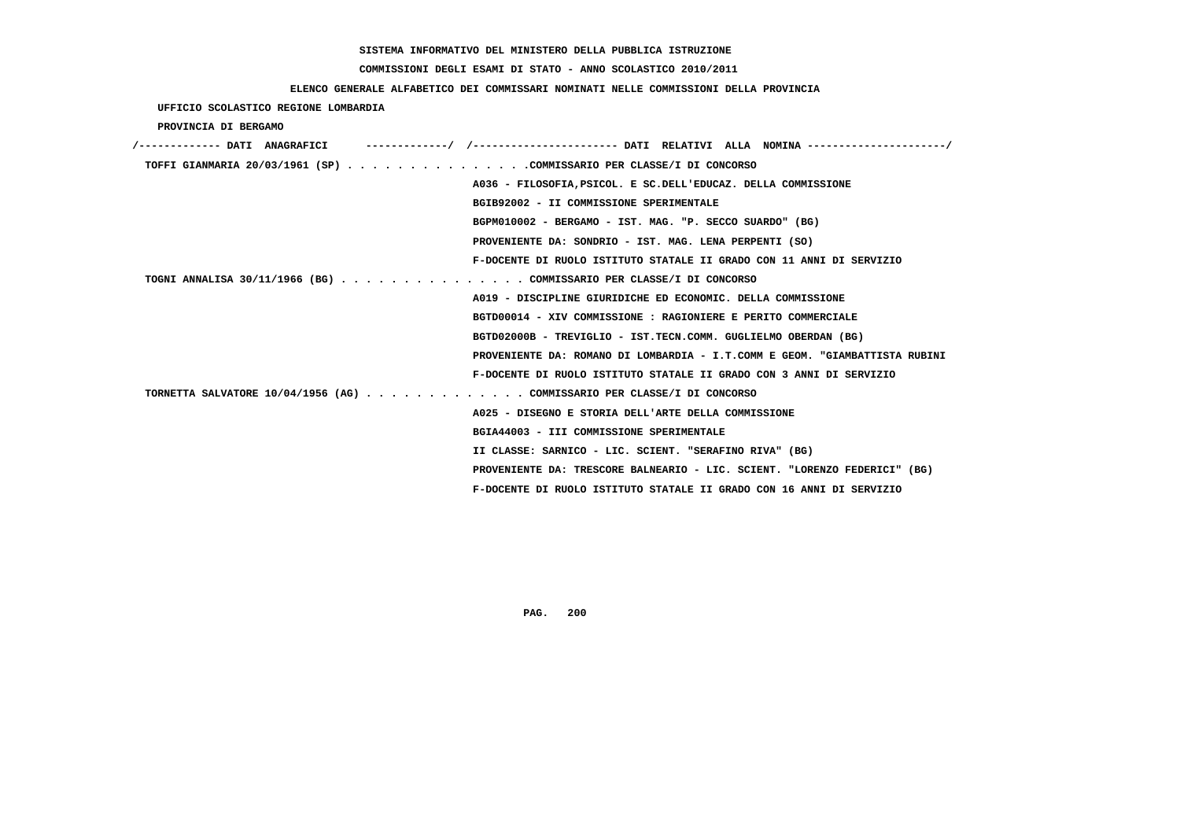SISTEMA INFORMATIVO DEL MINISTERO DELLA PUBBLICA ISTRUZIONE

COMMISSIONI DEGLI ESAMI DI STATO - ANNO SCOLASTICO 2010/2011

ELENCO GENERALE ALFABETICO DEI COMMISSARI NOMINATI NELLE COMMISSIONI DELLA PROVINCIA

UFFICIO SCOLASTICO REGIONE LOMBARDIA

PROVINCIA DI BERGAMO

/------------- DATI ANAGRAFICI -------------/ /---------------------- DATI RELATIVI ALLA NOMINA ---------------------/

TOFFI GIANMARIA 20/03/1961 (SP) . . . . . . . . . . . . . . .COMMISSARIO PER CLASSE/I DI CONCORSO
A036 - FILOSOFIA,PSICOL. E SC.DELL'EDUCAZ. DELLA COMMISSIONE
BGIB92002 - II COMMISSIONE SPERIMENTALE
BGPM010002 - BERGAMO - IST. MAG. "P. SECCO SUARDO" (BG)
PROVENIENTE DA: SONDRIO - IST. MAG. LENA PERPENTI (SO)
F-DOCENTE DI RUOLO ISTITUTO STATALE II GRADO CON 11 ANNI DI SERVIZIO

TOGNI ANNALISA 30/11/1966 (BG) . . . . . . . . . . . . . . . COMMISSARIO PER CLASSE/I DI CONCORSO
A019 - DISCIPLINE GIURIDICHE ED ECONOMIC. DELLA COMMISSIONE
BGTD00014 - XIV COMMISSIONE : RAGIONIERE E PERITO COMMERCIALE
BGTD02000B - TREVIGLIO - IST.TECN.COMM. GUGLIELMO OBERDAN (BG)
PROVENIENTE DA: ROMANO DI LOMBARDIA - I.T.COMM E GEOM. "GIAMBATTISTA RUBINI
F-DOCENTE DI RUOLO ISTITUTO STATALE II GRADO CON 3 ANNI DI SERVIZIO

TORNETTA SALVATORE 10/04/1956 (AG) . . . . . . . . . . . . . COMMISSARIO PER CLASSE/I DI CONCORSO
A025 - DISEGNO E STORIA DELL'ARTE DELLA COMMISSIONE
BGIA44003 - III COMMISSIONE SPERIMENTALE
II CLASSE: SARNICO - LIC. SCIENT. "SERAFINO RIVA" (BG)
PROVENIENTE DA: TRESCORE BALNEARIO - LIC. SCIENT. "LORENZO FEDERICI" (BG)
F-DOCENTE DI RUOLO ISTITUTO STATALE II GRADO CON 16 ANNI DI SERVIZIO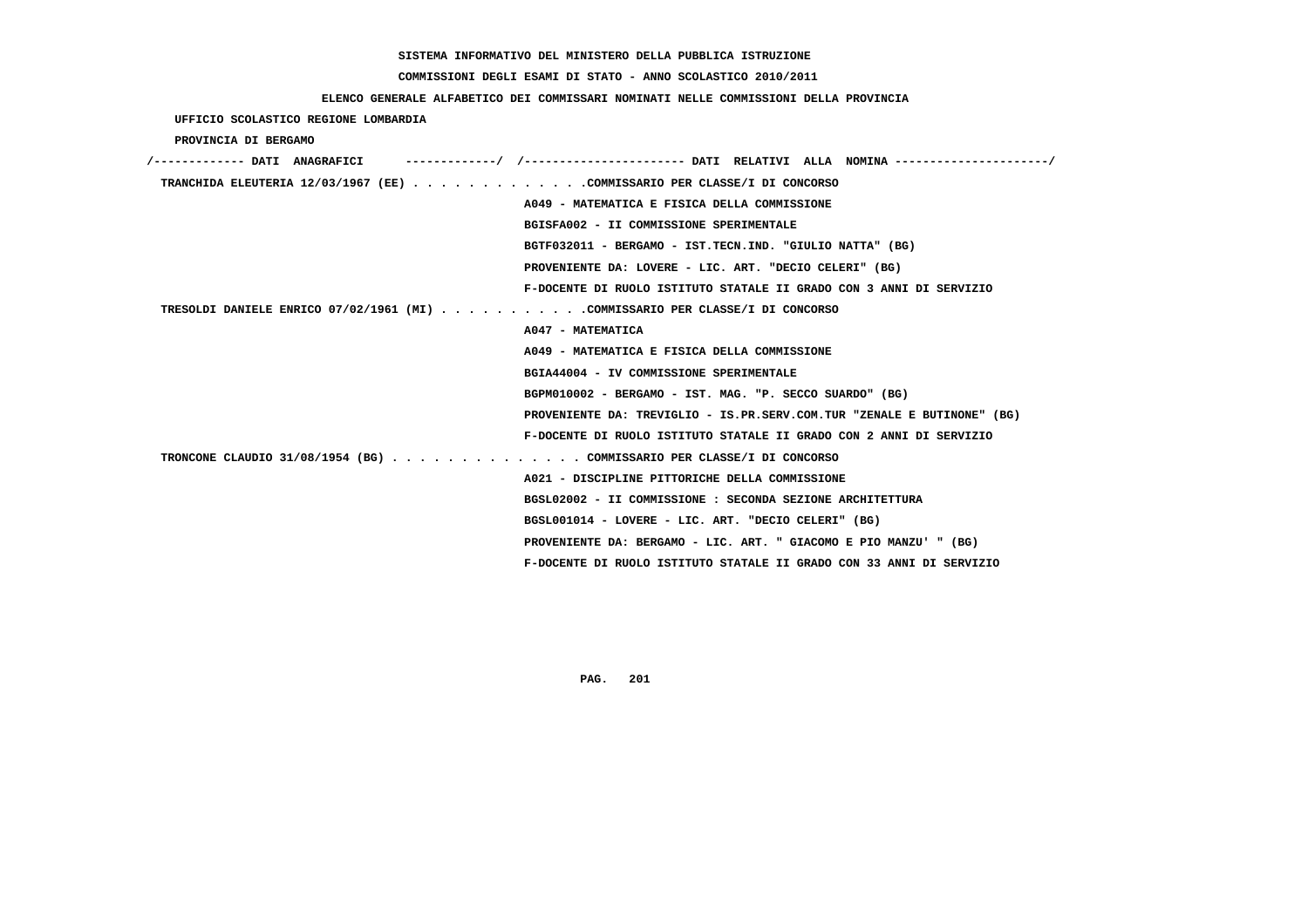SISTEMA INFORMATIVO DEL MINISTERO DELLA PUBBLICA ISTRUZIONE

COMMISSIONI DEGLI ESAMI DI STATO - ANNO SCOLASTICO 2010/2011

ELENCO GENERALE ALFABETICO DEI COMMISSARI NOMINATI NELLE COMMISSIONI DELLA PROVINCIA

UFFICIO SCOLASTICO REGIONE LOMBARDIA

PROVINCIA DI BERGAMO

/------------- DATI ANAGRAFICI -------------/ /---------------------- DATI RELATIVI ALLA NOMINA ---------------------/

TRANCHIDA ELEUTERIA 12/03/1967 (EE) . . . . . . . . . . . . .COMMISSARIO PER CLASSE/I DI CONCORSO
A049 - MATEMATICA E FISICA DELLA COMMISSIONE
BGISFA002 - II COMMISSIONE SPERIMENTALE
BGTF032011 - BERGAMO - IST.TECN.IND. "GIULIO NATTA" (BG)
PROVENIENTE DA: LOVERE - LIC. ART. "DECIO CELERI" (BG)
F-DOCENTE DI RUOLO ISTITUTO STATALE II GRADO CON 3 ANNI DI SERVIZIO

TRESOLDI DANIELE ENRICO 07/02/1961 (MI) . . . . . . . . . . .COMMISSARIO PER CLASSE/I DI CONCORSO
A047 - MATEMATICA
A049 - MATEMATICA E FISICA DELLA COMMISSIONE
BGIA44004 - IV COMMISSIONE SPERIMENTALE
BGPM010002 - BERGAMO - IST. MAG. "P. SECCO SUARDO" (BG)
PROVENIENTE DA: TREVIGLIO - IS.PR.SERV.COM.TUR "ZENALE E BUTINONE" (BG)
F-DOCENTE DI RUOLO ISTITUTO STATALE II GRADO CON 2 ANNI DI SERVIZIO

TRONCONE CLAUDIO 31/08/1954 (BG) . . . . . . . . . . . . . . COMMISSARIO PER CLASSE/I DI CONCORSO
A021 - DISCIPLINE PITTORICHE DELLA COMMISSIONE
BGSL02002 - II COMMISSIONE : SECONDA SEZIONE ARCHITETTURA
BGSL001014 - LOVERE - LIC. ART. "DECIO CELERI" (BG)
PROVENIENTE DA: BERGAMO - LIC. ART. " GIACOMO E PIO MANZU' " (BG)
F-DOCENTE DI RUOLO ISTITUTO STATALE II GRADO CON 33 ANNI DI SERVIZIO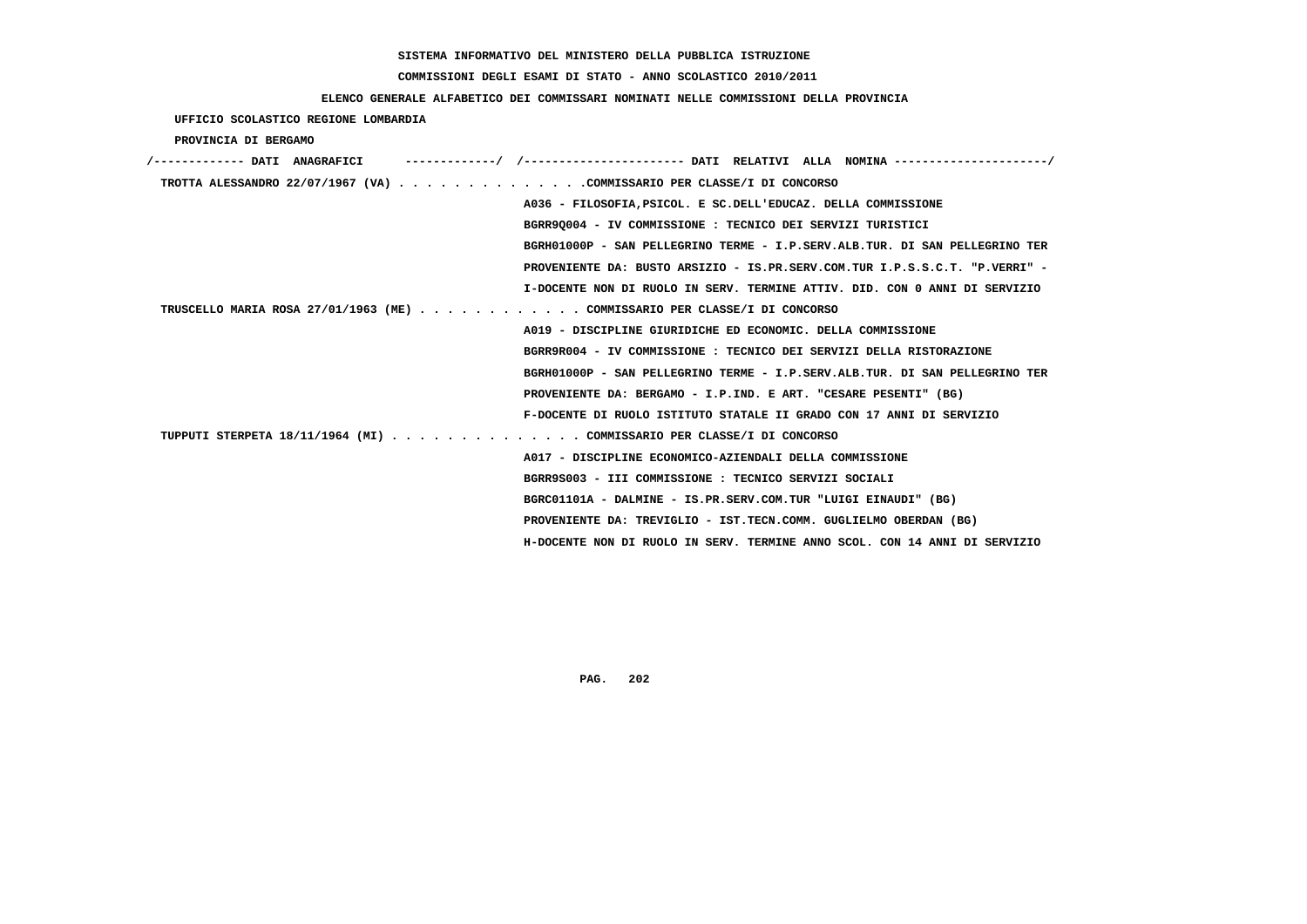SISTEMA INFORMATIVO DEL MINISTERO DELLA PUBBLICA ISTRUZIONE

COMMISSIONI DEGLI ESAMI DI STATO - ANNO SCOLASTICO 2010/2011

ELENCO GENERALE ALFABETICO DEI COMMISSARI NOMINATI NELLE COMMISSIONI DELLA PROVINCIA

UFFICIO SCOLASTICO REGIONE LOMBARDIA

PROVINCIA DI BERGAMO

```
/------------- DATI  ANAGRAFICI      ------------/  /---------------------- DATI  RELATIVI  ALLA  NOMINA ---------------------/
 TROTTA ALESSANDRO 22/07/1967 (VA) . . . . . . . . . . . . . .COMMISSARIO PER CLASSE/I DI CONCORSO
                                                    A036 - FILOSOFIA,PSICOL. E SC.DELL'EDUCAZ. DELLA COMMISSIONE
                                                    BGRR9Q004 - IV COMMISSIONE : TECNICO DEI SERVIZI TURISTICI
                                                    BGRH01000P - SAN PELLEGRINO TERME - I.P.SERV.ALB.TUR. DI SAN PELLEGRINO TER
                                                    PROVENIENTE DA: BUSTO ARSIZIO - IS.PR.SERV.COM.TUR I.P.S.S.C.T. "P.VERRI" -
                                                    I-DOCENTE NON DI RUOLO IN SERV. TERMINE ATTIV. DID. CON 0 ANNI DI SERVIZIO
 TRUSCELLO MARIA ROSA 27/01/1963 (ME) . . . . . . . . . . . . COMMISSARIO PER CLASSE/I DI CONCORSO
                                                    A019 - DISCIPLINE GIURIDICHE ED ECONOMIC. DELLA COMMISSIONE
                                                    BGRR9R004 - IV COMMISSIONE : TECNICO DEI SERVIZI DELLA RISTORAZIONE
                                                    BGRH01000P - SAN PELLEGRINO TERME - I.P.SERV.ALB.TUR. DI SAN PELLEGRINO TER
                                                    PROVENIENTE DA: BERGAMO - I.P.IND. E ART. "CESARE PESENTI" (BG)
                                                    F-DOCENTE DI RUOLO ISTITUTO STATALE II GRADO CON 17 ANNI DI SERVIZIO
 TUPPUTI STERPETA 18/11/1964 (MI) . . . . . . . . . . . . . . COMMISSARIO PER CLASSE/I DI CONCORSO
                                                    A017 - DISCIPLINE ECONOMICO-AZIENDALI DELLA COMMISSIONE
                                                    BGRR9S003 - III COMMISSIONE : TECNICO SERVIZI SOCIALI
                                                    BGRC01101A - DALMINE - IS.PR.SERV.COM.TUR "LUIGI EINAUDI" (BG)
                                                    PROVENIENTE DA: TREVIGLIO - IST.TECN.COMM. GUGLIELMO OBERDAN (BG)
                                                    H-DOCENTE NON DI RUOLO IN SERV. TERMINE ANNO SCOL. CON 14 ANNI DI SERVIZIO
```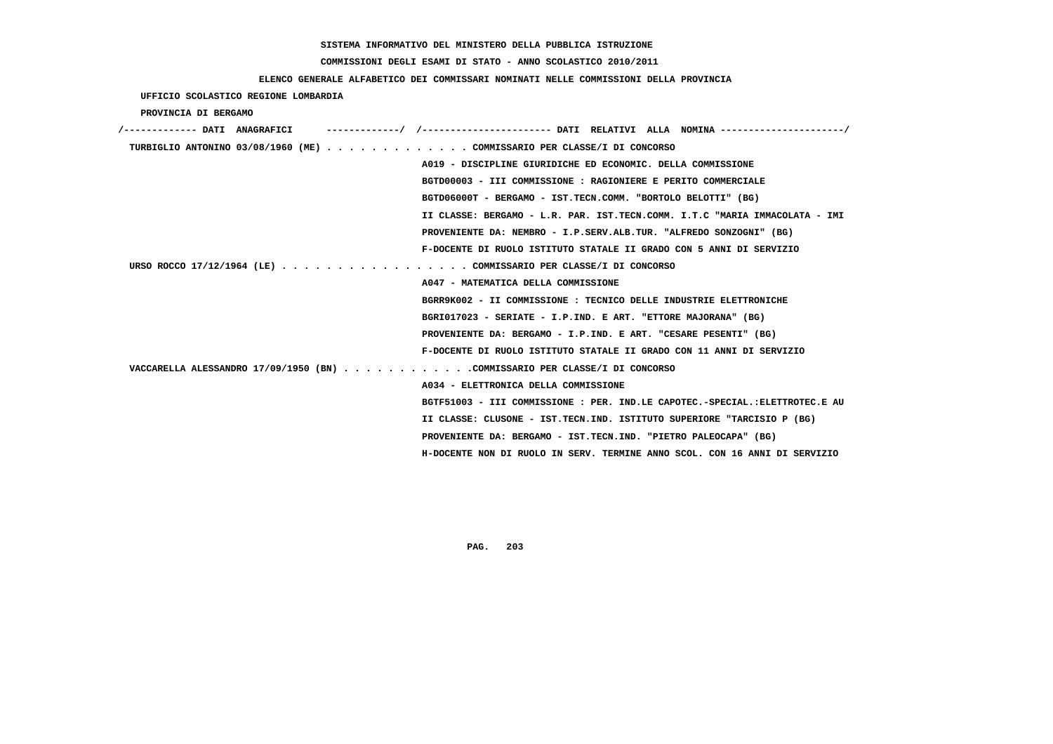SISTEMA INFORMATIVO DEL MINISTERO DELLA PUBBLICA ISTRUZIONE

COMMISSIONI DEGLI ESAMI DI STATO - ANNO SCOLASTICO 2010/2011

ELENCO GENERALE ALFABETICO DEI COMMISSARI NOMINATI NELLE COMMISSIONI DELLA PROVINCIA

UFFICIO SCOLASTICO REGIONE LOMBARDIA

PROVINCIA DI BERGAMO

/------------- DATI ANAGRAFICI -------------/ /---------------------- DATI RELATIVI ALLA NOMINA ---------------------/

TURBIGLIO ANTONINO 03/08/1960 (ME) . . . . . . . . . . . . . COMMISSARIO PER CLASSE/I DI CONCORSO
A019 - DISCIPLINE GIURIDICHE ED ECONOMIC. DELLA COMMISSIONE
BGTD00003 - III COMMISSIONE : RAGIONIERE E PERITO COMMERCIALE
BGTD06000T - BERGAMO - IST.TECN.COMM. "BORTOLO BELOTTI" (BG)
II CLASSE: BERGAMO - L.R. PAR. IST.TECN.COMM. I.T.C "MARIA IMMACOLATA - IMI
PROVENIENTE DA: NEMBRO - I.P.SERV.ALB.TUR. "ALFREDO SONZOGNI" (BG)
F-DOCENTE DI RUOLO ISTITUTO STATALE II GRADO CON 5 ANNI DI SERVIZIO

URSO ROCCO 17/12/1964 (LE) . . . . . . . . . . . . . . . . COMMISSARIO PER CLASSE/I DI CONCORSO
A047 - MATEMATICA DELLA COMMISSIONE
BGRR9K002 - II COMMISSIONE : TECNICO DELLE INDUSTRIE ELETTRONICHE
BGRI017023 - SERIATE - I.P.IND. E ART. "ETTORE MAJORANA" (BG)
PROVENIENTE DA: BERGAMO - I.P.IND. E ART. "CESARE PESENTI" (BG)
F-DOCENTE DI RUOLO ISTITUTO STATALE II GRADO CON 11 ANNI DI SERVIZIO

VACCARELLA ALESSANDRO 17/09/1950 (BN) . . . . . . . . . . . .COMMISSARIO PER CLASSE/I DI CONCORSO
A034 - ELETTRONICA DELLA COMMISSIONE
BGTF51003 - III COMMISSIONE : PER. IND.LE CAPOTEC.-SPECIAL.:ELETTROTEC.E AU
II CLASSE: CLUSONE - IST.TECN.IND. ISTITUTO SUPERIORE "TARCISIO P (BG)
PROVENIENTE DA: BERGAMO - IST.TECN.IND. "PIETRO PALEOCAPA" (BG)
H-DOCENTE NON DI RUOLO IN SERV. TERMINE ANNO SCOL. CON 16 ANNI DI SERVIZIO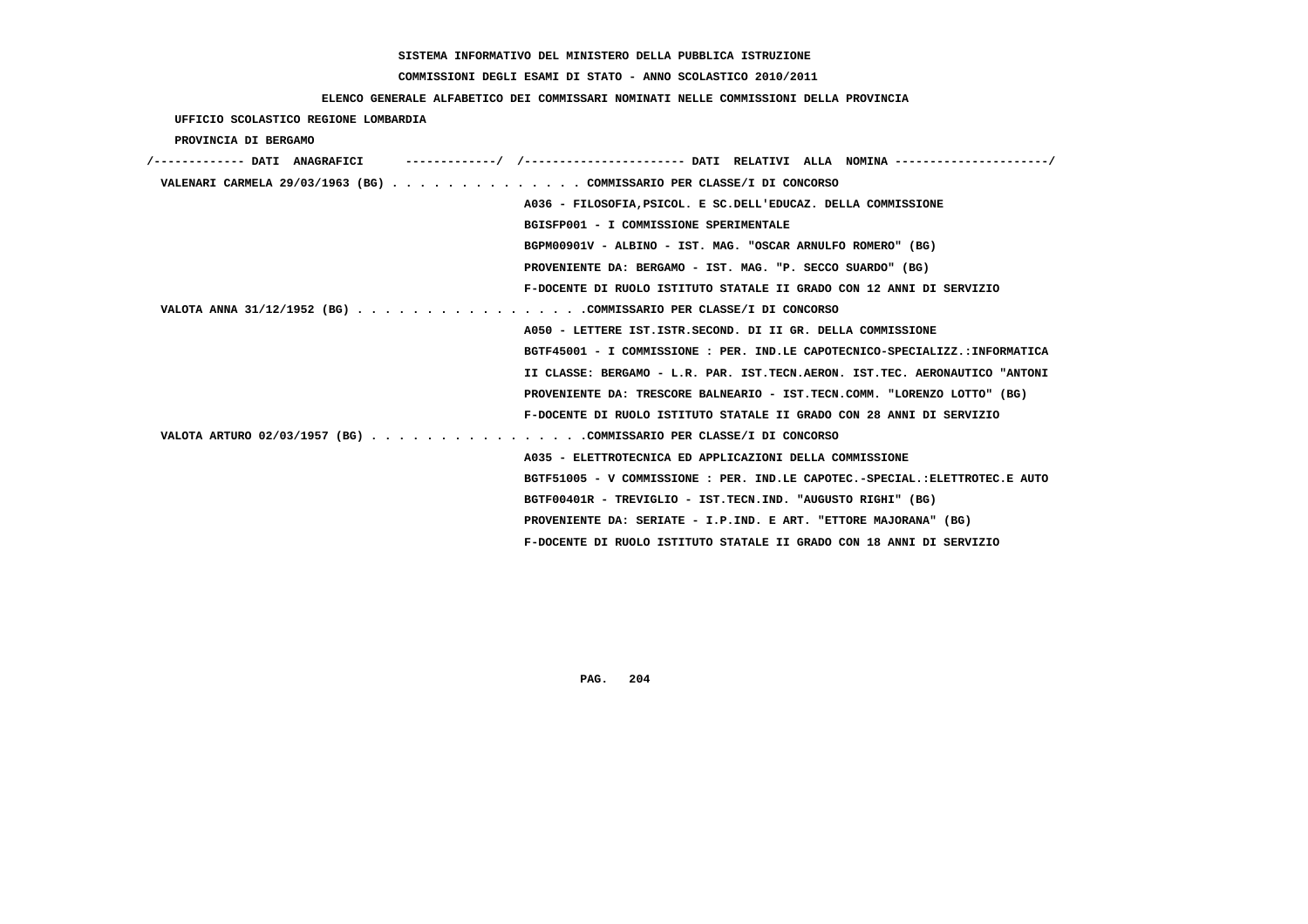SISTEMA INFORMATIVO DEL MINISTERO DELLA PUBBLICA ISTRUZIONE

COMMISSIONI DEGLI ESAMI DI STATO - ANNO SCOLASTICO 2010/2011

ELENCO GENERALE ALFABETICO DEI COMMISSARI NOMINATI NELLE COMMISSIONI DELLA PROVINCIA

UFFICIO SCOLASTICO REGIONE LOMBARDIA

PROVINCIA DI BERGAMO

/------------- DATI ANAGRAFICI -------------/ /----------------------- DATI RELATIVI ALLA NOMINA ----------------------/

VALENARI CARMELA 29/03/1963 (BG) . . . . . . . . . . . . . . COMMISSARIO PER CLASSE/I DI CONCORSO
A036 - FILOSOFIA,PSICOL. E SC.DELL'EDUCAZ. DELLA COMMISSIONE
BGISFP001 - I COMMISSIONE SPERIMENTALE
BGPM00901V - ALBINO - IST. MAG. "OSCAR ARNULFO ROMERO" (BG)
PROVENIENTE DA: BERGAMO - IST. MAG. "P. SECCO SUARDO" (BG)
F-DOCENTE DI RUOLO ISTITUTO STATALE II GRADO CON 12 ANNI DI SERVIZIO

VALOTA ANNA 31/12/1952 (BG) . . . . . . . . . . . . . . . . .COMMISSARIO PER CLASSE/I DI CONCORSO
A050 - LETTERE IST.ISTR.SECOND. DI II GR. DELLA COMMISSIONE
BGTF45001 - I COMMISSIONE : PER. IND.LE CAPOTECNICO-SPECIALIZZ.:INFORMATICA
II CLASSE: BERGAMO - L.R. PAR. IST.TECN.AERON. IST.TEC. AERONAUTICO "ANTONI
PROVENIENTE DA: TRESCORE BALNEARIO - IST.TECN.COMM. "LORENZO LOTTO" (BG)
F-DOCENTE DI RUOLO ISTITUTO STATALE II GRADO CON 28 ANNI DI SERVIZIO

VALOTA ARTURO 02/03/1957 (BG) . . . . . . . . . . . . . . . .COMMISSARIO PER CLASSE/I DI CONCORSO
A035 - ELETTROTECNICA ED APPLICAZIONI DELLA COMMISSIONE
BGTF51005 - V COMMISSIONE : PER. IND.LE CAPOTEC.-SPECIAL.:ELETTROTEC.E AUTO
BGTF00401R - TREVIGLIO - IST.TECN.IND. "AUGUSTO RIGHI" (BG)
PROVENIENTE DA: SERIATE - I.P.IND. E ART. "ETTORE MAJORANA" (BG)
F-DOCENTE DI RUOLO ISTITUTO STATALE II GRADO CON 18 ANNI DI SERVIZIO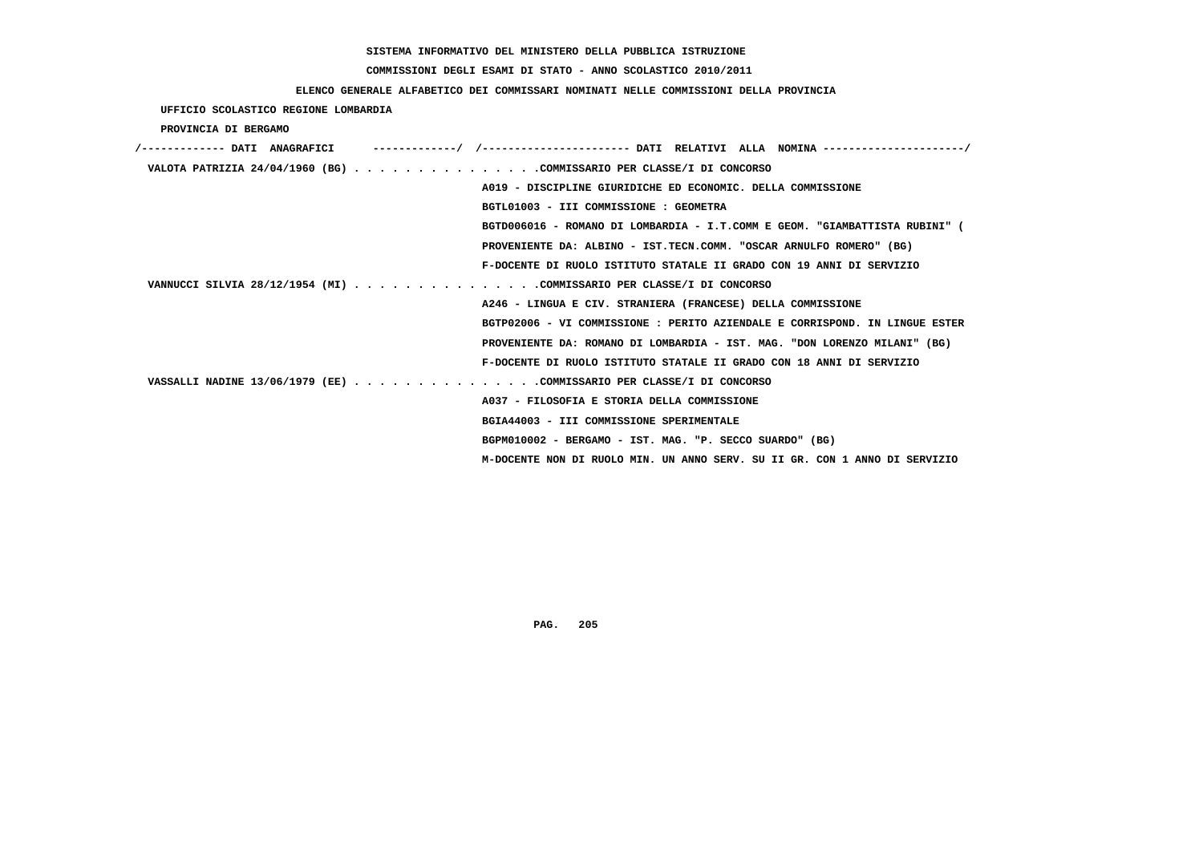**SISTEMA INFORMATIVO DEL MINISTERO DELLA PUBBLICA ISTRUZIONE**

**COMMISSIONI DEGLI ESAMI DI STATO - ANNO SCOLASTICO 2010/2011**

**ELENCO GENERALE ALFABETICO DEI COMMISSARI NOMINATI NELLE COMMISSIONI DELLA PROVINCIA**

**UFFICIO SCOLASTICO REGIONE LOMBARDIA**

**PROVINCIA DI BERGAMO**

```
/------------- DATI  ANAGRAFICI      ------------/  /---------------------- DATI  RELATIVI  ALLA  NOMINA ---------------------/
 VALOTA PATRIZIA 24/04/1960 (BG) . . . . . . . . . . . . . . .COMMISSARIO PER CLASSE/I DI CONCORSO
                                                  A019 - DISCIPLINE GIURIDICHE ED ECONOMIC. DELLA COMMISSIONE
                                                  BGTL01003 - III COMMISSIONE : GEOMETRA
                                                  BGTD006016 - ROMANO DI LOMBARDIA - I.T.COMM E GEOM. "GIAMBATTISTA RUBINI" (
                                                  PROVENIENTE DA: ALBINO - IST.TECN.COMM. "OSCAR ARNULFO ROMERO" (BG)
                                                  F-DOCENTE DI RUOLO ISTITUTO STATALE II GRADO CON 19 ANNI DI SERVIZIO
 VANNUCCI SILVIA 28/12/1954 (MI) . . . . . . . . . . . . . . .COMMISSARIO PER CLASSE/I DI CONCORSO
                                                  A246 - LINGUA E CIV. STRANIERA (FRANCESE) DELLA COMMISSIONE
                                                  BGTP02006 - VI COMMISSIONE : PERITO AZIENDALE E CORRISPOND. IN LINGUE ESTER
                                                  PROVENIENTE DA: ROMANO DI LOMBARDIA - IST. MAG. "DON LORENZO MILANI" (BG)
                                                  F-DOCENTE DI RUOLO ISTITUTO STATALE II GRADO CON 18 ANNI DI SERVIZIO
 VASSALLI NADINE 13/06/1979 (EE) . . . . . . . . . . . . . . .COMMISSARIO PER CLASSE/I DI CONCORSO
                                                  A037 - FILOSOFIA E STORIA DELLA COMMISSIONE
                                                  BGIA44003 - III COMMISSIONE SPERIMENTALE
                                                  BGPM010002 - BERGAMO - IST. MAG. "P. SECCO SUARDO" (BG)
                                                  M-DOCENTE NON DI RUOLO MIN. UN ANNO SERV. SU II GR. CON 1 ANNO DI SERVIZIO
```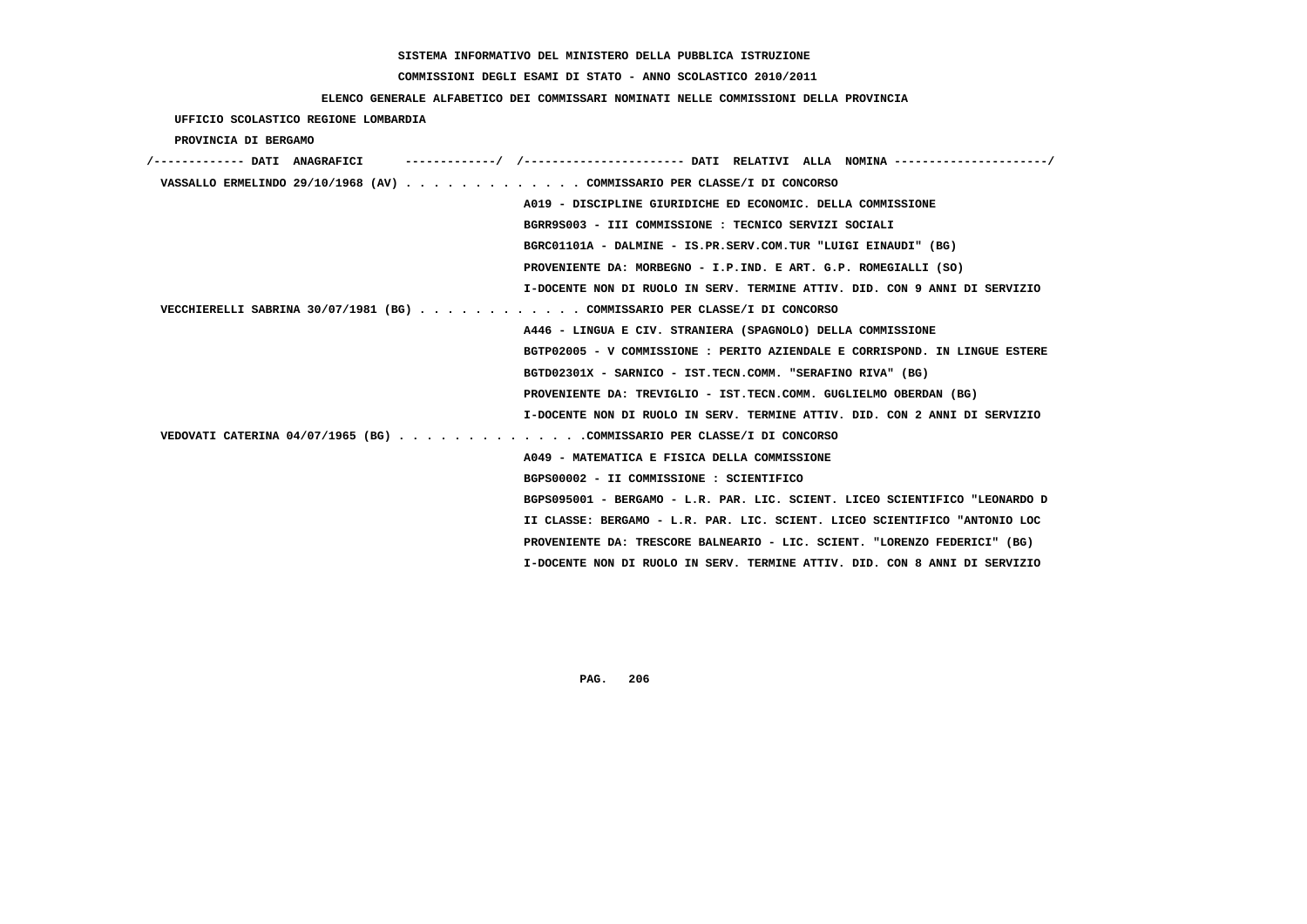SISTEMA INFORMATIVO DEL MINISTERO DELLA PUBBLICA ISTRUZIONE

COMMISSIONI DEGLI ESAMI DI STATO - ANNO SCOLASTICO 2010/2011

ELENCO GENERALE ALFABETICO DEI COMMISSARI NOMINATI NELLE COMMISSIONI DELLA PROVINCIA

UFFICIO SCOLASTICO REGIONE LOMBARDIA

PROVINCIA DI BERGAMO

/------------- DATI ANAGRAFICI -------------/ /---------------------- DATI RELATIVI ALLA NOMINA ---------------------/

VASSALLO ERMELINDO 29/10/1968 (AV) . . . . . . . . . . . . . COMMISSARIO PER CLASSE/I DI CONCORSO
A019 - DISCIPLINE GIURIDICHE ED ECONOMIC. DELLA COMMISSIONE
BGRR9S003 - III COMMISSIONE : TECNICO SERVIZI SOCIALI
BGRC01101A - DALMINE - IS.PR.SERV.COM.TUR "LUIGI EINAUDI" (BG)
PROVENIENTE DA: MORBEGNO - I.P.IND. E ART. G.P. ROMEGIALLI (SO)
I-DOCENTE NON DI RUOLO IN SERV. TERMINE ATTIV. DID. CON 9 ANNI DI SERVIZIO

VECCHIERELLI SABRINA 30/07/1981 (BG) . . . . . . . . . . . . COMMISSARIO PER CLASSE/I DI CONCORSO
A446 - LINGUA E CIV. STRANIERA (SPAGNOLO) DELLA COMMISSIONE
BGTP02005 - V COMMISSIONE : PERITO AZIENDALE E CORRISPOND. IN LINGUE ESTERE
BGTD02301X - SARNICO - IST.TECN.COMM. "SERAFINO RIVA" (BG)
PROVENIENTE DA: TREVIGLIO - IST.TECN.COMM. GUGLIELMO OBERDAN (BG)
I-DOCENTE NON DI RUOLO IN SERV. TERMINE ATTIV. DID. CON 2 ANNI DI SERVIZIO

VEDOVATI CATERINA 04/07/1965 (BG) . . . . . . . . . . . . . .COMMISSARIO PER CLASSE/I DI CONCORSO
A049 - MATEMATICA E FISICA DELLA COMMISSIONE
BGPS00002 - II COMMISSIONE : SCIENTIFICO
BGPS095001 - BERGAMO - L.R. PAR. LIC. SCIENT. LICEO SCIENTIFICO "LEONARDO D
II CLASSE: BERGAMO - L.R. PAR. LIC. SCIENT. LICEO SCIENTIFICO "ANTONIO LOC
PROVENIENTE DA: TRESCORE BALNEARIO - LIC. SCIENT. "LORENZO FEDERICI" (BG)
I-DOCENTE NON DI RUOLO IN SERV. TERMINE ATTIV. DID. CON 8 ANNI DI SERVIZIO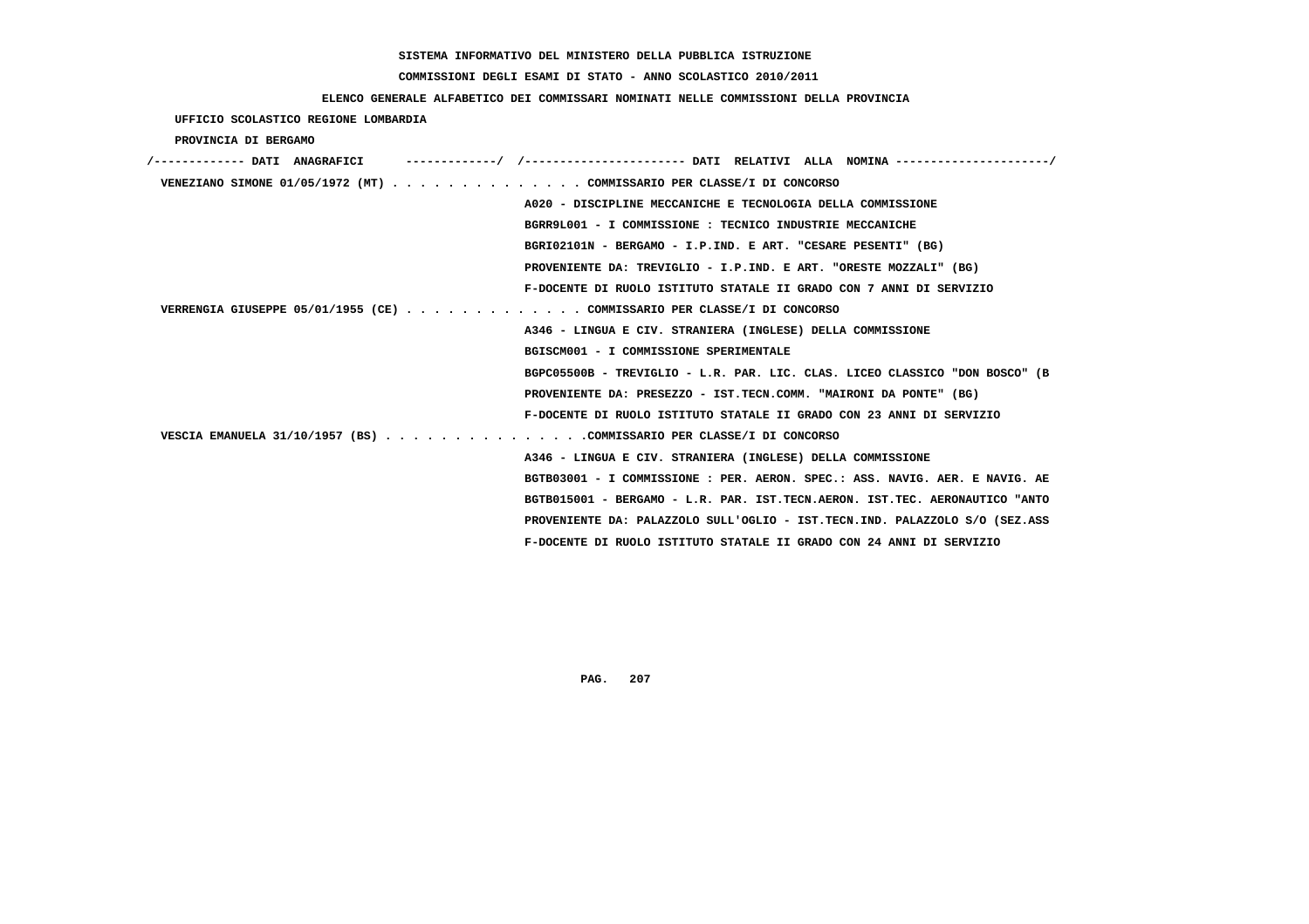SISTEMA INFORMATIVO DEL MINISTERO DELLA PUBBLICA ISTRUZIONE

COMMISSIONI DEGLI ESAMI DI STATO - ANNO SCOLASTICO 2010/2011

ELENCO GENERALE ALFABETICO DEI COMMISSARI NOMINATI NELLE COMMISSIONI DELLA PROVINCIA

UFFICIO SCOLASTICO REGIONE LOMBARDIA

PROVINCIA DI BERGAMO

/------------- DATI ANAGRAFICI -------------/ /---------------------- DATI RELATIVI ALLA NOMINA ---------------------/

VENEZIANO SIMONE 01/05/1972 (MT) . . . . . . . . . . . . . . COMMISSARIO PER CLASSE/I DI CONCORSO

A020 - DISCIPLINE MECCANICHE E TECNOLOGIA DELLA COMMISSIONE

BGRR9L001 - I COMMISSIONE : TECNICO INDUSTRIE MECCANICHE

BGRI02101N - BERGAMO - I.P.IND. E ART. "CESARE PESENTI" (BG)

PROVENIENTE DA: TREVIGLIO - I.P.IND. E ART. "ORESTE MOZZALI" (BG)

F-DOCENTE DI RUOLO ISTITUTO STATALE II GRADO CON 7 ANNI DI SERVIZIO

VERRENGIA GIUSEPPE 05/01/1955 (CE) . . . . . . . . . . . . . COMMISSARIO PER CLASSE/I DI CONCORSO

A346 - LINGUA E CIV. STRANIERA (INGLESE) DELLA COMMISSIONE

BGISCM001 - I COMMISSIONE SPERIMENTALE

BGPC05500B - TREVIGLIO - L.R. PAR. LIC. CLAS. LICEO CLASSICO "DON BOSCO" (B

PROVENIENTE DA: PRESEZZO - IST.TECN.COMM. "MAIRONI DA PONTE" (BG)

F-DOCENTE DI RUOLO ISTITUTO STATALE II GRADO CON 23 ANNI DI SERVIZIO

VESCIA EMANUELA 31/10/1957 (BS) . . . . . . . . . . . . . . .COMMISSARIO PER CLASSE/I DI CONCORSO

A346 - LINGUA E CIV. STRANIERA (INGLESE) DELLA COMMISSIONE

BGTB03001 - I COMMISSIONE : PER. AERON. SPEC.: ASS. NAVIG. AER. E NAVIG. AE

BGTB015001 - BERGAMO - L.R. PAR. IST.TECN.AERON. IST.TEC. AERONAUTICO "ANTO

PROVENIENTE DA: PALAZZOLO SULL'OGLIO - IST.TECN.IND. PALAZZOLO S/O (SEZ.ASS

F-DOCENTE DI RUOLO ISTITUTO STATALE II GRADO CON 24 ANNI DI SERVIZIO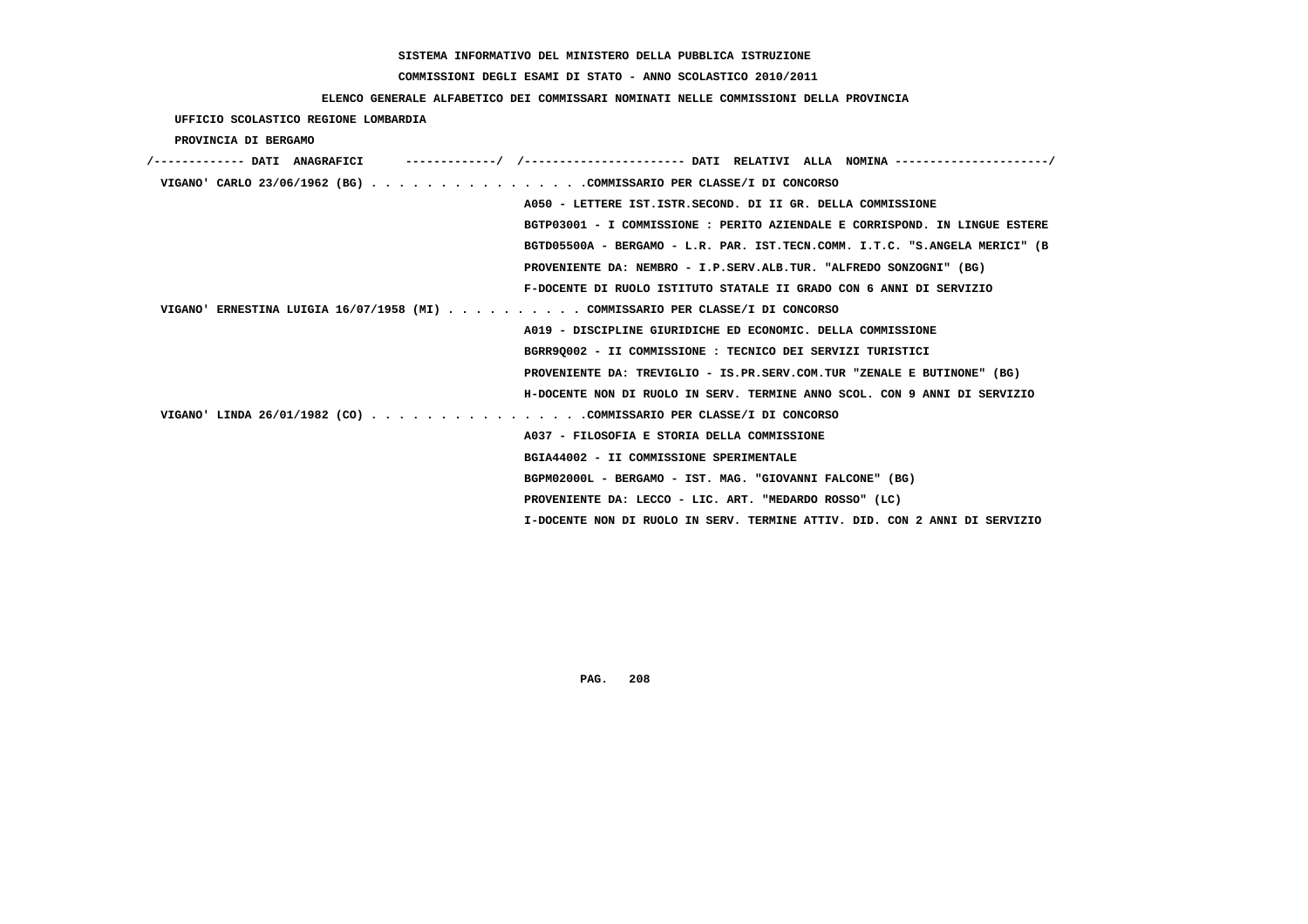SISTEMA INFORMATIVO DEL MINISTERO DELLA PUBBLICA ISTRUZIONE

COMMISSIONI DEGLI ESAMI DI STATO - ANNO SCOLASTICO 2010/2011

ELENCO GENERALE ALFABETICO DEI COMMISSARI NOMINATI NELLE COMMISSIONI DELLA PROVINCIA

UFFICIO SCOLASTICO REGIONE LOMBARDIA

PROVINCIA DI BERGAMO

```
/------------- DATI  ANAGRAFICI      -------------/  /---------------------- DATI  RELATIVI  ALLA  NOMINA ---------------------/
 VIGANO' CARLO 23/06/1962 (BG) . . . . . . . . . . . . . . . .COMMISSARIO PER CLASSE/I DI CONCORSO
                                                    A050 - LETTERE IST.ISTR.SECOND. DI II GR. DELLA COMMISSIONE
                                                    BGTP03001 - I COMMISSIONE : PERITO AZIENDALE E CORRISPOND. IN LINGUE ESTERE
                                                    BGTD05500A - BERGAMO - L.R. PAR. IST.TECN.COMM. I.T.C. "S.ANGELA MERICI" (B
                                                    PROVENIENTE DA: NEMBRO - I.P.SERV.ALB.TUR. "ALFREDO SONZOGNI" (BG)
                                                    F-DOCENTE DI RUOLO ISTITUTO STATALE II GRADO CON 6 ANNI DI SERVIZIO
 VIGANO' ERNESTINA LUIGIA 16/07/1958 (MI) . . . . . . . . . . COMMISSARIO PER CLASSE/I DI CONCORSO
                                                    A019 - DISCIPLINE GIURIDICHE ED ECONOMIC. DELLA COMMISSIONE
                                                    BGRR9Q002 - II COMMISSIONE : TECNICO DEI SERVIZI TURISTICI
                                                    PROVENIENTE DA: TREVIGLIO - IS.PR.SERV.COM.TUR "ZENALE E BUTINONE" (BG)
                                                    H-DOCENTE NON DI RUOLO IN SERV. TERMINE ANNO SCOL. CON 9 ANNI DI SERVIZIO
 VIGANO' LINDA 26/01/1982 (CO) . . . . . . . . . . . . . . . .COMMISSARIO PER CLASSE/I DI CONCORSO
                                                    A037 - FILOSOFIA E STORIA DELLA COMMISSIONE
                                                    BGIA44002 - II COMMISSIONE SPERIMENTALE
                                                    BGPM02000L - BERGAMO - IST. MAG. "GIOVANNI FALCONE" (BG)
                                                    PROVENIENTE DA: LECCO - LIC. ART. "MEDARDO ROSSO" (LC)
                                                    I-DOCENTE NON DI RUOLO IN SERV. TERMINE ATTIV. DID. CON 2 ANNI DI SERVIZIO
```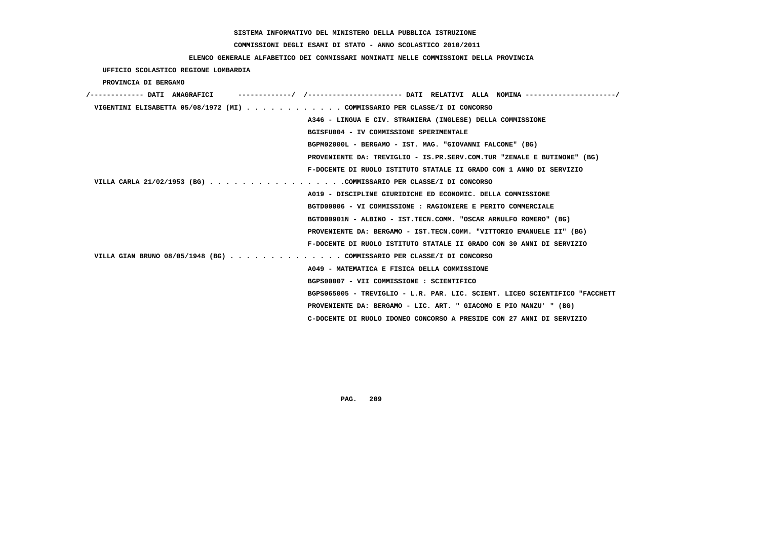SISTEMA INFORMATIVO DEL MINISTERO DELLA PUBBLICA ISTRUZIONE

COMMISSIONI DEGLI ESAMI DI STATO - ANNO SCOLASTICO 2010/2011

ELENCO GENERALE ALFABETICO DEI COMMISSARI NOMINATI NELLE COMMISSIONI DELLA PROVINCIA

UFFICIO SCOLASTICO REGIONE LOMBARDIA

PROVINCIA DI BERGAMO

/------------- DATI ANAGRAFICI -------------/ /---------------------- DATI RELATIVI ALLA NOMINA ---------------------/

VIGENTINI ELISABETTA 05/08/1972 (MI) . . . . . . . . . . . . COMMISSARIO PER CLASSE/I DI CONCORSO
A346 - LINGUA E CIV. STRANIERA (INGLESE) DELLA COMMISSIONE
BGISFU004 - IV COMMISSIONE SPERIMENTALE
BGPM02000L - BERGAMO - IST. MAG. "GIOVANNI FALCONE" (BG)
PROVENIENTE DA: TREVIGLIO - IS.PR.SERV.COM.TUR "ZENALE E BUTINONE" (BG)
F-DOCENTE DI RUOLO ISTITUTO STATALE II GRADO CON 1 ANNO DI SERVIZIO

VILLA CARLA 21/02/1953 (BG) . . . . . . . . . . . . . . . . .COMMISSARIO PER CLASSE/I DI CONCORSO
A019 - DISCIPLINE GIURIDICHE ED ECONOMIC. DELLA COMMISSIONE
BGTD00006 - VI COMMISSIONE : RAGIONIERE E PERITO COMMERCIALE
BGTD00901N - ALBINO - IST.TECN.COMM. "OSCAR ARNULFO ROMERO" (BG)
PROVENIENTE DA: BERGAMO - IST.TECN.COMM. "VITTORIO EMANUELE II" (BG)
F-DOCENTE DI RUOLO ISTITUTO STATALE II GRADO CON 30 ANNI DI SERVIZIO

VILLA GIAN BRUNO 08/05/1948 (BG) . . . . . . . . . . . . . . COMMISSARIO PER CLASSE/I DI CONCORSO
A049 - MATEMATICA E FISICA DELLA COMMISSIONE
BGPS00007 - VII COMMISSIONE : SCIENTIFICO
BGPS065005 - TREVIGLIO - L.R. PAR. LIC. SCIENT. LICEO SCIENTIFICO "FACCHETT
PROVENIENTE DA: BERGAMO - LIC. ART. " GIACOMO E PIO MANZU' " (BG)
C-DOCENTE DI RUOLO IDONEO CONCORSO A PRESIDE CON 27 ANNI DI SERVIZIO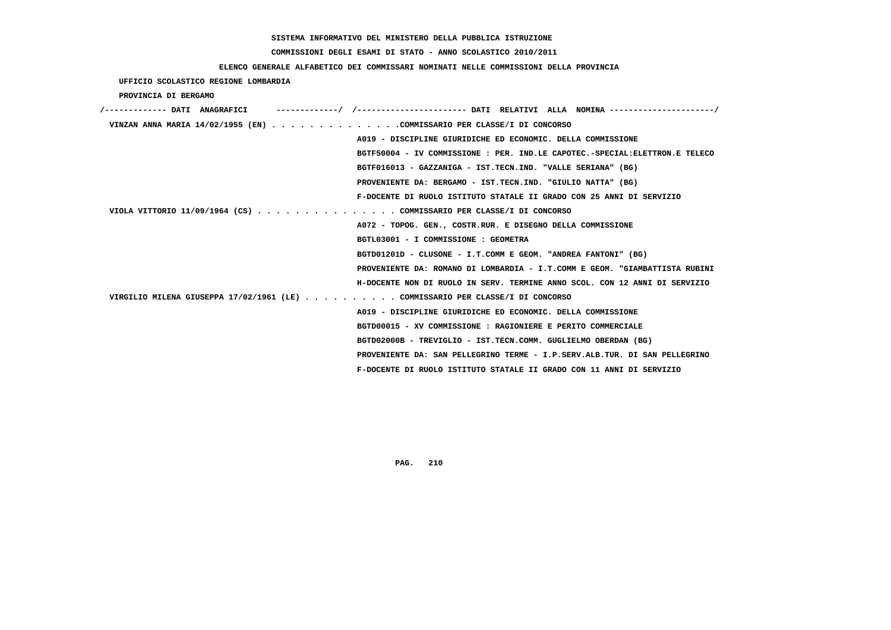SISTEMA INFORMATIVO DEL MINISTERO DELLA PUBBLICA ISTRUZIONE

COMMISSIONI DEGLI ESAMI DI STATO - ANNO SCOLASTICO 2010/2011

ELENCO GENERALE ALFABETICO DEI COMMISSARI NOMINATI NELLE COMMISSIONI DELLA PROVINCIA

UFFICIO SCOLASTICO REGIONE LOMBARDIA

PROVINCIA DI BERGAMO

/------------- DATI ANAGRAFICI -------------/ /---------------------- DATI RELATIVI ALLA NOMINA ---------------------/

VINZAN ANNA MARIA 14/02/1955 (EN) . . . . . . . . . . . . . .COMMISSARIO PER CLASSE/I DI CONCORSO

A019 - DISCIPLINE GIURIDICHE ED ECONOMIC. DELLA COMMISSIONE

BGTF50004 - IV COMMISSIONE : PER. IND.LE CAPOTEC.-SPECIAL:ELETTRON.E TELECO

BGTF016013 - GAZZANIGA - IST.TECN.IND. "VALLE SERIANA" (BG)

PROVENIENTE DA: BERGAMO - IST.TECN.IND. "GIULIO NATTA" (BG)

F-DOCENTE DI RUOLO ISTITUTO STATALE II GRADO CON 25 ANNI DI SERVIZIO

VIOLA VITTORIO 11/09/1964 (CS) . . . . . . . . . . . . . . . COMMISSARIO PER CLASSE/I DI CONCORSO

A072 - TOPOG. GEN., COSTR.RUR. E DISEGNO DELLA COMMISSIONE

BGTL03001 - I COMMISSIONE : GEOMETRA

BGTD01201D - CLUSONE - I.T.COMM E GEOM. "ANDREA FANTONI" (BG)

PROVENIENTE DA: ROMANO DI LOMBARDIA - I.T.COMM E GEOM. "GIAMBATTISTA RUBINI

H-DOCENTE NON DI RUOLO IN SERV. TERMINE ANNO SCOL. CON 12 ANNI DI SERVIZIO

VIRGILIO MILENA GIUSEPPA 17/02/1961 (LE) . . . . . . . . . . COMMISSARIO PER CLASSE/I DI CONCORSO

A019 - DISCIPLINE GIURIDICHE ED ECONOMIC. DELLA COMMISSIONE

BGTD00015 - XV COMMISSIONE : RAGIONIERE E PERITO COMMERCIALE

BGTD02000B - TREVIGLIO - IST.TECN.COMM. GUGLIELMO OBERDAN (BG)

PROVENIENTE DA: SAN PELLEGRINO TERME - I.P.SERV.ALB.TUR. DI SAN PELLEGRINO

F-DOCENTE DI RUOLO ISTITUTO STATALE II GRADO CON 11 ANNI DI SERVIZIO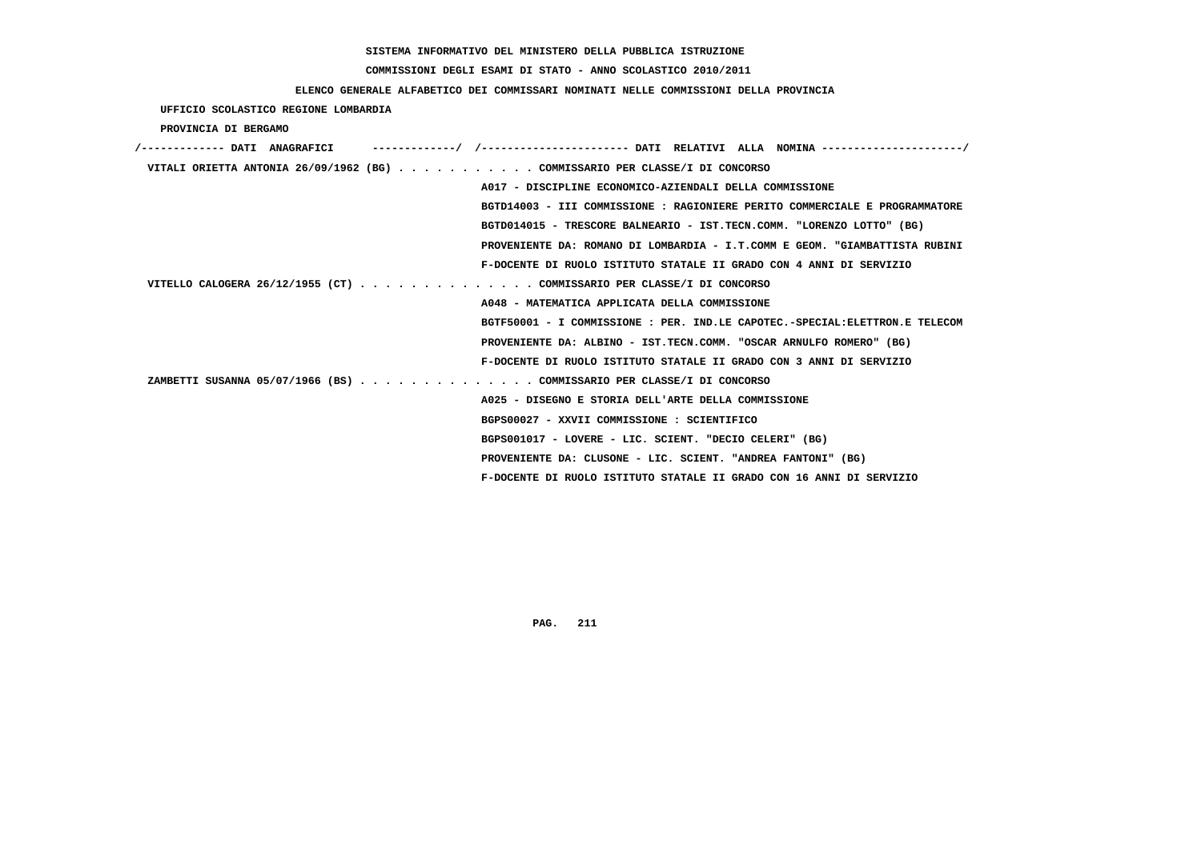SISTEMA INFORMATIVO DEL MINISTERO DELLA PUBBLICA ISTRUZIONE

COMMISSIONI DEGLI ESAMI DI STATO - ANNO SCOLASTICO 2010/2011

ELENCO GENERALE ALFABETICO DEI COMMISSARI NOMINATI NELLE COMMISSIONI DELLA PROVINCIA

UFFICIO SCOLASTICO REGIONE LOMBARDIA

PROVINCIA DI BERGAMO

/------------- DATI ANAGRAFICI -------------/ /---------------------- DATI RELATIVI ALLA NOMINA ---------------------/

VITALI ORIETTA ANTONIA 26/09/1962 (BG) . . . . . . . . . . . COMMISSARIO PER CLASSE/I DI CONCORSO
A017 - DISCIPLINE ECONOMICO-AZIENDALI DELLA COMMISSIONE
BGTD14003 - III COMMISSIONE : RAGIONIERE PERITO COMMERCIALE E PROGRAMMATORE
BGTD014015 - TRESCORE BALNEARIO - IST.TECN.COMM. "LORENZO LOTTO" (BG)
PROVENIENTE DA: ROMANO DI LOMBARDIA - I.T.COMM E GEOM. "GIAMBATTISTA RUBINI
F-DOCENTE DI RUOLO ISTITUTO STATALE II GRADO CON 4 ANNI DI SERVIZIO

VITELLO CALOGERA 26/12/1955 (CT) . . . . . . . . . . . . . . COMMISSARIO PER CLASSE/I DI CONCORSO
A048 - MATEMATICA APPLICATA DELLA COMMISSIONE
BGTF50001 - I COMMISSIONE : PER. IND.LE CAPOTEC.-SPECIAL:ELETTRON.E TELECOM
PROVENIENTE DA: ALBINO - IST.TECN.COMM. "OSCAR ARNULFO ROMERO" (BG)
F-DOCENTE DI RUOLO ISTITUTO STATALE II GRADO CON 3 ANNI DI SERVIZIO

ZAMBETTI SUSANNA 05/07/1966 (BS) . . . . . . . . . . . . . . COMMISSARIO PER CLASSE/I DI CONCORSO
A025 - DISEGNO E STORIA DELL'ARTE DELLA COMMISSIONE
BGPS00027 - XXVII COMMISSIONE : SCIENTIFICO
BGPS001017 - LOVERE - LIC. SCIENT. "DECIO CELERI" (BG)
PROVENIENTE DA: CLUSONE - LIC. SCIENT. "ANDREA FANTONI" (BG)
F-DOCENTE DI RUOLO ISTITUTO STATALE II GRADO CON 16 ANNI DI SERVIZIO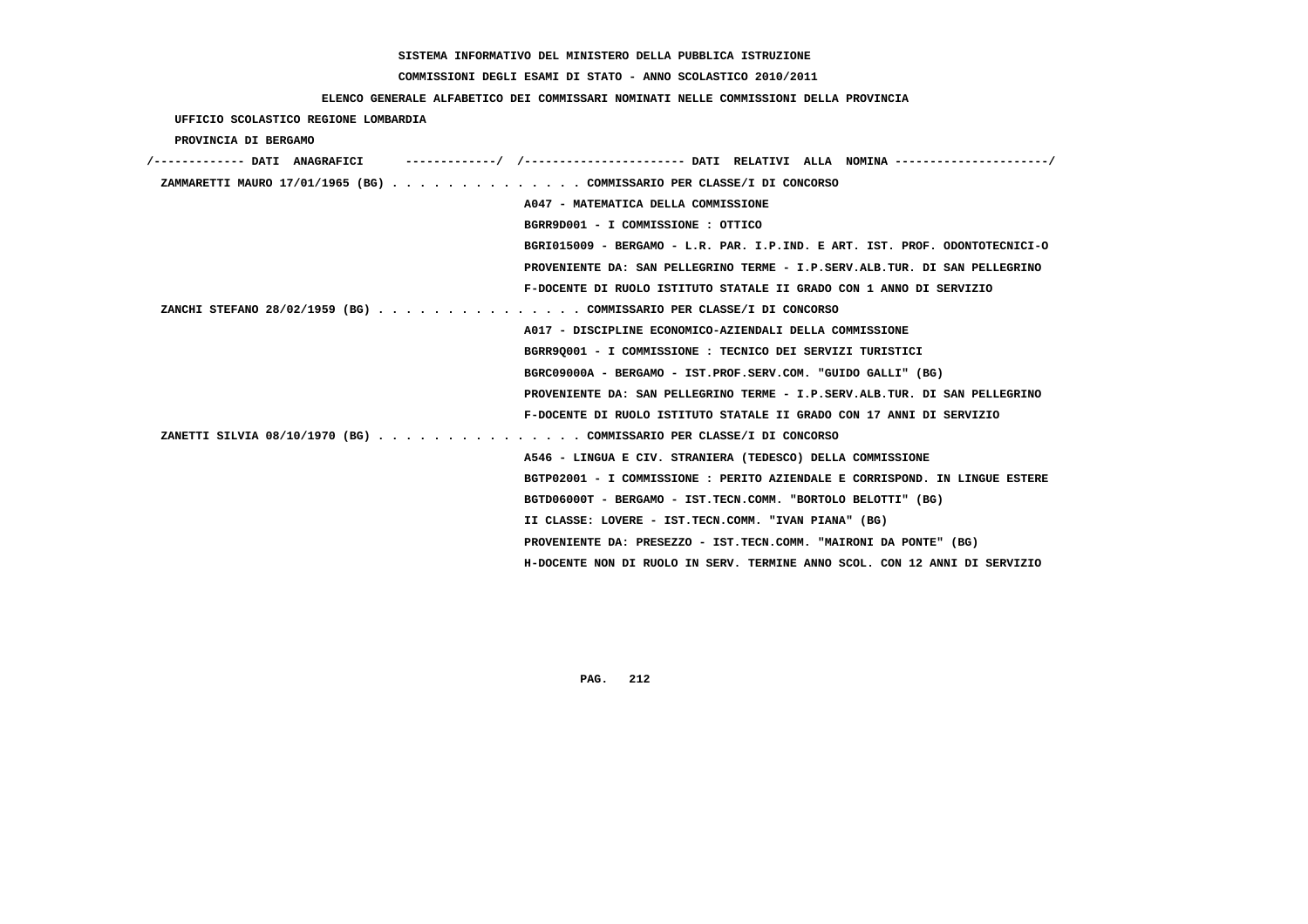SISTEMA INFORMATIVO DEL MINISTERO DELLA PUBBLICA ISTRUZIONE

COMMISSIONI DEGLI ESAMI DI STATO - ANNO SCOLASTICO 2010/2011

ELENCO GENERALE ALFABETICO DEI COMMISSARI NOMINATI NELLE COMMISSIONI DELLA PROVINCIA

UFFICIO SCOLASTICO REGIONE LOMBARDIA

PROVINCIA DI BERGAMO

```
/------------- DATI  ANAGRAFICI      ------------/  /---------------------- DATI  RELATIVI  ALLA  NOMINA ---------------------/
 ZAMMARETTI MAURO 17/01/1965 (BG) . . . . . . . . . . . . . . COMMISSARIO PER CLASSE/I DI CONCORSO
                                                    A047 - MATEMATICA DELLA COMMISSIONE
                                                    BGRR9D001 - I COMMISSIONE : OTTICO
                                                    BGRI015009 - BERGAMO - L.R. PAR. I.P.IND. E ART. IST. PROF. ODONTOTECNICI-O
                                                    PROVENIENTE DA: SAN PELLEGRINO TERME - I.P.SERV.ALB.TUR. DI SAN PELLEGRINO
                                                    F-DOCENTE DI RUOLO ISTITUTO STATALE II GRADO CON 1 ANNO DI SERVIZIO
 ZANCHI STEFANO 28/02/1959 (BG) . . . . . . . . . . . . . . . COMMISSARIO PER CLASSE/I DI CONCORSO
                                                    A017 - DISCIPLINE ECONOMICO-AZIENDALI DELLA COMMISSIONE
                                                    BGRR9Q001 - I COMMISSIONE : TECNICO DEI SERVIZI TURISTICI
                                                    BGRC09000A - BERGAMO - IST.PROF.SERV.COM. "GUIDO GALLI" (BG)
                                                    PROVENIENTE DA: SAN PELLEGRINO TERME - I.P.SERV.ALB.TUR. DI SAN PELLEGRINO
                                                    F-DOCENTE DI RUOLO ISTITUTO STATALE II GRADO CON 17 ANNI DI SERVIZIO
 ZANETTI SILVIA 08/10/1970 (BG) . . . . . . . . . . . . . . . COMMISSARIO PER CLASSE/I DI CONCORSO
                                                    A546 - LINGUA E CIV. STRANIERA (TEDESCO) DELLA COMMISSIONE
                                                    BGTP02001 - I COMMISSIONE : PERITO AZIENDALE E CORRISPOND. IN LINGUE ESTERE
                                                    BGTD06000T - BERGAMO - IST.TECN.COMM. "BORTOLO BELOTTI" (BG)
                                                    II CLASSE: LOVERE - IST.TECN.COMM. "IVAN PIANA" (BG)
                                                    PROVENIENTE DA: PRESEZZO - IST.TECN.COMM. "MAIRONI DA PONTE" (BG)
                                                    H-DOCENTE NON DI RUOLO IN SERV. TERMINE ANNO SCOL. CON 12 ANNI DI SERVIZIO
```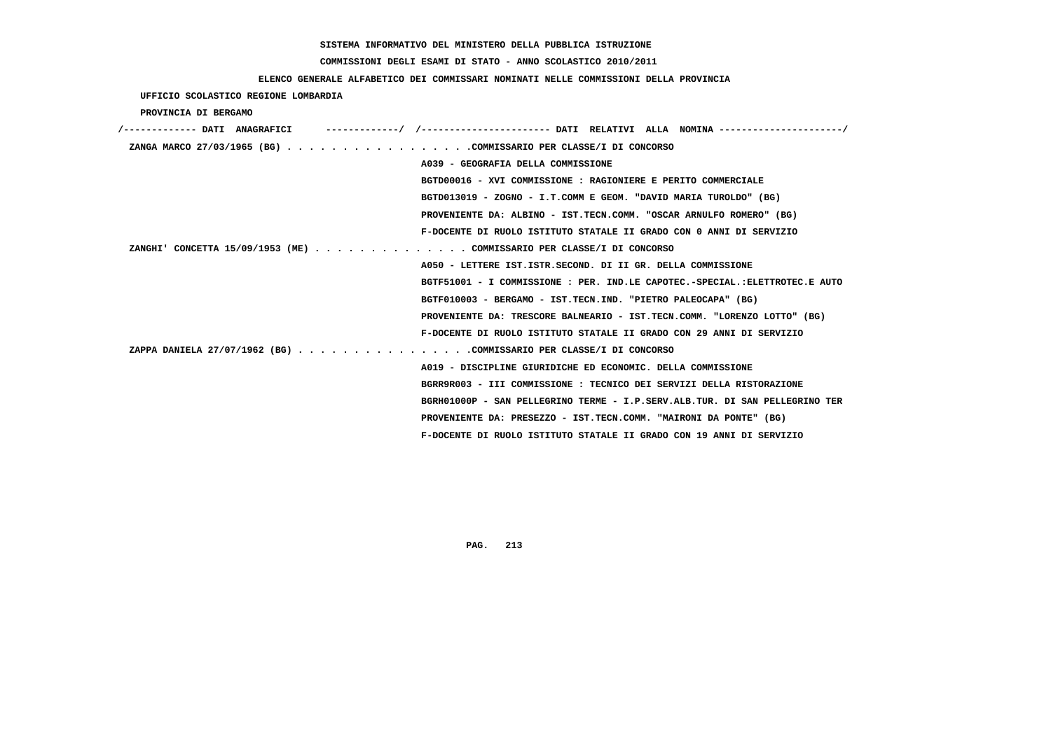SISTEMA INFORMATIVO DEL MINISTERO DELLA PUBBLICA ISTRUZIONE

COMMISSIONI DEGLI ESAMI DI STATO - ANNO SCOLASTICO 2010/2011

ELENCO GENERALE ALFABETICO DEI COMMISSARI NOMINATI NELLE COMMISSIONI DELLA PROVINCIA

UFFICIO SCOLASTICO REGIONE LOMBARDIA

PROVINCIA DI BERGAMO

```
/------------- DATI  ANAGRAFICI      -------------/  /----------------------- DATI  RELATIVI  ALLA  NOMINA ---------------------/
 ZANGA MARCO 27/03/1965 (BG) . . . . . . . . . . . . . . . . .COMMISSARIO PER CLASSE/I DI CONCORSO
                                                    A039 - GEOGRAFIA DELLA COMMISSIONE
                                                    BGTD00016 - XVI COMMISSIONE : RAGIONIERE E PERITO COMMERCIALE
                                                    BGTD013019 - ZOGNO - I.T.COMM E GEOM. "DAVID MARIA TUROLDO" (BG)
                                                    PROVENIENTE DA: ALBINO - IST.TECN.COMM. "OSCAR ARNULFO ROMERO" (BG)
                                                    F-DOCENTE DI RUOLO ISTITUTO STATALE II GRADO CON 0 ANNI DI SERVIZIO
 ZANGHI' CONCETTA 15/09/1953 (ME) . . . . . . . . . . . . . . COMMISSARIO PER CLASSE/I DI CONCORSO
                                                    A050 - LETTERE IST.ISTR.SECOND. DI II GR. DELLA COMMISSIONE
                                                    BGTF51001 - I COMMISSIONE : PER. IND.LE CAPOTEC.-SPECIAL.:ELETTROTEC.E AUTO
                                                    BGTF010003 - BERGAMO - IST.TECN.IND. "PIETRO PALEOCAPA" (BG)
                                                    PROVENIENTE DA: TRESCORE BALNEARIO - IST.TECN.COMM. "LORENZO LOTTO" (BG)
                                                    F-DOCENTE DI RUOLO ISTITUTO STATALE II GRADO CON 29 ANNI DI SERVIZIO
 ZAPPA DANIELA 27/07/1962 (BG) . . . . . . . . . . . . . . . .COMMISSARIO PER CLASSE/I DI CONCORSO
                                                    A019 - DISCIPLINE GIURIDICHE ED ECONOMIC. DELLA COMMISSIONE
                                                    BGRR9R003 - III COMMISSIONE : TECNICO DEI SERVIZI DELLA RISTORAZIONE
                                                    BGRH01000P - SAN PELLEGRINO TERME - I.P.SERV.ALB.TUR. DI SAN PELLEGRINO TER
                                                    PROVENIENTE DA: PRESEZZO - IST.TECN.COMM. "MAIRONI DA PONTE" (BG)
                                                    F-DOCENTE DI RUOLO ISTITUTO STATALE II GRADO CON 19 ANNI DI SERVIZIO
```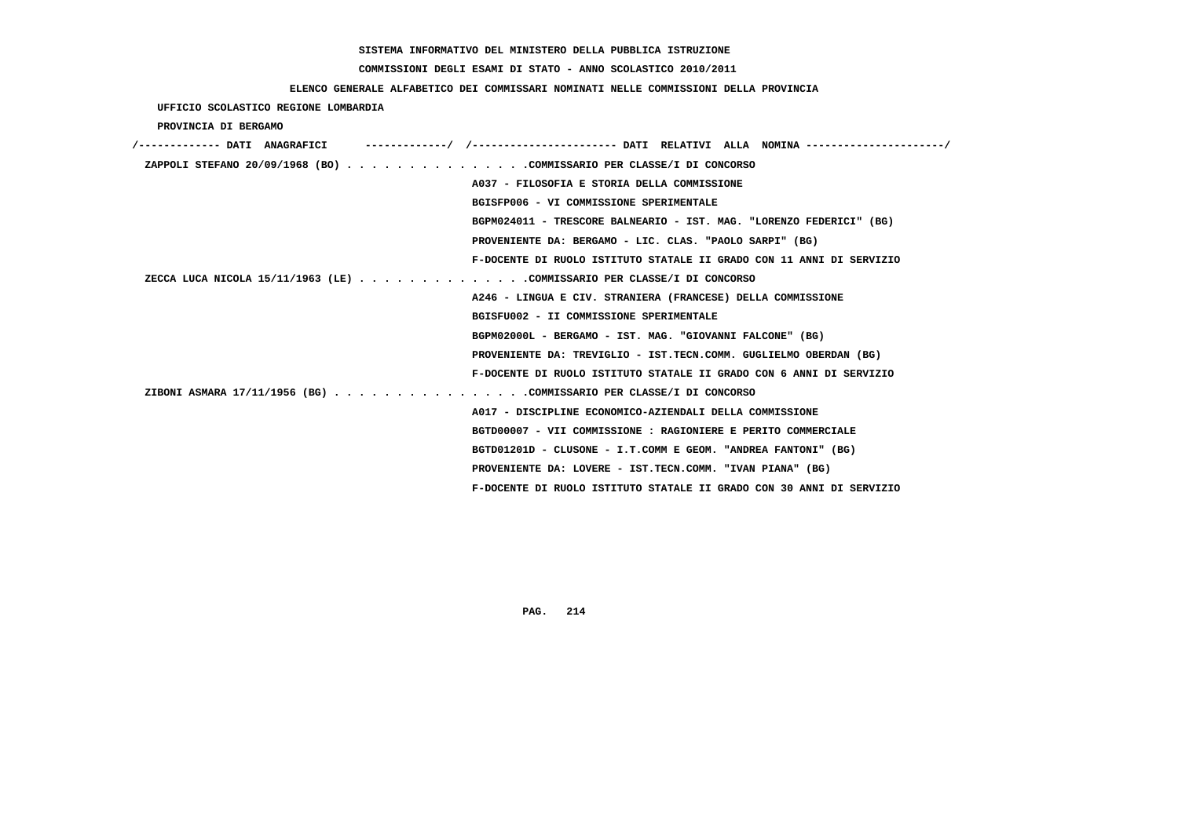SISTEMA INFORMATIVO DEL MINISTERO DELLA PUBBLICA ISTRUZIONE

COMMISSIONI DEGLI ESAMI DI STATO - ANNO SCOLASTICO 2010/2011

ELENCO GENERALE ALFABETICO DEI COMMISSARI NOMINATI NELLE COMMISSIONI DELLA PROVINCIA

UFFICIO SCOLASTICO REGIONE LOMBARDIA

PROVINCIA DI BERGAMO

/------------- DATI ANAGRAFICI -------------/ /---------------------- DATI RELATIVI ALLA NOMINA ---------------------/

ZAPPOLI STEFANO 20/09/1968 (BO) . . . . . . . . . . . . . . .COMMISSARIO PER CLASSE/I DI CONCORSO
A037 - FILOSOFIA E STORIA DELLA COMMISSIONE
BGISFP006 - VI COMMISSIONE SPERIMENTALE
BGPM024011 - TRESCORE BALNEARIO - IST. MAG. "LORENZO FEDERICI" (BG)
PROVENIENTE DA: BERGAMO - LIC. CLAS. "PAOLO SARPI" (BG)
F-DOCENTE DI RUOLO ISTITUTO STATALE II GRADO CON 11 ANNI DI SERVIZIO

ZECCA LUCA NICOLA 15/11/1963 (LE) . . . . . . . . . . . . . .COMMISSARIO PER CLASSE/I DI CONCORSO
A246 - LINGUA E CIV. STRANIERA (FRANCESE) DELLA COMMISSIONE
BGISFU002 - II COMMISSIONE SPERIMENTALE
BGPM02000L - BERGAMO - IST. MAG. "GIOVANNI FALCONE" (BG)
PROVENIENTE DA: TREVIGLIO - IST.TECN.COMM. GUGLIELMO OBERDAN (BG)
F-DOCENTE DI RUOLO ISTITUTO STATALE II GRADO CON 6 ANNI DI SERVIZIO

ZIBONI ASMARA 17/11/1956 (BG) . . . . . . . . . . . . . . . .COMMISSARIO PER CLASSE/I DI CONCORSO
A017 - DISCIPLINE ECONOMICO-AZIENDALI DELLA COMMISSIONE
BGTD00007 - VII COMMISSIONE : RAGIONIERE E PERITO COMMERCIALE
BGTD01201D - CLUSONE - I.T.COMM E GEOM. "ANDREA FANTONI" (BG)
PROVENIENTE DA: LOVERE - IST.TECN.COMM. "IVAN PIANA" (BG)
F-DOCENTE DI RUOLO ISTITUTO STATALE II GRADO CON 30 ANNI DI SERVIZIO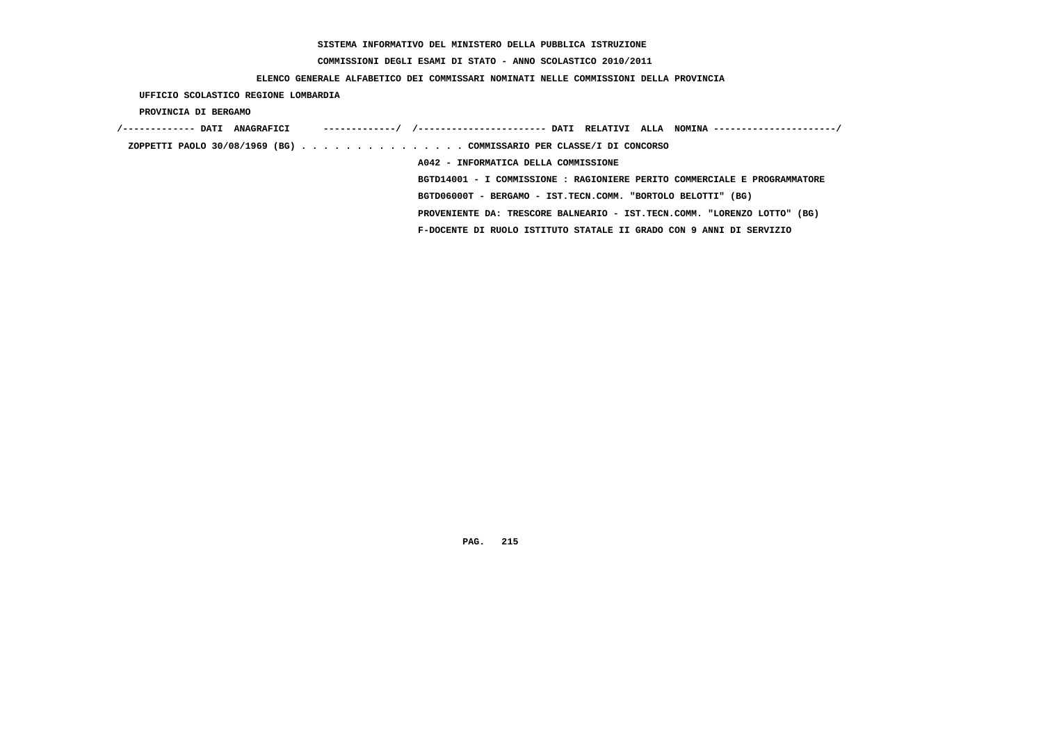SISTEMA INFORMATIVO DEL MINISTERO DELLA PUBBLICA ISTRUZIONE

COMMISSIONI DEGLI ESAMI DI STATO - ANNO SCOLASTICO 2010/2011

ELENCO GENERALE ALFABETICO DEI COMMISSARI NOMINATI NELLE COMMISSIONI DELLA PROVINCIA

UFFICIO SCOLASTICO REGIONE LOMBARDIA

PROVINCIA DI BERGAMO

/------------- DATI ANAGRAFICI -------------/ /---------------------- DATI RELATIVI ALLA NOMINA ---------------------/

ZOPPETTI PAOLO 30/08/1969 (BG) . . . . . . . . . . . . . . . COMMISSARIO PER CLASSE/I DI CONCORSO

A042 - INFORMATICA DELLA COMMISSIONE

BGTD14001 - I COMMISSIONE : RAGIONIERE PERITO COMMERCIALE E PROGRAMMATORE

BGTD06000T - BERGAMO - IST.TECN.COMM. "BORTOLO BELOTTI" (BG)

PROVENIENTE DA: TRESCORE BALNEARIO - IST.TECN.COMM. "LORENZO LOTTO" (BG)

F-DOCENTE DI RUOLO ISTITUTO STATALE II GRADO CON 9 ANNI DI SERVIZIO